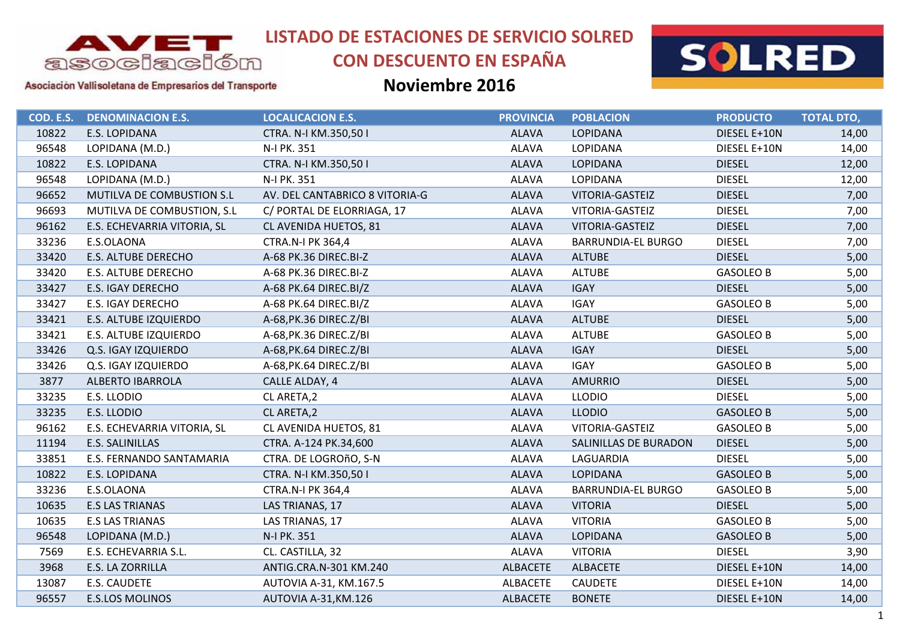# LISTADO DE ESTACIONES DE SERVICIO SOLRED CON DESCUENTO EN ESPAÑA

## Noviembre 2016

AVET asociación

Asociación Vallisoletana de Empresarios del Transporte

SOLRED

| COD. E.S. | DENOMINACION E.S. | LOCALICACION E.S. | PROVINCIA | POBLACION | PRODUCTO | TOTAL DTO, |
|---|---|---|---|---|---|---|
| 10822 | E.S. LOPIDANA | CTRA. N-I KM.350,50 I | ALAVA | LOPIDANA | DIESEL E+10N | 14,00 |
| 96548 | LOPIDANA (M.D.) | N-I PK. 351 | ALAVA | LOPIDANA | DIESEL E+10N | 14,00 |
| 10822 | E.S. LOPIDANA | CTRA. N-I KM.350,50 I | ALAVA | LOPIDANA | DIESEL | 12,00 |
| 96548 | LOPIDANA (M.D.) | N-I PK. 351 | ALAVA | LOPIDANA | DIESEL | 12,00 |
| 96652 | MUTILVA DE COMBUSTION S.L | AV. DEL CANTABRICO 8 VITORIA-G | ALAVA | VITORIA-GASTEIZ | DIESEL | 7,00 |
| 96693 | MUTILVA DE COMBUSTION, S.L | C/ PORTAL DE ELORRIAGA, 17 | ALAVA | VITORIA-GASTEIZ | DIESEL | 7,00 |
| 96162 | E.S. ECHEVARRIA VITORIA, SL | CL AVENIDA HUETOS, 81 | ALAVA | VITORIA-GASTEIZ | DIESEL | 7,00 |
| 33236 | E.S.OLAONA | CTRA.N-I PK 364,4 | ALAVA | BARRUNDIA-EL BURGO | DIESEL | 7,00 |
| 33420 | E.S. ALTUBE DERECHO | A-68 PK.36 DIREC.BI-Z | ALAVA | ALTUBE | DIESEL | 5,00 |
| 33420 | E.S. ALTUBE DERECHO | A-68 PK.36 DIREC.BI-Z | ALAVA | ALTUBE | GASOLEO B | 5,00 |
| 33427 | E.S. IGAY DERECHO | A-68 PK.64 DIREC.BI/Z | ALAVA | IGAY | DIESEL | 5,00 |
| 33427 | E.S. IGAY DERECHO | A-68 PK.64 DIREC.BI/Z | ALAVA | IGAY | GASOLEO B | 5,00 |
| 33421 | E.S. ALTUBE IZQUIERDO | A-68,PK.36 DIREC.Z/BI | ALAVA | ALTUBE | DIESEL | 5,00 |
| 33421 | E.S. ALTUBE IZQUIERDO | A-68,PK.36 DIREC.Z/BI | ALAVA | ALTUBE | GASOLEO B | 5,00 |
| 33426 | Q.S. IGAY IZQUIERDO | A-68,PK.64 DIREC.Z/BI | ALAVA | IGAY | DIESEL | 5,00 |
| 33426 | Q.S. IGAY IZQUIERDO | A-68,PK.64 DIREC.Z/BI | ALAVA | IGAY | GASOLEO B | 5,00 |
| 3877 | ALBERTO IBARROLA | CALLE ALDAY, 4 | ALAVA | AMURRIO | DIESEL | 5,00 |
| 33235 | E.S. LLODIO | CL ARETA,2 | ALAVA | LLODIO | DIESEL | 5,00 |
| 33235 | E.S. LLODIO | CL ARETA,2 | ALAVA | LLODIO | GASOLEO B | 5,00 |
| 96162 | E.S. ECHEVARRIA VITORIA, SL | CL AVENIDA HUETOS, 81 | ALAVA | VITORIA-GASTEIZ | GASOLEO B | 5,00 |
| 11194 | E.S. SALINILLAS | CTRA. A-124 PK.34,600 | ALAVA | SALINILLAS DE BURADON | DIESEL | 5,00 |
| 33851 | E.S. FERNANDO SANTAMARIA | CTRA. DE LOGROñO, S-N | ALAVA | LAGUARDIA | DIESEL | 5,00 |
| 10822 | E.S. LOPIDANA | CTRA. N-I KM.350,50 I | ALAVA | LOPIDANA | GASOLEO B | 5,00 |
| 33236 | E.S.OLAONA | CTRA.N-I PK 364,4 | ALAVA | BARRUNDIA-EL BURGO | GASOLEO B | 5,00 |
| 10635 | E.S LAS TRIANAS | LAS TRIANAS, 17 | ALAVA | VITORIA | DIESEL | 5,00 |
| 10635 | E.S LAS TRIANAS | LAS TRIANAS, 17 | ALAVA | VITORIA | GASOLEO B | 5,00 |
| 96548 | LOPIDANA (M.D.) | N-I PK. 351 | ALAVA | LOPIDANA | GASOLEO B | 5,00 |
| 7569 | E.S. ECHEVARRIA S.L. | CL. CASTILLA, 32 | ALAVA | VITORIA | DIESEL | 3,90 |
| 3968 | E.S. LA ZORRILLA | ANTIG.CRA.N-301 KM.240 | ALBACETE | ALBACETE | DIESEL E+10N | 14,00 |
| 13087 | E.S. CAUDETE | AUTOVIA A-31, KM.167.5 | ALBACETE | CAUDETE | DIESEL E+10N | 14,00 |
| 96557 | E.S.LOS MOLINOS | AUTOVIA A-31,KM.126 | ALBACETE | BONETE | DIESEL E+10N | 14,00 |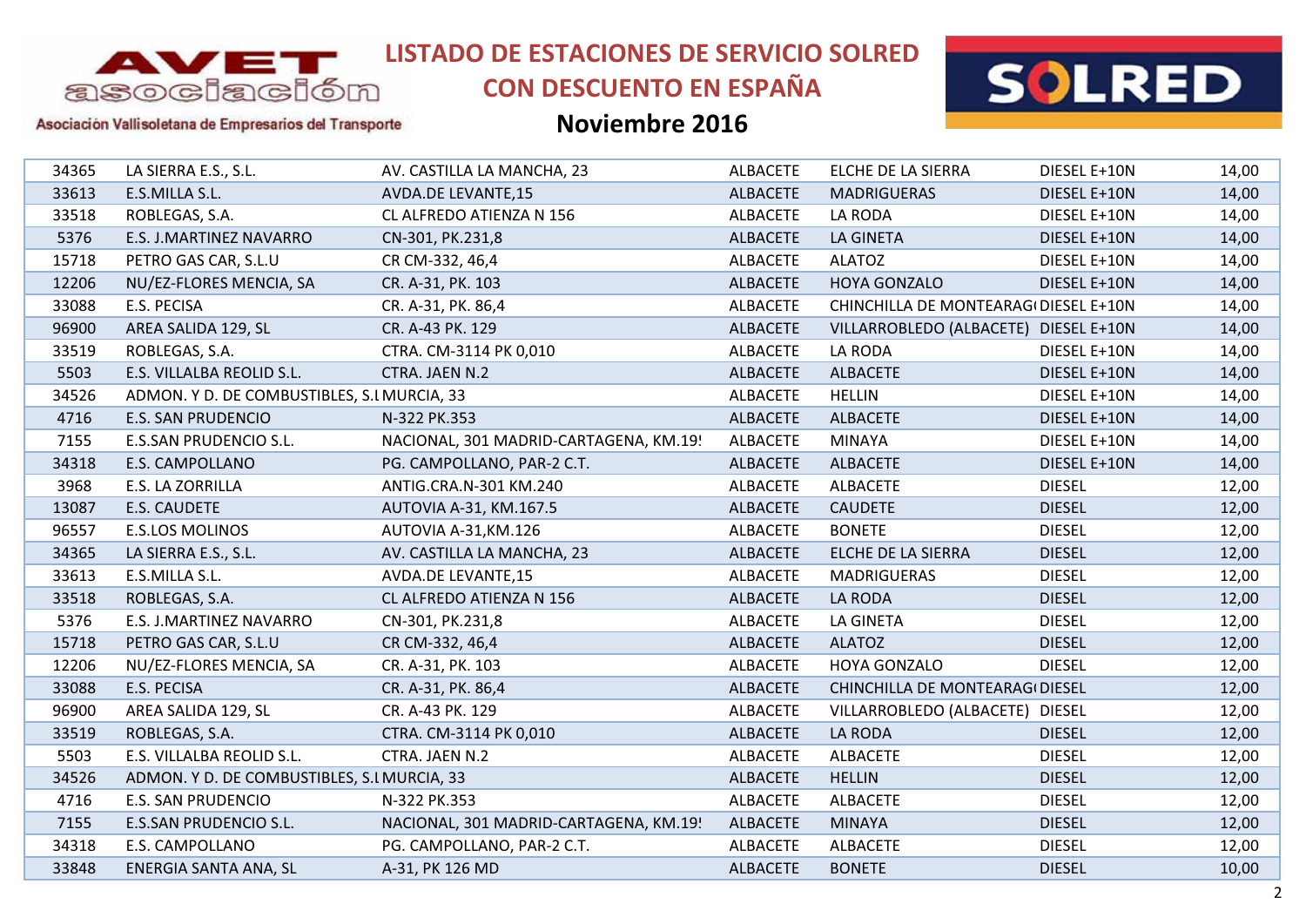# LISTADO DE ESTACIONES DE SERVICIO SOLRED CON DESCUENTO EN ESPAÑA

## Noviembre 2016

Asociación Vallisoletana de Empresarios del Transporte

| | | | | | | |
|---|---|---|---|---|---|---|
| 34365 | LA SIERRA E.S., S.L. | AV. CASTILLA LA MANCHA, 23 | ALBACETE | ELCHE DE LA SIERRA | DIESEL E+10N | 14,00 |
| 33613 | E.S.MILLA S.L. | AVDA.DE LEVANTE,15 | ALBACETE | MADRIGUERAS | DIESEL E+10N | 14,00 |
| 33518 | ROBLEGAS, S.A. | CL ALFREDO ATIENZA N 156 | ALBACETE | LA RODA | DIESEL E+10N | 14,00 |
| 5376 | E.S. J.MARTINEZ NAVARRO | CN-301, PK.231,8 | ALBACETE | LA GINETA | DIESEL E+10N | 14,00 |
| 15718 | PETRO GAS CAR, S.L.U | CR CM-332, 46,4 | ALBACETE | ALATOZ | DIESEL E+10N | 14,00 |
| 12206 | NU/EZ-FLORES MENCIA, SA | CR. A-31, PK. 103 | ALBACETE | HOYA GONZALO | DIESEL E+10N | 14,00 |
| 33088 | E.S. PECISA | CR. A-31, PK. 86,4 | ALBACETE | CHINCHILLA DE MONTEARAG | DIESEL E+10N | 14,00 |
| 96900 | AREA SALIDA 129, SL | CR. A-43 PK. 129 | ALBACETE | VILLARROBLEDO (ALBACETE) | DIESEL E+10N | 14,00 |
| 33519 | ROBLEGAS, S.A. | CTRA. CM-3114 PK 0,010 | ALBACETE | LA RODA | DIESEL E+10N | 14,00 |
| 5503 | E.S. VILLALBA REOLID S.L. | CTRA. JAEN N.2 | ALBACETE | ALBACETE | DIESEL E+10N | 14,00 |
| 34526 | ADMON. Y D. DE COMBUSTIBLES, S.L | MURCIA, 33 | ALBACETE | HELLIN | DIESEL E+10N | 14,00 |
| 4716 | E.S. SAN PRUDENCIO | N-322 PK.353 | ALBACETE | ALBACETE | DIESEL E+10N | 14,00 |
| 7155 | E.S.SAN PRUDENCIO S.L. | NACIONAL, 301 MADRID-CARTAGENA, KM.19! | ALBACETE | MINAYA | DIESEL E+10N | 14,00 |
| 34318 | E.S. CAMPOLLANO | PG. CAMPOLLANO, PAR-2 C.T. | ALBACETE | ALBACETE | DIESEL E+10N | 14,00 |
| 3968 | E.S. LA ZORRILLA | ANTIG.CRA.N-301 KM.240 | ALBACETE | ALBACETE | DIESEL | 12,00 |
| 13087 | E.S. CAUDETE | AUTOVIA A-31, KM.167.5 | ALBACETE | CAUDETE | DIESEL | 12,00 |
| 96557 | E.S.LOS MOLINOS | AUTOVIA A-31,KM.126 | ALBACETE | BONETE | DIESEL | 12,00 |
| 34365 | LA SIERRA E.S., S.L. | AV. CASTILLA LA MANCHA, 23 | ALBACETE | ELCHE DE LA SIERRA | DIESEL | 12,00 |
| 33613 | E.S.MILLA S.L. | AVDA.DE LEVANTE,15 | ALBACETE | MADRIGUERAS | DIESEL | 12,00 |
| 33518 | ROBLEGAS, S.A. | CL ALFREDO ATIENZA N 156 | ALBACETE | LA RODA | DIESEL | 12,00 |
| 5376 | E.S. J.MARTINEZ NAVARRO | CN-301, PK.231,8 | ALBACETE | LA GINETA | DIESEL | 12,00 |
| 15718 | PETRO GAS CAR, S.L.U | CR CM-332, 46,4 | ALBACETE | ALATOZ | DIESEL | 12,00 |
| 12206 | NU/EZ-FLORES MENCIA, SA | CR. A-31, PK. 103 | ALBACETE | HOYA GONZALO | DIESEL | 12,00 |
| 33088 | E.S. PECISA | CR. A-31, PK. 86,4 | ALBACETE | CHINCHILLA DE MONTEARAG | DIESEL | 12,00 |
| 96900 | AREA SALIDA 129, SL | CR. A-43 PK. 129 | ALBACETE | VILLARROBLEDO (ALBACETE) | DIESEL | 12,00 |
| 33519 | ROBLEGAS, S.A. | CTRA. CM-3114 PK 0,010 | ALBACETE | LA RODA | DIESEL | 12,00 |
| 5503 | E.S. VILLALBA REOLID S.L. | CTRA. JAEN N.2 | ALBACETE | ALBACETE | DIESEL | 12,00 |
| 34526 | ADMON. Y D. DE COMBUSTIBLES, S.L | MURCIA, 33 | ALBACETE | HELLIN | DIESEL | 12,00 |
| 4716 | E.S. SAN PRUDENCIO | N-322 PK.353 | ALBACETE | ALBACETE | DIESEL | 12,00 |
| 7155 | E.S.SAN PRUDENCIO S.L. | NACIONAL, 301 MADRID-CARTAGENA, KM.19! | ALBACETE | MINAYA | DIESEL | 12,00 |
| 34318 | E.S. CAMPOLLANO | PG. CAMPOLLANO, PAR-2 C.T. | ALBACETE | ALBACETE | DIESEL | 12,00 |
| 33848 | ENERGIA SANTA ANA, SL | A-31, PK 126 MD | ALBACETE | BONETE | DIESEL | 10,00 |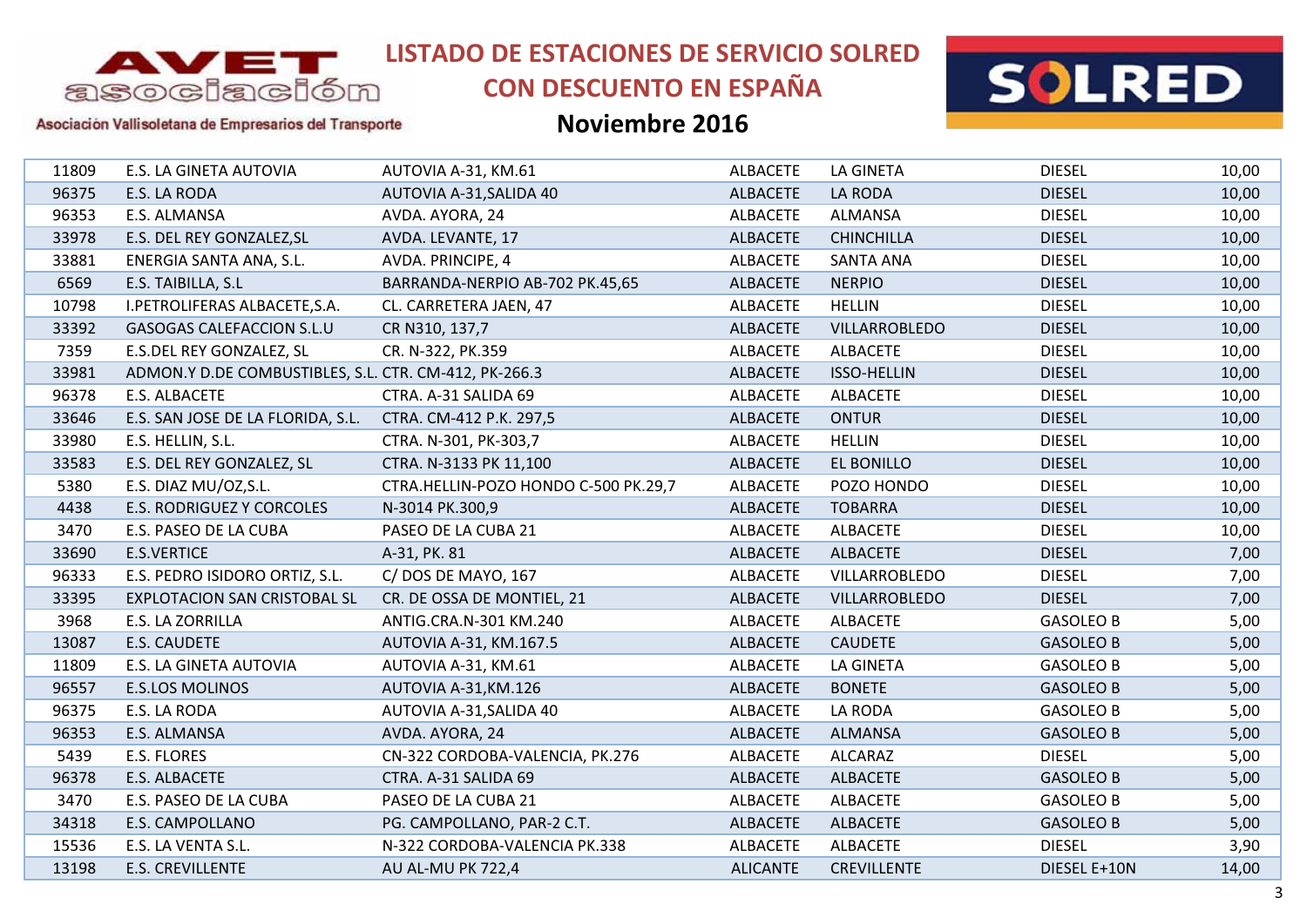# LISTADO DE ESTACIONES DE SERVICIO SOLRED CON DESCUENTO EN ESPAÑA

## Noviembre 2016

Asociación Vallisoletana de Empresarios del Transporte

| | | | | | | |
|---|---|---|---|---|---|---|
| 11809 | E.S. LA GINETA AUTOVIA | AUTOVIA A-31, KM.61 | ALBACETE | LA GINETA | DIESEL | 10,00 |
| 96375 | E.S. LA RODA | AUTOVIA A-31,SALIDA 40 | ALBACETE | LA RODA | DIESEL | 10,00 |
| 96353 | E.S. ALMANSA | AVDA. AYORA, 24 | ALBACETE | ALMANSA | DIESEL | 10,00 |
| 33978 | E.S. DEL REY GONZALEZ,SL | AVDA. LEVANTE, 17 | ALBACETE | CHINCHILLA | DIESEL | 10,00 |
| 33881 | ENERGIA SANTA ANA, S.L. | AVDA. PRINCIPE, 4 | ALBACETE | SANTA ANA | DIESEL | 10,00 |
| 6569 | E.S. TAIBILLA, S.L | BARRANDA-NERPIO AB-702 PK.45,65 | ALBACETE | NERPIO | DIESEL | 10,00 |
| 10798 | I.PETROLIFERAS ALBACETE,S.A. | CL. CARRETERA JAEN, 47 | ALBACETE | HELLIN | DIESEL | 10,00 |
| 33392 | GASOGAS CALEFACCION S.L.U | CR N310, 137,7 | ALBACETE | VILLARROBLEDO | DIESEL | 10,00 |
| 7359 | E.S.DEL REY GONZALEZ, SL | CR. N-322, PK.359 | ALBACETE | ALBACETE | DIESEL | 10,00 |
| 33981 | ADMON.Y D.DE COMBUSTIBLES, S.L. | CTR. CM-412, PK-266.3 | ALBACETE | ISSO-HELLIN | DIESEL | 10,00 |
| 96378 | E.S. ALBACETE | CTRA. A-31 SALIDA 69 | ALBACETE | ALBACETE | DIESEL | 10,00 |
| 33646 | E.S. SAN JOSE DE LA FLORIDA, S.L. | CTRA. CM-412 P.K. 297,5 | ALBACETE | ONTUR | DIESEL | 10,00 |
| 33980 | E.S. HELLIN, S.L. | CTRA. N-301, PK-303,7 | ALBACETE | HELLIN | DIESEL | 10,00 |
| 33583 | E.S. DEL REY GONZALEZ, SL | CTRA. N-3133 PK 11,100 | ALBACETE | EL BONILLO | DIESEL | 10,00 |
| 5380 | E.S. DIAZ MU/OZ,S.L. | CTRA.HELLIN-POZO HONDO C-500 PK.29,7 | ALBACETE | POZO HONDO | DIESEL | 10,00 |
| 4438 | E.S. RODRIGUEZ Y CORCOLES | N-3014 PK.300,9 | ALBACETE | TOBARRA | DIESEL | 10,00 |
| 3470 | E.S. PASEO DE LA CUBA | PASEO DE LA CUBA 21 | ALBACETE | ALBACETE | DIESEL | 10,00 |
| 33690 | E.S.VERTICE | A-31, PK. 81 | ALBACETE | ALBACETE | DIESEL | 7,00 |
| 96333 | E.S. PEDRO ISIDORO ORTIZ, S.L. | C/ DOS DE MAYO, 167 | ALBACETE | VILLARROBLEDO | DIESEL | 7,00 |
| 33395 | EXPLOTACION SAN CRISTOBAL SL | CR. DE OSSA DE MONTIEL, 21 | ALBACETE | VILLARROBLEDO | DIESEL | 7,00 |
| 3968 | E.S. LA ZORRILLA | ANTIG.CRA.N-301 KM.240 | ALBACETE | ALBACETE | GASOLEO B | 5,00 |
| 13087 | E.S. CAUDETE | AUTOVIA A-31, KM.167.5 | ALBACETE | CAUDETE | GASOLEO B | 5,00 |
| 11809 | E.S. LA GINETA AUTOVIA | AUTOVIA A-31, KM.61 | ALBACETE | LA GINETA | GASOLEO B | 5,00 |
| 96557 | E.S.LOS MOLINOS | AUTOVIA A-31,KM.126 | ALBACETE | BONETE | GASOLEO B | 5,00 |
| 96375 | E.S. LA RODA | AUTOVIA A-31,SALIDA 40 | ALBACETE | LA RODA | GASOLEO B | 5,00 |
| 96353 | E.S. ALMANSA | AVDA. AYORA, 24 | ALBACETE | ALMANSA | GASOLEO B | 5,00 |
| 5439 | E.S. FLORES | CN-322 CORDOBA-VALENCIA, PK.276 | ALBACETE | ALCARAZ | DIESEL | 5,00 |
| 96378 | E.S. ALBACETE | CTRA. A-31 SALIDA 69 | ALBACETE | ALBACETE | GASOLEO B | 5,00 |
| 3470 | E.S. PASEO DE LA CUBA | PASEO DE LA CUBA 21 | ALBACETE | ALBACETE | GASOLEO B | 5,00 |
| 34318 | E.S. CAMPOLLANO | PG. CAMPOLLANO, PAR-2 C.T. | ALBACETE | ALBACETE | GASOLEO B | 5,00 |
| 15536 | E.S. LA VENTA S.L. | N-322 CORDOBA-VALENCIA PK.338 | ALBACETE | ALBACETE | DIESEL | 3,90 |
| 13198 | E.S. CREVILLENTE | AU AL-MU PK 722,4 | ALICANTE | CREVILLENTE | DIESEL E+10N | 14,00 |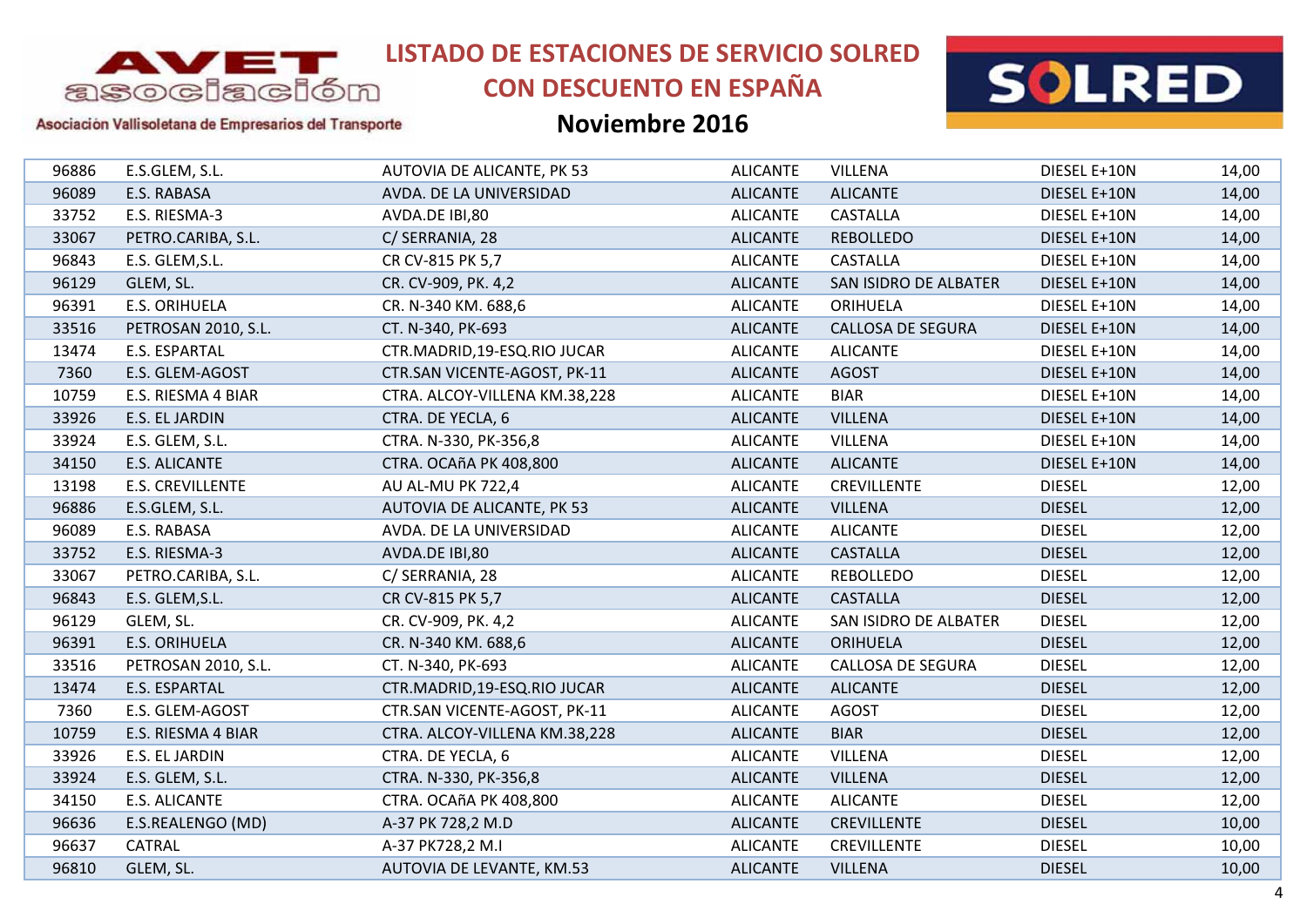# LISTADO DE ESTACIONES DE SERVICIO SOLRED CON DESCUENTO EN ESPAÑA

## Noviembre 2016

AVET asociación — Asociación Vallisoletana de Empresarios del Transporte

SOLRED

| | | | | | | |
|---|---|---|---|---|---|---|
| 96886 | E.S.GLEM, S.L. | AUTOVIA DE ALICANTE, PK 53 | ALICANTE | VILLENA | DIESEL E+10N | 14,00 |
| 96089 | E.S. RABASA | AVDA. DE LA UNIVERSIDAD | ALICANTE | ALICANTE | DIESEL E+10N | 14,00 |
| 33752 | E.S. RIESMA-3 | AVDA.DE IBI,80 | ALICANTE | CASTALLA | DIESEL E+10N | 14,00 |
| 33067 | PETRO.CARIBA, S.L. | C/ SERRANIA, 28 | ALICANTE | REBOLLEDO | DIESEL E+10N | 14,00 |
| 96843 | E.S. GLEM,S.L. | CR CV-815 PK 5,7 | ALICANTE | CASTALLA | DIESEL E+10N | 14,00 |
| 96129 | GLEM, SL. | CR. CV-909, PK. 4,2 | ALICANTE | SAN ISIDRO DE ALBATER | DIESEL E+10N | 14,00 |
| 96391 | E.S. ORIHUELA | CR. N-340 KM. 688,6 | ALICANTE | ORIHUELA | DIESEL E+10N | 14,00 |
| 33516 | PETROSAN 2010, S.L. | CT. N-340, PK-693 | ALICANTE | CALLOSA DE SEGURA | DIESEL E+10N | 14,00 |
| 13474 | E.S. ESPARTAL | CTR.MADRID,19-ESQ.RIO JUCAR | ALICANTE | ALICANTE | DIESEL E+10N | 14,00 |
| 7360 | E.S. GLEM-AGOST | CTR.SAN VICENTE-AGOST, PK-11 | ALICANTE | AGOST | DIESEL E+10N | 14,00 |
| 10759 | E.S. RIESMA 4 BIAR | CTRA. ALCOY-VILLENA KM.38,228 | ALICANTE | BIAR | DIESEL E+10N | 14,00 |
| 33926 | E.S. EL JARDIN | CTRA. DE YECLA, 6 | ALICANTE | VILLENA | DIESEL E+10N | 14,00 |
| 33924 | E.S. GLEM, S.L. | CTRA. N-330, PK-356,8 | ALICANTE | VILLENA | DIESEL E+10N | 14,00 |
| 34150 | E.S. ALICANTE | CTRA. OCAñA PK 408,800 | ALICANTE | ALICANTE | DIESEL E+10N | 14,00 |
| 13198 | E.S. CREVILLENTE | AU AL-MU PK 722,4 | ALICANTE | CREVILLENTE | DIESEL | 12,00 |
| 96886 | E.S.GLEM, S.L. | AUTOVIA DE ALICANTE, PK 53 | ALICANTE | VILLENA | DIESEL | 12,00 |
| 96089 | E.S. RABASA | AVDA. DE LA UNIVERSIDAD | ALICANTE | ALICANTE | DIESEL | 12,00 |
| 33752 | E.S. RIESMA-3 | AVDA.DE IBI,80 | ALICANTE | CASTALLA | DIESEL | 12,00 |
| 33067 | PETRO.CARIBA, S.L. | C/ SERRANIA, 28 | ALICANTE | REBOLLEDO | DIESEL | 12,00 |
| 96843 | E.S. GLEM,S.L. | CR CV-815 PK 5,7 | ALICANTE | CASTALLA | DIESEL | 12,00 |
| 96129 | GLEM, SL. | CR. CV-909, PK. 4,2 | ALICANTE | SAN ISIDRO DE ALBATER | DIESEL | 12,00 |
| 96391 | E.S. ORIHUELA | CR. N-340 KM. 688,6 | ALICANTE | ORIHUELA | DIESEL | 12,00 |
| 33516 | PETROSAN 2010, S.L. | CT. N-340, PK-693 | ALICANTE | CALLOSA DE SEGURA | DIESEL | 12,00 |
| 13474 | E.S. ESPARTAL | CTR.MADRID,19-ESQ.RIO JUCAR | ALICANTE | ALICANTE | DIESEL | 12,00 |
| 7360 | E.S. GLEM-AGOST | CTR.SAN VICENTE-AGOST, PK-11 | ALICANTE | AGOST | DIESEL | 12,00 |
| 10759 | E.S. RIESMA 4 BIAR | CTRA. ALCOY-VILLENA KM.38,228 | ALICANTE | BIAR | DIESEL | 12,00 |
| 33926 | E.S. EL JARDIN | CTRA. DE YECLA, 6 | ALICANTE | VILLENA | DIESEL | 12,00 |
| 33924 | E.S. GLEM, S.L. | CTRA. N-330, PK-356,8 | ALICANTE | VILLENA | DIESEL | 12,00 |
| 34150 | E.S. ALICANTE | CTRA. OCAñA PK 408,800 | ALICANTE | ALICANTE | DIESEL | 12,00 |
| 96636 | E.S.REALENGO (MD) | A-37 PK 728,2 M.D | ALICANTE | CREVILLENTE | DIESEL | 10,00 |
| 96637 | CATRAL | A-37 PK728,2 M.I | ALICANTE | CREVILLENTE | DIESEL | 10,00 |
| 96810 | GLEM, SL. | AUTOVIA DE LEVANTE, KM.53 | ALICANTE | VILLENA | DIESEL | 10,00 |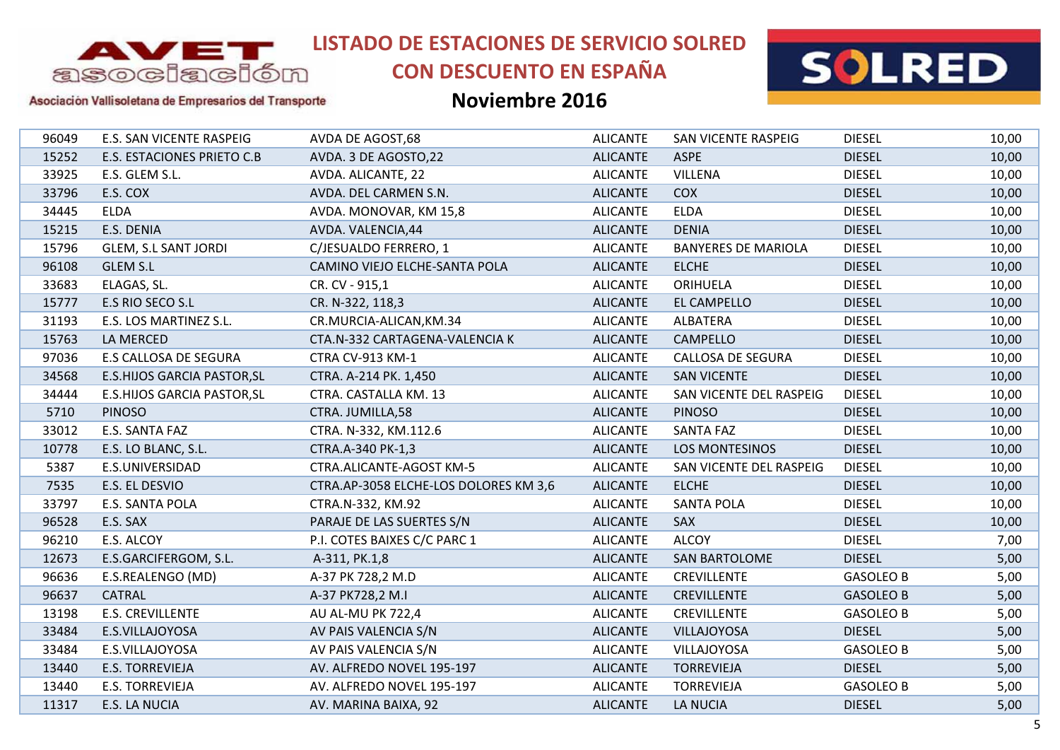# LISTADO DE ESTACIONES DE SERVICIO SOLRED CON DESCUENTO EN ESPAÑA

## Noviembre 2016

AVET asociación — Asociación Vallisoletana de Empresarios del Transporte

| | | | | | | |
|---|---|---|---|---|---|---|
| 96049 | E.S. SAN VICENTE RASPEIG | AVDA DE AGOST,68 | ALICANTE | SAN VICENTE RASPEIG | DIESEL | 10,00 |
| 15252 | E.S. ESTACIONES PRIETO C.B | AVDA. 3 DE AGOSTO,22 | ALICANTE | ASPE | DIESEL | 10,00 |
| 33925 | E.S. GLEM S.L. | AVDA. ALICANTE, 22 | ALICANTE | VILLENA | DIESEL | 10,00 |
| 33796 | E.S. COX | AVDA. DEL CARMEN S.N. | ALICANTE | COX | DIESEL | 10,00 |
| 34445 | ELDA | AVDA. MONOVAR, KM 15,8 | ALICANTE | ELDA | DIESEL | 10,00 |
| 15215 | E.S. DENIA | AVDA. VALENCIA,44 | ALICANTE | DENIA | DIESEL | 10,00 |
| 15796 | GLEM, S.L SANT JORDI | C/JESUALDO FERRERO, 1 | ALICANTE | BANYERES DE MARIOLA | DIESEL | 10,00 |
| 96108 | GLEM S.L | CAMINO VIEJO ELCHE-SANTA POLA | ALICANTE | ELCHE | DIESEL | 10,00 |
| 33683 | ELAGAS, SL. | CR. CV - 915,1 | ALICANTE | ORIHUELA | DIESEL | 10,00 |
| 15777 | E.S RIO SECO S.L | CR. N-322, 118,3 | ALICANTE | EL CAMPELLO | DIESEL | 10,00 |
| 31193 | E.S. LOS MARTINEZ S.L. | CR.MURCIA-ALICAN,KM.34 | ALICANTE | ALBATERA | DIESEL | 10,00 |
| 15763 | LA MERCED | CTA.N-332 CARTAGENA-VALENCIA K | ALICANTE | CAMPELLO | DIESEL | 10,00 |
| 97036 | E.S CALLOSA DE SEGURA | CTRA CV-913 KM-1 | ALICANTE | CALLOSA DE SEGURA | DIESEL | 10,00 |
| 34568 | E.S.HIJOS GARCIA PASTOR,SL | CTRA. A-214 PK. 1,450 | ALICANTE | SAN VICENTE | DIESEL | 10,00 |
| 34444 | E.S.HIJOS GARCIA PASTOR,SL | CTRA. CASTALLA KM. 13 | ALICANTE | SAN VICENTE DEL RASPEIG | DIESEL | 10,00 |
| 5710 | PINOSO | CTRA. JUMILLA,58 | ALICANTE | PINOSO | DIESEL | 10,00 |
| 33012 | E.S. SANTA FAZ | CTRA. N-332, KM.112.6 | ALICANTE | SANTA FAZ | DIESEL | 10,00 |
| 10778 | E.S. LO BLANC, S.L. | CTRA.A-340 PK-1,3 | ALICANTE | LOS MONTESINOS | DIESEL | 10,00 |
| 5387 | E.S.UNIVERSIDAD | CTRA.ALICANTE-AGOST KM-5 | ALICANTE | SAN VICENTE DEL RASPEIG | DIESEL | 10,00 |
| 7535 | E.S. EL DESVIO | CTRA.AP-3058 ELCHE-LOS DOLORES KM 3,6 | ALICANTE | ELCHE | DIESEL | 10,00 |
| 33797 | E.S. SANTA POLA | CTRA.N-332, KM.92 | ALICANTE | SANTA POLA | DIESEL | 10,00 |
| 96528 | E.S. SAX | PARAJE DE LAS SUERTES S/N | ALICANTE | SAX | DIESEL | 10,00 |
| 96210 | E.S. ALCOY | P.I. COTES BAIXES C/C PARC 1 | ALICANTE | ALCOY | DIESEL | 7,00 |
| 12673 | E.S.GARCIFERGOM, S.L. | A-311, PK.1,8 | ALICANTE | SAN BARTOLOME | DIESEL | 5,00 |
| 96636 | E.S.REALENGO (MD) | A-37 PK 728,2 M.D | ALICANTE | CREVILLENTE | GASOLEO B | 5,00 |
| 96637 | CATRAL | A-37 PK728,2 M.I | ALICANTE | CREVILLENTE | GASOLEO B | 5,00 |
| 13198 | E.S. CREVILLENTE | AU AL-MU PK 722,4 | ALICANTE | CREVILLENTE | GASOLEO B | 5,00 |
| 33484 | E.S.VILLAJOYOSA | AV PAIS VALENCIA S/N | ALICANTE | VILLAJOYOSA | DIESEL | 5,00 |
| 33484 | E.S.VILLAJOYOSA | AV PAIS VALENCIA S/N | ALICANTE | VILLAJOYOSA | GASOLEO B | 5,00 |
| 13440 | E.S. TORREVIEJA | AV. ALFREDO NOVEL 195-197 | ALICANTE | TORREVIEJA | DIESEL | 5,00 |
| 13440 | E.S. TORREVIEJA | AV. ALFREDO NOVEL 195-197 | ALICANTE | TORREVIEJA | GASOLEO B | 5,00 |
| 11317 | E.S. LA NUCIA | AV. MARINA BAIXA, 92 | ALICANTE | LA NUCIA | DIESEL | 5,00 |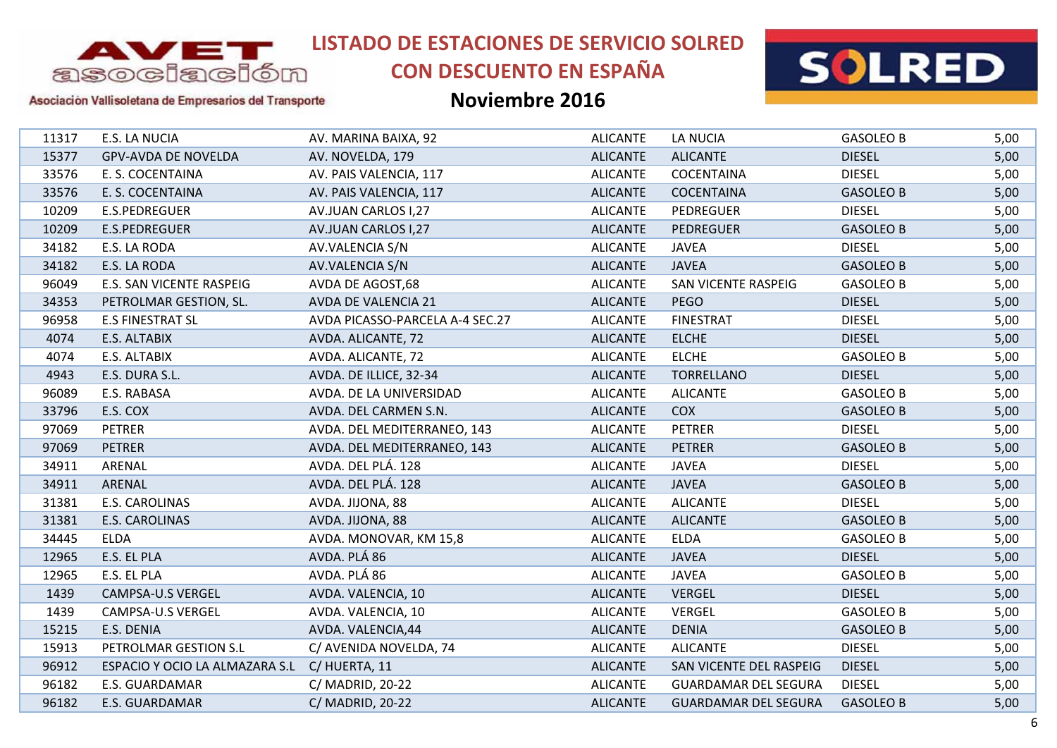# LISTADO DE ESTACIONES DE SERVICIO SOLRED CON DESCUENTO EN ESPAÑA

## Noviembre 2016

AVET asociación

Asociación Vallisoletana de Empresarios del Transporte

SOLRED

| | | | | | | |
|---|---|---|---|---|---|---|
| 11317 | E.S. LA NUCIA | AV. MARINA BAIXA, 92 | ALICANTE | LA NUCIA | GASOLEO B | 5,00 |
| 15377 | GPV-AVDA DE NOVELDA | AV. NOVELDA, 179 | ALICANTE | ALICANTE | DIESEL | 5,00 |
| 33576 | E. S. COCENTAINA | AV. PAIS VALENCIA, 117 | ALICANTE | COCENTAINA | DIESEL | 5,00 |
| 33576 | E. S. COCENTAINA | AV. PAIS VALENCIA, 117 | ALICANTE | COCENTAINA | GASOLEO B | 5,00 |
| 10209 | E.S.PEDREGUER | AV.JUAN CARLOS I,27 | ALICANTE | PEDREGUER | DIESEL | 5,00 |
| 10209 | E.S.PEDREGUER | AV.JUAN CARLOS I,27 | ALICANTE | PEDREGUER | GASOLEO B | 5,00 |
| 34182 | E.S. LA RODA | AV.VALENCIA S/N | ALICANTE | JAVEA | DIESEL | 5,00 |
| 34182 | E.S. LA RODA | AV.VALENCIA S/N | ALICANTE | JAVEA | GASOLEO B | 5,00 |
| 96049 | E.S. SAN VICENTE RASPEIG | AVDA DE AGOST,68 | ALICANTE | SAN VICENTE RASPEIG | GASOLEO B | 5,00 |
| 34353 | PETROLMAR GESTION, SL. | AVDA DE VALENCIA 21 | ALICANTE | PEGO | DIESEL | 5,00 |
| 96958 | E.S FINESTRAT SL | AVDA PICASSO-PARCELA A-4 SEC.27 | ALICANTE | FINESTRAT | DIESEL | 5,00 |
| 4074 | E.S. ALTABIX | AVDA. ALICANTE, 72 | ALICANTE | ELCHE | DIESEL | 5,00 |
| 4074 | E.S. ALTABIX | AVDA. ALICANTE, 72 | ALICANTE | ELCHE | GASOLEO B | 5,00 |
| 4943 | E.S. DURA S.L. | AVDA. DE ILLICE, 32-34 | ALICANTE | TORRELLANO | DIESEL | 5,00 |
| 96089 | E.S. RABASA | AVDA. DE LA UNIVERSIDAD | ALICANTE | ALICANTE | GASOLEO B | 5,00 |
| 33796 | E.S. COX | AVDA. DEL CARMEN S.N. | ALICANTE | COX | GASOLEO B | 5,00 |
| 97069 | PETRER | AVDA. DEL MEDITERRANEO, 143 | ALICANTE | PETRER | DIESEL | 5,00 |
| 97069 | PETRER | AVDA. DEL MEDITERRANEO, 143 | ALICANTE | PETRER | GASOLEO B | 5,00 |
| 34911 | ARENAL | AVDA. DEL PLÁ. 128 | ALICANTE | JAVEA | DIESEL | 5,00 |
| 34911 | ARENAL | AVDA. DEL PLÁ. 128 | ALICANTE | JAVEA | GASOLEO B | 5,00 |
| 31381 | E.S. CAROLINAS | AVDA. JIJONA, 88 | ALICANTE | ALICANTE | DIESEL | 5,00 |
| 31381 | E.S. CAROLINAS | AVDA. JIJONA, 88 | ALICANTE | ALICANTE | GASOLEO B | 5,00 |
| 34445 | ELDA | AVDA. MONOVAR, KM 15,8 | ALICANTE | ELDA | GASOLEO B | 5,00 |
| 12965 | E.S. EL PLA | AVDA. PLÁ 86 | ALICANTE | JAVEA | DIESEL | 5,00 |
| 12965 | E.S. EL PLA | AVDA. PLÁ 86 | ALICANTE | JAVEA | GASOLEO B | 5,00 |
| 1439 | CAMPSA-U.S VERGEL | AVDA. VALENCIA, 10 | ALICANTE | VERGEL | DIESEL | 5,00 |
| 1439 | CAMPSA-U.S VERGEL | AVDA. VALENCIA, 10 | ALICANTE | VERGEL | GASOLEO B | 5,00 |
| 15215 | E.S. DENIA | AVDA. VALENCIA,44 | ALICANTE | DENIA | GASOLEO B | 5,00 |
| 15913 | PETROLMAR GESTION S.L | C/ AVENIDA NOVELDA, 74 | ALICANTE | ALICANTE | DIESEL | 5,00 |
| 96912 | ESPACIO Y OCIO LA ALMAZARA S.L | C/ HUERTA, 11 | ALICANTE | SAN VICENTE DEL RASPEIG | DIESEL | 5,00 |
| 96182 | E.S. GUARDAMAR | C/ MADRID, 20-22 | ALICANTE | GUARDAMAR DEL SEGURA | DIESEL | 5,00 |
| 96182 | E.S. GUARDAMAR | C/ MADRID, 20-22 | ALICANTE | GUARDAMAR DEL SEGURA | GASOLEO B | 5,00 |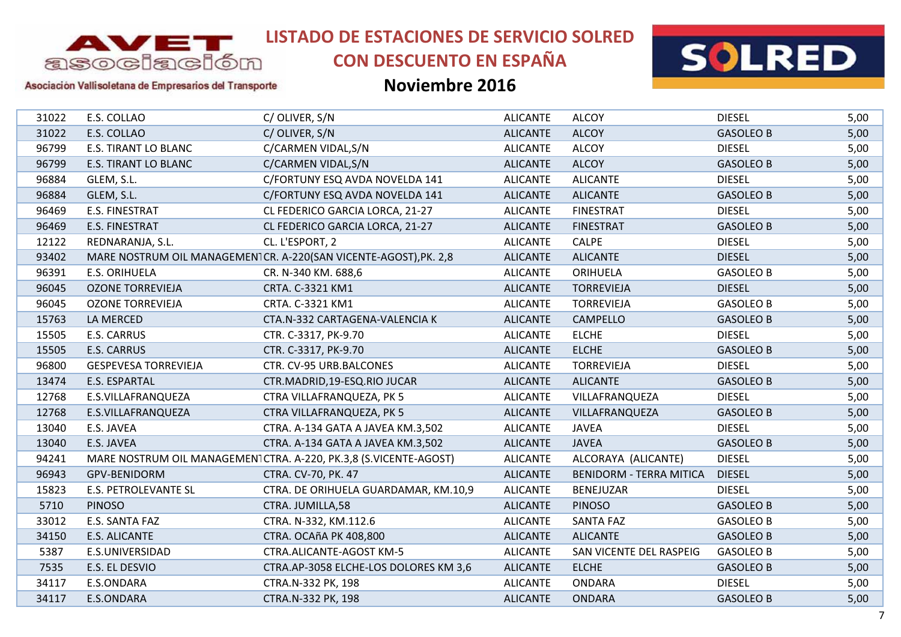# LISTADO DE ESTACIONES DE SERVICIO SOLRED CON DESCUENTO EN ESPAÑA

## Noviembre 2016

| | | | | | | |
|---|---|---|---|---|---|---|
| 31022 | E.S. COLLAO | C/ OLIVER, S/N | ALICANTE | ALCOY | DIESEL | 5,00 |
| 31022 | E.S. COLLAO | C/ OLIVER, S/N | ALICANTE | ALCOY | GASOLEO B | 5,00 |
| 96799 | E.S. TIRANT LO BLANC | C/CARMEN VIDAL,S/N | ALICANTE | ALCOY | DIESEL | 5,00 |
| 96799 | E.S. TIRANT LO BLANC | C/CARMEN VIDAL,S/N | ALICANTE | ALCOY | GASOLEO B | 5,00 |
| 96884 | GLEM, S.L. | C/FORTUNY ESQ AVDA NOVELDA 141 | ALICANTE | ALICANTE | DIESEL | 5,00 |
| 96884 | GLEM, S.L. | C/FORTUNY ESQ AVDA NOVELDA 141 | ALICANTE | ALICANTE | GASOLEO B | 5,00 |
| 96469 | E.S. FINESTRAT | CL FEDERICO GARCIA LORCA, 21-27 | ALICANTE | FINESTRAT | DIESEL | 5,00 |
| 96469 | E.S. FINESTRAT | CL FEDERICO GARCIA LORCA, 21-27 | ALICANTE | FINESTRAT | GASOLEO B | 5,00 |
| 12122 | REDNARANJA, S.L. | CL. L'ESPORT, 2 | ALICANTE | CALPE | DIESEL | 5,00 |
| 93402 | MARE NOSTRUM OIL MANAGEMENT | CR. A-220(SAN VICENTE-AGOST),PK. 2,8 | ALICANTE | ALICANTE | DIESEL | 5,00 |
| 96391 | E.S. ORIHUELA | CR. N-340 KM. 688,6 | ALICANTE | ORIHUELA | GASOLEO B | 5,00 |
| 96045 | OZONE TORREVIEJA | CRTA. C-3321 KM1 | ALICANTE | TORREVIEJA | DIESEL | 5,00 |
| 96045 | OZONE TORREVIEJA | CRTA. C-3321 KM1 | ALICANTE | TORREVIEJA | GASOLEO B | 5,00 |
| 15763 | LA MERCED | CTA.N-332 CARTAGENA-VALENCIA K | ALICANTE | CAMPELLO | GASOLEO B | 5,00 |
| 15505 | E.S. CARRUS | CTR. C-3317, PK-9.70 | ALICANTE | ELCHE | DIESEL | 5,00 |
| 15505 | E.S. CARRUS | CTR. C-3317, PK-9.70 | ALICANTE | ELCHE | GASOLEO B | 5,00 |
| 96800 | GESPEVESA TORREVIEJA | CTR. CV-95 URB.BALCONES | ALICANTE | TORREVIEJA | DIESEL | 5,00 |
| 13474 | E.S. ESPARTAL | CTR.MADRID,19-ESQ.RIO JUCAR | ALICANTE | ALICANTE | GASOLEO B | 5,00 |
| 12768 | E.S.VILLAFRANQUEZA | CTRA VILLAFRANQUEZA, PK 5 | ALICANTE | VILLAFRANQUEZA | DIESEL | 5,00 |
| 12768 | E.S.VILLAFRANQUEZA | CTRA VILLAFRANQUEZA, PK 5 | ALICANTE | VILLAFRANQUEZA | GASOLEO B | 5,00 |
| 13040 | E.S. JAVEA | CTRA. A-134 GATA A JAVEA KM.3,502 | ALICANTE | JAVEA | DIESEL | 5,00 |
| 13040 | E.S. JAVEA | CTRA. A-134 GATA A JAVEA KM.3,502 | ALICANTE | JAVEA | GASOLEO B | 5,00 |
| 94241 | MARE NOSTRUM OIL MANAGEMENT | CTRA. A-220, PK.3,8 (S.VICENTE-AGOST) | ALICANTE | ALCORAYA (ALICANTE) | DIESEL | 5,00 |
| 96943 | GPV-BENIDORM | CTRA. CV-70, PK. 47 | ALICANTE | BENIDORM - TERRA MITICA | DIESEL | 5,00 |
| 15823 | E.S. PETROLEVANTE SL | CTRA. DE ORIHUELA GUARDAMAR, KM.10,9 | ALICANTE | BENEJUZAR | DIESEL | 5,00 |
| 5710 | PINOSO | CTRA. JUMILLA,58 | ALICANTE | PINOSO | GASOLEO B | 5,00 |
| 33012 | E.S. SANTA FAZ | CTRA. N-332, KM.112.6 | ALICANTE | SANTA FAZ | GASOLEO B | 5,00 |
| 34150 | E.S. ALICANTE | CTRA. OCAñA PK 408,800 | ALICANTE | ALICANTE | GASOLEO B | 5,00 |
| 5387 | E.S.UNIVERSIDAD | CTRA.ALICANTE-AGOST KM-5 | ALICANTE | SAN VICENTE DEL RASPEIG | GASOLEO B | 5,00 |
| 7535 | E.S. EL DESVIO | CTRA.AP-3058 ELCHE-LOS DOLORES KM 3,6 | ALICANTE | ELCHE | GASOLEO B | 5,00 |
| 34117 | E.S.ONDARA | CTRA.N-332 PK, 198 | ALICANTE | ONDARA | DIESEL | 5,00 |
| 34117 | E.S.ONDARA | CTRA.N-332 PK, 198 | ALICANTE | ONDARA | GASOLEO B | 5,00 |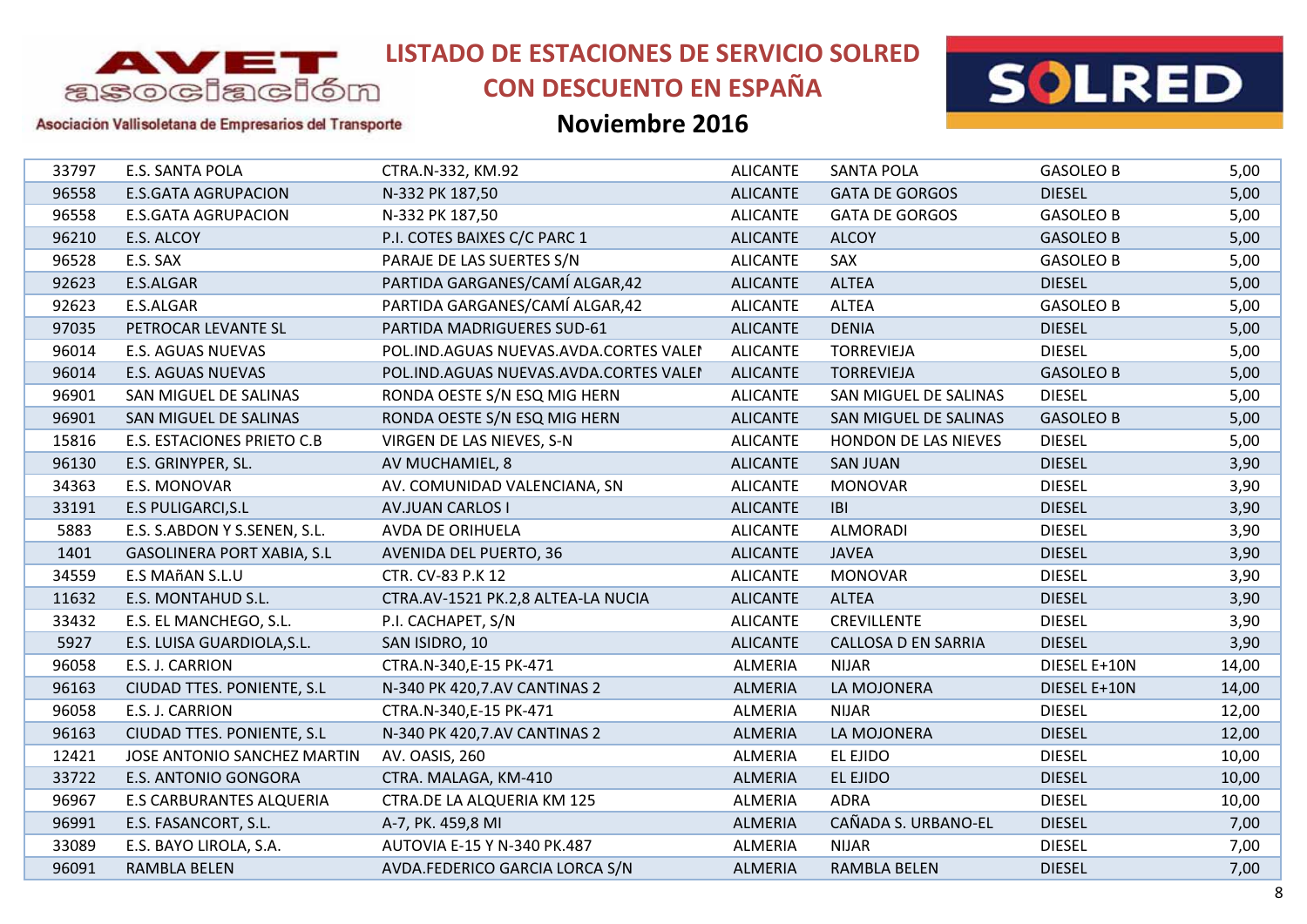# LISTADO DE ESTACIONES DE SERVICIO SOLRED CON DESCUENTO EN ESPAÑA

## Noviembre 2016

AVET asociación - Asociación Vallisoletana de Empresarios del Transporte

SOLRED

| | | | | | | |
|---|---|---|---|---|---|---|
| 33797 | E.S. SANTA POLA | CTRA.N-332, KM.92 | ALICANTE | SANTA POLA | GASOLEO B | 5,00 |
| 96558 | E.S.GATA AGRUPACION | N-332 PK 187,50 | ALICANTE | GATA DE GORGOS | DIESEL | 5,00 |
| 96558 | E.S.GATA AGRUPACION | N-332 PK 187,50 | ALICANTE | GATA DE GORGOS | GASOLEO B | 5,00 |
| 96210 | E.S. ALCOY | P.I. COTES BAIXES C/C PARC 1 | ALICANTE | ALCOY | GASOLEO B | 5,00 |
| 96528 | E.S. SAX | PARAJE DE LAS SUERTES S/N | ALICANTE | SAX | GASOLEO B | 5,00 |
| 92623 | E.S.ALGAR | PARTIDA GARGANES/CAMÍ ALGAR,42 | ALICANTE | ALTEA | DIESEL | 5,00 |
| 92623 | E.S.ALGAR | PARTIDA GARGANES/CAMÍ ALGAR,42 | ALICANTE | ALTEA | GASOLEO B | 5,00 |
| 97035 | PETROCAR LEVANTE SL | PARTIDA MADRIGUERES SUD-61 | ALICANTE | DENIA | DIESEL | 5,00 |
| 96014 | E.S. AGUAS NUEVAS | POL.IND.AGUAS NUEVAS.AVDA.CORTES VALEI | ALICANTE | TORREVIEJA | DIESEL | 5,00 |
| 96014 | E.S. AGUAS NUEVAS | POL.IND.AGUAS NUEVAS.AVDA.CORTES VALEI | ALICANTE | TORREVIEJA | GASOLEO B | 5,00 |
| 96901 | SAN MIGUEL DE SALINAS | RONDA OESTE S/N ESQ MIG HERN | ALICANTE | SAN MIGUEL DE SALINAS | DIESEL | 5,00 |
| 96901 | SAN MIGUEL DE SALINAS | RONDA OESTE S/N ESQ MIG HERN | ALICANTE | SAN MIGUEL DE SALINAS | GASOLEO B | 5,00 |
| 15816 | E.S. ESTACIONES PRIETO C.B | VIRGEN DE LAS NIEVES, S-N | ALICANTE | HONDON DE LAS NIEVES | DIESEL | 5,00 |
| 96130 | E.S. GRINYPER, SL. | AV MUCHAMIEL, 8 | ALICANTE | SAN JUAN | DIESEL | 3,90 |
| 34363 | E.S. MONOVAR | AV. COMUNIDAD VALENCIANA, SN | ALICANTE | MONOVAR | DIESEL | 3,90 |
| 33191 | E.S PULIGARCI,S.L | AV.JUAN CARLOS I | ALICANTE | IBI | DIESEL | 3,90 |
| 5883 | E.S. S.ABDON Y S.SENEN, S.L. | AVDA DE ORIHUELA | ALICANTE | ALMORADI | DIESEL | 3,90 |
| 1401 | GASOLINERA PORT XABIA, S.L | AVENIDA DEL PUERTO, 36 | ALICANTE | JAVEA | DIESEL | 3,90 |
| 34559 | E.S MAñAN S.L.U | CTR. CV-83 P.K 12 | ALICANTE | MONOVAR | DIESEL | 3,90 |
| 11632 | E.S. MONTAHUD S.L. | CTRA.AV-1521 PK.2,8 ALTEA-LA NUCIA | ALICANTE | ALTEA | DIESEL | 3,90 |
| 33432 | E.S. EL MANCHEGO, S.L. | P.I. CACHAPET, S/N | ALICANTE | CREVILLENTE | DIESEL | 3,90 |
| 5927 | E.S. LUISA GUARDIOLA,S.L. | SAN ISIDRO, 10 | ALICANTE | CALLOSA D EN SARRIA | DIESEL | 3,90 |
| 96058 | E.S. J. CARRION | CTRA.N-340,E-15 PK-471 | ALMERIA | NIJAR | DIESEL E+10N | 14,00 |
| 96163 | CIUDAD TTES. PONIENTE, S.L | N-340 PK 420,7.AV CANTINAS 2 | ALMERIA | LA MOJONERA | DIESEL E+10N | 14,00 |
| 96058 | E.S. J. CARRION | CTRA.N-340,E-15 PK-471 | ALMERIA | NIJAR | DIESEL | 12,00 |
| 96163 | CIUDAD TTES. PONIENTE, S.L | N-340 PK 420,7.AV CANTINAS 2 | ALMERIA | LA MOJONERA | DIESEL | 12,00 |
| 12421 | JOSE ANTONIO SANCHEZ MARTIN | AV. OASIS, 260 | ALMERIA | EL EJIDO | DIESEL | 10,00 |
| 33722 | E.S. ANTONIO GONGORA | CTRA. MALAGA, KM-410 | ALMERIA | EL EJIDO | DIESEL | 10,00 |
| 96967 | E.S CARBURANTES ALQUERIA | CTRA.DE LA ALQUERIA KM 125 | ALMERIA | ADRA | DIESEL | 10,00 |
| 96991 | E.S. FASANCORT, S.L. | A-7, PK. 459,8 MI | ALMERIA | CAÑADA S. URBANO-EL | DIESEL | 7,00 |
| 33089 | E.S. BAYO LIROLA, S.A. | AUTOVIA E-15 Y N-340 PK.487 | ALMERIA | NIJAR | DIESEL | 7,00 |
| 96091 | RAMBLA BELEN | AVDA.FEDERICO GARCIA LORCA S/N | ALMERIA | RAMBLA BELEN | DIESEL | 7,00 |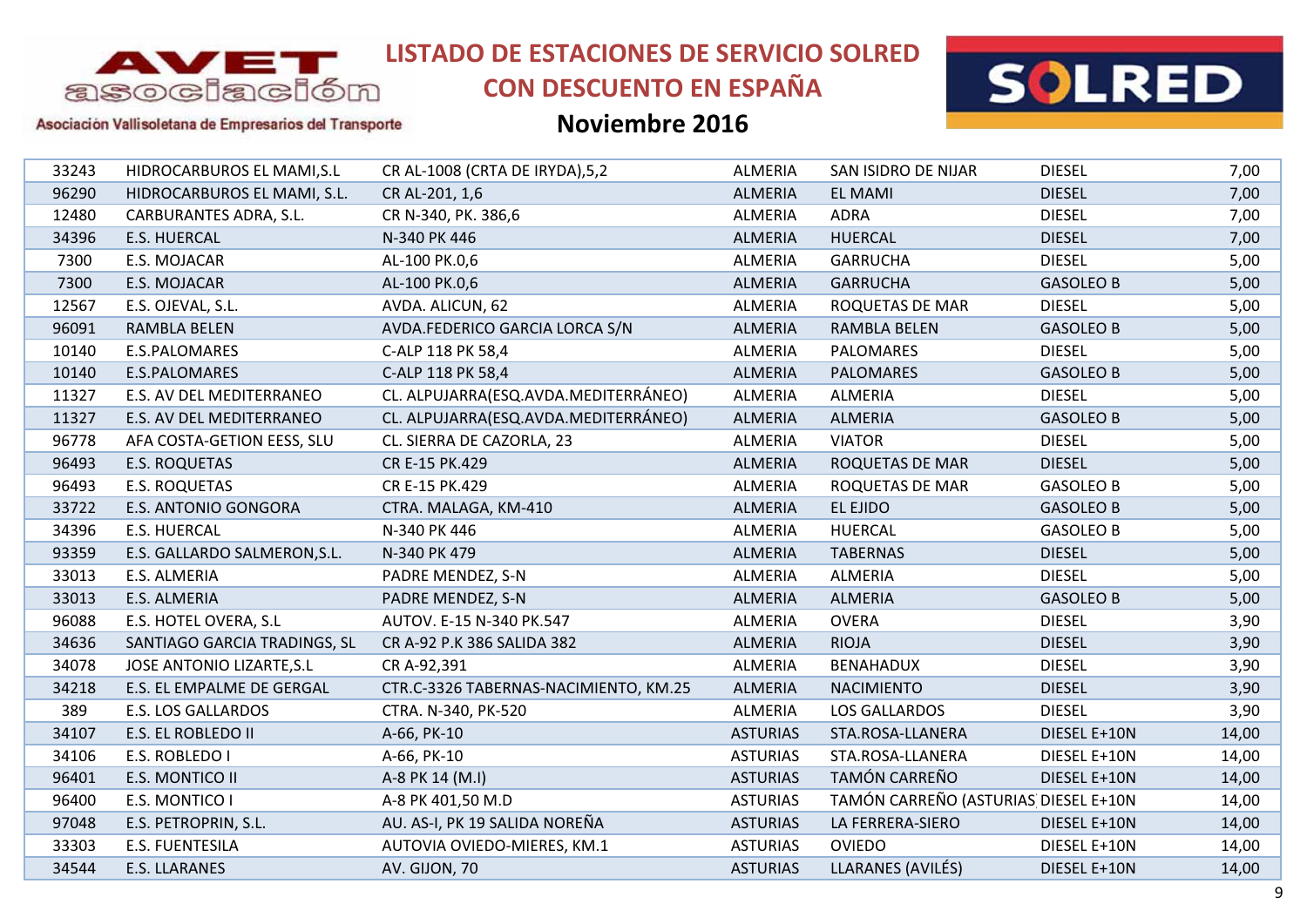# LISTADO DE ESTACIONES DE SERVICIO SOLRED CON DESCUENTO EN ESPAÑA

## Noviembre 2016

| | | | | | | |
|---|---|---|---|---|---|---|
| 33243 | HIDROCARBUROS EL MAMI,S.L | CR AL-1008 (CRTA DE IRYDA),5,2 | ALMERIA | SAN ISIDRO DE NIJAR | DIESEL | 7,00 |
| 96290 | HIDROCARBUROS EL MAMI, S.L. | CR AL-201, 1,6 | ALMERIA | EL MAMI | DIESEL | 7,00 |
| 12480 | CARBURANTES ADRA, S.L. | CR N-340, PK. 386,6 | ALMERIA | ADRA | DIESEL | 7,00 |
| 34396 | E.S. HUERCAL | N-340 PK 446 | ALMERIA | HUERCAL | DIESEL | 7,00 |
| 7300 | E.S. MOJACAR | AL-100 PK.0,6 | ALMERIA | GARRUCHA | DIESEL | 5,00 |
| 7300 | E.S. MOJACAR | AL-100 PK.0,6 | ALMERIA | GARRUCHA | GASOLEO B | 5,00 |
| 12567 | E.S. OJEVAL, S.L. | AVDA. ALICUN, 62 | ALMERIA | ROQUETAS DE MAR | DIESEL | 5,00 |
| 96091 | RAMBLA BELEN | AVDA.FEDERICO GARCIA LORCA S/N | ALMERIA | RAMBLA BELEN | GASOLEO B | 5,00 |
| 10140 | E.S.PALOMARES | C-ALP 118 PK 58,4 | ALMERIA | PALOMARES | DIESEL | 5,00 |
| 10140 | E.S.PALOMARES | C-ALP 118 PK 58,4 | ALMERIA | PALOMARES | GASOLEO B | 5,00 |
| 11327 | E.S. AV DEL MEDITERRANEO | CL. ALPUJARRA(ESQ.AVDA.MEDITERRÁNEO) | ALMERIA | ALMERIA | DIESEL | 5,00 |
| 11327 | E.S. AV DEL MEDITERRANEO | CL. ALPUJARRA(ESQ.AVDA.MEDITERRÁNEO) | ALMERIA | ALMERIA | GASOLEO B | 5,00 |
| 96778 | AFA COSTA-GETION EESS, SLU | CL. SIERRA DE CAZORLA, 23 | ALMERIA | VIATOR | DIESEL | 5,00 |
| 96493 | E.S. ROQUETAS | CR E-15 PK.429 | ALMERIA | ROQUETAS DE MAR | DIESEL | 5,00 |
| 96493 | E.S. ROQUETAS | CR E-15 PK.429 | ALMERIA | ROQUETAS DE MAR | GASOLEO B | 5,00 |
| 33722 | E.S. ANTONIO GONGORA | CTRA. MALAGA, KM-410 | ALMERIA | EL EJIDO | GASOLEO B | 5,00 |
| 34396 | E.S. HUERCAL | N-340 PK 446 | ALMERIA | HUERCAL | GASOLEO B | 5,00 |
| 93359 | E.S. GALLARDO SALMERON,S.L. | N-340 PK 479 | ALMERIA | TABERNAS | DIESEL | 5,00 |
| 33013 | E.S. ALMERIA | PADRE MENDEZ, S-N | ALMERIA | ALMERIA | DIESEL | 5,00 |
| 33013 | E.S. ALMERIA | PADRE MENDEZ, S-N | ALMERIA | ALMERIA | GASOLEO B | 5,00 |
| 96088 | E.S. HOTEL OVERA, S.L | AUTOV. E-15 N-340 PK.547 | ALMERIA | OVERA | DIESEL | 3,90 |
| 34636 | SANTIAGO GARCIA TRADINGS, SL | CR A-92 P.K 386 SALIDA 382 | ALMERIA | RIOJA | DIESEL | 3,90 |
| 34078 | JOSE ANTONIO LIZARTE,S.L | CR A-92,391 | ALMERIA | BENAHADUX | DIESEL | 3,90 |
| 34218 | E.S. EL EMPALME DE GERGAL | CTR.C-3326 TABERNAS-NACIMIENTO, KM.25 | ALMERIA | NACIMIENTO | DIESEL | 3,90 |
| 389 | E.S. LOS GALLARDOS | CTRA. N-340, PK-520 | ALMERIA | LOS GALLARDOS | DIESEL | 3,90 |
| 34107 | E.S. EL ROBLEDO II | A-66, PK-10 | ASTURIAS | STA.ROSA-LLANERA | DIESEL E+10N | 14,00 |
| 34106 | E.S. ROBLEDO I | A-66, PK-10 | ASTURIAS | STA.ROSA-LLANERA | DIESEL E+10N | 14,00 |
| 96401 | E.S. MONTICO II | A-8 PK 14 (M.I) | ASTURIAS | TAMÓN CARREÑO | DIESEL E+10N | 14,00 |
| 96400 | E.S. MONTICO I | A-8 PK 401,50 M.D | ASTURIAS | TAMÓN CARREÑO (ASTURIAS | DIESEL E+10N | 14,00 |
| 97048 | E.S. PETROPRIN, S.L. | AU. AS-I, PK 19 SALIDA NOREÑA | ASTURIAS | LA FERRERA-SIERO | DIESEL E+10N | 14,00 |
| 33303 | E.S. FUENTESILA | AUTOVIA OVIEDO-MIERES, KM.1 | ASTURIAS | OVIEDO | DIESEL E+10N | 14,00 |
| 34544 | E.S. LLARANES | AV. GIJON, 70 | ASTURIAS | LLARANES (AVILÉS) | DIESEL E+10N | 14,00 |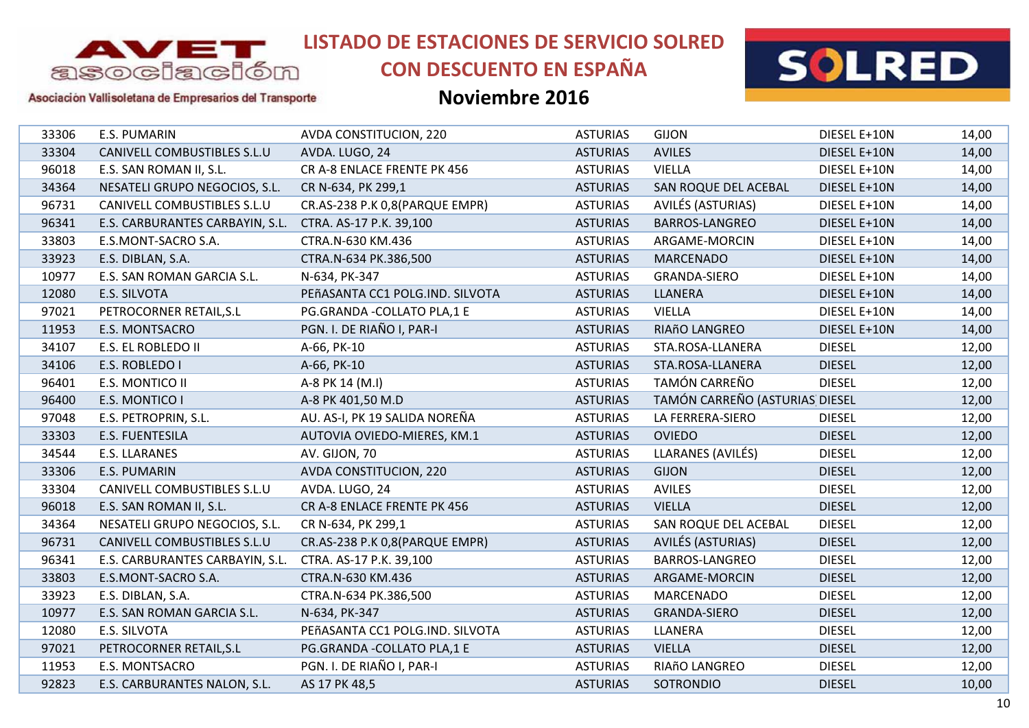# LISTADO DE ESTACIONES DE SERVICIO SOLRED CON DESCUENTO EN ESPAÑA

## Noviembre 2016

Asociación Vallisoletana de Empresarios del Transporte

| | | | | | | |
|---|---|---|---|---|---|---|
| 33306 | E.S. PUMARIN | AVDA CONSTITUCION, 220 | ASTURIAS | GIJON | DIESEL E+10N | 14,00 |
| 33304 | CANIVELL COMBUSTIBLES S.L.U | AVDA. LUGO, 24 | ASTURIAS | AVILES | DIESEL E+10N | 14,00 |
| 96018 | E.S. SAN ROMAN II, S.L. | CR A-8 ENLACE FRENTE PK 456 | ASTURIAS | VIELLA | DIESEL E+10N | 14,00 |
| 34364 | NESATELI GRUPO NEGOCIOS, S.L. | CR N-634, PK 299,1 | ASTURIAS | SAN ROQUE DEL ACEBAL | DIESEL E+10N | 14,00 |
| 96731 | CANIVELL COMBUSTIBLES S.L.U | CR.AS-238 P.K 0,8(PARQUE EMPR) | ASTURIAS | AVILÉS (ASTURIAS) | DIESEL E+10N | 14,00 |
| 96341 | E.S. CARBURANTES CARBAYIN, S.L. | CTRA. AS-17 P.K. 39,100 | ASTURIAS | BARROS-LANGREO | DIESEL E+10N | 14,00 |
| 33803 | E.S.MONT-SACRO S.A. | CTRA.N-630 KM.436 | ASTURIAS | ARGAME-MORCIN | DIESEL E+10N | 14,00 |
| 33923 | E.S. DIBLAN, S.A. | CTRA.N-634 PK.386,500 | ASTURIAS | MARCENADO | DIESEL E+10N | 14,00 |
| 10977 | E.S. SAN ROMAN GARCIA S.L. | N-634, PK-347 | ASTURIAS | GRANDA-SIERO | DIESEL E+10N | 14,00 |
| 12080 | E.S. SILVOTA | PEñASANTA CC1 POLG.IND. SILVOTA | ASTURIAS | LLANERA | DIESEL E+10N | 14,00 |
| 97021 | PETROCORNER RETAIL,S.L | PG.GRANDA -COLLATO PLA,1 E | ASTURIAS | VIELLA | DIESEL E+10N | 14,00 |
| 11953 | E.S. MONTSACRO | PGN. I. DE RIAÑO I, PAR-I | ASTURIAS | RIAñO LANGREO | DIESEL E+10N | 14,00 |
| 34107 | E.S. EL ROBLEDO II | A-66, PK-10 | ASTURIAS | STA.ROSA-LLANERA | DIESEL | 12,00 |
| 34106 | E.S. ROBLEDO I | A-66, PK-10 | ASTURIAS | STA.ROSA-LLANERA | DIESEL | 12,00 |
| 96401 | E.S. MONTICO II | A-8 PK 14 (M.I) | ASTURIAS | TAMÓN CARREÑO | DIESEL | 12,00 |
| 96400 | E.S. MONTICO I | A-8 PK 401,50 M.D | ASTURIAS | TAMÓN CARREÑO (ASTURIAS | DIESEL | 12,00 |
| 97048 | E.S. PETROPRIN, S.L. | AU. AS-I, PK 19 SALIDA NOREÑA | ASTURIAS | LA FERRERA-SIERO | DIESEL | 12,00 |
| 33303 | E.S. FUENTESILA | AUTOVIA OVIEDO-MIERES, KM.1 | ASTURIAS | OVIEDO | DIESEL | 12,00 |
| 34544 | E.S. LLARANES | AV. GIJON, 70 | ASTURIAS | LLARANES (AVILÉS) | DIESEL | 12,00 |
| 33306 | E.S. PUMARIN | AVDA CONSTITUCION, 220 | ASTURIAS | GIJON | DIESEL | 12,00 |
| 33304 | CANIVELL COMBUSTIBLES S.L.U | AVDA. LUGO, 24 | ASTURIAS | AVILES | DIESEL | 12,00 |
| 96018 | E.S. SAN ROMAN II, S.L. | CR A-8 ENLACE FRENTE PK 456 | ASTURIAS | VIELLA | DIESEL | 12,00 |
| 34364 | NESATELI GRUPO NEGOCIOS, S.L. | CR N-634, PK 299,1 | ASTURIAS | SAN ROQUE DEL ACEBAL | DIESEL | 12,00 |
| 96731 | CANIVELL COMBUSTIBLES S.L.U | CR.AS-238 P.K 0,8(PARQUE EMPR) | ASTURIAS | AVILÉS (ASTURIAS) | DIESEL | 12,00 |
| 96341 | E.S. CARBURANTES CARBAYIN, S.L. | CTRA. AS-17 P.K. 39,100 | ASTURIAS | BARROS-LANGREO | DIESEL | 12,00 |
| 33803 | E.S.MONT-SACRO S.A. | CTRA.N-630 KM.436 | ASTURIAS | ARGAME-MORCIN | DIESEL | 12,00 |
| 33923 | E.S. DIBLAN, S.A. | CTRA.N-634 PK.386,500 | ASTURIAS | MARCENADO | DIESEL | 12,00 |
| 10977 | E.S. SAN ROMAN GARCIA S.L. | N-634, PK-347 | ASTURIAS | GRANDA-SIERO | DIESEL | 12,00 |
| 12080 | E.S. SILVOTA | PEñASANTA CC1 POLG.IND. SILVOTA | ASTURIAS | LLANERA | DIESEL | 12,00 |
| 97021 | PETROCORNER RETAIL,S.L | PG.GRANDA -COLLATO PLA,1 E | ASTURIAS | VIELLA | DIESEL | 12,00 |
| 11953 | E.S. MONTSACRO | PGN. I. DE RIAÑO I, PAR-I | ASTURIAS | RIAñO LANGREO | DIESEL | 12,00 |
| 92823 | E.S. CARBURANTES NALON, S.L. | AS 17 PK 48,5 | ASTURIAS | SOTRONDIO | DIESEL | 10,00 |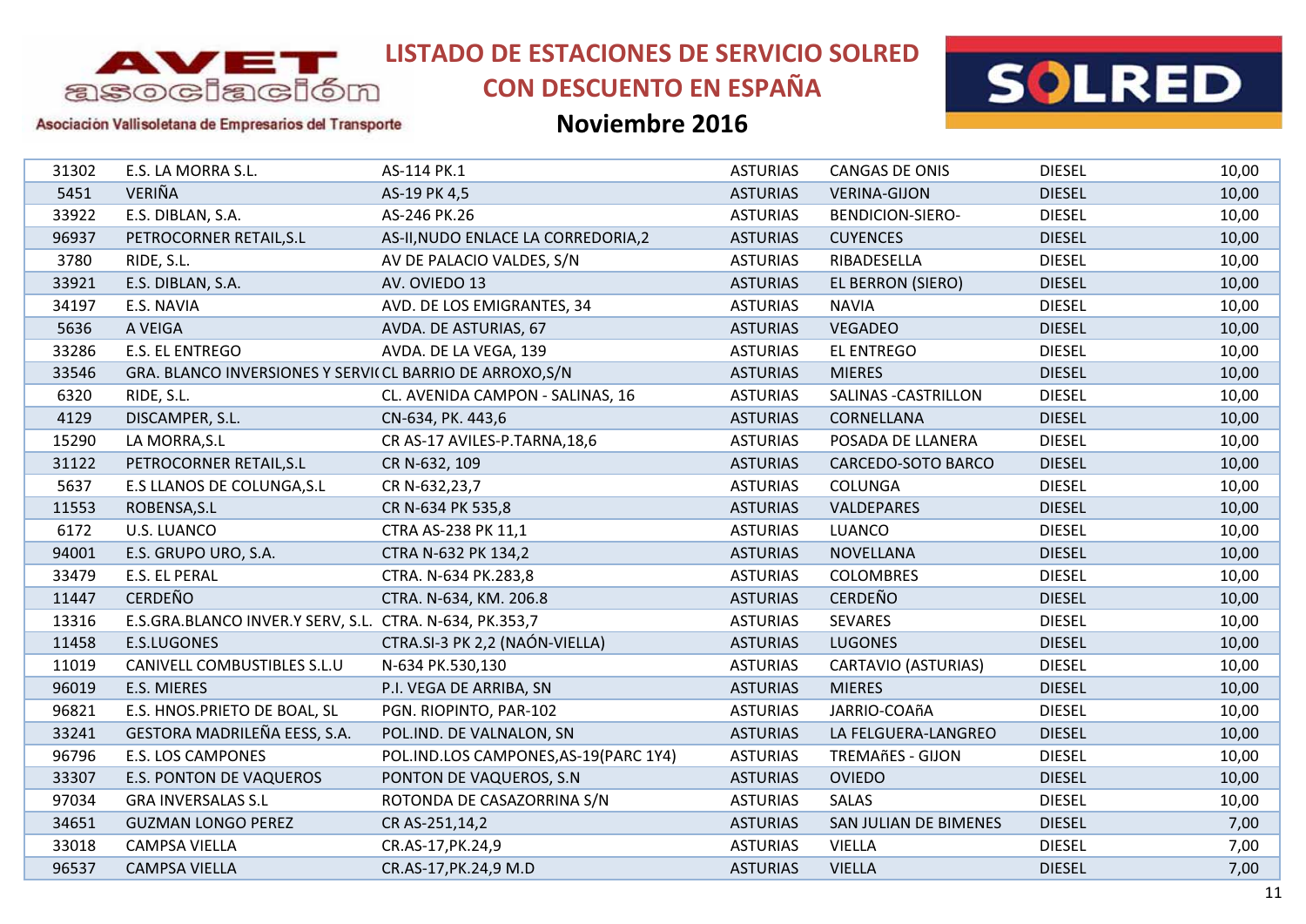# LISTADO DE ESTACIONES DE SERVICIO SOLRED CON DESCUENTO EN ESPAÑA

## Noviembre 2016

Asociación Vallisoletana de Empresarios del Transporte

| | | | | | | |
|---|---|---|---|---|---|---|
| 31302 | E.S. LA MORRA S.L. | AS-114 PK.1 | ASTURIAS | CANGAS DE ONIS | DIESEL | 10,00 |
| 5451 | VERIÑA | AS-19 PK 4,5 | ASTURIAS | VERINA-GIJON | DIESEL | 10,00 |
| 33922 | E.S. DIBLAN, S.A. | AS-246 PK.26 | ASTURIAS | BENDICION-SIERO- | DIESEL | 10,00 |
| 96937 | PETROCORNER RETAIL,S.L | AS-II,NUDO ENLACE LA CORREDORIA,2 | ASTURIAS | CUYENCES | DIESEL | 10,00 |
| 3780 | RIDE, S.L. | AV DE PALACIO VALDES, S/N | ASTURIAS | RIBADESELLA | DIESEL | 10,00 |
| 33921 | E.S. DIBLAN, S.A. | AV. OVIEDO 13 | ASTURIAS | EL BERRON (SIERO) | DIESEL | 10,00 |
| 34197 | E.S. NAVIA | AVD. DE LOS EMIGRANTES, 34 | ASTURIAS | NAVIA | DIESEL | 10,00 |
| 5636 | A VEIGA | AVDA. DE ASTURIAS, 67 | ASTURIAS | VEGADEO | DIESEL | 10,00 |
| 33286 | E.S. EL ENTREGO | AVDA. DE LA VEGA, 139 | ASTURIAS | EL ENTREGO | DIESEL | 10,00 |
| 33546 | GRA. BLANCO INVERSIONES Y SERVI( | CL BARRIO DE ARROXO,S/N | ASTURIAS | MIERES | DIESEL | 10,00 |
| 6320 | RIDE, S.L. | CL. AVENIDA CAMPON - SALINAS, 16 | ASTURIAS | SALINAS -CASTRILLON | DIESEL | 10,00 |
| 4129 | DISCAMPER, S.L. | CN-634, PK. 443,6 | ASTURIAS | CORNELLANA | DIESEL | 10,00 |
| 15290 | LA MORRA,S.L | CR AS-17 AVILES-P.TARNA,18,6 | ASTURIAS | POSADA DE LLANERA | DIESEL | 10,00 |
| 31122 | PETROCORNER RETAIL,S.L | CR N-632, 109 | ASTURIAS | CARCEDO-SOTO BARCO | DIESEL | 10,00 |
| 5637 | E.S LLANOS DE COLUNGA,S.L | CR N-632,23,7 | ASTURIAS | COLUNGA | DIESEL | 10,00 |
| 11553 | ROBENSA,S.L | CR N-634 PK 535,8 | ASTURIAS | VALDEPARES | DIESEL | 10,00 |
| 6172 | U.S. LUANCO | CTRA AS-238 PK 11,1 | ASTURIAS | LUANCO | DIESEL | 10,00 |
| 94001 | E.S. GRUPO URO, S.A. | CTRA N-632 PK 134,2 | ASTURIAS | NOVELLANA | DIESEL | 10,00 |
| 33479 | E.S. EL PERAL | CTRA. N-634 PK.283,8 | ASTURIAS | COLOMBRES | DIESEL | 10,00 |
| 11447 | CERDEÑO | CTRA. N-634, KM. 206.8 | ASTURIAS | CERDEÑO | DIESEL | 10,00 |
| 13316 | E.S.GRA.BLANCO INVER.Y SERV, S.L. | CTRA. N-634, PK.353,7 | ASTURIAS | SEVARES | DIESEL | 10,00 |
| 11458 | E.S.LUGONES | CTRA.SI-3 PK 2,2 (NAÓN-VIELLA) | ASTURIAS | LUGONES | DIESEL | 10,00 |
| 11019 | CANIVELL COMBUSTIBLES S.L.U | N-634 PK.530,130 | ASTURIAS | CARTAVIO (ASTURIAS) | DIESEL | 10,00 |
| 96019 | E.S. MIERES | P.I. VEGA DE ARRIBA, SN | ASTURIAS | MIERES | DIESEL | 10,00 |
| 96821 | E.S. HNOS.PRIETO DE BOAL, SL | PGN. RIOPINTO, PAR-102 | ASTURIAS | JARRIO-COAñA | DIESEL | 10,00 |
| 33241 | GESTORA MADRILEÑA EESS, S.A. | POL.IND. DE VALNALON, SN | ASTURIAS | LA FELGUERA-LANGREO | DIESEL | 10,00 |
| 96796 | E.S. LOS CAMPONES | POL.IND.LOS CAMPONES,AS-19(PARC 1Y4) | ASTURIAS | TREMAñES - GIJON | DIESEL | 10,00 |
| 33307 | E.S. PONTON DE VAQUEROS | PONTON DE VAQUEROS, S.N | ASTURIAS | OVIEDO | DIESEL | 10,00 |
| 97034 | GRA INVERSALAS S.L | ROTONDA DE CASAZORRINA S/N | ASTURIAS | SALAS | DIESEL | 10,00 |
| 34651 | GUZMAN LONGO PEREZ | CR AS-251,14,2 | ASTURIAS | SAN JULIAN DE BIMENES | DIESEL | 7,00 |
| 33018 | CAMPSA VIELLA | CR.AS-17,PK.24,9 | ASTURIAS | VIELLA | DIESEL | 7,00 |
| 96537 | CAMPSA VIELLA | CR.AS-17,PK.24,9 M.D | ASTURIAS | VIELLA | DIESEL | 7,00 |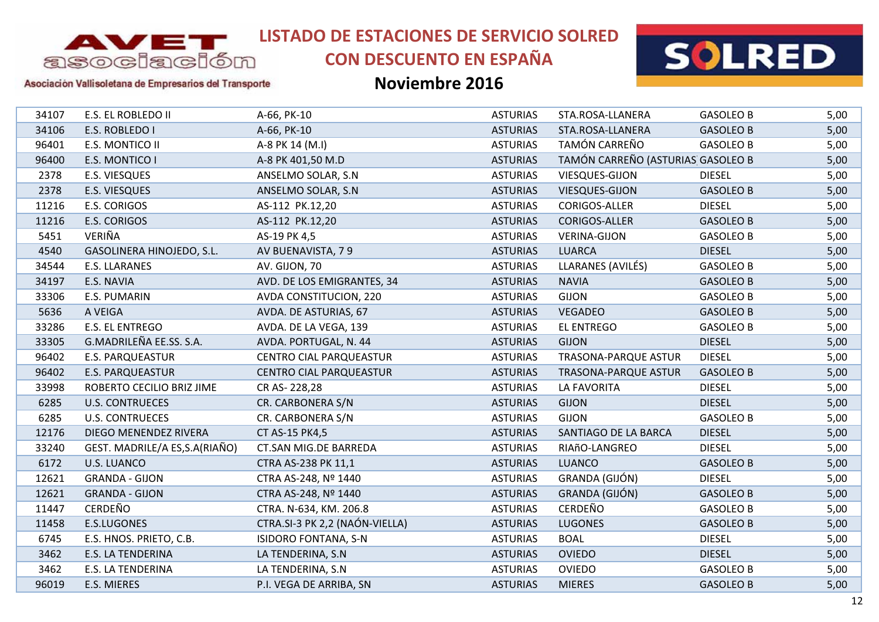# LISTADO DE ESTACIONES DE SERVICIO SOLRED CON DESCUENTO EN ESPAÑA

## Noviembre 2016

| | | | | | | |
|---|---|---|---|---|---|---|
| 34107 | E.S. EL ROBLEDO II | A-66, PK-10 | ASTURIAS | STA.ROSA-LLANERA | GASOLEO B | 5,00 |
| 34106 | E.S. ROBLEDO I | A-66, PK-10 | ASTURIAS | STA.ROSA-LLANERA | GASOLEO B | 5,00 |
| 96401 | E.S. MONTICO II | A-8 PK 14 (M.I) | ASTURIAS | TAMÓN CARREÑO | GASOLEO B | 5,00 |
| 96400 | E.S. MONTICO I | A-8 PK 401,50 M.D | ASTURIAS | TAMÓN CARREÑO (ASTURIAS | GASOLEO B | 5,00 |
| 2378 | E.S. VIESQUES | ANSELMO SOLAR, S.N | ASTURIAS | VIESQUES-GIJON | DIESEL | 5,00 |
| 2378 | E.S. VIESQUES | ANSELMO SOLAR, S.N | ASTURIAS | VIESQUES-GIJON | GASOLEO B | 5,00 |
| 11216 | E.S. CORIGOS | AS-112 PK.12,20 | ASTURIAS | CORIGOS-ALLER | DIESEL | 5,00 |
| 11216 | E.S. CORIGOS | AS-112 PK.12,20 | ASTURIAS | CORIGOS-ALLER | GASOLEO B | 5,00 |
| 5451 | VERIÑA | AS-19 PK 4,5 | ASTURIAS | VERINA-GIJON | GASOLEO B | 5,00 |
| 4540 | GASOLINERA HINOJEDO, S.L. | AV BUENAVISTA, 7 9 | ASTURIAS | LUARCA | DIESEL | 5,00 |
| 34544 | E.S. LLARANES | AV. GIJON, 70 | ASTURIAS | LLARANES (AVILÉS) | GASOLEO B | 5,00 |
| 34197 | E.S. NAVIA | AVD. DE LOS EMIGRANTES, 34 | ASTURIAS | NAVIA | GASOLEO B | 5,00 |
| 33306 | E.S. PUMARIN | AVDA CONSTITUCION, 220 | ASTURIAS | GIJON | GASOLEO B | 5,00 |
| 5636 | A VEIGA | AVDA. DE ASTURIAS, 67 | ASTURIAS | VEGADEO | GASOLEO B | 5,00 |
| 33286 | E.S. EL ENTREGO | AVDA. DE LA VEGA, 139 | ASTURIAS | EL ENTREGO | GASOLEO B | 5,00 |
| 33305 | G.MADRILEÑA EE.SS. S.A. | AVDA. PORTUGAL, N. 44 | ASTURIAS | GIJON | DIESEL | 5,00 |
| 96402 | E.S. PARQUEASTUR | CENTRO CIAL PARQUEASTUR | ASTURIAS | TRASONA-PARQUE ASTUR | DIESEL | 5,00 |
| 96402 | E.S. PARQUEASTUR | CENTRO CIAL PARQUEASTUR | ASTURIAS | TRASONA-PARQUE ASTUR | GASOLEO B | 5,00 |
| 33998 | ROBERTO CECILIO BRIZ JIME | CR AS- 228,28 | ASTURIAS | LA FAVORITA | DIESEL | 5,00 |
| 6285 | U.S. CONTRUECES | CR. CARBONERA S/N | ASTURIAS | GIJON | DIESEL | 5,00 |
| 6285 | U.S. CONTRUECES | CR. CARBONERA S/N | ASTURIAS | GIJON | GASOLEO B | 5,00 |
| 12176 | DIEGO MENENDEZ RIVERA | CT AS-15 PK4,5 | ASTURIAS | SANTIAGO DE LA BARCA | DIESEL | 5,00 |
| 33240 | GEST. MADRILE/A ES,S.A(RIAÑO) | CT.SAN MIG.DE BARREDA | ASTURIAS | RIAñO-LANGREO | DIESEL | 5,00 |
| 6172 | U.S. LUANCO | CTRA AS-238 PK 11,1 | ASTURIAS | LUANCO | GASOLEO B | 5,00 |
| 12621 | GRANDA - GIJON | CTRA AS-248, Nº 1440 | ASTURIAS | GRANDA (GIJÓN) | DIESEL | 5,00 |
| 12621 | GRANDA - GIJON | CTRA AS-248, Nº 1440 | ASTURIAS | GRANDA (GIJÓN) | GASOLEO B | 5,00 |
| 11447 | CERDEÑO | CTRA. N-634, KM. 206.8 | ASTURIAS | CERDEÑO | GASOLEO B | 5,00 |
| 11458 | E.S.LUGONES | CTRA.SI-3 PK 2,2 (NAÓN-VIELLA) | ASTURIAS | LUGONES | GASOLEO B | 5,00 |
| 6745 | E.S. HNOS. PRIETO, C.B. | ISIDORO FONTANA, S-N | ASTURIAS | BOAL | DIESEL | 5,00 |
| 3462 | E.S. LA TENDERINA | LA TENDERINA, S.N | ASTURIAS | OVIEDO | DIESEL | 5,00 |
| 3462 | E.S. LA TENDERINA | LA TENDERINA, S.N | ASTURIAS | OVIEDO | GASOLEO B | 5,00 |
| 96019 | E.S. MIERES | P.I. VEGA DE ARRIBA, SN | ASTURIAS | MIERES | GASOLEO B | 5,00 |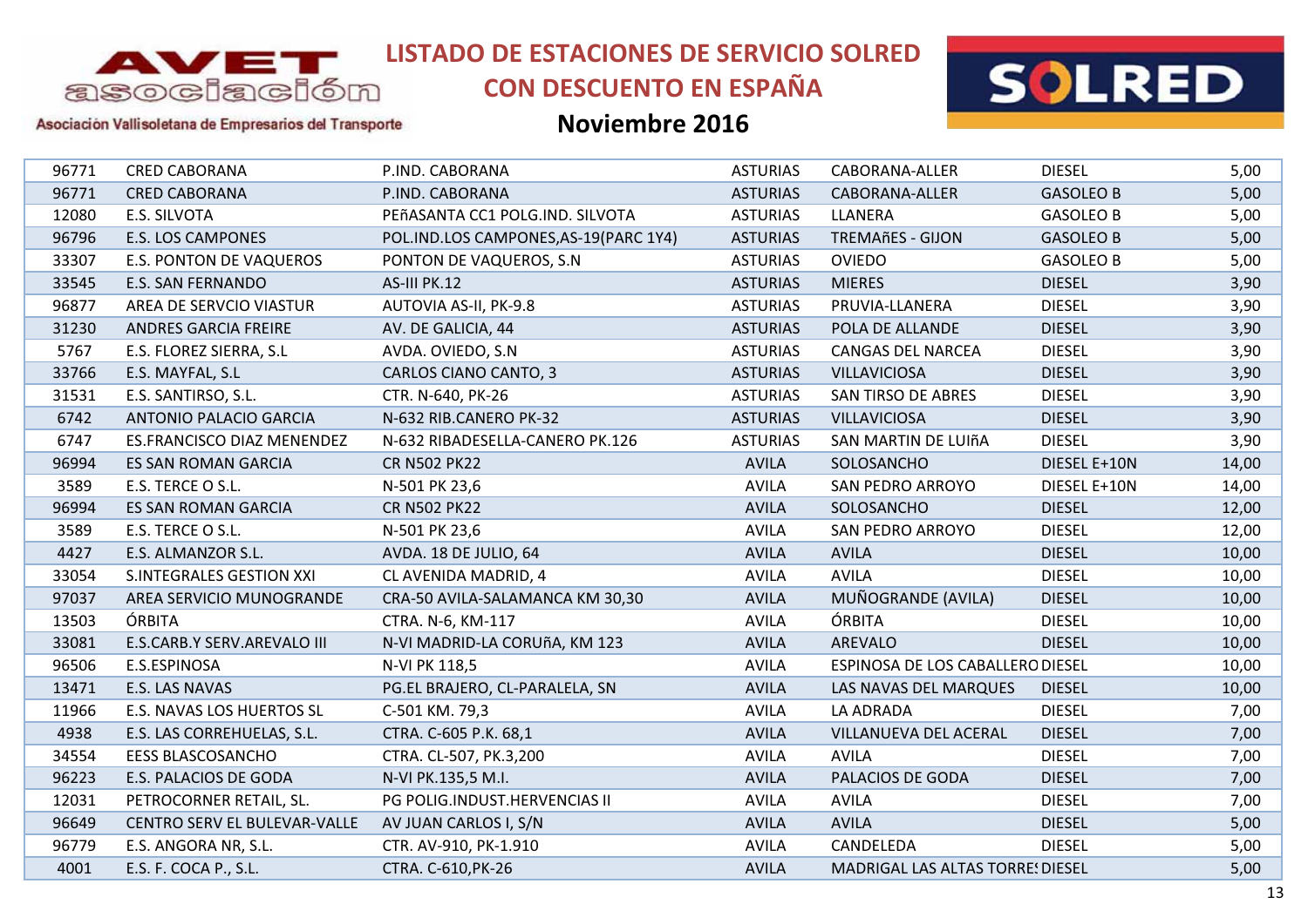# LISTADO DE ESTACIONES DE SERVICIO SOLRED CON DESCUENTO EN ESPAÑA

## Noviembre 2016

| | | | | | | |
|---|---|---|---|---|---|---|
| 96771 | CRED CABORANA | P.IND. CABORANA | ASTURIAS | CABORANA-ALLER | DIESEL | 5,00 |
| 96771 | CRED CABORANA | P.IND. CABORANA | ASTURIAS | CABORANA-ALLER | GASOLEO B | 5,00 |
| 12080 | E.S. SILVOTA | PEñASANTA CC1 POLG.IND. SILVOTA | ASTURIAS | LLANERA | GASOLEO B | 5,00 |
| 96796 | E.S. LOS CAMPONES | POL.IND.LOS CAMPONES,AS-19(PARC 1Y4) | ASTURIAS | TREMAñES - GIJON | GASOLEO B | 5,00 |
| 33307 | E.S. PONTON DE VAQUEROS | PONTON DE VAQUEROS, S.N | ASTURIAS | OVIEDO | GASOLEO B | 5,00 |
| 33545 | E.S. SAN FERNANDO | AS-III PK.12 | ASTURIAS | MIERES | DIESEL | 3,90 |
| 96877 | AREA DE SERVCIO VIASTUR | AUTOVIA AS-II, PK-9.8 | ASTURIAS | PRUVIA-LLANERA | DIESEL | 3,90 |
| 31230 | ANDRES GARCIA FREIRE | AV. DE GALICIA, 44 | ASTURIAS | POLA DE ALLANDE | DIESEL | 3,90 |
| 5767 | E.S. FLOREZ SIERRA, S.L | AVDA. OVIEDO, S.N | ASTURIAS | CANGAS DEL NARCEA | DIESEL | 3,90 |
| 33766 | E.S. MAYFAL, S.L | CARLOS CIANO CANTO, 3 | ASTURIAS | VILLAVICIOSA | DIESEL | 3,90 |
| 31531 | E.S. SANTIRSO, S.L. | CTR. N-640, PK-26 | ASTURIAS | SAN TIRSO DE ABRES | DIESEL | 3,90 |
| 6742 | ANTONIO PALACIO GARCIA | N-632 RIB.CANERO PK-32 | ASTURIAS | VILLAVICIOSA | DIESEL | 3,90 |
| 6747 | ES.FRANCISCO DIAZ MENENDEZ | N-632 RIBADESELLA-CANERO PK.126 | ASTURIAS | SAN MARTIN DE LUIñA | DIESEL | 3,90 |
| 96994 | ES SAN ROMAN GARCIA | CR N502 PK22 | AVILA | SOLOSANCHO | DIESEL E+10N | 14,00 |
| 3589 | E.S. TERCE O S.L. | N-501 PK 23,6 | AVILA | SAN PEDRO ARROYO | DIESEL E+10N | 14,00 |
| 96994 | ES SAN ROMAN GARCIA | CR N502 PK22 | AVILA | SOLOSANCHO | DIESEL | 12,00 |
| 3589 | E.S. TERCE O S.L. | N-501 PK 23,6 | AVILA | SAN PEDRO ARROYO | DIESEL | 12,00 |
| 4427 | E.S. ALMANZOR S.L. | AVDA. 18 DE JULIO, 64 | AVILA | AVILA | DIESEL | 10,00 |
| 33054 | S.INTEGRALES GESTION XXI | CL AVENIDA MADRID, 4 | AVILA | AVILA | DIESEL | 10,00 |
| 97037 | AREA SERVICIO MUNOGRANDE | CRA-50 AVILA-SALAMANCA KM 30,30 | AVILA | MUÑOGRANDE (AVILA) | DIESEL | 10,00 |
| 13503 | ÓRBITA | CTRA. N-6, KM-117 | AVILA | ÓRBITA | DIESEL | 10,00 |
| 33081 | E.S.CARB.Y SERV.AREVALO III | N-VI MADRID-LA CORUñA, KM 123 | AVILA | AREVALO | DIESEL | 10,00 |
| 96506 | E.S.ESPINOSA | N-VI PK 118,5 | AVILA | ESPINOSA DE LOS CABALLERO | DIESEL | 10,00 |
| 13471 | E.S. LAS NAVAS | PG.EL BRAJERO, CL-PARALELA, SN | AVILA | LAS NAVAS DEL MARQUES | DIESEL | 10,00 |
| 11966 | E.S. NAVAS LOS HUERTOS SL | C-501 KM. 79,3 | AVILA | LA ADRADA | DIESEL | 7,00 |
| 4938 | E.S. LAS CORREHUELAS, S.L. | CTRA. C-605 P.K. 68,1 | AVILA | VILLANUEVA DEL ACERAL | DIESEL | 7,00 |
| 34554 | EESS BLASCOSANCHO | CTRA. CL-507, PK.3,200 | AVILA | AVILA | DIESEL | 7,00 |
| 96223 | E.S. PALACIOS DE GODA | N-VI PK.135,5 M.I. | AVILA | PALACIOS DE GODA | DIESEL | 7,00 |
| 12031 | PETROCORNER RETAIL, SL. | PG POLIG.INDUST.HERVENCIAS II | AVILA | AVILA | DIESEL | 7,00 |
| 96649 | CENTRO SERV EL BULEVAR-VALLE | AV JUAN CARLOS I, S/N | AVILA | AVILA | DIESEL | 5,00 |
| 96779 | E.S. ANGORA NR, S.L. | CTR. AV-910, PK-1.910 | AVILA | CANDELEDA | DIESEL | 5,00 |
| 4001 | E.S. F. COCA P., S.L. | CTRA. C-610,PK-26 | AVILA | MADRIGAL LAS ALTAS TORRE | DIESEL | 5,00 |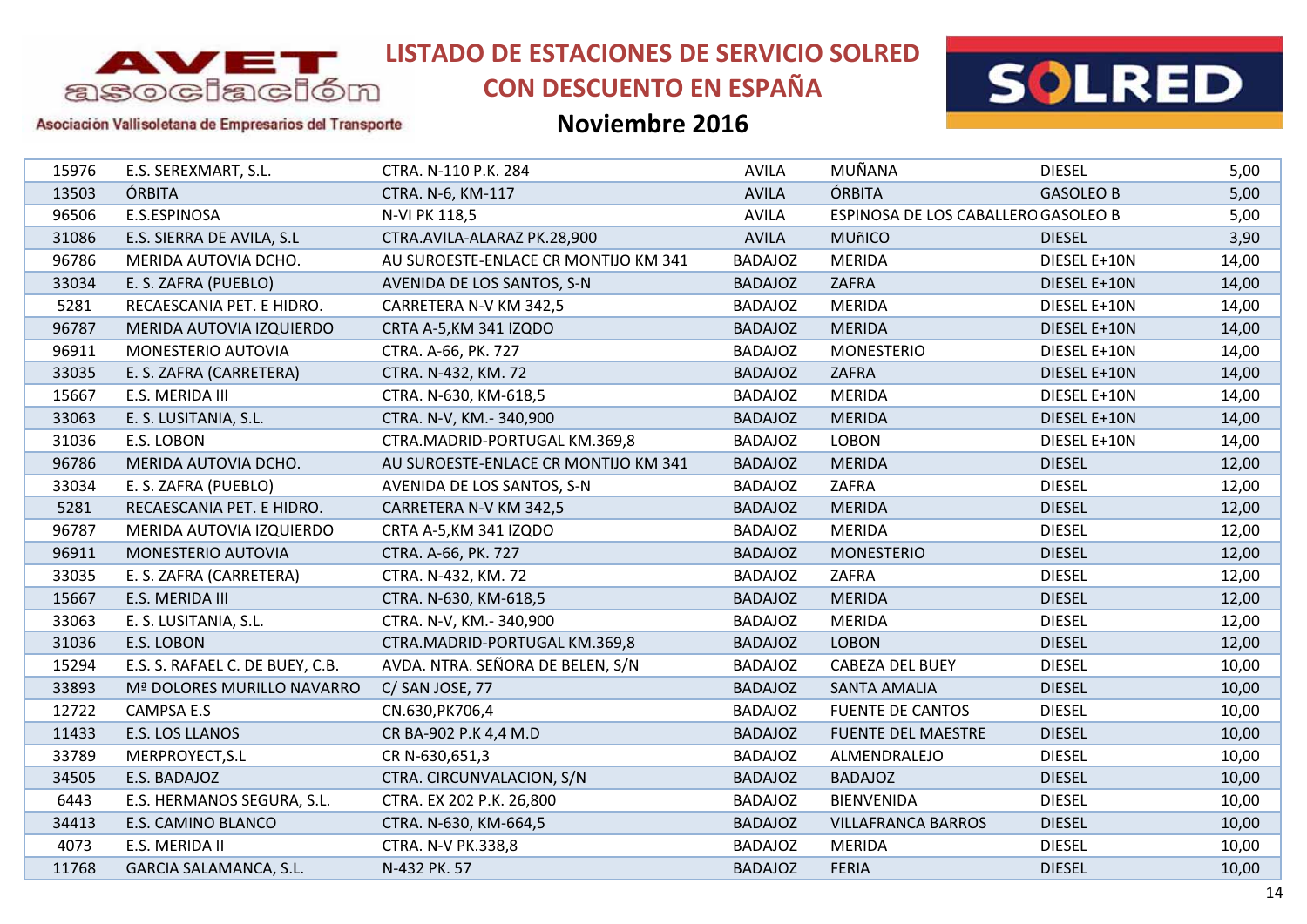# LISTADO DE ESTACIONES DE SERVICIO SOLRED CON DESCUENTO EN ESPAÑA

## Noviembre 2016

| | | | | | | |
|---|---|---|---|---|---|---|
| 15976 | E.S. SEREXMART, S.L. | CTRA. N-110 P.K. 284 | AVILA | MUÑANA | DIESEL | 5,00 |
| 13503 | ÓRBITA | CTRA. N-6, KM-117 | AVILA | ÓRBITA | GASOLEO B | 5,00 |
| 96506 | E.S.ESPINOSA | N-VI PK 118,5 | AVILA | ESPINOSA DE LOS CABALLERO | GASOLEO B | 5,00 |
| 31086 | E.S. SIERRA DE AVILA, S.L | CTRA.AVILA-ALARAZ PK.28,900 | AVILA | MUñICO | DIESEL | 3,90 |
| 96786 | MERIDA AUTOVIA DCHO. | AU SUROESTE-ENLACE CR MONTIJO KM 341 | BADAJOZ | MERIDA | DIESEL E+10N | 14,00 |
| 33034 | E. S. ZAFRA (PUEBLO) | AVENIDA DE LOS SANTOS, S-N | BADAJOZ | ZAFRA | DIESEL E+10N | 14,00 |
| 5281 | RECAESCANIA PET. E HIDRO. | CARRETERA N-V KM 342,5 | BADAJOZ | MERIDA | DIESEL E+10N | 14,00 |
| 96787 | MERIDA AUTOVIA IZQUIERDO | CRTA A-5,KM 341 IZQDO | BADAJOZ | MERIDA | DIESEL E+10N | 14,00 |
| 96911 | MONESTERIO AUTOVIA | CTRA. A-66, PK. 727 | BADAJOZ | MONESTERIO | DIESEL E+10N | 14,00 |
| 33035 | E. S. ZAFRA (CARRETERA) | CTRA. N-432, KM. 72 | BADAJOZ | ZAFRA | DIESEL E+10N | 14,00 |
| 15667 | E.S. MERIDA III | CTRA. N-630, KM-618,5 | BADAJOZ | MERIDA | DIESEL E+10N | 14,00 |
| 33063 | E. S. LUSITANIA, S.L. | CTRA. N-V, KM.- 340,900 | BADAJOZ | MERIDA | DIESEL E+10N | 14,00 |
| 31036 | E.S. LOBON | CTRA.MADRID-PORTUGAL KM.369,8 | BADAJOZ | LOBON | DIESEL E+10N | 14,00 |
| 96786 | MERIDA AUTOVIA DCHO. | AU SUROESTE-ENLACE CR MONTIJO KM 341 | BADAJOZ | MERIDA | DIESEL | 12,00 |
| 33034 | E. S. ZAFRA (PUEBLO) | AVENIDA DE LOS SANTOS, S-N | BADAJOZ | ZAFRA | DIESEL | 12,00 |
| 5281 | RECAESCANIA PET. E HIDRO. | CARRETERA N-V KM 342,5 | BADAJOZ | MERIDA | DIESEL | 12,00 |
| 96787 | MERIDA AUTOVIA IZQUIERDO | CRTA A-5,KM 341 IZQDO | BADAJOZ | MERIDA | DIESEL | 12,00 |
| 96911 | MONESTERIO AUTOVIA | CTRA. A-66, PK. 727 | BADAJOZ | MONESTERIO | DIESEL | 12,00 |
| 33035 | E. S. ZAFRA (CARRETERA) | CTRA. N-432, KM. 72 | BADAJOZ | ZAFRA | DIESEL | 12,00 |
| 15667 | E.S. MERIDA III | CTRA. N-630, KM-618,5 | BADAJOZ | MERIDA | DIESEL | 12,00 |
| 33063 | E. S. LUSITANIA, S.L. | CTRA. N-V, KM.- 340,900 | BADAJOZ | MERIDA | DIESEL | 12,00 |
| 31036 | E.S. LOBON | CTRA.MADRID-PORTUGAL KM.369,8 | BADAJOZ | LOBON | DIESEL | 12,00 |
| 15294 | E.S. S. RAFAEL C. DE BUEY, C.B. | AVDA. NTRA. SEÑORA DE BELEN, S/N | BADAJOZ | CABEZA DEL BUEY | DIESEL | 10,00 |
| 33893 | Mª DOLORES MURILLO NAVARRO | C/ SAN JOSE, 77 | BADAJOZ | SANTA AMALIA | DIESEL | 10,00 |
| 12722 | CAMPSA E.S | CN.630,PK706,4 | BADAJOZ | FUENTE DE CANTOS | DIESEL | 10,00 |
| 11433 | E.S. LOS LLANOS | CR BA-902 P.K 4,4 M.D | BADAJOZ | FUENTE DEL MAESTRE | DIESEL | 10,00 |
| 33789 | MERPROYECT,S.L | CR N-630,651,3 | BADAJOZ | ALMENDRALEJO | DIESEL | 10,00 |
| 34505 | E.S. BADAJOZ | CTRA. CIRCUNVALACION, S/N | BADAJOZ | BADAJOZ | DIESEL | 10,00 |
| 6443 | E.S. HERMANOS SEGURA, S.L. | CTRA. EX 202 P.K. 26,800 | BADAJOZ | BIENVENIDA | DIESEL | 10,00 |
| 34413 | E.S. CAMINO BLANCO | CTRA. N-630, KM-664,5 | BADAJOZ | VILLAFRANCA BARROS | DIESEL | 10,00 |
| 4073 | E.S. MERIDA II | CTRA. N-V PK.338,8 | BADAJOZ | MERIDA | DIESEL | 10,00 |
| 11768 | GARCIA SALAMANCA, S.L. | N-432 PK. 57 | BADAJOZ | FERIA | DIESEL | 10,00 |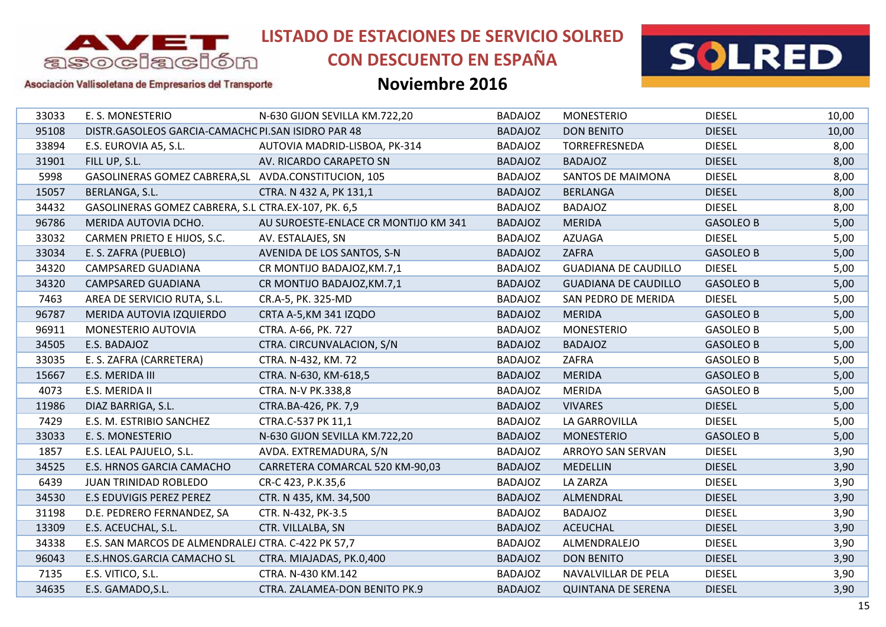# LISTADO DE ESTACIONES DE SERVICIO SOLRED CON DESCUENTO EN ESPAÑA

## Noviembre 2016

| | | | | | | |
|---|---|---|---|---|---|---|
| 33033 | E. S. MONESTERIO | N-630 GIJON SEVILLA KM.722,20 | BADAJOZ | MONESTERIO | DIESEL | 10,00 |
| 95108 | DISTR.GASOLEOS GARCIA-CAMACHC | PI.SAN ISIDRO PAR 48 | BADAJOZ | DON BENITO | DIESEL | 10,00 |
| 33894 | E.S. EUROVIA A5, S.L. | AUTOVIA MADRID-LISBOA, PK-314 | BADAJOZ | TORREFRESNEDA | DIESEL | 8,00 |
| 31901 | FILL UP, S.L. | AV. RICARDO CARAPETO SN | BADAJOZ | BADAJOZ | DIESEL | 8,00 |
| 5998 | GASOLINERAS GOMEZ CABRERA,SL | AVDA.CONSTITUCION, 105 | BADAJOZ | SANTOS DE MAIMONA | DIESEL | 8,00 |
| 15057 | BERLANGA, S.L. | CTRA. N 432 A, PK 131,1 | BADAJOZ | BERLANGA | DIESEL | 8,00 |
| 34432 | GASOLINERAS GOMEZ CABRERA, S.L | CTRA.EX-107, PK. 6,5 | BADAJOZ | BADAJOZ | DIESEL | 8,00 |
| 96786 | MERIDA AUTOVIA DCHO. | AU SUROESTE-ENLACE CR MONTIJO KM 341 | BADAJOZ | MERIDA | GASOLEO B | 5,00 |
| 33032 | CARMEN PRIETO E HIJOS, S.C. | AV. ESTALAJES, SN | BADAJOZ | AZUAGA | DIESEL | 5,00 |
| 33034 | E. S. ZAFRA (PUEBLO) | AVENIDA DE LOS SANTOS, S-N | BADAJOZ | ZAFRA | GASOLEO B | 5,00 |
| 34320 | CAMPSARED GUADIANA | CR MONTIJO BADAJOZ,KM.7,1 | BADAJOZ | GUADIANA DE CAUDILLO | DIESEL | 5,00 |
| 34320 | CAMPSARED GUADIANA | CR MONTIJO BADAJOZ,KM.7,1 | BADAJOZ | GUADIANA DE CAUDILLO | GASOLEO B | 5,00 |
| 7463 | AREA DE SERVICIO RUTA, S.L. | CR.A-5, PK. 325-MD | BADAJOZ | SAN PEDRO DE MERIDA | DIESEL | 5,00 |
| 96787 | MERIDA AUTOVIA IZQUIERDO | CRTA A-5,KM 341 IZQDO | BADAJOZ | MERIDA | GASOLEO B | 5,00 |
| 96911 | MONESTERIO AUTOVIA | CTRA. A-66, PK. 727 | BADAJOZ | MONESTERIO | GASOLEO B | 5,00 |
| 34505 | E.S. BADAJOZ | CTRA. CIRCUNVALACION, S/N | BADAJOZ | BADAJOZ | GASOLEO B | 5,00 |
| 33035 | E. S. ZAFRA (CARRETERA) | CTRA. N-432, KM. 72 | BADAJOZ | ZAFRA | GASOLEO B | 5,00 |
| 15667 | E.S. MERIDA III | CTRA. N-630, KM-618,5 | BADAJOZ | MERIDA | GASOLEO B | 5,00 |
| 4073 | E.S. MERIDA II | CTRA. N-V PK.338,8 | BADAJOZ | MERIDA | GASOLEO B | 5,00 |
| 11986 | DIAZ BARRIGA, S.L. | CTRA.BA-426, PK. 7,9 | BADAJOZ | VIVARES | DIESEL | 5,00 |
| 7429 | E.S. M. ESTRIBIO SANCHEZ | CTRA.C-537 PK 11,1 | BADAJOZ | LA GARROVILLA | DIESEL | 5,00 |
| 33033 | E. S. MONESTERIO | N-630 GIJON SEVILLA KM.722,20 | BADAJOZ | MONESTERIO | GASOLEO B | 5,00 |
| 1857 | E.S. LEAL PAJUELO, S.L. | AVDA. EXTREMADURA, S/N | BADAJOZ | ARROYO SAN SERVAN | DIESEL | 3,90 |
| 34525 | E.S. HRNOS GARCIA CAMACHO | CARRETERA COMARCAL 520 KM-90,03 | BADAJOZ | MEDELLIN | DIESEL | 3,90 |
| 6439 | JUAN TRINIDAD ROBLEDO | CR-C 423, P.K.35,6 | BADAJOZ | LA ZARZA | DIESEL | 3,90 |
| 34530 | E.S EDUVIGIS PEREZ PEREZ | CTR. N 435, KM. 34,500 | BADAJOZ | ALMENDRAL | DIESEL | 3,90 |
| 31198 | D.E. PEDRERO FERNANDEZ, SA | CTR. N-432, PK-3.5 | BADAJOZ | BADAJOZ | DIESEL | 3,90 |
| 13309 | E.S. ACEUCHAL, S.L. | CTR. VILLALBA, SN | BADAJOZ | ACEUCHAL | DIESEL | 3,90 |
| 34338 | E.S. SAN MARCOS DE ALMENDRALEJ | CTRA. C-422 PK 57,7 | BADAJOZ | ALMENDRALEJO | DIESEL | 3,90 |
| 96043 | E.S.HNOS.GARCIA CAMACHO SL | CTRA. MIAJADAS, PK.0,400 | BADAJOZ | DON BENITO | DIESEL | 3,90 |
| 7135 | E.S. VITICO, S.L. | CTRA. N-430 KM.142 | BADAJOZ | NAVALVILLAR DE PELA | DIESEL | 3,90 |
| 34635 | E.S. GAMADO,S.L. | CTRA. ZALAMEA-DON BENITO PK.9 | BADAJOZ | QUINTANA DE SERENA | DIESEL | 3,90 |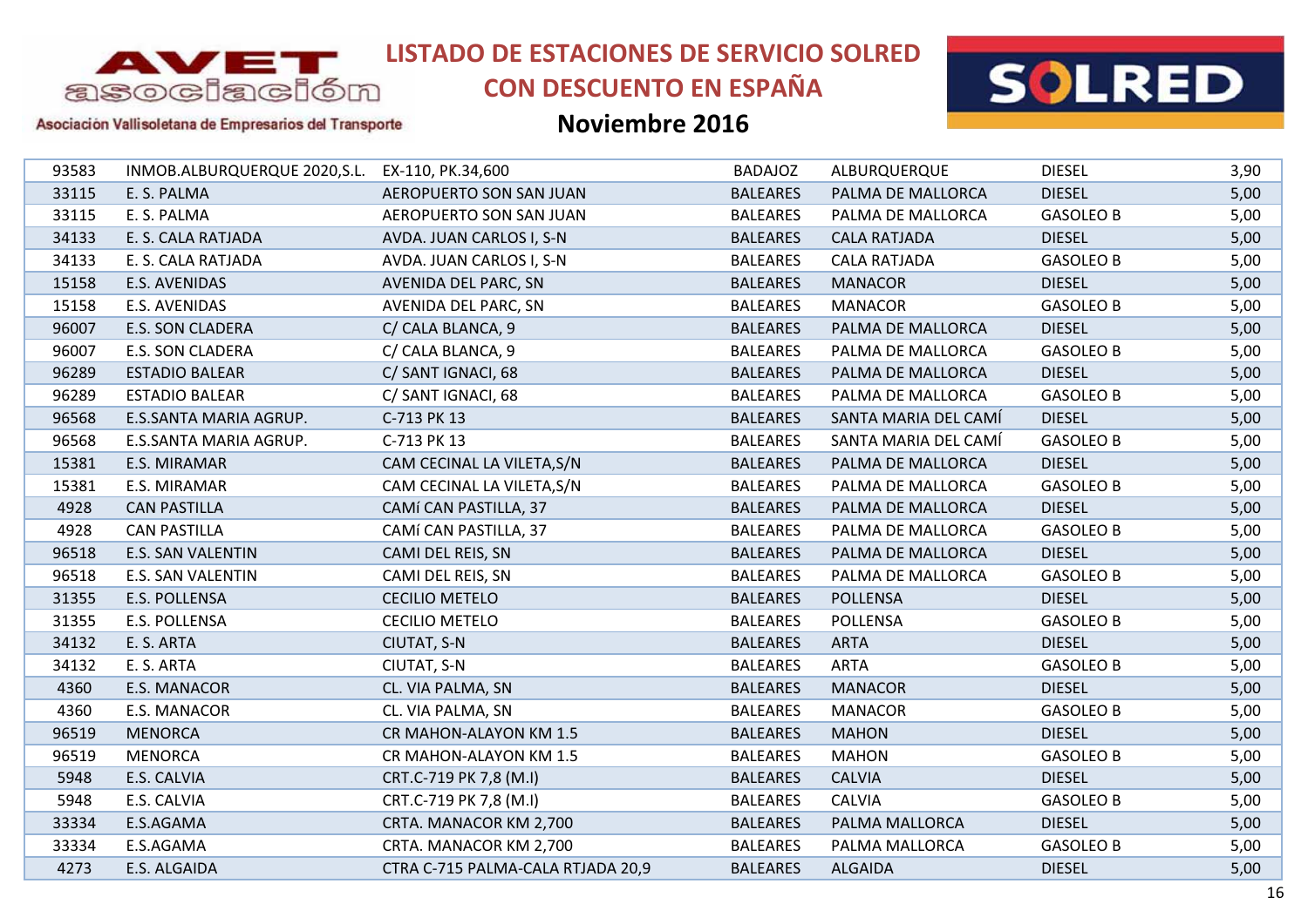# LISTADO DE ESTACIONES DE SERVICIO SOLRED CON DESCUENTO EN ESPAÑA

## Noviembre 2016

| | | | | | | |
|---|---|---|---|---|---|---|
| 93583 | INMOB.ALBURQUERQUE 2020,S.L. | EX-110, PK.34,600 | BADAJOZ | ALBURQUERQUE | DIESEL | 3,90 |
| 33115 | E. S. PALMA | AEROPUERTO SON SAN JUAN | BALEARES | PALMA DE MALLORCA | DIESEL | 5,00 |
| 33115 | E. S. PALMA | AEROPUERTO SON SAN JUAN | BALEARES | PALMA DE MALLORCA | GASOLEO B | 5,00 |
| 34133 | E. S. CALA RATJADA | AVDA. JUAN CARLOS I, S-N | BALEARES | CALA RATJADA | DIESEL | 5,00 |
| 34133 | E. S. CALA RATJADA | AVDA. JUAN CARLOS I, S-N | BALEARES | CALA RATJADA | GASOLEO B | 5,00 |
| 15158 | E.S. AVENIDAS | AVENIDA DEL PARC, SN | BALEARES | MANACOR | DIESEL | 5,00 |
| 15158 | E.S. AVENIDAS | AVENIDA DEL PARC, SN | BALEARES | MANACOR | GASOLEO B | 5,00 |
| 96007 | E.S. SON CLADERA | C/ CALA BLANCA, 9 | BALEARES | PALMA DE MALLORCA | DIESEL | 5,00 |
| 96007 | E.S. SON CLADERA | C/ CALA BLANCA, 9 | BALEARES | PALMA DE MALLORCA | GASOLEO B | 5,00 |
| 96289 | ESTADIO BALEAR | C/ SANT IGNACI, 68 | BALEARES | PALMA DE MALLORCA | DIESEL | 5,00 |
| 96289 | ESTADIO BALEAR | C/ SANT IGNACI, 68 | BALEARES | PALMA DE MALLORCA | GASOLEO B | 5,00 |
| 96568 | E.S.SANTA MARIA AGRUP. | C-713 PK 13 | BALEARES | SANTA MARIA DEL CAMÍ | DIESEL | 5,00 |
| 96568 | E.S.SANTA MARIA AGRUP. | C-713 PK 13 | BALEARES | SANTA MARIA DEL CAMÍ | GASOLEO B | 5,00 |
| 15381 | E.S. MIRAMAR | CAM CECINAL LA VILETA,S/N | BALEARES | PALMA DE MALLORCA | DIESEL | 5,00 |
| 15381 | E.S. MIRAMAR | CAM CECINAL LA VILETA,S/N | BALEARES | PALMA DE MALLORCA | GASOLEO B | 5,00 |
| 4928 | CAN PASTILLA | CAMí CAN PASTILLA, 37 | BALEARES | PALMA DE MALLORCA | DIESEL | 5,00 |
| 4928 | CAN PASTILLA | CAMí CAN PASTILLA, 37 | BALEARES | PALMA DE MALLORCA | GASOLEO B | 5,00 |
| 96518 | E.S. SAN VALENTIN | CAMI DEL REIS, SN | BALEARES | PALMA DE MALLORCA | DIESEL | 5,00 |
| 96518 | E.S. SAN VALENTIN | CAMI DEL REIS, SN | BALEARES | PALMA DE MALLORCA | GASOLEO B | 5,00 |
| 31355 | E.S. POLLENSA | CECILIO METELO | BALEARES | POLLENSA | DIESEL | 5,00 |
| 31355 | E.S. POLLENSA | CECILIO METELO | BALEARES | POLLENSA | GASOLEO B | 5,00 |
| 34132 | E. S. ARTA | CIUTAT, S-N | BALEARES | ARTA | DIESEL | 5,00 |
| 34132 | E. S. ARTA | CIUTAT, S-N | BALEARES | ARTA | GASOLEO B | 5,00 |
| 4360 | E.S. MANACOR | CL. VIA PALMA, SN | BALEARES | MANACOR | DIESEL | 5,00 |
| 4360 | E.S. MANACOR | CL. VIA PALMA, SN | BALEARES | MANACOR | GASOLEO B | 5,00 |
| 96519 | MENORCA | CR MAHON-ALAYON KM 1.5 | BALEARES | MAHON | DIESEL | 5,00 |
| 96519 | MENORCA | CR MAHON-ALAYON KM 1.5 | BALEARES | MAHON | GASOLEO B | 5,00 |
| 5948 | E.S. CALVIA | CRT.C-719 PK 7,8 (M.I) | BALEARES | CALVIA | DIESEL | 5,00 |
| 5948 | E.S. CALVIA | CRT.C-719 PK 7,8 (M.I) | BALEARES | CALVIA | GASOLEO B | 5,00 |
| 33334 | E.S.AGAMA | CRTA. MANACOR KM 2,700 | BALEARES | PALMA MALLORCA | DIESEL | 5,00 |
| 33334 | E.S.AGAMA | CRTA. MANACOR KM 2,700 | BALEARES | PALMA MALLORCA | GASOLEO B | 5,00 |
| 4273 | E.S. ALGAIDA | CTRA C-715 PALMA-CALA RTJADA 20,9 | BALEARES | ALGAIDA | DIESEL | 5,00 |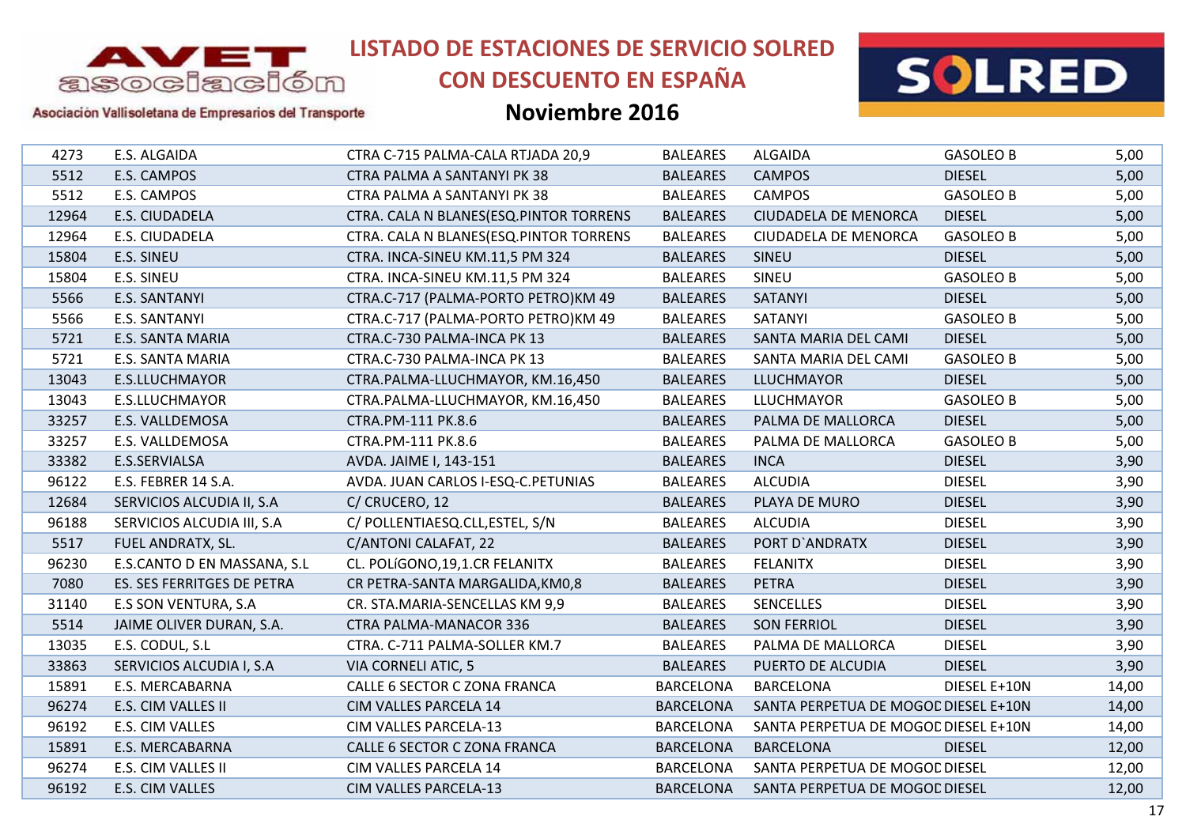# LISTADO DE ESTACIONES DE SERVICIO SOLRED CON DESCUENTO EN ESPAÑA

## Noviembre 2016

Asociación Vallisoletana de Empresarios del Transporte

| | | | | | | |
|---|---|---|---|---|---|---|
| 4273 | E.S. ALGAIDA | CTRA C-715 PALMA-CALA RTJADA 20,9 | BALEARES | ALGAIDA | GASOLEO B | 5,00 |
| 5512 | E.S. CAMPOS | CTRA PALMA A SANTANYI PK 38 | BALEARES | CAMPOS | DIESEL | 5,00 |
| 5512 | E.S. CAMPOS | CTRA PALMA A SANTANYI PK 38 | BALEARES | CAMPOS | GASOLEO B | 5,00 |
| 12964 | E.S. CIUDADELA | CTRA. CALA N BLANES(ESQ.PINTOR TORRENS | BALEARES | CIUDADELA DE MENORCA | DIESEL | 5,00 |
| 12964 | E.S. CIUDADELA | CTRA. CALA N BLANES(ESQ.PINTOR TORRENS | BALEARES | CIUDADELA DE MENORCA | GASOLEO B | 5,00 |
| 15804 | E.S. SINEU | CTRA. INCA-SINEU KM.11,5 PM 324 | BALEARES | SINEU | DIESEL | 5,00 |
| 15804 | E.S. SINEU | CTRA. INCA-SINEU KM.11,5 PM 324 | BALEARES | SINEU | GASOLEO B | 5,00 |
| 5566 | E.S. SANTANYI | CTRA.C-717 (PALMA-PORTO PETRO)KM 49 | BALEARES | SATANYI | DIESEL | 5,00 |
| 5566 | E.S. SANTANYI | CTRA.C-717 (PALMA-PORTO PETRO)KM 49 | BALEARES | SATANYI | GASOLEO B | 5,00 |
| 5721 | E.S. SANTA MARIA | CTRA.C-730 PALMA-INCA PK 13 | BALEARES | SANTA MARIA DEL CAMI | DIESEL | 5,00 |
| 5721 | E.S. SANTA MARIA | CTRA.C-730 PALMA-INCA PK 13 | BALEARES | SANTA MARIA DEL CAMI | GASOLEO B | 5,00 |
| 13043 | E.S.LLUCHMAYOR | CTRA.PALMA-LLUCHMAYOR, KM.16,450 | BALEARES | LLUCHMAYOR | DIESEL | 5,00 |
| 13043 | E.S.LLUCHMAYOR | CTRA.PALMA-LLUCHMAYOR, KM.16,450 | BALEARES | LLUCHMAYOR | GASOLEO B | 5,00 |
| 33257 | E.S. VALLDEMOSA | CTRA.PM-111 PK.8.6 | BALEARES | PALMA DE MALLORCA | DIESEL | 5,00 |
| 33257 | E.S. VALLDEMOSA | CTRA.PM-111 PK.8.6 | BALEARES | PALMA DE MALLORCA | GASOLEO B | 5,00 |
| 33382 | E.S.SERVIALSA | AVDA. JAIME I, 143-151 | BALEARES | INCA | DIESEL | 3,90 |
| 96122 | E.S. FEBRER 14 S.A. | AVDA. JUAN CARLOS I-ESQ-C.PETUNIAS | BALEARES | ALCUDIA | DIESEL | 3,90 |
| 12684 | SERVICIOS ALCUDIA II, S.A | C/ CRUCERO, 12 | BALEARES | PLAYA DE MURO | DIESEL | 3,90 |
| 96188 | SERVICIOS ALCUDIA III, S.A | C/ POLLENTIAESQ.CLL,ESTEL, S/N | BALEARES | ALCUDIA | DIESEL | 3,90 |
| 5517 | FUEL ANDRATX, SL. | C/ANTONI CALAFAT, 22 | BALEARES | PORT D`ANDRATX | DIESEL | 3,90 |
| 96230 | E.S.CANTO D EN MASSANA, S.L | CL. POLíGONO,19,1.CR FELANITX | BALEARES | FELANITX | DIESEL | 3,90 |
| 7080 | ES. SES FERRITGES DE PETRA | CR PETRA-SANTA MARGALIDA,KM0,8 | BALEARES | PETRA | DIESEL | 3,90 |
| 31140 | E.S SON VENTURA, S.A | CR. STA.MARIA-SENCELLAS KM 9,9 | BALEARES | SENCELLES | DIESEL | 3,90 |
| 5514 | JAIME OLIVER DURAN, S.A. | CTRA PALMA-MANACOR 336 | BALEARES | SON FERRIOL | DIESEL | 3,90 |
| 13035 | E.S. CODUL, S.L | CTRA. C-711 PALMA-SOLLER KM.7 | BALEARES | PALMA DE MALLORCA | DIESEL | 3,90 |
| 33863 | SERVICIOS ALCUDIA I, S.A | VIA CORNELI ATIC, 5 | BALEARES | PUERTO DE ALCUDIA | DIESEL | 3,90 |
| 15891 | E.S. MERCABARNA | CALLE 6 SECTOR C ZONA FRANCA | BARCELONA | BARCELONA | DIESEL E+10N | 14,00 |
| 96274 | E.S. CIM VALLES II | CIM VALLES PARCELA 14 | BARCELONA | SANTA PERPETUA DE MOGOD | DIESEL E+10N | 14,00 |
| 96192 | E.S. CIM VALLES | CIM VALLES PARCELA-13 | BARCELONA | SANTA PERPETUA DE MOGOD | DIESEL E+10N | 14,00 |
| 15891 | E.S. MERCABARNA | CALLE 6 SECTOR C ZONA FRANCA | BARCELONA | BARCELONA | DIESEL | 12,00 |
| 96274 | E.S. CIM VALLES II | CIM VALLES PARCELA 14 | BARCELONA | SANTA PERPETUA DE MOGOD | DIESEL | 12,00 |
| 96192 | E.S. CIM VALLES | CIM VALLES PARCELA-13 | BARCELONA | SANTA PERPETUA DE MOGOD | DIESEL | 12,00 |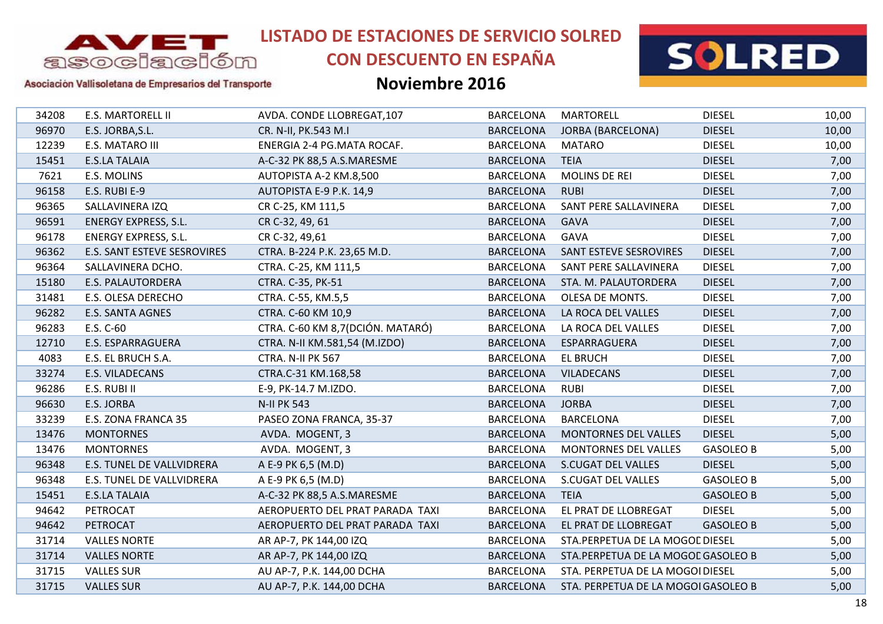# LISTADO DE ESTACIONES DE SERVICIO SOLRED CON DESCUENTO EN ESPAÑA

## Noviembre 2016

Asociación Vallisoletana de Empresarios del Transporte

| | | | | | | |
|---|---|---|---|---|---|---|
| 34208 | E.S. MARTORELL II | AVDA. CONDE LLOBREGAT,107 | BARCELONA | MARTORELL | DIESEL | 10,00 |
| 96970 | E.S. JORBA,S.L. | CR. N-II, PK.543 M.I | BARCELONA | JORBA (BARCELONA) | DIESEL | 10,00 |
| 12239 | E.S. MATARO III | ENERGIA 2-4 PG.MATA ROCAF. | BARCELONA | MATARO | DIESEL | 10,00 |
| 15451 | E.S.LA TALAIA | A-C-32 PK 88,5 A.S.MARESME | BARCELONA | TEIA | DIESEL | 7,00 |
| 7621 | E.S. MOLINS | AUTOPISTA A-2 KM.8,500 | BARCELONA | MOLINS DE REI | DIESEL | 7,00 |
| 96158 | E.S. RUBI E-9 | AUTOPISTA E-9 P.K. 14,9 | BARCELONA | RUBI | DIESEL | 7,00 |
| 96365 | SALLAVINERA IZQ | CR C-25, KM 111,5 | BARCELONA | SANT PERE SALLAVINERA | DIESEL | 7,00 |
| 96591 | ENERGY EXPRESS, S.L. | CR C-32, 49, 61 | BARCELONA | GAVA | DIESEL | 7,00 |
| 96178 | ENERGY EXPRESS, S.L. | CR C-32, 49,61 | BARCELONA | GAVA | DIESEL | 7,00 |
| 96362 | E.S. SANT ESTEVE SESROVIRES | CTRA. B-224 P.K. 23,65 M.D. | BARCELONA | SANT ESTEVE SESROVIRES | DIESEL | 7,00 |
| 96364 | SALLAVINERA DCHO. | CTRA. C-25, KM 111,5 | BARCELONA | SANT PERE SALLAVINERA | DIESEL | 7,00 |
| 15180 | E.S. PALAUTORDERA | CTRA. C-35, PK-51 | BARCELONA | STA. M. PALAUTORDERA | DIESEL | 7,00 |
| 31481 | E.S. OLESA DERECHO | CTRA. C-55, KM.5,5 | BARCELONA | OLESA DE MONTS. | DIESEL | 7,00 |
| 96282 | E.S. SANTA AGNES | CTRA. C-60 KM 10,9 | BARCELONA | LA ROCA DEL VALLES | DIESEL | 7,00 |
| 96283 | E.S. C-60 | CTRA. C-60 KM 8,7(DCIÓN. MATARÓ) | BARCELONA | LA ROCA DEL VALLES | DIESEL | 7,00 |
| 12710 | E.S. ESPARRAGUERA | CTRA. N-II KM.581,54 (M.IZDO) | BARCELONA | ESPARRAGUERA | DIESEL | 7,00 |
| 4083 | E.S. EL BRUCH S.A. | CTRA. N-II PK 567 | BARCELONA | EL BRUCH | DIESEL | 7,00 |
| 33274 | E.S. VILADECANS | CTRA.C-31 KM.168,58 | BARCELONA | VILADECANS | DIESEL | 7,00 |
| 96286 | E.S. RUBI II | E-9, PK-14.7 M.IZDO. | BARCELONA | RUBI | DIESEL | 7,00 |
| 96630 | E.S. JORBA | N-II PK 543 | BARCELONA | JORBA | DIESEL | 7,00 |
| 33239 | E.S. ZONA FRANCA 35 | PASEO ZONA FRANCA, 35-37 | BARCELONA | BARCELONA | DIESEL | 7,00 |
| 13476 | MONTORNES | AVDA. MOGENT, 3 | BARCELONA | MONTORNES DEL VALLES | DIESEL | 5,00 |
| 13476 | MONTORNES | AVDA. MOGENT, 3 | BARCELONA | MONTORNES DEL VALLES | GASOLEO B | 5,00 |
| 96348 | E.S. TUNEL DE VALLVIDRERA | A E-9 PK 6,5 (M.D) | BARCELONA | S.CUGAT DEL VALLES | DIESEL | 5,00 |
| 96348 | E.S. TUNEL DE VALLVIDRERA | A E-9 PK 6,5 (M.D) | BARCELONA | S.CUGAT DEL VALLES | GASOLEO B | 5,00 |
| 15451 | E.S.LA TALAIA | A-C-32 PK 88,5 A.S.MARESME | BARCELONA | TEIA | GASOLEO B | 5,00 |
| 94642 | PETROCAT | AEROPUERTO DEL PRAT PARADA TAXI | BARCELONA | EL PRAT DE LLOBREGAT | DIESEL | 5,00 |
| 94642 | PETROCAT | AEROPUERTO DEL PRAT PARADA TAXI | BARCELONA | EL PRAT DE LLOBREGAT | GASOLEO B | 5,00 |
| 31714 | VALLES NORTE | AR AP-7, PK 144,00 IZQ | BARCELONA | STA.PERPETUA DE LA MOGOD | DIESEL | 5,00 |
| 31714 | VALLES NORTE | AR AP-7, PK 144,00 IZQ | BARCELONA | STA.PERPETUA DE LA MOGOD | GASOLEO B | 5,00 |
| 31715 | VALLES SUR | AU AP-7, P.K. 144,00 DCHA | BARCELONA | STA. PERPETUA DE LA MOGOI | DIESEL | 5,00 |
| 31715 | VALLES SUR | AU AP-7, P.K. 144,00 DCHA | BARCELONA | STA. PERPETUA DE LA MOGOI | GASOLEO B | 5,00 |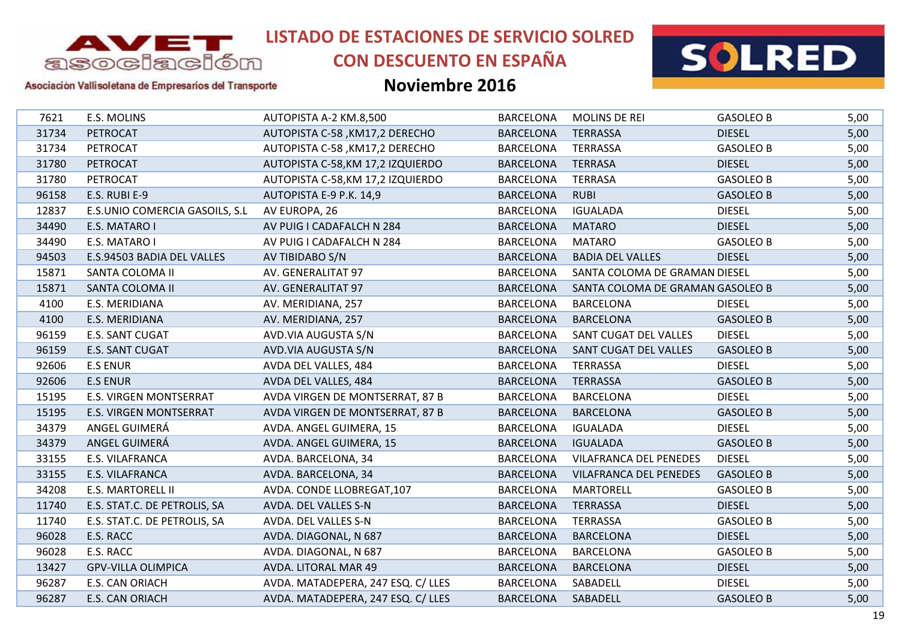# LISTADO DE ESTACIONES DE SERVICIO SOLRED CON DESCUENTO EN ESPAÑA

## Noviembre 2016

Asociación Vallisoletana de Empresarios del Transporte

| | | | | | | |
|---|---|---|---|---|---|---|
| 7621 | E.S. MOLINS | AUTOPISTA A-2 KM.8,500 | BARCELONA | MOLINS DE REI | GASOLEO B | 5,00 |
| 31734 | PETROCAT | AUTOPISTA C-58 ,KM17,2 DERECHO | BARCELONA | TERRASSA | DIESEL | 5,00 |
| 31734 | PETROCAT | AUTOPISTA C-58 ,KM17,2 DERECHO | BARCELONA | TERRASSA | GASOLEO B | 5,00 |
| 31780 | PETROCAT | AUTOPISTA C-58,KM 17,2 IZQUIERDO | BARCELONA | TERRASA | DIESEL | 5,00 |
| 31780 | PETROCAT | AUTOPISTA C-58,KM 17,2 IZQUIERDO | BARCELONA | TERRASA | GASOLEO B | 5,00 |
| 96158 | E.S. RUBI E-9 | AUTOPISTA E-9 P.K. 14,9 | BARCELONA | RUBI | GASOLEO B | 5,00 |
| 12837 | E.S.UNIO COMERCIA GASOILS, S.L | AV EUROPA, 26 | BARCELONA | IGUALADA | DIESEL | 5,00 |
| 34490 | E.S. MATARO I | AV PUIG I CADAFALCH N 284 | BARCELONA | MATARO | DIESEL | 5,00 |
| 34490 | E.S. MATARO I | AV PUIG I CADAFALCH N 284 | BARCELONA | MATARO | GASOLEO B | 5,00 |
| 94503 | E.S.94503 BADIA DEL VALLES | AV TIBIDABO S/N | BARCELONA | BADIA DEL VALLES | DIESEL | 5,00 |
| 15871 | SANTA COLOMA II | AV. GENERALITAT 97 | BARCELONA | SANTA COLOMA DE GRAMAN | DIESEL | 5,00 |
| 15871 | SANTA COLOMA II | AV. GENERALITAT 97 | BARCELONA | SANTA COLOMA DE GRAMAN | GASOLEO B | 5,00 |
| 4100 | E.S. MERIDIANA | AV. MERIDIANA, 257 | BARCELONA | BARCELONA | DIESEL | 5,00 |
| 4100 | E.S. MERIDIANA | AV. MERIDIANA, 257 | BARCELONA | BARCELONA | GASOLEO B | 5,00 |
| 96159 | E.S. SANT CUGAT | AVD.VIA AUGUSTA S/N | BARCELONA | SANT CUGAT DEL VALLES | DIESEL | 5,00 |
| 96159 | E.S. SANT CUGAT | AVD.VIA AUGUSTA S/N | BARCELONA | SANT CUGAT DEL VALLES | GASOLEO B | 5,00 |
| 92606 | E.S ENUR | AVDA DEL VALLES, 484 | BARCELONA | TERRASSA | DIESEL | 5,00 |
| 92606 | E.S ENUR | AVDA DEL VALLES, 484 | BARCELONA | TERRASSA | GASOLEO B | 5,00 |
| 15195 | E.S. VIRGEN MONTSERRAT | AVDA VIRGEN DE MONTSERRAT, 87 B | BARCELONA | BARCELONA | DIESEL | 5,00 |
| 15195 | E.S. VIRGEN MONTSERRAT | AVDA VIRGEN DE MONTSERRAT, 87 B | BARCELONA | BARCELONA | GASOLEO B | 5,00 |
| 34379 | ANGEL GUIMERÁ | AVDA. ANGEL GUIMERA, 15 | BARCELONA | IGUALADA | DIESEL | 5,00 |
| 34379 | ANGEL GUIMERÁ | AVDA. ANGEL GUIMERA, 15 | BARCELONA | IGUALADA | GASOLEO B | 5,00 |
| 33155 | E.S. VILAFRANCA | AVDA. BARCELONA, 34 | BARCELONA | VILAFRANCA DEL PENEDES | DIESEL | 5,00 |
| 33155 | E.S. VILAFRANCA | AVDA. BARCELONA, 34 | BARCELONA | VILAFRANCA DEL PENEDES | GASOLEO B | 5,00 |
| 34208 | E.S. MARTORELL II | AVDA. CONDE LLOBREGAT,107 | BARCELONA | MARTORELL | GASOLEO B | 5,00 |
| 11740 | E.S. STAT.C. DE PETROLIS, SA | AVDA. DEL VALLES S-N | BARCELONA | TERRASSA | DIESEL | 5,00 |
| 11740 | E.S. STAT.C. DE PETROLIS, SA | AVDA. DEL VALLES S-N | BARCELONA | TERRASSA | GASOLEO B | 5,00 |
| 96028 | E.S. RACC | AVDA. DIAGONAL, N 687 | BARCELONA | BARCELONA | DIESEL | 5,00 |
| 96028 | E.S. RACC | AVDA. DIAGONAL, N 687 | BARCELONA | BARCELONA | GASOLEO B | 5,00 |
| 13427 | GPV-VILLA OLIMPICA | AVDA. LITORAL MAR 49 | BARCELONA | BARCELONA | DIESEL | 5,00 |
| 96287 | E.S. CAN ORIACH | AVDA. MATADEPERA, 247 ESQ. C/ LLES | BARCELONA | SABADELL | DIESEL | 5,00 |
| 96287 | E.S. CAN ORIACH | AVDA. MATADEPERA, 247 ESQ. C/ LLES | BARCELONA | SABADELL | GASOLEO B | 5,00 |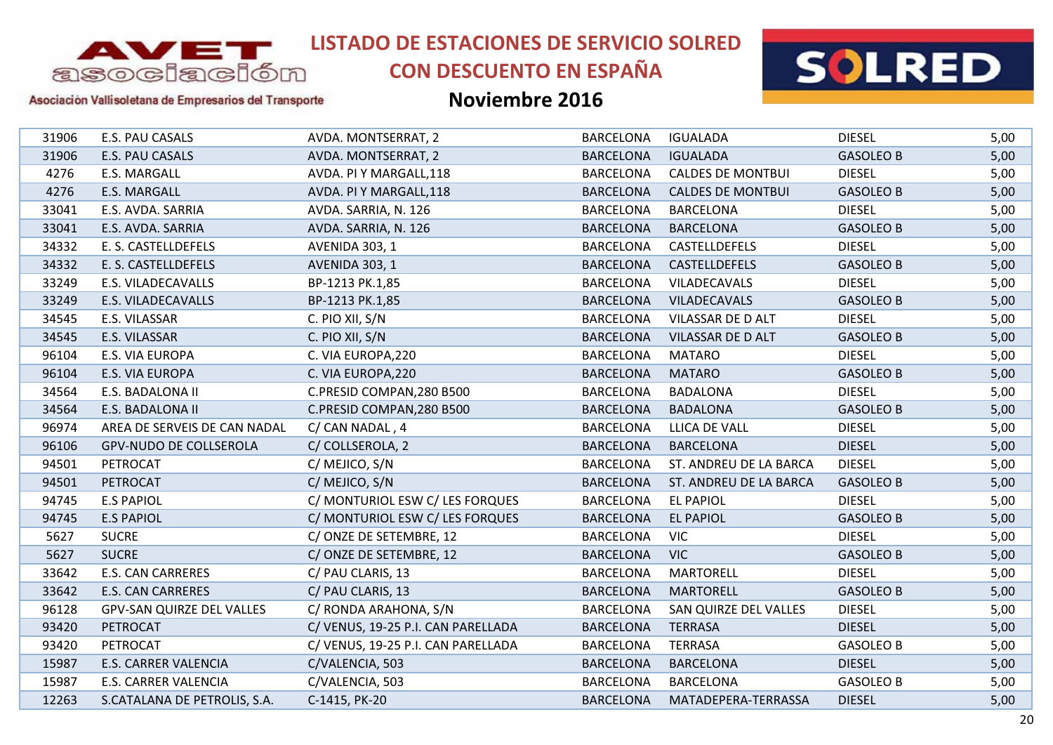| 31906 | E.S. PAU CASALS | AVDA. MONTSERRAT, 2 | BARCELONA | IGUALADA | DIESEL | 5,00 |
|---|---|---|---|---|---|---|
| 31906 | E.S. PAU CASALS | AVDA. MONTSERRAT, 2 | BARCELONA | IGUALADA | GASOLEO B | 5,00 |
| 4276 | E.S. MARGALL | AVDA. PI Y MARGALL,118 | BARCELONA | CALDES DE MONTBUI | DIESEL | 5,00 |
| 4276 | E.S. MARGALL | AVDA. PI Y MARGALL,118 | BARCELONA | CALDES DE MONTBUI | GASOLEO B | 5,00 |
| 33041 | E.S. AVDA. SARRIA | AVDA. SARRIA, N. 126 | BARCELONA | BARCELONA | DIESEL | 5,00 |
| 33041 | E.S. AVDA. SARRIA | AVDA. SARRIA, N. 126 | BARCELONA | BARCELONA | GASOLEO B | 5,00 |
| 34332 | E. S. CASTELLDEFELS | AVENIDA 303, 1 | BARCELONA | CASTELLDEFELS | DIESEL | 5,00 |
| 34332 | E. S. CASTELLDEFELS | AVENIDA 303, 1 | BARCELONA | CASTELLDEFELS | GASOLEO B | 5,00 |
| 33249 | E.S. VILADECAVALLS | BP-1213 PK.1,85 | BARCELONA | VILADECAVALS | DIESEL | 5,00 |
| 33249 | E.S. VILADECAVALLS | BP-1213 PK.1,85 | BARCELONA | VILADECAVALS | GASOLEO B | 5,00 |
| 34545 | E.S. VILASSAR | C. PIO XII, S/N | BARCELONA | VILASSAR DE D ALT | DIESEL | 5,00 |
| 34545 | E.S. VILASSAR | C. PIO XII, S/N | BARCELONA | VILASSAR DE D ALT | GASOLEO B | 5,00 |
| 96104 | E.S. VIA EUROPA | C. VIA EUROPA,220 | BARCELONA | MATARO | DIESEL | 5,00 |
| 96104 | E.S. VIA EUROPA | C. VIA EUROPA,220 | BARCELONA | MATARO | GASOLEO B | 5,00 |
| 34564 | E.S. BADALONA II | C.PRESID COMPAN,280 B500 | BARCELONA | BADALONA | DIESEL | 5,00 |
| 34564 | E.S. BADALONA II | C.PRESID COMPAN,280 B500 | BARCELONA | BADALONA | GASOLEO B | 5,00 |
| 96974 | AREA DE SERVEIS DE CAN NADAL | C/ CAN NADAL , 4 | BARCELONA | LLICA DE VALL | DIESEL | 5,00 |
| 96106 | GPV-NUDO DE COLLSEROLA | C/ COLLSEROLA, 2 | BARCELONA | BARCELONA | DIESEL | 5,00 |
| 94501 | PETROCAT | C/ MEJICO, S/N | BARCELONA | ST. ANDREU DE LA BARCA | DIESEL | 5,00 |
| 94501 | PETROCAT | C/ MEJICO, S/N | BARCELONA | ST. ANDREU DE LA BARCA | GASOLEO B | 5,00 |
| 94745 | E.S PAPIOL | C/ MONTURIOL ESW C/ LES FORQUES | BARCELONA | EL PAPIOL | DIESEL | 5,00 |
| 94745 | E.S PAPIOL | C/ MONTURIOL ESW C/ LES FORQUES | BARCELONA | EL PAPIOL | GASOLEO B | 5,00 |
| 5627 | SUCRE | C/ ONZE DE SETEMBRE, 12 | BARCELONA | VIC | DIESEL | 5,00 |
| 5627 | SUCRE | C/ ONZE DE SETEMBRE, 12 | BARCELONA | VIC | GASOLEO B | 5,00 |
| 33642 | E.S. CAN CARRERES | C/ PAU CLARIS, 13 | BARCELONA | MARTORELL | DIESEL | 5,00 |
| 33642 | E.S. CAN CARRERES | C/ PAU CLARIS, 13 | BARCELONA | MARTORELL | GASOLEO B | 5,00 |
| 96128 | GPV-SAN QUIRZE DEL VALLES | C/ RONDA ARAHONA, S/N | BARCELONA | SAN QUIRZE DEL VALLES | DIESEL | 5,00 |
| 93420 | PETROCAT | C/ VENUS, 19-25 P.I. CAN PARELLADA | BARCELONA | TERRASA | DIESEL | 5,00 |
| 93420 | PETROCAT | C/ VENUS, 19-25 P.I. CAN PARELLADA | BARCELONA | TERRASA | GASOLEO B | 5,00 |
| 15987 | E.S. CARRER VALENCIA | C/VALENCIA, 503 | BARCELONA | BARCELONA | DIESEL | 5,00 |
| 15987 | E.S. CARRER VALENCIA | C/VALENCIA, 503 | BARCELONA | BARCELONA | GASOLEO B | 5,00 |
| 12263 | S.CATALANA DE PETROLIS, S.A. | C-1415, PK-20 | BARCELONA | MATADEPERA-TERRASSA | DIESEL | 5,00 |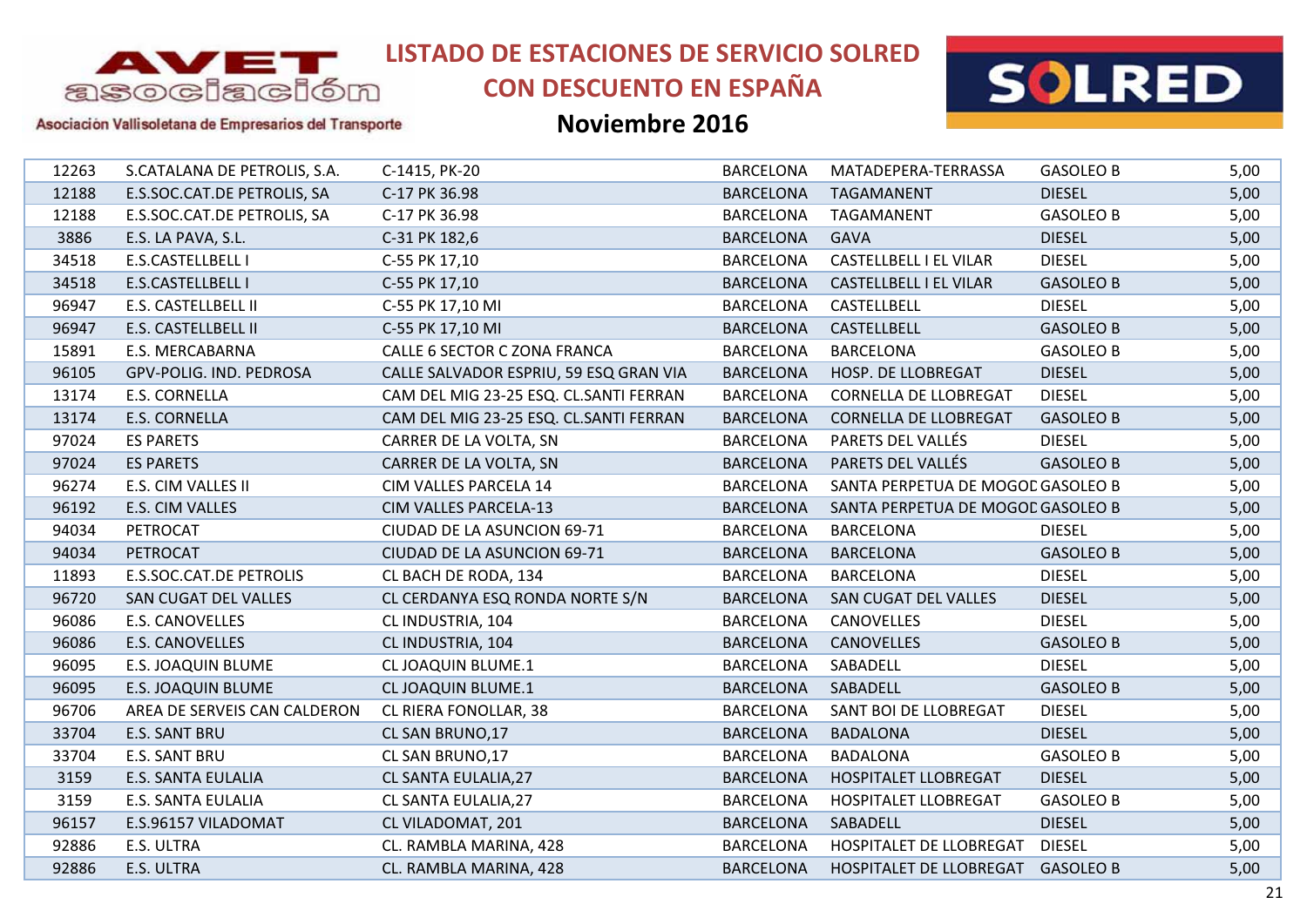# LISTADO DE ESTACIONES DE SERVICIO SOLRED CON DESCUENTO EN ESPAÑA

## Noviembre 2016

Asociación Vallisoletana de Empresarios del Transporte

| | | | | | | |
|---|---|---|---|---|---|---|
| 12263 | S.CATALANA DE PETROLIS, S.A. | C-1415, PK-20 | BARCELONA | MATADEPERA-TERRASSA | GASOLEO B | 5,00 |
| 12188 | E.S.SOC.CAT.DE PETROLIS, SA | C-17 PK 36.98 | BARCELONA | TAGAMANENT | DIESEL | 5,00 |
| 12188 | E.S.SOC.CAT.DE PETROLIS, SA | C-17 PK 36.98 | BARCELONA | TAGAMANENT | GASOLEO B | 5,00 |
| 3886 | E.S. LA PAVA, S.L. | C-31 PK 182,6 | BARCELONA | GAVA | DIESEL | 5,00 |
| 34518 | E.S.CASTELLBELL I | C-55 PK 17,10 | BARCELONA | CASTELLBELL I EL VILAR | DIESEL | 5,00 |
| 34518 | E.S.CASTELLBELL I | C-55 PK 17,10 | BARCELONA | CASTELLBELL I EL VILAR | GASOLEO B | 5,00 |
| 96947 | E.S. CASTELLBELL II | C-55 PK 17,10 MI | BARCELONA | CASTELLBELL | DIESEL | 5,00 |
| 96947 | E.S. CASTELLBELL II | C-55 PK 17,10 MI | BARCELONA | CASTELLBELL | GASOLEO B | 5,00 |
| 15891 | E.S. MERCABARNA | CALLE 6 SECTOR C ZONA FRANCA | BARCELONA | BARCELONA | GASOLEO B | 5,00 |
| 96105 | GPV-POLIG. IND. PEDROSA | CALLE SALVADOR ESPRIU, 59 ESQ GRAN VIA | BARCELONA | HOSP. DE LLOBREGAT | DIESEL | 5,00 |
| 13174 | E.S. CORNELLA | CAM DEL MIG 23-25 ESQ. CL.SANTI FERRAN | BARCELONA | CORNELLA DE LLOBREGAT | DIESEL | 5,00 |
| 13174 | E.S. CORNELLA | CAM DEL MIG 23-25 ESQ. CL.SANTI FERRAN | BARCELONA | CORNELLA DE LLOBREGAT | GASOLEO B | 5,00 |
| 97024 | ES PARETS | CARRER DE LA VOLTA, SN | BARCELONA | PARETS DEL VALLÉS | DIESEL | 5,00 |
| 97024 | ES PARETS | CARRER DE LA VOLTA, SN | BARCELONA | PARETS DEL VALLÉS | GASOLEO B | 5,00 |
| 96274 | E.S. CIM VALLES II | CIM VALLES PARCELA 14 | BARCELONA | SANTA PERPETUA DE MOGOD | GASOLEO B | 5,00 |
| 96192 | E.S. CIM VALLES | CIM VALLES PARCELA-13 | BARCELONA | SANTA PERPETUA DE MOGOD | GASOLEO B | 5,00 |
| 94034 | PETROCAT | CIUDAD DE LA ASUNCION 69-71 | BARCELONA | BARCELONA | DIESEL | 5,00 |
| 94034 | PETROCAT | CIUDAD DE LA ASUNCION 69-71 | BARCELONA | BARCELONA | GASOLEO B | 5,00 |
| 11893 | E.S.SOC.CAT.DE PETROLIS | CL BACH DE RODA, 134 | BARCELONA | BARCELONA | DIESEL | 5,00 |
| 96720 | SAN CUGAT DEL VALLES | CL CERDANYA ESQ RONDA NORTE S/N | BARCELONA | SAN CUGAT DEL VALLES | DIESEL | 5,00 |
| 96086 | E.S. CANOVELLES | CL INDUSTRIA, 104 | BARCELONA | CANOVELLES | DIESEL | 5,00 |
| 96086 | E.S. CANOVELLES | CL INDUSTRIA, 104 | BARCELONA | CANOVELLES | GASOLEO B | 5,00 |
| 96095 | E.S. JOAQUIN BLUME | CL JOAQUIN BLUME.1 | BARCELONA | SABADELL | DIESEL | 5,00 |
| 96095 | E.S. JOAQUIN BLUME | CL JOAQUIN BLUME.1 | BARCELONA | SABADELL | GASOLEO B | 5,00 |
| 96706 | AREA DE SERVEIS CAN CALDERON | CL RIERA FONOLLAR, 38 | BARCELONA | SANT BOI DE LLOBREGAT | DIESEL | 5,00 |
| 33704 | E.S. SANT BRU | CL SAN BRUNO,17 | BARCELONA | BADALONA | DIESEL | 5,00 |
| 33704 | E.S. SANT BRU | CL SAN BRUNO,17 | BARCELONA | BADALONA | GASOLEO B | 5,00 |
| 3159 | E.S. SANTA EULALIA | CL SANTA EULALIA,27 | BARCELONA | HOSPITALET LLOBREGAT | DIESEL | 5,00 |
| 3159 | E.S. SANTA EULALIA | CL SANTA EULALIA,27 | BARCELONA | HOSPITALET LLOBREGAT | GASOLEO B | 5,00 |
| 96157 | E.S.96157 VILADOMAT | CL VILADOMAT, 201 | BARCELONA | SABADELL | DIESEL | 5,00 |
| 92886 | E.S. ULTRA | CL. RAMBLA MARINA, 428 | BARCELONA | HOSPITALET DE LLOBREGAT | DIESEL | 5,00 |
| 92886 | E.S. ULTRA | CL. RAMBLA MARINA, 428 | BARCELONA | HOSPITALET DE LLOBREGAT | GASOLEO B | 5,00 |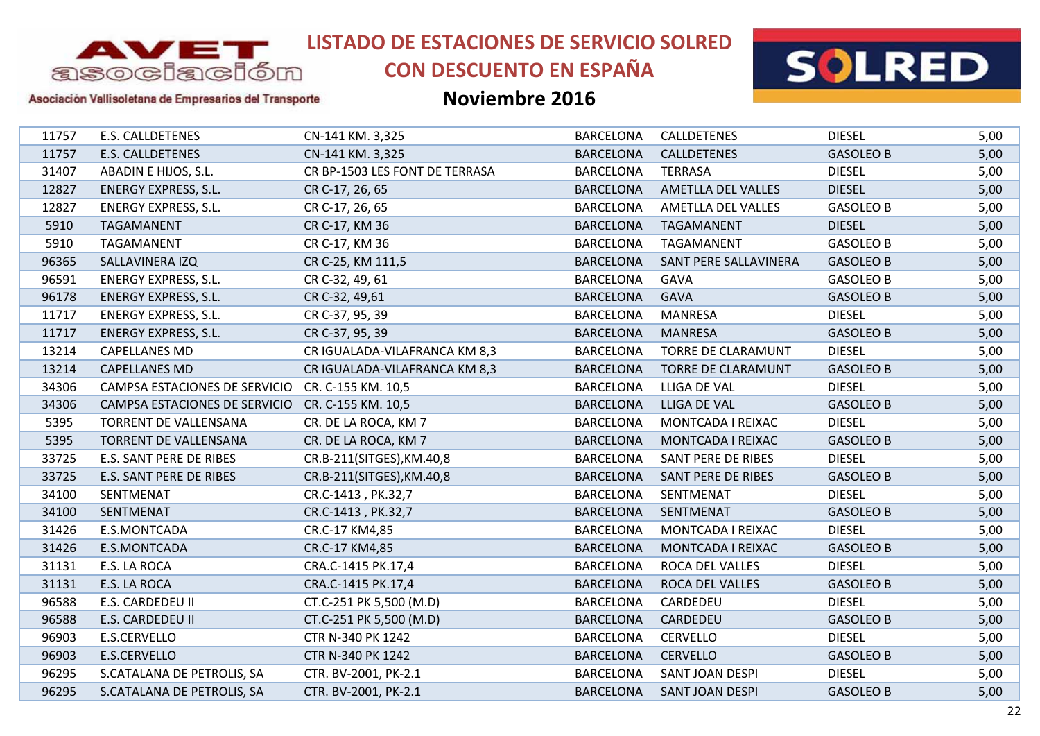# LISTADO DE ESTACIONES DE SERVICIO SOLRED CON DESCUENTO EN ESPAÑA

## Noviembre 2016

| | | | | | | |
|---|---|---|---|---|---|---|
| 11757 | E.S. CALLDETENES | CN-141 KM. 3,325 | BARCELONA | CALLDETENES | DIESEL | 5,00 |
| 11757 | E.S. CALLDETENES | CN-141 KM. 3,325 | BARCELONA | CALLDETENES | GASOLEO B | 5,00 |
| 31407 | ABADIN E HIJOS, S.L. | CR BP-1503 LES FONT DE TERRASA | BARCELONA | TERRASA | DIESEL | 5,00 |
| 12827 | ENERGY EXPRESS, S.L. | CR C-17, 26, 65 | BARCELONA | AMETLLA DEL VALLES | DIESEL | 5,00 |
| 12827 | ENERGY EXPRESS, S.L. | CR C-17, 26, 65 | BARCELONA | AMETLLA DEL VALLES | GASOLEO B | 5,00 |
| 5910 | TAGAMANENT | CR C-17, KM 36 | BARCELONA | TAGAMANENT | DIESEL | 5,00 |
| 5910 | TAGAMANENT | CR C-17, KM 36 | BARCELONA | TAGAMANENT | GASOLEO B | 5,00 |
| 96365 | SALLAVINERA IZQ | CR C-25, KM 111,5 | BARCELONA | SANT PERE SALLAVINERA | GASOLEO B | 5,00 |
| 96591 | ENERGY EXPRESS, S.L. | CR C-32, 49, 61 | BARCELONA | GAVA | GASOLEO B | 5,00 |
| 96178 | ENERGY EXPRESS, S.L. | CR C-32, 49,61 | BARCELONA | GAVA | GASOLEO B | 5,00 |
| 11717 | ENERGY EXPRESS, S.L. | CR C-37, 95, 39 | BARCELONA | MANRESA | DIESEL | 5,00 |
| 11717 | ENERGY EXPRESS, S.L. | CR C-37, 95, 39 | BARCELONA | MANRESA | GASOLEO B | 5,00 |
| 13214 | CAPELLANES MD | CR IGUALADA-VILAFRANCA KM 8,3 | BARCELONA | TORRE DE CLARAMUNT | DIESEL | 5,00 |
| 13214 | CAPELLANES MD | CR IGUALADA-VILAFRANCA KM 8,3 | BARCELONA | TORRE DE CLARAMUNT | GASOLEO B | 5,00 |
| 34306 | CAMPSA ESTACIONES DE SERVICIO | CR. C-155 KM. 10,5 | BARCELONA | LLIGA DE VAL | DIESEL | 5,00 |
| 34306 | CAMPSA ESTACIONES DE SERVICIO | CR. C-155 KM. 10,5 | BARCELONA | LLIGA DE VAL | GASOLEO B | 5,00 |
| 5395 | TORRENT DE VALLENSANA | CR. DE LA ROCA, KM 7 | BARCELONA | MONTCADA I REIXAC | DIESEL | 5,00 |
| 5395 | TORRENT DE VALLENSANA | CR. DE LA ROCA, KM 7 | BARCELONA | MONTCADA I REIXAC | GASOLEO B | 5,00 |
| 33725 | E.S. SANT PERE DE RIBES | CR.B-211(SITGES),KM.40,8 | BARCELONA | SANT PERE DE RIBES | DIESEL | 5,00 |
| 33725 | E.S. SANT PERE DE RIBES | CR.B-211(SITGES),KM.40,8 | BARCELONA | SANT PERE DE RIBES | GASOLEO B | 5,00 |
| 34100 | SENTMENAT | CR.C-1413 , PK.32,7 | BARCELONA | SENTMENAT | DIESEL | 5,00 |
| 34100 | SENTMENAT | CR.C-1413 , PK.32,7 | BARCELONA | SENTMENAT | GASOLEO B | 5,00 |
| 31426 | E.S.MONTCADA | CR.C-17 KM4,85 | BARCELONA | MONTCADA I REIXAC | DIESEL | 5,00 |
| 31426 | E.S.MONTCADA | CR.C-17 KM4,85 | BARCELONA | MONTCADA I REIXAC | GASOLEO B | 5,00 |
| 31131 | E.S. LA ROCA | CRA.C-1415 PK.17,4 | BARCELONA | ROCA DEL VALLES | DIESEL | 5,00 |
| 31131 | E.S. LA ROCA | CRA.C-1415 PK.17,4 | BARCELONA | ROCA DEL VALLES | GASOLEO B | 5,00 |
| 96588 | E.S. CARDEDEU II | CT.C-251 PK 5,500 (M.D) | BARCELONA | CARDEDEU | DIESEL | 5,00 |
| 96588 | E.S. CARDEDEU II | CT.C-251 PK 5,500 (M.D) | BARCELONA | CARDEDEU | GASOLEO B | 5,00 |
| 96903 | E.S.CERVELLO | CTR N-340 PK 1242 | BARCELONA | CERVELLO | DIESEL | 5,00 |
| 96903 | E.S.CERVELLO | CTR N-340 PK 1242 | BARCELONA | CERVELLO | GASOLEO B | 5,00 |
| 96295 | S.CATALANA DE PETROLIS, SA | CTR. BV-2001, PK-2.1 | BARCELONA | SANT JOAN DESPI | DIESEL | 5,00 |
| 96295 | S.CATALANA DE PETROLIS, SA | CTR. BV-2001, PK-2.1 | BARCELONA | SANT JOAN DESPI | GASOLEO B | 5,00 |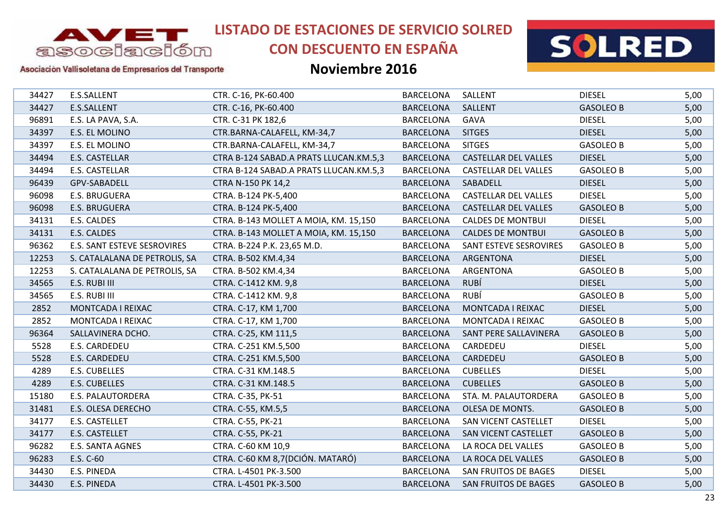# LISTADO DE ESTACIONES DE SERVICIO SOLRED CON DESCUENTO EN ESPAÑA

## Noviembre 2016

| | | | | | | |
|---|---|---|---|---|---|---|
| 34427 | E.S.SALLENT | CTR. C-16, PK-60.400 | BARCELONA | SALLENT | DIESEL | 5,00 |
| 34427 | E.S.SALLENT | CTR. C-16, PK-60.400 | BARCELONA | SALLENT | GASOLEO B | 5,00 |
| 96891 | E.S. LA PAVA, S.A. | CTR. C-31 PK 182,6 | BARCELONA | GAVA | DIESEL | 5,00 |
| 34397 | E.S. EL MOLINO | CTR.BARNA-CALAFELL, KM-34,7 | BARCELONA | SITGES | DIESEL | 5,00 |
| 34397 | E.S. EL MOLINO | CTR.BARNA-CALAFELL, KM-34,7 | BARCELONA | SITGES | GASOLEO B | 5,00 |
| 34494 | E.S. CASTELLAR | CTRA B-124 SABAD.A PRATS LLUCAN.KM.5,3 | BARCELONA | CASTELLAR DEL VALLES | DIESEL | 5,00 |
| 34494 | E.S. CASTELLAR | CTRA B-124 SABAD.A PRATS LLUCAN.KM.5,3 | BARCELONA | CASTELLAR DEL VALLES | GASOLEO B | 5,00 |
| 96439 | GPV-SABADELL | CTRA N-150 PK 14,2 | BARCELONA | SABADELL | DIESEL | 5,00 |
| 96098 | E.S. BRUGUERA | CTRA. B-124 PK-5,400 | BARCELONA | CASTELLAR DEL VALLES | DIESEL | 5,00 |
| 96098 | E.S. BRUGUERA | CTRA. B-124 PK-5,400 | BARCELONA | CASTELLAR DEL VALLES | GASOLEO B | 5,00 |
| 34131 | E.S. CALDES | CTRA. B-143 MOLLET A MOIA, KM. 15,150 | BARCELONA | CALDES DE MONTBUI | DIESEL | 5,00 |
| 34131 | E.S. CALDES | CTRA. B-143 MOLLET A MOIA, KM. 15,150 | BARCELONA | CALDES DE MONTBUI | GASOLEO B | 5,00 |
| 96362 | E.S. SANT ESTEVE SESROVIRES | CTRA. B-224 P.K. 23,65 M.D. | BARCELONA | SANT ESTEVE SESROVIRES | GASOLEO B | 5,00 |
| 12253 | S. CATALALANA DE PETROLIS, SA | CTRA. B-502 KM.4,34 | BARCELONA | ARGENTONA | DIESEL | 5,00 |
| 12253 | S. CATALALANA DE PETROLIS, SA | CTRA. B-502 KM.4,34 | BARCELONA | ARGENTONA | GASOLEO B | 5,00 |
| 34565 | E.S. RUBI III | CTRA. C-1412 KM. 9,8 | BARCELONA | RUBÍ | DIESEL | 5,00 |
| 34565 | E.S. RUBI III | CTRA. C-1412 KM. 9,8 | BARCELONA | RUBÍ | GASOLEO B | 5,00 |
| 2852 | MONTCADA I REIXAC | CTRA. C-17, KM 1,700 | BARCELONA | MONTCADA I REIXAC | DIESEL | 5,00 |
| 2852 | MONTCADA I REIXAC | CTRA. C-17, KM 1,700 | BARCELONA | MONTCADA I REIXAC | GASOLEO B | 5,00 |
| 96364 | SALLAVINERA DCHO. | CTRA. C-25, KM 111,5 | BARCELONA | SANT PERE SALLAVINERA | GASOLEO B | 5,00 |
| 5528 | E.S. CARDEDEU | CTRA. C-251 KM.5,500 | BARCELONA | CARDEDEU | DIESEL | 5,00 |
| 5528 | E.S. CARDEDEU | CTRA. C-251 KM.5,500 | BARCELONA | CARDEDEU | GASOLEO B | 5,00 |
| 4289 | E.S. CUBELLES | CTRA. C-31 KM.148.5 | BARCELONA | CUBELLES | DIESEL | 5,00 |
| 4289 | E.S. CUBELLES | CTRA. C-31 KM.148.5 | BARCELONA | CUBELLES | GASOLEO B | 5,00 |
| 15180 | E.S. PALAUTORDERA | CTRA. C-35, PK-51 | BARCELONA | STA. M. PALAUTORDERA | GASOLEO B | 5,00 |
| 31481 | E.S. OLESA DERECHO | CTRA. C-55, KM.5,5 | BARCELONA | OLESA DE MONTS. | GASOLEO B | 5,00 |
| 34177 | E.S. CASTELLET | CTRA. C-55, PK-21 | BARCELONA | SAN VICENT CASTELLET | DIESEL | 5,00 |
| 34177 | E.S. CASTELLET | CTRA. C-55, PK-21 | BARCELONA | SAN VICENT CASTELLET | GASOLEO B | 5,00 |
| 96282 | E.S. SANTA AGNES | CTRA. C-60 KM 10,9 | BARCELONA | LA ROCA DEL VALLES | GASOLEO B | 5,00 |
| 96283 | E.S. C-60 | CTRA. C-60 KM 8,7(DCIÓN. MATARÓ) | BARCELONA | LA ROCA DEL VALLES | GASOLEO B | 5,00 |
| 34430 | E.S. PINEDA | CTRA. L-4501 PK-3.500 | BARCELONA | SAN FRUITOS DE BAGES | DIESEL | 5,00 |
| 34430 | E.S. PINEDA | CTRA. L-4501 PK-3.500 | BARCELONA | SAN FRUITOS DE BAGES | GASOLEO B | 5,00 |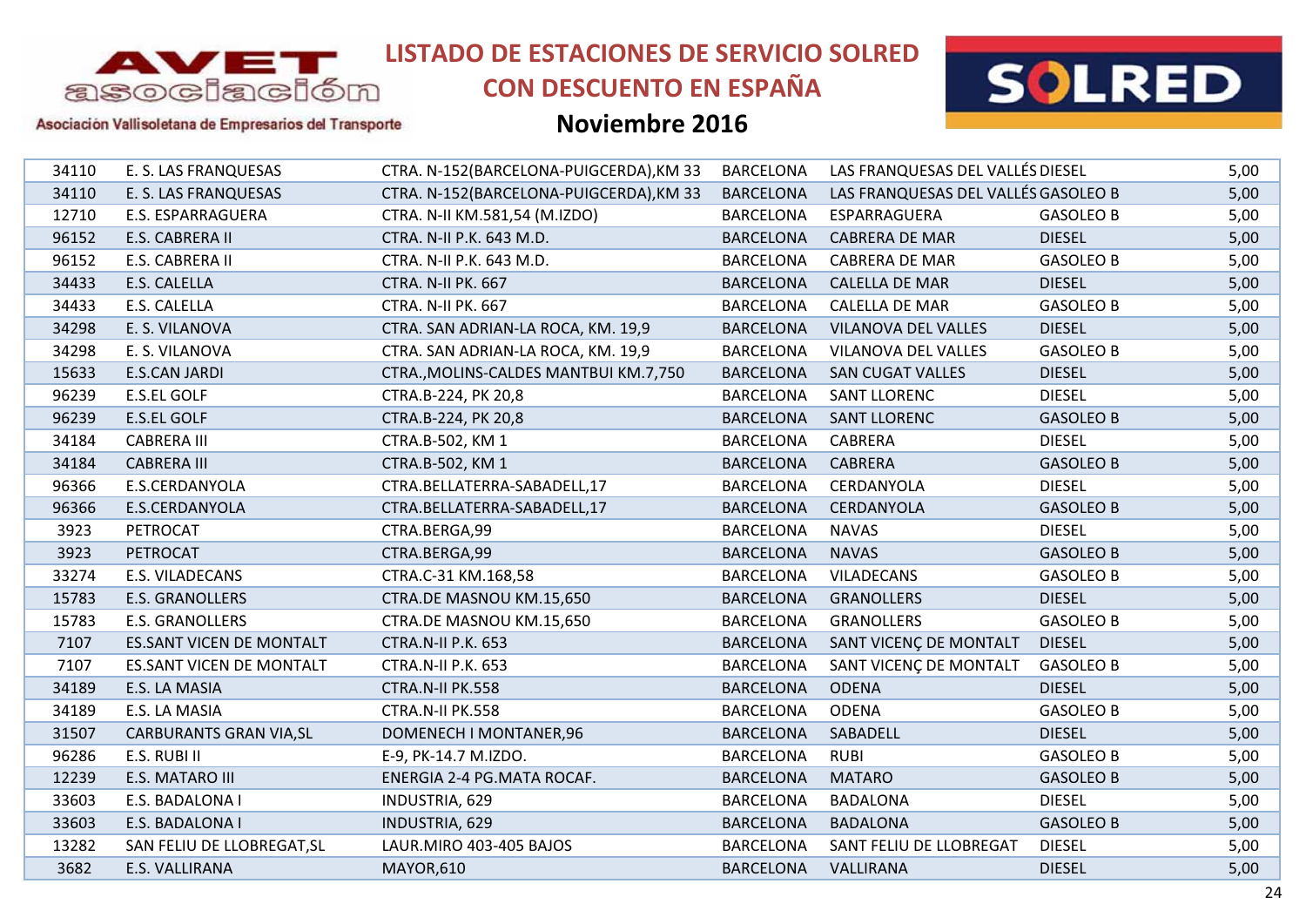# LISTADO DE ESTACIONES DE SERVICIO SOLRED CON DESCUENTO EN ESPAÑA

## Noviembre 2016

Asociación Vallisoletana de Empresarios del Transporte

| | | | | | | |
|---|---|---|---|---|---|---|
| 34110 | E. S. LAS FRANQUESAS | CTRA. N-152(BARCELONA-PUIGCERDA),KM 33 | BARCELONA | LAS FRANQUESAS DEL VALLÉS | DIESEL | 5,00 |
| 34110 | E. S. LAS FRANQUESAS | CTRA. N-152(BARCELONA-PUIGCERDA),KM 33 | BARCELONA | LAS FRANQUESAS DEL VALLÉS | GASOLEO B | 5,00 |
| 12710 | E.S. ESPARRAGUERA | CTRA. N-II KM.581,54 (M.IZDO) | BARCELONA | ESPARRAGUERA | GASOLEO B | 5,00 |
| 96152 | E.S. CABRERA II | CTRA. N-II P.K. 643 M.D. | BARCELONA | CABRERA DE MAR | DIESEL | 5,00 |
| 96152 | E.S. CABRERA II | CTRA. N-II P.K. 643 M.D. | BARCELONA | CABRERA DE MAR | GASOLEO B | 5,00 |
| 34433 | E.S. CALELLA | CTRA. N-II PK. 667 | BARCELONA | CALELLA DE MAR | DIESEL | 5,00 |
| 34433 | E.S. CALELLA | CTRA. N-II PK. 667 | BARCELONA | CALELLA DE MAR | GASOLEO B | 5,00 |
| 34298 | E. S. VILANOVA | CTRA. SAN ADRIAN-LA ROCA, KM. 19,9 | BARCELONA | VILANOVA DEL VALLES | DIESEL | 5,00 |
| 34298 | E. S. VILANOVA | CTRA. SAN ADRIAN-LA ROCA, KM. 19,9 | BARCELONA | VILANOVA DEL VALLES | GASOLEO B | 5,00 |
| 15633 | E.S.CAN JARDI | CTRA.,MOLINS-CALDES MANTBUI KM.7,750 | BARCELONA | SAN CUGAT VALLES | DIESEL | 5,00 |
| 96239 | E.S.EL GOLF | CTRA.B-224, PK 20,8 | BARCELONA | SANT LLORENC | DIESEL | 5,00 |
| 96239 | E.S.EL GOLF | CTRA.B-224, PK 20,8 | BARCELONA | SANT LLORENC | GASOLEO B | 5,00 |
| 34184 | CABRERA III | CTRA.B-502, KM 1 | BARCELONA | CABRERA | DIESEL | 5,00 |
| 34184 | CABRERA III | CTRA.B-502, KM 1 | BARCELONA | CABRERA | GASOLEO B | 5,00 |
| 96366 | E.S.CERDANYOLA | CTRA.BELLATERRA-SABADELL,17 | BARCELONA | CERDANYOLA | DIESEL | 5,00 |
| 96366 | E.S.CERDANYOLA | CTRA.BELLATERRA-SABADELL,17 | BARCELONA | CERDANYOLA | GASOLEO B | 5,00 |
| 3923 | PETROCAT | CTRA.BERGA,99 | BARCELONA | NAVAS | DIESEL | 5,00 |
| 3923 | PETROCAT | CTRA.BERGA,99 | BARCELONA | NAVAS | GASOLEO B | 5,00 |
| 33274 | E.S. VILADECANS | CTRA.C-31 KM.168,58 | BARCELONA | VILADECANS | GASOLEO B | 5,00 |
| 15783 | E.S. GRANOLLERS | CTRA.DE MASNOU KM.15,650 | BARCELONA | GRANOLLERS | DIESEL | 5,00 |
| 15783 | E.S. GRANOLLERS | CTRA.DE MASNOU KM.15,650 | BARCELONA | GRANOLLERS | GASOLEO B | 5,00 |
| 7107 | ES.SANT VICEN DE MONTALT | CTRA.N-II P.K. 653 | BARCELONA | SANT VICENÇ DE MONTALT | DIESEL | 5,00 |
| 7107 | ES.SANT VICEN DE MONTALT | CTRA.N-II P.K. 653 | BARCELONA | SANT VICENÇ DE MONTALT | GASOLEO B | 5,00 |
| 34189 | E.S. LA MASIA | CTRA.N-II PK.558 | BARCELONA | ODENA | DIESEL | 5,00 |
| 34189 | E.S. LA MASIA | CTRA.N-II PK.558 | BARCELONA | ODENA | GASOLEO B | 5,00 |
| 31507 | CARBURANTS GRAN VIA,SL | DOMENECH I MONTANER,96 | BARCELONA | SABADELL | DIESEL | 5,00 |
| 96286 | E.S. RUBI II | E-9, PK-14.7 M.IZDO. | BARCELONA | RUBI | GASOLEO B | 5,00 |
| 12239 | E.S. MATARO III | ENERGIA 2-4 PG.MATA ROCAF. | BARCELONA | MATARO | GASOLEO B | 5,00 |
| 33603 | E.S. BADALONA I | INDUSTRIA, 629 | BARCELONA | BADALONA | DIESEL | 5,00 |
| 33603 | E.S. BADALONA I | INDUSTRIA, 629 | BARCELONA | BADALONA | GASOLEO B | 5,00 |
| 13282 | SAN FELIU DE LLOBREGAT,SL | LAUR.MIRO 403-405 BAJOS | BARCELONA | SANT FELIU DE LLOBREGAT | DIESEL | 5,00 |
| 3682 | E.S. VALLIRANA | MAYOR,610 | BARCELONA | VALLIRANA | DIESEL | 5,00 |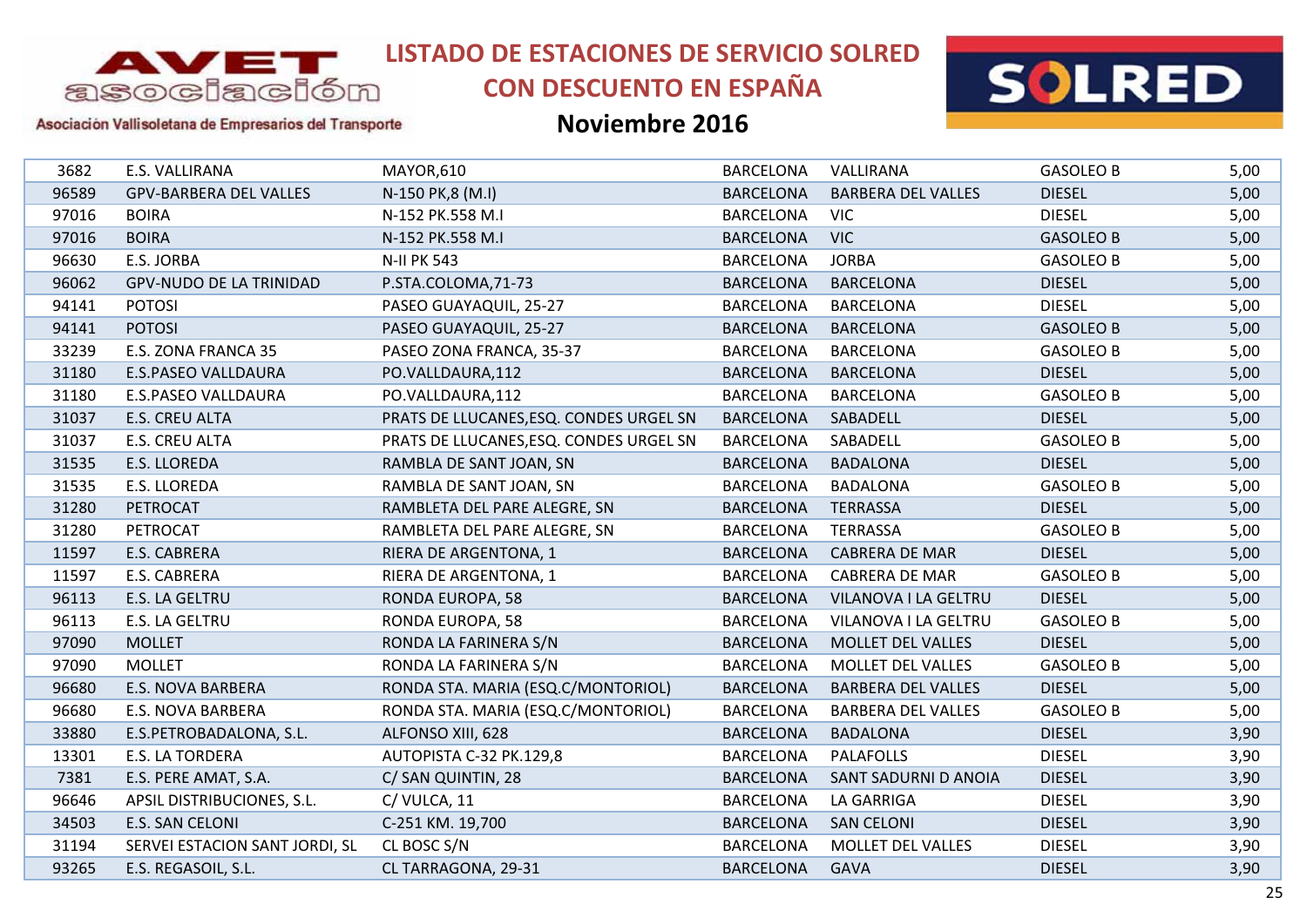# LISTADO DE ESTACIONES DE SERVICIO SOLRED CON DESCUENTO EN ESPAÑA

## Noviembre 2016

| | | | | | | |
|---|---|---|---|---|---|---|
| 3682 | E.S. VALLIRANA | MAYOR,610 | BARCELONA | VALLIRANA | GASOLEO B | 5,00 |
| 96589 | GPV-BARBERA DEL VALLES | N-150 PK,8 (M.I) | BARCELONA | BARBERA DEL VALLES | DIESEL | 5,00 |
| 97016 | BOIRA | N-152 PK.558 M.I | BARCELONA | VIC | DIESEL | 5,00 |
| 97016 | BOIRA | N-152 PK.558 M.I | BARCELONA | VIC | GASOLEO B | 5,00 |
| 96630 | E.S. JORBA | N-II PK 543 | BARCELONA | JORBA | GASOLEO B | 5,00 |
| 96062 | GPV-NUDO DE LA TRINIDAD | P.STA.COLOMA,71-73 | BARCELONA | BARCELONA | DIESEL | 5,00 |
| 94141 | POTOSI | PASEO GUAYAQUIL, 25-27 | BARCELONA | BARCELONA | DIESEL | 5,00 |
| 94141 | POTOSI | PASEO GUAYAQUIL, 25-27 | BARCELONA | BARCELONA | GASOLEO B | 5,00 |
| 33239 | E.S. ZONA FRANCA 35 | PASEO ZONA FRANCA, 35-37 | BARCELONA | BARCELONA | GASOLEO B | 5,00 |
| 31180 | E.S.PASEO VALLDAURA | PO.VALLDAURA,112 | BARCELONA | BARCELONA | DIESEL | 5,00 |
| 31180 | E.S.PASEO VALLDAURA | PO.VALLDAURA,112 | BARCELONA | BARCELONA | GASOLEO B | 5,00 |
| 31037 | E.S. CREU ALTA | PRATS DE LLUCANES,ESQ. CONDES URGEL SN | BARCELONA | SABADELL | DIESEL | 5,00 |
| 31037 | E.S. CREU ALTA | PRATS DE LLUCANES,ESQ. CONDES URGEL SN | BARCELONA | SABADELL | GASOLEO B | 5,00 |
| 31535 | E.S. LLOREDA | RAMBLA DE SANT JOAN, SN | BARCELONA | BADALONA | DIESEL | 5,00 |
| 31535 | E.S. LLOREDA | RAMBLA DE SANT JOAN, SN | BARCELONA | BADALONA | GASOLEO B | 5,00 |
| 31280 | PETROCAT | RAMBLETA DEL PARE ALEGRE, SN | BARCELONA | TERRASSA | DIESEL | 5,00 |
| 31280 | PETROCAT | RAMBLETA DEL PARE ALEGRE, SN | BARCELONA | TERRASSA | GASOLEO B | 5,00 |
| 11597 | E.S. CABRERA | RIERA DE ARGENTONA, 1 | BARCELONA | CABRERA DE MAR | DIESEL | 5,00 |
| 11597 | E.S. CABRERA | RIERA DE ARGENTONA, 1 | BARCELONA | CABRERA DE MAR | GASOLEO B | 5,00 |
| 96113 | E.S. LA GELTRU | RONDA EUROPA, 58 | BARCELONA | VILANOVA I LA GELTRU | DIESEL | 5,00 |
| 96113 | E.S. LA GELTRU | RONDA EUROPA, 58 | BARCELONA | VILANOVA I LA GELTRU | GASOLEO B | 5,00 |
| 97090 | MOLLET | RONDA LA FARINERA S/N | BARCELONA | MOLLET DEL VALLES | DIESEL | 5,00 |
| 97090 | MOLLET | RONDA LA FARINERA S/N | BARCELONA | MOLLET DEL VALLES | GASOLEO B | 5,00 |
| 96680 | E.S. NOVA BARBERA | RONDA STA. MARIA (ESQ.C/MONTORIOL) | BARCELONA | BARBERA DEL VALLES | DIESEL | 5,00 |
| 96680 | E.S. NOVA BARBERA | RONDA STA. MARIA (ESQ.C/MONTORIOL) | BARCELONA | BARBERA DEL VALLES | GASOLEO B | 5,00 |
| 33880 | E.S.PETROBADALONA, S.L. | ALFONSO XIII, 628 | BARCELONA | BADALONA | DIESEL | 3,90 |
| 13301 | E.S. LA TORDERA | AUTOPISTA C-32 PK.129,8 | BARCELONA | PALAFOLLS | DIESEL | 3,90 |
| 7381 | E.S. PERE AMAT, S.A. | C/ SAN QUINTIN, 28 | BARCELONA | SANT SADURNI D ANOIA | DIESEL | 3,90 |
| 96646 | APSIL DISTRIBUCIONES, S.L. | C/ VULCA, 11 | BARCELONA | LA GARRIGA | DIESEL | 3,90 |
| 34503 | E.S. SAN CELONI | C-251 KM. 19,700 | BARCELONA | SAN CELONI | DIESEL | 3,90 |
| 31194 | SERVEI ESTACION SANT JORDI, SL | CL BOSC S/N | BARCELONA | MOLLET DEL VALLES | DIESEL | 3,90 |
| 93265 | E.S. REGASOIL, S.L. | CL TARRAGONA, 29-31 | BARCELONA | GAVA | DIESEL | 3,90 |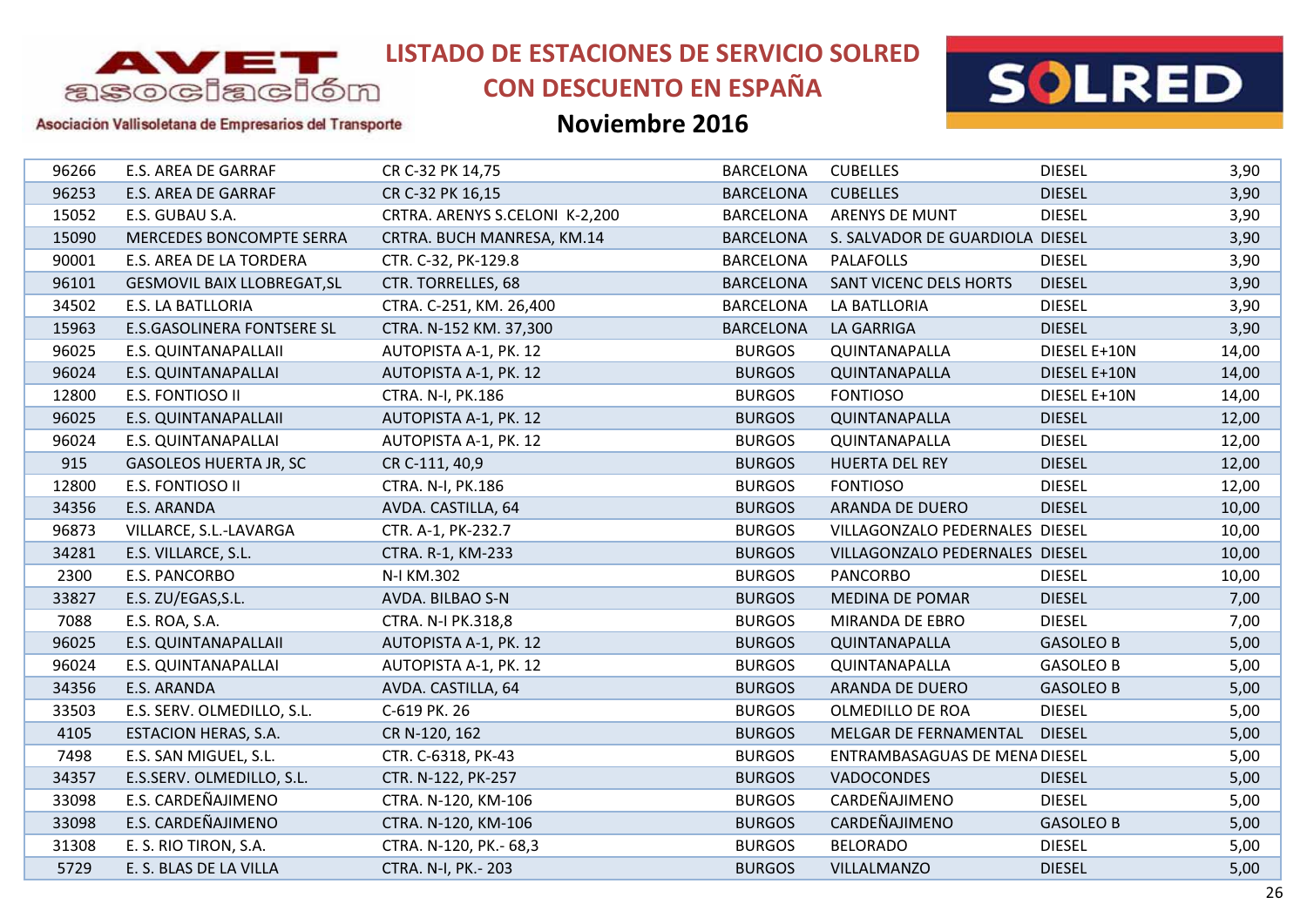# LISTADO DE ESTACIONES DE SERVICIO SOLRED CON DESCUENTO EN ESPAÑA

## Noviembre 2016

Asociación Vallisoletana de Empresarios del Transporte

| | | | | | | |
|---|---|---|---|---|---|---|
| 96266 | E.S. AREA DE GARRAF | CR C-32 PK 14,75 | BARCELONA | CUBELLES | DIESEL | 3,90 |
| 96253 | E.S. AREA DE GARRAF | CR C-32 PK 16,15 | BARCELONA | CUBELLES | DIESEL | 3,90 |
| 15052 | E.S. GUBAU S.A. | CRTRA. ARENYS S.CELONI K-2,200 | BARCELONA | ARENYS DE MUNT | DIESEL | 3,90 |
| 15090 | MERCEDES BONCOMPTE SERRA | CRTRA. BUCH MANRESA, KM.14 | BARCELONA | S. SALVADOR DE GUARDIOLA | DIESEL | 3,90 |
| 90001 | E.S. AREA DE LA TORDERA | CTR. C-32, PK-129.8 | BARCELONA | PALAFOLLS | DIESEL | 3,90 |
| 96101 | GESMOVIL BAIX LLOBREGAT,SL | CTR. TORRELLES, 68 | BARCELONA | SANT VICENC DELS HORTS | DIESEL | 3,90 |
| 34502 | E.S. LA BATLLORIA | CTRA. C-251, KM. 26,400 | BARCELONA | LA BATLLORIA | DIESEL | 3,90 |
| 15963 | E.S.GASOLINERA FONTSERE SL | CTRA. N-152 KM. 37,300 | BARCELONA | LA GARRIGA | DIESEL | 3,90 |
| 96025 | E.S. QUINTANAPALLAII | AUTOPISTA A-1, PK. 12 | BURGOS | QUINTANAPALLA | DIESEL E+10N | 14,00 |
| 96024 | E.S. QUINTANAPALLAI | AUTOPISTA A-1, PK. 12 | BURGOS | QUINTANAPALLA | DIESEL E+10N | 14,00 |
| 12800 | E.S. FONTIOSO II | CTRA. N-I, PK.186 | BURGOS | FONTIOSO | DIESEL E+10N | 14,00 |
| 96025 | E.S. QUINTANAPALLAII | AUTOPISTA A-1, PK. 12 | BURGOS | QUINTANAPALLA | DIESEL | 12,00 |
| 96024 | E.S. QUINTANAPALLAI | AUTOPISTA A-1, PK. 12 | BURGOS | QUINTANAPALLA | DIESEL | 12,00 |
| 915 | GASOLEOS HUERTA JR, SC | CR C-111, 40,9 | BURGOS | HUERTA DEL REY | DIESEL | 12,00 |
| 12800 | E.S. FONTIOSO II | CTRA. N-I, PK.186 | BURGOS | FONTIOSO | DIESEL | 12,00 |
| 34356 | E.S. ARANDA | AVDA. CASTILLA, 64 | BURGOS | ARANDA DE DUERO | DIESEL | 10,00 |
| 96873 | VILLARCE, S.L.-LAVARGA | CTR. A-1, PK-232.7 | BURGOS | VILLAGONZALO PEDERNALES | DIESEL | 10,00 |
| 34281 | E.S. VILLARCE, S.L. | CTRA. R-1, KM-233 | BURGOS | VILLAGONZALO PEDERNALES | DIESEL | 10,00 |
| 2300 | E.S. PANCORBO | N-I KM.302 | BURGOS | PANCORBO | DIESEL | 10,00 |
| 33827 | E.S. ZU/EGAS,S.L. | AVDA. BILBAO S-N | BURGOS | MEDINA DE POMAR | DIESEL | 7,00 |
| 7088 | E.S. ROA, S.A. | CTRA. N-I PK.318,8 | BURGOS | MIRANDA DE EBRO | DIESEL | 7,00 |
| 96025 | E.S. QUINTANAPALLAII | AUTOPISTA A-1, PK. 12 | BURGOS | QUINTANAPALLA | GASOLEO B | 5,00 |
| 96024 | E.S. QUINTANAPALLAI | AUTOPISTA A-1, PK. 12 | BURGOS | QUINTANAPALLA | GASOLEO B | 5,00 |
| 34356 | E.S. ARANDA | AVDA. CASTILLA, 64 | BURGOS | ARANDA DE DUERO | GASOLEO B | 5,00 |
| 33503 | E.S. SERV. OLMEDILLO, S.L. | C-619 PK. 26 | BURGOS | OLMEDILLO DE ROA | DIESEL | 5,00 |
| 4105 | ESTACION HERAS, S.A. | CR N-120, 162 | BURGOS | MELGAR DE FERNAMENTAL | DIESEL | 5,00 |
| 7498 | E.S. SAN MIGUEL, S.L. | CTR. C-6318, PK-43 | BURGOS | ENTRAMBASAGUAS DE MENA | DIESEL | 5,00 |
| 34357 | E.S.SERV. OLMEDILLO, S.L. | CTR. N-122, PK-257 | BURGOS | VADOCONDES | DIESEL | 5,00 |
| 33098 | E.S. CARDEÑAJIMENO | CTRA. N-120, KM-106 | BURGOS | CARDEÑAJIMENO | DIESEL | 5,00 |
| 33098 | E.S. CARDEÑAJIMENO | CTRA. N-120, KM-106 | BURGOS | CARDEÑAJIMENO | GASOLEO B | 5,00 |
| 31308 | E. S. RIO TIRON, S.A. | CTRA. N-120, PK.- 68,3 | BURGOS | BELORADO | DIESEL | 5,00 |
| 5729 | E. S. BLAS DE LA VILLA | CTRA. N-I, PK.- 203 | BURGOS | VILLALMANZO | DIESEL | 5,00 |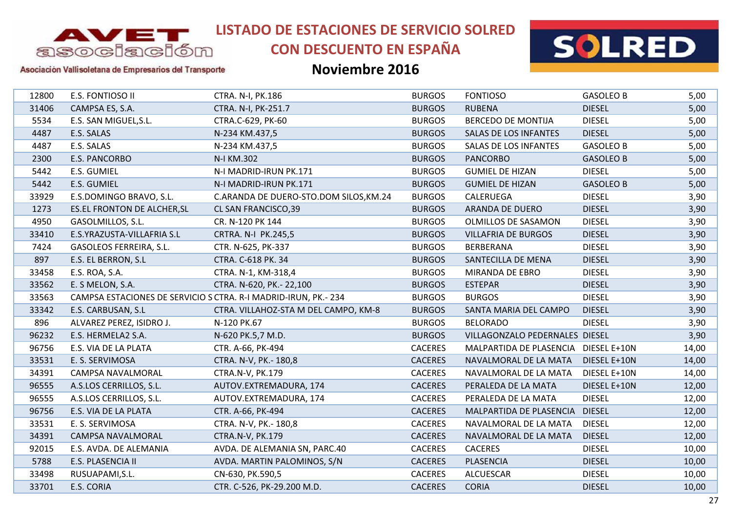# LISTADO DE ESTACIONES DE SERVICIO SOLRED CON DESCUENTO EN ESPAÑA

## Noviembre 2016

Asociación Vallisoletana de Empresarios del Transporte

| | | | | | | |
|---|---|---|---|---|---|---|
| 12800 | E.S. FONTIOSO II | CTRA. N-I, PK.186 | BURGOS | FONTIOSO | GASOLEO B | 5,00 |
| 31406 | CAMPSA ES, S.A. | CTRA. N-I, PK-251.7 | BURGOS | RUBENA | DIESEL | 5,00 |
| 5534 | E.S. SAN MIGUEL,S.L. | CTRA.C-629, PK-60 | BURGOS | BERCEDO DE MONTIJA | DIESEL | 5,00 |
| 4487 | E.S. SALAS | N-234 KM.437,5 | BURGOS | SALAS DE LOS INFANTES | DIESEL | 5,00 |
| 4487 | E.S. SALAS | N-234 KM.437,5 | BURGOS | SALAS DE LOS INFANTES | GASOLEO B | 5,00 |
| 2300 | E.S. PANCORBO | N-I KM.302 | BURGOS | PANCORBO | GASOLEO B | 5,00 |
| 5442 | E.S. GUMIEL | N-I MADRID-IRUN PK.171 | BURGOS | GUMIEL DE HIZAN | DIESEL | 5,00 |
| 5442 | E.S. GUMIEL | N-I MADRID-IRUN PK.171 | BURGOS | GUMIEL DE HIZAN | GASOLEO B | 5,00 |
| 33929 | E.S.DOMINGO BRAVO, S.L. | C.ARANDA DE DUERO-STO.DOM SILOS,KM.24 | BURGOS | CALERUEGA | DIESEL | 3,90 |
| 1273 | ES.EL FRONTON DE ALCHER,SL | CL SAN FRANCISCO,39 | BURGOS | ARANDA DE DUERO | DIESEL | 3,90 |
| 4950 | GASOLMILLOS, S.L. | CR. N-120 PK 144 | BURGOS | OLMILLOS DE SASAMON | DIESEL | 3,90 |
| 33410 | E.S.YRAZUSTA-VILLAFRIA S.L | CRTRA. N-I PK.245,5 | BURGOS | VILLAFRIA DE BURGOS | DIESEL | 3,90 |
| 7424 | GASOLEOS FERREIRA, S.L. | CTR. N-625, PK-337 | BURGOS | BERBERANA | DIESEL | 3,90 |
| 897 | E.S. EL BERRON, S.L | CTRA. C-618 PK. 34 | BURGOS | SANTECILLA DE MENA | DIESEL | 3,90 |
| 33458 | E.S. ROA, S.A. | CTRA. N-1, KM-318,4 | BURGOS | MIRANDA DE EBRO | DIESEL | 3,90 |
| 33562 | E. S MELON, S.A. | CTRA. N-620, PK.- 22,100 | BURGOS | ESTEPAR | DIESEL | 3,90 |
| 33563 | CAMPSA ESTACIONES DE SERVICIO S | CTRA. R-I MADRID-IRUN, PK.- 234 | BURGOS | BURGOS | DIESEL | 3,90 |
| 33342 | E.S. CARBUSAN, S.L | CTRA. VILLAHOZ-STA M DEL CAMPO, KM-8 | BURGOS | SANTA MARIA DEL CAMPO | DIESEL | 3,90 |
| 896 | ALVAREZ PEREZ, ISIDRO J. | N-120 PK.67 | BURGOS | BELORADO | DIESEL | 3,90 |
| 96232 | E.S. HERMELA2 S.A. | N-620 PK.5,7 M.D. | BURGOS | VILLAGONZALO PEDERNALES | DIESEL | 3,90 |
| 96756 | E.S. VIA DE LA PLATA | CTR. A-66, PK-494 | CACERES | MALPARTIDA DE PLASENCIA | DIESEL E+10N | 14,00 |
| 33531 | E. S. SERVIMOSA | CTRA. N-V, PK.- 180,8 | CACERES | NAVALMORAL DE LA MATA | DIESEL E+10N | 14,00 |
| 34391 | CAMPSA NAVALMORAL | CTRA.N-V, PK.179 | CACERES | NAVALMORAL DE LA MATA | DIESEL E+10N | 14,00 |
| 96555 | A.S.LOS CERRILLOS, S.L. | AUTOV.EXTREMADURA, 174 | CACERES | PERALEDA DE LA MATA | DIESEL E+10N | 12,00 |
| 96555 | A.S.LOS CERRILLOS, S.L. | AUTOV.EXTREMADURA, 174 | CACERES | PERALEDA DE LA MATA | DIESEL | 12,00 |
| 96756 | E.S. VIA DE LA PLATA | CTR. A-66, PK-494 | CACERES | MALPARTIDA DE PLASENCIA | DIESEL | 12,00 |
| 33531 | E. S. SERVIMOSA | CTRA. N-V, PK.- 180,8 | CACERES | NAVALMORAL DE LA MATA | DIESEL | 12,00 |
| 34391 | CAMPSA NAVALMORAL | CTRA.N-V, PK.179 | CACERES | NAVALMORAL DE LA MATA | DIESEL | 12,00 |
| 92015 | E.S. AVDA. DE ALEMANIA | AVDA. DE ALEMANIA SN, PARC.40 | CACERES | CACERES | DIESEL | 10,00 |
| 5788 | E.S. PLASENCIA II | AVDA. MARTIN PALOMINOS, S/N | CACERES | PLASENCIA | DIESEL | 10,00 |
| 33498 | RUSUAPAMI,S.L. | CN-630, PK.590,5 | CACERES | ALCUESCAR | DIESEL | 10,00 |
| 33701 | E.S. CORIA | CTR. C-526, PK-29.200 M.D. | CACERES | CORIA | DIESEL | 10,00 |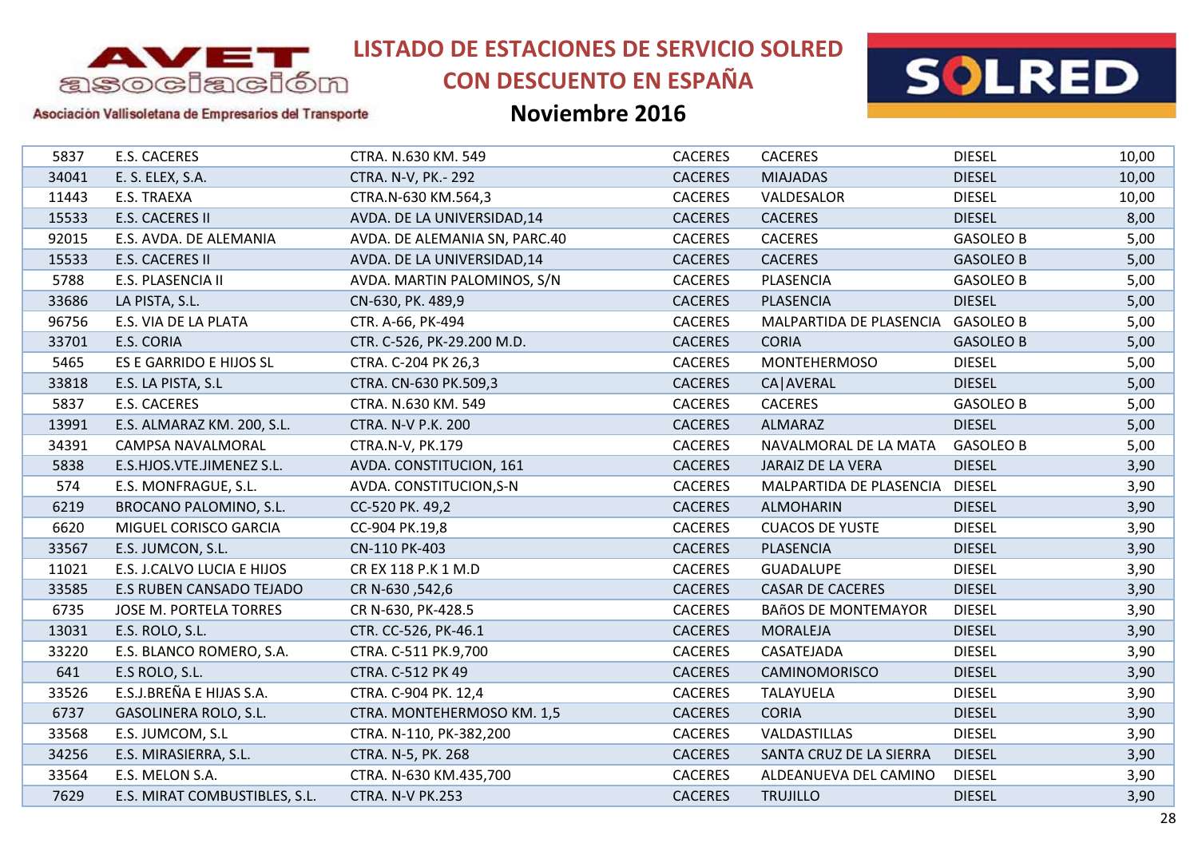# LISTADO DE ESTACIONES DE SERVICIO SOLRED CON DESCUENTO EN ESPAÑA

## Noviembre 2016

| | | | | | | |
|---|---|---|---|---|---|---|
| 5837 | E.S. CACERES | CTRA. N.630 KM. 549 | CACERES | CACERES | DIESEL | 10,00 |
| 34041 | E. S. ELEX, S.A. | CTRA. N-V, PK.- 292 | CACERES | MIAJADAS | DIESEL | 10,00 |
| 11443 | E.S. TRAEXA | CTRA.N-630 KM.564,3 | CACERES | VALDESALOR | DIESEL | 10,00 |
| 15533 | E.S. CACERES II | AVDA. DE LA UNIVERSIDAD,14 | CACERES | CACERES | DIESEL | 8,00 |
| 92015 | E.S. AVDA. DE ALEMANIA | AVDA. DE ALEMANIA SN, PARC.40 | CACERES | CACERES | GASOLEO B | 5,00 |
| 15533 | E.S. CACERES II | AVDA. DE LA UNIVERSIDAD,14 | CACERES | CACERES | GASOLEO B | 5,00 |
| 5788 | E.S. PLASENCIA II | AVDA. MARTIN PALOMINOS, S/N | CACERES | PLASENCIA | GASOLEO B | 5,00 |
| 33686 | LA PISTA, S.L. | CN-630, PK. 489,9 | CACERES | PLASENCIA | DIESEL | 5,00 |
| 96756 | E.S. VIA DE LA PLATA | CTR. A-66, PK-494 | CACERES | MALPARTIDA DE PLASENCIA | GASOLEO B | 5,00 |
| 33701 | E.S. CORIA | CTR. C-526, PK-29.200 M.D. | CACERES | CORIA | GASOLEO B | 5,00 |
| 5465 | ES E GARRIDO E HIJOS SL | CTRA. C-204 PK 26,3 | CACERES | MONTEHERMOSO | DIESEL | 5,00 |
| 33818 | E.S. LA PISTA, S.L | CTRA. CN-630 PK.509,3 | CACERES | CA\|AVERAL | DIESEL | 5,00 |
| 5837 | E.S. CACERES | CTRA. N.630 KM. 549 | CACERES | CACERES | GASOLEO B | 5,00 |
| 13991 | E.S. ALMARAZ KM. 200, S.L. | CTRA. N-V P.K. 200 | CACERES | ALMARAZ | DIESEL | 5,00 |
| 34391 | CAMPSA NAVALMORAL | CTRA.N-V, PK.179 | CACERES | NAVALMORAL DE LA MATA | GASOLEO B | 5,00 |
| 5838 | E.S.HJOS.VTE.JIMENEZ S.L. | AVDA. CONSTITUCION, 161 | CACERES | JARAIZ DE LA VERA | DIESEL | 3,90 |
| 574 | E.S. MONFRAGUE, S.L. | AVDA. CONSTITUCION,S-N | CACERES | MALPARTIDA DE PLASENCIA | DIESEL | 3,90 |
| 6219 | BROCANO PALOMINO, S.L. | CC-520 PK. 49,2 | CACERES | ALMOHARIN | DIESEL | 3,90 |
| 6620 | MIGUEL CORISCO GARCIA | CC-904 PK.19,8 | CACERES | CUACOS DE YUSTE | DIESEL | 3,90 |
| 33567 | E.S. JUMCON, S.L. | CN-110 PK-403 | CACERES | PLASENCIA | DIESEL | 3,90 |
| 11021 | E.S. J.CALVO LUCIA E HIJOS | CR EX 118 P.K 1 M.D | CACERES | GUADALUPE | DIESEL | 3,90 |
| 33585 | E.S RUBEN CANSADO TEJADO | CR N-630 ,542,6 | CACERES | CASAR DE CACERES | DIESEL | 3,90 |
| 6735 | JOSE M. PORTELA TORRES | CR N-630, PK-428.5 | CACERES | BAñOS DE MONTEMAYOR | DIESEL | 3,90 |
| 13031 | E.S. ROLO, S.L. | CTR. CC-526, PK-46.1 | CACERES | MORALEJA | DIESEL | 3,90 |
| 33220 | E.S. BLANCO ROMERO, S.A. | CTRA. C-511 PK.9,700 | CACERES | CASATEJADA | DIESEL | 3,90 |
| 641 | E.S ROLO, S.L. | CTRA. C-512 PK 49 | CACERES | CAMINOMORISCO | DIESEL | 3,90 |
| 33526 | E.S.J.BREÑA E HIJAS S.A. | CTRA. C-904 PK. 12,4 | CACERES | TALAYUELA | DIESEL | 3,90 |
| 6737 | GASOLINERA ROLO, S.L. | CTRA. MONTEHERMOSO KM. 1,5 | CACERES | CORIA | DIESEL | 3,90 |
| 33568 | E.S. JUMCOM, S.L | CTRA. N-110, PK-382,200 | CACERES | VALDASTILLAS | DIESEL | 3,90 |
| 34256 | E.S. MIRASIERRA, S.L. | CTRA. N-5, PK. 268 | CACERES | SANTA CRUZ DE LA SIERRA | DIESEL | 3,90 |
| 33564 | E.S. MELON S.A. | CTRA. N-630 KM.435,700 | CACERES | ALDEANUEVA DEL CAMINO | DIESEL | 3,90 |
| 7629 | E.S. MIRAT COMBUSTIBLES, S.L. | CTRA. N-V PK.253 | CACERES | TRUJILLO | DIESEL | 3,90 |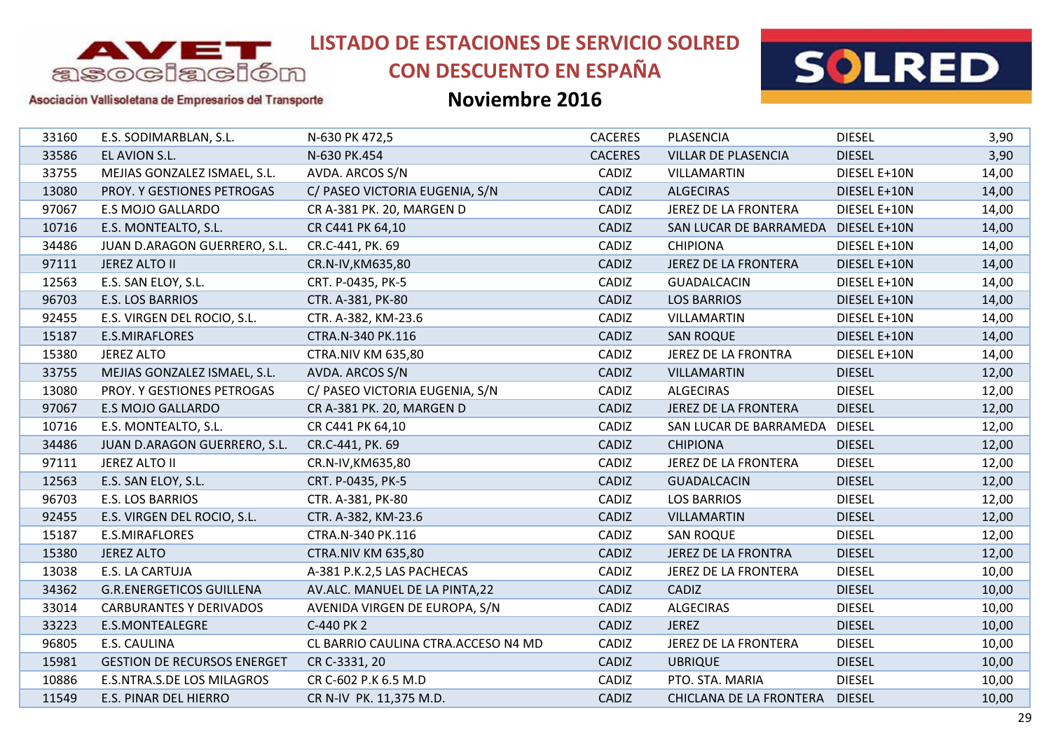# LISTADO DE ESTACIONES DE SERVICIO SOLRED CON DESCUENTO EN ESPAÑA

## Noviembre 2016

| | | | | | | |
|---|---|---|---|---|---|---|
| 33160 | E.S. SODIMARBLAN, S.L. | N-630 PK 472,5 | CACERES | PLASENCIA | DIESEL | 3,90 |
| 33586 | EL AVION S.L. | N-630 PK.454 | CACERES | VILLAR DE PLASENCIA | DIESEL | 3,90 |
| 33755 | MEJIAS GONZALEZ ISMAEL, S.L. | AVDA. ARCOS S/N | CADIZ | VILLAMARTIN | DIESEL E+10N | 14,00 |
| 13080 | PROY. Y GESTIONES PETROGAS | C/ PASEO VICTORIA EUGENIA, S/N | CADIZ | ALGECIRAS | DIESEL E+10N | 14,00 |
| 97067 | E.S MOJO GALLARDO | CR A-381 PK. 20, MARGEN D | CADIZ | JEREZ DE LA FRONTERA | DIESEL E+10N | 14,00 |
| 10716 | E.S. MONTEALTO, S.L. | CR C441 PK 64,10 | CADIZ | SAN LUCAR DE BARRAMEDA | DIESEL E+10N | 14,00 |
| 34486 | JUAN D.ARAGON GUERRERO, S.L. | CR.C-441, PK. 69 | CADIZ | CHIPIONA | DIESEL E+10N | 14,00 |
| 97111 | JEREZ ALTO II | CR.N-IV,KM635,80 | CADIZ | JEREZ DE LA FRONTERA | DIESEL E+10N | 14,00 |
| 12563 | E.S. SAN ELOY, S.L. | CRT. P-0435, PK-5 | CADIZ | GUADALCACIN | DIESEL E+10N | 14,00 |
| 96703 | E.S. LOS BARRIOS | CTR. A-381, PK-80 | CADIZ | LOS BARRIOS | DIESEL E+10N | 14,00 |
| 92455 | E.S. VIRGEN DEL ROCIO, S.L. | CTR. A-382, KM-23.6 | CADIZ | VILLAMARTIN | DIESEL E+10N | 14,00 |
| 15187 | E.S.MIRAFLORES | CTRA.N-340 PK.116 | CADIZ | SAN ROQUE | DIESEL E+10N | 14,00 |
| 15380 | JEREZ ALTO | CTRA.NIV KM 635,80 | CADIZ | JEREZ DE LA FRONTRA | DIESEL E+10N | 14,00 |
| 33755 | MEJIAS GONZALEZ ISMAEL, S.L. | AVDA. ARCOS S/N | CADIZ | VILLAMARTIN | DIESEL | 12,00 |
| 13080 | PROY. Y GESTIONES PETROGAS | C/ PASEO VICTORIA EUGENIA, S/N | CADIZ | ALGECIRAS | DIESEL | 12,00 |
| 97067 | E.S MOJO GALLARDO | CR A-381 PK. 20, MARGEN D | CADIZ | JEREZ DE LA FRONTERA | DIESEL | 12,00 |
| 10716 | E.S. MONTEALTO, S.L. | CR C441 PK 64,10 | CADIZ | SAN LUCAR DE BARRAMEDA | DIESEL | 12,00 |
| 34486 | JUAN D.ARAGON GUERRERO, S.L. | CR.C-441, PK. 69 | CADIZ | CHIPIONA | DIESEL | 12,00 |
| 97111 | JEREZ ALTO II | CR.N-IV,KM635,80 | CADIZ | JEREZ DE LA FRONTERA | DIESEL | 12,00 |
| 12563 | E.S. SAN ELOY, S.L. | CRT. P-0435, PK-5 | CADIZ | GUADALCACIN | DIESEL | 12,00 |
| 96703 | E.S. LOS BARRIOS | CTR. A-381, PK-80 | CADIZ | LOS BARRIOS | DIESEL | 12,00 |
| 92455 | E.S. VIRGEN DEL ROCIO, S.L. | CTR. A-382, KM-23.6 | CADIZ | VILLAMARTIN | DIESEL | 12,00 |
| 15187 | E.S.MIRAFLORES | CTRA.N-340 PK.116 | CADIZ | SAN ROQUE | DIESEL | 12,00 |
| 15380 | JEREZ ALTO | CTRA.NIV KM 635,80 | CADIZ | JEREZ DE LA FRONTRA | DIESEL | 12,00 |
| 13038 | E.S. LA CARTUJA | A-381 P.K.2,5 LAS PACHECAS | CADIZ | JEREZ DE LA FRONTERA | DIESEL | 10,00 |
| 34362 | G.R.ENERGETICOS GUILLENA | AV.ALC. MANUEL DE LA PINTA,22 | CADIZ | CADIZ | DIESEL | 10,00 |
| 33014 | CARBURANTES Y DERIVADOS | AVENIDA VIRGEN DE EUROPA, S/N | CADIZ | ALGECIRAS | DIESEL | 10,00 |
| 33223 | E.S.MONTEALEGRE | C-440 PK 2 | CADIZ | JEREZ | DIESEL | 10,00 |
| 96805 | E.S. CAULINA | CL BARRIO CAULINA CTRA.ACCESO N4 MD | CADIZ | JEREZ DE LA FRONTERA | DIESEL | 10,00 |
| 15981 | GESTION DE RECURSOS ENERGET | CR C-3331, 20 | CADIZ | UBRIQUE | DIESEL | 10,00 |
| 10886 | E.S.NTRA.S.DE LOS MILAGROS | CR C-602 P.K 6.5 M.D | CADIZ | PTO. STA. MARIA | DIESEL | 10,00 |
| 11549 | E.S. PINAR DEL HIERRO | CR N-IV PK. 11,375 M.D. | CADIZ | CHICLANA DE LA FRONTERA | DIESEL | 10,00 |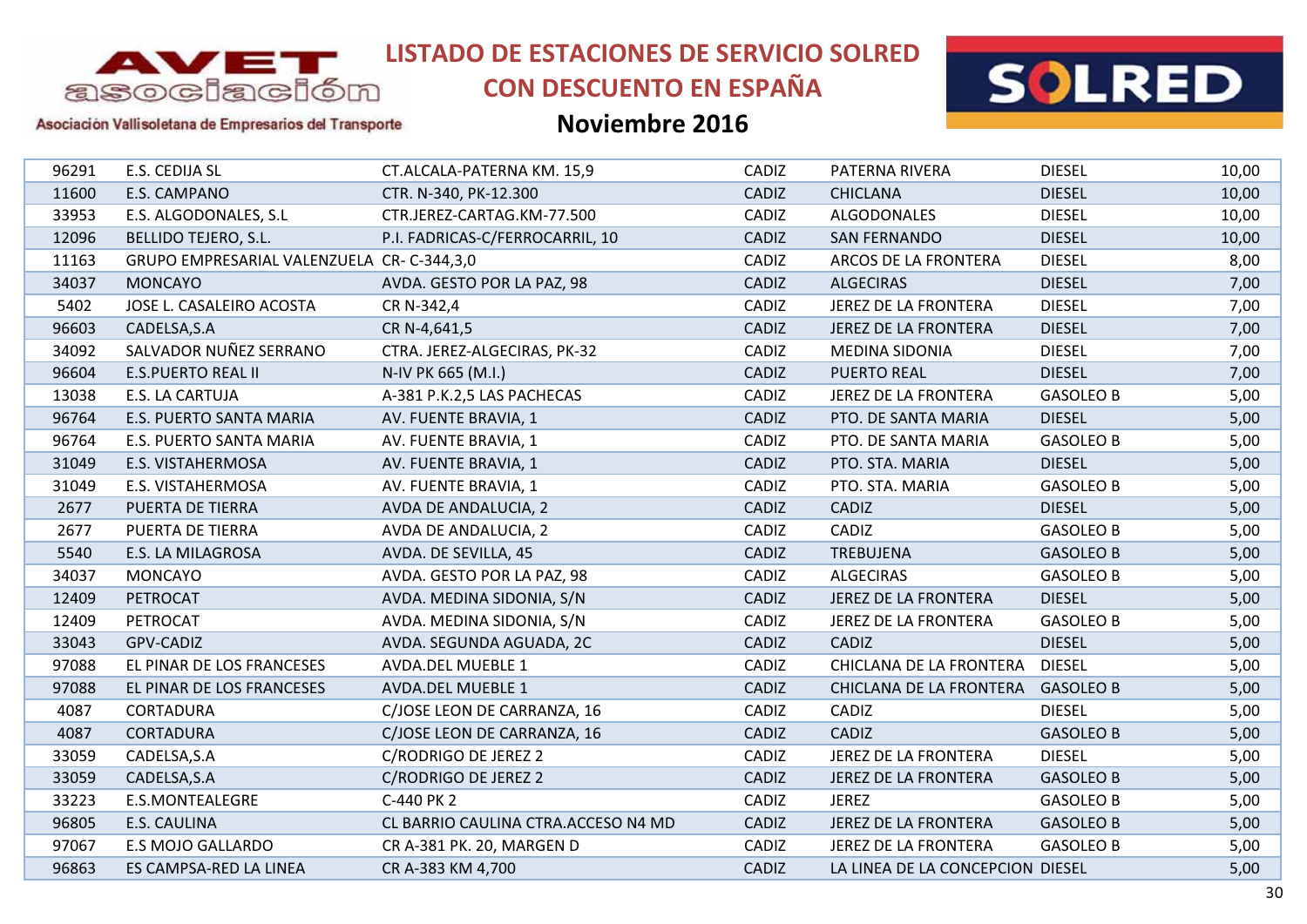# LISTADO DE ESTACIONES DE SERVICIO SOLRED CON DESCUENTO EN ESPAÑA

## Noviembre 2016

Asociación Vallisoletana de Empresarios del Transporte

| | | | | | | |
|---|---|---|---|---|---|---|
| 96291 | E.S. CEDIJA SL | CT.ALCALA-PATERNA KM. 15,9 | CADIZ | PATERNA RIVERA | DIESEL | 10,00 |
| 11600 | E.S. CAMPANO | CTR. N-340, PK-12.300 | CADIZ | CHICLANA | DIESEL | 10,00 |
| 33953 | E.S. ALGODONALES, S.L | CTR.JEREZ-CARTAG.KM-77.500 | CADIZ | ALGODONALES | DIESEL | 10,00 |
| 12096 | BELLIDO TEJERO, S.L. | P.I. FADRICAS-C/FERROCARRIL, 10 | CADIZ | SAN FERNANDO | DIESEL | 10,00 |
| 11163 | GRUPO EMPRESARIAL VALENZUELA | CR- C-344,3,0 | CADIZ | ARCOS DE LA FRONTERA | DIESEL | 8,00 |
| 34037 | MONCAYO | AVDA. GESTO POR LA PAZ, 98 | CADIZ | ALGECIRAS | DIESEL | 7,00 |
| 5402 | JOSE L. CASALEIRO ACOSTA | CR N-342,4 | CADIZ | JEREZ DE LA FRONTERA | DIESEL | 7,00 |
| 96603 | CADELSA,S.A | CR N-4,641,5 | CADIZ | JEREZ DE LA FRONTERA | DIESEL | 7,00 |
| 34092 | SALVADOR NUÑEZ SERRANO | CTRA. JEREZ-ALGECIRAS, PK-32 | CADIZ | MEDINA SIDONIA | DIESEL | 7,00 |
| 96604 | E.S.PUERTO REAL II | N-IV PK 665 (M.I.) | CADIZ | PUERTO REAL | DIESEL | 7,00 |
| 13038 | E.S. LA CARTUJA | A-381 P.K.2,5 LAS PACHECAS | CADIZ | JEREZ DE LA FRONTERA | GASOLEO B | 5,00 |
| 96764 | E.S. PUERTO SANTA MARIA | AV. FUENTE BRAVIA, 1 | CADIZ | PTO. DE SANTA MARIA | DIESEL | 5,00 |
| 96764 | E.S. PUERTO SANTA MARIA | AV. FUENTE BRAVIA, 1 | CADIZ | PTO. DE SANTA MARIA | GASOLEO B | 5,00 |
| 31049 | E.S. VISTAHERMOSA | AV. FUENTE BRAVIA, 1 | CADIZ | PTO. STA. MARIA | DIESEL | 5,00 |
| 31049 | E.S. VISTAHERMOSA | AV. FUENTE BRAVIA, 1 | CADIZ | PTO. STA. MARIA | GASOLEO B | 5,00 |
| 2677 | PUERTA DE TIERRA | AVDA DE ANDALUCIA, 2 | CADIZ | CADIZ | DIESEL | 5,00 |
| 2677 | PUERTA DE TIERRA | AVDA DE ANDALUCIA, 2 | CADIZ | CADIZ | GASOLEO B | 5,00 |
| 5540 | E.S. LA MILAGROSA | AVDA. DE SEVILLA, 45 | CADIZ | TREBUJENA | GASOLEO B | 5,00 |
| 34037 | MONCAYO | AVDA. GESTO POR LA PAZ, 98 | CADIZ | ALGECIRAS | GASOLEO B | 5,00 |
| 12409 | PETROCAT | AVDA. MEDINA SIDONIA, S/N | CADIZ | JEREZ DE LA FRONTERA | DIESEL | 5,00 |
| 12409 | PETROCAT | AVDA. MEDINA SIDONIA, S/N | CADIZ | JEREZ DE LA FRONTERA | GASOLEO B | 5,00 |
| 33043 | GPV-CADIZ | AVDA. SEGUNDA AGUADA, 2C | CADIZ | CADIZ | DIESEL | 5,00 |
| 97088 | EL PINAR DE LOS FRANCESES | AVDA.DEL MUEBLE 1 | CADIZ | CHICLANA DE LA FRONTERA | DIESEL | 5,00 |
| 97088 | EL PINAR DE LOS FRANCESES | AVDA.DEL MUEBLE 1 | CADIZ | CHICLANA DE LA FRONTERA | GASOLEO B | 5,00 |
| 4087 | CORTADURA | C/JOSE LEON DE CARRANZA, 16 | CADIZ | CADIZ | DIESEL | 5,00 |
| 4087 | CORTADURA | C/JOSE LEON DE CARRANZA, 16 | CADIZ | CADIZ | GASOLEO B | 5,00 |
| 33059 | CADELSA,S.A | C/RODRIGO DE JEREZ 2 | CADIZ | JEREZ DE LA FRONTERA | DIESEL | 5,00 |
| 33059 | CADELSA,S.A | C/RODRIGO DE JEREZ 2 | CADIZ | JEREZ DE LA FRONTERA | GASOLEO B | 5,00 |
| 33223 | E.S.MONTEALEGRE | C-440 PK 2 | CADIZ | JEREZ | GASOLEO B | 5,00 |
| 96805 | E.S. CAULINA | CL BARRIO CAULINA CTRA.ACCESO N4 MD | CADIZ | JEREZ DE LA FRONTERA | GASOLEO B | 5,00 |
| 97067 | E.S MOJO GALLARDO | CR A-381 PK. 20, MARGEN D | CADIZ | JEREZ DE LA FRONTERA | GASOLEO B | 5,00 |
| 96863 | ES CAMPSA-RED LA LINEA | CR A-383 KM 4,700 | CADIZ | LA LINEA DE LA CONCEPCION | DIESEL | 5,00 |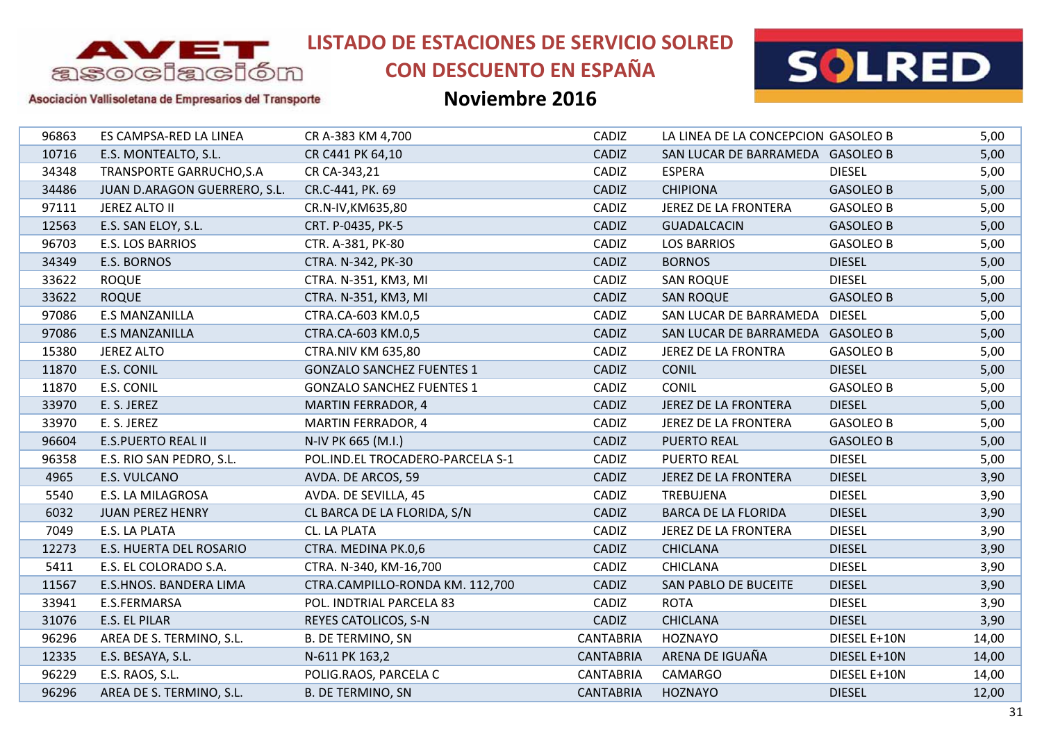# LISTADO DE ESTACIONES DE SERVICIO SOLRED CON DESCUENTO EN ESPAÑA

## Noviembre 2016

AVET asociación — Asociación Vallisoletana de Empresarios del Transporte

| | | | | | | |
|---|---|---|---|---|---|---|
| 96863 | ES CAMPSA-RED LA LINEA | CR A-383 KM 4,700 | CADIZ | LA LINEA DE LA CONCEPCION | GASOLEO B | 5,00 |
| 10716 | E.S. MONTEALTO, S.L. | CR C441 PK 64,10 | CADIZ | SAN LUCAR DE BARRAMEDA | GASOLEO B | 5,00 |
| 34348 | TRANSPORTE GARRUCHO,S.A | CR CA-343,21 | CADIZ | ESPERA | DIESEL | 5,00 |
| 34486 | JUAN D.ARAGON GUERRERO, S.L. | CR.C-441, PK. 69 | CADIZ | CHIPIONA | GASOLEO B | 5,00 |
| 97111 | JEREZ ALTO II | CR.N-IV,KM635,80 | CADIZ | JEREZ DE LA FRONTERA | GASOLEO B | 5,00 |
| 12563 | E.S. SAN ELOY, S.L. | CRT. P-0435, PK-5 | CADIZ | GUADALCACIN | GASOLEO B | 5,00 |
| 96703 | E.S. LOS BARRIOS | CTR. A-381, PK-80 | CADIZ | LOS BARRIOS | GASOLEO B | 5,00 |
| 34349 | E.S. BORNOS | CTRA. N-342, PK-30 | CADIZ | BORNOS | DIESEL | 5,00 |
| 33622 | ROQUE | CTRA. N-351, KM3, MI | CADIZ | SAN ROQUE | DIESEL | 5,00 |
| 33622 | ROQUE | CTRA. N-351, KM3, MI | CADIZ | SAN ROQUE | GASOLEO B | 5,00 |
| 97086 | E.S MANZANILLA | CTRA.CA-603 KM.0,5 | CADIZ | SAN LUCAR DE BARRAMEDA | DIESEL | 5,00 |
| 97086 | E.S MANZANILLA | CTRA.CA-603 KM.0,5 | CADIZ | SAN LUCAR DE BARRAMEDA | GASOLEO B | 5,00 |
| 15380 | JEREZ ALTO | CTRA.NIV KM 635,80 | CADIZ | JEREZ DE LA FRONTRA | GASOLEO B | 5,00 |
| 11870 | E.S. CONIL | GONZALO SANCHEZ FUENTES 1 | CADIZ | CONIL | DIESEL | 5,00 |
| 11870 | E.S. CONIL | GONZALO SANCHEZ FUENTES 1 | CADIZ | CONIL | GASOLEO B | 5,00 |
| 33970 | E. S. JEREZ | MARTIN FERRADOR, 4 | CADIZ | JEREZ DE LA FRONTERA | DIESEL | 5,00 |
| 33970 | E. S. JEREZ | MARTIN FERRADOR, 4 | CADIZ | JEREZ DE LA FRONTERA | GASOLEO B | 5,00 |
| 96604 | E.S.PUERTO REAL II | N-IV PK 665 (M.I.) | CADIZ | PUERTO REAL | GASOLEO B | 5,00 |
| 96358 | E.S. RIO SAN PEDRO, S.L. | POL.IND.EL TROCADERO-PARCELA S-1 | CADIZ | PUERTO REAL | DIESEL | 5,00 |
| 4965 | E.S. VULCANO | AVDA. DE ARCOS, 59 | CADIZ | JEREZ DE LA FRONTERA | DIESEL | 3,90 |
| 5540 | E.S. LA MILAGROSA | AVDA. DE SEVILLA, 45 | CADIZ | TREBUJENA | DIESEL | 3,90 |
| 6032 | JUAN PEREZ HENRY | CL BARCA DE LA FLORIDA, S/N | CADIZ | BARCA DE LA FLORIDA | DIESEL | 3,90 |
| 7049 | E.S. LA PLATA | CL. LA PLATA | CADIZ | JEREZ DE LA FRONTERA | DIESEL | 3,90 |
| 12273 | E.S. HUERTA DEL ROSARIO | CTRA. MEDINA PK.0,6 | CADIZ | CHICLANA | DIESEL | 3,90 |
| 5411 | E.S. EL COLORADO S.A. | CTRA. N-340, KM-16,700 | CADIZ | CHICLANA | DIESEL | 3,90 |
| 11567 | E.S.HNOS. BANDERA LIMA | CTRA.CAMPILLO-RONDA KM. 112,700 | CADIZ | SAN PABLO DE BUCEITE | DIESEL | 3,90 |
| 33941 | E.S.FERMARSA | POL. INDTRIAL PARCELA 83 | CADIZ | ROTA | DIESEL | 3,90 |
| 31076 | E.S. EL PILAR | REYES CATOLICOS, S-N | CADIZ | CHICLANA | DIESEL | 3,90 |
| 96296 | AREA DE S. TERMINO, S.L. | B. DE TERMINO, SN | CANTABRIA | HOZNAYO | DIESEL E+10N | 14,00 |
| 12335 | E.S. BESAYA, S.L. | N-611 PK 163,2 | CANTABRIA | ARENA DE IGUAÑA | DIESEL E+10N | 14,00 |
| 96229 | E.S. RAOS, S.L. | POLIG.RAOS, PARCELA C | CANTABRIA | CAMARGO | DIESEL E+10N | 14,00 |
| 96296 | AREA DE S. TERMINO, S.L. | B. DE TERMINO, SN | CANTABRIA | HOZNAYO | DIESEL | 12,00 |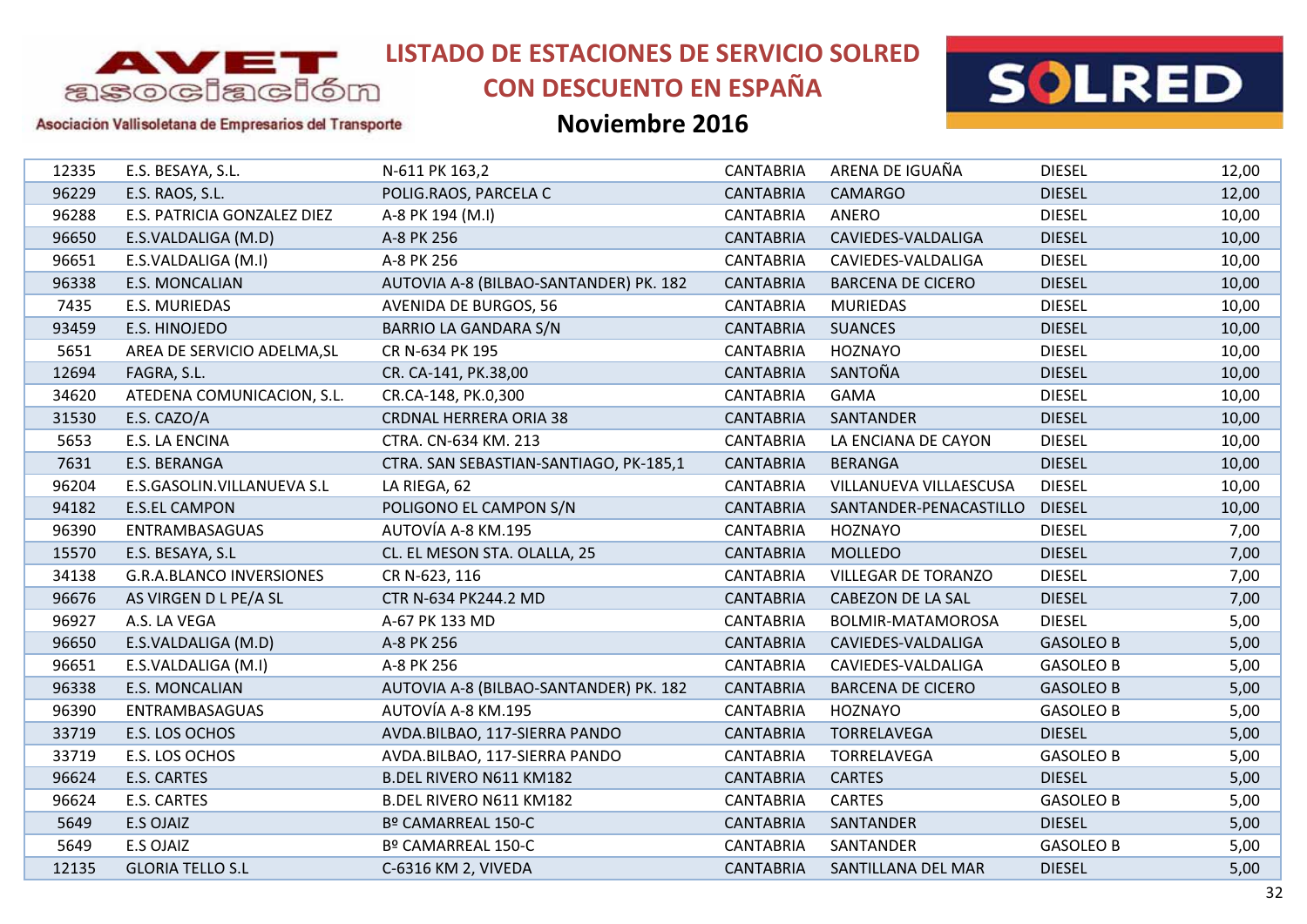# LISTADO DE ESTACIONES DE SERVICIO SOLRED CON DESCUENTO EN ESPAÑA

## Noviembre 2016

| | | | | | | |
|---|---|---|---|---|---|---|
| 12335 | E.S. BESAYA, S.L. | N-611 PK 163,2 | CANTABRIA | ARENA DE IGUAÑA | DIESEL | 12,00 |
| 96229 | E.S. RAOS, S.L. | POLIG.RAOS, PARCELA C | CANTABRIA | CAMARGO | DIESEL | 12,00 |
| 96288 | E.S. PATRICIA GONZALEZ DIEZ | A-8 PK 194 (M.I) | CANTABRIA | ANERO | DIESEL | 10,00 |
| 96650 | E.S.VALDALIGA (M.D) | A-8 PK 256 | CANTABRIA | CAVIEDES-VALDALIGA | DIESEL | 10,00 |
| 96651 | E.S.VALDALIGA (M.I) | A-8 PK 256 | CANTABRIA | CAVIEDES-VALDALIGA | DIESEL | 10,00 |
| 96338 | E.S. MONCALIAN | AUTOVIA A-8 (BILBAO-SANTANDER) PK. 182 | CANTABRIA | BARCENA DE CICERO | DIESEL | 10,00 |
| 7435 | E.S. MURIEDAS | AVENIDA DE BURGOS, 56 | CANTABRIA | MURIEDAS | DIESEL | 10,00 |
| 93459 | E.S. HINOJEDO | BARRIO LA GANDARA S/N | CANTABRIA | SUANCES | DIESEL | 10,00 |
| 5651 | AREA DE SERVICIO ADELMA,SL | CR N-634 PK 195 | CANTABRIA | HOZNAYO | DIESEL | 10,00 |
| 12694 | FAGRA, S.L. | CR. CA-141, PK.38,00 | CANTABRIA | SANTOÑA | DIESEL | 10,00 |
| 34620 | ATEDENA COMUNICACION, S.L. | CR.CA-148, PK.0,300 | CANTABRIA | GAMA | DIESEL | 10,00 |
| 31530 | E.S. CAZO/A | CRDNAL HERRERA ORIA 38 | CANTABRIA | SANTANDER | DIESEL | 10,00 |
| 5653 | E.S. LA ENCINA | CTRA. CN-634 KM. 213 | CANTABRIA | LA ENCIANA DE CAYON | DIESEL | 10,00 |
| 7631 | E.S. BERANGA | CTRA. SAN SEBASTIAN-SANTIAGO, PK-185,1 | CANTABRIA | BERANGA | DIESEL | 10,00 |
| 96204 | E.S.GASOLIN.VILLANUEVA S.L | LA RIEGA, 62 | CANTABRIA | VILLANUEVA VILLAESCUSA | DIESEL | 10,00 |
| 94182 | E.S.EL CAMPON | POLIGONO EL CAMPON S/N | CANTABRIA | SANTANDER-PENACASTILLO | DIESEL | 10,00 |
| 96390 | ENTRAMBASAGUAS | AUTOVÍA A-8 KM.195 | CANTABRIA | HOZNAYO | DIESEL | 7,00 |
| 15570 | E.S. BESAYA, S.L | CL. EL MESON STA. OLALLA, 25 | CANTABRIA | MOLLEDO | DIESEL | 7,00 |
| 34138 | G.R.A.BLANCO INVERSIONES | CR N-623, 116 | CANTABRIA | VILLEGAR DE TORANZO | DIESEL | 7,00 |
| 96676 | AS VIRGEN D L PE/A SL | CTR N-634 PK244.2 MD | CANTABRIA | CABEZON DE LA SAL | DIESEL | 7,00 |
| 96927 | A.S. LA VEGA | A-67 PK 133 MD | CANTABRIA | BOLMIR-MATAMOROSA | DIESEL | 5,00 |
| 96650 | E.S.VALDALIGA (M.D) | A-8 PK 256 | CANTABRIA | CAVIEDES-VALDALIGA | GASOLEO B | 5,00 |
| 96651 | E.S.VALDALIGA (M.I) | A-8 PK 256 | CANTABRIA | CAVIEDES-VALDALIGA | GASOLEO B | 5,00 |
| 96338 | E.S. MONCALIAN | AUTOVIA A-8 (BILBAO-SANTANDER) PK. 182 | CANTABRIA | BARCENA DE CICERO | GASOLEO B | 5,00 |
| 96390 | ENTRAMBASAGUAS | AUTOVÍA A-8 KM.195 | CANTABRIA | HOZNAYO | GASOLEO B | 5,00 |
| 33719 | E.S. LOS OCHOS | AVDA.BILBAO, 117-SIERRA PANDO | CANTABRIA | TORRELAVEGA | DIESEL | 5,00 |
| 33719 | E.S. LOS OCHOS | AVDA.BILBAO, 117-SIERRA PANDO | CANTABRIA | TORRELAVEGA | GASOLEO B | 5,00 |
| 96624 | E.S. CARTES | B.DEL RIVERO N611 KM182 | CANTABRIA | CARTES | DIESEL | 5,00 |
| 96624 | E.S. CARTES | B.DEL RIVERO N611 KM182 | CANTABRIA | CARTES | GASOLEO B | 5,00 |
| 5649 | E.S OJAIZ | Bº CAMARREAL 150-C | CANTABRIA | SANTANDER | DIESEL | 5,00 |
| 5649 | E.S OJAIZ | Bº CAMARREAL 150-C | CANTABRIA | SANTANDER | GASOLEO B | 5,00 |
| 12135 | GLORIA TELLO S.L | C-6316 KM 2, VIVEDA | CANTABRIA | SANTILLANA DEL MAR | DIESEL | 5,00 |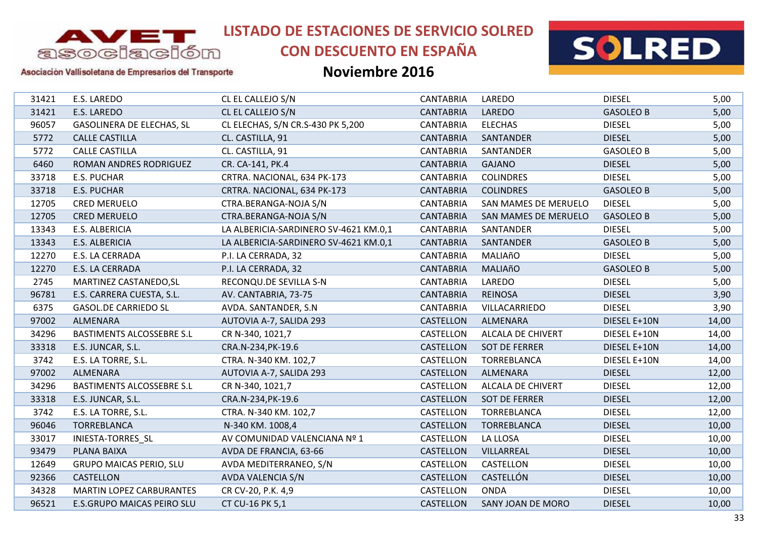# LISTADO DE ESTACIONES DE SERVICIO SOLRED CON DESCUENTO EN ESPAÑA

## Noviembre 2016

| | | | | | | |
|---|---|---|---|---|---|---|
| 31421 | E.S. LAREDO | CL EL CALLEJO S/N | CANTABRIA | LAREDO | DIESEL | 5,00 |
| 31421 | E.S. LAREDO | CL EL CALLEJO S/N | CANTABRIA | LAREDO | GASOLEO B | 5,00 |
| 96057 | GASOLINERA DE ELECHAS, SL | CL ELECHAS, S/N CR.S-430 PK 5,200 | CANTABRIA | ELECHAS | DIESEL | 5,00 |
| 5772 | CALLE CASTILLA | CL. CASTILLA, 91 | CANTABRIA | SANTANDER | DIESEL | 5,00 |
| 5772 | CALLE CASTILLA | CL. CASTILLA, 91 | CANTABRIA | SANTANDER | GASOLEO B | 5,00 |
| 6460 | ROMAN ANDRES RODRIGUEZ | CR. CA-141, PK.4 | CANTABRIA | GAJANO | DIESEL | 5,00 |
| 33718 | E.S. PUCHAR | CRTRA. NACIONAL, 634 PK-173 | CANTABRIA | COLINDRES | DIESEL | 5,00 |
| 33718 | E.S. PUCHAR | CRTRA. NACIONAL, 634 PK-173 | CANTABRIA | COLINDRES | GASOLEO B | 5,00 |
| 12705 | CRED MERUELO | CTRA.BERANGA-NOJA S/N | CANTABRIA | SAN MAMES DE MERUELO | DIESEL | 5,00 |
| 12705 | CRED MERUELO | CTRA.BERANGA-NOJA S/N | CANTABRIA | SAN MAMES DE MERUELO | GASOLEO B | 5,00 |
| 13343 | E.S. ALBERICIA | LA ALBERICIA-SARDINERO SV-4621 KM.0,1 | CANTABRIA | SANTANDER | DIESEL | 5,00 |
| 13343 | E.S. ALBERICIA | LA ALBERICIA-SARDINERO SV-4621 KM.0,1 | CANTABRIA | SANTANDER | GASOLEO B | 5,00 |
| 12270 | E.S. LA CERRADA | P.I. LA CERRADA, 32 | CANTABRIA | MALIAñO | DIESEL | 5,00 |
| 12270 | E.S. LA CERRADA | P.I. LA CERRADA, 32 | CANTABRIA | MALIAñO | GASOLEO B | 5,00 |
| 2745 | MARTINEZ CASTANEDO,SL | RECONQU.DE SEVILLA S-N | CANTABRIA | LAREDO | DIESEL | 5,00 |
| 96781 | E.S. CARRERA CUESTA, S.L. | AV. CANTABRIA, 73-75 | CANTABRIA | REINOSA | DIESEL | 3,90 |
| 6375 | GASOL.DE CARRIEDO SL | AVDA. SANTANDER, S.N | CANTABRIA | VILLACARRIEDO | DIESEL | 3,90 |
| 97002 | ALMENARA | AUTOVIA A-7, SALIDA 293 | CASTELLON | ALMENARA | DIESEL E+10N | 14,00 |
| 34296 | BASTIMENTS ALCOSSEBRE S.L | CR N-340, 1021,7 | CASTELLON | ALCALA DE CHIVERT | DIESEL E+10N | 14,00 |
| 33318 | E.S. JUNCAR, S.L. | CRA.N-234,PK-19.6 | CASTELLON | SOT DE FERRER | DIESEL E+10N | 14,00 |
| 3742 | E.S. LA TORRE, S.L. | CTRA. N-340 KM. 102,7 | CASTELLON | TORREBLANCA | DIESEL E+10N | 14,00 |
| 97002 | ALMENARA | AUTOVIA A-7, SALIDA 293 | CASTELLON | ALMENARA | DIESEL | 12,00 |
| 34296 | BASTIMENTS ALCOSSEBRE S.L | CR N-340, 1021,7 | CASTELLON | ALCALA DE CHIVERT | DIESEL | 12,00 |
| 33318 | E.S. JUNCAR, S.L. | CRA.N-234,PK-19.6 | CASTELLON | SOT DE FERRER | DIESEL | 12,00 |
| 3742 | E.S. LA TORRE, S.L. | CTRA. N-340 KM. 102,7 | CASTELLON | TORREBLANCA | DIESEL | 12,00 |
| 96046 | TORREBLANCA | N-340 KM. 1008,4 | CASTELLON | TORREBLANCA | DIESEL | 10,00 |
| 33017 | INIESTA-TORRES_SL | AV COMUNIDAD VALENCIANA Nº 1 | CASTELLON | LA LLOSA | DIESEL | 10,00 |
| 93479 | PLANA BAIXA | AVDA DE FRANCIA, 63-66 | CASTELLON | VILLARREAL | DIESEL | 10,00 |
| 12649 | GRUPO MAICAS PERIO, SLU | AVDA MEDITERRANEO, S/N | CASTELLON | CASTELLON | DIESEL | 10,00 |
| 92366 | CASTELLON | AVDA VALENCIA S/N | CASTELLON | CASTELLÓN | DIESEL | 10,00 |
| 34328 | MARTIN LOPEZ CARBURANTES | CR CV-20, P.K. 4,9 | CASTELLON | ONDA | DIESEL | 10,00 |
| 96521 | E.S.GRUPO MAICAS PEIRO SLU | CT CU-16 PK 5,1 | CASTELLON | SANY JOAN DE MORO | DIESEL | 10,00 |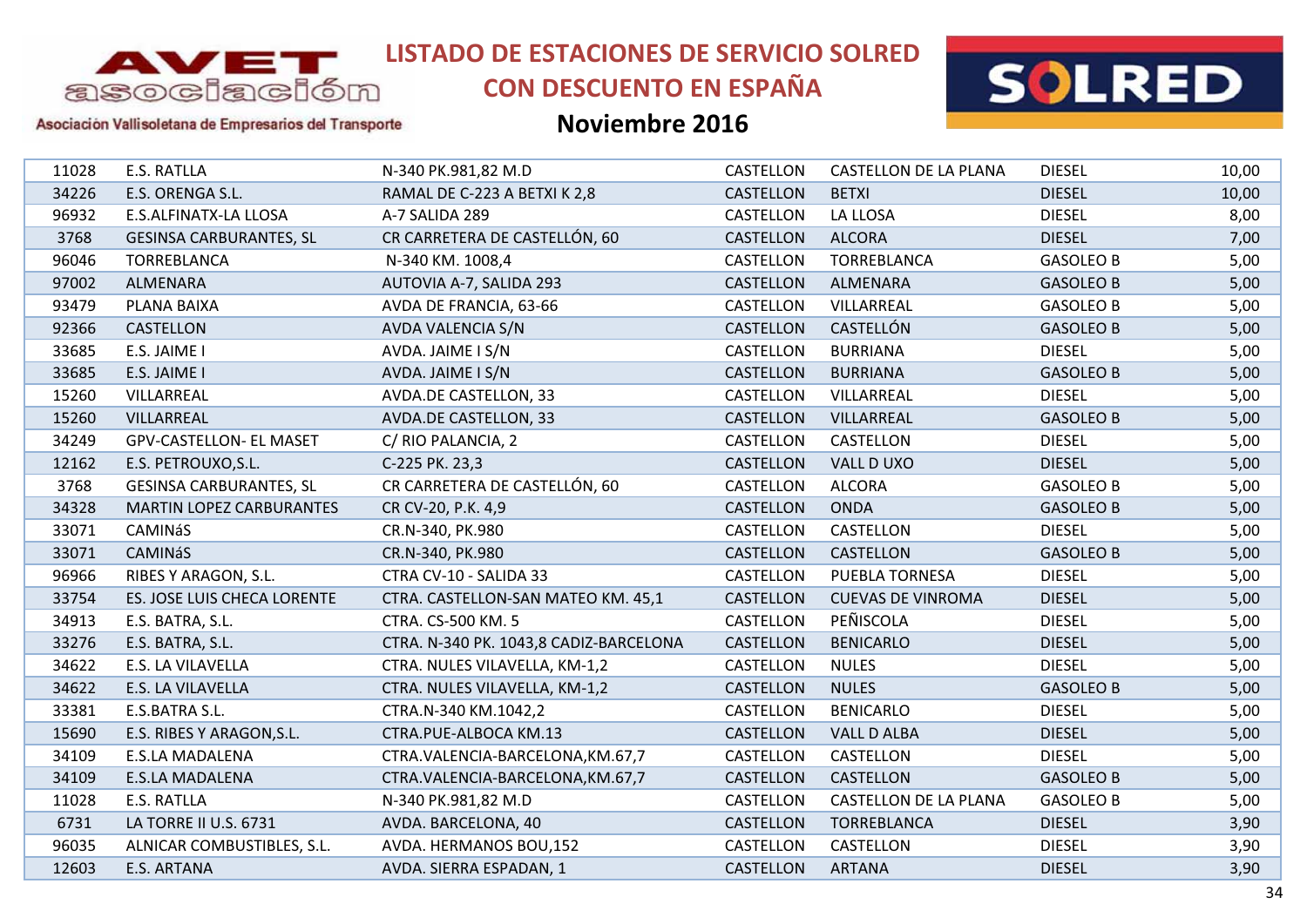# LISTADO DE ESTACIONES DE SERVICIO SOLRED CON DESCUENTO EN ESPAÑA

## Noviembre 2016

Asociación Vallisoletana de Empresarios del Transporte

| | | | | | | |
|---|---|---|---|---|---|---|
| 11028 | E.S. RATLLA | N-340 PK.981,82 M.D | CASTELLON | CASTELLON DE LA PLANA | DIESEL | 10,00 |
| 34226 | E.S. ORENGA S.L. | RAMAL DE C-223 A BETXI K 2,8 | CASTELLON | BETXI | DIESEL | 10,00 |
| 96932 | E.S.ALFINATX-LA LLOSA | A-7 SALIDA 289 | CASTELLON | LA LLOSA | DIESEL | 8,00 |
| 3768 | GESINSA CARBURANTES, SL | CR CARRETERA DE CASTELLÓN, 60 | CASTELLON | ALCORA | DIESEL | 7,00 |
| 96046 | TORREBLANCA | N-340 KM. 1008,4 | CASTELLON | TORREBLANCA | GASOLEO B | 5,00 |
| 97002 | ALMENARA | AUTOVIA A-7, SALIDA 293 | CASTELLON | ALMENARA | GASOLEO B | 5,00 |
| 93479 | PLANA BAIXA | AVDA DE FRANCIA, 63-66 | CASTELLON | VILLARREAL | GASOLEO B | 5,00 |
| 92366 | CASTELLON | AVDA VALENCIA S/N | CASTELLON | CASTELLÓN | GASOLEO B | 5,00 |
| 33685 | E.S. JAIME I | AVDA. JAIME I S/N | CASTELLON | BURRIANA | DIESEL | 5,00 |
| 33685 | E.S. JAIME I | AVDA. JAIME I S/N | CASTELLON | BURRIANA | GASOLEO B | 5,00 |
| 15260 | VILLARREAL | AVDA.DE CASTELLON, 33 | CASTELLON | VILLARREAL | DIESEL | 5,00 |
| 15260 | VILLARREAL | AVDA.DE CASTELLON, 33 | CASTELLON | VILLARREAL | GASOLEO B | 5,00 |
| 34249 | GPV-CASTELLON- EL MASET | C/ RIO PALANCIA, 2 | CASTELLON | CASTELLON | DIESEL | 5,00 |
| 12162 | E.S. PETROUXO,S.L. | C-225 PK. 23,3 | CASTELLON | VALL D UXO | DIESEL | 5,00 |
| 3768 | GESINSA CARBURANTES, SL | CR CARRETERA DE CASTELLÓN, 60 | CASTELLON | ALCORA | GASOLEO B | 5,00 |
| 34328 | MARTIN LOPEZ CARBURANTES | CR CV-20, P.K. 4,9 | CASTELLON | ONDA | GASOLEO B | 5,00 |
| 33071 | CAMINáS | CR.N-340, PK.980 | CASTELLON | CASTELLON | DIESEL | 5,00 |
| 33071 | CAMINáS | CR.N-340, PK.980 | CASTELLON | CASTELLON | GASOLEO B | 5,00 |
| 96966 | RIBES Y ARAGON, S.L. | CTRA CV-10 - SALIDA 33 | CASTELLON | PUEBLA TORNESA | DIESEL | 5,00 |
| 33754 | ES. JOSE LUIS CHECA LORENTE | CTRA. CASTELLON-SAN MATEO KM. 45,1 | CASTELLON | CUEVAS DE VINROMA | DIESEL | 5,00 |
| 34913 | E.S. BATRA, S.L. | CTRA. CS-500 KM. 5 | CASTELLON | PEÑISCOLA | DIESEL | 5,00 |
| 33276 | E.S. BATRA, S.L. | CTRA. N-340 PK. 1043,8 CADIZ-BARCELONA | CASTELLON | BENICARLO | DIESEL | 5,00 |
| 34622 | E.S. LA VILAVELLA | CTRA. NULES VILAVELLA, KM-1,2 | CASTELLON | NULES | DIESEL | 5,00 |
| 34622 | E.S. LA VILAVELLA | CTRA. NULES VILAVELLA, KM-1,2 | CASTELLON | NULES | GASOLEO B | 5,00 |
| 33381 | E.S.BATRA S.L. | CTRA.N-340 KM.1042,2 | CASTELLON | BENICARLO | DIESEL | 5,00 |
| 15690 | E.S. RIBES Y ARAGON,S.L. | CTRA.PUE-ALBOCA KM.13 | CASTELLON | VALL D ALBA | DIESEL | 5,00 |
| 34109 | E.S.LA MADALENA | CTRA.VALENCIA-BARCELONA,KM.67,7 | CASTELLON | CASTELLON | DIESEL | 5,00 |
| 34109 | E.S.LA MADALENA | CTRA.VALENCIA-BARCELONA,KM.67,7 | CASTELLON | CASTELLON | GASOLEO B | 5,00 |
| 11028 | E.S. RATLLA | N-340 PK.981,82 M.D | CASTELLON | CASTELLON DE LA PLANA | GASOLEO B | 5,00 |
| 6731 | LA TORRE II U.S. 6731 | AVDA. BARCELONA, 40 | CASTELLON | TORREBLANCA | DIESEL | 3,90 |
| 96035 | ALNICAR COMBUSTIBLES, S.L. | AVDA. HERMANOS BOU,152 | CASTELLON | CASTELLON | DIESEL | 3,90 |
| 12603 | E.S. ARTANA | AVDA. SIERRA ESPADAN, 1 | CASTELLON | ARTANA | DIESEL | 3,90 |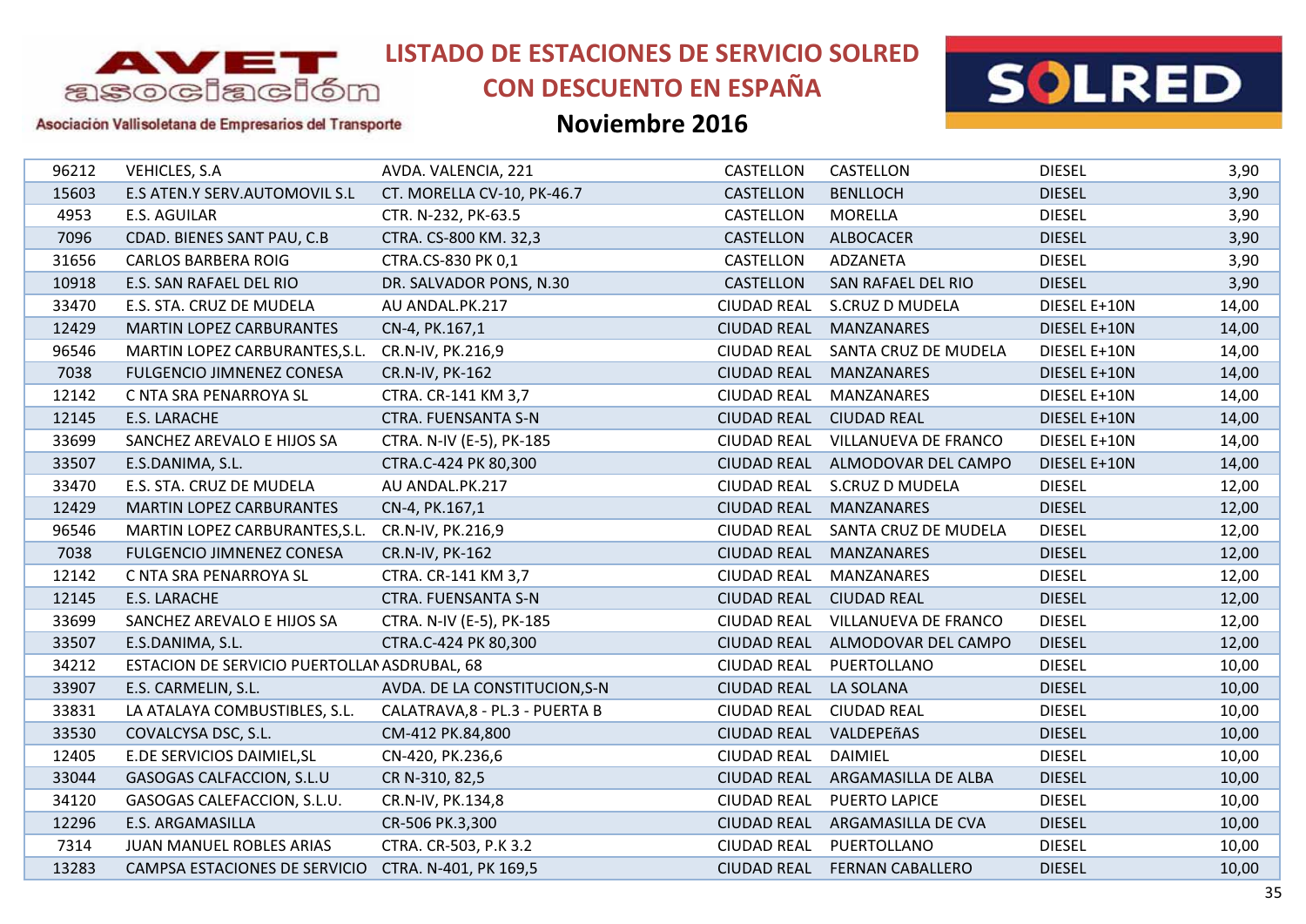# LISTADO DE ESTACIONES DE SERVICIO SOLRED CON DESCUENTO EN ESPAÑA

## Noviembre 2016

Asociación Vallisoletana de Empresarios del Transporte

| | | | | | | |
|---|---|---|---|---|---|---|
| 96212 | VEHICLES, S.A | AVDA. VALENCIA, 221 | CASTELLON | CASTELLON | DIESEL | 3,90 |
| 15603 | E.S ATEN.Y SERV.AUTOMOVIL S.L | CT. MORELLA CV-10, PK-46.7 | CASTELLON | BENLLOCH | DIESEL | 3,90 |
| 4953 | E.S. AGUILAR | CTR. N-232, PK-63.5 | CASTELLON | MORELLA | DIESEL | 3,90 |
| 7096 | CDAD. BIENES SANT PAU, C.B | CTRA. CS-800 KM. 32,3 | CASTELLON | ALBOCACER | DIESEL | 3,90 |
| 31656 | CARLOS BARBERA ROIG | CTRA.CS-830 PK 0,1 | CASTELLON | ADZANETA | DIESEL | 3,90 |
| 10918 | E.S. SAN RAFAEL DEL RIO | DR. SALVADOR PONS, N.30 | CASTELLON | SAN RAFAEL DEL RIO | DIESEL | 3,90 |
| 33470 | E.S. STA. CRUZ DE MUDELA | AU ANDAL.PK.217 | CIUDAD REAL | S.CRUZ D MUDELA | DIESEL E+10N | 14,00 |
| 12429 | MARTIN LOPEZ CARBURANTES | CN-4, PK.167,1 | CIUDAD REAL | MANZANARES | DIESEL E+10N | 14,00 |
| 96546 | MARTIN LOPEZ CARBURANTES,S.L. | CR.N-IV, PK.216,9 | CIUDAD REAL | SANTA CRUZ DE MUDELA | DIESEL E+10N | 14,00 |
| 7038 | FULGENCIO JIMNENEZ CONESA | CR.N-IV, PK-162 | CIUDAD REAL | MANZANARES | DIESEL E+10N | 14,00 |
| 12142 | C NTA SRA PENARROYA SL | CTRA. CR-141 KM 3,7 | CIUDAD REAL | MANZANARES | DIESEL E+10N | 14,00 |
| 12145 | E.S. LARACHE | CTRA. FUENSANTA S-N | CIUDAD REAL | CIUDAD REAL | DIESEL E+10N | 14,00 |
| 33699 | SANCHEZ AREVALO E HIJOS SA | CTRA. N-IV (E-5), PK-185 | CIUDAD REAL | VILLANUEVA DE FRANCO | DIESEL E+10N | 14,00 |
| 33507 | E.S.DANIMA, S.L. | CTRA.C-424 PK 80,300 | CIUDAD REAL | ALMODOVAR DEL CAMPO | DIESEL E+10N | 14,00 |
| 33470 | E.S. STA. CRUZ DE MUDELA | AU ANDAL.PK.217 | CIUDAD REAL | S.CRUZ D MUDELA | DIESEL | 12,00 |
| 12429 | MARTIN LOPEZ CARBURANTES | CN-4, PK.167,1 | CIUDAD REAL | MANZANARES | DIESEL | 12,00 |
| 96546 | MARTIN LOPEZ CARBURANTES,S.L. | CR.N-IV, PK.216,9 | CIUDAD REAL | SANTA CRUZ DE MUDELA | DIESEL | 12,00 |
| 7038 | FULGENCIO JIMNENEZ CONESA | CR.N-IV, PK-162 | CIUDAD REAL | MANZANARES | DIESEL | 12,00 |
| 12142 | C NTA SRA PENARROYA SL | CTRA. CR-141 KM 3,7 | CIUDAD REAL | MANZANARES | DIESEL | 12,00 |
| 12145 | E.S. LARACHE | CTRA. FUENSANTA S-N | CIUDAD REAL | CIUDAD REAL | DIESEL | 12,00 |
| 33699 | SANCHEZ AREVALO E HIJOS SA | CTRA. N-IV (E-5), PK-185 | CIUDAD REAL | VILLANUEVA DE FRANCO | DIESEL | 12,00 |
| 33507 | E.S.DANIMA, S.L. | CTRA.C-424 PK 80,300 | CIUDAD REAL | ALMODOVAR DEL CAMPO | DIESEL | 12,00 |
| 34212 | ESTACION DE SERVICIO PUERTOLLAN | ASDRUBAL, 68 | CIUDAD REAL | PUERTOLLANO | DIESEL | 10,00 |
| 33907 | E.S. CARMELIN, S.L. | AVDA. DE LA CONSTITUCION,S-N | CIUDAD REAL | LA SOLANA | DIESEL | 10,00 |
| 33831 | LA ATALAYA COMBUSTIBLES, S.L. | CALATRAVA,8 - PL.3 - PUERTA B | CIUDAD REAL | CIUDAD REAL | DIESEL | 10,00 |
| 33530 | COVALCYSA DSC, S.L. | CM-412 PK.84,800 | CIUDAD REAL | VALDEPEñAS | DIESEL | 10,00 |
| 12405 | E.DE SERVICIOS DAIMIEL,SL | CN-420, PK.236,6 | CIUDAD REAL | DAIMIEL | DIESEL | 10,00 |
| 33044 | GASOGAS CALFACCION, S.L.U | CR N-310, 82,5 | CIUDAD REAL | ARGAMASILLA DE ALBA | DIESEL | 10,00 |
| 34120 | GASOGAS CALEFACCION, S.L.U. | CR.N-IV, PK.134,8 | CIUDAD REAL | PUERTO LAPICE | DIESEL | 10,00 |
| 12296 | E.S. ARGAMASILLA | CR-506 PK.3,300 | CIUDAD REAL | ARGAMASILLA DE CVA | DIESEL | 10,00 |
| 7314 | JUAN MANUEL ROBLES ARIAS | CTRA. CR-503, P.K 3.2 | CIUDAD REAL | PUERTOLLANO | DIESEL | 10,00 |
| 13283 | CAMPSA ESTACIONES DE SERVICIO | CTRA. N-401, PK 169,5 | CIUDAD REAL | FERNAN CABALLERO | DIESEL | 10,00 |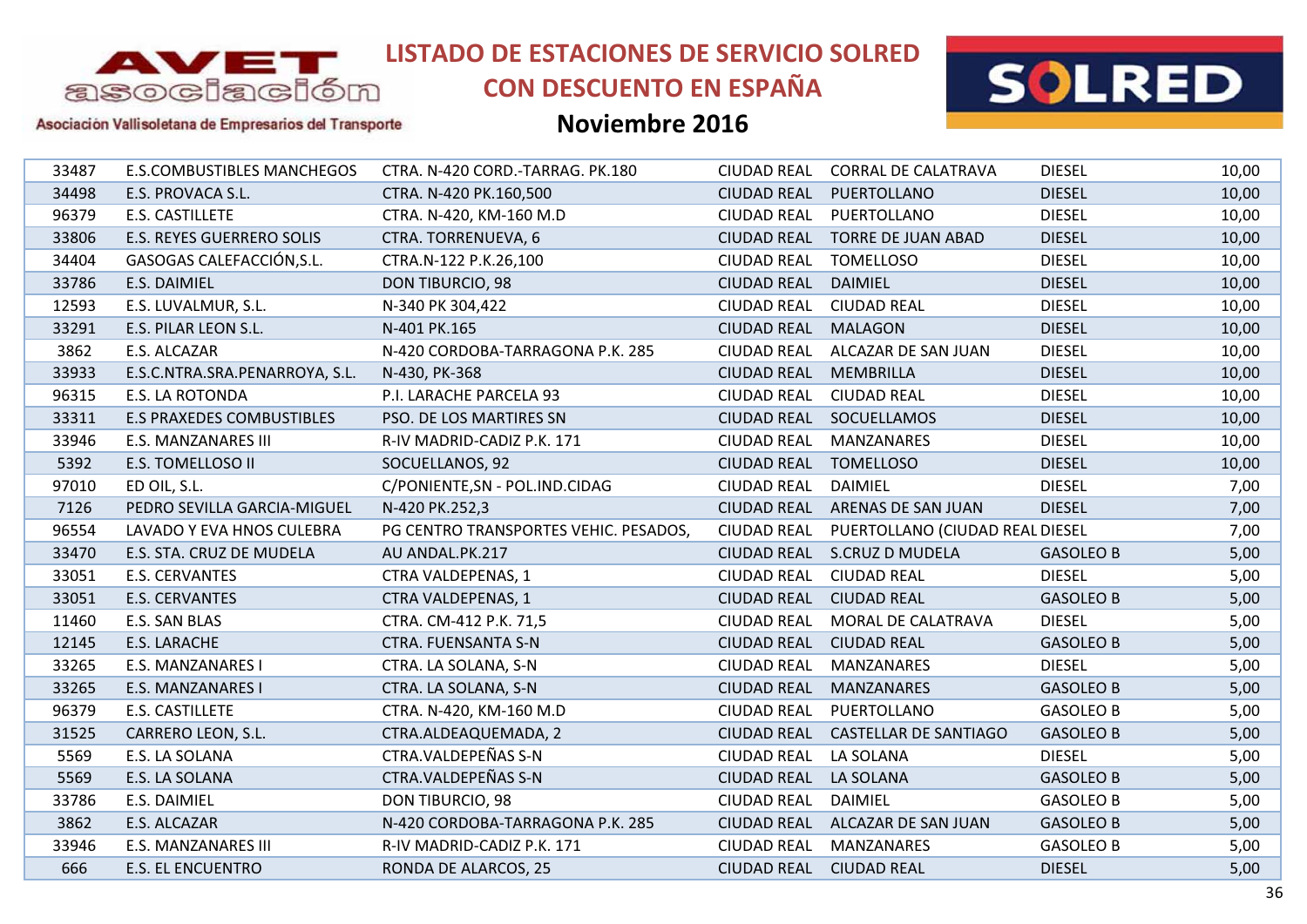# LISTADO DE ESTACIONES DE SERVICIO SOLRED CON DESCUENTO EN ESPAÑA

## Noviembre 2016

Asociación Vallisoletana de Empresarios del Transporte

| | | | | | | |
|---|---|---|---|---|---|---|
| 33487 | E.S.COMBUSTIBLES MANCHEGOS | CTRA. N-420 CORD.-TARRAG. PK.180 | CIUDAD REAL | CORRAL DE CALATRAVA | DIESEL | 10,00 |
| 34498 | E.S. PROVACA S.L. | CTRA. N-420 PK.160,500 | CIUDAD REAL | PUERTOLLANO | DIESEL | 10,00 |
| 96379 | E.S. CASTILLETE | CTRA. N-420, KM-160 M.D | CIUDAD REAL | PUERTOLLANO | DIESEL | 10,00 |
| 33806 | E.S. REYES GUERRERO SOLIS | CTRA. TORRENUEVA, 6 | CIUDAD REAL | TORRE DE JUAN ABAD | DIESEL | 10,00 |
| 34404 | GASOGAS CALEFACCIÓN,S.L. | CTRA.N-122 P.K.26,100 | CIUDAD REAL | TOMELLOSO | DIESEL | 10,00 |
| 33786 | E.S. DAIMIEL | DON TIBURCIO, 98 | CIUDAD REAL | DAIMIEL | DIESEL | 10,00 |
| 12593 | E.S. LUVALMUR, S.L. | N-340 PK 304,422 | CIUDAD REAL | CIUDAD REAL | DIESEL | 10,00 |
| 33291 | E.S. PILAR LEON S.L. | N-401 PK.165 | CIUDAD REAL | MALAGON | DIESEL | 10,00 |
| 3862 | E.S. ALCAZAR | N-420 CORDOBA-TARRAGONA P.K. 285 | CIUDAD REAL | ALCAZAR DE SAN JUAN | DIESEL | 10,00 |
| 33933 | E.S.C.NTRA.SRA.PENARROYA, S.L. | N-430, PK-368 | CIUDAD REAL | MEMBRILLA | DIESEL | 10,00 |
| 96315 | E.S. LA ROTONDA | P.I. LARACHE PARCELA 93 | CIUDAD REAL | CIUDAD REAL | DIESEL | 10,00 |
| 33311 | E.S PRAXEDES COMBUSTIBLES | PSO. DE LOS MARTIRES SN | CIUDAD REAL | SOCUELLAMOS | DIESEL | 10,00 |
| 33946 | E.S. MANZANARES III | R-IV MADRID-CADIZ P.K. 171 | CIUDAD REAL | MANZANARES | DIESEL | 10,00 |
| 5392 | E.S. TOMELLOSO II | SOCUELLANOS, 92 | CIUDAD REAL | TOMELLOSO | DIESEL | 10,00 |
| 97010 | ED OIL, S.L. | C/PONIENTE,SN - POL.IND.CIDAG | CIUDAD REAL | DAIMIEL | DIESEL | 7,00 |
| 7126 | PEDRO SEVILLA GARCIA-MIGUEL | N-420 PK.252,3 | CIUDAD REAL | ARENAS DE SAN JUAN | DIESEL | 7,00 |
| 96554 | LAVADO Y EVA HNOS CULEBRA | PG CENTRO TRANSPORTES VEHIC. PESADOS, | CIUDAD REAL | PUERTOLLANO (CIUDAD REAL | DIESEL | 7,00 |
| 33470 | E.S. STA. CRUZ DE MUDELA | AU ANDAL.PK.217 | CIUDAD REAL | S.CRUZ D MUDELA | GASOLEO B | 5,00 |
| 33051 | E.S. CERVANTES | CTRA VALDEPENAS, 1 | CIUDAD REAL | CIUDAD REAL | DIESEL | 5,00 |
| 33051 | E.S. CERVANTES | CTRA VALDEPENAS, 1 | CIUDAD REAL | CIUDAD REAL | GASOLEO B | 5,00 |
| 11460 | E.S. SAN BLAS | CTRA. CM-412 P.K. 71,5 | CIUDAD REAL | MORAL DE CALATRAVA | DIESEL | 5,00 |
| 12145 | E.S. LARACHE | CTRA. FUENSANTA S-N | CIUDAD REAL | CIUDAD REAL | GASOLEO B | 5,00 |
| 33265 | E.S. MANZANARES I | CTRA. LA SOLANA, S-N | CIUDAD REAL | MANZANARES | DIESEL | 5,00 |
| 33265 | E.S. MANZANARES I | CTRA. LA SOLANA, S-N | CIUDAD REAL | MANZANARES | GASOLEO B | 5,00 |
| 96379 | E.S. CASTILLETE | CTRA. N-420, KM-160 M.D | CIUDAD REAL | PUERTOLLANO | GASOLEO B | 5,00 |
| 31525 | CARRERO LEON, S.L. | CTRA.ALDEAQUEMADA, 2 | CIUDAD REAL | CASTELLAR DE SANTIAGO | GASOLEO B | 5,00 |
| 5569 | E.S. LA SOLANA | CTRA.VALDEPEÑAS S-N | CIUDAD REAL | LA SOLANA | DIESEL | 5,00 |
| 5569 | E.S. LA SOLANA | CTRA.VALDEPEÑAS S-N | CIUDAD REAL | LA SOLANA | GASOLEO B | 5,00 |
| 33786 | E.S. DAIMIEL | DON TIBURCIO, 98 | CIUDAD REAL | DAIMIEL | GASOLEO B | 5,00 |
| 3862 | E.S. ALCAZAR | N-420 CORDOBA-TARRAGONA P.K. 285 | CIUDAD REAL | ALCAZAR DE SAN JUAN | GASOLEO B | 5,00 |
| 33946 | E.S. MANZANARES III | R-IV MADRID-CADIZ P.K. 171 | CIUDAD REAL | MANZANARES | GASOLEO B | 5,00 |
| 666 | E.S. EL ENCUENTRO | RONDA DE ALARCOS, 25 | CIUDAD REAL | CIUDAD REAL | DIESEL | 5,00 |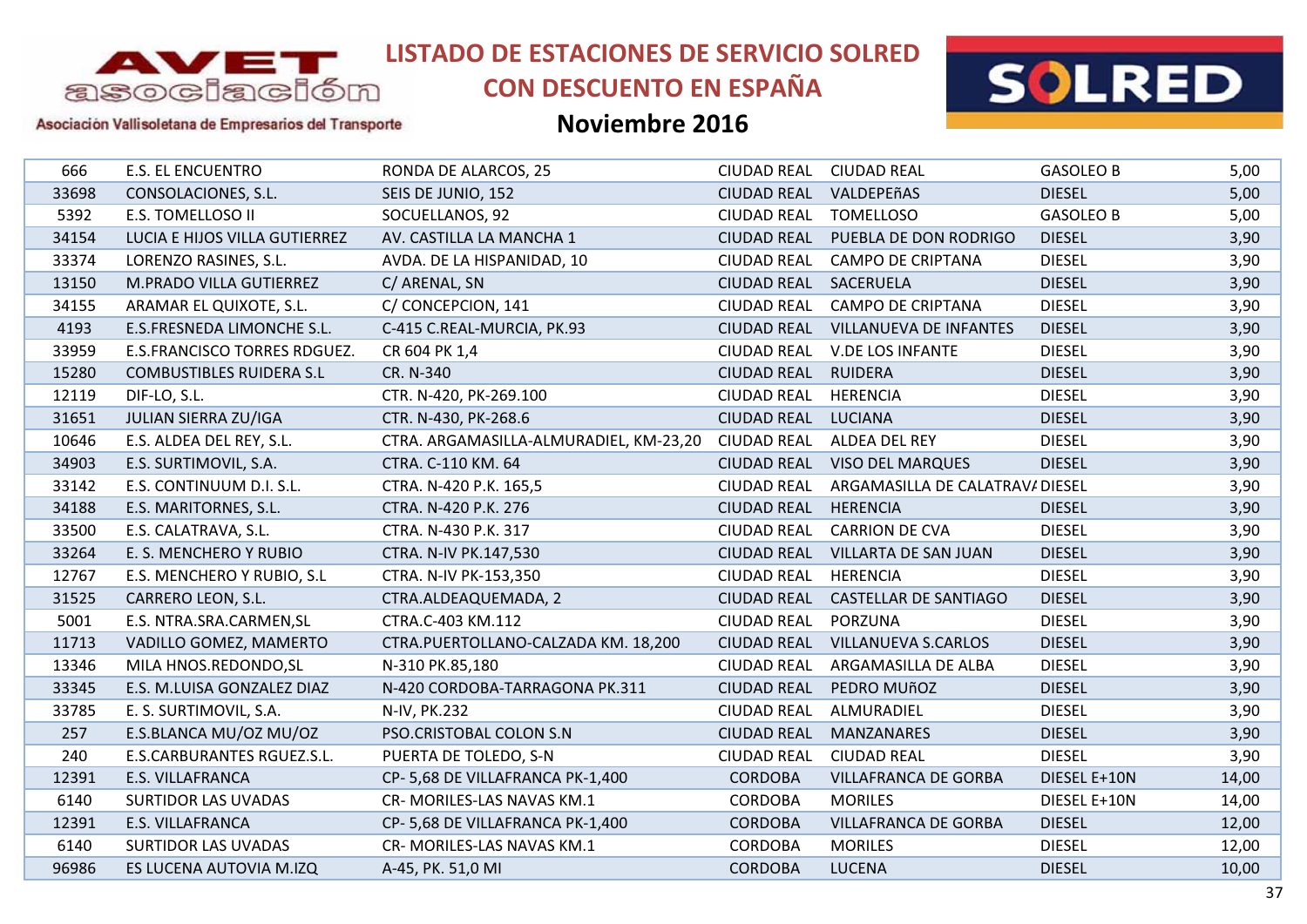# LISTADO DE ESTACIONES DE SERVICIO SOLRED CON DESCUENTO EN ESPAÑA

## Noviembre 2016

| | | | | | | |
|---|---|---|---|---|---|---|
| 666 | E.S. EL ENCUENTRO | RONDA DE ALARCOS, 25 | CIUDAD REAL | CIUDAD REAL | GASOLEO B | 5,00 |
| 33698 | CONSOLACIONES, S.L. | SEIS DE JUNIO, 152 | CIUDAD REAL | VALDEPEñAS | DIESEL | 5,00 |
| 5392 | E.S. TOMELLOSO II | SOCUELLANOS, 92 | CIUDAD REAL | TOMELLOSO | GASOLEO B | 5,00 |
| 34154 | LUCIA E HIJOS VILLA GUTIERREZ | AV. CASTILLA LA MANCHA 1 | CIUDAD REAL | PUEBLA DE DON RODRIGO | DIESEL | 3,90 |
| 33374 | LORENZO RASINES, S.L. | AVDA. DE LA HISPANIDAD, 10 | CIUDAD REAL | CAMPO DE CRIPTANA | DIESEL | 3,90 |
| 13150 | M.PRADO VILLA GUTIERREZ | C/ ARENAL, SN | CIUDAD REAL | SACERUELA | DIESEL | 3,90 |
| 34155 | ARAMAR EL QUIXOTE, S.L. | C/ CONCEPCION, 141 | CIUDAD REAL | CAMPO DE CRIPTANA | DIESEL | 3,90 |
| 4193 | E.S.FRESNEDA LIMONCHE S.L. | C-415 C.REAL-MURCIA, PK.93 | CIUDAD REAL | VILLANUEVA DE INFANTES | DIESEL | 3,90 |
| 33959 | E.S.FRANCISCO TORRES RDGUEZ. | CR 604 PK 1,4 | CIUDAD REAL | V.DE LOS INFANTE | DIESEL | 3,90 |
| 15280 | COMBUSTIBLES RUIDERA S.L | CR. N-340 | CIUDAD REAL | RUIDERA | DIESEL | 3,90 |
| 12119 | DIF-LO, S.L. | CTR. N-420, PK-269.100 | CIUDAD REAL | HERENCIA | DIESEL | 3,90 |
| 31651 | JULIAN SIERRA ZU/IGA | CTR. N-430, PK-268.6 | CIUDAD REAL | LUCIANA | DIESEL | 3,90 |
| 10646 | E.S. ALDEA DEL REY, S.L. | CTRA. ARGAMASILLA-ALMURADIEL, KM-23,20 | CIUDAD REAL | ALDEA DEL REY | DIESEL | 3,90 |
| 34903 | E.S. SURTIMOVIL, S.A. | CTRA. C-110 KM. 64 | CIUDAD REAL | VISO DEL MARQUES | DIESEL | 3,90 |
| 33142 | E.S. CONTINUUM D.I. S.L. | CTRA. N-420 P.K. 165,5 | CIUDAD REAL | ARGAMASILLA DE CALATRAVA | DIESEL | 3,90 |
| 34188 | E.S. MARITORNES, S.L. | CTRA. N-420 P.K. 276 | CIUDAD REAL | HERENCIA | DIESEL | 3,90 |
| 33500 | E.S. CALATRAVA, S.L. | CTRA. N-430 P.K. 317 | CIUDAD REAL | CARRION DE CVA | DIESEL | 3,90 |
| 33264 | E. S. MENCHERO Y RUBIO | CTRA. N-IV PK.147,530 | CIUDAD REAL | VILLARTA DE SAN JUAN | DIESEL | 3,90 |
| 12767 | E.S. MENCHERO Y RUBIO, S.L | CTRA. N-IV PK-153,350 | CIUDAD REAL | HERENCIA | DIESEL | 3,90 |
| 31525 | CARRERO LEON, S.L. | CTRA.ALDEAQUEMADA, 2 | CIUDAD REAL | CASTELLAR DE SANTIAGO | DIESEL | 3,90 |
| 5001 | E.S. NTRA.SRA.CARMEN,SL | CTRA.C-403 KM.112 | CIUDAD REAL | PORZUNA | DIESEL | 3,90 |
| 11713 | VADILLO GOMEZ, MAMERTO | CTRA.PUERTOLLANO-CALZADA KM. 18,200 | CIUDAD REAL | VILLANUEVA S.CARLOS | DIESEL | 3,90 |
| 13346 | MILA HNOS.REDONDO,SL | N-310 PK.85,180 | CIUDAD REAL | ARGAMASILLA DE ALBA | DIESEL | 3,90 |
| 33345 | E.S. M.LUISA GONZALEZ DIAZ | N-420 CORDOBA-TARRAGONA PK.311 | CIUDAD REAL | PEDRO MUñOZ | DIESEL | 3,90 |
| 33785 | E. S. SURTIMOVIL, S.A. | N-IV, PK.232 | CIUDAD REAL | ALMURADIEL | DIESEL | 3,90 |
| 257 | E.S.BLANCA MU/OZ MU/OZ | PSO.CRISTOBAL COLON S.N | CIUDAD REAL | MANZANARES | DIESEL | 3,90 |
| 240 | E.S.CARBURANTES RGUEZ.S.L. | PUERTA DE TOLEDO, S-N | CIUDAD REAL | CIUDAD REAL | DIESEL | 3,90 |
| 12391 | E.S. VILLAFRANCA | CP- 5,68 DE VILLAFRANCA PK-1,400 | CORDOBA | VILLAFRANCA DE GORBA | DIESEL E+10N | 14,00 |
| 6140 | SURTIDOR LAS UVADAS | CR- MORILES-LAS NAVAS KM.1 | CORDOBA | MORILES | DIESEL E+10N | 14,00 |
| 12391 | E.S. VILLAFRANCA | CP- 5,68 DE VILLAFRANCA PK-1,400 | CORDOBA | VILLAFRANCA DE GORBA | DIESEL | 12,00 |
| 6140 | SURTIDOR LAS UVADAS | CR- MORILES-LAS NAVAS KM.1 | CORDOBA | MORILES | DIESEL | 12,00 |
| 96986 | ES LUCENA AUTOVIA M.IZQ | A-45, PK. 51,0 MI | CORDOBA | LUCENA | DIESEL | 10,00 |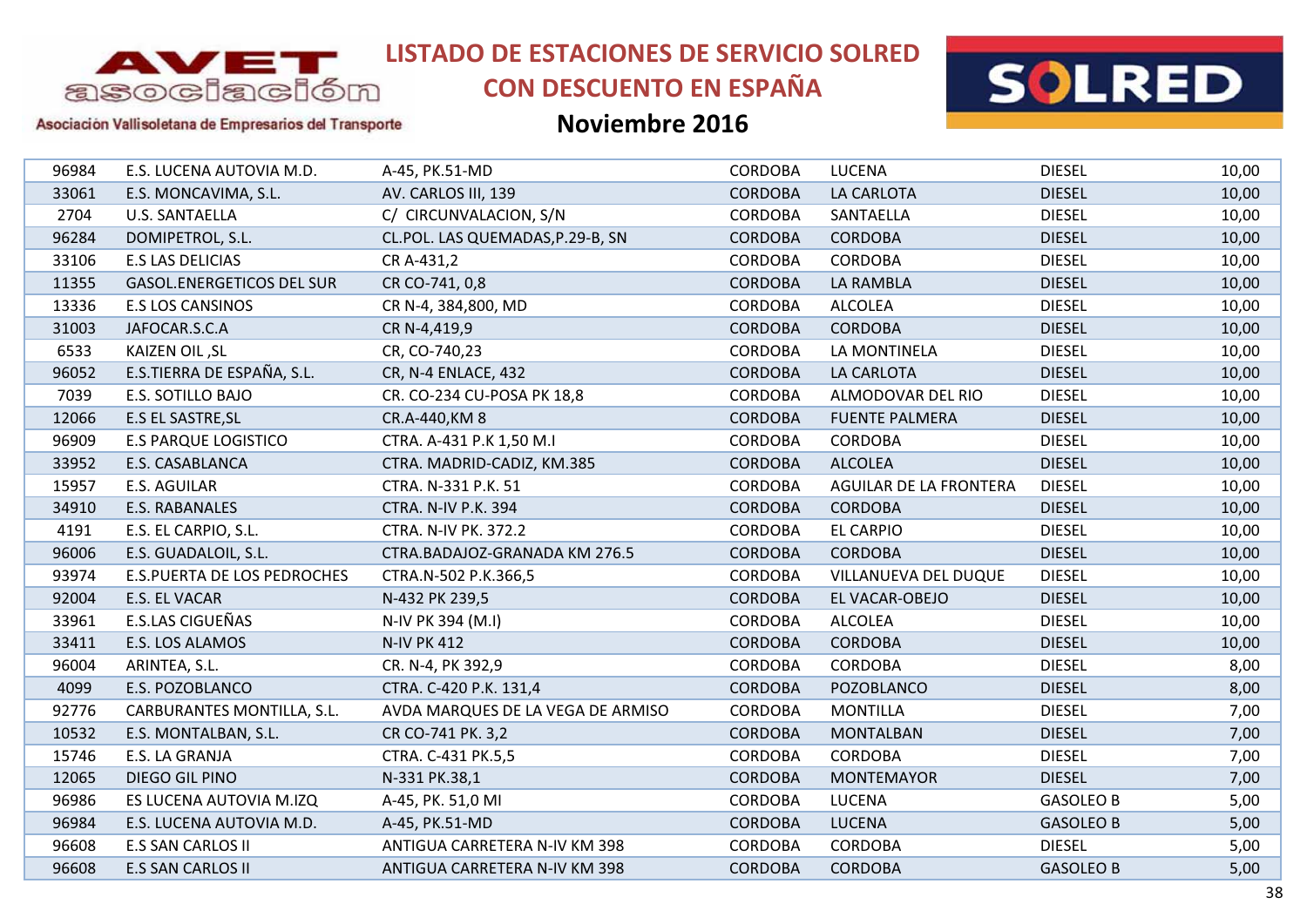# LISTADO DE ESTACIONES DE SERVICIO SOLRED CON DESCUENTO EN ESPAÑA

## Noviembre 2016

| | | | | | | |
|---|---|---|---|---|---|---|
| 96984 | E.S. LUCENA AUTOVIA M.D. | A-45, PK.51-MD | CORDOBA | LUCENA | DIESEL | 10,00 |
| 33061 | E.S. MONCAVIMA, S.L. | AV. CARLOS III, 139 | CORDOBA | LA CARLOTA | DIESEL | 10,00 |
| 2704 | U.S. SANTAELLA | C/ CIRCUNVALACION, S/N | CORDOBA | SANTAELLA | DIESEL | 10,00 |
| 96284 | DOMIPETROL, S.L. | CL.POL. LAS QUEMADAS,P.29-B, SN | CORDOBA | CORDOBA | DIESEL | 10,00 |
| 33106 | E.S LAS DELICIAS | CR A-431,2 | CORDOBA | CORDOBA | DIESEL | 10,00 |
| 11355 | GASOL.ENERGETICOS DEL SUR | CR CO-741, 0,8 | CORDOBA | LA RAMBLA | DIESEL | 10,00 |
| 13336 | E.S LOS CANSINOS | CR N-4, 384,800, MD | CORDOBA | ALCOLEA | DIESEL | 10,00 |
| 31003 | JAFOCAR.S.C.A | CR N-4,419,9 | CORDOBA | CORDOBA | DIESEL | 10,00 |
| 6533 | KAIZEN OIL ,SL | CR, CO-740,23 | CORDOBA | LA MONTINELA | DIESEL | 10,00 |
| 96052 | E.S.TIERRA DE ESPAÑA, S.L. | CR, N-4 ENLACE, 432 | CORDOBA | LA CARLOTA | DIESEL | 10,00 |
| 7039 | E.S. SOTILLO BAJO | CR. CO-234 CU-POSA PK 18,8 | CORDOBA | ALMODOVAR DEL RIO | DIESEL | 10,00 |
| 12066 | E.S EL SASTRE,SL | CR.A-440,KM 8 | CORDOBA | FUENTE PALMERA | DIESEL | 10,00 |
| 96909 | E.S PARQUE LOGISTICO | CTRA. A-431 P.K 1,50 M.I | CORDOBA | CORDOBA | DIESEL | 10,00 |
| 33952 | E.S. CASABLANCA | CTRA. MADRID-CADIZ, KM.385 | CORDOBA | ALCOLEA | DIESEL | 10,00 |
| 15957 | E.S. AGUILAR | CTRA. N-331 P.K. 51 | CORDOBA | AGUILAR DE LA FRONTERA | DIESEL | 10,00 |
| 34910 | E.S. RABANALES | CTRA. N-IV P.K. 394 | CORDOBA | CORDOBA | DIESEL | 10,00 |
| 4191 | E.S. EL CARPIO, S.L. | CTRA. N-IV PK. 372.2 | CORDOBA | EL CARPIO | DIESEL | 10,00 |
| 96006 | E.S. GUADALOIL, S.L. | CTRA.BADAJOZ-GRANADA KM 276.5 | CORDOBA | CORDOBA | DIESEL | 10,00 |
| 93974 | E.S.PUERTA DE LOS PEDROCHES | CTRA.N-502 P.K.366,5 | CORDOBA | VILLANUEVA DEL DUQUE | DIESEL | 10,00 |
| 92004 | E.S. EL VACAR | N-432 PK 239,5 | CORDOBA | EL VACAR-OBEJO | DIESEL | 10,00 |
| 33961 | E.S.LAS CIGUEÑAS | N-IV PK 394 (M.I) | CORDOBA | ALCOLEA | DIESEL | 10,00 |
| 33411 | E.S. LOS ALAMOS | N-IV PK 412 | CORDOBA | CORDOBA | DIESEL | 10,00 |
| 96004 | ARINTEA, S.L. | CR. N-4, PK 392,9 | CORDOBA | CORDOBA | DIESEL | 8,00 |
| 4099 | E.S. POZOBLANCO | CTRA. C-420 P.K. 131,4 | CORDOBA | POZOBLANCO | DIESEL | 8,00 |
| 92776 | CARBURANTES MONTILLA, S.L. | AVDA MARQUES DE LA VEGA DE ARMISO | CORDOBA | MONTILLA | DIESEL | 7,00 |
| 10532 | E.S. MONTALBAN, S.L. | CR CO-741 PK. 3,2 | CORDOBA | MONTALBAN | DIESEL | 7,00 |
| 15746 | E.S. LA GRANJA | CTRA. C-431 PK.5,5 | CORDOBA | CORDOBA | DIESEL | 7,00 |
| 12065 | DIEGO GIL PINO | N-331 PK.38,1 | CORDOBA | MONTEMAYOR | DIESEL | 7,00 |
| 96986 | ES LUCENA AUTOVIA M.IZQ | A-45, PK. 51,0 MI | CORDOBA | LUCENA | GASOLEO B | 5,00 |
| 96984 | E.S. LUCENA AUTOVIA M.D. | A-45, PK.51-MD | CORDOBA | LUCENA | GASOLEO B | 5,00 |
| 96608 | E.S SAN CARLOS II | ANTIGUA CARRETERA N-IV KM 398 | CORDOBA | CORDOBA | DIESEL | 5,00 |
| 96608 | E.S SAN CARLOS II | ANTIGUA CARRETERA N-IV KM 398 | CORDOBA | CORDOBA | GASOLEO B | 5,00 |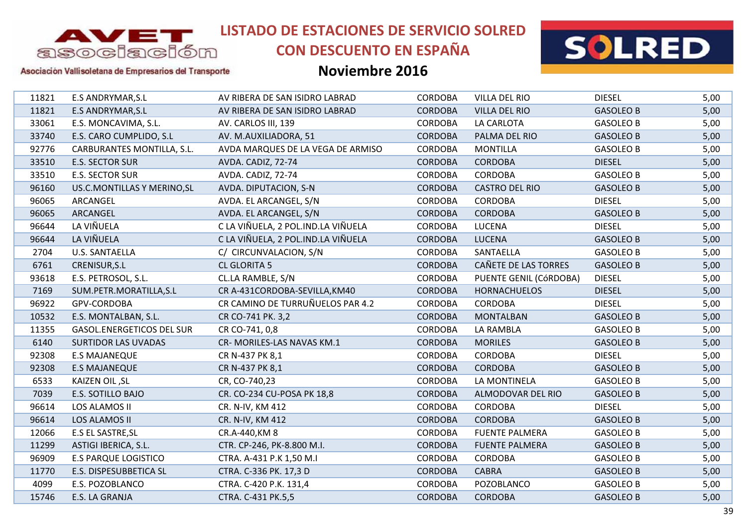# LISTADO DE ESTACIONES DE SERVICIO SOLRED CON DESCUENTO EN ESPAÑA

## Noviembre 2016

| | | | | | | |
|---|---|---|---|---|---|---|
| 11821 | E.S ANDRYMAR,S.L | AV RIBERA DE SAN ISIDRO LABRAD | CORDOBA | VILLA DEL RIO | DIESEL | 5,00 |
| 11821 | E.S ANDRYMAR,S.L | AV RIBERA DE SAN ISIDRO LABRAD | CORDOBA | VILLA DEL RIO | GASOLEO B | 5,00 |
| 33061 | E.S. MONCAVIMA, S.L. | AV. CARLOS III, 139 | CORDOBA | LA CARLOTA | GASOLEO B | 5,00 |
| 33740 | E.S. CARO CUMPLIDO, S.L | AV. M.AUXILIADORA, 51 | CORDOBA | PALMA DEL RIO | GASOLEO B | 5,00 |
| 92776 | CARBURANTES MONTILLA, S.L. | AVDA MARQUES DE LA VEGA DE ARMISO | CORDOBA | MONTILLA | GASOLEO B | 5,00 |
| 33510 | E.S. SECTOR SUR | AVDA. CADIZ, 72-74 | CORDOBA | CORDOBA | DIESEL | 5,00 |
| 33510 | E.S. SECTOR SUR | AVDA. CADIZ, 72-74 | CORDOBA | CORDOBA | GASOLEO B | 5,00 |
| 96160 | US.C.MONTILLAS Y MERINO,SL | AVDA. DIPUTACION, S-N | CORDOBA | CASTRO DEL RIO | GASOLEO B | 5,00 |
| 96065 | ARCANGEL | AVDA. EL ARCANGEL, S/N | CORDOBA | CORDOBA | DIESEL | 5,00 |
| 96065 | ARCANGEL | AVDA. EL ARCANGEL, S/N | CORDOBA | CORDOBA | GASOLEO B | 5,00 |
| 96644 | LA VIÑUELA | C LA VIÑUELA, 2 POL.IND.LA VIÑUELA | CORDOBA | LUCENA | DIESEL | 5,00 |
| 96644 | LA VIÑUELA | C LA VIÑUELA, 2 POL.IND.LA VIÑUELA | CORDOBA | LUCENA | GASOLEO B | 5,00 |
| 2704 | U.S. SANTAELLA | C/ CIRCUNVALACION, S/N | CORDOBA | SANTAELLA | GASOLEO B | 5,00 |
| 6761 | CRENISUR,S.L | CL GLORITA 5 | CORDOBA | CAÑETE DE LAS TORRES | GASOLEO B | 5,00 |
| 93618 | E.S. PETROSOL, S.L. | CL.LA RAMBLE, S/N | CORDOBA | PUENTE GENIL (CóRDOBA) | DIESEL | 5,00 |
| 7169 | SUM.PETR.MORATILLA,S.L | CR A-431CORDOBA-SEVILLA,KM40 | CORDOBA | HORNACHUELOS | DIESEL | 5,00 |
| 96922 | GPV-CORDOBA | CR CAMINO DE TURRUÑUELOS PAR 4.2 | CORDOBA | CORDOBA | DIESEL | 5,00 |
| 10532 | E.S. MONTALBAN, S.L. | CR CO-741 PK. 3,2 | CORDOBA | MONTALBAN | GASOLEO B | 5,00 |
| 11355 | GASOL.ENERGETICOS DEL SUR | CR CO-741, 0,8 | CORDOBA | LA RAMBLA | GASOLEO B | 5,00 |
| 6140 | SURTIDOR LAS UVADAS | CR- MORILES-LAS NAVAS KM.1 | CORDOBA | MORILES | GASOLEO B | 5,00 |
| 92308 | E.S MAJANEQUE | CR N-437 PK 8,1 | CORDOBA | CORDOBA | DIESEL | 5,00 |
| 92308 | E.S MAJANEQUE | CR N-437 PK 8,1 | CORDOBA | CORDOBA | GASOLEO B | 5,00 |
| 6533 | KAIZEN OIL ,SL | CR, CO-740,23 | CORDOBA | LA MONTINELA | GASOLEO B | 5,00 |
| 7039 | E.S. SOTILLO BAJO | CR. CO-234 CU-POSA PK 18,8 | CORDOBA | ALMODOVAR DEL RIO | GASOLEO B | 5,00 |
| 96614 | LOS ALAMOS II | CR. N-IV, KM 412 | CORDOBA | CORDOBA | DIESEL | 5,00 |
| 96614 | LOS ALAMOS II | CR. N-IV, KM 412 | CORDOBA | CORDOBA | GASOLEO B | 5,00 |
| 12066 | E.S EL SASTRE,SL | CR.A-440,KM 8 | CORDOBA | FUENTE PALMERA | GASOLEO B | 5,00 |
| 11299 | ASTIGI IBERICA, S.L. | CTR. CP-246, PK-8.800 M.I. | CORDOBA | FUENTE PALMERA | GASOLEO B | 5,00 |
| 96909 | E.S PARQUE LOGISTICO | CTRA. A-431 P.K 1,50 M.I | CORDOBA | CORDOBA | GASOLEO B | 5,00 |
| 11770 | E.S. DISPESUBBETICA SL | CTRA. C-336 PK. 17,3 D | CORDOBA | CABRA | GASOLEO B | 5,00 |
| 4099 | E.S. POZOBLANCO | CTRA. C-420 P.K. 131,4 | CORDOBA | POZOBLANCO | GASOLEO B | 5,00 |
| 15746 | E.S. LA GRANJA | CTRA. C-431 PK.5,5 | CORDOBA | CORDOBA | GASOLEO B | 5,00 |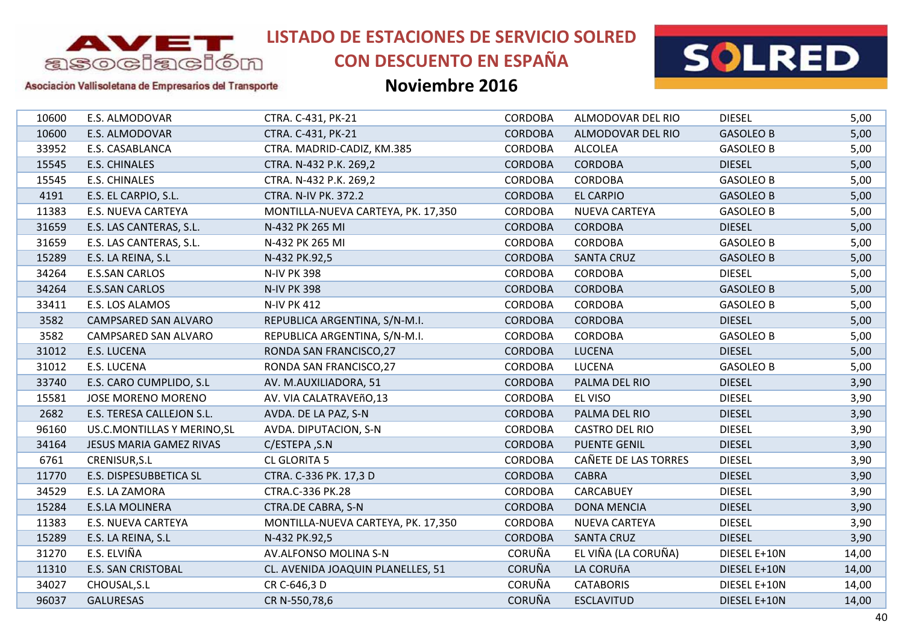# LISTADO DE ESTACIONES DE SERVICIO SOLRED CON DESCUENTO EN ESPAÑA

## Noviembre 2016

AVET asociación – Asociación Vallisoletana de Empresarios del Transporte

| | | | | | | |
|---|---|---|---|---|---|---|
| 10600 | E.S. ALMODOVAR | CTRA. C-431, PK-21 | CORDOBA | ALMODOVAR DEL RIO | DIESEL | 5,00 |
| 10600 | E.S. ALMODOVAR | CTRA. C-431, PK-21 | CORDOBA | ALMODOVAR DEL RIO | GASOLEO B | 5,00 |
| 33952 | E.S. CASABLANCA | CTRA. MADRID-CADIZ, KM.385 | CORDOBA | ALCOLEA | GASOLEO B | 5,00 |
| 15545 | E.S. CHINALES | CTRA. N-432 P.K. 269,2 | CORDOBA | CORDOBA | DIESEL | 5,00 |
| 15545 | E.S. CHINALES | CTRA. N-432 P.K. 269,2 | CORDOBA | CORDOBA | GASOLEO B | 5,00 |
| 4191 | E.S. EL CARPIO, S.L. | CTRA. N-IV PK. 372.2 | CORDOBA | EL CARPIO | GASOLEO B | 5,00 |
| 11383 | E.S. NUEVA CARTEYA | MONTILLA-NUEVA CARTEYA, PK. 17,350 | CORDOBA | NUEVA CARTEYA | GASOLEO B | 5,00 |
| 31659 | E.S. LAS CANTERAS, S.L. | N-432 PK 265 MI | CORDOBA | CORDOBA | DIESEL | 5,00 |
| 31659 | E.S. LAS CANTERAS, S.L. | N-432 PK 265 MI | CORDOBA | CORDOBA | GASOLEO B | 5,00 |
| 15289 | E.S. LA REINA, S.L | N-432 PK.92,5 | CORDOBA | SANTA CRUZ | GASOLEO B | 5,00 |
| 34264 | E.S.SAN CARLOS | N-IV PK 398 | CORDOBA | CORDOBA | DIESEL | 5,00 |
| 34264 | E.S.SAN CARLOS | N-IV PK 398 | CORDOBA | CORDOBA | GASOLEO B | 5,00 |
| 33411 | E.S. LOS ALAMOS | N-IV PK 412 | CORDOBA | CORDOBA | GASOLEO B | 5,00 |
| 3582 | CAMPSARED SAN ALVARO | REPUBLICA ARGENTINA, S/N-M.I. | CORDOBA | CORDOBA | DIESEL | 5,00 |
| 3582 | CAMPSARED SAN ALVARO | REPUBLICA ARGENTINA, S/N-M.I. | CORDOBA | CORDOBA | GASOLEO B | 5,00 |
| 31012 | E.S. LUCENA | RONDA SAN FRANCISCO,27 | CORDOBA | LUCENA | DIESEL | 5,00 |
| 31012 | E.S. LUCENA | RONDA SAN FRANCISCO,27 | CORDOBA | LUCENA | GASOLEO B | 5,00 |
| 33740 | E.S. CARO CUMPLIDO, S.L | AV. M.AUXILIADORA, 51 | CORDOBA | PALMA DEL RIO | DIESEL | 3,90 |
| 15581 | JOSE MORENO MORENO | AV. VIA CALATRAVEñO,13 | CORDOBA | EL VISO | DIESEL | 3,90 |
| 2682 | E.S. TERESA CALLEJON S.L. | AVDA. DE LA PAZ, S-N | CORDOBA | PALMA DEL RIO | DIESEL | 3,90 |
| 96160 | US.C.MONTILLAS Y MERINO,SL | AVDA. DIPUTACION, S-N | CORDOBA | CASTRO DEL RIO | DIESEL | 3,90 |
| 34164 | JESUS MARIA GAMEZ RIVAS | C/ESTEPA ,S.N | CORDOBA | PUENTE GENIL | DIESEL | 3,90 |
| 6761 | CRENISUR,S.L | CL GLORITA 5 | CORDOBA | CAÑETE DE LAS TORRES | DIESEL | 3,90 |
| 11770 | E.S. DISPESUBBETICA SL | CTRA. C-336 PK. 17,3 D | CORDOBA | CABRA | DIESEL | 3,90 |
| 34529 | E.S. LA ZAMORA | CTRA.C-336 PK.28 | CORDOBA | CARCABUEY | DIESEL | 3,90 |
| 15284 | E.S.LA MOLINERA | CTRA.DE CABRA, S-N | CORDOBA | DONA MENCIA | DIESEL | 3,90 |
| 11383 | E.S. NUEVA CARTEYA | MONTILLA-NUEVA CARTEYA, PK. 17,350 | CORDOBA | NUEVA CARTEYA | DIESEL | 3,90 |
| 15289 | E.S. LA REINA, S.L | N-432 PK.92,5 | CORDOBA | SANTA CRUZ | DIESEL | 3,90 |
| 31270 | E.S. ELVIÑA | AV.ALFONSO MOLINA S-N | CORUÑA | EL VIÑA (LA CORUÑA) | DIESEL E+10N | 14,00 |
| 11310 | E.S. SAN CRISTOBAL | CL. AVENIDA JOAQUIN PLANELLES, 51 | CORUÑA | LA CORUñA | DIESEL E+10N | 14,00 |
| 34027 | CHOUSAL,S.L | CR C-646,3 D | CORUÑA | CATABORIS | DIESEL E+10N | 14,00 |
| 96037 | GALURESAS | CR N-550,78,6 | CORUÑA | ESCLAVITUD | DIESEL E+10N | 14,00 |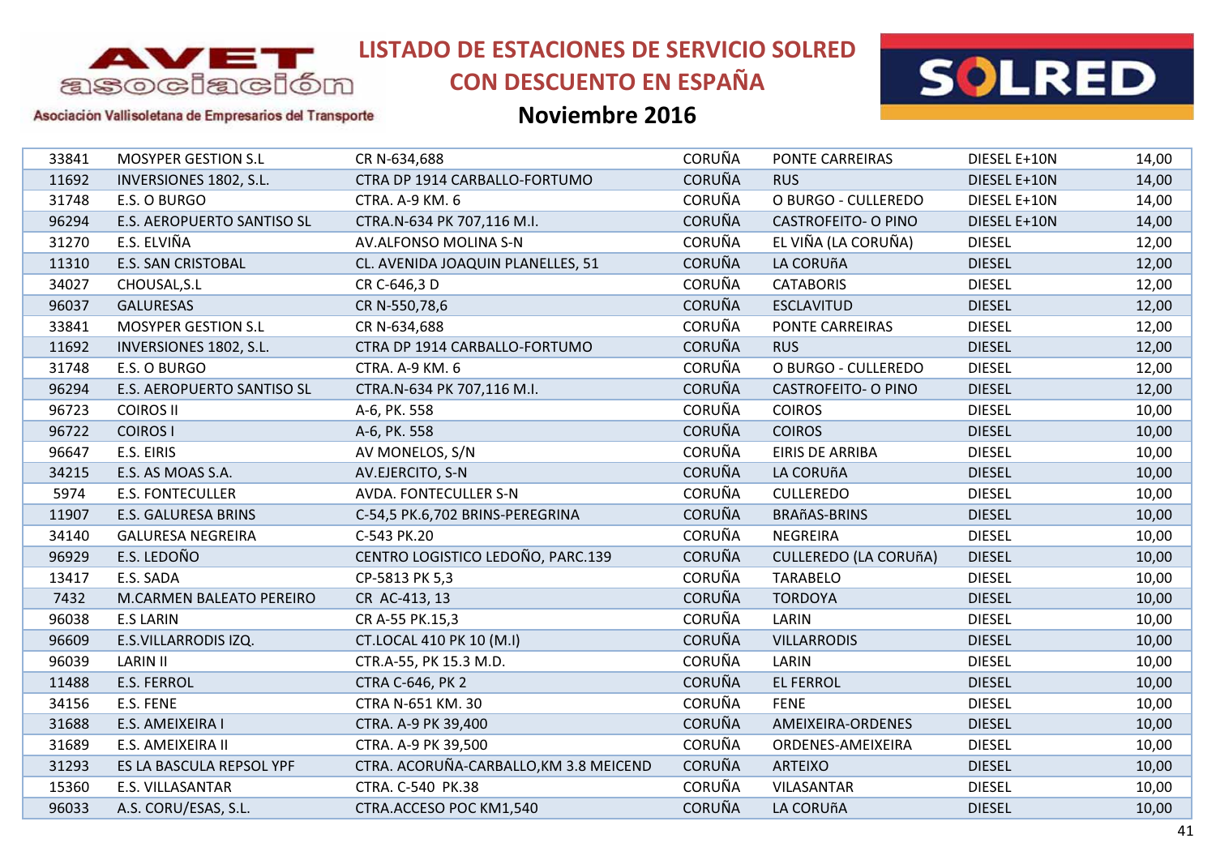# LISTADO DE ESTACIONES DE SERVICIO SOLRED CON DESCUENTO EN ESPAÑA

## Noviembre 2016

AVET asociación — Asociación Vallisoletana de Empresarios del Transporte

| | | | | | | |
|---|---|---|---|---|---|---|
| 33841 | MOSYPER GESTION S.L | CR N-634,688 | CORUÑA | PONTE CARREIRAS | DIESEL E+10N | 14,00 |
| 11692 | INVERSIONES 1802, S.L. | CTRA DP 1914 CARBALLO-FORTUMO | CORUÑA | RUS | DIESEL E+10N | 14,00 |
| 31748 | E.S. O BURGO | CTRA. A-9 KM. 6 | CORUÑA | O BURGO - CULLEREDO | DIESEL E+10N | 14,00 |
| 96294 | E.S. AEROPUERTO SANTISO SL | CTRA.N-634 PK 707,116 M.I. | CORUÑA | CASTROFEITO- O PINO | DIESEL E+10N | 14,00 |
| 31270 | E.S. ELVIÑA | AV.ALFONSO MOLINA S-N | CORUÑA | EL VIÑA (LA CORUÑA) | DIESEL | 12,00 |
| 11310 | E.S. SAN CRISTOBAL | CL. AVENIDA JOAQUIN PLANELLES, 51 | CORUÑA | LA CORUñA | DIESEL | 12,00 |
| 34027 | CHOUSAL,S.L | CR C-646,3 D | CORUÑA | CATABORIS | DIESEL | 12,00 |
| 96037 | GALURESAS | CR N-550,78,6 | CORUÑA | ESCLAVITUD | DIESEL | 12,00 |
| 33841 | MOSYPER GESTION S.L | CR N-634,688 | CORUÑA | PONTE CARREIRAS | DIESEL | 12,00 |
| 11692 | INVERSIONES 1802, S.L. | CTRA DP 1914 CARBALLO-FORTUMO | CORUÑA | RUS | DIESEL | 12,00 |
| 31748 | E.S. O BURGO | CTRA. A-9 KM. 6 | CORUÑA | O BURGO - CULLEREDO | DIESEL | 12,00 |
| 96294 | E.S. AEROPUERTO SANTISO SL | CTRA.N-634 PK 707,116 M.I. | CORUÑA | CASTROFEITO- O PINO | DIESEL | 12,00 |
| 96723 | COIROS II | A-6, PK. 558 | CORUÑA | COIROS | DIESEL | 10,00 |
| 96722 | COIROS I | A-6, PK. 558 | CORUÑA | COIROS | DIESEL | 10,00 |
| 96647 | E.S. EIRIS | AV MONELOS, S/N | CORUÑA | EIRIS DE ARRIBA | DIESEL | 10,00 |
| 34215 | E.S. AS MOAS S.A. | AV.EJERCITO, S-N | CORUÑA | LA CORUñA | DIESEL | 10,00 |
| 5974 | E.S. FONTECULLER | AVDA. FONTECULLER S-N | CORUÑA | CULLEREDO | DIESEL | 10,00 |
| 11907 | E.S. GALURESA BRINS | C-54,5 PK.6,702 BRINS-PEREGRINA | CORUÑA | BRAñAS-BRINS | DIESEL | 10,00 |
| 34140 | GALURESA NEGREIRA | C-543 PK.20 | CORUÑA | NEGREIRA | DIESEL | 10,00 |
| 96929 | E.S. LEDOÑO | CENTRO LOGISTICO LEDOÑO, PARC.139 | CORUÑA | CULLEREDO (LA CORUñA) | DIESEL | 10,00 |
| 13417 | E.S. SADA | CP-5813 PK 5,3 | CORUÑA | TARABELO | DIESEL | 10,00 |
| 7432 | M.CARMEN BALEATO PEREIRO | CR AC-413, 13 | CORUÑA | TORDOYA | DIESEL | 10,00 |
| 96038 | E.S LARIN | CR A-55 PK.15,3 | CORUÑA | LARIN | DIESEL | 10,00 |
| 96609 | E.S.VILLARRODIS IZQ. | CT.LOCAL 410 PK 10 (M.I) | CORUÑA | VILLARRODIS | DIESEL | 10,00 |
| 96039 | LARIN II | CTR.A-55, PK 15.3 M.D. | CORUÑA | LARIN | DIESEL | 10,00 |
| 11488 | E.S. FERROL | CTRA C-646, PK 2 | CORUÑA | EL FERROL | DIESEL | 10,00 |
| 34156 | E.S. FENE | CTRA N-651 KM. 30 | CORUÑA | FENE | DIESEL | 10,00 |
| 31688 | E.S. AMEIXEIRA I | CTRA. A-9 PK 39,400 | CORUÑA | AMEIXEIRA-ORDENES | DIESEL | 10,00 |
| 31689 | E.S. AMEIXEIRA II | CTRA. A-9 PK 39,500 | CORUÑA | ORDENES-AMEIXEIRA | DIESEL | 10,00 |
| 31293 | ES LA BASCULA REPSOL YPF | CTRA. ACORUÑA-CARBALLO,KM 3.8 MEICEND | CORUÑA | ARTEIXO | DIESEL | 10,00 |
| 15360 | E.S. VILLASANTAR | CTRA. C-540 PK.38 | CORUÑA | VILASANTAR | DIESEL | 10,00 |
| 96033 | A.S. CORU/ESAS, S.L. | CTRA.ACCESO POC KM1,540 | CORUÑA | LA CORUñA | DIESEL | 10,00 |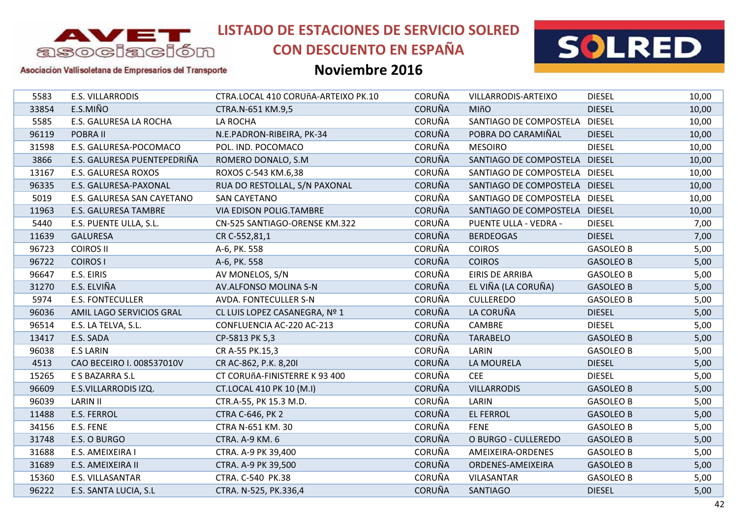# LISTADO DE ESTACIONES DE SERVICIO SOLRED CON DESCUENTO EN ESPAÑA

## Noviembre 2016

Asociación Vallisoletana de Empresarios del Transporte

| | | | | | | |
|---|---|---|---|---|---|---|
| 5583 | E.S. VILLARRODIS | CTRA.LOCAL 410 CORUñA-ARTEIXO PK.10 | CORUÑA | VILLARRODIS-ARTEIXO | DIESEL | 10,00 |
| 33854 | E.S.MIÑO | CTRA.N-651 KM.9,5 | CORUÑA | MIñO | DIESEL | 10,00 |
| 5585 | E.S. GALURESA LA ROCHA | LA ROCHA | CORUÑA | SANTIAGO DE COMPOSTELA | DIESEL | 10,00 |
| 96119 | POBRA II | N.E.PADRON-RIBEIRA, PK-34 | CORUÑA | POBRA DO CARAMIÑAL | DIESEL | 10,00 |
| 31598 | E.S. GALURESA-POCOMACO | POL. IND. POCOMACO | CORUÑA | MESOIRO | DIESEL | 10,00 |
| 3866 | E.S. GALURESA PUENTEPEDRIÑA | ROMERO DONALO, S.M | CORUÑA | SANTIAGO DE COMPOSTELA | DIESEL | 10,00 |
| 13167 | E.S. GALURESA ROXOS | ROXOS C-543 KM.6,38 | CORUÑA | SANTIAGO DE COMPOSTELA | DIESEL | 10,00 |
| 96335 | E.S. GALURESA-PAXONAL | RUA DO RESTOLLAL, S/N PAXONAL | CORUÑA | SANTIAGO DE COMPOSTELA | DIESEL | 10,00 |
| 5019 | E.S. GALURESA SAN CAYETANO | SAN CAYETANO | CORUÑA | SANTIAGO DE COMPOSTELA | DIESEL | 10,00 |
| 11963 | E.S. GALURESA TAMBRE | VIA EDISON POLIG.TAMBRE | CORUÑA | SANTIAGO DE COMPOSTELA | DIESEL | 10,00 |
| 5440 | E.S. PUENTE ULLA, S.L. | CN-525 SANTIAGO-ORENSE KM.322 | CORUÑA | PUENTE ULLA - VEDRA - | DIESEL | 7,00 |
| 11639 | GALURESA | CR C-552,81,1 | CORUÑA | BERDEOGAS | DIESEL | 7,00 |
| 96723 | COIROS II | A-6, PK. 558 | CORUÑA | COIROS | GASOLEO B | 5,00 |
| 96722 | COIROS I | A-6, PK. 558 | CORUÑA | COIROS | GASOLEO B | 5,00 |
| 96647 | E.S. EIRIS | AV MONELOS, S/N | CORUÑA | EIRIS DE ARRIBA | GASOLEO B | 5,00 |
| 31270 | E.S. ELVIÑA | AV.ALFONSO MOLINA S-N | CORUÑA | EL VIÑA (LA CORUÑA) | GASOLEO B | 5,00 |
| 5974 | E.S. FONTECULLER | AVDA. FONTECULLER S-N | CORUÑA | CULLEREDO | GASOLEO B | 5,00 |
| 96036 | AMIL LAGO SERVICIOS GRAL | CL LUIS LOPEZ CASANEGRA, Nº 1 | CORUÑA | LA CORUÑA | DIESEL | 5,00 |
| 96514 | E.S. LA TELVA, S.L. | CONFLUENCIA AC-220 AC-213 | CORUÑA | CAMBRE | DIESEL | 5,00 |
| 13417 | E.S. SADA | CP-5813 PK 5,3 | CORUÑA | TARABELO | GASOLEO B | 5,00 |
| 96038 | E.S LARIN | CR A-55 PK.15,3 | CORUÑA | LARIN | GASOLEO B | 5,00 |
| 4513 | CAO BECEIRO I. 008537010V | CR AC-862, P.K. 8,20I | CORUÑA | LA MOURELA | DIESEL | 5,00 |
| 15265 | E S BAZARRA S.L | CT CORUñA-FINISTERRE K 93 400 | CORUÑA | CEE | DIESEL | 5,00 |
| 96609 | E.S.VILLARRODIS IZQ. | CT.LOCAL 410 PK 10 (M.I) | CORUÑA | VILLARRODIS | GASOLEO B | 5,00 |
| 96039 | LARIN II | CTR.A-55, PK 15.3 M.D. | CORUÑA | LARIN | GASOLEO B | 5,00 |
| 11488 | E.S. FERROL | CTRA C-646, PK 2 | CORUÑA | EL FERROL | GASOLEO B | 5,00 |
| 34156 | E.S. FENE | CTRA N-651 KM. 30 | CORUÑA | FENE | GASOLEO B | 5,00 |
| 31748 | E.S. O BURGO | CTRA. A-9 KM. 6 | CORUÑA | O BURGO - CULLEREDO | GASOLEO B | 5,00 |
| 31688 | E.S. AMEIXEIRA I | CTRA. A-9 PK 39,400 | CORUÑA | AMEIXEIRA-ORDENES | GASOLEO B | 5,00 |
| 31689 | E.S. AMEIXEIRA II | CTRA. A-9 PK 39,500 | CORUÑA | ORDENES-AMEIXEIRA | GASOLEO B | 5,00 |
| 15360 | E.S. VILLASANTAR | CTRA. C-540 PK.38 | CORUÑA | VILASANTAR | GASOLEO B | 5,00 |
| 96222 | E.S. SANTA LUCIA, S.L | CTRA. N-525, PK.336,4 | CORUÑA | SANTIAGO | DIESEL | 5,00 |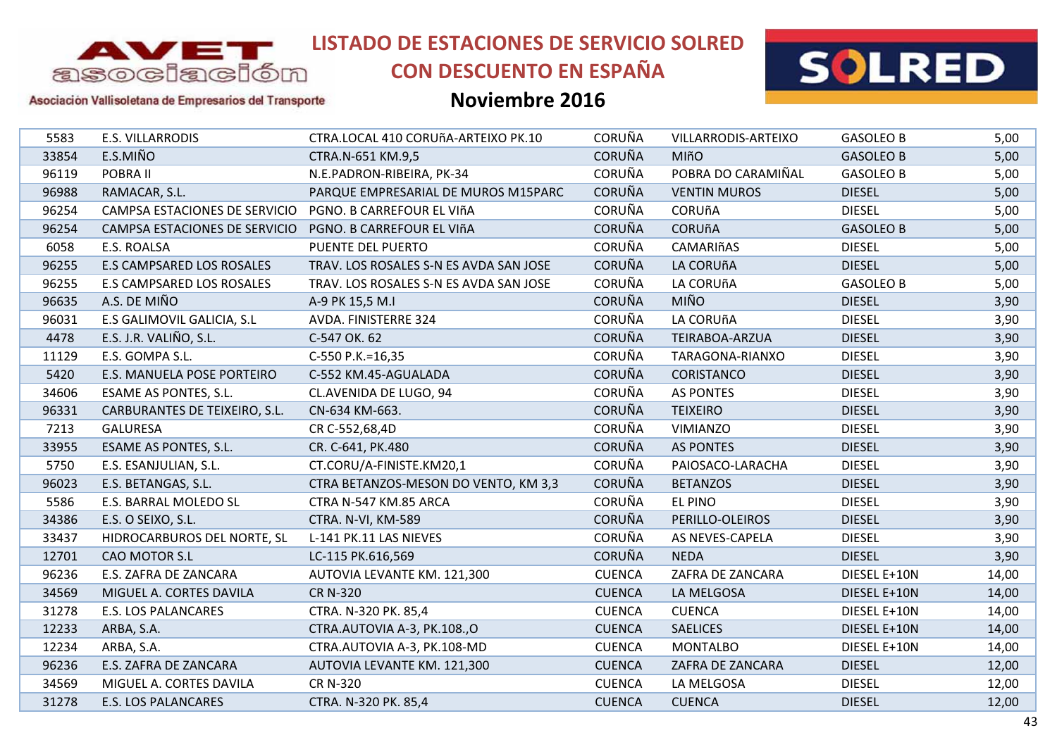# LISTADO DE ESTACIONES DE SERVICIO SOLRED CON DESCUENTO EN ESPAÑA

## Noviembre 2016

Asociación Vallisoletana de Empresarios del Transporte

| | | | | | | |
|---|---|---|---|---|---|---|
| 5583 | E.S. VILLARRODIS | CTRA.LOCAL 410 CORUñA-ARTEIXO PK.10 | CORUÑA | VILLARRODIS-ARTEIXO | GASOLEO B | 5,00 |
| 33854 | E.S.MIÑO | CTRA.N-651 KM.9,5 | CORUÑA | MIñO | GASOLEO B | 5,00 |
| 96119 | POBRA II | N.E.PADRON-RIBEIRA, PK-34 | CORUÑA | POBRA DO CARAMIÑAL | GASOLEO B | 5,00 |
| 96988 | RAMACAR, S.L. | PARQUE EMPRESARIAL DE MUROS M15PARC | CORUÑA | VENTIN MUROS | DIESEL | 5,00 |
| 96254 | CAMPSA ESTACIONES DE SERVICIO | PGNO. B CARREFOUR EL VIñA | CORUÑA | CORUñA | DIESEL | 5,00 |
| 96254 | CAMPSA ESTACIONES DE SERVICIO | PGNO. B CARREFOUR EL VIñA | CORUÑA | CORUñA | GASOLEO B | 5,00 |
| 6058 | E.S. ROALSA | PUENTE DEL PUERTO | CORUÑA | CAMARIñAS | DIESEL | 5,00 |
| 96255 | E.S CAMPSARED LOS ROSALES | TRAV. LOS ROSALES S-N ES AVDA SAN JOSE | CORUÑA | LA CORUñA | DIESEL | 5,00 |
| 96255 | E.S CAMPSARED LOS ROSALES | TRAV. LOS ROSALES S-N ES AVDA SAN JOSE | CORUÑA | LA CORUñA | GASOLEO B | 5,00 |
| 96635 | A.S. DE MIÑO | A-9 PK 15,5 M.I | CORUÑA | MIÑO | DIESEL | 3,90 |
| 96031 | E.S GALIMOVIL GALICIA, S.L | AVDA. FINISTERRE 324 | CORUÑA | LA CORUñA | DIESEL | 3,90 |
| 4478 | E.S. J.R. VALIÑO, S.L. | C-547 OK. 62 | CORUÑA | TEIRABOA-ARZUA | DIESEL | 3,90 |
| 11129 | E.S. GOMPA S.L. | C-550 P.K.=16,35 | CORUÑA | TARAGONA-RIANXO | DIESEL | 3,90 |
| 5420 | E.S. MANUELA POSE PORTEIRO | C-552 KM.45-AGUALADA | CORUÑA | CORISTANCO | DIESEL | 3,90 |
| 34606 | ESAME AS PONTES, S.L. | CL.AVENIDA DE LUGO, 94 | CORUÑA | AS PONTES | DIESEL | 3,90 |
| 96331 | CARBURANTES DE TEIXEIRO, S.L. | CN-634 KM-663. | CORUÑA | TEIXEIRO | DIESEL | 3,90 |
| 7213 | GALURESA | CR C-552,68,4D | CORUÑA | VIMIANZO | DIESEL | 3,90 |
| 33955 | ESAME AS PONTES, S.L. | CR. C-641, PK.480 | CORUÑA | AS PONTES | DIESEL | 3,90 |
| 5750 | E.S. ESANJULIAN, S.L. | CT.CORU/A-FINISTE.KM20,1 | CORUÑA | PAIOSACO-LARACHA | DIESEL | 3,90 |
| 96023 | E.S. BETANGAS, S.L. | CTRA BETANZOS-MESON DO VENTO, KM 3,3 | CORUÑA | BETANZOS | DIESEL | 3,90 |
| 5586 | E.S. BARRAL MOLEDO SL | CTRA N-547 KM.85 ARCA | CORUÑA | EL PINO | DIESEL | 3,90 |
| 34386 | E.S. O SEIXO, S.L. | CTRA. N-VI, KM-589 | CORUÑA | PERILLO-OLEIROS | DIESEL | 3,90 |
| 33437 | HIDROCARBUROS DEL NORTE, SL | L-141 PK.11 LAS NIEVES | CORUÑA | AS NEVES-CAPELA | DIESEL | 3,90 |
| 12701 | CAO MOTOR S.L | LC-115 PK.616,569 | CORUÑA | NEDA | DIESEL | 3,90 |
| 96236 | E.S. ZAFRA DE ZANCARA | AUTOVIA LEVANTE KM. 121,300 | CUENCA | ZAFRA DE ZANCARA | DIESEL E+10N | 14,00 |
| 34569 | MIGUEL A. CORTES DAVILA | CR N-320 | CUENCA | LA MELGOSA | DIESEL E+10N | 14,00 |
| 31278 | E.S. LOS PALANCARES | CTRA. N-320 PK. 85,4 | CUENCA | CUENCA | DIESEL E+10N | 14,00 |
| 12233 | ARBA, S.A. | CTRA.AUTOVIA A-3, PK.108.,O | CUENCA | SAELICES | DIESEL E+10N | 14,00 |
| 12234 | ARBA, S.A. | CTRA.AUTOVIA A-3, PK.108-MD | CUENCA | MONTALBO | DIESEL E+10N | 14,00 |
| 96236 | E.S. ZAFRA DE ZANCARA | AUTOVIA LEVANTE KM. 121,300 | CUENCA | ZAFRA DE ZANCARA | DIESEL | 12,00 |
| 34569 | MIGUEL A. CORTES DAVILA | CR N-320 | CUENCA | LA MELGOSA | DIESEL | 12,00 |
| 31278 | E.S. LOS PALANCARES | CTRA. N-320 PK. 85,4 | CUENCA | CUENCA | DIESEL | 12,00 |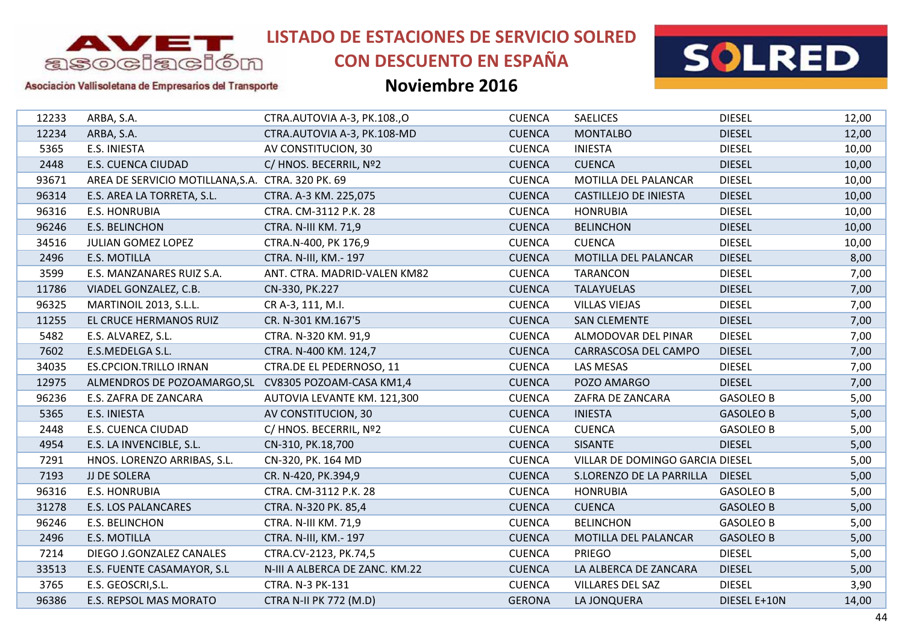# LISTADO DE ESTACIONES DE SERVICIO SOLRED CON DESCUENTO EN ESPAÑA

## Noviembre 2016

| | | | | | | |
|---|---|---|---|---|---|---|
| 12233 | ARBA, S.A. | CTRA.AUTOVIA A-3, PK.108.,O | CUENCA | SAELICES | DIESEL | 12,00 |
| 12234 | ARBA, S.A. | CTRA.AUTOVIA A-3, PK.108-MD | CUENCA | MONTALBO | DIESEL | 12,00 |
| 5365 | E.S. INIESTA | AV CONSTITUCION, 30 | CUENCA | INIESTA | DIESEL | 10,00 |
| 2448 | E.S. CUENCA CIUDAD | C/ HNOS. BECERRIL, Nº2 | CUENCA | CUENCA | DIESEL | 10,00 |
| 93671 | AREA DE SERVICIO MOTILLANA,S.A. | CTRA. 320 PK. 69 | CUENCA | MOTILLA DEL PALANCAR | DIESEL | 10,00 |
| 96314 | E.S. AREA LA TORRETA, S.L. | CTRA. A-3 KM. 225,075 | CUENCA | CASTILLEJO DE INIESTA | DIESEL | 10,00 |
| 96316 | E.S. HONRUBIA | CTRA. CM-3112 P.K. 28 | CUENCA | HONRUBIA | DIESEL | 10,00 |
| 96246 | E.S. BELINCHON | CTRA. N-III KM. 71,9 | CUENCA | BELINCHON | DIESEL | 10,00 |
| 34516 | JULIAN GOMEZ LOPEZ | CTRA.N-400, PK 176,9 | CUENCA | CUENCA | DIESEL | 10,00 |
| 2496 | E.S. MOTILLA | CTRA. N-III, KM.- 197 | CUENCA | MOTILLA DEL PALANCAR | DIESEL | 8,00 |
| 3599 | E.S. MANZANARES RUIZ S.A. | ANT. CTRA. MADRID-VALEN KM82 | CUENCA | TARANCON | DIESEL | 7,00 |
| 11786 | VIADEL GONZALEZ, C.B. | CN-330, PK.227 | CUENCA | TALAYUELAS | DIESEL | 7,00 |
| 96325 | MARTINOIL 2013, S.L.L. | CR A-3, 111, M.I. | CUENCA | VILLAS VIEJAS | DIESEL | 7,00 |
| 11255 | EL CRUCE HERMANOS RUIZ | CR. N-301 KM.167'5 | CUENCA | SAN CLEMENTE | DIESEL | 7,00 |
| 5482 | E.S. ALVAREZ, S.L. | CTRA. N-320 KM. 91,9 | CUENCA | ALMODOVAR DEL PINAR | DIESEL | 7,00 |
| 7602 | E.S.MEDELGA S.L. | CTRA. N-400 KM. 124,7 | CUENCA | CARRASCOSA DEL CAMPO | DIESEL | 7,00 |
| 34035 | ES.CPCION.TRILLO IRNAN | CTRA.DE EL PEDERNOSO, 11 | CUENCA | LAS MESAS | DIESEL | 7,00 |
| 12975 | ALMENDROS DE POZOAMARGO,SL | CV8305 POZOAM-CASA KM1,4 | CUENCA | POZO AMARGO | DIESEL | 7,00 |
| 96236 | E.S. ZAFRA DE ZANCARA | AUTOVIA LEVANTE KM. 121,300 | CUENCA | ZAFRA DE ZANCARA | GASOLEO B | 5,00 |
| 5365 | E.S. INIESTA | AV CONSTITUCION, 30 | CUENCA | INIESTA | GASOLEO B | 5,00 |
| 2448 | E.S. CUENCA CIUDAD | C/ HNOS. BECERRIL, Nº2 | CUENCA | CUENCA | GASOLEO B | 5,00 |
| 4954 | E.S. LA INVENCIBLE, S.L. | CN-310, PK.18,700 | CUENCA | SISANTE | DIESEL | 5,00 |
| 7291 | HNOS. LORENZO ARRIBAS, S.L. | CN-320, PK. 164 MD | CUENCA | VILLAR DE DOMINGO GARCIA | DIESEL | 5,00 |
| 7193 | JJ DE SOLERA | CR. N-420, PK.394,9 | CUENCA | S.LORENZO DE LA PARRILLA | DIESEL | 5,00 |
| 96316 | E.S. HONRUBIA | CTRA. CM-3112 P.K. 28 | CUENCA | HONRUBIA | GASOLEO B | 5,00 |
| 31278 | E.S. LOS PALANCARES | CTRA. N-320 PK. 85,4 | CUENCA | CUENCA | GASOLEO B | 5,00 |
| 96246 | E.S. BELINCHON | CTRA. N-III KM. 71,9 | CUENCA | BELINCHON | GASOLEO B | 5,00 |
| 2496 | E.S. MOTILLA | CTRA. N-III, KM.- 197 | CUENCA | MOTILLA DEL PALANCAR | GASOLEO B | 5,00 |
| 7214 | DIEGO J.GONZALEZ CANALES | CTRA.CV-2123, PK.74,5 | CUENCA | PRIEGO | DIESEL | 5,00 |
| 33513 | E.S. FUENTE CASAMAYOR, S.L | N-III A ALBERCA DE ZANC. KM.22 | CUENCA | LA ALBERCA DE ZANCARA | DIESEL | 5,00 |
| 3765 | E.S. GEOSCRI,S.L. | CTRA. N-3 PK-131 | CUENCA | VILLARES DEL SAZ | DIESEL | 3,90 |
| 96386 | E.S. REPSOL MAS MORATO | CTRA N-II PK 772 (M.D) | GERONA | LA JONQUERA | DIESEL E+10N | 14,00 |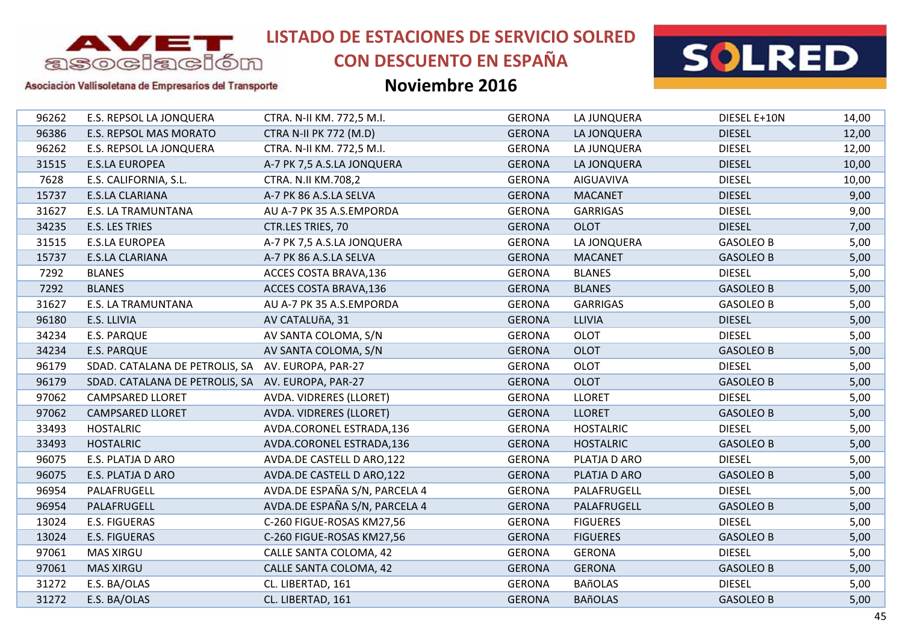# LISTADO DE ESTACIONES DE SERVICIO SOLRED CON DESCUENTO EN ESPAÑA

## Noviembre 2016

Asociación Vallisoletana de Empresarios del Transporte

| | | | | | | |
|---|---|---|---|---|---|---|
| 96262 | E.S. REPSOL LA JONQUERA | CTRA. N-II KM. 772,5 M.I. | GERONA | LA JUNQUERA | DIESEL E+10N | 14,00 |
| 96386 | E.S. REPSOL MAS MORATO | CTRA N-II PK 772 (M.D) | GERONA | LA JONQUERA | DIESEL | 12,00 |
| 96262 | E.S. REPSOL LA JONQUERA | CTRA. N-II KM. 772,5 M.I. | GERONA | LA JUNQUERA | DIESEL | 12,00 |
| 31515 | E.S.LA EUROPEA | A-7 PK 7,5 A.S.LA JONQUERA | GERONA | LA JONQUERA | DIESEL | 10,00 |
| 7628 | E.S. CALIFORNIA, S.L. | CTRA. N.II KM.708,2 | GERONA | AIGUAVIVA | DIESEL | 10,00 |
| 15737 | E.S.LA CLARIANA | A-7 PK 86 A.S.LA SELVA | GERONA | MACANET | DIESEL | 9,00 |
| 31627 | E.S. LA TRAMUNTANA | AU A-7 PK 35 A.S.EMPORDA | GERONA | GARRIGAS | DIESEL | 9,00 |
| 34235 | E.S. LES TRIES | CTR.LES TRIES, 70 | GERONA | OLOT | DIESEL | 7,00 |
| 31515 | E.S.LA EUROPEA | A-7 PK 7,5 A.S.LA JONQUERA | GERONA | LA JONQUERA | GASOLEO B | 5,00 |
| 15737 | E.S.LA CLARIANA | A-7 PK 86 A.S.LA SELVA | GERONA | MACANET | GASOLEO B | 5,00 |
| 7292 | BLANES | ACCES COSTA BRAVA,136 | GERONA | BLANES | DIESEL | 5,00 |
| 7292 | BLANES | ACCES COSTA BRAVA,136 | GERONA | BLANES | GASOLEO B | 5,00 |
| 31627 | E.S. LA TRAMUNTANA | AU A-7 PK 35 A.S.EMPORDA | GERONA | GARRIGAS | GASOLEO B | 5,00 |
| 96180 | E.S. LLIVIA | AV CATALUñA, 31 | GERONA | LLIVIA | DIESEL | 5,00 |
| 34234 | E.S. PARQUE | AV SANTA COLOMA, S/N | GERONA | OLOT | DIESEL | 5,00 |
| 34234 | E.S. PARQUE | AV SANTA COLOMA, S/N | GERONA | OLOT | GASOLEO B | 5,00 |
| 96179 | SDAD. CATALANA DE PETROLIS, SA | AV. EUROPA, PAR-27 | GERONA | OLOT | DIESEL | 5,00 |
| 96179 | SDAD. CATALANA DE PETROLIS, SA | AV. EUROPA, PAR-27 | GERONA | OLOT | GASOLEO B | 5,00 |
| 97062 | CAMPSARED LLORET | AVDA. VIDRERES (LLORET) | GERONA | LLORET | DIESEL | 5,00 |
| 97062 | CAMPSARED LLORET | AVDA. VIDRERES (LLORET) | GERONA | LLORET | GASOLEO B | 5,00 |
| 33493 | HOSTALRIC | AVDA.CORONEL ESTRADA,136 | GERONA | HOSTALRIC | DIESEL | 5,00 |
| 33493 | HOSTALRIC | AVDA.CORONEL ESTRADA,136 | GERONA | HOSTALRIC | GASOLEO B | 5,00 |
| 96075 | E.S. PLATJA D ARO | AVDA.DE CASTELL D ARO,122 | GERONA | PLATJA D ARO | DIESEL | 5,00 |
| 96075 | E.S. PLATJA D ARO | AVDA.DE CASTELL D ARO,122 | GERONA | PLATJA D ARO | GASOLEO B | 5,00 |
| 96954 | PALAFRUGELL | AVDA.DE ESPAÑA S/N, PARCELA 4 | GERONA | PALAFRUGELL | DIESEL | 5,00 |
| 96954 | PALAFRUGELL | AVDA.DE ESPAÑA S/N, PARCELA 4 | GERONA | PALAFRUGELL | GASOLEO B | 5,00 |
| 13024 | E.S. FIGUERAS | C-260 FIGUE-ROSAS KM27,56 | GERONA | FIGUERES | DIESEL | 5,00 |
| 13024 | E.S. FIGUERAS | C-260 FIGUE-ROSAS KM27,56 | GERONA | FIGUERES | GASOLEO B | 5,00 |
| 97061 | MAS XIRGU | CALLE SANTA COLOMA, 42 | GERONA | GERONA | DIESEL | 5,00 |
| 97061 | MAS XIRGU | CALLE SANTA COLOMA, 42 | GERONA | GERONA | GASOLEO B | 5,00 |
| 31272 | E.S. BA/OLAS | CL. LIBERTAD, 161 | GERONA | BAñOLAS | DIESEL | 5,00 |
| 31272 | E.S. BA/OLAS | CL. LIBERTAD, 161 | GERONA | BAñOLAS | GASOLEO B | 5,00 |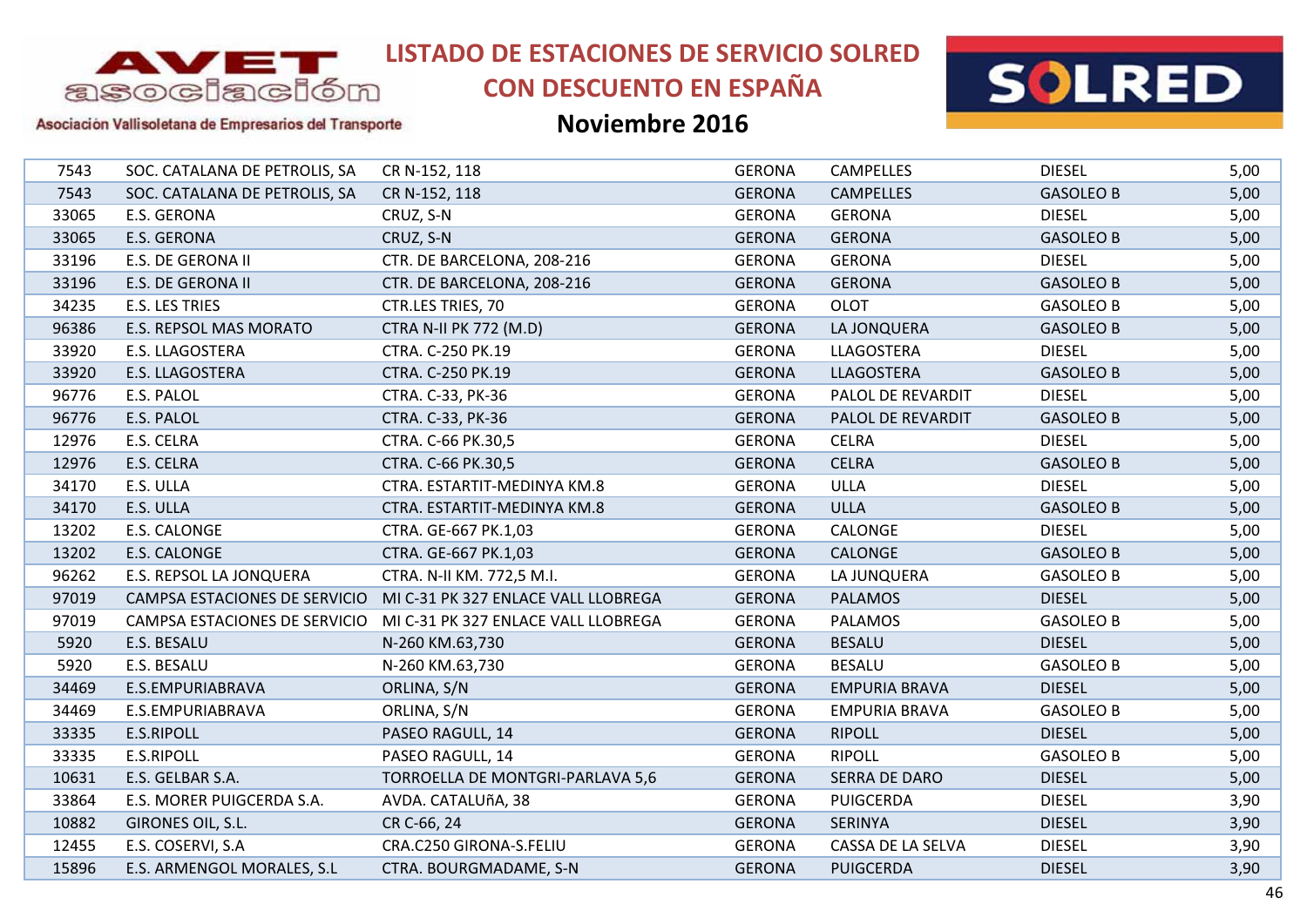# LISTADO DE ESTACIONES DE SERVICIO SOLRED CON DESCUENTO EN ESPAÑA

## Noviembre 2016

| | | | | | | |
|---|---|---|---|---|---|---|
| 7543 | SOC. CATALANA DE PETROLIS, SA | CR N-152, 118 | GERONA | CAMPELLES | DIESEL | 5,00 |
| 7543 | SOC. CATALANA DE PETROLIS, SA | CR N-152, 118 | GERONA | CAMPELLES | GASOLEO B | 5,00 |
| 33065 | E.S. GERONA | CRUZ, S-N | GERONA | GERONA | DIESEL | 5,00 |
| 33065 | E.S. GERONA | CRUZ, S-N | GERONA | GERONA | GASOLEO B | 5,00 |
| 33196 | E.S. DE GERONA II | CTR. DE BARCELONA, 208-216 | GERONA | GERONA | DIESEL | 5,00 |
| 33196 | E.S. DE GERONA II | CTR. DE BARCELONA, 208-216 | GERONA | GERONA | GASOLEO B | 5,00 |
| 34235 | E.S. LES TRIES | CTR.LES TRIES, 70 | GERONA | OLOT | GASOLEO B | 5,00 |
| 96386 | E.S. REPSOL MAS MORATO | CTRA N-II PK 772 (M.D) | GERONA | LA JONQUERA | GASOLEO B | 5,00 |
| 33920 | E.S. LLAGOSTERA | CTRA. C-250 PK.19 | GERONA | LLAGOSTERA | DIESEL | 5,00 |
| 33920 | E.S. LLAGOSTERA | CTRA. C-250 PK.19 | GERONA | LLAGOSTERA | GASOLEO B | 5,00 |
| 96776 | E.S. PALOL | CTRA. C-33, PK-36 | GERONA | PALOL DE REVARDIT | DIESEL | 5,00 |
| 96776 | E.S. PALOL | CTRA. C-33, PK-36 | GERONA | PALOL DE REVARDIT | GASOLEO B | 5,00 |
| 12976 | E.S. CELRA | CTRA. C-66 PK.30,5 | GERONA | CELRA | DIESEL | 5,00 |
| 12976 | E.S. CELRA | CTRA. C-66 PK.30,5 | GERONA | CELRA | GASOLEO B | 5,00 |
| 34170 | E.S. ULLA | CTRA. ESTARTIT-MEDINYA KM.8 | GERONA | ULLA | DIESEL | 5,00 |
| 34170 | E.S. ULLA | CTRA. ESTARTIT-MEDINYA KM.8 | GERONA | ULLA | GASOLEO B | 5,00 |
| 13202 | E.S. CALONGE | CTRA. GE-667 PK.1,03 | GERONA | CALONGE | DIESEL | 5,00 |
| 13202 | E.S. CALONGE | CTRA. GE-667 PK.1,03 | GERONA | CALONGE | GASOLEO B | 5,00 |
| 96262 | E.S. REPSOL LA JONQUERA | CTRA. N-II KM. 772,5 M.I. | GERONA | LA JUNQUERA | GASOLEO B | 5,00 |
| 97019 | CAMPSA ESTACIONES DE SERVICIO | MI C-31 PK 327 ENLACE VALL LLOBREGA | GERONA | PALAMOS | DIESEL | 5,00 |
| 97019 | CAMPSA ESTACIONES DE SERVICIO | MI C-31 PK 327 ENLACE VALL LLOBREGA | GERONA | PALAMOS | GASOLEO B | 5,00 |
| 5920 | E.S. BESALU | N-260 KM.63,730 | GERONA | BESALU | DIESEL | 5,00 |
| 5920 | E.S. BESALU | N-260 KM.63,730 | GERONA | BESALU | GASOLEO B | 5,00 |
| 34469 | E.S.EMPURIABRAVA | ORLINA, S/N | GERONA | EMPURIA BRAVA | DIESEL | 5,00 |
| 34469 | E.S.EMPURIABRAVA | ORLINA, S/N | GERONA | EMPURIA BRAVA | GASOLEO B | 5,00 |
| 33335 | E.S.RIPOLL | PASEO RAGULL, 14 | GERONA | RIPOLL | DIESEL | 5,00 |
| 33335 | E.S.RIPOLL | PASEO RAGULL, 14 | GERONA | RIPOLL | GASOLEO B | 5,00 |
| 10631 | E.S. GELBAR S.A. | TORROELLA DE MONTGRI-PARLAVA 5,6 | GERONA | SERRA DE DARO | DIESEL | 5,00 |
| 33864 | E.S. MORER PUIGCERDA S.A. | AVDA. CATALUñA, 38 | GERONA | PUIGCERDA | DIESEL | 3,90 |
| 10882 | GIRONES OIL, S.L. | CR C-66, 24 | GERONA | SERINYA | DIESEL | 3,90 |
| 12455 | E.S. COSERVI, S.A | CRA.C250 GIRONA-S.FELIU | GERONA | CASSA DE LA SELVA | DIESEL | 3,90 |
| 15896 | E.S. ARMENGOL MORALES, S.L | CTRA. BOURGMADAME, S-N | GERONA | PUIGCERDA | DIESEL | 3,90 |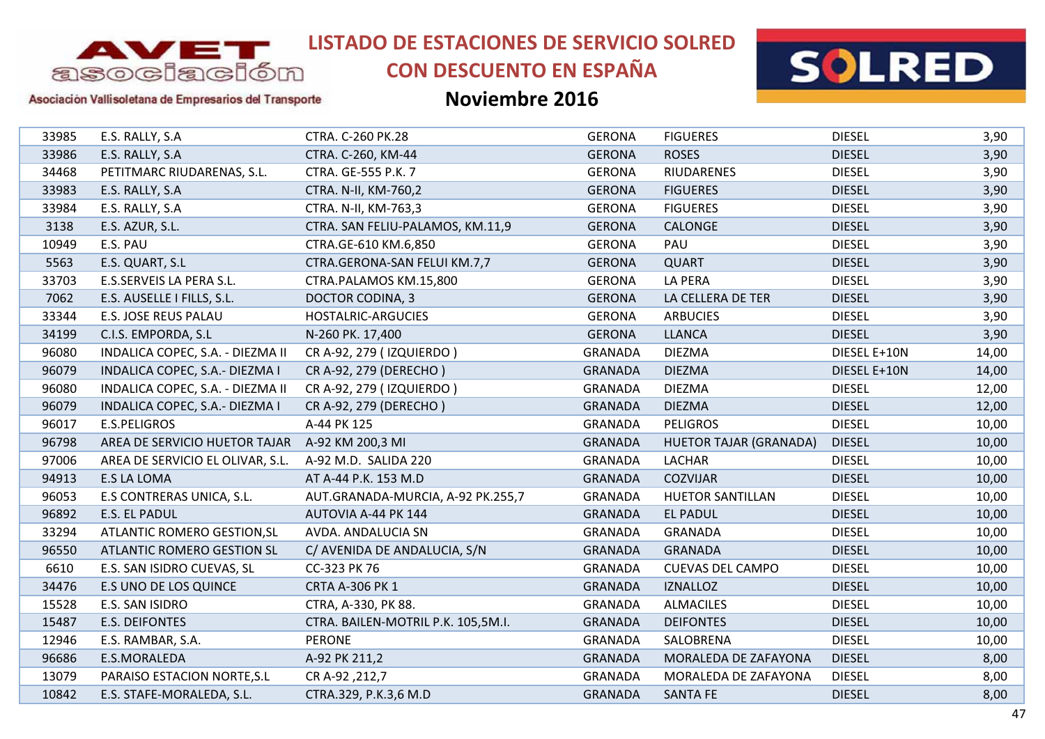# LISTADO DE ESTACIONES DE SERVICIO SOLRED CON DESCUENTO EN ESPAÑA

## Noviembre 2016

Asociación Vallisoletana de Empresarios del Transporte

| | | | | | | |
|---|---|---|---|---|---|---|
| 33985 | E.S. RALLY, S.A | CTRA. C-260 PK.28 | GERONA | FIGUERES | DIESEL | 3,90 |
| 33986 | E.S. RALLY, S.A | CTRA. C-260, KM-44 | GERONA | ROSES | DIESEL | 3,90 |
| 34468 | PETITMARC RIUDARENAS, S.L. | CTRA. GE-555 P.K. 7 | GERONA | RIUDARENES | DIESEL | 3,90 |
| 33983 | E.S. RALLY, S.A | CTRA. N-II, KM-760,2 | GERONA | FIGUERES | DIESEL | 3,90 |
| 33984 | E.S. RALLY, S.A | CTRA. N-II, KM-763,3 | GERONA | FIGUERES | DIESEL | 3,90 |
| 3138 | E.S. AZUR, S.L. | CTRA. SAN FELIU-PALAMOS, KM.11,9 | GERONA | CALONGE | DIESEL | 3,90 |
| 10949 | E.S. PAU | CTRA.GE-610 KM.6,850 | GERONA | PAU | DIESEL | 3,90 |
| 5563 | E.S. QUART, S.L | CTRA.GERONA-SAN FELUI KM.7,7 | GERONA | QUART | DIESEL | 3,90 |
| 33703 | E.S.SERVEIS LA PERA S.L. | CTRA.PALAMOS KM.15,800 | GERONA | LA PERA | DIESEL | 3,90 |
| 7062 | E.S. AUSELLE I FILLS, S.L. | DOCTOR CODINA, 3 | GERONA | LA CELLERA DE TER | DIESEL | 3,90 |
| 33344 | E.S. JOSE REUS PALAU | HOSTALRIC-ARGUCIES | GERONA | ARBUCIES | DIESEL | 3,90 |
| 34199 | C.I.S. EMPORDA, S.L | N-260 PK. 17,400 | GERONA | LLANCA | DIESEL | 3,90 |
| 96080 | INDALICA COPEC, S.A. - DIEZMA II | CR A-92, 279 ( IZQUIERDO ) | GRANADA | DIEZMA | DIESEL E+10N | 14,00 |
| 96079 | INDALICA COPEC, S.A.- DIEZMA I | CR A-92, 279 (DERECHO ) | GRANADA | DIEZMA | DIESEL E+10N | 14,00 |
| 96080 | INDALICA COPEC, S.A. - DIEZMA II | CR A-92, 279 ( IZQUIERDO ) | GRANADA | DIEZMA | DIESEL | 12,00 |
| 96079 | INDALICA COPEC, S.A.- DIEZMA I | CR A-92, 279 (DERECHO ) | GRANADA | DIEZMA | DIESEL | 12,00 |
| 96017 | E.S.PELIGROS | A-44 PK 125 | GRANADA | PELIGROS | DIESEL | 10,00 |
| 96798 | AREA DE SERVICIO HUETOR TAJAR | A-92 KM 200,3 MI | GRANADA | HUETOR TAJAR (GRANADA) | DIESEL | 10,00 |
| 97006 | AREA DE SERVICIO EL OLIVAR, S.L. | A-92 M.D. SALIDA 220 | GRANADA | LACHAR | DIESEL | 10,00 |
| 94913 | E.S LA LOMA | AT A-44 P.K. 153 M.D | GRANADA | COZVIJAR | DIESEL | 10,00 |
| 96053 | E.S CONTRERAS UNICA, S.L. | AUT.GRANADA-MURCIA, A-92 PK.255,7 | GRANADA | HUETOR SANTILLAN | DIESEL | 10,00 |
| 96892 | E.S. EL PADUL | AUTOVIA A-44 PK 144 | GRANADA | EL PADUL | DIESEL | 10,00 |
| 33294 | ATLANTIC ROMERO GESTION,SL | AVDA. ANDALUCIA SN | GRANADA | GRANADA | DIESEL | 10,00 |
| 96550 | ATLANTIC ROMERO GESTION SL | C/ AVENIDA DE ANDALUCIA, S/N | GRANADA | GRANADA | DIESEL | 10,00 |
| 6610 | E.S. SAN ISIDRO CUEVAS, SL | CC-323 PK 76 | GRANADA | CUEVAS DEL CAMPO | DIESEL | 10,00 |
| 34476 | E.S UNO DE LOS QUINCE | CRTA A-306 PK 1 | GRANADA | IZNALLOZ | DIESEL | 10,00 |
| 15528 | E.S. SAN ISIDRO | CTRA, A-330, PK 88. | GRANADA | ALMACILES | DIESEL | 10,00 |
| 15487 | E.S. DEIFONTES | CTRA. BAILEN-MOTRIL P.K. 105,5M.I. | GRANADA | DEIFONTES | DIESEL | 10,00 |
| 12946 | E.S. RAMBAR, S.A. | PERONE | GRANADA | SALOBRENA | DIESEL | 10,00 |
| 96686 | E.S.MORALEDA | A-92 PK 211,2 | GRANADA | MORALEDA DE ZAFAYONA | DIESEL | 8,00 |
| 13079 | PARAISO ESTACION NORTE,S.L | CR A-92 ,212,7 | GRANADA | MORALEDA DE ZAFAYONA | DIESEL | 8,00 |
| 10842 | E.S. STAFE-MORALEDA, S.L. | CTRA.329, P.K.3,6 M.D | GRANADA | SANTA FE | DIESEL | 8,00 |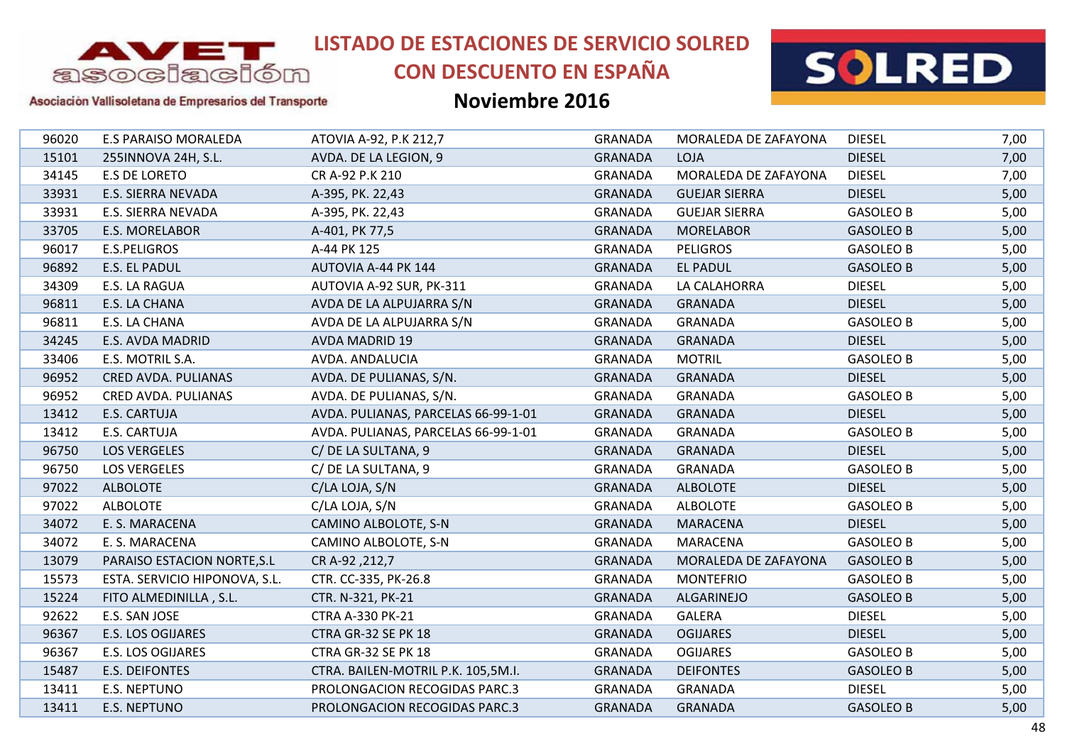# LISTADO DE ESTACIONES DE SERVICIO SOLRED CON DESCUENTO EN ESPAÑA

## Noviembre 2016

Asociación Vallisoletana de Empresarios del Transporte

| | | | | | | |
|---|---|---|---|---|---|---|
| 96020 | E.S PARAISO MORALEDA | ATOVIA A-92, P.K 212,7 | GRANADA | MORALEDA DE ZAFAYONA | DIESEL | 7,00 |
| 15101 | 255INNOVA 24H, S.L. | AVDA. DE LA LEGION, 9 | GRANADA | LOJA | DIESEL | 7,00 |
| 34145 | E.S DE LORETO | CR A-92 P.K 210 | GRANADA | MORALEDA DE ZAFAYONA | DIESEL | 7,00 |
| 33931 | E.S. SIERRA NEVADA | A-395, PK. 22,43 | GRANADA | GUEJAR SIERRA | DIESEL | 5,00 |
| 33931 | E.S. SIERRA NEVADA | A-395, PK. 22,43 | GRANADA | GUEJAR SIERRA | GASOLEO B | 5,00 |
| 33705 | E.S. MORELABOR | A-401, PK 77,5 | GRANADA | MORELABOR | GASOLEO B | 5,00 |
| 96017 | E.S.PELIGROS | A-44 PK 125 | GRANADA | PELIGROS | GASOLEO B | 5,00 |
| 96892 | E.S. EL PADUL | AUTOVIA A-44 PK 144 | GRANADA | EL PADUL | GASOLEO B | 5,00 |
| 34309 | E.S. LA RAGUA | AUTOVIA A-92 SUR, PK-311 | GRANADA | LA CALAHORRA | DIESEL | 5,00 |
| 96811 | E.S. LA CHANA | AVDA DE LA ALPUJARRA S/N | GRANADA | GRANADA | DIESEL | 5,00 |
| 96811 | E.S. LA CHANA | AVDA DE LA ALPUJARRA S/N | GRANADA | GRANADA | GASOLEO B | 5,00 |
| 34245 | E.S. AVDA MADRID | AVDA MADRID 19 | GRANADA | GRANADA | DIESEL | 5,00 |
| 33406 | E.S. MOTRIL S.A. | AVDA. ANDALUCIA | GRANADA | MOTRIL | GASOLEO B | 5,00 |
| 96952 | CRED AVDA. PULIANAS | AVDA. DE PULIANAS, S/N. | GRANADA | GRANADA | DIESEL | 5,00 |
| 96952 | CRED AVDA. PULIANAS | AVDA. DE PULIANAS, S/N. | GRANADA | GRANADA | GASOLEO B | 5,00 |
| 13412 | E.S. CARTUJA | AVDA. PULIANAS, PARCELAS 66-99-1-01 | GRANADA | GRANADA | DIESEL | 5,00 |
| 13412 | E.S. CARTUJA | AVDA. PULIANAS, PARCELAS 66-99-1-01 | GRANADA | GRANADA | GASOLEO B | 5,00 |
| 96750 | LOS VERGELES | C/ DE LA SULTANA, 9 | GRANADA | GRANADA | DIESEL | 5,00 |
| 96750 | LOS VERGELES | C/ DE LA SULTANA, 9 | GRANADA | GRANADA | GASOLEO B | 5,00 |
| 97022 | ALBOLOTE | C/LA LOJA, S/N | GRANADA | ALBOLOTE | DIESEL | 5,00 |
| 97022 | ALBOLOTE | C/LA LOJA, S/N | GRANADA | ALBOLOTE | GASOLEO B | 5,00 |
| 34072 | E. S. MARACENA | CAMINO ALBOLOTE, S-N | GRANADA | MARACENA | DIESEL | 5,00 |
| 34072 | E. S. MARACENA | CAMINO ALBOLOTE, S-N | GRANADA | MARACENA | GASOLEO B | 5,00 |
| 13079 | PARAISO ESTACION NORTE,S.L | CR A-92 ,212,7 | GRANADA | MORALEDA DE ZAFAYONA | GASOLEO B | 5,00 |
| 15573 | ESTA. SERVICIO HIPONOVA, S.L. | CTR. CC-335, PK-26.8 | GRANADA | MONTEFRIO | GASOLEO B | 5,00 |
| 15224 | FITO ALMEDINILLA , S.L. | CTR. N-321, PK-21 | GRANADA | ALGARINEJO | GASOLEO B | 5,00 |
| 92622 | E.S. SAN JOSE | CTRA A-330 PK-21 | GRANADA | GALERA | DIESEL | 5,00 |
| 96367 | E.S. LOS OGIJARES | CTRA GR-32 SE PK 18 | GRANADA | OGIJARES | DIESEL | 5,00 |
| 96367 | E.S. LOS OGIJARES | CTRA GR-32 SE PK 18 | GRANADA | OGIJARES | GASOLEO B | 5,00 |
| 15487 | E.S. DEIFONTES | CTRA. BAILEN-MOTRIL P.K. 105,5M.I. | GRANADA | DEIFONTES | GASOLEO B | 5,00 |
| 13411 | E.S. NEPTUNO | PROLONGACION RECOGIDAS PARC.3 | GRANADA | GRANADA | DIESEL | 5,00 |
| 13411 | E.S. NEPTUNO | PROLONGACION RECOGIDAS PARC.3 | GRANADA | GRANADA | GASOLEO B | 5,00 |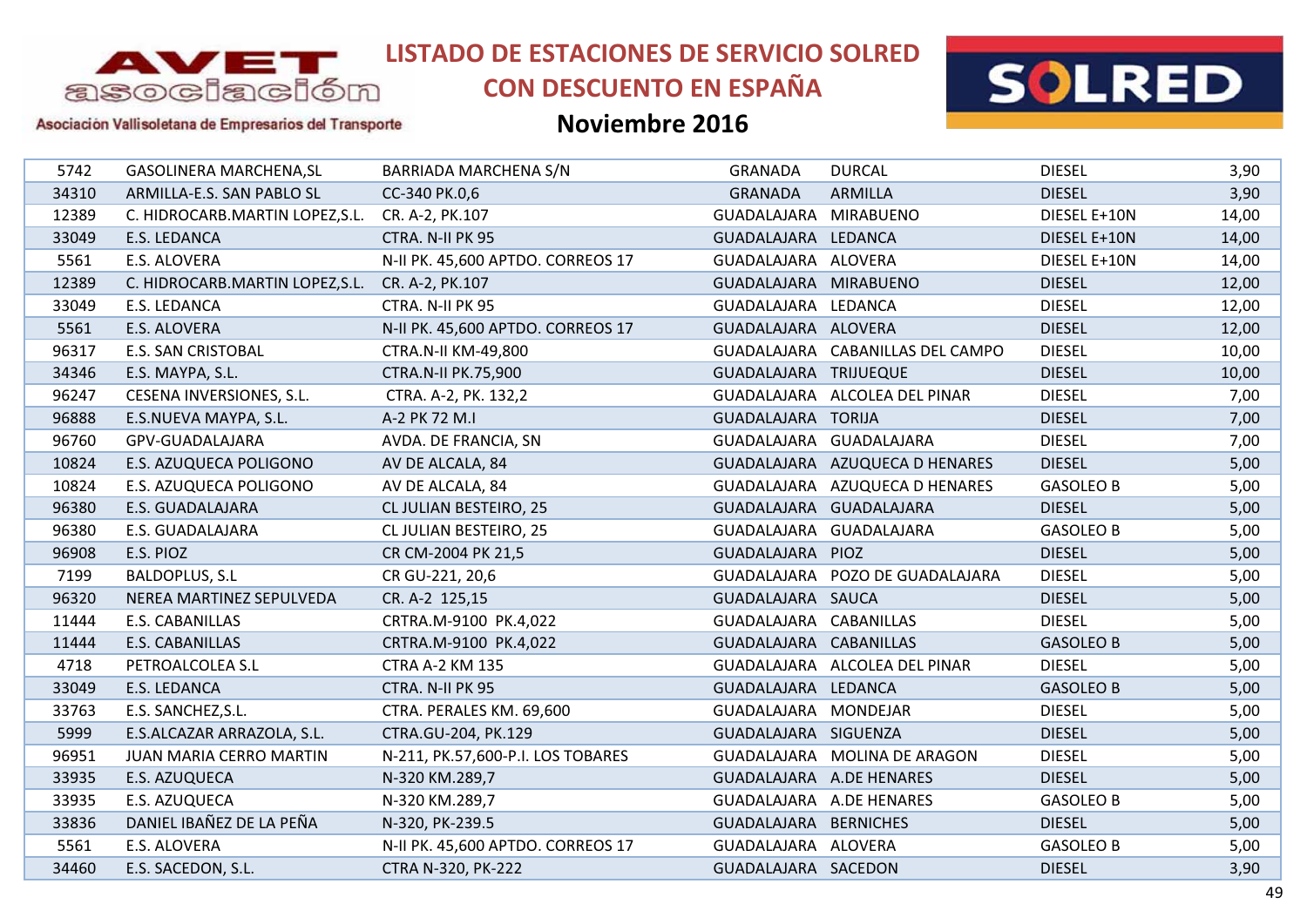# LISTADO DE ESTACIONES DE SERVICIO SOLRED CON DESCUENTO EN ESPAÑA

## Noviembre 2016

Asociación Vallisoletana de Empresarios del Transporte

| | | | | | | |
|---|---|---|---|---|---|---|
| 5742 | GASOLINERA MARCHENA,SL | BARRIADA MARCHENA S/N | GRANADA | DURCAL | DIESEL | 3,90 |
| 34310 | ARMILLA-E.S. SAN PABLO SL | CC-340 PK.0,6 | GRANADA | ARMILLA | DIESEL | 3,90 |
| 12389 | C. HIDROCARB.MARTIN LOPEZ,S.L. | CR. A-2, PK.107 | GUADALAJARA | MIRABUENO | DIESEL E+10N | 14,00 |
| 33049 | E.S. LEDANCA | CTRA. N-II PK 95 | GUADALAJARA | LEDANCA | DIESEL E+10N | 14,00 |
| 5561 | E.S. ALOVERA | N-II PK. 45,600 APTDO. CORREOS 17 | GUADALAJARA | ALOVERA | DIESEL E+10N | 14,00 |
| 12389 | C. HIDROCARB.MARTIN LOPEZ,S.L. | CR. A-2, PK.107 | GUADALAJARA | MIRABUENO | DIESEL | 12,00 |
| 33049 | E.S. LEDANCA | CTRA. N-II PK 95 | GUADALAJARA | LEDANCA | DIESEL | 12,00 |
| 5561 | E.S. ALOVERA | N-II PK. 45,600 APTDO. CORREOS 17 | GUADALAJARA | ALOVERA | DIESEL | 12,00 |
| 96317 | E.S. SAN CRISTOBAL | CTRA.N-II KM-49,800 | GUADALAJARA | CABANILLAS DEL CAMPO | DIESEL | 10,00 |
| 34346 | E.S. MAYPA, S.L. | CTRA.N-II PK.75,900 | GUADALAJARA | TRIJUEQUE | DIESEL | 10,00 |
| 96247 | CESENA INVERSIONES, S.L. | CTRA. A-2, PK. 132,2 | GUADALAJARA | ALCOLEA DEL PINAR | DIESEL | 7,00 |
| 96888 | E.S.NUEVA MAYPA, S.L. | A-2 PK 72 M.I | GUADALAJARA | TORIJA | DIESEL | 7,00 |
| 96760 | GPV-GUADALAJARA | AVDA. DE FRANCIA, SN | GUADALAJARA | GUADALAJARA | DIESEL | 7,00 |
| 10824 | E.S. AZUQUECA POLIGONO | AV DE ALCALA, 84 | GUADALAJARA | AZUQUECA D HENARES | DIESEL | 5,00 |
| 10824 | E.S. AZUQUECA POLIGONO | AV DE ALCALA, 84 | GUADALAJARA | AZUQUECA D HENARES | GASOLEO B | 5,00 |
| 96380 | E.S. GUADALAJARA | CL JULIAN BESTEIRO, 25 | GUADALAJARA | GUADALAJARA | DIESEL | 5,00 |
| 96380 | E.S. GUADALAJARA | CL JULIAN BESTEIRO, 25 | GUADALAJARA | GUADALAJARA | GASOLEO B | 5,00 |
| 96908 | E.S. PIOZ | CR CM-2004 PK 21,5 | GUADALAJARA | PIOZ | DIESEL | 5,00 |
| 7199 | BALDOPLUS, S.L | CR GU-221, 20,6 | GUADALAJARA | POZO DE GUADALAJARA | DIESEL | 5,00 |
| 96320 | NEREA MARTINEZ SEPULVEDA | CR. A-2 125,15 | GUADALAJARA | SAUCA | DIESEL | 5,00 |
| 11444 | E.S. CABANILLAS | CRTRA.M-9100 PK.4,022 | GUADALAJARA | CABANILLAS | DIESEL | 5,00 |
| 11444 | E.S. CABANILLAS | CRTRA.M-9100 PK.4,022 | GUADALAJARA | CABANILLAS | GASOLEO B | 5,00 |
| 4718 | PETROALCOLEA S.L | CTRA A-2 KM 135 | GUADALAJARA | ALCOLEA DEL PINAR | DIESEL | 5,00 |
| 33049 | E.S. LEDANCA | CTRA. N-II PK 95 | GUADALAJARA | LEDANCA | GASOLEO B | 5,00 |
| 33763 | E.S. SANCHEZ,S.L. | CTRA. PERALES KM. 69,600 | GUADALAJARA | MONDEJAR | DIESEL | 5,00 |
| 5999 | E.S.ALCAZAR ARRAZOLA, S.L. | CTRA.GU-204, PK.129 | GUADALAJARA | SIGUENZA | DIESEL | 5,00 |
| 96951 | JUAN MARIA CERRO MARTIN | N-211, PK.57,600-P.I. LOS TOBARES | GUADALAJARA | MOLINA DE ARAGON | DIESEL | 5,00 |
| 33935 | E.S. AZUQUECA | N-320 KM.289,7 | GUADALAJARA | A.DE HENARES | DIESEL | 5,00 |
| 33935 | E.S. AZUQUECA | N-320 KM.289,7 | GUADALAJARA | A.DE HENARES | GASOLEO B | 5,00 |
| 33836 | DANIEL IBAÑEZ DE LA PEÑA | N-320, PK-239.5 | GUADALAJARA | BERNICHES | DIESEL | 5,00 |
| 5561 | E.S. ALOVERA | N-II PK. 45,600 APTDO. CORREOS 17 | GUADALAJARA | ALOVERA | GASOLEO B | 5,00 |
| 34460 | E.S. SACEDON, S.L. | CTRA N-320, PK-222 | GUADALAJARA | SACEDON | DIESEL | 3,90 |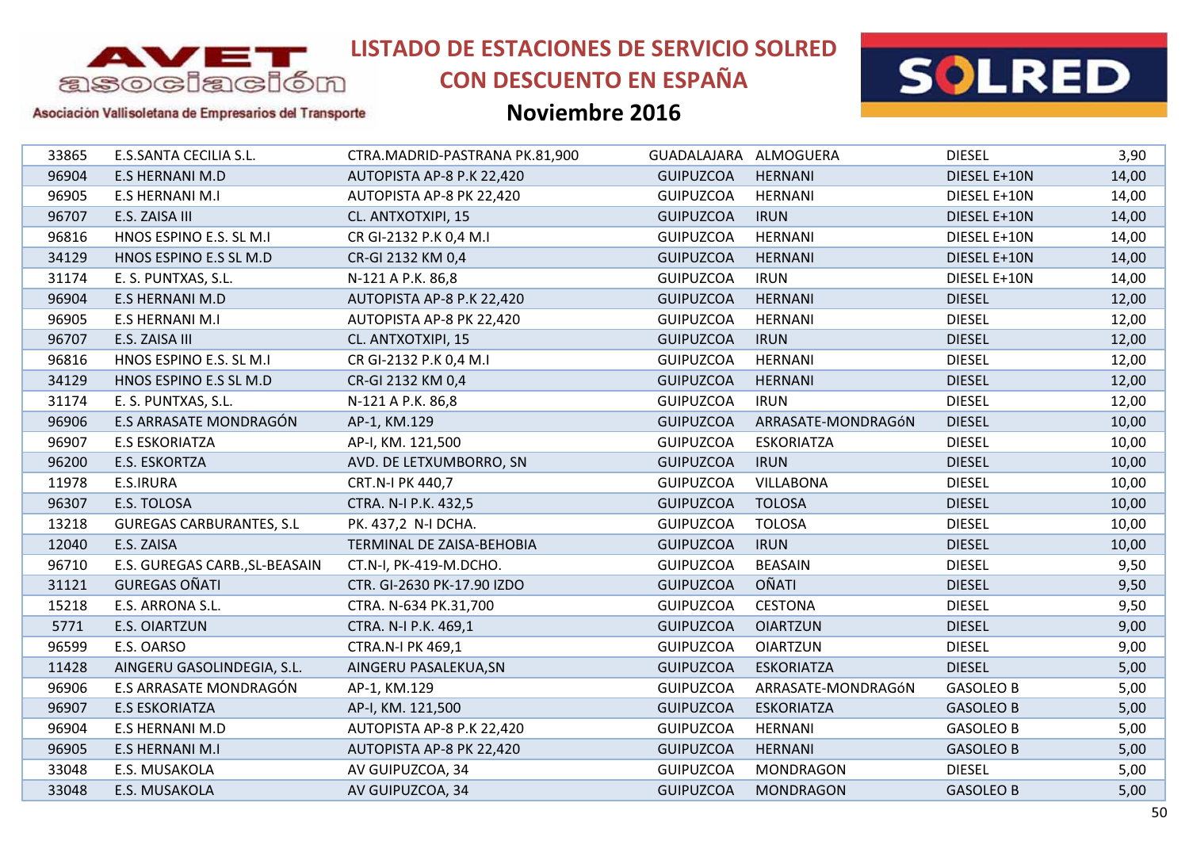# LISTADO DE ESTACIONES DE SERVICIO SOLRED CON DESCUENTO EN ESPAÑA

## Noviembre 2016

Asociación Vallisoletana de Empresarios del Transporte

| | | | | | | |
|---|---|---|---|---|---|---|
| 33865 | E.S.SANTA CECILIA S.L. | CTRA.MADRID-PASTRANA PK.81,900 | GUADALAJARA | ALMOGUERA | DIESEL | 3,90 |
| 96904 | E.S HERNANI M.D | AUTOPISTA AP-8 P.K 22,420 | GUIPUZCOA | HERNANI | DIESEL E+10N | 14,00 |
| 96905 | E.S HERNANI M.I | AUTOPISTA AP-8 PK 22,420 | GUIPUZCOA | HERNANI | DIESEL E+10N | 14,00 |
| 96707 | E.S. ZAISA III | CL. ANTXOTXIPI, 15 | GUIPUZCOA | IRUN | DIESEL E+10N | 14,00 |
| 96816 | HNOS ESPINO E.S. SL M.I | CR GI-2132 P.K 0,4 M.I | GUIPUZCOA | HERNANI | DIESEL E+10N | 14,00 |
| 34129 | HNOS ESPINO E.S SL M.D | CR-GI 2132 KM 0,4 | GUIPUZCOA | HERNANI | DIESEL E+10N | 14,00 |
| 31174 | E. S. PUNTXAS, S.L. | N-121 A P.K. 86,8 | GUIPUZCOA | IRUN | DIESEL E+10N | 14,00 |
| 96904 | E.S HERNANI M.D | AUTOPISTA AP-8 P.K 22,420 | GUIPUZCOA | HERNANI | DIESEL | 12,00 |
| 96905 | E.S HERNANI M.I | AUTOPISTA AP-8 PK 22,420 | GUIPUZCOA | HERNANI | DIESEL | 12,00 |
| 96707 | E.S. ZAISA III | CL. ANTXOTXIPI, 15 | GUIPUZCOA | IRUN | DIESEL | 12,00 |
| 96816 | HNOS ESPINO E.S. SL M.I | CR GI-2132 P.K 0,4 M.I | GUIPUZCOA | HERNANI | DIESEL | 12,00 |
| 34129 | HNOS ESPINO E.S SL M.D | CR-GI 2132 KM 0,4 | GUIPUZCOA | HERNANI | DIESEL | 12,00 |
| 31174 | E. S. PUNTXAS, S.L. | N-121 A P.K. 86,8 | GUIPUZCOA | IRUN | DIESEL | 12,00 |
| 96906 | E.S ARRASATE MONDRAGÓN | AP-1, KM.129 | GUIPUZCOA | ARRASATE-MONDRAGóN | DIESEL | 10,00 |
| 96907 | E.S ESKORIATZA | AP-I, KM. 121,500 | GUIPUZCOA | ESKORIATZA | DIESEL | 10,00 |
| 96200 | E.S. ESKORTZA | AVD. DE LETXUMBORRO, SN | GUIPUZCOA | IRUN | DIESEL | 10,00 |
| 11978 | E.S.IRURA | CRT.N-I PK 440,7 | GUIPUZCOA | VILLABONA | DIESEL | 10,00 |
| 96307 | E.S. TOLOSA | CTRA. N-I P.K. 432,5 | GUIPUZCOA | TOLOSA | DIESEL | 10,00 |
| 13218 | GUREGAS CARBURANTES, S.L | PK. 437,2 N-I DCHA. | GUIPUZCOA | TOLOSA | DIESEL | 10,00 |
| 12040 | E.S. ZAISA | TERMINAL DE ZAISA-BEHOBIA | GUIPUZCOA | IRUN | DIESEL | 10,00 |
| 96710 | E.S. GUREGAS CARB.,SL-BEASAIN | CT.N-I, PK-419-M.DCHO. | GUIPUZCOA | BEASAIN | DIESEL | 9,50 |
| 31121 | GUREGAS OÑATI | CTR. GI-2630 PK-17.90 IZDO | GUIPUZCOA | OÑATI | DIESEL | 9,50 |
| 15218 | E.S. ARRONA S.L. | CTRA. N-634 PK.31,700 | GUIPUZCOA | CESTONA | DIESEL | 9,50 |
| 5771 | E.S. OIARTZUN | CTRA. N-I P.K. 469,1 | GUIPUZCOA | OIARTZUN | DIESEL | 9,00 |
| 96599 | E.S. OARSO | CTRA.N-I PK 469,1 | GUIPUZCOA | OIARTZUN | DIESEL | 9,00 |
| 11428 | AINGERU GASOLINDEGIA, S.L. | AINGERU PASALEKUA,SN | GUIPUZCOA | ESKORIATZA | DIESEL | 5,00 |
| 96906 | E.S ARRASATE MONDRAGÓN | AP-1, KM.129 | GUIPUZCOA | ARRASATE-MONDRAGóN | GASOLEO B | 5,00 |
| 96907 | E.S ESKORIATZA | AP-I, KM. 121,500 | GUIPUZCOA | ESKORIATZA | GASOLEO B | 5,00 |
| 96904 | E.S HERNANI M.D | AUTOPISTA AP-8 P.K 22,420 | GUIPUZCOA | HERNANI | GASOLEO B | 5,00 |
| 96905 | E.S HERNANI M.I | AUTOPISTA AP-8 PK 22,420 | GUIPUZCOA | HERNANI | GASOLEO B | 5,00 |
| 33048 | E.S. MUSAKOLA | AV GUIPUZCOA, 34 | GUIPUZCOA | MONDRAGON | DIESEL | 5,00 |
| 33048 | E.S. MUSAKOLA | AV GUIPUZCOA, 34 | GUIPUZCOA | MONDRAGON | GASOLEO B | 5,00 |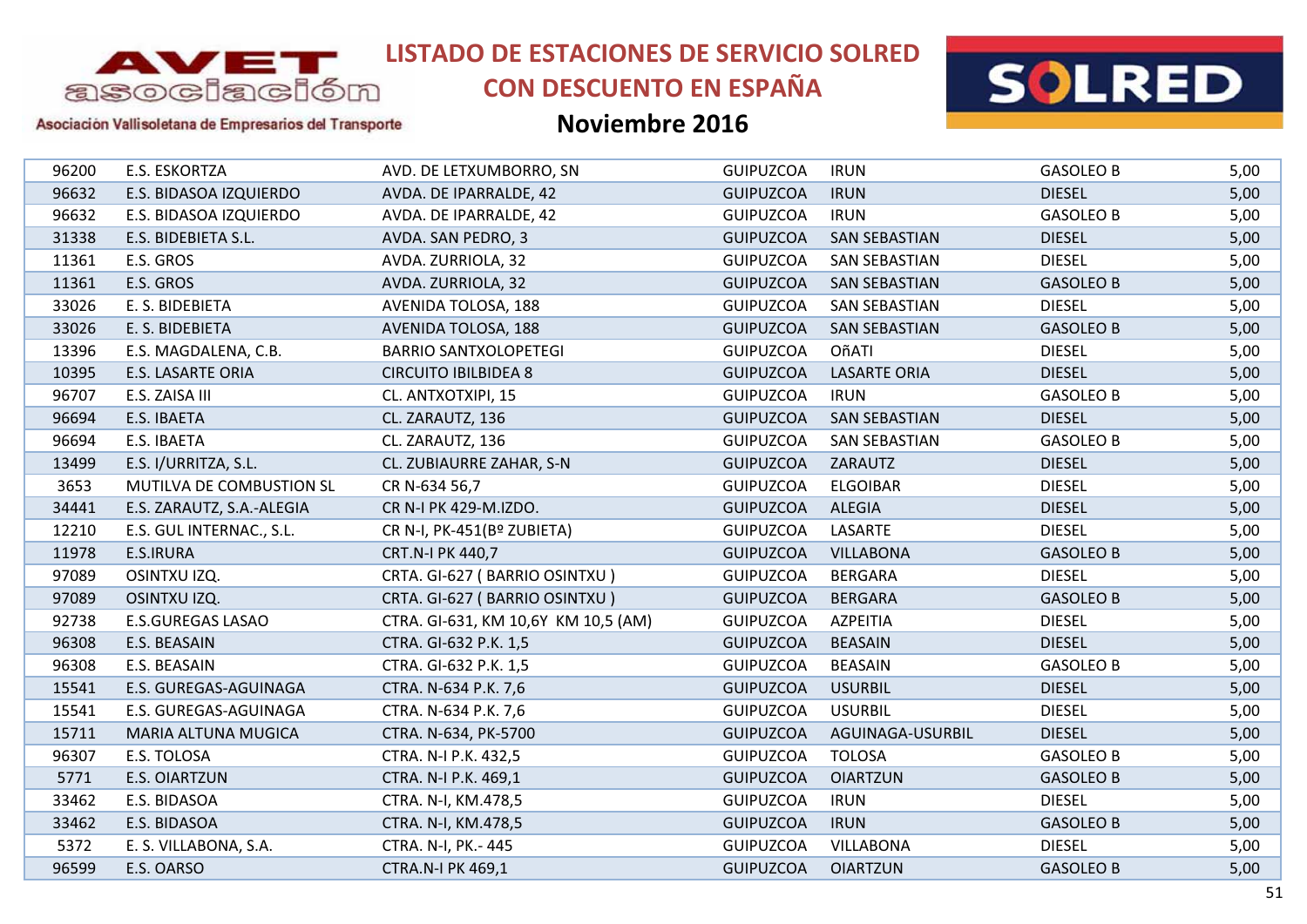# LISTADO DE ESTACIONES DE SERVICIO SOLRED CON DESCUENTO EN ESPAÑA

## Noviembre 2016

AVET asociación – Asociación Vallisoletana de Empresarios del Transporte

| | | | | | | |
|---|---|---|---|---|---|---|
| 96200 | E.S. ESKORTZA | AVD. DE LETXUMBORRO, SN | GUIPUZCOA | IRUN | GASOLEO B | 5,00 |
| 96632 | E.S. BIDASOA IZQUIERDO | AVDA. DE IPARRALDE, 42 | GUIPUZCOA | IRUN | DIESEL | 5,00 |
| 96632 | E.S. BIDASOA IZQUIERDO | AVDA. DE IPARRALDE, 42 | GUIPUZCOA | IRUN | GASOLEO B | 5,00 |
| 31338 | E.S. BIDEBIETA S.L. | AVDA. SAN PEDRO, 3 | GUIPUZCOA | SAN SEBASTIAN | DIESEL | 5,00 |
| 11361 | E.S. GROS | AVDA. ZURRIOLA, 32 | GUIPUZCOA | SAN SEBASTIAN | DIESEL | 5,00 |
| 11361 | E.S. GROS | AVDA. ZURRIOLA, 32 | GUIPUZCOA | SAN SEBASTIAN | GASOLEO B | 5,00 |
| 33026 | E. S. BIDEBIETA | AVENIDA TOLOSA, 188 | GUIPUZCOA | SAN SEBASTIAN | DIESEL | 5,00 |
| 33026 | E. S. BIDEBIETA | AVENIDA TOLOSA, 188 | GUIPUZCOA | SAN SEBASTIAN | GASOLEO B | 5,00 |
| 13396 | E.S. MAGDALENA, C.B. | BARRIO SANTXOLOPETEGI | GUIPUZCOA | OñATI | DIESEL | 5,00 |
| 10395 | E.S. LASARTE ORIA | CIRCUITO IBILBIDEA 8 | GUIPUZCOA | LASARTE ORIA | DIESEL | 5,00 |
| 96707 | E.S. ZAISA III | CL. ANTXOTXIPI, 15 | GUIPUZCOA | IRUN | GASOLEO B | 5,00 |
| 96694 | E.S. IBAETA | CL. ZARAUTZ, 136 | GUIPUZCOA | SAN SEBASTIAN | DIESEL | 5,00 |
| 96694 | E.S. IBAETA | CL. ZARAUTZ, 136 | GUIPUZCOA | SAN SEBASTIAN | GASOLEO B | 5,00 |
| 13499 | E.S. I/URRITZA, S.L. | CL. ZUBIAURRE ZAHAR, S-N | GUIPUZCOA | ZARAUTZ | DIESEL | 5,00 |
| 3653 | MUTILVA DE COMBUSTION SL | CR N-634 56,7 | GUIPUZCOA | ELGOIBAR | DIESEL | 5,00 |
| 34441 | E.S. ZARAUTZ, S.A.-ALEGIA | CR N-I PK 429-M.IZDO. | GUIPUZCOA | ALEGIA | DIESEL | 5,00 |
| 12210 | E.S. GUL INTERNAC., S.L. | CR N-I, PK-451(Bº ZUBIETA) | GUIPUZCOA | LASARTE | DIESEL | 5,00 |
| 11978 | E.S.IRURA | CRT.N-I PK 440,7 | GUIPUZCOA | VILLABONA | GASOLEO B | 5,00 |
| 97089 | OSINTXU IZQ. | CRTA. GI-627 ( BARRIO OSINTXU ) | GUIPUZCOA | BERGARA | DIESEL | 5,00 |
| 97089 | OSINTXU IZQ. | CRTA. GI-627 ( BARRIO OSINTXU ) | GUIPUZCOA | BERGARA | GASOLEO B | 5,00 |
| 92738 | E.S.GUREGAS LASAO | CTRA. GI-631, KM 10,6Y KM 10,5 (AM) | GUIPUZCOA | AZPEITIA | DIESEL | 5,00 |
| 96308 | E.S. BEASAIN | CTRA. GI-632 P.K. 1,5 | GUIPUZCOA | BEASAIN | DIESEL | 5,00 |
| 96308 | E.S. BEASAIN | CTRA. GI-632 P.K. 1,5 | GUIPUZCOA | BEASAIN | GASOLEO B | 5,00 |
| 15541 | E.S. GUREGAS-AGUINAGA | CTRA. N-634 P.K. 7,6 | GUIPUZCOA | USURBIL | DIESEL | 5,00 |
| 15541 | E.S. GUREGAS-AGUINAGA | CTRA. N-634 P.K. 7,6 | GUIPUZCOA | USURBIL | DIESEL | 5,00 |
| 15711 | MARIA ALTUNA MUGICA | CTRA. N-634, PK-5700 | GUIPUZCOA | AGUINAGA-USURBIL | DIESEL | 5,00 |
| 96307 | E.S. TOLOSA | CTRA. N-I P.K. 432,5 | GUIPUZCOA | TOLOSA | GASOLEO B | 5,00 |
| 5771 | E.S. OIARTZUN | CTRA. N-I P.K. 469,1 | GUIPUZCOA | OIARTZUN | GASOLEO B | 5,00 |
| 33462 | E.S. BIDASOA | CTRA. N-I, KM.478,5 | GUIPUZCOA | IRUN | DIESEL | 5,00 |
| 33462 | E.S. BIDASOA | CTRA. N-I, KM.478,5 | GUIPUZCOA | IRUN | GASOLEO B | 5,00 |
| 5372 | E. S. VILLABONA, S.A. | CTRA. N-I, PK.- 445 | GUIPUZCOA | VILLABONA | DIESEL | 5,00 |
| 96599 | E.S. OARSO | CTRA.N-I PK 469,1 | GUIPUZCOA | OIARTZUN | GASOLEO B | 5,00 |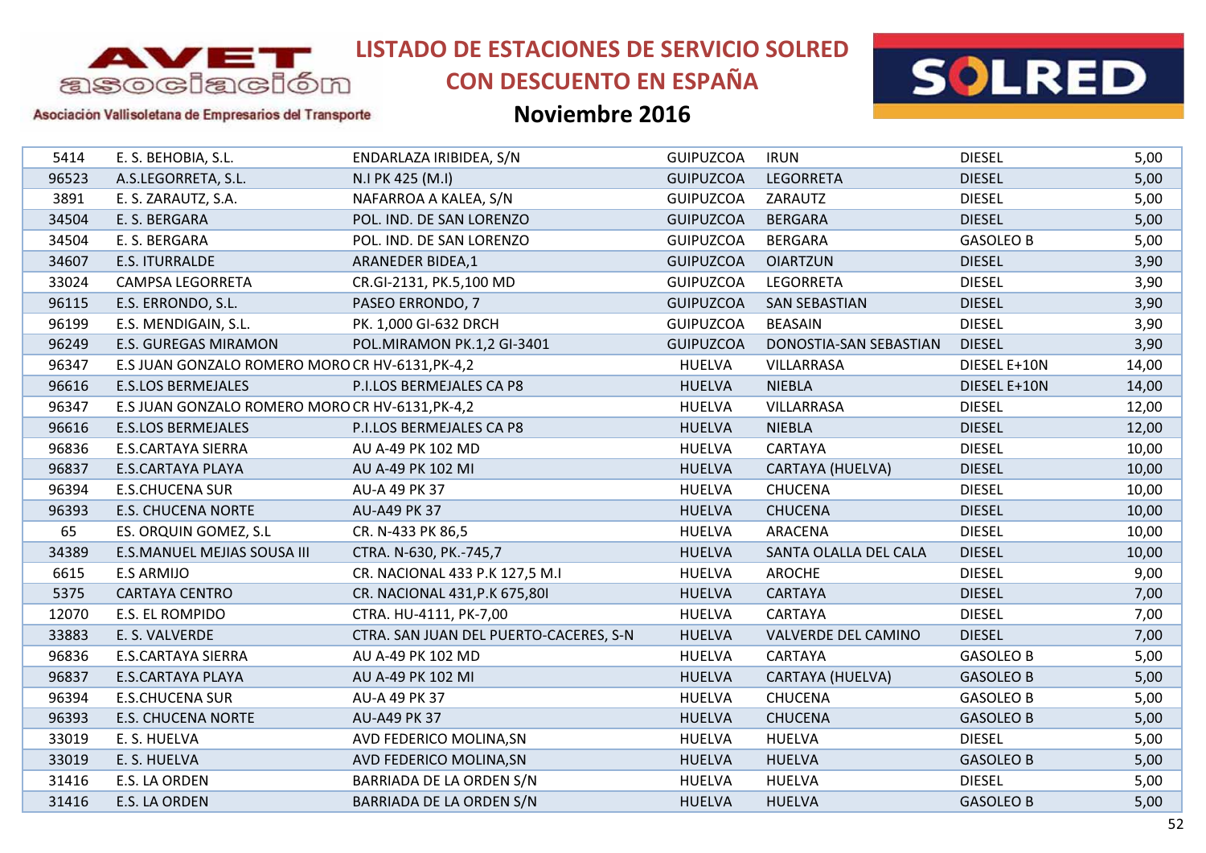# LISTADO DE ESTACIONES DE SERVICIO SOLRED CON DESCUENTO EN ESPAÑA

## Noviembre 2016

| | | | | | | |
|---|---|---|---|---|---|---|
| 5414 | E. S. BEHOBIA, S.L. | ENDARLAZA IRIBIDEA, S/N | GUIPUZCOA | IRUN | DIESEL | 5,00 |
| 96523 | A.S.LEGORRETA, S.L. | N.I PK 425 (M.I) | GUIPUZCOA | LEGORRETA | DIESEL | 5,00 |
| 3891 | E. S. ZARAUTZ, S.A. | NAFARROA A KALEA, S/N | GUIPUZCOA | ZARAUTZ | DIESEL | 5,00 |
| 34504 | E. S. BERGARA | POL. IND. DE SAN LORENZO | GUIPUZCOA | BERGARA | DIESEL | 5,00 |
| 34504 | E. S. BERGARA | POL. IND. DE SAN LORENZO | GUIPUZCOA | BERGARA | GASOLEO B | 5,00 |
| 34607 | E.S. ITURRALDE | ARANEDER BIDEA,1 | GUIPUZCOA | OIARTZUN | DIESEL | 3,90 |
| 33024 | CAMPSA LEGORRETA | CR.GI-2131, PK.5,100 MD | GUIPUZCOA | LEGORRETA | DIESEL | 3,90 |
| 96115 | E.S. ERRONDO, S.L. | PASEO ERRONDO, 7 | GUIPUZCOA | SAN SEBASTIAN | DIESEL | 3,90 |
| 96199 | E.S. MENDIGAIN, S.L. | PK. 1,000 GI-632 DRCH | GUIPUZCOA | BEASAIN | DIESEL | 3,90 |
| 96249 | E.S. GUREGAS MIRAMON | POL.MIRAMON PK.1,2 GI-3401 | GUIPUZCOA | DONOSTIA-SAN SEBASTIAN | DIESEL | 3,90 |
| 96347 | E.S JUAN GONZALO ROMERO MORO | CR HV-6131,PK-4,2 | HUELVA | VILLARRASA | DIESEL E+10N | 14,00 |
| 96616 | E.S.LOS BERMEJALES | P.I.LOS BERMEJALES CA P8 | HUELVA | NIEBLA | DIESEL E+10N | 14,00 |
| 96347 | E.S JUAN GONZALO ROMERO MORO | CR HV-6131,PK-4,2 | HUELVA | VILLARRASA | DIESEL | 12,00 |
| 96616 | E.S.LOS BERMEJALES | P.I.LOS BERMEJALES CA P8 | HUELVA | NIEBLA | DIESEL | 12,00 |
| 96836 | E.S.CARTAYA SIERRA | AU A-49 PK 102 MD | HUELVA | CARTAYA | DIESEL | 10,00 |
| 96837 | E.S.CARTAYA PLAYA | AU A-49 PK 102 MI | HUELVA | CARTAYA (HUELVA) | DIESEL | 10,00 |
| 96394 | E.S.CHUCENA SUR | AU-A 49 PK 37 | HUELVA | CHUCENA | DIESEL | 10,00 |
| 96393 | E.S. CHUCENA NORTE | AU-A49 PK 37 | HUELVA | CHUCENA | DIESEL | 10,00 |
| 65 | ES. ORQUIN GOMEZ, S.L | CR. N-433 PK 86,5 | HUELVA | ARACENA | DIESEL | 10,00 |
| 34389 | E.S.MANUEL MEJIAS SOUSA III | CTRA. N-630, PK.-745,7 | HUELVA | SANTA OLALLA DEL CALA | DIESEL | 10,00 |
| 6615 | E.S ARMIJO | CR. NACIONAL 433 P.K 127,5 M.I | HUELVA | AROCHE | DIESEL | 9,00 |
| 5375 | CARTAYA CENTRO | CR. NACIONAL 431,P.K 675,80I | HUELVA | CARTAYA | DIESEL | 7,00 |
| 12070 | E.S. EL ROMPIDO | CTRA. HU-4111, PK-7,00 | HUELVA | CARTAYA | DIESEL | 7,00 |
| 33883 | E. S. VALVERDE | CTRA. SAN JUAN DEL PUERTO-CACERES, S-N | HUELVA | VALVERDE DEL CAMINO | DIESEL | 7,00 |
| 96836 | E.S.CARTAYA SIERRA | AU A-49 PK 102 MD | HUELVA | CARTAYA | GASOLEO B | 5,00 |
| 96837 | E.S.CARTAYA PLAYA | AU A-49 PK 102 MI | HUELVA | CARTAYA (HUELVA) | GASOLEO B | 5,00 |
| 96394 | E.S.CHUCENA SUR | AU-A 49 PK 37 | HUELVA | CHUCENA | GASOLEO B | 5,00 |
| 96393 | E.S. CHUCENA NORTE | AU-A49 PK 37 | HUELVA | CHUCENA | GASOLEO B | 5,00 |
| 33019 | E. S. HUELVA | AVD FEDERICO MOLINA,SN | HUELVA | HUELVA | DIESEL | 5,00 |
| 33019 | E. S. HUELVA | AVD FEDERICO MOLINA,SN | HUELVA | HUELVA | GASOLEO B | 5,00 |
| 31416 | E.S. LA ORDEN | BARRIADA DE LA ORDEN S/N | HUELVA | HUELVA | DIESEL | 5,00 |
| 31416 | E.S. LA ORDEN | BARRIADA DE LA ORDEN S/N | HUELVA | HUELVA | GASOLEO B | 5,00 |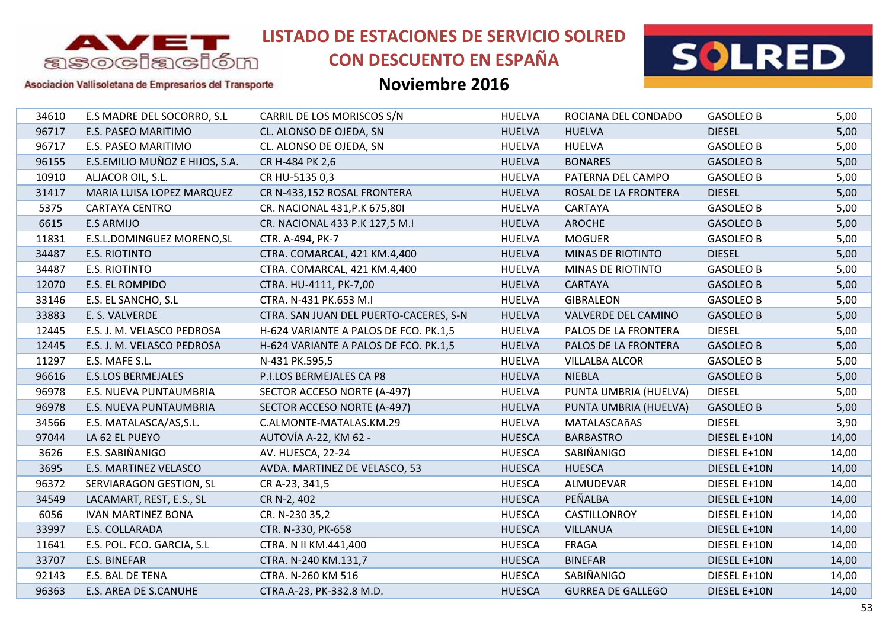# LISTADO DE ESTACIONES DE SERVICIO SOLRED CON DESCUENTO EN ESPAÑA

## Noviembre 2016

Asociación Vallisoletana de Empresarios del Transporte

| | | | | | | |
|---|---|---|---|---|---|---|
| 34610 | E.S MADRE DEL SOCORRO, S.L | CARRIL DE LOS MORISCOS S/N | HUELVA | ROCIANA DEL CONDADO | GASOLEO B | 5,00 |
| 96717 | E.S. PASEO MARITIMO | CL. ALONSO DE OJEDA, SN | HUELVA | HUELVA | DIESEL | 5,00 |
| 96717 | E.S. PASEO MARITIMO | CL. ALONSO DE OJEDA, SN | HUELVA | HUELVA | GASOLEO B | 5,00 |
| 96155 | E.S.EMILIO MUÑOZ E HIJOS, S.A. | CR H-484 PK 2,6 | HUELVA | BONARES | GASOLEO B | 5,00 |
| 10910 | ALJACOR OIL, S.L. | CR HU-5135 0,3 | HUELVA | PATERNA DEL CAMPO | GASOLEO B | 5,00 |
| 31417 | MARIA LUISA LOPEZ MARQUEZ | CR N-433,152 ROSAL FRONTERA | HUELVA | ROSAL DE LA FRONTERA | DIESEL | 5,00 |
| 5375 | CARTAYA CENTRO | CR. NACIONAL 431,P.K 675,80I | HUELVA | CARTAYA | GASOLEO B | 5,00 |
| 6615 | E.S ARMIJO | CR. NACIONAL 433 P.K 127,5 M.I | HUELVA | AROCHE | GASOLEO B | 5,00 |
| 11831 | E.S.L.DOMINGUEZ MORENO,SL | CTR. A-494, PK-7 | HUELVA | MOGUER | GASOLEO B | 5,00 |
| 34487 | E.S. RIOTINTO | CTRA. COMARCAL, 421 KM.4,400 | HUELVA | MINAS DE RIOTINTO | DIESEL | 5,00 |
| 34487 | E.S. RIOTINTO | CTRA. COMARCAL, 421 KM.4,400 | HUELVA | MINAS DE RIOTINTO | GASOLEO B | 5,00 |
| 12070 | E.S. EL ROMPIDO | CTRA. HU-4111, PK-7,00 | HUELVA | CARTAYA | GASOLEO B | 5,00 |
| 33146 | E.S. EL SANCHO, S.L | CTRA. N-431 PK.653 M.I | HUELVA | GIBRALEON | GASOLEO B | 5,00 |
| 33883 | E. S. VALVERDE | CTRA. SAN JUAN DEL PUERTO-CACERES, S-N | HUELVA | VALVERDE DEL CAMINO | GASOLEO B | 5,00 |
| 12445 | E.S. J. M. VELASCO PEDROSA | H-624 VARIANTE A PALOS DE FCO. PK.1,5 | HUELVA | PALOS DE LA FRONTERA | DIESEL | 5,00 |
| 12445 | E.S. J. M. VELASCO PEDROSA | H-624 VARIANTE A PALOS DE FCO. PK.1,5 | HUELVA | PALOS DE LA FRONTERA | GASOLEO B | 5,00 |
| 11297 | E.S. MAFE S.L. | N-431 PK.595,5 | HUELVA | VILLALBA ALCOR | GASOLEO B | 5,00 |
| 96616 | E.S.LOS BERMEJALES | P.I.LOS BERMEJALES CA P8 | HUELVA | NIEBLA | GASOLEO B | 5,00 |
| 96978 | E.S. NUEVA PUNTAUMBRIA | SECTOR ACCESO NORTE (A-497) | HUELVA | PUNTA UMBRIA (HUELVA) | DIESEL | 5,00 |
| 96978 | E.S. NUEVA PUNTAUMBRIA | SECTOR ACCESO NORTE (A-497) | HUELVA | PUNTA UMBRIA (HUELVA) | GASOLEO B | 5,00 |
| 34566 | E.S. MATALASCA/AS,S.L. | C.ALMONTE-MATALAS.KM.29 | HUELVA | MATALASCAñAS | DIESEL | 3,90 |
| 97044 | LA 62 EL PUEYO | AUTOVÍA A-22, KM 62 - | HUESCA | BARBASTRO | DIESEL E+10N | 14,00 |
| 3626 | E.S. SABIÑANIGO | AV. HUESCA, 22-24 | HUESCA | SABIÑANIGO | DIESEL E+10N | 14,00 |
| 3695 | E.S. MARTINEZ VELASCO | AVDA. MARTINEZ DE VELASCO, 53 | HUESCA | HUESCA | DIESEL E+10N | 14,00 |
| 96372 | SERVIARAGON GESTION, SL | CR A-23, 341,5 | HUESCA | ALMUDEVAR | DIESEL E+10N | 14,00 |
| 34549 | LACAMART, REST, E.S., SL | CR N-2, 402 | HUESCA | PEÑALBA | DIESEL E+10N | 14,00 |
| 6056 | IVAN MARTINEZ BONA | CR. N-230 35,2 | HUESCA | CASTILLONROY | DIESEL E+10N | 14,00 |
| 33997 | E.S. COLLARADA | CTR. N-330, PK-658 | HUESCA | VILLANUA | DIESEL E+10N | 14,00 |
| 11641 | E.S. POL. FCO. GARCIA, S.L | CTRA. N II KM.441,400 | HUESCA | FRAGA | DIESEL E+10N | 14,00 |
| 33707 | E.S. BINEFAR | CTRA. N-240 KM.131,7 | HUESCA | BINEFAR | DIESEL E+10N | 14,00 |
| 92143 | E.S. BAL DE TENA | CTRA. N-260 KM 516 | HUESCA | SABIÑANIGO | DIESEL E+10N | 14,00 |
| 96363 | E.S. AREA DE S.CANUHE | CTRA.A-23, PK-332.8 M.D. | HUESCA | GURREA DE GALLEGO | DIESEL E+10N | 14,00 |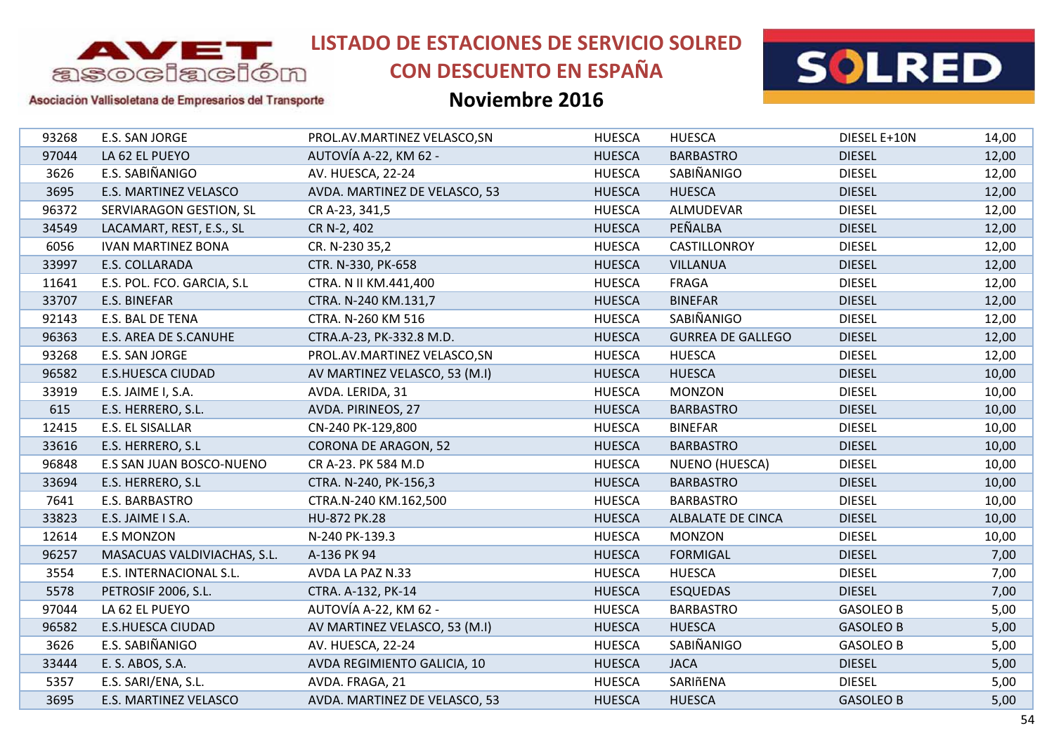# LISTADO DE ESTACIONES DE SERVICIO SOLRED CON DESCUENTO EN ESPAÑA

## Noviembre 2016

| | | | | | | |
|---|---|---|---|---|---|---|
| 93268 | E.S. SAN JORGE | PROL.AV.MARTINEZ VELASCO,SN | HUESCA | HUESCA | DIESEL E+10N | 14,00 |
| 97044 | LA 62 EL PUEYO | AUTOVÍA A-22, KM 62 - | HUESCA | BARBASTRO | DIESEL | 12,00 |
| 3626 | E.S. SABIÑANIGO | AV. HUESCA, 22-24 | HUESCA | SABIÑANIGO | DIESEL | 12,00 |
| 3695 | E.S. MARTINEZ VELASCO | AVDA. MARTINEZ DE VELASCO, 53 | HUESCA | HUESCA | DIESEL | 12,00 |
| 96372 | SERVIARAGON GESTION, SL | CR A-23, 341,5 | HUESCA | ALMUDEVAR | DIESEL | 12,00 |
| 34549 | LACAMART, REST, E.S., SL | CR N-2, 402 | HUESCA | PEÑALBA | DIESEL | 12,00 |
| 6056 | IVAN MARTINEZ BONA | CR. N-230 35,2 | HUESCA | CASTILLONROY | DIESEL | 12,00 |
| 33997 | E.S. COLLARADA | CTR. N-330, PK-658 | HUESCA | VILLANUA | DIESEL | 12,00 |
| 11641 | E.S. POL. FCO. GARCIA, S.L | CTRA. N II KM.441,400 | HUESCA | FRAGA | DIESEL | 12,00 |
| 33707 | E.S. BINEFAR | CTRA. N-240 KM.131,7 | HUESCA | BINEFAR | DIESEL | 12,00 |
| 92143 | E.S. BAL DE TENA | CTRA. N-260 KM 516 | HUESCA | SABIÑANIGO | DIESEL | 12,00 |
| 96363 | E.S. AREA DE S.CANUHE | CTRA.A-23, PK-332.8 M.D. | HUESCA | GURREA DE GALLEGO | DIESEL | 12,00 |
| 93268 | E.S. SAN JORGE | PROL.AV.MARTINEZ VELASCO,SN | HUESCA | HUESCA | DIESEL | 12,00 |
| 96582 | E.S.HUESCA CIUDAD | AV MARTINEZ VELASCO, 53 (M.I) | HUESCA | HUESCA | DIESEL | 10,00 |
| 33919 | E.S. JAIME I, S.A. | AVDA. LERIDA, 31 | HUESCA | MONZON | DIESEL | 10,00 |
| 615 | E.S. HERRERO, S.L. | AVDA. PIRINEOS, 27 | HUESCA | BARBASTRO | DIESEL | 10,00 |
| 12415 | E.S. EL SISALLAR | CN-240 PK-129,800 | HUESCA | BINEFAR | DIESEL | 10,00 |
| 33616 | E.S. HERRERO, S.L | CORONA DE ARAGON, 52 | HUESCA | BARBASTRO | DIESEL | 10,00 |
| 96848 | E.S SAN JUAN BOSCO-NUENO | CR A-23. PK 584 M.D | HUESCA | NUENO (HUESCA) | DIESEL | 10,00 |
| 33694 | E.S. HERRERO, S.L | CTRA. N-240, PK-156,3 | HUESCA | BARBASTRO | DIESEL | 10,00 |
| 7641 | E.S. BARBASTRO | CTRA.N-240 KM.162,500 | HUESCA | BARBASTRO | DIESEL | 10,00 |
| 33823 | E.S. JAIME I S.A. | HU-872 PK.28 | HUESCA | ALBALATE DE CINCA | DIESEL | 10,00 |
| 12614 | E.S MONZON | N-240 PK-139.3 | HUESCA | MONZON | DIESEL | 10,00 |
| 96257 | MASACUAS VALDIVIACHAS, S.L. | A-136 PK 94 | HUESCA | FORMIGAL | DIESEL | 7,00 |
| 3554 | E.S. INTERNACIONAL S.L. | AVDA LA PAZ N.33 | HUESCA | HUESCA | DIESEL | 7,00 |
| 5578 | PETROSIF 2006, S.L. | CTRA. A-132, PK-14 | HUESCA | ESQUEDAS | DIESEL | 7,00 |
| 97044 | LA 62 EL PUEYO | AUTOVÍA A-22, KM 62 - | HUESCA | BARBASTRO | GASOLEO B | 5,00 |
| 96582 | E.S.HUESCA CIUDAD | AV MARTINEZ VELASCO, 53 (M.I) | HUESCA | HUESCA | GASOLEO B | 5,00 |
| 3626 | E.S. SABIÑANIGO | AV. HUESCA, 22-24 | HUESCA | SABIÑANIGO | GASOLEO B | 5,00 |
| 33444 | E. S. ABOS, S.A. | AVDA REGIMIENTO GALICIA, 10 | HUESCA | JACA | DIESEL | 5,00 |
| 5357 | E.S. SARI/ENA, S.L. | AVDA. FRAGA, 21 | HUESCA | SARIñENA | DIESEL | 5,00 |
| 3695 | E.S. MARTINEZ VELASCO | AVDA. MARTINEZ DE VELASCO, 53 | HUESCA | HUESCA | GASOLEO B | 5,00 |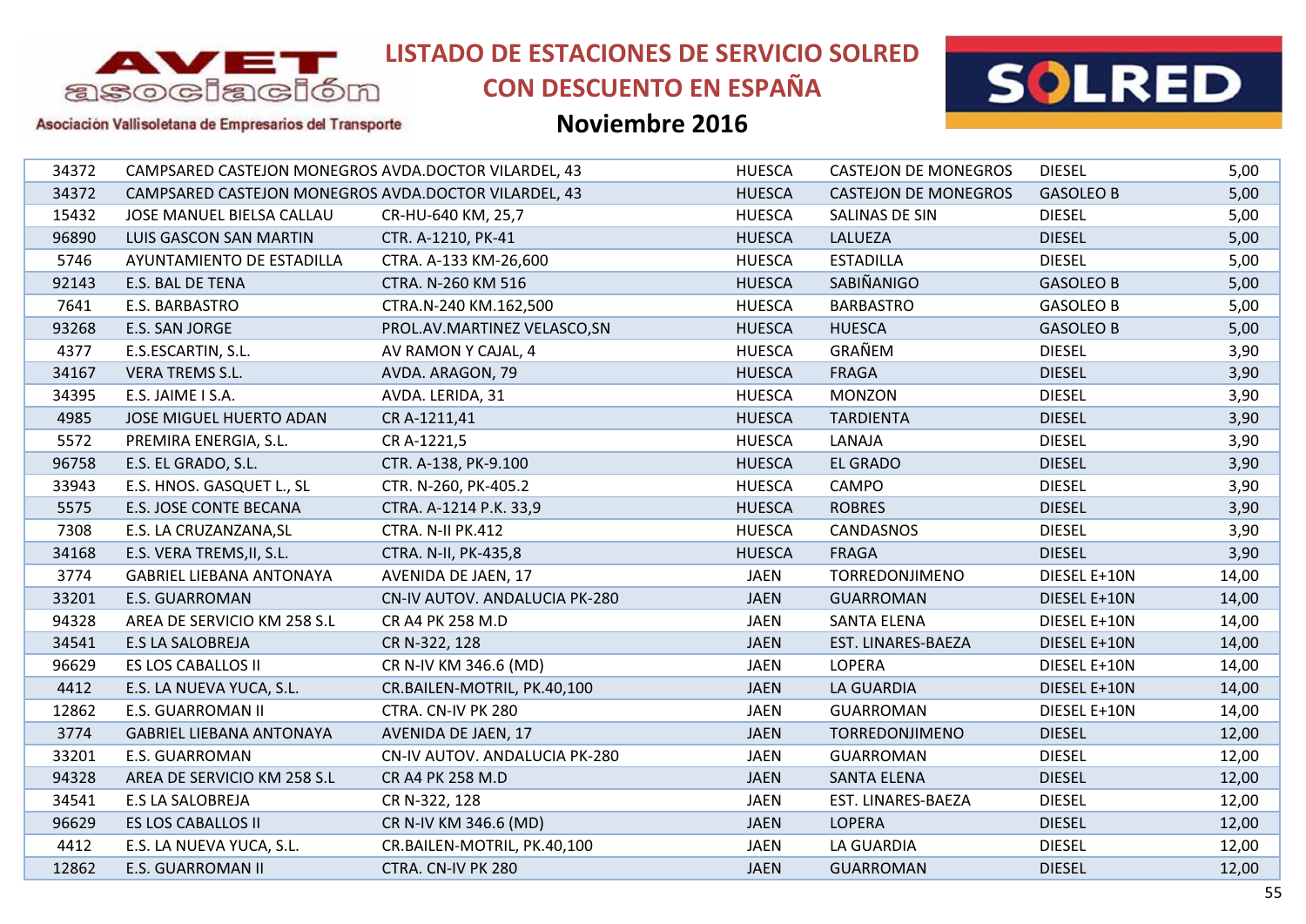# LISTADO DE ESTACIONES DE SERVICIO SOLRED CON DESCUENTO EN ESPAÑA

## Noviembre 2016

| | | | | | | |
|---|---|---|---|---|---|---|
| 34372 | CAMPSARED CASTEJON MONEGROS | AVDA.DOCTOR VILARDEL, 43 | HUESCA | CASTEJON DE MONEGROS | DIESEL | 5,00 |
| 34372 | CAMPSARED CASTEJON MONEGROS | AVDA.DOCTOR VILARDEL, 43 | HUESCA | CASTEJON DE MONEGROS | GASOLEO B | 5,00 |
| 15432 | JOSE MANUEL BIELSA CALLAU | CR-HU-640 KM, 25,7 | HUESCA | SALINAS DE SIN | DIESEL | 5,00 |
| 96890 | LUIS GASCON SAN MARTIN | CTR. A-1210, PK-41 | HUESCA | LALUEZA | DIESEL | 5,00 |
| 5746 | AYUNTAMIENTO DE ESTADILLA | CTRA. A-133 KM-26,600 | HUESCA | ESTADILLA | DIESEL | 5,00 |
| 92143 | E.S. BAL DE TENA | CTRA. N-260 KM 516 | HUESCA | SABIÑANIGO | GASOLEO B | 5,00 |
| 7641 | E.S. BARBASTRO | CTRA.N-240 KM.162,500 | HUESCA | BARBASTRO | GASOLEO B | 5,00 |
| 93268 | E.S. SAN JORGE | PROL.AV.MARTINEZ VELASCO,SN | HUESCA | HUESCA | GASOLEO B | 5,00 |
| 4377 | E.S.ESCARTIN, S.L. | AV RAMON Y CAJAL, 4 | HUESCA | GRAÑEM | DIESEL | 3,90 |
| 34167 | VERA TREMS S.L. | AVDA. ARAGON, 79 | HUESCA | FRAGA | DIESEL | 3,90 |
| 34395 | E.S. JAIME I S.A. | AVDA. LERIDA, 31 | HUESCA | MONZON | DIESEL | 3,90 |
| 4985 | JOSE MIGUEL HUERTO ADAN | CR A-1211,41 | HUESCA | TARDIENTA | DIESEL | 3,90 |
| 5572 | PREMIRA ENERGIA, S.L. | CR A-1221,5 | HUESCA | LANAJA | DIESEL | 3,90 |
| 96758 | E.S. EL GRADO, S.L. | CTR. A-138, PK-9.100 | HUESCA | EL GRADO | DIESEL | 3,90 |
| 33943 | E.S. HNOS. GASQUET L., SL | CTR. N-260, PK-405.2 | HUESCA | CAMPO | DIESEL | 3,90 |
| 5575 | E.S. JOSE CONTE BECANA | CTRA. A-1214 P.K. 33,9 | HUESCA | ROBRES | DIESEL | 3,90 |
| 7308 | E.S. LA CRUZANZANA,SL | CTRA. N-II PK.412 | HUESCA | CANDASNOS | DIESEL | 3,90 |
| 34168 | E.S. VERA TREMS,II, S.L. | CTRA. N-II, PK-435,8 | HUESCA | FRAGA | DIESEL | 3,90 |
| 3774 | GABRIEL LIEBANA ANTONAYA | AVENIDA DE JAEN, 17 | JAEN | TORREDONJIMENO | DIESEL E+10N | 14,00 |
| 33201 | E.S. GUARROMAN | CN-IV AUTOV. ANDALUCIA PK-280 | JAEN | GUARROMAN | DIESEL E+10N | 14,00 |
| 94328 | AREA DE SERVICIO KM 258 S.L | CR A4 PK 258 M.D | JAEN | SANTA ELENA | DIESEL E+10N | 14,00 |
| 34541 | E.S LA SALOBREJA | CR N-322, 128 | JAEN | EST. LINARES-BAEZA | DIESEL E+10N | 14,00 |
| 96629 | ES LOS CABALLOS II | CR N-IV KM 346.6 (MD) | JAEN | LOPERA | DIESEL E+10N | 14,00 |
| 4412 | E.S. LA NUEVA YUCA, S.L. | CR.BAILEN-MOTRIL, PK.40,100 | JAEN | LA GUARDIA | DIESEL E+10N | 14,00 |
| 12862 | E.S. GUARROMAN II | CTRA. CN-IV PK 280 | JAEN | GUARROMAN | DIESEL E+10N | 14,00 |
| 3774 | GABRIEL LIEBANA ANTONAYA | AVENIDA DE JAEN, 17 | JAEN | TORREDONJIMENO | DIESEL | 12,00 |
| 33201 | E.S. GUARROMAN | CN-IV AUTOV. ANDALUCIA PK-280 | JAEN | GUARROMAN | DIESEL | 12,00 |
| 94328 | AREA DE SERVICIO KM 258 S.L | CR A4 PK 258 M.D | JAEN | SANTA ELENA | DIESEL | 12,00 |
| 34541 | E.S LA SALOBREJA | CR N-322, 128 | JAEN | EST. LINARES-BAEZA | DIESEL | 12,00 |
| 96629 | ES LOS CABALLOS II | CR N-IV KM 346.6 (MD) | JAEN | LOPERA | DIESEL | 12,00 |
| 4412 | E.S. LA NUEVA YUCA, S.L. | CR.BAILEN-MOTRIL, PK.40,100 | JAEN | LA GUARDIA | DIESEL | 12,00 |
| 12862 | E.S. GUARROMAN II | CTRA. CN-IV PK 280 | JAEN | GUARROMAN | DIESEL | 12,00 |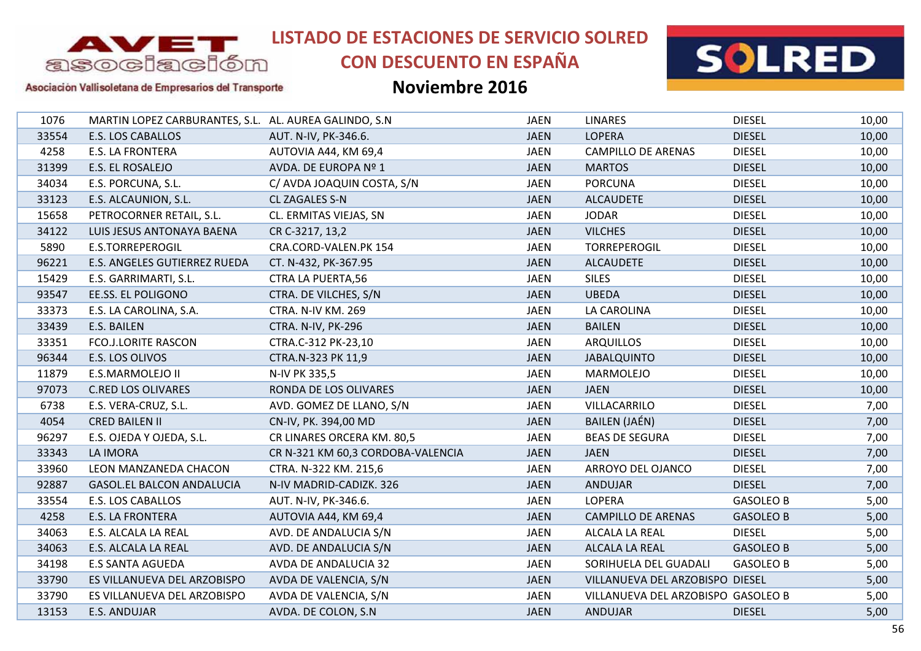# LISTADO DE ESTACIONES DE SERVICIO SOLRED CON DESCUENTO EN ESPAÑA

## Noviembre 2016

| | | | | | | |
|---|---|---|---|---|---|---|
| 1076 | MARTIN LOPEZ CARBURANTES, S.L. | AL. AUREA GALINDO, S.N | JAEN | LINARES | DIESEL | 10,00 |
| 33554 | E.S. LOS CABALLOS | AUT. N-IV, PK-346.6. | JAEN | LOPERA | DIESEL | 10,00 |
| 4258 | E.S. LA FRONTERA | AUTOVIA A44, KM 69,4 | JAEN | CAMPILLO DE ARENAS | DIESEL | 10,00 |
| 31399 | E.S. EL ROSALEJO | AVDA. DE EUROPA Nº 1 | JAEN | MARTOS | DIESEL | 10,00 |
| 34034 | E.S. PORCUNA, S.L. | C/ AVDA JOAQUIN COSTA, S/N | JAEN | PORCUNA | DIESEL | 10,00 |
| 33123 | E.S. ALCAUNION, S.L. | CL ZAGALES S-N | JAEN | ALCAUDETE | DIESEL | 10,00 |
| 15658 | PETROCORNER RETAIL, S.L. | CL. ERMITAS VIEJAS, SN | JAEN | JODAR | DIESEL | 10,00 |
| 34122 | LUIS JESUS ANTONAYA BAENA | CR C-3217, 13,2 | JAEN | VILCHES | DIESEL | 10,00 |
| 5890 | E.S.TORREPEROGIL | CRA.CORD-VALEN.PK 154 | JAEN | TORREPEROGIL | DIESEL | 10,00 |
| 96221 | E.S. ANGELES GUTIERREZ RUEDA | CT. N-432, PK-367.95 | JAEN | ALCAUDETE | DIESEL | 10,00 |
| 15429 | E.S. GARRIMARTI, S.L. | CTRA LA PUERTA,56 | JAEN | SILES | DIESEL | 10,00 |
| 93547 | EE.SS. EL POLIGONO | CTRA. DE VILCHES, S/N | JAEN | UBEDA | DIESEL | 10,00 |
| 33373 | E.S. LA CAROLINA, S.A. | CTRA. N-IV KM. 269 | JAEN | LA CAROLINA | DIESEL | 10,00 |
| 33439 | E.S. BAILEN | CTRA. N-IV, PK-296 | JAEN | BAILEN | DIESEL | 10,00 |
| 33351 | FCO.J.LORITE RASCON | CTRA.C-312 PK-23,10 | JAEN | ARQUILLOS | DIESEL | 10,00 |
| 96344 | E.S. LOS OLIVOS | CTRA.N-323 PK 11,9 | JAEN | JABALQUINTO | DIESEL | 10,00 |
| 11879 | E.S.MARMOLEJO II | N-IV PK 335,5 | JAEN | MARMOLEJO | DIESEL | 10,00 |
| 97073 | C.RED LOS OLIVARES | RONDA DE LOS OLIVARES | JAEN | JAEN | DIESEL | 10,00 |
| 6738 | E.S. VERA-CRUZ, S.L. | AVD. GOMEZ DE LLANO, S/N | JAEN | VILLACARRILO | DIESEL | 7,00 |
| 4054 | CRED BAILEN II | CN-IV, PK. 394,00 MD | JAEN | BAILEN (JAÉN) | DIESEL | 7,00 |
| 96297 | E.S. OJEDA Y OJEDA, S.L. | CR LINARES ORCERA KM. 80,5 | JAEN | BEAS DE SEGURA | DIESEL | 7,00 |
| 33343 | LA IMORA | CR N-321 KM 60,3 CORDOBA-VALENCIA | JAEN | JAEN | DIESEL | 7,00 |
| 33960 | LEON MANZANEDA CHACON | CTRA. N-322 KM. 215,6 | JAEN | ARROYO DEL OJANCO | DIESEL | 7,00 |
| 92887 | GASOL.EL BALCON ANDALUCIA | N-IV MADRID-CADIZK. 326 | JAEN | ANDUJAR | DIESEL | 7,00 |
| 33554 | E.S. LOS CABALLOS | AUT. N-IV, PK-346.6. | JAEN | LOPERA | GASOLEO B | 5,00 |
| 4258 | E.S. LA FRONTERA | AUTOVIA A44, KM 69,4 | JAEN | CAMPILLO DE ARENAS | GASOLEO B | 5,00 |
| 34063 | E.S. ALCALA LA REAL | AVD. DE ANDALUCIA S/N | JAEN | ALCALA LA REAL | DIESEL | 5,00 |
| 34063 | E.S. ALCALA LA REAL | AVD. DE ANDALUCIA S/N | JAEN | ALCALA LA REAL | GASOLEO B | 5,00 |
| 34198 | E.S SANTA AGUEDA | AVDA DE ANDALUCIA 32 | JAEN | SORIHUELA DEL GUADALI | GASOLEO B | 5,00 |
| 33790 | ES VILLANUEVA DEL ARZOBISPO | AVDA DE VALENCIA, S/N | JAEN | VILLANUEVA DEL ARZOBISPO | DIESEL | 5,00 |
| 33790 | ES VILLANUEVA DEL ARZOBISPO | AVDA DE VALENCIA, S/N | JAEN | VILLANUEVA DEL ARZOBISPO | GASOLEO B | 5,00 |
| 13153 | E.S. ANDUJAR | AVDA. DE COLON, S.N | JAEN | ANDUJAR | DIESEL | 5,00 |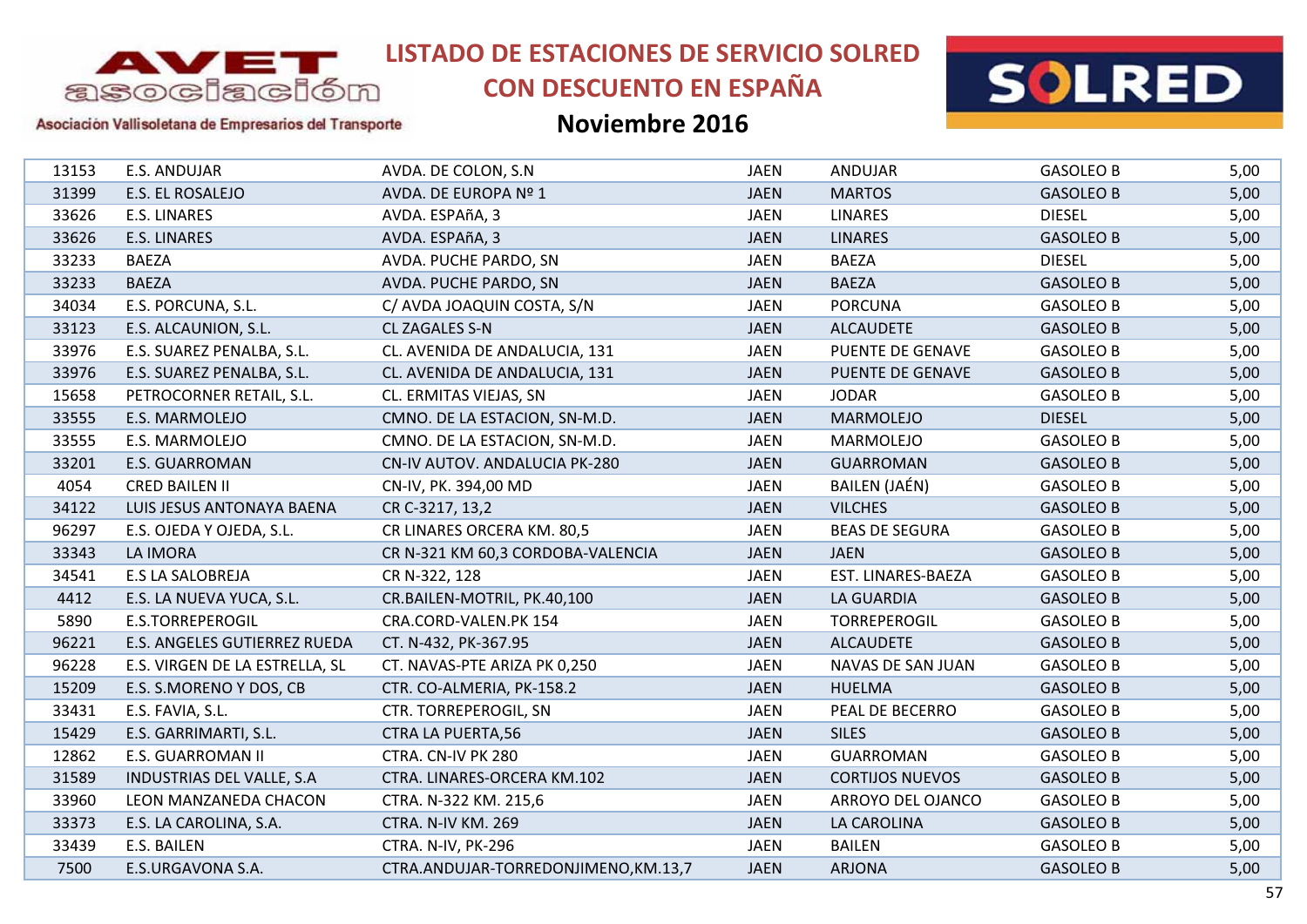# LISTADO DE ESTACIONES DE SERVICIO SOLRED CON DESCUENTO EN ESPAÑA

## Noviembre 2016

Asociación Vallisoletana de Empresarios del Transporte

| | | | | | | |
|---|---|---|---|---|---|---|
| 13153 | E.S. ANDUJAR | AVDA. DE COLON, S.N | JAEN | ANDUJAR | GASOLEO B | 5,00 |
| 31399 | E.S. EL ROSALEJO | AVDA. DE EUROPA Nº 1 | JAEN | MARTOS | GASOLEO B | 5,00 |
| 33626 | E.S. LINARES | AVDA. ESPAñA, 3 | JAEN | LINARES | DIESEL | 5,00 |
| 33626 | E.S. LINARES | AVDA. ESPAñA, 3 | JAEN | LINARES | GASOLEO B | 5,00 |
| 33233 | BAEZA | AVDA. PUCHE PARDO, SN | JAEN | BAEZA | DIESEL | 5,00 |
| 33233 | BAEZA | AVDA. PUCHE PARDO, SN | JAEN | BAEZA | GASOLEO B | 5,00 |
| 34034 | E.S. PORCUNA, S.L. | C/ AVDA JOAQUIN COSTA, S/N | JAEN | PORCUNA | GASOLEO B | 5,00 |
| 33123 | E.S. ALCAUNION, S.L. | CL ZAGALES S-N | JAEN | ALCAUDETE | GASOLEO B | 5,00 |
| 33976 | E.S. SUAREZ PENALBA, S.L. | CL. AVENIDA DE ANDALUCIA, 131 | JAEN | PUENTE DE GENAVE | GASOLEO B | 5,00 |
| 33976 | E.S. SUAREZ PENALBA, S.L. | CL. AVENIDA DE ANDALUCIA, 131 | JAEN | PUENTE DE GENAVE | GASOLEO B | 5,00 |
| 15658 | PETROCORNER RETAIL, S.L. | CL. ERMITAS VIEJAS, SN | JAEN | JODAR | GASOLEO B | 5,00 |
| 33555 | E.S. MARMOLEJO | CMNO. DE LA ESTACION, SN-M.D. | JAEN | MARMOLEJO | DIESEL | 5,00 |
| 33555 | E.S. MARMOLEJO | CMNO. DE LA ESTACION, SN-M.D. | JAEN | MARMOLEJO | GASOLEO B | 5,00 |
| 33201 | E.S. GUARROMAN | CN-IV AUTOV. ANDALUCIA PK-280 | JAEN | GUARROMAN | GASOLEO B | 5,00 |
| 4054 | CRED BAILEN II | CN-IV, PK. 394,00 MD | JAEN | BAILEN (JAÉN) | GASOLEO B | 5,00 |
| 34122 | LUIS JESUS ANTONAYA BAENA | CR C-3217, 13,2 | JAEN | VILCHES | GASOLEO B | 5,00 |
| 96297 | E.S. OJEDA Y OJEDA, S.L. | CR LINARES ORCERA KM. 80,5 | JAEN | BEAS DE SEGURA | GASOLEO B | 5,00 |
| 33343 | LA IMORA | CR N-321 KM 60,3 CORDOBA-VALENCIA | JAEN | JAEN | GASOLEO B | 5,00 |
| 34541 | E.S LA SALOBREJA | CR N-322, 128 | JAEN | EST. LINARES-BAEZA | GASOLEO B | 5,00 |
| 4412 | E.S. LA NUEVA YUCA, S.L. | CR.BAILEN-MOTRIL, PK.40,100 | JAEN | LA GUARDIA | GASOLEO B | 5,00 |
| 5890 | E.S.TORREPEROGIL | CRA.CORD-VALEN.PK 154 | JAEN | TORREPEROGIL | GASOLEO B | 5,00 |
| 96221 | E.S. ANGELES GUTIERREZ RUEDA | CT. N-432, PK-367.95 | JAEN | ALCAUDETE | GASOLEO B | 5,00 |
| 96228 | E.S. VIRGEN DE LA ESTRELLA, SL | CT. NAVAS-PTE ARIZA PK 0,250 | JAEN | NAVAS DE SAN JUAN | GASOLEO B | 5,00 |
| 15209 | E.S. S.MORENO Y DOS, CB | CTR. CO-ALMERIA, PK-158.2 | JAEN | HUELMA | GASOLEO B | 5,00 |
| 33431 | E.S. FAVIA, S.L. | CTR. TORREPEROGIL, SN | JAEN | PEAL DE BECERRO | GASOLEO B | 5,00 |
| 15429 | E.S. GARRIMARTI, S.L. | CTRA LA PUERTA,56 | JAEN | SILES | GASOLEO B | 5,00 |
| 12862 | E.S. GUARROMAN II | CTRA. CN-IV PK 280 | JAEN | GUARROMAN | GASOLEO B | 5,00 |
| 31589 | INDUSTRIAS DEL VALLE, S.A | CTRA. LINARES-ORCERA KM.102 | JAEN | CORTIJOS NUEVOS | GASOLEO B | 5,00 |
| 33960 | LEON MANZANEDA CHACON | CTRA. N-322 KM. 215,6 | JAEN | ARROYO DEL OJANCO | GASOLEO B | 5,00 |
| 33373 | E.S. LA CAROLINA, S.A. | CTRA. N-IV KM. 269 | JAEN | LA CAROLINA | GASOLEO B | 5,00 |
| 33439 | E.S. BAILEN | CTRA. N-IV, PK-296 | JAEN | BAILEN | GASOLEO B | 5,00 |
| 7500 | E.S.URGAVONA S.A. | CTRA.ANDUJAR-TORREDONJIMENO,KM.13,7 | JAEN | ARJONA | GASOLEO B | 5,00 |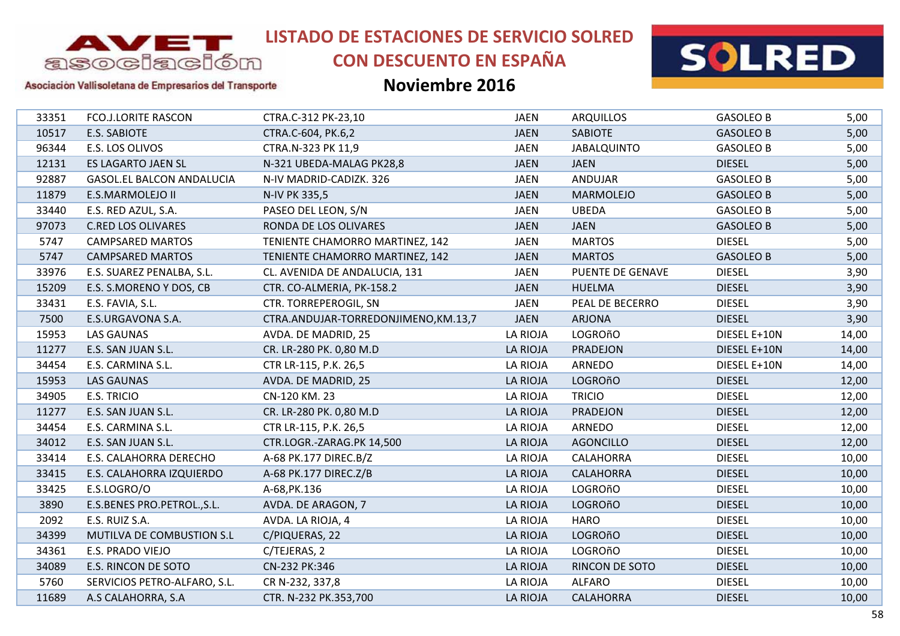# LISTADO DE ESTACIONES DE SERVICIO SOLRED CON DESCUENTO EN ESPAÑA

## Noviembre 2016

| | | | | | | |
|---|---|---|---|---|---|---|
| 33351 | FCO.J.LORITE RASCON | CTRA.C-312 PK-23,10 | JAEN | ARQUILLOS | GASOLEO B | 5,00 |
| 10517 | E.S. SABIOTE | CTRA.C-604, PK.6,2 | JAEN | SABIOTE | GASOLEO B | 5,00 |
| 96344 | E.S. LOS OLIVOS | CTRA.N-323 PK 11,9 | JAEN | JABALQUINTO | GASOLEO B | 5,00 |
| 12131 | ES LAGARTO JAEN SL | N-321 UBEDA-MALAG PK28,8 | JAEN | JAEN | DIESEL | 5,00 |
| 92887 | GASOL.EL BALCON ANDALUCIA | N-IV MADRID-CADIZK. 326 | JAEN | ANDUJAR | GASOLEO B | 5,00 |
| 11879 | E.S.MARMOLEJO II | N-IV PK 335,5 | JAEN | MARMOLEJO | GASOLEO B | 5,00 |
| 33440 | E.S. RED AZUL, S.A. | PASEO DEL LEON, S/N | JAEN | UBEDA | GASOLEO B | 5,00 |
| 97073 | C.RED LOS OLIVARES | RONDA DE LOS OLIVARES | JAEN | JAEN | GASOLEO B | 5,00 |
| 5747 | CAMPSARED MARTOS | TENIENTE CHAMORRO MARTINEZ, 142 | JAEN | MARTOS | DIESEL | 5,00 |
| 5747 | CAMPSARED MARTOS | TENIENTE CHAMORRO MARTINEZ, 142 | JAEN | MARTOS | GASOLEO B | 5,00 |
| 33976 | E.S. SUAREZ PENALBA, S.L. | CL. AVENIDA DE ANDALUCIA, 131 | JAEN | PUENTE DE GENAVE | DIESEL | 3,90 |
| 15209 | E.S. S.MORENO Y DOS, CB | CTR. CO-ALMERIA, PK-158.2 | JAEN | HUELMA | DIESEL | 3,90 |
| 33431 | E.S. FAVIA, S.L. | CTR. TORREPEROGIL, SN | JAEN | PEAL DE BECERRO | DIESEL | 3,90 |
| 7500 | E.S.URGAVONA S.A. | CTRA.ANDUJAR-TORREDONJIMENO,KM.13,7 | JAEN | ARJONA | DIESEL | 3,90 |
| 15953 | LAS GAUNAS | AVDA. DE MADRID, 25 | LA RIOJA | LOGROñO | DIESEL E+10N | 14,00 |
| 11277 | E.S. SAN JUAN S.L. | CR. LR-280 PK. 0,80 M.D | LA RIOJA | PRADEJON | DIESEL E+10N | 14,00 |
| 34454 | E.S. CARMINA S.L. | CTR LR-115, P.K. 26,5 | LA RIOJA | ARNEDO | DIESEL E+10N | 14,00 |
| 15953 | LAS GAUNAS | AVDA. DE MADRID, 25 | LA RIOJA | LOGROñO | DIESEL | 12,00 |
| 34905 | E.S. TRICIO | CN-120 KM. 23 | LA RIOJA | TRICIO | DIESEL | 12,00 |
| 11277 | E.S. SAN JUAN S.L. | CR. LR-280 PK. 0,80 M.D | LA RIOJA | PRADEJON | DIESEL | 12,00 |
| 34454 | E.S. CARMINA S.L. | CTR LR-115, P.K. 26,5 | LA RIOJA | ARNEDO | DIESEL | 12,00 |
| 34012 | E.S. SAN JUAN S.L. | CTR.LOGR.-ZARAG.PK 14,500 | LA RIOJA | AGONCILLO | DIESEL | 12,00 |
| 33414 | E.S. CALAHORRA DERECHO | A-68 PK.177 DIREC.B/Z | LA RIOJA | CALAHORRA | DIESEL | 10,00 |
| 33415 | E.S. CALAHORRA IZQUIERDO | A-68 PK.177 DIREC.Z/B | LA RIOJA | CALAHORRA | DIESEL | 10,00 |
| 33425 | E.S.LOGRO/O | A-68,PK.136 | LA RIOJA | LOGROñO | DIESEL | 10,00 |
| 3890 | E.S.BENES PRO.PETROL.,S.L. | AVDA. DE ARAGON, 7 | LA RIOJA | LOGROñO | DIESEL | 10,00 |
| 2092 | E.S. RUIZ S.A. | AVDA. LA RIOJA, 4 | LA RIOJA | HARO | DIESEL | 10,00 |
| 34399 | MUTILVA DE COMBUSTION S.L | C/PIQUERAS, 22 | LA RIOJA | LOGROñO | DIESEL | 10,00 |
| 34361 | E.S. PRADO VIEJO | C/TEJERAS, 2 | LA RIOJA | LOGROñO | DIESEL | 10,00 |
| 34089 | E.S. RINCON DE SOTO | CN-232 PK:346 | LA RIOJA | RINCON DE SOTO | DIESEL | 10,00 |
| 5760 | SERVICIOS PETRO-ALFARO, S.L. | CR N-232, 337,8 | LA RIOJA | ALFARO | DIESEL | 10,00 |
| 11689 | A.S CALAHORRA, S.A | CTR. N-232 PK.353,700 | LA RIOJA | CALAHORRA | DIESEL | 10,00 |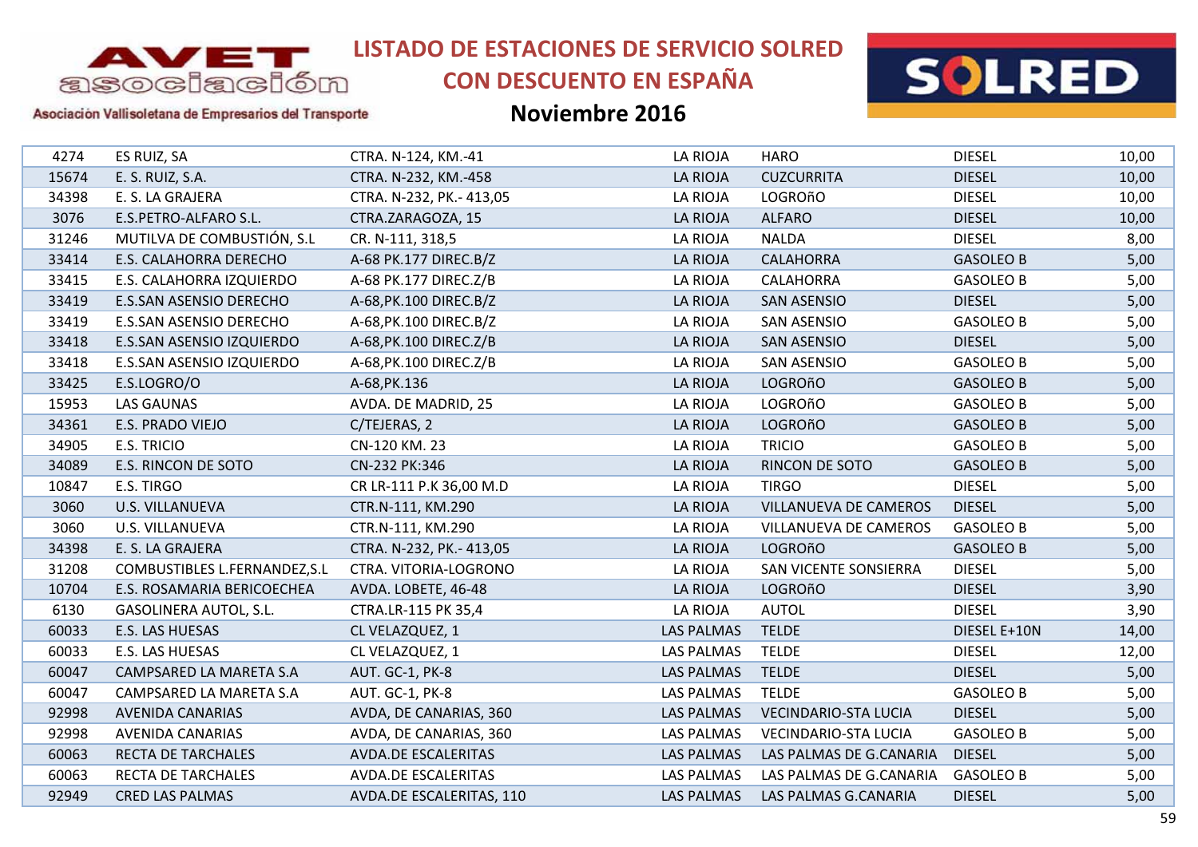# LISTADO DE ESTACIONES DE SERVICIO SOLRED CON DESCUENTO EN ESPAÑA

## Noviembre 2016

Asociación Vallisoletana de Empresarios del Transporte

| | | | | | | |
|---|---|---|---|---|---|---|
| 4274 | ES RUIZ, SA | CTRA. N-124, KM.-41 | LA RIOJA | HARO | DIESEL | 10,00 |
| 15674 | E. S. RUIZ, S.A. | CTRA. N-232, KM.-458 | LA RIOJA | CUZCURRITA | DIESEL | 10,00 |
| 34398 | E. S. LA GRAJERA | CTRA. N-232, PK.- 413,05 | LA RIOJA | LOGROñO | DIESEL | 10,00 |
| 3076 | E.S.PETRO-ALFARO S.L. | CTRA.ZARAGOZA, 15 | LA RIOJA | ALFARO | DIESEL | 10,00 |
| 31246 | MUTILVA DE COMBUSTIÓN, S.L | CR. N-111, 318,5 | LA RIOJA | NALDA | DIESEL | 8,00 |
| 33414 | E.S. CALAHORRA DERECHO | A-68 PK.177 DIREC.B/Z | LA RIOJA | CALAHORRA | GASOLEO B | 5,00 |
| 33415 | E.S. CALAHORRA IZQUIERDO | A-68 PK.177 DIREC.Z/B | LA RIOJA | CALAHORRA | GASOLEO B | 5,00 |
| 33419 | E.S.SAN ASENSIO DERECHO | A-68,PK.100 DIREC.B/Z | LA RIOJA | SAN ASENSIO | DIESEL | 5,00 |
| 33419 | E.S.SAN ASENSIO DERECHO | A-68,PK.100 DIREC.B/Z | LA RIOJA | SAN ASENSIO | GASOLEO B | 5,00 |
| 33418 | E.S.SAN ASENSIO IZQUIERDO | A-68,PK.100 DIREC.Z/B | LA RIOJA | SAN ASENSIO | DIESEL | 5,00 |
| 33418 | E.S.SAN ASENSIO IZQUIERDO | A-68,PK.100 DIREC.Z/B | LA RIOJA | SAN ASENSIO | GASOLEO B | 5,00 |
| 33425 | E.S.LOGRO/O | A-68,PK.136 | LA RIOJA | LOGROñO | GASOLEO B | 5,00 |
| 15953 | LAS GAUNAS | AVDA. DE MADRID, 25 | LA RIOJA | LOGROñO | GASOLEO B | 5,00 |
| 34361 | E.S. PRADO VIEJO | C/TEJERAS, 2 | LA RIOJA | LOGROñO | GASOLEO B | 5,00 |
| 34905 | E.S. TRICIO | CN-120 KM. 23 | LA RIOJA | TRICIO | GASOLEO B | 5,00 |
| 34089 | E.S. RINCON DE SOTO | CN-232 PK:346 | LA RIOJA | RINCON DE SOTO | GASOLEO B | 5,00 |
| 10847 | E.S. TIRGO | CR LR-111 P.K 36,00 M.D | LA RIOJA | TIRGO | DIESEL | 5,00 |
| 3060 | U.S. VILLANUEVA | CTR.N-111, KM.290 | LA RIOJA | VILLANUEVA DE CAMEROS | DIESEL | 5,00 |
| 3060 | U.S. VILLANUEVA | CTR.N-111, KM.290 | LA RIOJA | VILLANUEVA DE CAMEROS | GASOLEO B | 5,00 |
| 34398 | E. S. LA GRAJERA | CTRA. N-232, PK.- 413,05 | LA RIOJA | LOGROñO | GASOLEO B | 5,00 |
| 31208 | COMBUSTIBLES L.FERNANDEZ,S.L | CTRA. VITORIA-LOGRONO | LA RIOJA | SAN VICENTE SONSIERRA | DIESEL | 5,00 |
| 10704 | E.S. ROSAMARIA BERICOECHEA | AVDA. LOBETE, 46-48 | LA RIOJA | LOGROñO | DIESEL | 3,90 |
| 6130 | GASOLINERA AUTOL, S.L. | CTRA.LR-115 PK 35,4 | LA RIOJA | AUTOL | DIESEL | 3,90 |
| 60033 | E.S. LAS HUESAS | CL VELAZQUEZ, 1 | LAS PALMAS | TELDE | DIESEL E+10N | 14,00 |
| 60033 | E.S. LAS HUESAS | CL VELAZQUEZ, 1 | LAS PALMAS | TELDE | DIESEL | 12,00 |
| 60047 | CAMPSARED LA MARETA S.A | AUT. GC-1, PK-8 | LAS PALMAS | TELDE | DIESEL | 5,00 |
| 60047 | CAMPSARED LA MARETA S.A | AUT. GC-1, PK-8 | LAS PALMAS | TELDE | GASOLEO B | 5,00 |
| 92998 | AVENIDA CANARIAS | AVDA, DE CANARIAS, 360 | LAS PALMAS | VECINDARIO-STA LUCIA | DIESEL | 5,00 |
| 92998 | AVENIDA CANARIAS | AVDA, DE CANARIAS, 360 | LAS PALMAS | VECINDARIO-STA LUCIA | GASOLEO B | 5,00 |
| 60063 | RECTA DE TARCHALES | AVDA.DE ESCALERITAS | LAS PALMAS | LAS PALMAS DE G.CANARIA | DIESEL | 5,00 |
| 60063 | RECTA DE TARCHALES | AVDA.DE ESCALERITAS | LAS PALMAS | LAS PALMAS DE G.CANARIA | GASOLEO B | 5,00 |
| 92949 | CRED LAS PALMAS | AVDA.DE ESCALERITAS, 110 | LAS PALMAS | LAS PALMAS G.CANARIA | DIESEL | 5,00 |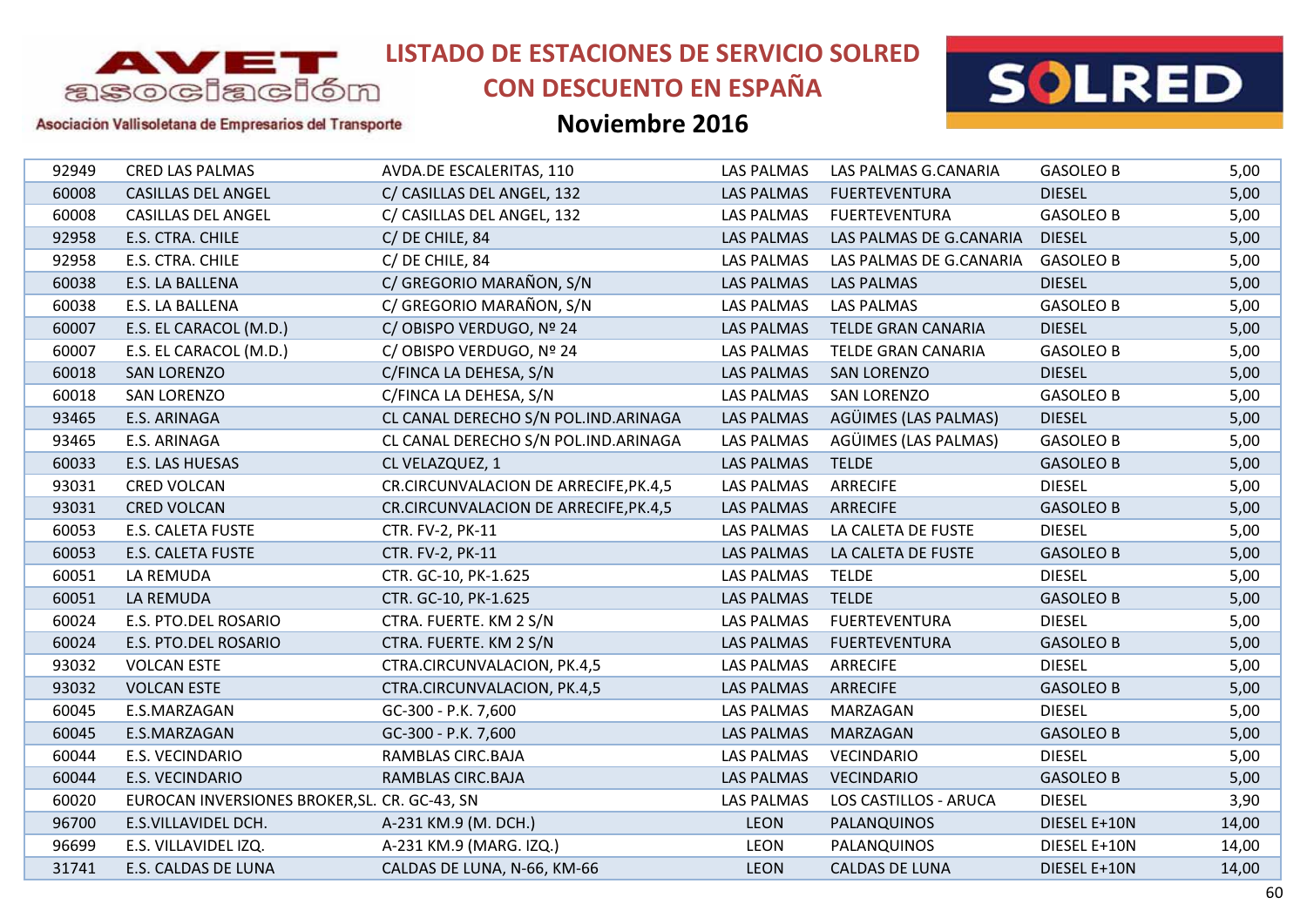# LISTADO DE ESTACIONES DE SERVICIO SOLRED CON DESCUENTO EN ESPAÑA

## Noviembre 2016

Asociación Vallisoletana de Empresarios del Transporte

| | | | | | | |
|---|---|---|---|---|---|---|
| 92949 | CRED LAS PALMAS | AVDA.DE ESCALERITAS, 110 | LAS PALMAS | LAS PALMAS G.CANARIA | GASOLEO B | 5,00 |
| 60008 | CASILLAS DEL ANGEL | C/ CASILLAS DEL ANGEL, 132 | LAS PALMAS | FUERTEVENTURA | DIESEL | 5,00 |
| 60008 | CASILLAS DEL ANGEL | C/ CASILLAS DEL ANGEL, 132 | LAS PALMAS | FUERTEVENTURA | GASOLEO B | 5,00 |
| 92958 | E.S. CTRA. CHILE | C/ DE CHILE, 84 | LAS PALMAS | LAS PALMAS DE G.CANARIA | DIESEL | 5,00 |
| 92958 | E.S. CTRA. CHILE | C/ DE CHILE, 84 | LAS PALMAS | LAS PALMAS DE G.CANARIA | GASOLEO B | 5,00 |
| 60038 | E.S. LA BALLENA | C/ GREGORIO MARAÑON, S/N | LAS PALMAS | LAS PALMAS | DIESEL | 5,00 |
| 60038 | E.S. LA BALLENA | C/ GREGORIO MARAÑON, S/N | LAS PALMAS | LAS PALMAS | GASOLEO B | 5,00 |
| 60007 | E.S. EL CARACOL (M.D.) | C/ OBISPO VERDUGO, Nº 24 | LAS PALMAS | TELDE GRAN CANARIA | DIESEL | 5,00 |
| 60007 | E.S. EL CARACOL (M.D.) | C/ OBISPO VERDUGO, Nº 24 | LAS PALMAS | TELDE GRAN CANARIA | GASOLEO B | 5,00 |
| 60018 | SAN LORENZO | C/FINCA LA DEHESA, S/N | LAS PALMAS | SAN LORENZO | DIESEL | 5,00 |
| 60018 | SAN LORENZO | C/FINCA LA DEHESA, S/N | LAS PALMAS | SAN LORENZO | GASOLEO B | 5,00 |
| 93465 | E.S. ARINAGA | CL CANAL DERECHO S/N POL.IND.ARINAGA | LAS PALMAS | AGÜIMES (LAS PALMAS) | DIESEL | 5,00 |
| 93465 | E.S. ARINAGA | CL CANAL DERECHO S/N POL.IND.ARINAGA | LAS PALMAS | AGÜIMES (LAS PALMAS) | GASOLEO B | 5,00 |
| 60033 | E.S. LAS HUESAS | CL VELAZQUEZ, 1 | LAS PALMAS | TELDE | GASOLEO B | 5,00 |
| 93031 | CRED VOLCAN | CR.CIRCUNVALACION DE ARRECIFE,PK.4,5 | LAS PALMAS | ARRECIFE | DIESEL | 5,00 |
| 93031 | CRED VOLCAN | CR.CIRCUNVALACION DE ARRECIFE,PK.4,5 | LAS PALMAS | ARRECIFE | GASOLEO B | 5,00 |
| 60053 | E.S. CALETA FUSTE | CTR. FV-2, PK-11 | LAS PALMAS | LA CALETA DE FUSTE | DIESEL | 5,00 |
| 60053 | E.S. CALETA FUSTE | CTR. FV-2, PK-11 | LAS PALMAS | LA CALETA DE FUSTE | GASOLEO B | 5,00 |
| 60051 | LA REMUDA | CTR. GC-10, PK-1.625 | LAS PALMAS | TELDE | DIESEL | 5,00 |
| 60051 | LA REMUDA | CTR. GC-10, PK-1.625 | LAS PALMAS | TELDE | GASOLEO B | 5,00 |
| 60024 | E.S. PTO.DEL ROSARIO | CTRA. FUERTE. KM 2 S/N | LAS PALMAS | FUERTEVENTURA | DIESEL | 5,00 |
| 60024 | E.S. PTO.DEL ROSARIO | CTRA. FUERTE. KM 2 S/N | LAS PALMAS | FUERTEVENTURA | GASOLEO B | 5,00 |
| 93032 | VOLCAN ESTE | CTRA.CIRCUNVALACION, PK.4,5 | LAS PALMAS | ARRECIFE | DIESEL | 5,00 |
| 93032 | VOLCAN ESTE | CTRA.CIRCUNVALACION, PK.4,5 | LAS PALMAS | ARRECIFE | GASOLEO B | 5,00 |
| 60045 | E.S.MARZAGAN | GC-300 - P.K. 7,600 | LAS PALMAS | MARZAGAN | DIESEL | 5,00 |
| 60045 | E.S.MARZAGAN | GC-300 - P.K. 7,600 | LAS PALMAS | MARZAGAN | GASOLEO B | 5,00 |
| 60044 | E.S. VECINDARIO | RAMBLAS CIRC.BAJA | LAS PALMAS | VECINDARIO | DIESEL | 5,00 |
| 60044 | E.S. VECINDARIO | RAMBLAS CIRC.BAJA | LAS PALMAS | VECINDARIO | GASOLEO B | 5,00 |
| 60020 | EUROCAN INVERSIONES BROKER,SL. | CR. GC-43, SN | LAS PALMAS | LOS CASTILLOS - ARUCA | DIESEL | 3,90 |
| 96700 | E.S.VILLAVIDEL DCH. | A-231 KM.9 (M. DCH.) | LEON | PALANQUINOS | DIESEL E+10N | 14,00 |
| 96699 | E.S. VILLAVIDEL IZQ. | A-231 KM.9 (MARG. IZQ.) | LEON | PALANQUINOS | DIESEL E+10N | 14,00 |
| 31741 | E.S. CALDAS DE LUNA | CALDAS DE LUNA, N-66, KM-66 | LEON | CALDAS DE LUNA | DIESEL E+10N | 14,00 |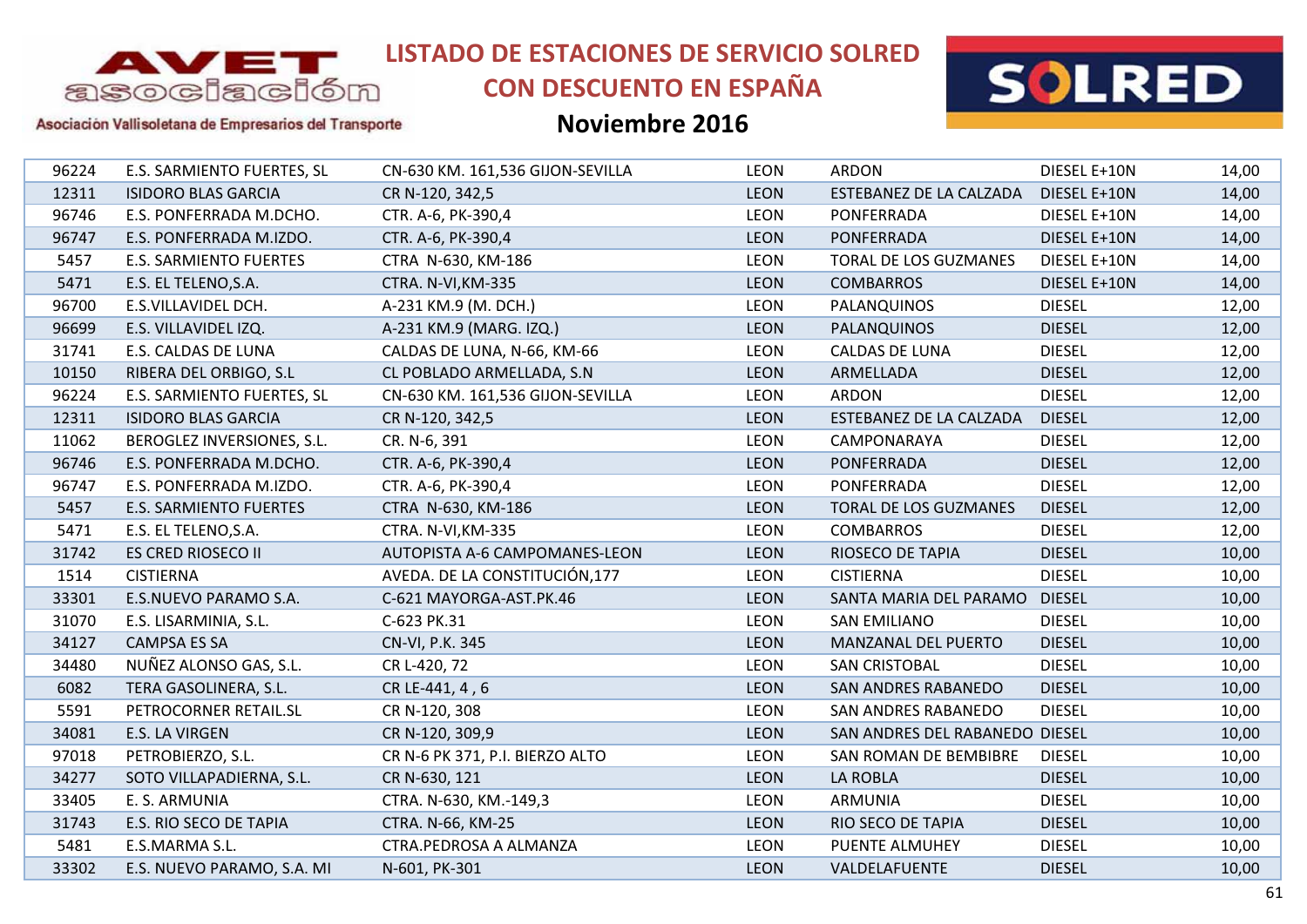# LISTADO DE ESTACIONES DE SERVICIO SOLRED CON DESCUENTO EN ESPAÑA

## Noviembre 2016

Asociación Vallisoletana de Empresarios del Transporte

| | | | | | | |
|---|---|---|---|---|---|---|
| 96224 | E.S. SARMIENTO FUERTES, SL | CN-630 KM. 161,536 GIJON-SEVILLA | LEON | ARDON | DIESEL E+10N | 14,00 |
| 12311 | ISIDORO BLAS GARCIA | CR N-120, 342,5 | LEON | ESTEBANEZ DE LA CALZADA | DIESEL E+10N | 14,00 |
| 96746 | E.S. PONFERRADA M.DCHO. | CTR. A-6, PK-390,4 | LEON | PONFERRADA | DIESEL E+10N | 14,00 |
| 96747 | E.S. PONFERRADA M.IZDO. | CTR. A-6, PK-390,4 | LEON | PONFERRADA | DIESEL E+10N | 14,00 |
| 5457 | E.S. SARMIENTO FUERTES | CTRA N-630, KM-186 | LEON | TORAL DE LOS GUZMANES | DIESEL E+10N | 14,00 |
| 5471 | E.S. EL TELENO,S.A. | CTRA. N-VI,KM-335 | LEON | COMBARROS | DIESEL E+10N | 14,00 |
| 96700 | E.S.VILLAVIDEL DCH. | A-231 KM.9 (M. DCH.) | LEON | PALANQUINOS | DIESEL | 12,00 |
| 96699 | E.S. VILLAVIDEL IZQ. | A-231 KM.9 (MARG. IZQ.) | LEON | PALANQUINOS | DIESEL | 12,00 |
| 31741 | E.S. CALDAS DE LUNA | CALDAS DE LUNA, N-66, KM-66 | LEON | CALDAS DE LUNA | DIESEL | 12,00 |
| 10150 | RIBERA DEL ORBIGO, S.L | CL POBLADO ARMELLADA, S.N | LEON | ARMELLADA | DIESEL | 12,00 |
| 96224 | E.S. SARMIENTO FUERTES, SL | CN-630 KM. 161,536 GIJON-SEVILLA | LEON | ARDON | DIESEL | 12,00 |
| 12311 | ISIDORO BLAS GARCIA | CR N-120, 342,5 | LEON | ESTEBANEZ DE LA CALZADA | DIESEL | 12,00 |
| 11062 | BEROGLEZ INVERSIONES, S.L. | CR. N-6, 391 | LEON | CAMPONARAYA | DIESEL | 12,00 |
| 96746 | E.S. PONFERRADA M.DCHO. | CTR. A-6, PK-390,4 | LEON | PONFERRADA | DIESEL | 12,00 |
| 96747 | E.S. PONFERRADA M.IZDO. | CTR. A-6, PK-390,4 | LEON | PONFERRADA | DIESEL | 12,00 |
| 5457 | E.S. SARMIENTO FUERTES | CTRA N-630, KM-186 | LEON | TORAL DE LOS GUZMANES | DIESEL | 12,00 |
| 5471 | E.S. EL TELENO,S.A. | CTRA. N-VI,KM-335 | LEON | COMBARROS | DIESEL | 12,00 |
| 31742 | ES CRED RIOSECO II | AUTOPISTA A-6 CAMPOMANES-LEON | LEON | RIOSECO DE TAPIA | DIESEL | 10,00 |
| 1514 | CISTIERNA | AVEDA. DE LA CONSTITUCIÓN,177 | LEON | CISTIERNA | DIESEL | 10,00 |
| 33301 | E.S.NUEVO PARAMO S.A. | C-621 MAYORGA-AST.PK.46 | LEON | SANTA MARIA DEL PARAMO | DIESEL | 10,00 |
| 31070 | E.S. LISARMINIA, S.L. | C-623 PK.31 | LEON | SAN EMILIANO | DIESEL | 10,00 |
| 34127 | CAMPSA ES SA | CN-VI, P.K. 345 | LEON | MANZANAL DEL PUERTO | DIESEL | 10,00 |
| 34480 | NUÑEZ ALONSO GAS, S.L. | CR L-420, 72 | LEON | SAN CRISTOBAL | DIESEL | 10,00 |
| 6082 | TERA GASOLINERA, S.L. | CR LE-441, 4 , 6 | LEON | SAN ANDRES RABANEDO | DIESEL | 10,00 |
| 5591 | PETROCORNER RETAIL.SL | CR N-120, 308 | LEON | SAN ANDRES RABANEDO | DIESEL | 10,00 |
| 34081 | E.S. LA VIRGEN | CR N-120, 309,9 | LEON | SAN ANDRES DEL RABANEDO | DIESEL | 10,00 |
| 97018 | PETROBIERZO, S.L. | CR N-6 PK 371, P.I. BIERZO ALTO | LEON | SAN ROMAN DE BEMBIBRE | DIESEL | 10,00 |
| 34277 | SOTO VILLAPADIERNA, S.L. | CR N-630, 121 | LEON | LA ROBLA | DIESEL | 10,00 |
| 33405 | E. S. ARMUNIA | CTRA. N-630, KM.-149,3 | LEON | ARMUNIA | DIESEL | 10,00 |
| 31743 | E.S. RIO SECO DE TAPIA | CTRA. N-66, KM-25 | LEON | RIO SECO DE TAPIA | DIESEL | 10,00 |
| 5481 | E.S.MARMA S.L. | CTRA.PEDROSA A ALMANZA | LEON | PUENTE ALMUHEY | DIESEL | 10,00 |
| 33302 | E.S. NUEVO PARAMO, S.A. MI | N-601, PK-301 | LEON | VALDELAFUENTE | DIESEL | 10,00 |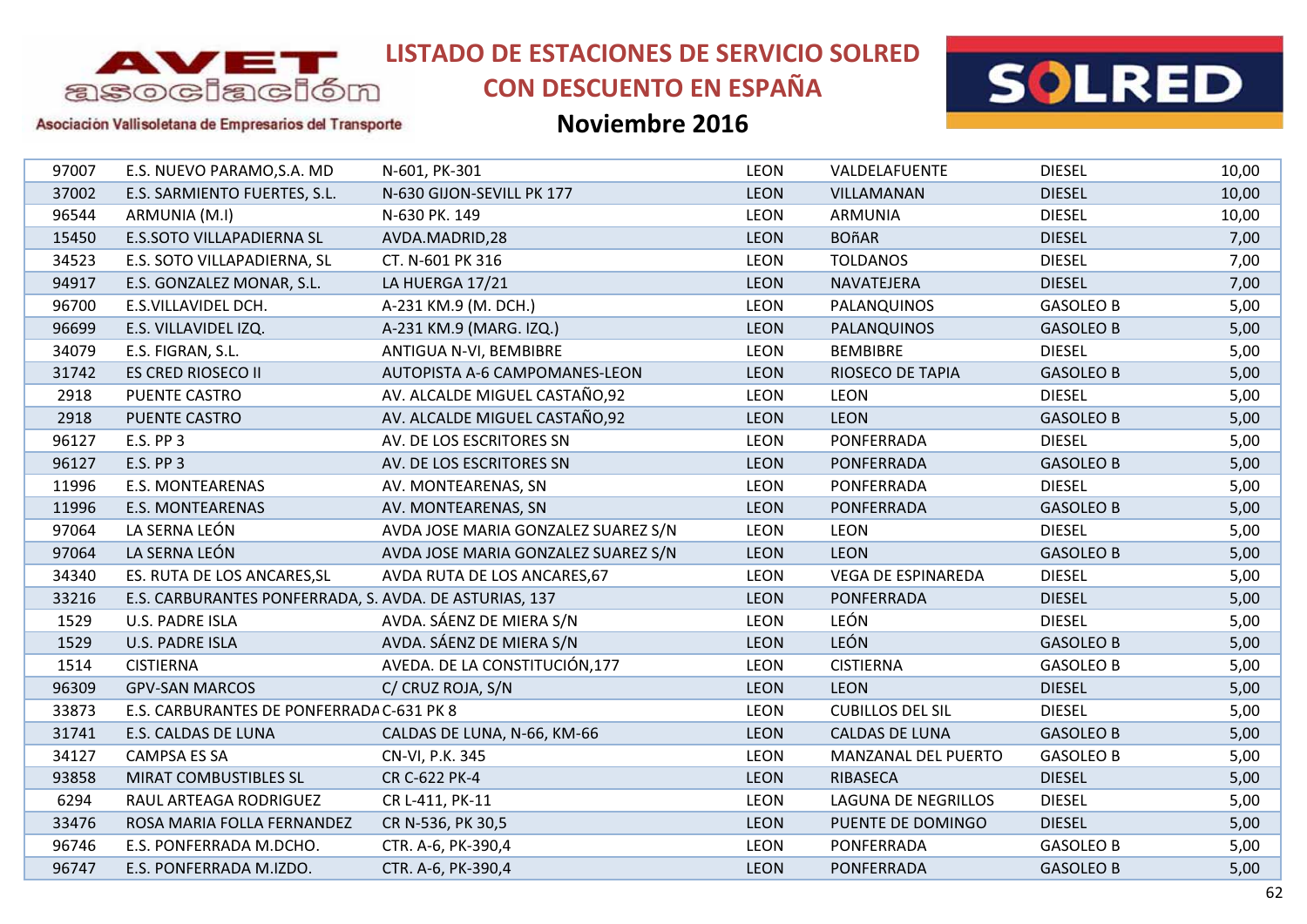# LISTADO DE ESTACIONES DE SERVICIO SOLRED CON DESCUENTO EN ESPAÑA

## Noviembre 2016

AVET asociación — Asociación Vallisoletana de Empresarios del Transporte

| | | | | | | |
|---|---|---|---|---|---|---|
| 97007 | E.S. NUEVO PARAMO,S.A. MD | N-601, PK-301 | LEON | VALDELAFUENTE | DIESEL | 10,00 |
| 37002 | E.S. SARMIENTO FUERTES, S.L. | N-630 GIJON-SEVILL PK 177 | LEON | VILLAMANAN | DIESEL | 10,00 |
| 96544 | ARMUNIA (M.I) | N-630 PK. 149 | LEON | ARMUNIA | DIESEL | 10,00 |
| 15450 | E.S.SOTO VILLAPADIERNA SL | AVDA.MADRID,28 | LEON | BOñAR | DIESEL | 7,00 |
| 34523 | E.S. SOTO VILLAPADIERNA, SL | CT. N-601 PK 316 | LEON | TOLDANOS | DIESEL | 7,00 |
| 94917 | E.S. GONZALEZ MONAR, S.L. | LA HUERGA 17/21 | LEON | NAVATEJERA | DIESEL | 7,00 |
| 96700 | E.S.VILLAVIDEL DCH. | A-231 KM.9 (M. DCH.) | LEON | PALANQUINOS | GASOLEO B | 5,00 |
| 96699 | E.S. VILLAVIDEL IZQ. | A-231 KM.9 (MARG. IZQ.) | LEON | PALANQUINOS | GASOLEO B | 5,00 |
| 34079 | E.S. FIGRAN, S.L. | ANTIGUA N-VI, BEMBIBRE | LEON | BEMBIBRE | DIESEL | 5,00 |
| 31742 | ES CRED RIOSECO II | AUTOPISTA A-6 CAMPOMANES-LEON | LEON | RIOSECO DE TAPIA | GASOLEO B | 5,00 |
| 2918 | PUENTE CASTRO | AV. ALCALDE MIGUEL CASTAÑO,92 | LEON | LEON | DIESEL | 5,00 |
| 2918 | PUENTE CASTRO | AV. ALCALDE MIGUEL CASTAÑO,92 | LEON | LEON | GASOLEO B | 5,00 |
| 96127 | E.S. PP 3 | AV. DE LOS ESCRITORES SN | LEON | PONFERRADA | DIESEL | 5,00 |
| 96127 | E.S. PP 3 | AV. DE LOS ESCRITORES SN | LEON | PONFERRADA | GASOLEO B | 5,00 |
| 11996 | E.S. MONTEARENAS | AV. MONTEARENAS, SN | LEON | PONFERRADA | DIESEL | 5,00 |
| 11996 | E.S. MONTEARENAS | AV. MONTEARENAS, SN | LEON | PONFERRADA | GASOLEO B | 5,00 |
| 97064 | LA SERNA LEÓN | AVDA JOSE MARIA GONZALEZ SUAREZ S/N | LEON | LEON | DIESEL | 5,00 |
| 97064 | LA SERNA LEÓN | AVDA JOSE MARIA GONZALEZ SUAREZ S/N | LEON | LEON | GASOLEO B | 5,00 |
| 34340 | ES. RUTA DE LOS ANCARES,SL | AVDA RUTA DE LOS ANCARES,67 | LEON | VEGA DE ESPINAREDA | DIESEL | 5,00 |
| 33216 | E.S. CARBURANTES PONFERRADA, S. | AVDA. DE ASTURIAS, 137 | LEON | PONFERRADA | DIESEL | 5,00 |
| 1529 | U.S. PADRE ISLA | AVDA. SÁENZ DE MIERA S/N | LEON | LEÓN | DIESEL | 5,00 |
| 1529 | U.S. PADRE ISLA | AVDA. SÁENZ DE MIERA S/N | LEON | LEÓN | GASOLEO B | 5,00 |
| 1514 | CISTIERNA | AVEDA. DE LA CONSTITUCIÓN,177 | LEON | CISTIERNA | GASOLEO B | 5,00 |
| 96309 | GPV-SAN MARCOS | C/ CRUZ ROJA, S/N | LEON | LEON | DIESEL | 5,00 |
| 33873 | E.S. CARBURANTES DE PONFERRADA | C-631 PK 8 | LEON | CUBILLOS DEL SIL | DIESEL | 5,00 |
| 31741 | E.S. CALDAS DE LUNA | CALDAS DE LUNA, N-66, KM-66 | LEON | CALDAS DE LUNA | GASOLEO B | 5,00 |
| 34127 | CAMPSA ES SA | CN-VI, P.K. 345 | LEON | MANZANAL DEL PUERTO | GASOLEO B | 5,00 |
| 93858 | MIRAT COMBUSTIBLES SL | CR C-622 PK-4 | LEON | RIBASECA | DIESEL | 5,00 |
| 6294 | RAUL ARTEAGA RODRIGUEZ | CR L-411, PK-11 | LEON | LAGUNA DE NEGRILLOS | DIESEL | 5,00 |
| 33476 | ROSA MARIA FOLLA FERNANDEZ | CR N-536, PK 30,5 | LEON | PUENTE DE DOMINGO | DIESEL | 5,00 |
| 96746 | E.S. PONFERRADA M.DCHO. | CTR. A-6, PK-390,4 | LEON | PONFERRADA | GASOLEO B | 5,00 |
| 96747 | E.S. PONFERRADA M.IZDO. | CTR. A-6, PK-390,4 | LEON | PONFERRADA | GASOLEO B | 5,00 |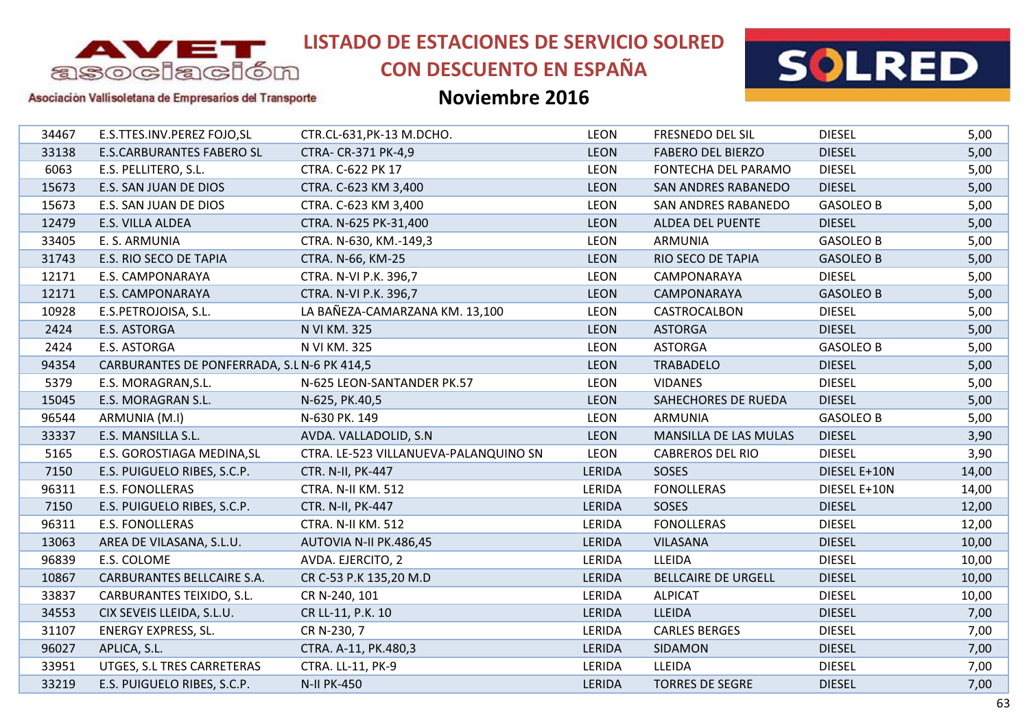# LISTADO DE ESTACIONES DE SERVICIO SOLRED CON DESCUENTO EN ESPAÑA

## Noviembre 2016

Asociación Vallisoletana de Empresarios del Transporte

| | | | | | | |
|---|---|---|---|---|---|---|
| 34467 | E.S.TTES.INV.PEREZ FOJO,SL | CTR.CL-631,PK-13 M.DCHO. | LEON | FRESNEDO DEL SIL | DIESEL | 5,00 |
| 33138 | E.S.CARBURANTES FABERO SL | CTRA- CR-371 PK-4,9 | LEON | FABERO DEL BIERZO | DIESEL | 5,00 |
| 6063 | E.S. PELLITERO, S.L. | CTRA. C-622 PK 17 | LEON | FONTECHA DEL PARAMO | DIESEL | 5,00 |
| 15673 | E.S. SAN JUAN DE DIOS | CTRA. C-623 KM 3,400 | LEON | SAN ANDRES RABANEDO | DIESEL | 5,00 |
| 15673 | E.S. SAN JUAN DE DIOS | CTRA. C-623 KM 3,400 | LEON | SAN ANDRES RABANEDO | GASOLEO B | 5,00 |
| 12479 | E.S. VILLA ALDEA | CTRA. N-625 PK-31,400 | LEON | ALDEA DEL PUENTE | DIESEL | 5,00 |
| 33405 | E. S. ARMUNIA | CTRA. N-630, KM.-149,3 | LEON | ARMUNIA | GASOLEO B | 5,00 |
| 31743 | E.S. RIO SECO DE TAPIA | CTRA. N-66, KM-25 | LEON | RIO SECO DE TAPIA | GASOLEO B | 5,00 |
| 12171 | E.S. CAMPONARAYA | CTRA. N-VI P.K. 396,7 | LEON | CAMPONARAYA | DIESEL | 5,00 |
| 12171 | E.S. CAMPONARAYA | CTRA. N-VI P.K. 396,7 | LEON | CAMPONARAYA | GASOLEO B | 5,00 |
| 10928 | E.S.PETROJOISA, S.L. | LA BAÑEZA-CAMARZANA KM. 13,100 | LEON | CASTROCALBON | DIESEL | 5,00 |
| 2424 | E.S. ASTORGA | N VI KM. 325 | LEON | ASTORGA | DIESEL | 5,00 |
| 2424 | E.S. ASTORGA | N VI KM. 325 | LEON | ASTORGA | GASOLEO B | 5,00 |
| 94354 | CARBURANTES DE PONFERRADA, S.L | N-6 PK 414,5 | LEON | TRABADELO | DIESEL | 5,00 |
| 5379 | E.S. MORAGRAN,S.L. | N-625 LEON-SANTANDER PK.57 | LEON | VIDANES | DIESEL | 5,00 |
| 15045 | E.S. MORAGRAN S.L. | N-625, PK.40,5 | LEON | SAHECHORES DE RUEDA | DIESEL | 5,00 |
| 96544 | ARMUNIA (M.I) | N-630 PK. 149 | LEON | ARMUNIA | GASOLEO B | 5,00 |
| 33337 | E.S. MANSILLA S.L. | AVDA. VALLADOLID, S.N | LEON | MANSILLA DE LAS MULAS | DIESEL | 3,90 |
| 5165 | E.S. GOROSTIAGA MEDINA,SL | CTRA. LE-523 VILLANUEVA-PALANQUINO SN | LEON | CABREROS DEL RIO | DIESEL | 3,90 |
| 7150 | E.S. PUIGUELO RIBES, S.C.P. | CTR. N-II, PK-447 | LERIDA | SOSES | DIESEL E+10N | 14,00 |
| 96311 | E.S. FONOLLERAS | CTRA. N-II KM. 512 | LERIDA | FONOLLERAS | DIESEL E+10N | 14,00 |
| 7150 | E.S. PUIGUELO RIBES, S.C.P. | CTR. N-II, PK-447 | LERIDA | SOSES | DIESEL | 12,00 |
| 96311 | E.S. FONOLLERAS | CTRA. N-II KM. 512 | LERIDA | FONOLLERAS | DIESEL | 12,00 |
| 13063 | AREA DE VILASANA, S.L.U. | AUTOVIA N-II PK.486,45 | LERIDA | VILASANA | DIESEL | 10,00 |
| 96839 | E.S. COLOME | AVDA. EJERCITO, 2 | LERIDA | LLEIDA | DIESEL | 10,00 |
| 10867 | CARBURANTES BELLCAIRE S.A. | CR C-53 P.K 135,20 M.D | LERIDA | BELLCAIRE DE URGELL | DIESEL | 10,00 |
| 33837 | CARBURANTES TEIXIDO, S.L. | CR N-240, 101 | LERIDA | ALPICAT | DIESEL | 10,00 |
| 34553 | CIX SEVEIS LLEIDA, S.L.U. | CR LL-11, P.K. 10 | LERIDA | LLEIDA | DIESEL | 7,00 |
| 31107 | ENERGY EXPRESS, SL. | CR N-230, 7 | LERIDA | CARLES BERGES | DIESEL | 7,00 |
| 96027 | APLICA, S.L. | CTRA. A-11, PK.480,3 | LERIDA | SIDAMON | DIESEL | 7,00 |
| 33951 | UTGES, S.L TRES CARRETERAS | CTRA. LL-11, PK-9 | LERIDA | LLEIDA | DIESEL | 7,00 |
| 33219 | E.S. PUIGUELO RIBES, S.C.P. | N-II PK-450 | LERIDA | TORRES DE SEGRE | DIESEL | 7,00 |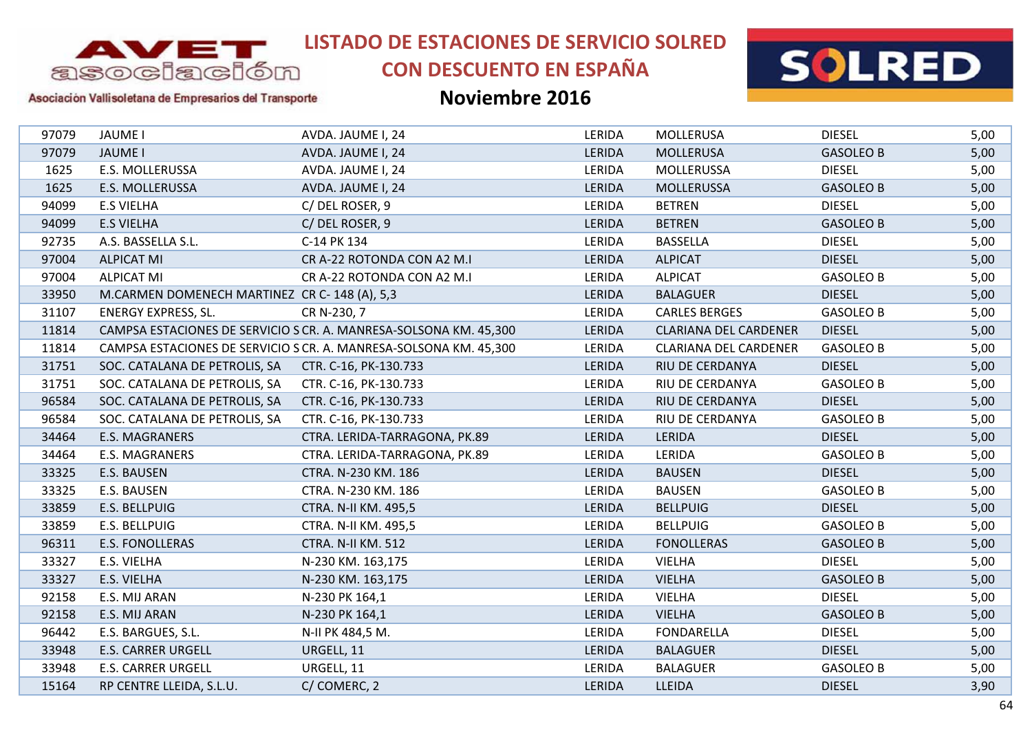# LISTADO DE ESTACIONES DE SERVICIO SOLRED CON DESCUENTO EN ESPAÑA

## Noviembre 2016

AVET asociación – Asociación Vallisoletana de Empresarios del Transporte

| | | | | | | |
|---|---|---|---|---|---|---|
| 97079 | JAUME I | AVDA. JAUME I, 24 | LERIDA | MOLLERUSA | DIESEL | 5,00 |
| 97079 | JAUME I | AVDA. JAUME I, 24 | LERIDA | MOLLERUSA | GASOLEO B | 5,00 |
| 1625 | E.S. MOLLERUSSA | AVDA. JAUME I, 24 | LERIDA | MOLLERUSSA | DIESEL | 5,00 |
| 1625 | E.S. MOLLERUSSA | AVDA. JAUME I, 24 | LERIDA | MOLLERUSSA | GASOLEO B | 5,00 |
| 94099 | E.S VIELHA | C/ DEL ROSER, 9 | LERIDA | BETREN | DIESEL | 5,00 |
| 94099 | E.S VIELHA | C/ DEL ROSER, 9 | LERIDA | BETREN | GASOLEO B | 5,00 |
| 92735 | A.S. BASSELLA S.L. | C-14 PK 134 | LERIDA | BASSELLA | DIESEL | 5,00 |
| 97004 | ALPICAT MI | CR A-22 ROTONDA CON A2 M.I | LERIDA | ALPICAT | DIESEL | 5,00 |
| 97004 | ALPICAT MI | CR A-22 ROTONDA CON A2 M.I | LERIDA | ALPICAT | GASOLEO B | 5,00 |
| 33950 | M.CARMEN DOMENECH MARTINEZ | CR C- 148 (A), 5,3 | LERIDA | BALAGUER | DIESEL | 5,00 |
| 31107 | ENERGY EXPRESS, SL. | CR N-230, 7 | LERIDA | CARLES BERGES | GASOLEO B | 5,00 |
| 11814 | CAMPSA ESTACIONES DE SERVICIO S | CR. A. MANRESA-SOLSONA KM. 45,300 | LERIDA | CLARIANA DEL CARDENER | DIESEL | 5,00 |
| 11814 | CAMPSA ESTACIONES DE SERVICIO S | CR. A. MANRESA-SOLSONA KM. 45,300 | LERIDA | CLARIANA DEL CARDENER | GASOLEO B | 5,00 |
| 31751 | SOC. CATALANA DE PETROLIS, SA | CTR. C-16, PK-130.733 | LERIDA | RIU DE CERDANYA | DIESEL | 5,00 |
| 31751 | SOC. CATALANA DE PETROLIS, SA | CTR. C-16, PK-130.733 | LERIDA | RIU DE CERDANYA | GASOLEO B | 5,00 |
| 96584 | SOC. CATALANA DE PETROLIS, SA | CTR. C-16, PK-130.733 | LERIDA | RIU DE CERDANYA | DIESEL | 5,00 |
| 96584 | SOC. CATALANA DE PETROLIS, SA | CTR. C-16, PK-130.733 | LERIDA | RIU DE CERDANYA | GASOLEO B | 5,00 |
| 34464 | E.S. MAGRANERS | CTRA. LERIDA-TARRAGONA, PK.89 | LERIDA | LERIDA | DIESEL | 5,00 |
| 34464 | E.S. MAGRANERS | CTRA. LERIDA-TARRAGONA, PK.89 | LERIDA | LERIDA | GASOLEO B | 5,00 |
| 33325 | E.S. BAUSEN | CTRA. N-230 KM. 186 | LERIDA | BAUSEN | DIESEL | 5,00 |
| 33325 | E.S. BAUSEN | CTRA. N-230 KM. 186 | LERIDA | BAUSEN | GASOLEO B | 5,00 |
| 33859 | E.S. BELLPUIG | CTRA. N-II KM. 495,5 | LERIDA | BELLPUIG | DIESEL | 5,00 |
| 33859 | E.S. BELLPUIG | CTRA. N-II KM. 495,5 | LERIDA | BELLPUIG | GASOLEO B | 5,00 |
| 96311 | E.S. FONOLLERAS | CTRA. N-II KM. 512 | LERIDA | FONOLLERAS | GASOLEO B | 5,00 |
| 33327 | E.S. VIELHA | N-230 KM. 163,175 | LERIDA | VIELHA | DIESEL | 5,00 |
| 33327 | E.S. VIELHA | N-230 KM. 163,175 | LERIDA | VIELHA | GASOLEO B | 5,00 |
| 92158 | E.S. MIJ ARAN | N-230 PK 164,1 | LERIDA | VIELHA | DIESEL | 5,00 |
| 92158 | E.S. MIJ ARAN | N-230 PK 164,1 | LERIDA | VIELHA | GASOLEO B | 5,00 |
| 96442 | E.S. BARGUES, S.L. | N-II PK 484,5 M. | LERIDA | FONDARELLA | DIESEL | 5,00 |
| 33948 | E.S. CARRER URGELL | URGELL, 11 | LERIDA | BALAGUER | DIESEL | 5,00 |
| 33948 | E.S. CARRER URGELL | URGELL, 11 | LERIDA | BALAGUER | GASOLEO B | 5,00 |
| 15164 | RP CENTRE LLEIDA, S.L.U. | C/ COMERC, 2 | LERIDA | LLEIDA | DIESEL | 3,90 |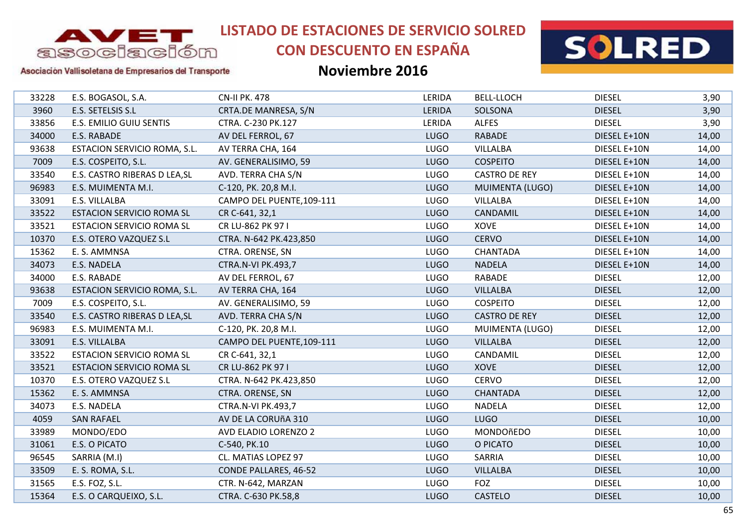# LISTADO DE ESTACIONES DE SERVICIO SOLRED CON DESCUENTO EN ESPAÑA

## Noviembre 2016

Asociación Vallisoletana de Empresarios del Transporte

| | | | | | | |
|---|---|---|---|---|---|---|
| 33228 | E.S. BOGASOL, S.A. | CN-II PK. 478 | LERIDA | BELL-LLOCH | DIESEL | 3,90 |
| 3960 | E.S. SETELSIS S.L | CRTA.DE MANRESA, S/N | LERIDA | SOLSONA | DIESEL | 3,90 |
| 33856 | E.S. EMILIO GUIU SENTIS | CTRA. C-230 PK.127 | LERIDA | ALFES | DIESEL | 3,90 |
| 34000 | E.S. RABADE | AV DEL FERROL, 67 | LUGO | RABADE | DIESEL E+10N | 14,00 |
| 93638 | ESTACION SERVICIO ROMA, S.L. | AV TERRA CHA, 164 | LUGO | VILLALBA | DIESEL E+10N | 14,00 |
| 7009 | E.S. COSPEITO, S.L. | AV. GENERALISIMO, 59 | LUGO | COSPEITO | DIESEL E+10N | 14,00 |
| 33540 | E.S. CASTRO RIBERAS D LEA,SL | AVD. TERRA CHA S/N | LUGO | CASTRO DE REY | DIESEL E+10N | 14,00 |
| 96983 | E.S. MUIMENTA M.I. | C-120, PK. 20,8 M.I. | LUGO | MUIMENTA (LUGO) | DIESEL E+10N | 14,00 |
| 33091 | E.S. VILLALBA | CAMPO DEL PUENTE,109-111 | LUGO | VILLALBA | DIESEL E+10N | 14,00 |
| 33522 | ESTACION SERVICIO ROMA SL | CR C-641, 32,1 | LUGO | CANDAMIL | DIESEL E+10N | 14,00 |
| 33521 | ESTACION SERVICIO ROMA SL | CR LU-862 PK 97 I | LUGO | XOVE | DIESEL E+10N | 14,00 |
| 10370 | E.S. OTERO VAZQUEZ S.L | CTRA. N-642 PK.423,850 | LUGO | CERVO | DIESEL E+10N | 14,00 |
| 15362 | E. S. AMMNSA | CTRA. ORENSE, SN | LUGO | CHANTADA | DIESEL E+10N | 14,00 |
| 34073 | E.S. NADELA | CTRA.N-VI PK.493,7 | LUGO | NADELA | DIESEL E+10N | 14,00 |
| 34000 | E.S. RABADE | AV DEL FERROL, 67 | LUGO | RABADE | DIESEL | 12,00 |
| 93638 | ESTACION SERVICIO ROMA, S.L. | AV TERRA CHA, 164 | LUGO | VILLALBA | DIESEL | 12,00 |
| 7009 | E.S. COSPEITO, S.L. | AV. GENERALISIMO, 59 | LUGO | COSPEITO | DIESEL | 12,00 |
| 33540 | E.S. CASTRO RIBERAS D LEA,SL | AVD. TERRA CHA S/N | LUGO | CASTRO DE REY | DIESEL | 12,00 |
| 96983 | E.S. MUIMENTA M.I. | C-120, PK. 20,8 M.I. | LUGO | MUIMENTA (LUGO) | DIESEL | 12,00 |
| 33091 | E.S. VILLALBA | CAMPO DEL PUENTE,109-111 | LUGO | VILLALBA | DIESEL | 12,00 |
| 33522 | ESTACION SERVICIO ROMA SL | CR C-641, 32,1 | LUGO | CANDAMIL | DIESEL | 12,00 |
| 33521 | ESTACION SERVICIO ROMA SL | CR LU-862 PK 97 I | LUGO | XOVE | DIESEL | 12,00 |
| 10370 | E.S. OTERO VAZQUEZ S.L | CTRA. N-642 PK.423,850 | LUGO | CERVO | DIESEL | 12,00 |
| 15362 | E. S. AMMNSA | CTRA. ORENSE, SN | LUGO | CHANTADA | DIESEL | 12,00 |
| 34073 | E.S. NADELA | CTRA.N-VI PK.493,7 | LUGO | NADELA | DIESEL | 12,00 |
| 4059 | SAN RAFAEL | AV DE LA CORUñA 310 | LUGO | LUGO | DIESEL | 10,00 |
| 33989 | MONDO/EDO | AVD ELADIO LORENZO 2 | LUGO | MONDOñEDO | DIESEL | 10,00 |
| 31061 | E.S. O PICATO | C-540, PK.10 | LUGO | O PICATO | DIESEL | 10,00 |
| 96545 | SARRIA (M.I) | CL. MATIAS LOPEZ 97 | LUGO | SARRIA | DIESEL | 10,00 |
| 33509 | E. S. ROMA, S.L. | CONDE PALLARES, 46-52 | LUGO | VILLALBA | DIESEL | 10,00 |
| 31565 | E.S. FOZ, S.L. | CTR. N-642, MARZAN | LUGO | FOZ | DIESEL | 10,00 |
| 15364 | E.S. O CARQUEIXO, S.L. | CTRA. C-630 PK.58,8 | LUGO | CASTELO | DIESEL | 10,00 |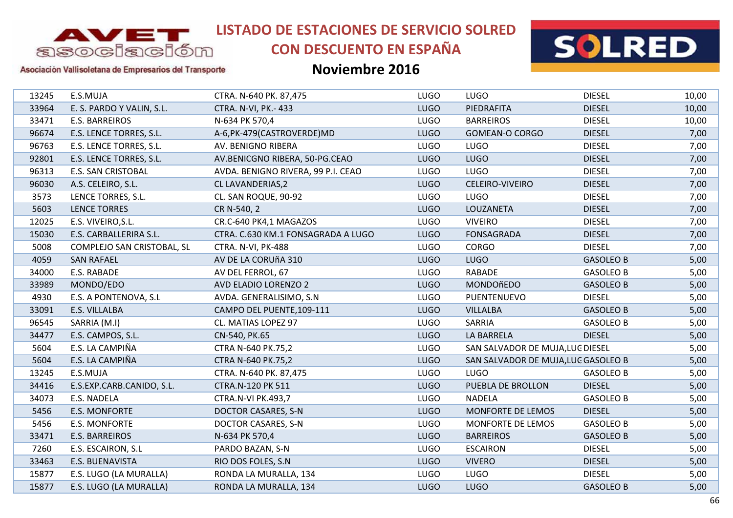# LISTADO DE ESTACIONES DE SERVICIO SOLRED CON DESCUENTO EN ESPAÑA

## Noviembre 2016

AVET asociación — Asociación Vallisoletana de Empresarios del Transporte

| | | | | | | |
|---|---|---|---|---|---|---|
| 13245 | E.S.MUJA | CTRA. N-640 PK. 87,475 | LUGO | LUGO | DIESEL | 10,00 |
| 33964 | E. S. PARDO Y VALIN, S.L. | CTRA. N-VI, PK.- 433 | LUGO | PIEDRAFITA | DIESEL | 10,00 |
| 33471 | E.S. BARREIROS | N-634 PK 570,4 | LUGO | BARREIROS | DIESEL | 10,00 |
| 96674 | E.S. LENCE TORRES, S.L. | A-6,PK-479(CASTROVERDE)MD | LUGO | GOMEAN-O CORGO | DIESEL | 7,00 |
| 96763 | E.S. LENCE TORRES, S.L. | AV. BENIGNO RIBERA | LUGO | LUGO | DIESEL | 7,00 |
| 92801 | E.S. LENCE TORRES, S.L. | AV.BENICGNO RIBERA, 50-PG.CEAO | LUGO | LUGO | DIESEL | 7,00 |
| 96313 | E.S. SAN CRISTOBAL | AVDA. BENIGNO RIVERA, 99 P.I. CEAO | LUGO | LUGO | DIESEL | 7,00 |
| 96030 | A.S. CELEIRO, S.L. | CL LAVANDERIAS,2 | LUGO | CELEIRO-VIVEIRO | DIESEL | 7,00 |
| 3573 | LENCE TORRES, S.L. | CL. SAN ROQUE, 90-92 | LUGO | LUGO | DIESEL | 7,00 |
| 5603 | LENCE TORRES | CR N-540, 2 | LUGO | LOUZANETA | DIESEL | 7,00 |
| 12025 | E.S. VIVEIRO,S.L. | CR.C-640 PK4,1 MAGAZOS | LUGO | VIVEIRO | DIESEL | 7,00 |
| 15030 | E.S. CARBALLERIRA S.L. | CTRA. C.630 KM.1 FONSAGRADA A LUGO | LUGO | FONSAGRADA | DIESEL | 7,00 |
| 5008 | COMPLEJO SAN CRISTOBAL, SL | CTRA. N-VI, PK-488 | LUGO | CORGO | DIESEL | 7,00 |
| 4059 | SAN RAFAEL | AV DE LA CORUñA 310 | LUGO | LUGO | GASOLEO B | 5,00 |
| 34000 | E.S. RABADE | AV DEL FERROL, 67 | LUGO | RABADE | GASOLEO B | 5,00 |
| 33989 | MONDO/EDO | AVD ELADIO LORENZO 2 | LUGO | MONDOñEDO | GASOLEO B | 5,00 |
| 4930 | E.S. A PONTENOVA, S.L | AVDA. GENERALISIMO, S.N | LUGO | PUENTENUEVO | DIESEL | 5,00 |
| 33091 | E.S. VILLALBA | CAMPO DEL PUENTE,109-111 | LUGO | VILLALBA | GASOLEO B | 5,00 |
| 96545 | SARRIA (M.I) | CL. MATIAS LOPEZ 97 | LUGO | SARRIA | GASOLEO B | 5,00 |
| 34477 | E.S. CAMPOS, S.L. | CN-540, PK.65 | LUGO | LA BARRELA | DIESEL | 5,00 |
| 5604 | E.S. LA CAMPIÑA | CTRA N-640 PK.75,2 | LUGO | SAN SALVADOR DE MUJA,LUG | DIESEL | 5,00 |
| 5604 | E.S. LA CAMPIÑA | CTRA N-640 PK.75,2 | LUGO | SAN SALVADOR DE MUJA,LUG | GASOLEO B | 5,00 |
| 13245 | E.S.MUJA | CTRA. N-640 PK. 87,475 | LUGO | LUGO | GASOLEO B | 5,00 |
| 34416 | E.S.EXP.CARB.CANIDO, S.L. | CTRA.N-120 PK 511 | LUGO | PUEBLA DE BROLLON | DIESEL | 5,00 |
| 34073 | E.S. NADELA | CTRA.N-VI PK.493,7 | LUGO | NADELA | GASOLEO B | 5,00 |
| 5456 | E.S. MONFORTE | DOCTOR CASARES, S-N | LUGO | MONFORTE DE LEMOS | DIESEL | 5,00 |
| 5456 | E.S. MONFORTE | DOCTOR CASARES, S-N | LUGO | MONFORTE DE LEMOS | GASOLEO B | 5,00 |
| 33471 | E.S. BARREIROS | N-634 PK 570,4 | LUGO | BARREIROS | GASOLEO B | 5,00 |
| 7260 | E.S. ESCAIRON, S.L | PARDO BAZAN, S-N | LUGO | ESCAIRON | DIESEL | 5,00 |
| 33463 | E.S. BUENAVISTA | RIO DOS FOLES, S.N | LUGO | VIVERO | DIESEL | 5,00 |
| 15877 | E.S. LUGO (LA MURALLA) | RONDA LA MURALLA, 134 | LUGO | LUGO | DIESEL | 5,00 |
| 15877 | E.S. LUGO (LA MURALLA) | RONDA LA MURALLA, 134 | LUGO | LUGO | GASOLEO B | 5,00 |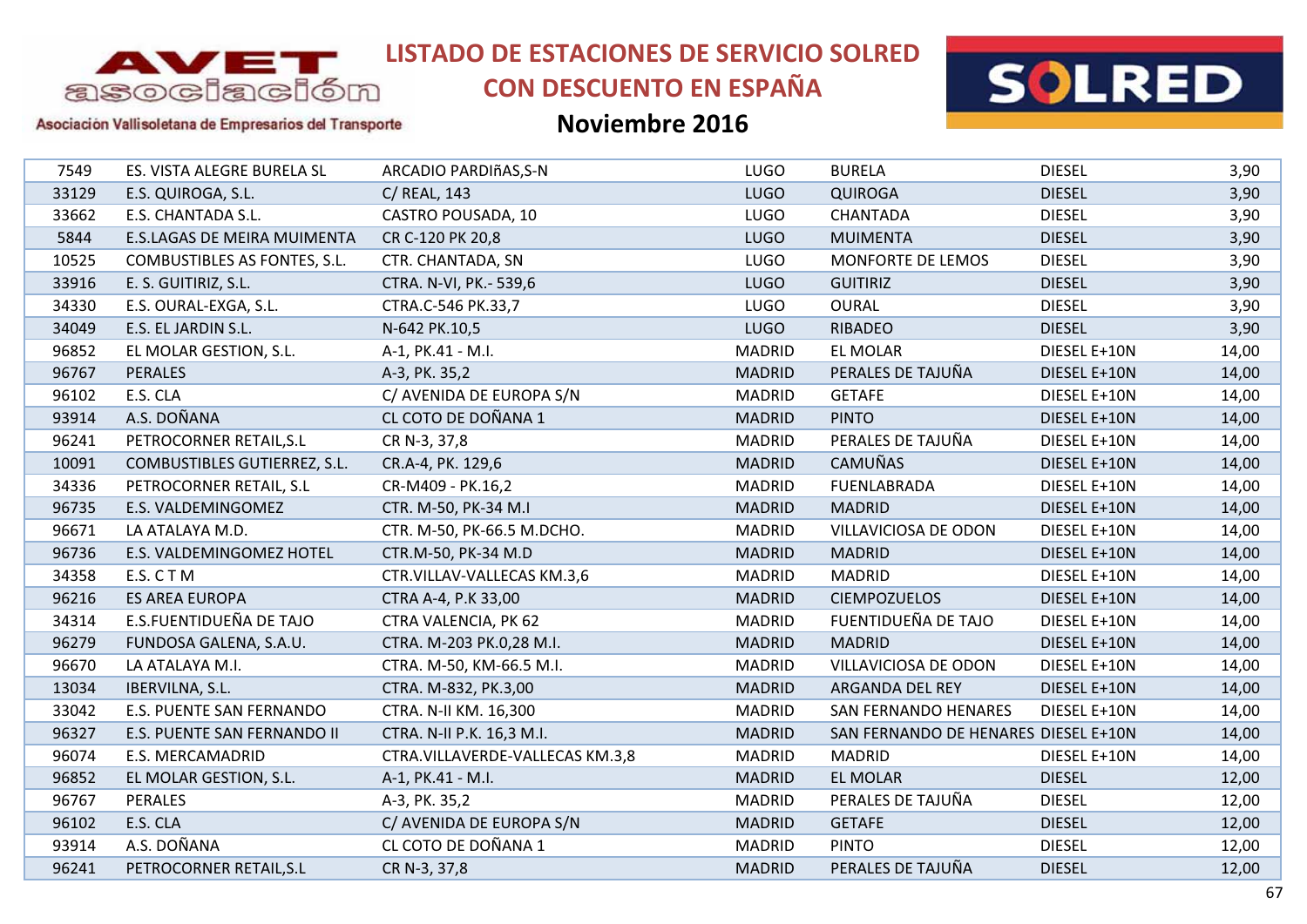# LISTADO DE ESTACIONES DE SERVICIO SOLRED CON DESCUENTO EN ESPAÑA

## Noviembre 2016

Asociación Vallisoletana de Empresarios del Transporte

| | | | | | | |
|---|---|---|---|---|---|---|
| 7549 | ES. VISTA ALEGRE BURELA SL | ARCADIO PARDIñAS,S-N | LUGO | BURELA | DIESEL | 3,90 |
| 33129 | E.S. QUIROGA, S.L. | C/ REAL, 143 | LUGO | QUIROGA | DIESEL | 3,90 |
| 33662 | E.S. CHANTADA S.L. | CASTRO POUSADA, 10 | LUGO | CHANTADA | DIESEL | 3,90 |
| 5844 | E.S.LAGAS DE MEIRA MUIMENTA | CR C-120 PK 20,8 | LUGO | MUIMENTA | DIESEL | 3,90 |
| 10525 | COMBUSTIBLES AS FONTES, S.L. | CTR. CHANTADA, SN | LUGO | MONFORTE DE LEMOS | DIESEL | 3,90 |
| 33916 | E. S. GUITIRIZ, S.L. | CTRA. N-VI, PK.- 539,6 | LUGO | GUITIRIZ | DIESEL | 3,90 |
| 34330 | E.S. OURAL-EXGA, S.L. | CTRA.C-546 PK.33,7 | LUGO | OURAL | DIESEL | 3,90 |
| 34049 | E.S. EL JARDIN S.L. | N-642 PK.10,5 | LUGO | RIBADEO | DIESEL | 3,90 |
| 96852 | EL MOLAR GESTION, S.L. | A-1, PK.41 - M.I. | MADRID | EL MOLAR | DIESEL E+10N | 14,00 |
| 96767 | PERALES | A-3, PK. 35,2 | MADRID | PERALES DE TAJUÑA | DIESEL E+10N | 14,00 |
| 96102 | E.S. CLA | C/ AVENIDA DE EUROPA S/N | MADRID | GETAFE | DIESEL E+10N | 14,00 |
| 93914 | A.S. DOÑANA | CL COTO DE DOÑANA 1 | MADRID | PINTO | DIESEL E+10N | 14,00 |
| 96241 | PETROCORNER RETAIL,S.L | CR N-3, 37,8 | MADRID | PERALES DE TAJUÑA | DIESEL E+10N | 14,00 |
| 10091 | COMBUSTIBLES GUTIERREZ, S.L. | CR.A-4, PK. 129,6 | MADRID | CAMUÑAS | DIESEL E+10N | 14,00 |
| 34336 | PETROCORNER RETAIL, S.L | CR-M409 - PK.16,2 | MADRID | FUENLABRADA | DIESEL E+10N | 14,00 |
| 96735 | E.S. VALDEMINGOMEZ | CTR. M-50, PK-34 M.I | MADRID | MADRID | DIESEL E+10N | 14,00 |
| 96671 | LA ATALAYA M.D. | CTR. M-50, PK-66.5 M.DCHO. | MADRID | VILLAVICIOSA DE ODON | DIESEL E+10N | 14,00 |
| 96736 | E.S. VALDEMINGOMEZ HOTEL | CTR.M-50, PK-34 M.D | MADRID | MADRID | DIESEL E+10N | 14,00 |
| 34358 | E.S. C T M | CTR.VILLAV-VALLECAS KM.3,6 | MADRID | MADRID | DIESEL E+10N | 14,00 |
| 96216 | ES AREA EUROPA | CTRA A-4, P.K 33,00 | MADRID | CIEMPOZUELOS | DIESEL E+10N | 14,00 |
| 34314 | E.S.FUENTIDUEÑA DE TAJO | CTRA VALENCIA, PK 62 | MADRID | FUENTIDUEÑA DE TAJO | DIESEL E+10N | 14,00 |
| 96279 | FUNDOSA GALENA, S.A.U. | CTRA. M-203 PK.0,28 M.I. | MADRID | MADRID | DIESEL E+10N | 14,00 |
| 96670 | LA ATALAYA M.I. | CTRA. M-50, KM-66.5 M.I. | MADRID | VILLAVICIOSA DE ODON | DIESEL E+10N | 14,00 |
| 13034 | IBERVILNA, S.L. | CTRA. M-832, PK.3,00 | MADRID | ARGANDA DEL REY | DIESEL E+10N | 14,00 |
| 33042 | E.S. PUENTE SAN FERNANDO | CTRA. N-II KM. 16,300 | MADRID | SAN FERNANDO HENARES | DIESEL E+10N | 14,00 |
| 96327 | E.S. PUENTE SAN FERNANDO II | CTRA. N-II P.K. 16,3 M.I. | MADRID | SAN FERNANDO DE HENARES | DIESEL E+10N | 14,00 |
| 96074 | E.S. MERCAMADRID | CTRA.VILLAVERDE-VALLECAS KM.3,8 | MADRID | MADRID | DIESEL E+10N | 14,00 |
| 96852 | EL MOLAR GESTION, S.L. | A-1, PK.41 - M.I. | MADRID | EL MOLAR | DIESEL | 12,00 |
| 96767 | PERALES | A-3, PK. 35,2 | MADRID | PERALES DE TAJUÑA | DIESEL | 12,00 |
| 96102 | E.S. CLA | C/ AVENIDA DE EUROPA S/N | MADRID | GETAFE | DIESEL | 12,00 |
| 93914 | A.S. DOÑANA | CL COTO DE DOÑANA 1 | MADRID | PINTO | DIESEL | 12,00 |
| 96241 | PETROCORNER RETAIL,S.L | CR N-3, 37,8 | MADRID | PERALES DE TAJUÑA | DIESEL | 12,00 |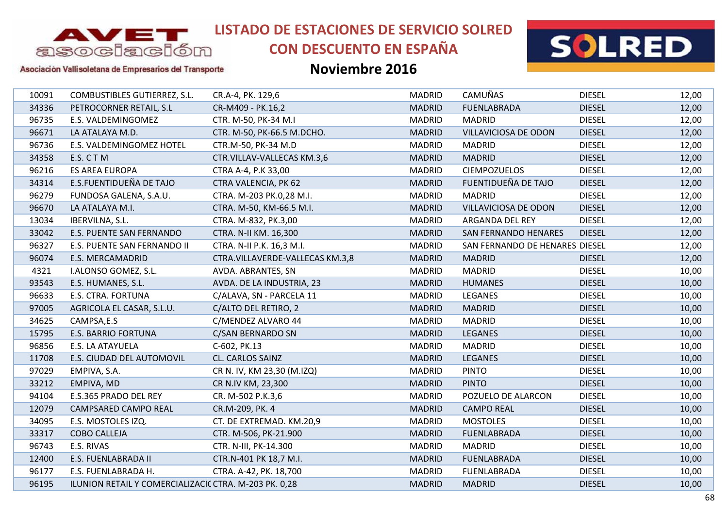# LISTADO DE ESTACIONES DE SERVICIO SOLRED CON DESCUENTO EN ESPAÑA

## Noviembre 2016

Asociación Vallisoletana de Empresarios del Transporte

| | | | | | | |
|---|---|---|---|---|---|---|
| 10091 | COMBUSTIBLES GUTIERREZ, S.L. | CR.A-4, PK. 129,6 | MADRID | CAMUÑAS | DIESEL | 12,00 |
| 34336 | PETROCORNER RETAIL, S.L | CR-M409 - PK.16,2 | MADRID | FUENLABRADA | DIESEL | 12,00 |
| 96735 | E.S. VALDEMINGOMEZ | CTR. M-50, PK-34 M.I | MADRID | MADRID | DIESEL | 12,00 |
| 96671 | LA ATALAYA M.D. | CTR. M-50, PK-66.5 M.DCHO. | MADRID | VILLAVICIOSA DE ODON | DIESEL | 12,00 |
| 96736 | E.S. VALDEMINGOMEZ HOTEL | CTR.M-50, PK-34 M.D | MADRID | MADRID | DIESEL | 12,00 |
| 34358 | E.S. C T M | CTR.VILLAV-VALLECAS KM.3,6 | MADRID | MADRID | DIESEL | 12,00 |
| 96216 | ES AREA EUROPA | CTRA A-4, P.K 33,00 | MADRID | CIEMPOZUELOS | DIESEL | 12,00 |
| 34314 | E.S.FUENTIDUEÑA DE TAJO | CTRA VALENCIA, PK 62 | MADRID | FUENTIDUEÑA DE TAJO | DIESEL | 12,00 |
| 96279 | FUNDOSA GALENA, S.A.U. | CTRA. M-203 PK.0,28 M.I. | MADRID | MADRID | DIESEL | 12,00 |
| 96670 | LA ATALAYA M.I. | CTRA. M-50, KM-66.5 M.I. | MADRID | VILLAVICIOSA DE ODON | DIESEL | 12,00 |
| 13034 | IBERVILNA, S.L. | CTRA. M-832, PK.3,00 | MADRID | ARGANDA DEL REY | DIESEL | 12,00 |
| 33042 | E.S. PUENTE SAN FERNANDO | CTRA. N-II KM. 16,300 | MADRID | SAN FERNANDO HENARES | DIESEL | 12,00 |
| 96327 | E.S. PUENTE SAN FERNANDO II | CTRA. N-II P.K. 16,3 M.I. | MADRID | SAN FERNANDO DE HENARES | DIESEL | 12,00 |
| 96074 | E.S. MERCAMADRID | CTRA.VILLAVERDE-VALLECAS KM.3,8 | MADRID | MADRID | DIESEL | 12,00 |
| 4321 | I.ALONSO GOMEZ, S.L. | AVDA. ABRANTES, SN | MADRID | MADRID | DIESEL | 10,00 |
| 93543 | E.S. HUMANES, S.L. | AVDA. DE LA INDUSTRIA, 23 | MADRID | HUMANES | DIESEL | 10,00 |
| 96633 | E.S. CTRA. FORTUNA | C/ALAVA, SN - PARCELA 11 | MADRID | LEGANES | DIESEL | 10,00 |
| 97005 | AGRICOLA EL CASAR, S.L.U. | C/ALTO DEL RETIRO, 2 | MADRID | MADRID | DIESEL | 10,00 |
| 34625 | CAMPSA,E.S | C/MENDEZ ALVARO 44 | MADRID | MADRID | DIESEL | 10,00 |
| 15795 | E.S. BARRIO FORTUNA | C/SAN BERNARDO SN | MADRID | LEGANES | DIESEL | 10,00 |
| 96856 | E.S. LA ATAYUELA | C-602, PK.13 | MADRID | MADRID | DIESEL | 10,00 |
| 11708 | E.S. CIUDAD DEL AUTOMOVIL | CL. CARLOS SAINZ | MADRID | LEGANES | DIESEL | 10,00 |
| 97029 | EMPIVA, S.A. | CR N. IV, KM 23,30 (M.IZQ) | MADRID | PINTO | DIESEL | 10,00 |
| 33212 | EMPIVA, MD | CR N.IV KM, 23,300 | MADRID | PINTO | DIESEL | 10,00 |
| 94104 | E.S.365 PRADO DEL REY | CR. M-502 P.K.3,6 | MADRID | POZUELO DE ALARCON | DIESEL | 10,00 |
| 12079 | CAMPSARED CAMPO REAL | CR.M-209, PK. 4 | MADRID | CAMPO REAL | DIESEL | 10,00 |
| 34095 | E.S. MOSTOLES IZQ. | CT. DE EXTREMAD. KM.20,9 | MADRID | MOSTOLES | DIESEL | 10,00 |
| 33317 | COBO CALLEJA | CTR. M-506, PK-21.900 | MADRID | FUENLABRADA | DIESEL | 10,00 |
| 96743 | E.S. RIVAS | CTR. N-III, PK-14.300 | MADRID | MADRID | DIESEL | 10,00 |
| 12400 | E.S. FUENLABRADA II | CTR.N-401 PK 18,7 M.I. | MADRID | FUENLABRADA | DIESEL | 10,00 |
| 96177 | E.S. FUENLABRADA H. | CTRA. A-42, PK. 18,700 | MADRID | FUENLABRADA | DIESEL | 10,00 |
| 96195 | ILUNION RETAIL Y COMERCIALIZACIC | CTRA. M-203 PK. 0,28 | MADRID | MADRID | DIESEL | 10,00 |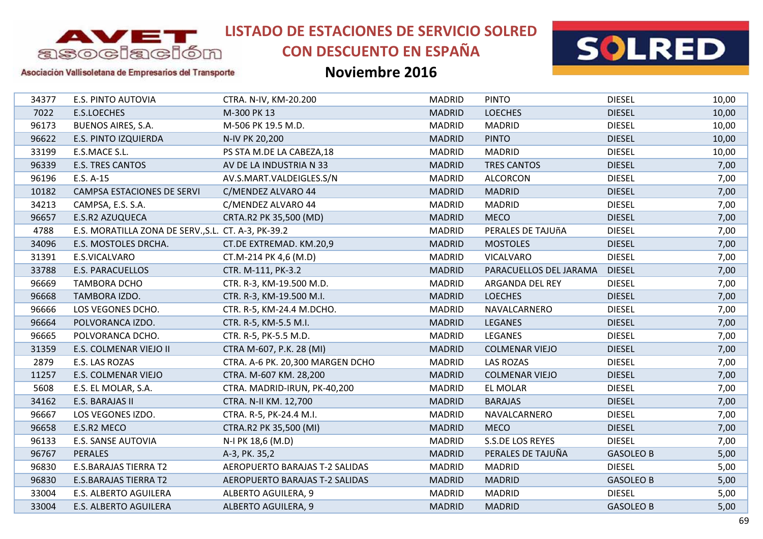# LISTADO DE ESTACIONES DE SERVICIO SOLRED CON DESCUENTO EN ESPAÑA

## Noviembre 2016

| | | | | | | |
|---|---|---|---|---|---|---|
| 34377 | E.S. PINTO AUTOVIA | CTRA. N-IV, KM-20.200 | MADRID | PINTO | DIESEL | 10,00 |
| 7022 | E.S.LOECHES | M-300 PK 13 | MADRID | LOECHES | DIESEL | 10,00 |
| 96173 | BUENOS AIRES, S.A. | M-506 PK 19.5 M.D. | MADRID | MADRID | DIESEL | 10,00 |
| 96622 | E.S. PINTO IZQUIERDA | N-IV PK 20,200 | MADRID | PINTO | DIESEL | 10,00 |
| 33199 | E.S.MACE S.L. | PS STA M.DE LA CABEZA,18 | MADRID | MADRID | DIESEL | 10,00 |
| 96339 | E.S. TRES CANTOS | AV DE LA INDUSTRIA N 33 | MADRID | TRES CANTOS | DIESEL | 7,00 |
| 96196 | E.S. A-15 | AV.S.MART.VALDEIGLES.S/N | MADRID | ALCORCON | DIESEL | 7,00 |
| 10182 | CAMPSA ESTACIONES DE SERVI | C/MENDEZ ALVARO 44 | MADRID | MADRID | DIESEL | 7,00 |
| 34213 | CAMPSA, E.S. S.A. | C/MENDEZ ALVARO 44 | MADRID | MADRID | DIESEL | 7,00 |
| 96657 | E.S.R2 AZUQUECA | CRTA.R2 PK 35,500 (MD) | MADRID | MECO | DIESEL | 7,00 |
| 4788 | E.S. MORATILLA ZONA DE SERV.,S.L. | CT. A-3, PK-39.2 | MADRID | PERALES DE TAJUñA | DIESEL | 7,00 |
| 34096 | E.S. MOSTOLES DRCHA. | CT.DE EXTREMAD. KM.20,9 | MADRID | MOSTOLES | DIESEL | 7,00 |
| 31391 | E.S.VICALVARO | CT.M-214 PK 4,6 (M.D) | MADRID | VICALVARO | DIESEL | 7,00 |
| 33788 | E.S. PARACUELLOS | CTR. M-111, PK-3.2 | MADRID | PARACUELLOS DEL JARAMA | DIESEL | 7,00 |
| 96669 | TAMBORA DCHO | CTR. R-3, KM-19.500 M.D. | MADRID | ARGANDA DEL REY | DIESEL | 7,00 |
| 96668 | TAMBORA IZDO. | CTR. R-3, KM-19.500 M.I. | MADRID | LOECHES | DIESEL | 7,00 |
| 96666 | LOS VEGONES DCHO. | CTR. R-5, KM-24.4 M.DCHO. | MADRID | NAVALCARNERO | DIESEL | 7,00 |
| 96664 | POLVORANCA IZDO. | CTR. R-5, KM-5.5 M.I. | MADRID | LEGANES | DIESEL | 7,00 |
| 96665 | POLVORANCA DCHO. | CTR. R-5, PK-5.5 M.D. | MADRID | LEGANES | DIESEL | 7,00 |
| 31359 | E.S. COLMENAR VIEJO II | CTRA M-607, P.K. 28 (MI) | MADRID | COLMENAR VIEJO | DIESEL | 7,00 |
| 2879 | E.S. LAS ROZAS | CTRA. A-6 PK. 20,300 MARGEN DCHO | MADRID | LAS ROZAS | DIESEL | 7,00 |
| 11257 | E.S. COLMENAR VIEJO | CTRA. M-607 KM. 28,200 | MADRID | COLMENAR VIEJO | DIESEL | 7,00 |
| 5608 | E.S. EL MOLAR, S.A. | CTRA. MADRID-IRUN, PK-40,200 | MADRID | EL MOLAR | DIESEL | 7,00 |
| 34162 | E.S. BARAJAS II | CTRA. N-II KM. 12,700 | MADRID | BARAJAS | DIESEL | 7,00 |
| 96667 | LOS VEGONES IZDO. | CTRA. R-5, PK-24.4 M.I. | MADRID | NAVALCARNERO | DIESEL | 7,00 |
| 96658 | E.S.R2 MECO | CTRA.R2 PK 35,500 (MI) | MADRID | MECO | DIESEL | 7,00 |
| 96133 | E.S. SANSE AUTOVIA | N-I PK 18,6 (M.D) | MADRID | S.S.DE LOS REYES | DIESEL | 7,00 |
| 96767 | PERALES | A-3, PK. 35,2 | MADRID | PERALES DE TAJUÑA | GASOLEO B | 5,00 |
| 96830 | E.S.BARAJAS TIERRA T2 | AEROPUERTO BARAJAS T-2 SALIDAS | MADRID | MADRID | DIESEL | 5,00 |
| 96830 | E.S.BARAJAS TIERRA T2 | AEROPUERTO BARAJAS T-2 SALIDAS | MADRID | MADRID | GASOLEO B | 5,00 |
| 33004 | E.S. ALBERTO AGUILERA | ALBERTO AGUILERA, 9 | MADRID | MADRID | DIESEL | 5,00 |
| 33004 | E.S. ALBERTO AGUILERA | ALBERTO AGUILERA, 9 | MADRID | MADRID | GASOLEO B | 5,00 |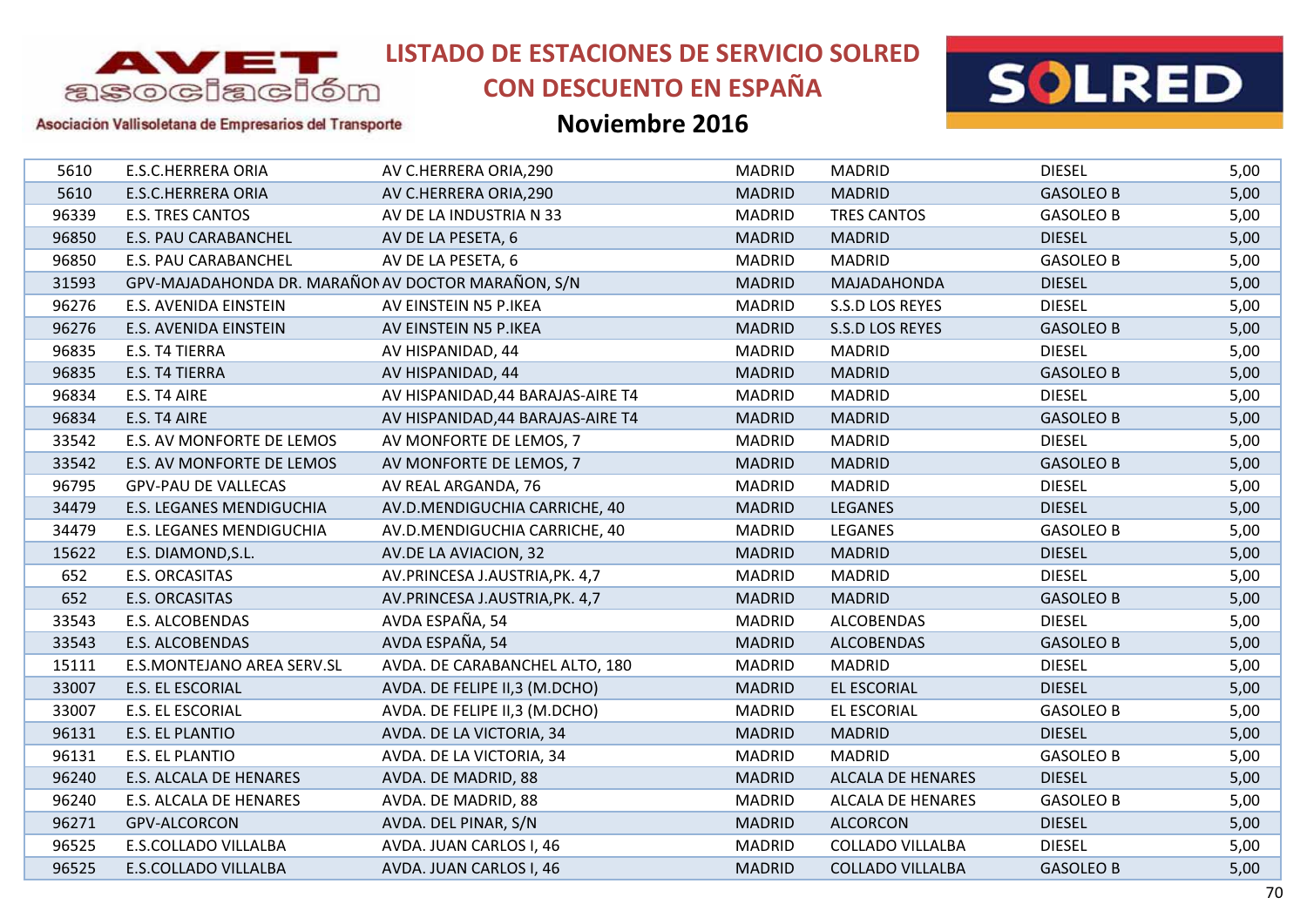# LISTADO DE ESTACIONES DE SERVICIO SOLRED CON DESCUENTO EN ESPAÑA

## Noviembre 2016

| | | | | | | |
|---|---|---|---|---|---|---|
| 5610 | E.S.C.HERRERA ORIA | AV C.HERRERA ORIA,290 | MADRID | MADRID | DIESEL | 5,00 |
| 5610 | E.S.C.HERRERA ORIA | AV C.HERRERA ORIA,290 | MADRID | MADRID | GASOLEO B | 5,00 |
| 96339 | E.S. TRES CANTOS | AV DE LA INDUSTRIA N 33 | MADRID | TRES CANTOS | GASOLEO B | 5,00 |
| 96850 | E.S. PAU CARABANCHEL | AV DE LA PESETA, 6 | MADRID | MADRID | DIESEL | 5,00 |
| 96850 | E.S. PAU CARABANCHEL | AV DE LA PESETA, 6 | MADRID | MADRID | GASOLEO B | 5,00 |
| 31593 | GPV-MAJADAHONDA DR. MARAÑON | AV DOCTOR MARAÑON, S/N | MADRID | MAJADAHONDA | DIESEL | 5,00 |
| 96276 | E.S. AVENIDA EINSTEIN | AV EINSTEIN N5 P.IKEA | MADRID | S.S.D LOS REYES | DIESEL | 5,00 |
| 96276 | E.S. AVENIDA EINSTEIN | AV EINSTEIN N5 P.IKEA | MADRID | S.S.D LOS REYES | GASOLEO B | 5,00 |
| 96835 | E.S. T4 TIERRA | AV HISPANIDAD, 44 | MADRID | MADRID | DIESEL | 5,00 |
| 96835 | E.S. T4 TIERRA | AV HISPANIDAD, 44 | MADRID | MADRID | GASOLEO B | 5,00 |
| 96834 | E.S. T4 AIRE | AV HISPANIDAD,44 BARAJAS-AIRE T4 | MADRID | MADRID | DIESEL | 5,00 |
| 96834 | E.S. T4 AIRE | AV HISPANIDAD,44 BARAJAS-AIRE T4 | MADRID | MADRID | GASOLEO B | 5,00 |
| 33542 | E.S. AV MONFORTE DE LEMOS | AV MONFORTE DE LEMOS, 7 | MADRID | MADRID | DIESEL | 5,00 |
| 33542 | E.S. AV MONFORTE DE LEMOS | AV MONFORTE DE LEMOS, 7 | MADRID | MADRID | GASOLEO B | 5,00 |
| 96795 | GPV-PAU DE VALLECAS | AV REAL ARGANDA, 76 | MADRID | MADRID | DIESEL | 5,00 |
| 34479 | E.S. LEGANES MENDIGUCHIA | AV.D.MENDIGUCHIA CARRICHE, 40 | MADRID | LEGANES | DIESEL | 5,00 |
| 34479 | E.S. LEGANES MENDIGUCHIA | AV.D.MENDIGUCHIA CARRICHE, 40 | MADRID | LEGANES | GASOLEO B | 5,00 |
| 15622 | E.S. DIAMOND,S.L. | AV.DE LA AVIACION, 32 | MADRID | MADRID | DIESEL | 5,00 |
| 652 | E.S. ORCASITAS | AV.PRINCESA J.AUSTRIA,PK. 4,7 | MADRID | MADRID | DIESEL | 5,00 |
| 652 | E.S. ORCASITAS | AV.PRINCESA J.AUSTRIA,PK. 4,7 | MADRID | MADRID | GASOLEO B | 5,00 |
| 33543 | E.S. ALCOBENDAS | AVDA ESPAÑA, 54 | MADRID | ALCOBENDAS | DIESEL | 5,00 |
| 33543 | E.S. ALCOBENDAS | AVDA ESPAÑA, 54 | MADRID | ALCOBENDAS | GASOLEO B | 5,00 |
| 15111 | E.S.MONTEJANO AREA SERV.SL | AVDA. DE CARABANCHEL ALTO, 180 | MADRID | MADRID | DIESEL | 5,00 |
| 33007 | E.S. EL ESCORIAL | AVDA. DE FELIPE II,3 (M.DCHO) | MADRID | EL ESCORIAL | DIESEL | 5,00 |
| 33007 | E.S. EL ESCORIAL | AVDA. DE FELIPE II,3 (M.DCHO) | MADRID | EL ESCORIAL | GASOLEO B | 5,00 |
| 96131 | E.S. EL PLANTIO | AVDA. DE LA VICTORIA, 34 | MADRID | MADRID | DIESEL | 5,00 |
| 96131 | E.S. EL PLANTIO | AVDA. DE LA VICTORIA, 34 | MADRID | MADRID | GASOLEO B | 5,00 |
| 96240 | E.S. ALCALA DE HENARES | AVDA. DE MADRID, 88 | MADRID | ALCALA DE HENARES | DIESEL | 5,00 |
| 96240 | E.S. ALCALA DE HENARES | AVDA. DE MADRID, 88 | MADRID | ALCALA DE HENARES | GASOLEO B | 5,00 |
| 96271 | GPV-ALCORCON | AVDA. DEL PINAR, S/N | MADRID | ALCORCON | DIESEL | 5,00 |
| 96525 | E.S.COLLADO VILLALBA | AVDA. JUAN CARLOS I, 46 | MADRID | COLLADO VILLALBA | DIESEL | 5,00 |
| 96525 | E.S.COLLADO VILLALBA | AVDA. JUAN CARLOS I, 46 | MADRID | COLLADO VILLALBA | GASOLEO B | 5,00 |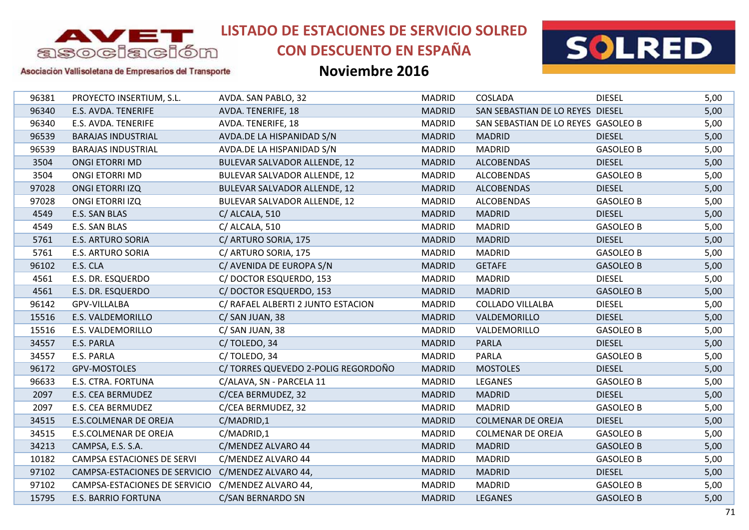# LISTADO DE ESTACIONES DE SERVICIO SOLRED CON DESCUENTO EN ESPAÑA

## Noviembre 2016

| | | | | | | |
|---|---|---|---|---|---|---|
| 96381 | PROYECTO INSERTIUM, S.L. | AVDA. SAN PABLO, 32 | MADRID | COSLADA | DIESEL | 5,00 |
| 96340 | E.S. AVDA. TENERIFE | AVDA. TENERIFE, 18 | MADRID | SAN SEBASTIAN DE LO REYES | DIESEL | 5,00 |
| 96340 | E.S. AVDA. TENERIFE | AVDA. TENERIFE, 18 | MADRID | SAN SEBASTIAN DE LO REYES | GASOLEO B | 5,00 |
| 96539 | BARAJAS INDUSTRIAL | AVDA.DE LA HISPANIDAD S/N | MADRID | MADRID | DIESEL | 5,00 |
| 96539 | BARAJAS INDUSTRIAL | AVDA.DE LA HISPANIDAD S/N | MADRID | MADRID | GASOLEO B | 5,00 |
| 3504 | ONGI ETORRI MD | BULEVAR SALVADOR ALLENDE, 12 | MADRID | ALCOBENDAS | DIESEL | 5,00 |
| 3504 | ONGI ETORRI MD | BULEVAR SALVADOR ALLENDE, 12 | MADRID | ALCOBENDAS | GASOLEO B | 5,00 |
| 97028 | ONGI ETORRI IZQ | BULEVAR SALVADOR ALLENDE, 12 | MADRID | ALCOBENDAS | DIESEL | 5,00 |
| 97028 | ONGI ETORRI IZQ | BULEVAR SALVADOR ALLENDE, 12 | MADRID | ALCOBENDAS | GASOLEO B | 5,00 |
| 4549 | E.S. SAN BLAS | C/ ALCALA, 510 | MADRID | MADRID | DIESEL | 5,00 |
| 4549 | E.S. SAN BLAS | C/ ALCALA, 510 | MADRID | MADRID | GASOLEO B | 5,00 |
| 5761 | E.S. ARTURO SORIA | C/ ARTURO SORIA, 175 | MADRID | MADRID | DIESEL | 5,00 |
| 5761 | E.S. ARTURO SORIA | C/ ARTURO SORIA, 175 | MADRID | MADRID | GASOLEO B | 5,00 |
| 96102 | E.S. CLA | C/ AVENIDA DE EUROPA S/N | MADRID | GETAFE | GASOLEO B | 5,00 |
| 4561 | E.S. DR. ESQUERDO | C/ DOCTOR ESQUERDO, 153 | MADRID | MADRID | DIESEL | 5,00 |
| 4561 | E.S. DR. ESQUERDO | C/ DOCTOR ESQUERDO, 153 | MADRID | MADRID | GASOLEO B | 5,00 |
| 96142 | GPV-VILLALBA | C/ RAFAEL ALBERTI 2 JUNTO ESTACION | MADRID | COLLADO VILLALBA | DIESEL | 5,00 |
| 15516 | E.S. VALDEMORILLO | C/ SAN JUAN, 38 | MADRID | VALDEMORILLO | DIESEL | 5,00 |
| 15516 | E.S. VALDEMORILLO | C/ SAN JUAN, 38 | MADRID | VALDEMORILLO | GASOLEO B | 5,00 |
| 34557 | E.S. PARLA | C/ TOLEDO, 34 | MADRID | PARLA | DIESEL | 5,00 |
| 34557 | E.S. PARLA | C/ TOLEDO, 34 | MADRID | PARLA | GASOLEO B | 5,00 |
| 96172 | GPV-MOSTOLES | C/ TORRES QUEVEDO 2-POLIG REGORDOÑO | MADRID | MOSTOLES | DIESEL | 5,00 |
| 96633 | E.S. CTRA. FORTUNA | C/ALAVA, SN - PARCELA 11 | MADRID | LEGANES | GASOLEO B | 5,00 |
| 2097 | E.S. CEA BERMUDEZ | C/CEA BERMUDEZ, 32 | MADRID | MADRID | DIESEL | 5,00 |
| 2097 | E.S. CEA BERMUDEZ | C/CEA BERMUDEZ, 32 | MADRID | MADRID | GASOLEO B | 5,00 |
| 34515 | E.S.COLMENAR DE OREJA | C/MADRID,1 | MADRID | COLMENAR DE OREJA | DIESEL | 5,00 |
| 34515 | E.S.COLMENAR DE OREJA | C/MADRID,1 | MADRID | COLMENAR DE OREJA | GASOLEO B | 5,00 |
| 34213 | CAMPSA, E.S. S.A. | C/MENDEZ ALVARO 44 | MADRID | MADRID | GASOLEO B | 5,00 |
| 10182 | CAMPSA ESTACIONES DE SERVI | C/MENDEZ ALVARO 44 | MADRID | MADRID | GASOLEO B | 5,00 |
| 97102 | CAMPSA-ESTACIONES DE SERVICIO | C/MENDEZ ALVARO 44, | MADRID | MADRID | DIESEL | 5,00 |
| 97102 | CAMPSA-ESTACIONES DE SERVICIO | C/MENDEZ ALVARO 44, | MADRID | MADRID | GASOLEO B | 5,00 |
| 15795 | E.S. BARRIO FORTUNA | C/SAN BERNARDO SN | MADRID | LEGANES | GASOLEO B | 5,00 |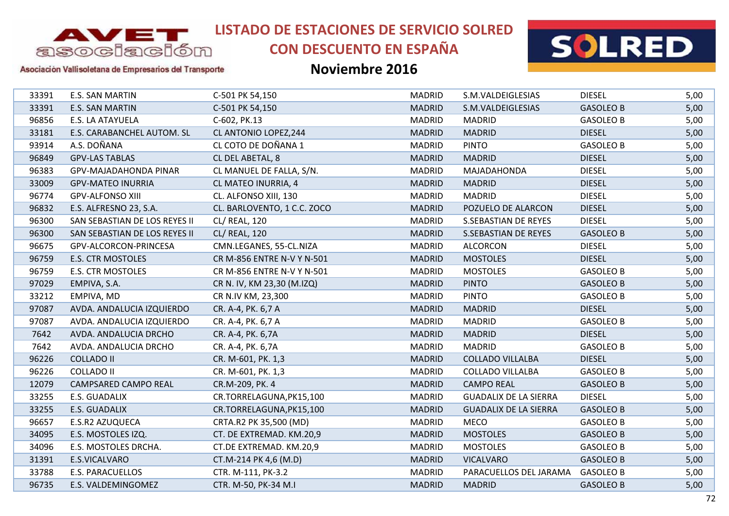# LISTADO DE ESTACIONES DE SERVICIO SOLRED CON DESCUENTO EN ESPAÑA

## Noviembre 2016

Asociación Vallisoletana de Empresarios del Transporte

| | | | | | | |
|---|---|---|---|---|---|---|
| 33391 | E.S. SAN MARTIN | C-501 PK 54,150 | MADRID | S.M.VALDEIGLESIAS | DIESEL | 5,00 |
| 33391 | E.S. SAN MARTIN | C-501 PK 54,150 | MADRID | S.M.VALDEIGLESIAS | GASOLEO B | 5,00 |
| 96856 | E.S. LA ATAYUELA | C-602, PK.13 | MADRID | MADRID | GASOLEO B | 5,00 |
| 33181 | E.S. CARABANCHEL AUTOM. SL | CL ANTONIO LOPEZ,244 | MADRID | MADRID | DIESEL | 5,00 |
| 93914 | A.S. DOÑANA | CL COTO DE DOÑANA 1 | MADRID | PINTO | GASOLEO B | 5,00 |
| 96849 | GPV-LAS TABLAS | CL DEL ABETAL, 8 | MADRID | MADRID | DIESEL | 5,00 |
| 96383 | GPV-MAJADAHONDA PINAR | CL MANUEL DE FALLA, S/N. | MADRID | MAJADAHONDA | DIESEL | 5,00 |
| 33009 | GPV-MATEO INURRIA | CL MATEO INURRIA, 4 | MADRID | MADRID | DIESEL | 5,00 |
| 96774 | GPV-ALFONSO XIII | CL. ALFONSO XIII, 130 | MADRID | MADRID | DIESEL | 5,00 |
| 96832 | E.S. ALFRESNO 23, S.A. | CL. BARLOVENTO, 1 C.C. ZOCO | MADRID | POZUELO DE ALARCON | DIESEL | 5,00 |
| 96300 | SAN SEBASTIAN DE LOS REYES II | CL/ REAL, 120 | MADRID | S.SEBASTIAN DE REYES | DIESEL | 5,00 |
| 96300 | SAN SEBASTIAN DE LOS REYES II | CL/ REAL, 120 | MADRID | S.SEBASTIAN DE REYES | GASOLEO B | 5,00 |
| 96675 | GPV-ALCORCON-PRINCESA | CMN.LEGANES, 55-CL.NIZA | MADRID | ALCORCON | DIESEL | 5,00 |
| 96759 | E.S. CTR MOSTOLES | CR M-856 ENTRE N-V Y N-501 | MADRID | MOSTOLES | DIESEL | 5,00 |
| 96759 | E.S. CTR MOSTOLES | CR M-856 ENTRE N-V Y N-501 | MADRID | MOSTOLES | GASOLEO B | 5,00 |
| 97029 | EMPIVA, S.A. | CR N. IV, KM 23,30 (M.IZQ) | MADRID | PINTO | GASOLEO B | 5,00 |
| 33212 | EMPIVA, MD | CR N.IV KM, 23,300 | MADRID | PINTO | GASOLEO B | 5,00 |
| 97087 | AVDA. ANDALUCIA IZQUIERDO | CR. A-4, PK. 6,7 A | MADRID | MADRID | DIESEL | 5,00 |
| 97087 | AVDA. ANDALUCIA IZQUIERDO | CR. A-4, PK. 6,7 A | MADRID | MADRID | GASOLEO B | 5,00 |
| 7642 | AVDA. ANDALUCIA DRCHO | CR. A-4, PK. 6,7A | MADRID | MADRID | DIESEL | 5,00 |
| 7642 | AVDA. ANDALUCIA DRCHO | CR. A-4, PK. 6,7A | MADRID | MADRID | GASOLEO B | 5,00 |
| 96226 | COLLADO II | CR. M-601, PK. 1,3 | MADRID | COLLADO VILLALBA | DIESEL | 5,00 |
| 96226 | COLLADO II | CR. M-601, PK. 1,3 | MADRID | COLLADO VILLALBA | GASOLEO B | 5,00 |
| 12079 | CAMPSARED CAMPO REAL | CR.M-209, PK. 4 | MADRID | CAMPO REAL | GASOLEO B | 5,00 |
| 33255 | E.S. GUADALIX | CR.TORRELAGUNA,PK15,100 | MADRID | GUADALIX DE LA SIERRA | DIESEL | 5,00 |
| 33255 | E.S. GUADALIX | CR.TORRELAGUNA,PK15,100 | MADRID | GUADALIX DE LA SIERRA | GASOLEO B | 5,00 |
| 96657 | E.S.R2 AZUQUECA | CRTA.R2 PK 35,500 (MD) | MADRID | MECO | GASOLEO B | 5,00 |
| 34095 | E.S. MOSTOLES IZQ. | CT. DE EXTREMAD. KM.20,9 | MADRID | MOSTOLES | GASOLEO B | 5,00 |
| 34096 | E.S. MOSTOLES DRCHA. | CT.DE EXTREMAD. KM.20,9 | MADRID | MOSTOLES | GASOLEO B | 5,00 |
| 31391 | E.S.VICALVARO | CT.M-214 PK 4,6 (M.D) | MADRID | VICALVARO | GASOLEO B | 5,00 |
| 33788 | E.S. PARACUELLOS | CTR. M-111, PK-3.2 | MADRID | PARACUELLOS DEL JARAMA | GASOLEO B | 5,00 |
| 96735 | E.S. VALDEMINGOMEZ | CTR. M-50, PK-34 M.I | MADRID | MADRID | GASOLEO B | 5,00 |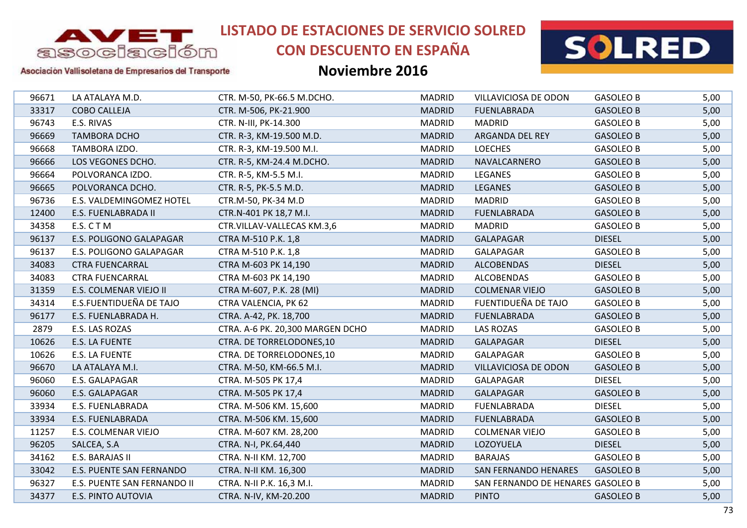# LISTADO DE ESTACIONES DE SERVICIO SOLRED CON DESCUENTO EN ESPAÑA

## Noviembre 2016

| | | | | | | |
|---|---|---|---|---|---|---|
| 96671 | LA ATALAYA M.D. | CTR. M-50, PK-66.5 M.DCHO. | MADRID | VILLAVICIOSA DE ODON | GASOLEO B | 5,00 |
| 33317 | COBO CALLEJA | CTR. M-506, PK-21.900 | MADRID | FUENLABRADA | GASOLEO B | 5,00 |
| 96743 | E.S. RIVAS | CTR. N-III, PK-14.300 | MADRID | MADRID | GASOLEO B | 5,00 |
| 96669 | TAMBORA DCHO | CTR. R-3, KM-19.500 M.D. | MADRID | ARGANDA DEL REY | GASOLEO B | 5,00 |
| 96668 | TAMBORA IZDO. | CTR. R-3, KM-19.500 M.I. | MADRID | LOECHES | GASOLEO B | 5,00 |
| 96666 | LOS VEGONES DCHO. | CTR. R-5, KM-24.4 M.DCHO. | MADRID | NAVALCARNERO | GASOLEO B | 5,00 |
| 96664 | POLVORANCA IZDO. | CTR. R-5, KM-5.5 M.I. | MADRID | LEGANES | GASOLEO B | 5,00 |
| 96665 | POLVORANCA DCHO. | CTR. R-5, PK-5.5 M.D. | MADRID | LEGANES | GASOLEO B | 5,00 |
| 96736 | E.S. VALDEMINGOMEZ HOTEL | CTR.M-50, PK-34 M.D | MADRID | MADRID | GASOLEO B | 5,00 |
| 12400 | E.S. FUENLABRADA II | CTR.N-401 PK 18,7 M.I. | MADRID | FUENLABRADA | GASOLEO B | 5,00 |
| 34358 | E.S. C T M | CTR.VILLAV-VALLECAS KM.3,6 | MADRID | MADRID | GASOLEO B | 5,00 |
| 96137 | E.S. POLIGONO GALAPAGAR | CTRA M-510 P.K. 1,8 | MADRID | GALAPAGAR | DIESEL | 5,00 |
| 96137 | E.S. POLIGONO GALAPAGAR | CTRA M-510 P.K. 1,8 | MADRID | GALAPAGAR | GASOLEO B | 5,00 |
| 34083 | CTRA FUENCARRAL | CTRA M-603 PK 14,190 | MADRID | ALCOBENDAS | DIESEL | 5,00 |
| 34083 | CTRA FUENCARRAL | CTRA M-603 PK 14,190 | MADRID | ALCOBENDAS | GASOLEO B | 5,00 |
| 31359 | E.S. COLMENAR VIEJO II | CTRA M-607, P.K. 28 (MI) | MADRID | COLMENAR VIEJO | GASOLEO B | 5,00 |
| 34314 | E.S.FUENTIDUEÑA DE TAJO | CTRA VALENCIA, PK 62 | MADRID | FUENTIDUEÑA DE TAJO | GASOLEO B | 5,00 |
| 96177 | E.S. FUENLABRADA H. | CTRA. A-42, PK. 18,700 | MADRID | FUENLABRADA | GASOLEO B | 5,00 |
| 2879 | E.S. LAS ROZAS | CTRA. A-6 PK. 20,300 MARGEN DCHO | MADRID | LAS ROZAS | GASOLEO B | 5,00 |
| 10626 | E.S. LA FUENTE | CTRA. DE TORRELODONES,10 | MADRID | GALAPAGAR | DIESEL | 5,00 |
| 10626 | E.S. LA FUENTE | CTRA. DE TORRELODONES,10 | MADRID | GALAPAGAR | GASOLEO B | 5,00 |
| 96670 | LA ATALAYA M.I. | CTRA. M-50, KM-66.5 M.I. | MADRID | VILLAVICIOSA DE ODON | GASOLEO B | 5,00 |
| 96060 | E.S. GALAPAGAR | CTRA. M-505 PK 17,4 | MADRID | GALAPAGAR | DIESEL | 5,00 |
| 96060 | E.S. GALAPAGAR | CTRA. M-505 PK 17,4 | MADRID | GALAPAGAR | GASOLEO B | 5,00 |
| 33934 | E.S. FUENLABRADA | CTRA. M-506 KM. 15,600 | MADRID | FUENLABRADA | DIESEL | 5,00 |
| 33934 | E.S. FUENLABRADA | CTRA. M-506 KM. 15,600 | MADRID | FUENLABRADA | GASOLEO B | 5,00 |
| 11257 | E.S. COLMENAR VIEJO | CTRA. M-607 KM. 28,200 | MADRID | COLMENAR VIEJO | GASOLEO B | 5,00 |
| 96205 | SALCEA, S.A | CTRA. N-I, PK.64,440 | MADRID | LOZOYUELA | DIESEL | 5,00 |
| 34162 | E.S. BARAJAS II | CTRA. N-II KM. 12,700 | MADRID | BARAJAS | GASOLEO B | 5,00 |
| 33042 | E.S. PUENTE SAN FERNANDO | CTRA. N-II KM. 16,300 | MADRID | SAN FERNANDO HENARES | GASOLEO B | 5,00 |
| 96327 | E.S. PUENTE SAN FERNANDO II | CTRA. N-II P.K. 16,3 M.I. | MADRID | SAN FERNANDO DE HENARES | GASOLEO B | 5,00 |
| 34377 | E.S. PINTO AUTOVIA | CTRA. N-IV, KM-20.200 | MADRID | PINTO | GASOLEO B | 5,00 |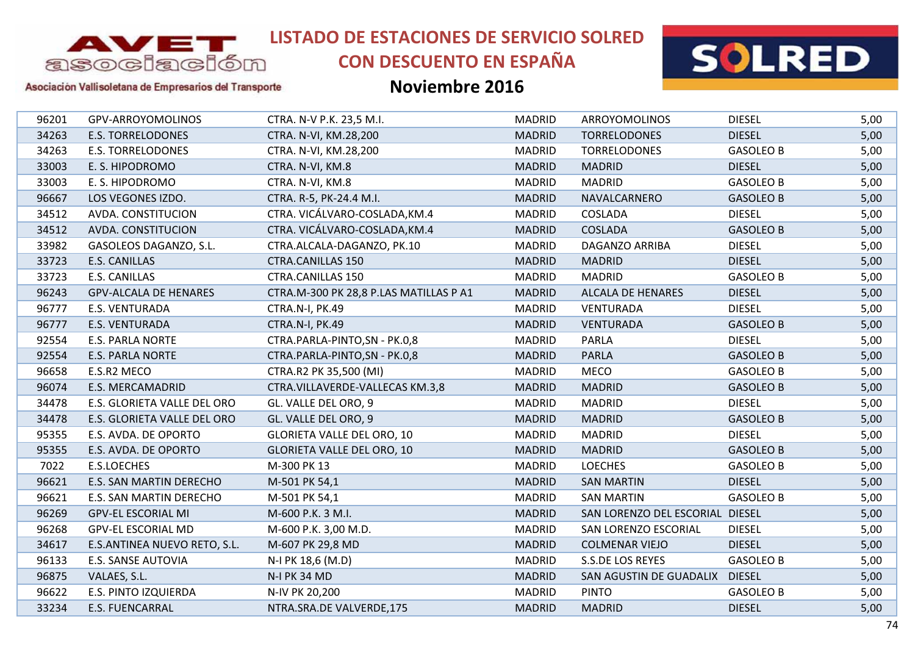# LISTADO DE ESTACIONES DE SERVICIO SOLRED CON DESCUENTO EN ESPAÑA

## Noviembre 2016

| | | | | | | |
|---|---|---|---|---|---|---|
| 96201 | GPV-ARROYOMOLINOS | CTRA. N-V P.K. 23,5 M.I. | MADRID | ARROYOMOLINOS | DIESEL | 5,00 |
| 34263 | E.S. TORRELODONES | CTRA. N-VI, KM.28,200 | MADRID | TORRELODONES | DIESEL | 5,00 |
| 34263 | E.S. TORRELODONES | CTRA. N-VI, KM.28,200 | MADRID | TORRELODONES | GASOLEO B | 5,00 |
| 33003 | E. S. HIPODROMO | CTRA. N-VI, KM.8 | MADRID | MADRID | DIESEL | 5,00 |
| 33003 | E. S. HIPODROMO | CTRA. N-VI, KM.8 | MADRID | MADRID | GASOLEO B | 5,00 |
| 96667 | LOS VEGONES IZDO. | CTRA. R-5, PK-24.4 M.I. | MADRID | NAVALCARNERO | GASOLEO B | 5,00 |
| 34512 | AVDA. CONSTITUCION | CTRA. VICÁLVARO-COSLADA,KM.4 | MADRID | COSLADA | DIESEL | 5,00 |
| 34512 | AVDA. CONSTITUCION | CTRA. VICÁLVARO-COSLADA,KM.4 | MADRID | COSLADA | GASOLEO B | 5,00 |
| 33982 | GASOLEOS DAGANZO, S.L. | CTRA.ALCALA-DAGANZO, PK.10 | MADRID | DAGANZO ARRIBA | DIESEL | 5,00 |
| 33723 | E.S. CANILLAS | CTRA.CANILLAS 150 | MADRID | MADRID | DIESEL | 5,00 |
| 33723 | E.S. CANILLAS | CTRA.CANILLAS 150 | MADRID | MADRID | GASOLEO B | 5,00 |
| 96243 | GPV-ALCALA DE HENARES | CTRA.M-300 PK 28,8 P.LAS MATILLAS P A1 | MADRID | ALCALA DE HENARES | DIESEL | 5,00 |
| 96777 | E.S. VENTURADA | CTRA.N-I, PK.49 | MADRID | VENTURADA | DIESEL | 5,00 |
| 96777 | E.S. VENTURADA | CTRA.N-I, PK.49 | MADRID | VENTURADA | GASOLEO B | 5,00 |
| 92554 | E.S. PARLA NORTE | CTRA.PARLA-PINTO,SN - PK.0,8 | MADRID | PARLA | DIESEL | 5,00 |
| 92554 | E.S. PARLA NORTE | CTRA.PARLA-PINTO,SN - PK.0,8 | MADRID | PARLA | GASOLEO B | 5,00 |
| 96658 | E.S.R2 MECO | CTRA.R2 PK 35,500 (MI) | MADRID | MECO | GASOLEO B | 5,00 |
| 96074 | E.S. MERCAMADRID | CTRA.VILLAVERDE-VALLECAS KM.3,8 | MADRID | MADRID | GASOLEO B | 5,00 |
| 34478 | E.S. GLORIETA VALLE DEL ORO | GL. VALLE DEL ORO, 9 | MADRID | MADRID | DIESEL | 5,00 |
| 34478 | E.S. GLORIETA VALLE DEL ORO | GL. VALLE DEL ORO, 9 | MADRID | MADRID | GASOLEO B | 5,00 |
| 95355 | E.S. AVDA. DE OPORTO | GLORIETA VALLE DEL ORO, 10 | MADRID | MADRID | DIESEL | 5,00 |
| 95355 | E.S. AVDA. DE OPORTO | GLORIETA VALLE DEL ORO, 10 | MADRID | MADRID | GASOLEO B | 5,00 |
| 7022 | E.S.LOECHES | M-300 PK 13 | MADRID | LOECHES | GASOLEO B | 5,00 |
| 96621 | E.S. SAN MARTIN DERECHO | M-501 PK 54,1 | MADRID | SAN MARTIN | DIESEL | 5,00 |
| 96621 | E.S. SAN MARTIN DERECHO | M-501 PK 54,1 | MADRID | SAN MARTIN | GASOLEO B | 5,00 |
| 96269 | GPV-EL ESCORIAL MI | M-600 P.K. 3 M.I. | MADRID | SAN LORENZO DEL ESCORIAL | DIESEL | 5,00 |
| 96268 | GPV-EL ESCORIAL MD | M-600 P.K. 3,00 M.D. | MADRID | SAN LORENZO ESCORIAL | DIESEL | 5,00 |
| 34617 | E.S.ANTINEA NUEVO RETO, S.L. | M-607 PK 29,8 MD | MADRID | COLMENAR VIEJO | DIESEL | 5,00 |
| 96133 | E.S. SANSE AUTOVIA | N-I PK 18,6 (M.D) | MADRID | S.S.DE LOS REYES | GASOLEO B | 5,00 |
| 96875 | VALAES, S.L. | N-I PK 34 MD | MADRID | SAN AGUSTIN DE GUADALIX | DIESEL | 5,00 |
| 96622 | E.S. PINTO IZQUIERDA | N-IV PK 20,200 | MADRID | PINTO | GASOLEO B | 5,00 |
| 33234 | E.S. FUENCARRAL | NTRA.SRA.DE VALVERDE,175 | MADRID | MADRID | DIESEL | 5,00 |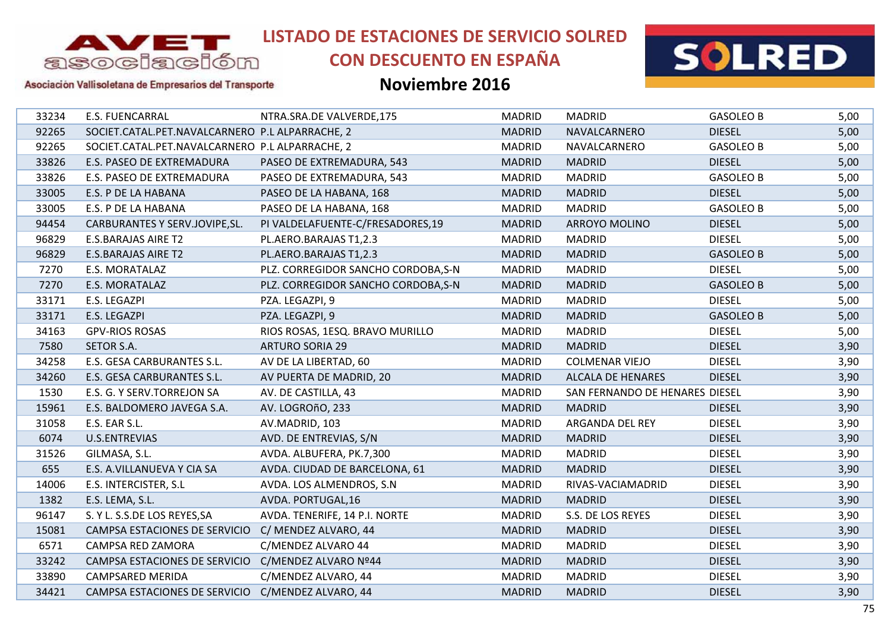# LISTADO DE ESTACIONES DE SERVICIO SOLRED CON DESCUENTO EN ESPAÑA

## Noviembre 2016

| | | | | | | |
|---|---|---|---|---|---|---|
| 33234 | E.S. FUENCARRAL | NTRA.SRA.DE VALVERDE,175 | MADRID | MADRID | GASOLEO B | 5,00 |
| 92265 | SOCIET.CATAL.PET.NAVALCARNERO | P.L ALPARRACHE, 2 | MADRID | NAVALCARNERO | DIESEL | 5,00 |
| 92265 | SOCIET.CATAL.PET.NAVALCARNERO | P.L ALPARRACHE, 2 | MADRID | NAVALCARNERO | GASOLEO B | 5,00 |
| 33826 | E.S. PASEO DE EXTREMADURA | PASEO DE EXTREMADURA, 543 | MADRID | MADRID | DIESEL | 5,00 |
| 33826 | E.S. PASEO DE EXTREMADURA | PASEO DE EXTREMADURA, 543 | MADRID | MADRID | GASOLEO B | 5,00 |
| 33005 | E.S. P DE LA HABANA | PASEO DE LA HABANA, 168 | MADRID | MADRID | DIESEL | 5,00 |
| 33005 | E.S. P DE LA HABANA | PASEO DE LA HABANA, 168 | MADRID | MADRID | GASOLEO B | 5,00 |
| 94454 | CARBURANTES Y SERV.JOVIPE,SL. | PI VALDELAFUENTE-C/FRESADORES,19 | MADRID | ARROYO MOLINO | DIESEL | 5,00 |
| 96829 | E.S.BARAJAS AIRE T2 | PL.AERO.BARAJAS T1,2.3 | MADRID | MADRID | DIESEL | 5,00 |
| 96829 | E.S.BARAJAS AIRE T2 | PL.AERO.BARAJAS T1,2.3 | MADRID | MADRID | GASOLEO B | 5,00 |
| 7270 | E.S. MORATALAZ | PLZ. CORREGIDOR SANCHO CORDOBA,S-N | MADRID | MADRID | DIESEL | 5,00 |
| 7270 | E.S. MORATALAZ | PLZ. CORREGIDOR SANCHO CORDOBA,S-N | MADRID | MADRID | GASOLEO B | 5,00 |
| 33171 | E.S. LEGAZPI | PZA. LEGAZPI, 9 | MADRID | MADRID | DIESEL | 5,00 |
| 33171 | E.S. LEGAZPI | PZA. LEGAZPI, 9 | MADRID | MADRID | GASOLEO B | 5,00 |
| 34163 | GPV-RIOS ROSAS | RIOS ROSAS, 1ESQ. BRAVO MURILLO | MADRID | MADRID | DIESEL | 5,00 |
| 7580 | SETOR S.A. | ARTURO SORIA 29 | MADRID | MADRID | DIESEL | 3,90 |
| 34258 | E.S. GESA CARBURANTES S.L. | AV DE LA LIBERTAD, 60 | MADRID | COLMENAR VIEJO | DIESEL | 3,90 |
| 34260 | E.S. GESA CARBURANTES S.L. | AV PUERTA DE MADRID, 20 | MADRID | ALCALA DE HENARES | DIESEL | 3,90 |
| 1530 | E.S. G. Y SERV.TORREJON SA | AV. DE CASTILLA, 43 | MADRID | SAN FERNANDO DE HENARES | DIESEL | 3,90 |
| 15961 | E.S. BALDOMERO JAVEGA S.A. | AV. LOGROñO, 233 | MADRID | MADRID | DIESEL | 3,90 |
| 31058 | E.S. EAR S.L. | AV.MADRID, 103 | MADRID | ARGANDA DEL REY | DIESEL | 3,90 |
| 6074 | U.S.ENTREVIAS | AVD. DE ENTREVIAS, S/N | MADRID | MADRID | DIESEL | 3,90 |
| 31526 | GILMASA, S.L. | AVDA. ALBUFERA, PK.7,300 | MADRID | MADRID | DIESEL | 3,90 |
| 655 | E.S. A.VILLANUEVA Y CIA SA | AVDA. CIUDAD DE BARCELONA, 61 | MADRID | MADRID | DIESEL | 3,90 |
| 14006 | E.S. INTERCISTER, S.L | AVDA. LOS ALMENDROS, S.N | MADRID | RIVAS-VACIAMADRID | DIESEL | 3,90 |
| 1382 | E.S. LEMA, S.L. | AVDA. PORTUGAL,16 | MADRID | MADRID | DIESEL | 3,90 |
| 96147 | S. Y L. S.S.DE LOS REYES,SA | AVDA. TENERIFE, 14 P.I. NORTE | MADRID | S.S. DE LOS REYES | DIESEL | 3,90 |
| 15081 | CAMPSA ESTACIONES DE SERVICIO | C/ MENDEZ ALVARO, 44 | MADRID | MADRID | DIESEL | 3,90 |
| 6571 | CAMPSA RED ZAMORA | C/MENDEZ ALVARO 44 | MADRID | MADRID | DIESEL | 3,90 |
| 33242 | CAMPSA ESTACIONES DE SERVICIO | C/MENDEZ ALVARO Nº44 | MADRID | MADRID | DIESEL | 3,90 |
| 33890 | CAMPSARED MERIDA | C/MENDEZ ALVARO, 44 | MADRID | MADRID | DIESEL | 3,90 |
| 34421 | CAMPSA ESTACIONES DE SERVICIO | C/MENDEZ ALVARO, 44 | MADRID | MADRID | DIESEL | 3,90 |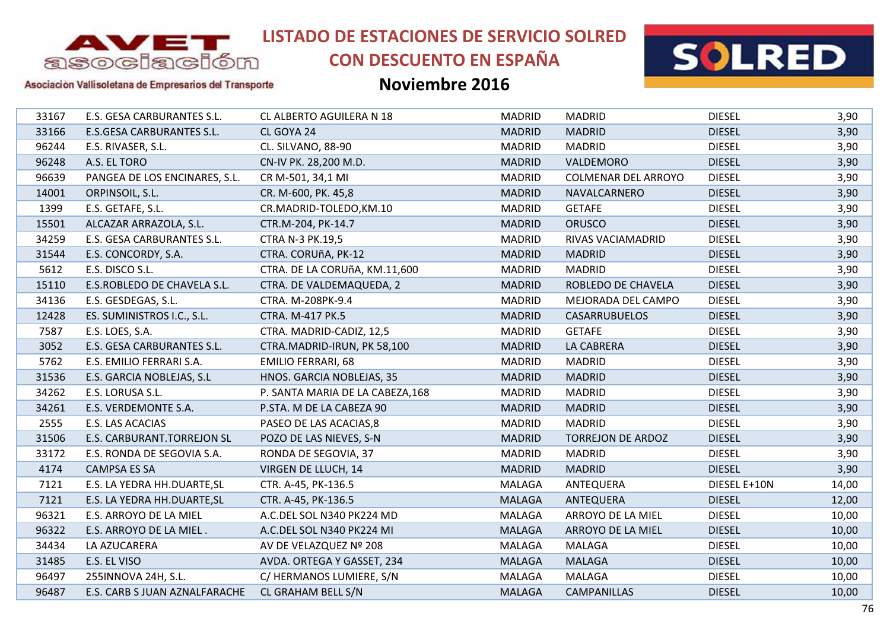# LISTADO DE ESTACIONES DE SERVICIO SOLRED CON DESCUENTO EN ESPAÑA

## Noviembre 2016

| | | | | | | |
|---|---|---|---|---|---|---|
| 33167 | E.S. GESA CARBURANTES S.L. | CL ALBERTO AGUILERA N 18 | MADRID | MADRID | DIESEL | 3,90 |
| 33166 | E.S.GESA CARBURANTES S.L. | CL GOYA 24 | MADRID | MADRID | DIESEL | 3,90 |
| 96244 | E.S. RIVASER, S.L. | CL. SILVANO, 88-90 | MADRID | MADRID | DIESEL | 3,90 |
| 96248 | A.S. EL TORO | CN-IV PK. 28,200 M.D. | MADRID | VALDEMORO | DIESEL | 3,90 |
| 96639 | PANGEA DE LOS ENCINARES, S.L. | CR M-501, 34,1 MI | MADRID | COLMENAR DEL ARROYO | DIESEL | 3,90 |
| 14001 | ORPINSOIL, S.L. | CR. M-600, PK. 45,8 | MADRID | NAVALCARNERO | DIESEL | 3,90 |
| 1399 | E.S. GETAFE, S.L. | CR.MADRID-TOLEDO,KM.10 | MADRID | GETAFE | DIESEL | 3,90 |
| 15501 | ALCAZAR ARRAZOLA, S.L. | CTR.M-204, PK-14.7 | MADRID | ORUSCO | DIESEL | 3,90 |
| 34259 | E.S. GESA CARBURANTES S.L. | CTRA N-3 PK.19,5 | MADRID | RIVAS VACIAMADRID | DIESEL | 3,90 |
| 31544 | E.S. CONCORDY, S.A. | CTRA. CORUñA, PK-12 | MADRID | MADRID | DIESEL | 3,90 |
| 5612 | E.S. DISCO S.L. | CTRA. DE LA CORUñA, KM.11,600 | MADRID | MADRID | DIESEL | 3,90 |
| 15110 | E.S.ROBLEDO DE CHAVELA S.L. | CTRA. DE VALDEMAQUEDA, 2 | MADRID | ROBLEDO DE CHAVELA | DIESEL | 3,90 |
| 34136 | E.S. GESDEGAS, S.L. | CTRA. M-208PK-9.4 | MADRID | MEJORADA DEL CAMPO | DIESEL | 3,90 |
| 12428 | ES. SUMINISTROS I.C., S.L. | CTRA. M-417 PK.5 | MADRID | CASARRUBUELOS | DIESEL | 3,90 |
| 7587 | E.S. LOES, S.A. | CTRA. MADRID-CADIZ, 12,5 | MADRID | GETAFE | DIESEL | 3,90 |
| 3052 | E.S. GESA CARBURANTES S.L. | CTRA.MADRID-IRUN, PK 58,100 | MADRID | LA CABRERA | DIESEL | 3,90 |
| 5762 | E.S. EMILIO FERRARI S.A. | EMILIO FERRARI, 68 | MADRID | MADRID | DIESEL | 3,90 |
| 31536 | E.S. GARCIA NOBLEJAS, S.L | HNOS. GARCIA NOBLEJAS, 35 | MADRID | MADRID | DIESEL | 3,90 |
| 34262 | E.S. LORUSA S.L. | P. SANTA MARIA DE LA CABEZA,168 | MADRID | MADRID | DIESEL | 3,90 |
| 34261 | E.S. VERDEMONTE S.A. | P.STA. M DE LA CABEZA 90 | MADRID | MADRID | DIESEL | 3,90 |
| 2555 | E.S. LAS ACACIAS | PASEO DE LAS ACACIAS,8 | MADRID | MADRID | DIESEL | 3,90 |
| 31506 | E.S. CARBURANT.TORREJON SL | POZO DE LAS NIEVES, S-N | MADRID | TORREJON DE ARDOZ | DIESEL | 3,90 |
| 33172 | E.S. RONDA DE SEGOVIA S.A. | RONDA DE SEGOVIA, 37 | MADRID | MADRID | DIESEL | 3,90 |
| 4174 | CAMPSA ES SA | VIRGEN DE LLUCH, 14 | MADRID | MADRID | DIESEL | 3,90 |
| 7121 | E.S. LA YEDRA HH.DUARTE,SL | CTR. A-45, PK-136.5 | MALAGA | ANTEQUERA | DIESEL E+10N | 14,00 |
| 7121 | E.S. LA YEDRA HH.DUARTE,SL | CTR. A-45, PK-136.5 | MALAGA | ANTEQUERA | DIESEL | 12,00 |
| 96321 | E.S. ARROYO DE LA MIEL | A.C.DEL SOL N340 PK224 MD | MALAGA | ARROYO DE LA MIEL | DIESEL | 10,00 |
| 96322 | E.S. ARROYO DE LA MIEL . | A.C.DEL SOL N340 PK224 MI | MALAGA | ARROYO DE LA MIEL | DIESEL | 10,00 |
| 34434 | LA AZUCARERA | AV DE VELAZQUEZ Nº 208 | MALAGA | MALAGA | DIESEL | 10,00 |
| 31485 | E.S. EL VISO | AVDA. ORTEGA Y GASSET, 234 | MALAGA | MALAGA | DIESEL | 10,00 |
| 96497 | 255INNOVA 24H, S.L. | C/ HERMANOS LUMIERE, S/N | MALAGA | MALAGA | DIESEL | 10,00 |
| 96487 | E.S. CARB S JUAN AZNALFARACHE | CL GRAHAM BELL S/N | MALAGA | CAMPANILLAS | DIESEL | 10,00 |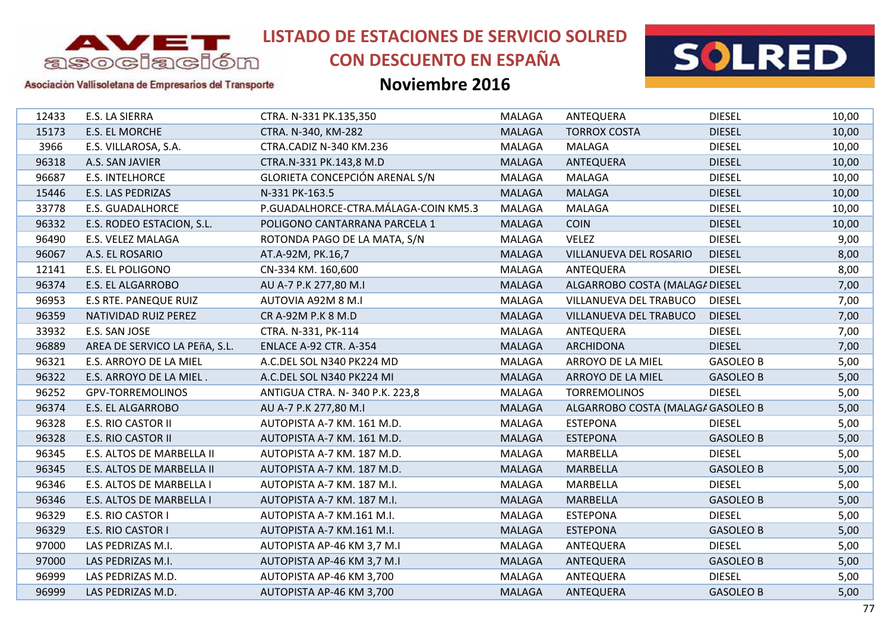# LISTADO DE ESTACIONES DE SERVICIO SOLRED CON DESCUENTO EN ESPAÑA

## Noviembre 2016

AVET asociación

Asociación Vallisoletana de Empresarios del Transporte

SOLRED

| | | | | | | |
|---|---|---|---|---|---|---|
| 12433 | E.S. LA SIERRA | CTRA. N-331 PK.135,350 | MALAGA | ANTEQUERA | DIESEL | 10,00 |
| 15173 | E.S. EL MORCHE | CTRA. N-340, KM-282 | MALAGA | TORROX COSTA | DIESEL | 10,00 |
| 3966 | E.S. VILLAROSA, S.A. | CTRA.CADIZ N-340 KM.236 | MALAGA | MALAGA | DIESEL | 10,00 |
| 96318 | A.S. SAN JAVIER | CTRA.N-331 PK.143,8 M.D | MALAGA | ANTEQUERA | DIESEL | 10,00 |
| 96687 | E.S. INTELHORCE | GLORIETA CONCEPCIÓN ARENAL S/N | MALAGA | MALAGA | DIESEL | 10,00 |
| 15446 | E.S. LAS PEDRIZAS | N-331 PK-163.5 | MALAGA | MALAGA | DIESEL | 10,00 |
| 33778 | E.S. GUADALHORCE | P.GUADALHORCE-CTRA.MÁLAGA-COIN KM5.3 | MALAGA | MALAGA | DIESEL | 10,00 |
| 96332 | E.S. RODEO ESTACION, S.L. | POLIGONO CANTARRANA PARCELA 1 | MALAGA | COIN | DIESEL | 10,00 |
| 96490 | E.S. VELEZ MALAGA | ROTONDA PAGO DE LA MATA, S/N | MALAGA | VELEZ | DIESEL | 9,00 |
| 96067 | A.S. EL ROSARIO | AT.A-92M, PK.16,7 | MALAGA | VILLANUEVA DEL ROSARIO | DIESEL | 8,00 |
| 12141 | E.S. EL POLIGONO | CN-334 KM. 160,600 | MALAGA | ANTEQUERA | DIESEL | 8,00 |
| 96374 | E.S. EL ALGARROBO | AU A-7 P.K 277,80 M.I | MALAGA | ALGARROBO COSTA (MALAGA | DIESEL | 7,00 |
| 96953 | E.S RTE. PANEQUE RUIZ | AUTOVIA A92M 8 M.I | MALAGA | VILLANUEVA DEL TRABUCO | DIESEL | 7,00 |
| 96359 | NATIVIDAD RUIZ PEREZ | CR A-92M P.K 8 M.D | MALAGA | VILLANUEVA DEL TRABUCO | DIESEL | 7,00 |
| 33932 | E.S. SAN JOSE | CTRA. N-331, PK-114 | MALAGA | ANTEQUERA | DIESEL | 7,00 |
| 96889 | AREA DE SERVICO LA PEñA, S.L. | ENLACE A-92 CTR. A-354 | MALAGA | ARCHIDONA | DIESEL | 7,00 |
| 96321 | E.S. ARROYO DE LA MIEL | A.C.DEL SOL N340 PK224 MD | MALAGA | ARROYO DE LA MIEL | GASOLEO B | 5,00 |
| 96322 | E.S. ARROYO DE LA MIEL . | A.C.DEL SOL N340 PK224 MI | MALAGA | ARROYO DE LA MIEL | GASOLEO B | 5,00 |
| 96252 | GPV-TORREMOLINOS | ANTIGUA CTRA. N- 340 P.K. 223,8 | MALAGA | TORREMOLINOS | DIESEL | 5,00 |
| 96374 | E.S. EL ALGARROBO | AU A-7 P.K 277,80 M.I | MALAGA | ALGARROBO COSTA (MALAGA | GASOLEO B | 5,00 |
| 96328 | E.S. RIO CASTOR II | AUTOPISTA A-7 KM. 161 M.D. | MALAGA | ESTEPONA | DIESEL | 5,00 |
| 96328 | E.S. RIO CASTOR II | AUTOPISTA A-7 KM. 161 M.D. | MALAGA | ESTEPONA | GASOLEO B | 5,00 |
| 96345 | E.S. ALTOS DE MARBELLA II | AUTOPISTA A-7 KM. 187 M.D. | MALAGA | MARBELLA | DIESEL | 5,00 |
| 96345 | E.S. ALTOS DE MARBELLA II | AUTOPISTA A-7 KM. 187 M.D. | MALAGA | MARBELLA | GASOLEO B | 5,00 |
| 96346 | E.S. ALTOS DE MARBELLA I | AUTOPISTA A-7 KM. 187 M.I. | MALAGA | MARBELLA | DIESEL | 5,00 |
| 96346 | E.S. ALTOS DE MARBELLA I | AUTOPISTA A-7 KM. 187 M.I. | MALAGA | MARBELLA | GASOLEO B | 5,00 |
| 96329 | E.S. RIO CASTOR I | AUTOPISTA A-7 KM.161 M.I. | MALAGA | ESTEPONA | DIESEL | 5,00 |
| 96329 | E.S. RIO CASTOR I | AUTOPISTA A-7 KM.161 M.I. | MALAGA | ESTEPONA | GASOLEO B | 5,00 |
| 97000 | LAS PEDRIZAS M.I. | AUTOPISTA AP-46 KM 3,7 M.I | MALAGA | ANTEQUERA | DIESEL | 5,00 |
| 97000 | LAS PEDRIZAS M.I. | AUTOPISTA AP-46 KM 3,7 M.I | MALAGA | ANTEQUERA | GASOLEO B | 5,00 |
| 96999 | LAS PEDRIZAS M.D. | AUTOPISTA AP-46 KM 3,700 | MALAGA | ANTEQUERA | DIESEL | 5,00 |
| 96999 | LAS PEDRIZAS M.D. | AUTOPISTA AP-46 KM 3,700 | MALAGA | ANTEQUERA | GASOLEO B | 5,00 |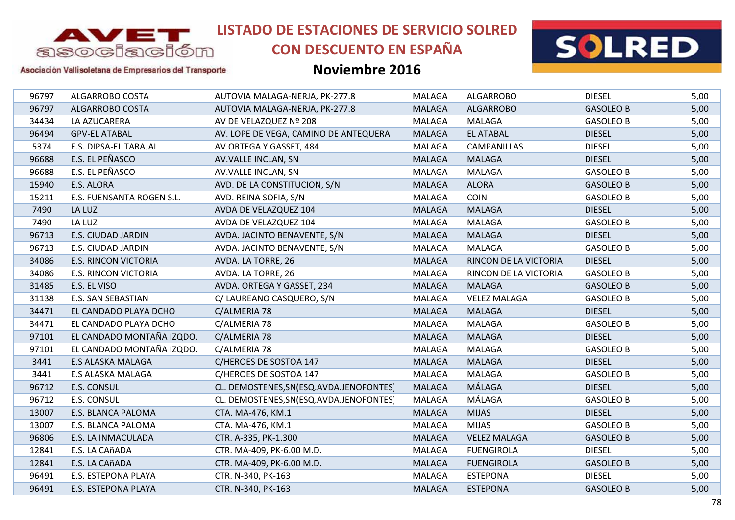# LISTADO DE ESTACIONES DE SERVICIO SOLRED CON DESCUENTO EN ESPAÑA

## Noviembre 2016

| | | | | | | |
|---|---|---|---|---|---|---|
| 96797 | ALGARROBO COSTA | AUTOVIA MALAGA-NERJA, PK-277.8 | MALAGA | ALGARROBO | DIESEL | 5,00 |
| 96797 | ALGARROBO COSTA | AUTOVIA MALAGA-NERJA, PK-277.8 | MALAGA | ALGARROBO | GASOLEO B | 5,00 |
| 34434 | LA AZUCARERA | AV DE VELAZQUEZ Nº 208 | MALAGA | MALAGA | GASOLEO B | 5,00 |
| 96494 | GPV-EL ATABAL | AV. LOPE DE VEGA, CAMINO DE ANTEQUERA | MALAGA | EL ATABAL | DIESEL | 5,00 |
| 5374 | E.S. DIPSA-EL TARAJAL | AV.ORTEGA Y GASSET, 484 | MALAGA | CAMPANILLAS | DIESEL | 5,00 |
| 96688 | E.S. EL PEÑASCO | AV.VALLE INCLAN, SN | MALAGA | MALAGA | DIESEL | 5,00 |
| 96688 | E.S. EL PEÑASCO | AV.VALLE INCLAN, SN | MALAGA | MALAGA | GASOLEO B | 5,00 |
| 15940 | E.S. ALORA | AVD. DE LA CONSTITUCION, S/N | MALAGA | ALORA | GASOLEO B | 5,00 |
| 15211 | E.S. FUENSANTA ROGEN S.L. | AVD. REINA SOFIA, S/N | MALAGA | COIN | GASOLEO B | 5,00 |
| 7490 | LA LUZ | AVDA DE VELAZQUEZ 104 | MALAGA | MALAGA | DIESEL | 5,00 |
| 7490 | LA LUZ | AVDA DE VELAZQUEZ 104 | MALAGA | MALAGA | GASOLEO B | 5,00 |
| 96713 | E.S. CIUDAD JARDIN | AVDA. JACINTO BENAVENTE, S/N | MALAGA | MALAGA | DIESEL | 5,00 |
| 96713 | E.S. CIUDAD JARDIN | AVDA. JACINTO BENAVENTE, S/N | MALAGA | MALAGA | GASOLEO B | 5,00 |
| 34086 | E.S. RINCON VICTORIA | AVDA. LA TORRE, 26 | MALAGA | RINCON DE LA VICTORIA | DIESEL | 5,00 |
| 34086 | E.S. RINCON VICTORIA | AVDA. LA TORRE, 26 | MALAGA | RINCON DE LA VICTORIA | GASOLEO B | 5,00 |
| 31485 | E.S. EL VISO | AVDA. ORTEGA Y GASSET, 234 | MALAGA | MALAGA | GASOLEO B | 5,00 |
| 31138 | E.S. SAN SEBASTIAN | C/ LAUREANO CASQUERO, S/N | MALAGA | VELEZ MALAGA | GASOLEO B | 5,00 |
| 34471 | EL CANDADO PLAYA DCHO | C/ALMERIA 78 | MALAGA | MALAGA | DIESEL | 5,00 |
| 34471 | EL CANDADO PLAYA DCHO | C/ALMERIA 78 | MALAGA | MALAGA | GASOLEO B | 5,00 |
| 97101 | EL CANDADO MONTAÑA IZQDO. | C/ALMERIA 78 | MALAGA | MALAGA | DIESEL | 5,00 |
| 97101 | EL CANDADO MONTAÑA IZQDO. | C/ALMERIA 78 | MALAGA | MALAGA | GASOLEO B | 5,00 |
| 3441 | E.S ALASKA MALAGA | C/HEROES DE SOSTOA 147 | MALAGA | MALAGA | DIESEL | 5,00 |
| 3441 | E.S ALASKA MALAGA | C/HEROES DE SOSTOA 147 | MALAGA | MALAGA | GASOLEO B | 5,00 |
| 96712 | E.S. CONSUL | CL. DEMOSTENES,SN(ESQ.AVDA.JENOFONTES) | MALAGA | MÁLAGA | DIESEL | 5,00 |
| 96712 | E.S. CONSUL | CL. DEMOSTENES,SN(ESQ.AVDA.JENOFONTES) | MALAGA | MÁLAGA | GASOLEO B | 5,00 |
| 13007 | E.S. BLANCA PALOMA | CTA. MA-476, KM.1 | MALAGA | MIJAS | DIESEL | 5,00 |
| 13007 | E.S. BLANCA PALOMA | CTA. MA-476, KM.1 | MALAGA | MIJAS | GASOLEO B | 5,00 |
| 96806 | E.S. LA INMACULADA | CTR. A-335, PK-1.300 | MALAGA | VELEZ MALAGA | GASOLEO B | 5,00 |
| 12841 | E.S. LA CAñADA | CTR. MA-409, PK-6.00 M.D. | MALAGA | FUENGIROLA | DIESEL | 5,00 |
| 12841 | E.S. LA CAñADA | CTR. MA-409, PK-6.00 M.D. | MALAGA | FUENGIROLA | GASOLEO B | 5,00 |
| 96491 | E.S. ESTEPONA PLAYA | CTR. N-340, PK-163 | MALAGA | ESTEPONA | DIESEL | 5,00 |
| 96491 | E.S. ESTEPONA PLAYA | CTR. N-340, PK-163 | MALAGA | ESTEPONA | GASOLEO B | 5,00 |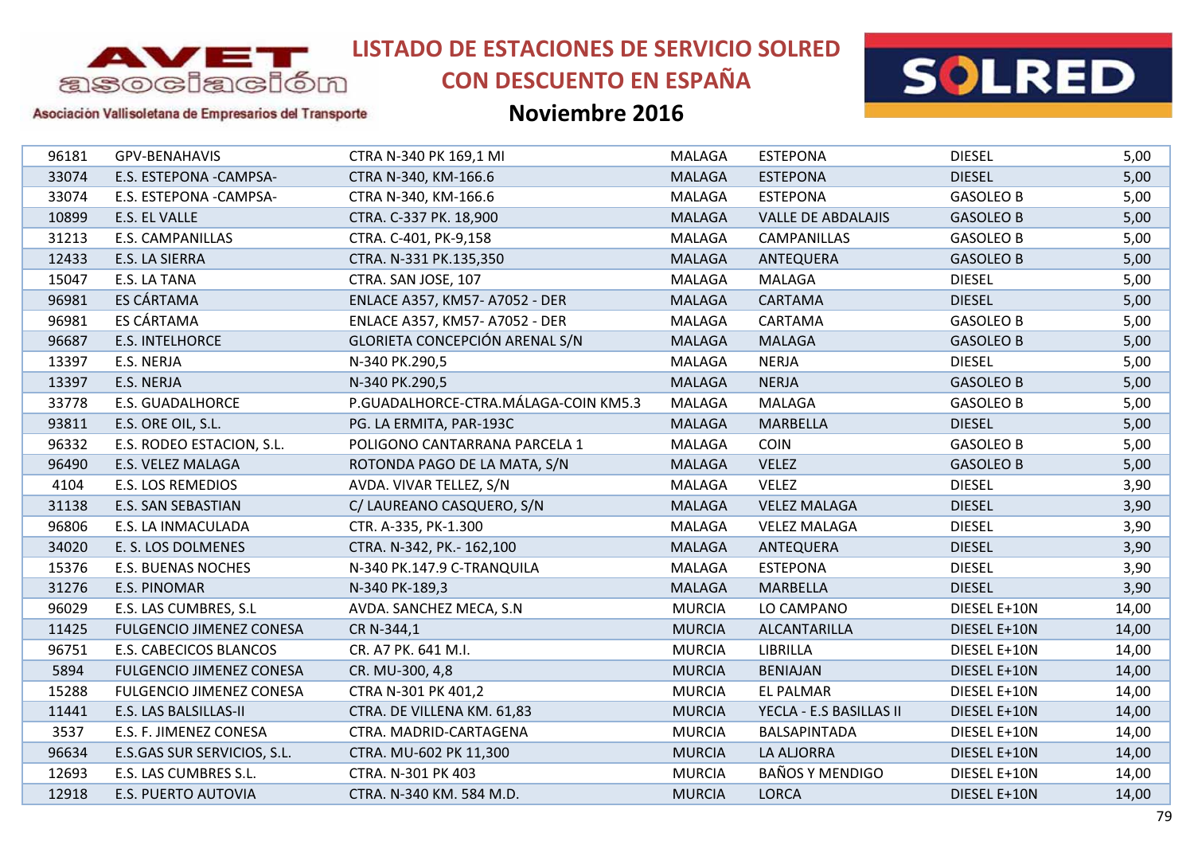# LISTADO DE ESTACIONES DE SERVICIO SOLRED CON DESCUENTO EN ESPAÑA

## Noviembre 2016

| | | | | | | |
|---|---|---|---|---|---|---|
| 96181 | GPV-BENAHAVIS | CTRA N-340 PK 169,1 MI | MALAGA | ESTEPONA | DIESEL | 5,00 |
| 33074 | E.S. ESTEPONA -CAMPSA- | CTRA N-340, KM-166.6 | MALAGA | ESTEPONA | DIESEL | 5,00 |
| 33074 | E.S. ESTEPONA -CAMPSA- | CTRA N-340, KM-166.6 | MALAGA | ESTEPONA | GASOLEO B | 5,00 |
| 10899 | E.S. EL VALLE | CTRA. C-337 PK. 18,900 | MALAGA | VALLE DE ABDALAJIS | GASOLEO B | 5,00 |
| 31213 | E.S. CAMPANILLAS | CTRA. C-401, PK-9,158 | MALAGA | CAMPANILLAS | GASOLEO B | 5,00 |
| 12433 | E.S. LA SIERRA | CTRA. N-331 PK.135,350 | MALAGA | ANTEQUERA | GASOLEO B | 5,00 |
| 15047 | E.S. LA TANA | CTRA. SAN JOSE, 107 | MALAGA | MALAGA | DIESEL | 5,00 |
| 96981 | ES CÁRTAMA | ENLACE A357, KM57- A7052 - DER | MALAGA | CARTAMA | DIESEL | 5,00 |
| 96981 | ES CÁRTAMA | ENLACE A357, KM57- A7052 - DER | MALAGA | CARTAMA | GASOLEO B | 5,00 |
| 96687 | E.S. INTELHORCE | GLORIETA CONCEPCIÓN ARENAL S/N | MALAGA | MALAGA | GASOLEO B | 5,00 |
| 13397 | E.S. NERJA | N-340 PK.290,5 | MALAGA | NERJA | DIESEL | 5,00 |
| 13397 | E.S. NERJA | N-340 PK.290,5 | MALAGA | NERJA | GASOLEO B | 5,00 |
| 33778 | E.S. GUADALHORCE | P.GUADALHORCE-CTRA.MÁLAGA-COIN KM5.3 | MALAGA | MALAGA | GASOLEO B | 5,00 |
| 93811 | E.S. ORE OIL, S.L. | PG. LA ERMITA, PAR-193C | MALAGA | MARBELLA | DIESEL | 5,00 |
| 96332 | E.S. RODEO ESTACION, S.L. | POLIGONO CANTARRANA PARCELA 1 | MALAGA | COIN | GASOLEO B | 5,00 |
| 96490 | E.S. VELEZ MALAGA | ROTONDA PAGO DE LA MATA, S/N | MALAGA | VELEZ | GASOLEO B | 5,00 |
| 4104 | E.S. LOS REMEDIOS | AVDA. VIVAR TELLEZ, S/N | MALAGA | VELEZ | DIESEL | 3,90 |
| 31138 | E.S. SAN SEBASTIAN | C/ LAUREANO CASQUERO, S/N | MALAGA | VELEZ MALAGA | DIESEL | 3,90 |
| 96806 | E.S. LA INMACULADA | CTR. A-335, PK-1.300 | MALAGA | VELEZ MALAGA | DIESEL | 3,90 |
| 34020 | E. S. LOS DOLMENES | CTRA. N-342, PK.- 162,100 | MALAGA | ANTEQUERA | DIESEL | 3,90 |
| 15376 | E.S. BUENAS NOCHES | N-340 PK.147.9 C-TRANQUILA | MALAGA | ESTEPONA | DIESEL | 3,90 |
| 31276 | E.S. PINOMAR | N-340 PK-189,3 | MALAGA | MARBELLA | DIESEL | 3,90 |
| 96029 | E.S. LAS CUMBRES, S.L | AVDA. SANCHEZ MECA, S.N | MURCIA | LO CAMPANO | DIESEL E+10N | 14,00 |
| 11425 | FULGENCIO JIMENEZ CONESA | CR N-344,1 | MURCIA | ALCANTARILLA | DIESEL E+10N | 14,00 |
| 96751 | E.S. CABECICOS BLANCOS | CR. A7 PK. 641 M.I. | MURCIA | LIBRILLA | DIESEL E+10N | 14,00 |
| 5894 | FULGENCIO JIMENEZ CONESA | CR. MU-300, 4,8 | MURCIA | BENIAJAN | DIESEL E+10N | 14,00 |
| 15288 | FULGENCIO JIMENEZ CONESA | CTRA N-301 PK 401,2 | MURCIA | EL PALMAR | DIESEL E+10N | 14,00 |
| 11441 | E.S. LAS BALSILLAS-II | CTRA. DE VILLENA KM. 61,83 | MURCIA | YECLA - E.S BASILLAS II | DIESEL E+10N | 14,00 |
| 3537 | E.S. F. JIMENEZ CONESA | CTRA. MADRID-CARTAGENA | MURCIA | BALSAPINTADA | DIESEL E+10N | 14,00 |
| 96634 | E.S.GAS SUR SERVICIOS, S.L. | CTRA. MU-602 PK 11,300 | MURCIA | LA ALJORRA | DIESEL E+10N | 14,00 |
| 12693 | E.S. LAS CUMBRES S.L. | CTRA. N-301 PK 403 | MURCIA | BAÑOS Y MENDIGO | DIESEL E+10N | 14,00 |
| 12918 | E.S. PUERTO AUTOVIA | CTRA. N-340 KM. 584 M.D. | MURCIA | LORCA | DIESEL E+10N | 14,00 |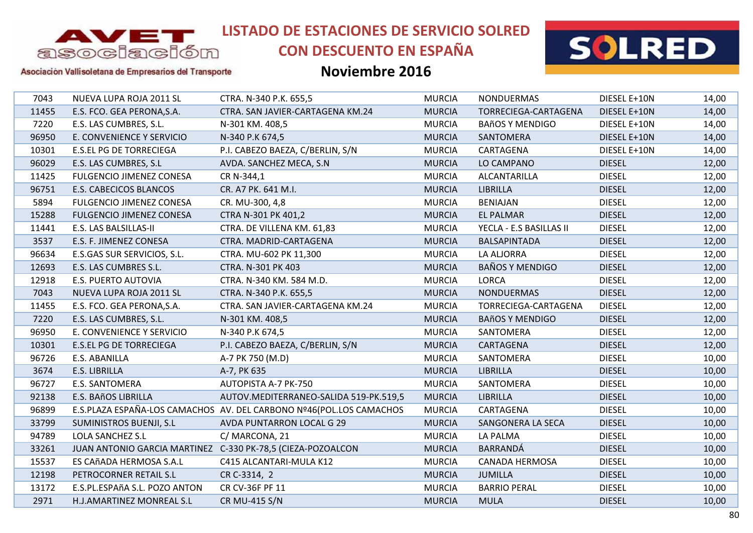# LISTADO DE ESTACIONES DE SERVICIO SOLRED CON DESCUENTO EN ESPAÑA

## Noviembre 2016

AVET asociación — Asociación Vallisoletana de Empresarios del Transporte

SOLRED

| | | | | | | |
|---|---|---|---|---|---|---|
| 7043 | NUEVA LUPA ROJA 2011 SL | CTRA. N-340 P.K. 655,5 | MURCIA | NONDUERMAS | DIESEL E+10N | 14,00 |
| 11455 | E.S. FCO. GEA PERONA,S.A. | CTRA. SAN JAVIER-CARTAGENA KM.24 | MURCIA | TORRECIEGA-CARTAGENA | DIESEL E+10N | 14,00 |
| 7220 | E.S. LAS CUMBRES, S.L. | N-301 KM. 408,5 | MURCIA | BAñOS Y MENDIGO | DIESEL E+10N | 14,00 |
| 96950 | E. CONVENIENCE Y SERVICIO | N-340 P.K 674,5 | MURCIA | SANTOMERA | DIESEL E+10N | 14,00 |
| 10301 | E.S.EL PG DE TORRECIEGA | P.I. CABEZO BAEZA, C/BERLIN, S/N | MURCIA | CARTAGENA | DIESEL E+10N | 14,00 |
| 96029 | E.S. LAS CUMBRES, S.L | AVDA. SANCHEZ MECA, S.N | MURCIA | LO CAMPANO | DIESEL | 12,00 |
| 11425 | FULGENCIO JIMENEZ CONESA | CR N-344,1 | MURCIA | ALCANTARILLA | DIESEL | 12,00 |
| 96751 | E.S. CABECICOS BLANCOS | CR. A7 PK. 641 M.I. | MURCIA | LIBRILLA | DIESEL | 12,00 |
| 5894 | FULGENCIO JIMENEZ CONESA | CR. MU-300, 4,8 | MURCIA | BENIAJAN | DIESEL | 12,00 |
| 15288 | FULGENCIO JIMENEZ CONESA | CTRA N-301 PK 401,2 | MURCIA | EL PALMAR | DIESEL | 12,00 |
| 11441 | E.S. LAS BALSILLAS-II | CTRA. DE VILLENA KM. 61,83 | MURCIA | YECLA - E.S BASILLAS II | DIESEL | 12,00 |
| 3537 | E.S. F. JIMENEZ CONESA | CTRA. MADRID-CARTAGENA | MURCIA | BALSAPINTADA | DIESEL | 12,00 |
| 96634 | E.S.GAS SUR SERVICIOS, S.L. | CTRA. MU-602 PK 11,300 | MURCIA | LA ALJORRA | DIESEL | 12,00 |
| 12693 | E.S. LAS CUMBRES S.L. | CTRA. N-301 PK 403 | MURCIA | BAÑOS Y MENDIGO | DIESEL | 12,00 |
| 12918 | E.S. PUERTO AUTOVIA | CTRA. N-340 KM. 584 M.D. | MURCIA | LORCA | DIESEL | 12,00 |
| 7043 | NUEVA LUPA ROJA 2011 SL | CTRA. N-340 P.K. 655,5 | MURCIA | NONDUERMAS | DIESEL | 12,00 |
| 11455 | E.S. FCO. GEA PERONA,S.A. | CTRA. SAN JAVIER-CARTAGENA KM.24 | MURCIA | TORRECIEGA-CARTAGENA | DIESEL | 12,00 |
| 7220 | E.S. LAS CUMBRES, S.L. | N-301 KM. 408,5 | MURCIA | BAñOS Y MENDIGO | DIESEL | 12,00 |
| 96950 | E. CONVENIENCE Y SERVICIO | N-340 P.K 674,5 | MURCIA | SANTOMERA | DIESEL | 12,00 |
| 10301 | E.S.EL PG DE TORRECIEGA | P.I. CABEZO BAEZA, C/BERLIN, S/N | MURCIA | CARTAGENA | DIESEL | 12,00 |
| 96726 | E.S. ABANILLA | A-7 PK 750 (M.D) | MURCIA | SANTOMERA | DIESEL | 10,00 |
| 3674 | E.S. LIBRILLA | A-7, PK 635 | MURCIA | LIBRILLA | DIESEL | 10,00 |
| 96727 | E.S. SANTOMERA | AUTOPISTA A-7 PK-750 | MURCIA | SANTOMERA | DIESEL | 10,00 |
| 92138 | E.S. BAñOS LIBRILLA | AUTOV.MEDITERRANEO-SALIDA 519-PK.519,5 | MURCIA | LIBRILLA | DIESEL | 10,00 |
| 96899 | E.S.PLAZA ESPAÑA-LOS CAMACHOS | AV. DEL CARBONO Nº46(POL.LOS CAMACHOS | MURCIA | CARTAGENA | DIESEL | 10,00 |
| 33799 | SUMINISTROS BUENJI, S.L | AVDA PUNTARRON LOCAL G 29 | MURCIA | SANGONERA LA SECA | DIESEL | 10,00 |
| 94789 | LOLA SANCHEZ S.L | C/ MARCONA, 21 | MURCIA | LA PALMA | DIESEL | 10,00 |
| 33261 | JUAN ANTONIO GARCIA MARTINEZ | C-330 PK-78,5 (CIEZA-POZOALCON | MURCIA | BARRANDÁ | DIESEL | 10,00 |
| 15537 | ES CAñADA HERMOSA S.A.L | C415 ALCANTARI-MULA K12 | MURCIA | CANADA HERMOSA | DIESEL | 10,00 |
| 12198 | PETROCORNER RETAIL S.L | CR C-3314, 2 | MURCIA | JUMILLA | DIESEL | 10,00 |
| 13172 | E.S.PL.ESPAñA S.L. POZO ANTON | CR CV-36F PF 11 | MURCIA | BARRIO PERAL | DIESEL | 10,00 |
| 2971 | H.J.AMARTINEZ MONREAL S.L | CR MU-415 S/N | MURCIA | MULA | DIESEL | 10,00 |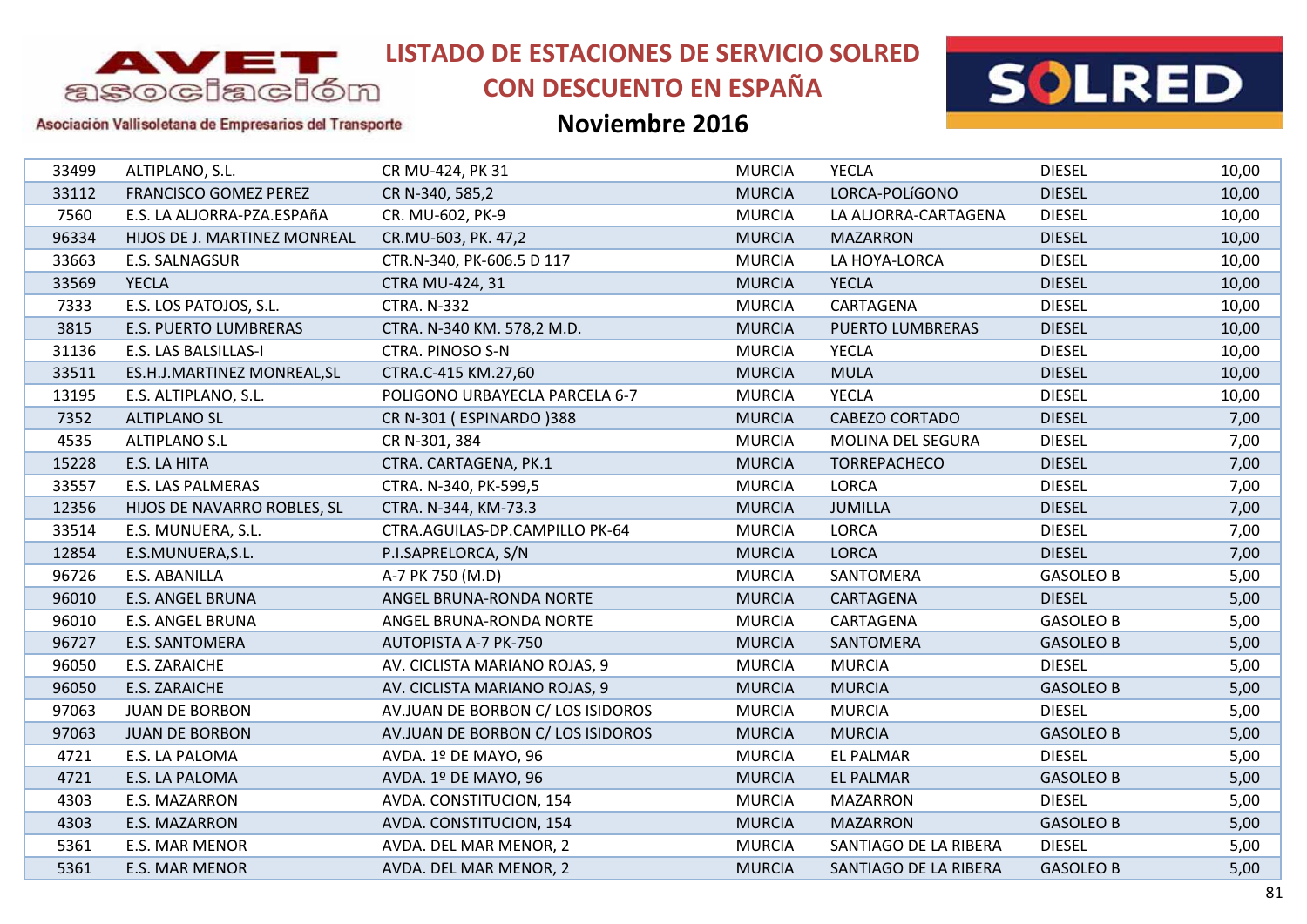# LISTADO DE ESTACIONES DE SERVICIO SOLRED CON DESCUENTO EN ESPAÑA

## Noviembre 2016

Asociación Vallisoletana de Empresarios del Transporte

| | | | | | | |
|---|---|---|---|---|---|---|
| 33499 | ALTIPLANO, S.L. | CR MU-424, PK 31 | MURCIA | YECLA | DIESEL | 10,00 |
| 33112 | FRANCISCO GOMEZ PEREZ | CR N-340, 585,2 | MURCIA | LORCA-POLíGONO | DIESEL | 10,00 |
| 7560 | E.S. LA ALJORRA-PZA.ESPAñA | CR. MU-602, PK-9 | MURCIA | LA ALJORRA-CARTAGENA | DIESEL | 10,00 |
| 96334 | HIJOS DE J. MARTINEZ MONREAL | CR.MU-603, PK. 47,2 | MURCIA | MAZARRON | DIESEL | 10,00 |
| 33663 | E.S. SALNAGSUR | CTR.N-340, PK-606.5 D 117 | MURCIA | LA HOYA-LORCA | DIESEL | 10,00 |
| 33569 | YECLA | CTRA MU-424, 31 | MURCIA | YECLA | DIESEL | 10,00 |
| 7333 | E.S. LOS PATOJOS, S.L. | CTRA. N-332 | MURCIA | CARTAGENA | DIESEL | 10,00 |
| 3815 | E.S. PUERTO LUMBRERAS | CTRA. N-340 KM. 578,2 M.D. | MURCIA | PUERTO LUMBRERAS | DIESEL | 10,00 |
| 31136 | E.S. LAS BALSILLAS-I | CTRA. PINOSO S-N | MURCIA | YECLA | DIESEL | 10,00 |
| 33511 | ES.H.J.MARTINEZ MONREAL,SL | CTRA.C-415 KM.27,60 | MURCIA | MULA | DIESEL | 10,00 |
| 13195 | E.S. ALTIPLANO, S.L. | POLIGONO URBAYECLA PARCELA 6-7 | MURCIA | YECLA | DIESEL | 10,00 |
| 7352 | ALTIPLANO SL | CR N-301 ( ESPINARDO )388 | MURCIA | CABEZO CORTADO | DIESEL | 7,00 |
| 4535 | ALTIPLANO S.L | CR N-301, 384 | MURCIA | MOLINA DEL SEGURA | DIESEL | 7,00 |
| 15228 | E.S. LA HITA | CTRA. CARTAGENA, PK.1 | MURCIA | TORREPACHECO | DIESEL | 7,00 |
| 33557 | E.S. LAS PALMERAS | CTRA. N-340, PK-599,5 | MURCIA | LORCA | DIESEL | 7,00 |
| 12356 | HIJOS DE NAVARRO ROBLES, SL | CTRA. N-344, KM-73.3 | MURCIA | JUMILLA | DIESEL | 7,00 |
| 33514 | E.S. MUNUERA, S.L. | CTRA.AGUILAS-DP.CAMPILLO PK-64 | MURCIA | LORCA | DIESEL | 7,00 |
| 12854 | E.S.MUNUERA,S.L. | P.I.SAPRELORCA, S/N | MURCIA | LORCA | DIESEL | 7,00 |
| 96726 | E.S. ABANILLA | A-7 PK 750 (M.D) | MURCIA | SANTOMERA | GASOLEO B | 5,00 |
| 96010 | E.S. ANGEL BRUNA | ANGEL BRUNA-RONDA NORTE | MURCIA | CARTAGENA | DIESEL | 5,00 |
| 96010 | E.S. ANGEL BRUNA | ANGEL BRUNA-RONDA NORTE | MURCIA | CARTAGENA | GASOLEO B | 5,00 |
| 96727 | E.S. SANTOMERA | AUTOPISTA A-7 PK-750 | MURCIA | SANTOMERA | GASOLEO B | 5,00 |
| 96050 | E.S. ZARAICHE | AV. CICLISTA MARIANO ROJAS, 9 | MURCIA | MURCIA | DIESEL | 5,00 |
| 96050 | E.S. ZARAICHE | AV. CICLISTA MARIANO ROJAS, 9 | MURCIA | MURCIA | GASOLEO B | 5,00 |
| 97063 | JUAN DE BORBON | AV.JUAN DE BORBON C/ LOS ISIDOROS | MURCIA | MURCIA | DIESEL | 5,00 |
| 97063 | JUAN DE BORBON | AV.JUAN DE BORBON C/ LOS ISIDOROS | MURCIA | MURCIA | GASOLEO B | 5,00 |
| 4721 | E.S. LA PALOMA | AVDA. 1º DE MAYO, 96 | MURCIA | EL PALMAR | DIESEL | 5,00 |
| 4721 | E.S. LA PALOMA | AVDA. 1º DE MAYO, 96 | MURCIA | EL PALMAR | GASOLEO B | 5,00 |
| 4303 | E.S. MAZARRON | AVDA. CONSTITUCION, 154 | MURCIA | MAZARRON | DIESEL | 5,00 |
| 4303 | E.S. MAZARRON | AVDA. CONSTITUCION, 154 | MURCIA | MAZARRON | GASOLEO B | 5,00 |
| 5361 | E.S. MAR MENOR | AVDA. DEL MAR MENOR, 2 | MURCIA | SANTIAGO DE LA RIBERA | DIESEL | 5,00 |
| 5361 | E.S. MAR MENOR | AVDA. DEL MAR MENOR, 2 | MURCIA | SANTIAGO DE LA RIBERA | GASOLEO B | 5,00 |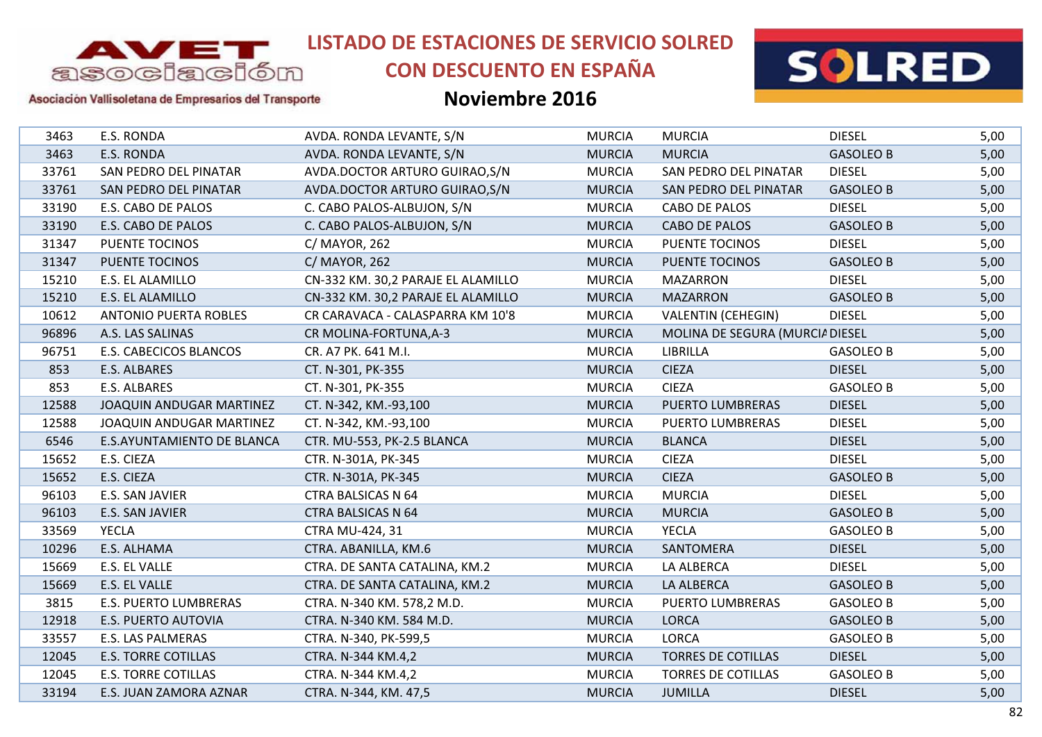# LISTADO DE ESTACIONES DE SERVICIO SOLRED CON DESCUENTO EN ESPAÑA

## Noviembre 2016

| | | | | | | |
|---|---|---|---|---|---|---|
| 3463 | E.S. RONDA | AVDA. RONDA LEVANTE, S/N | MURCIA | MURCIA | DIESEL | 5,00 |
| 3463 | E.S. RONDA | AVDA. RONDA LEVANTE, S/N | MURCIA | MURCIA | GASOLEO B | 5,00 |
| 33761 | SAN PEDRO DEL PINATAR | AVDA.DOCTOR ARTURO GUIRAO,S/N | MURCIA | SAN PEDRO DEL PINATAR | DIESEL | 5,00 |
| 33761 | SAN PEDRO DEL PINATAR | AVDA.DOCTOR ARTURO GUIRAO,S/N | MURCIA | SAN PEDRO DEL PINATAR | GASOLEO B | 5,00 |
| 33190 | E.S. CABO DE PALOS | C. CABO PALOS-ALBUJON, S/N | MURCIA | CABO DE PALOS | DIESEL | 5,00 |
| 33190 | E.S. CABO DE PALOS | C. CABO PALOS-ALBUJON, S/N | MURCIA | CABO DE PALOS | GASOLEO B | 5,00 |
| 31347 | PUENTE TOCINOS | C/ MAYOR, 262 | MURCIA | PUENTE TOCINOS | DIESEL | 5,00 |
| 31347 | PUENTE TOCINOS | C/ MAYOR, 262 | MURCIA | PUENTE TOCINOS | GASOLEO B | 5,00 |
| 15210 | E.S. EL ALAMILLO | CN-332 KM. 30,2 PARAJE EL ALAMILLO | MURCIA | MAZARRON | DIESEL | 5,00 |
| 15210 | E.S. EL ALAMILLO | CN-332 KM. 30,2 PARAJE EL ALAMILLO | MURCIA | MAZARRON | GASOLEO B | 5,00 |
| 10612 | ANTONIO PUERTA ROBLES | CR CARAVACA - CALASPARRA KM 10'8 | MURCIA | VALENTIN (CEHEGIN) | DIESEL | 5,00 |
| 96896 | A.S. LAS SALINAS | CR MOLINA-FORTUNA,A-3 | MURCIA | MOLINA DE SEGURA (MURCIA | DIESEL | 5,00 |
| 96751 | E.S. CABECICOS BLANCOS | CR. A7 PK. 641 M.I. | MURCIA | LIBRILLA | GASOLEO B | 5,00 |
| 853 | E.S. ALBARES | CT. N-301, PK-355 | MURCIA | CIEZA | DIESEL | 5,00 |
| 853 | E.S. ALBARES | CT. N-301, PK-355 | MURCIA | CIEZA | GASOLEO B | 5,00 |
| 12588 | JOAQUIN ANDUGAR MARTINEZ | CT. N-342, KM.-93,100 | MURCIA | PUERTO LUMBRERAS | DIESEL | 5,00 |
| 12588 | JOAQUIN ANDUGAR MARTINEZ | CT. N-342, KM.-93,100 | MURCIA | PUERTO LUMBRERAS | DIESEL | 5,00 |
| 6546 | E.S.AYUNTAMIENTO DE BLANCA | CTR. MU-553, PK-2.5 BLANCA | MURCIA | BLANCA | DIESEL | 5,00 |
| 15652 | E.S. CIEZA | CTR. N-301A, PK-345 | MURCIA | CIEZA | DIESEL | 5,00 |
| 15652 | E.S. CIEZA | CTR. N-301A, PK-345 | MURCIA | CIEZA | GASOLEO B | 5,00 |
| 96103 | E.S. SAN JAVIER | CTRA BALSICAS N 64 | MURCIA | MURCIA | DIESEL | 5,00 |
| 96103 | E.S. SAN JAVIER | CTRA BALSICAS N 64 | MURCIA | MURCIA | GASOLEO B | 5,00 |
| 33569 | YECLA | CTRA MU-424, 31 | MURCIA | YECLA | GASOLEO B | 5,00 |
| 10296 | E.S. ALHAMA | CTRA. ABANILLA, KM.6 | MURCIA | SANTOMERA | DIESEL | 5,00 |
| 15669 | E.S. EL VALLE | CTRA. DE SANTA CATALINA, KM.2 | MURCIA | LA ALBERCA | DIESEL | 5,00 |
| 15669 | E.S. EL VALLE | CTRA. DE SANTA CATALINA, KM.2 | MURCIA | LA ALBERCA | GASOLEO B | 5,00 |
| 3815 | E.S. PUERTO LUMBRERAS | CTRA. N-340 KM. 578,2 M.D. | MURCIA | PUERTO LUMBRERAS | GASOLEO B | 5,00 |
| 12918 | E.S. PUERTO AUTOVIA | CTRA. N-340 KM. 584 M.D. | MURCIA | LORCA | GASOLEO B | 5,00 |
| 33557 | E.S. LAS PALMERAS | CTRA. N-340, PK-599,5 | MURCIA | LORCA | GASOLEO B | 5,00 |
| 12045 | E.S. TORRE COTILLAS | CTRA. N-344 KM.4,2 | MURCIA | TORRES DE COTILLAS | DIESEL | 5,00 |
| 12045 | E.S. TORRE COTILLAS | CTRA. N-344 KM.4,2 | MURCIA | TORRES DE COTILLAS | GASOLEO B | 5,00 |
| 33194 | E.S. JUAN ZAMORA AZNAR | CTRA. N-344, KM. 47,5 | MURCIA | JUMILLA | DIESEL | 5,00 |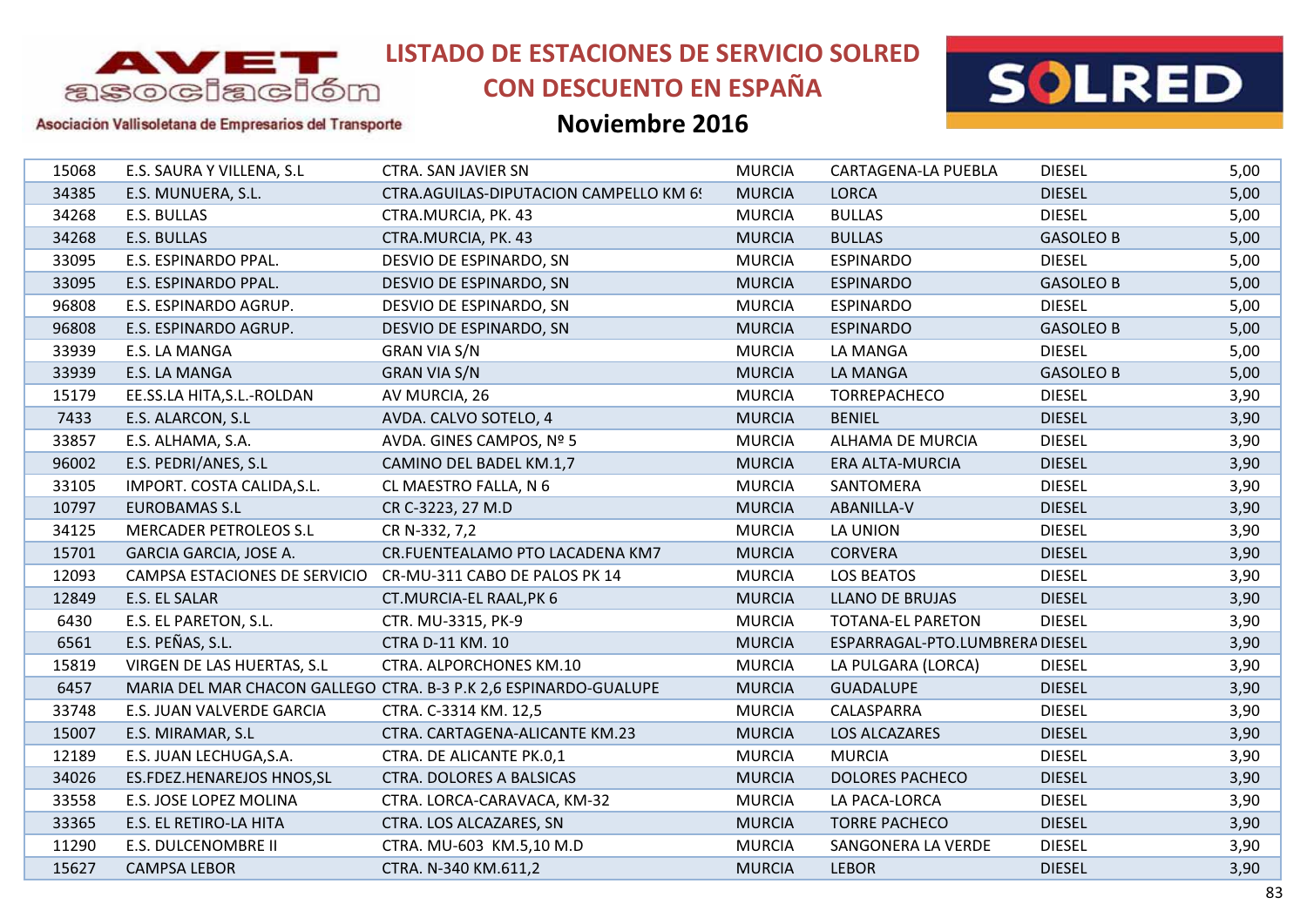# LISTADO DE ESTACIONES DE SERVICIO SOLRED CON DESCUENTO EN ESPAÑA

## Noviembre 2016

| | | | | | | |
|---|---|---|---|---|---|---|
| 15068 | E.S. SAURA Y VILLENA, S.L | CTRA. SAN JAVIER SN | MURCIA | CARTAGENA-LA PUEBLA | DIESEL | 5,00 |
| 34385 | E.S. MUNUERA, S.L. | CTRA.AGUILAS-DIPUTACION CAMPELLO KM 69 | MURCIA | LORCA | DIESEL | 5,00 |
| 34268 | E.S. BULLAS | CTRA.MURCIA, PK. 43 | MURCIA | BULLAS | DIESEL | 5,00 |
| 34268 | E.S. BULLAS | CTRA.MURCIA, PK. 43 | MURCIA | BULLAS | GASOLEO B | 5,00 |
| 33095 | E.S. ESPINARDO PPAL. | DESVIO DE ESPINARDO, SN | MURCIA | ESPINARDO | DIESEL | 5,00 |
| 33095 | E.S. ESPINARDO PPAL. | DESVIO DE ESPINARDO, SN | MURCIA | ESPINARDO | GASOLEO B | 5,00 |
| 96808 | E.S. ESPINARDO AGRUP. | DESVIO DE ESPINARDO, SN | MURCIA | ESPINARDO | DIESEL | 5,00 |
| 96808 | E.S. ESPINARDO AGRUP. | DESVIO DE ESPINARDO, SN | MURCIA | ESPINARDO | GASOLEO B | 5,00 |
| 33939 | E.S. LA MANGA | GRAN VIA S/N | MURCIA | LA MANGA | DIESEL | 5,00 |
| 33939 | E.S. LA MANGA | GRAN VIA S/N | MURCIA | LA MANGA | GASOLEO B | 5,00 |
| 15179 | EE.SS.LA HITA,S.L.-ROLDAN | AV MURCIA, 26 | MURCIA | TORREPACHECO | DIESEL | 3,90 |
| 7433 | E.S. ALARCON, S.L | AVDA. CALVO SOTELO, 4 | MURCIA | BENIEL | DIESEL | 3,90 |
| 33857 | E.S. ALHAMA, S.A. | AVDA. GINES CAMPOS, Nº 5 | MURCIA | ALHAMA DE MURCIA | DIESEL | 3,90 |
| 96002 | E.S. PEDRI/ANES, S.L | CAMINO DEL BADEL KM.1,7 | MURCIA | ERA ALTA-MURCIA | DIESEL | 3,90 |
| 33105 | IMPORT. COSTA CALIDA,S.L. | CL MAESTRO FALLA, N 6 | MURCIA | SANTOMERA | DIESEL | 3,90 |
| 10797 | EUROBAMAS S.L | CR C-3223, 27 M.D | MURCIA | ABANILLA-V | DIESEL | 3,90 |
| 34125 | MERCADER PETROLEOS S.L | CR N-332, 7,2 | MURCIA | LA UNION | DIESEL | 3,90 |
| 15701 | GARCIA GARCIA, JOSE A. | CR.FUENTEALAMO PTO LACADENA KM7 | MURCIA | CORVERA | DIESEL | 3,90 |
| 12093 | CAMPSA ESTACIONES DE SERVICIO | CR-MU-311 CABO DE PALOS PK 14 | MURCIA | LOS BEATOS | DIESEL | 3,90 |
| 12849 | E.S. EL SALAR | CT.MURCIA-EL RAAL,PK 6 | MURCIA | LLANO DE BRUJAS | DIESEL | 3,90 |
| 6430 | E.S. EL PARETON, S.L. | CTR. MU-3315, PK-9 | MURCIA | TOTANA-EL PARETON | DIESEL | 3,90 |
| 6561 | E.S. PEÑAS, S.L. | CTRA D-11 KM. 10 | MURCIA | ESPARRAGAL-PTO.LUMBRERA | DIESEL | 3,90 |
| 15819 | VIRGEN DE LAS HUERTAS, S.L | CTRA. ALPORCHONES KM.10 | MURCIA | LA PULGARA (LORCA) | DIESEL | 3,90 |
| 6457 | MARIA DEL MAR CHACON GALLEGO | CTRA. B-3 P.K 2,6 ESPINARDO-GUALUPE | MURCIA | GUADALUPE | DIESEL | 3,90 |
| 33748 | E.S. JUAN VALVERDE GARCIA | CTRA. C-3314 KM. 12,5 | MURCIA | CALASPARRA | DIESEL | 3,90 |
| 15007 | E.S. MIRAMAR, S.L | CTRA. CARTAGENA-ALICANTE KM.23 | MURCIA | LOS ALCAZARES | DIESEL | 3,90 |
| 12189 | E.S. JUAN LECHUGA,S.A. | CTRA. DE ALICANTE PK.0,1 | MURCIA | MURCIA | DIESEL | 3,90 |
| 34026 | ES.FDEZ.HENAREJOS HNOS,SL | CTRA. DOLORES A BALSICAS | MURCIA | DOLORES PACHECO | DIESEL | 3,90 |
| 33558 | E.S. JOSE LOPEZ MOLINA | CTRA. LORCA-CARAVACA, KM-32 | MURCIA | LA PACA-LORCA | DIESEL | 3,90 |
| 33365 | E.S. EL RETIRO-LA HITA | CTRA. LOS ALCAZARES, SN | MURCIA | TORRE PACHECO | DIESEL | 3,90 |
| 11290 | E.S. DULCENOMBRE II | CTRA. MU-603 KM.5,10 M.D | MURCIA | SANGONERA LA VERDE | DIESEL | 3,90 |
| 15627 | CAMPSA LEBOR | CTRA. N-340 KM.611,2 | MURCIA | LEBOR | DIESEL | 3,90 |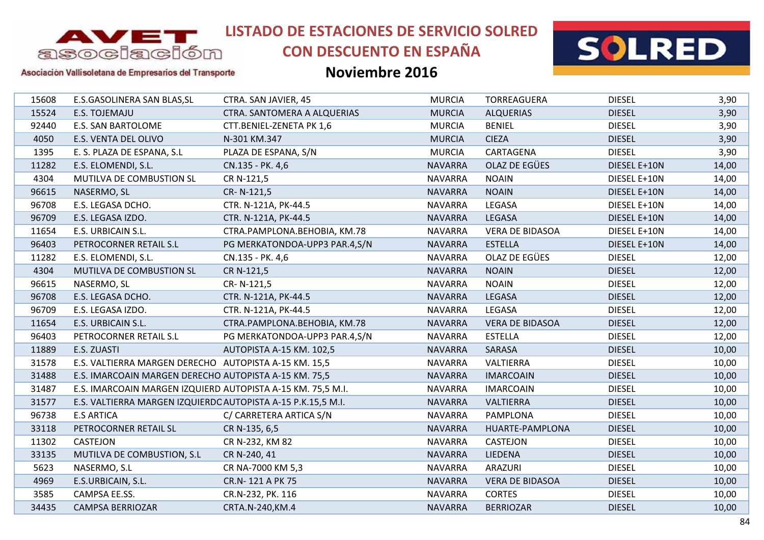# LISTADO DE ESTACIONES DE SERVICIO SOLRED CON DESCUENTO EN ESPAÑA

## Noviembre 2016

Asociación Vallisoletana de Empresarios del Transporte

| | | | | | | |
|---|---|---|---|---|---|---|
| 15608 | E.S.GASOLINERA SAN BLAS,SL | CTRA. SAN JAVIER, 45 | MURCIA | TORREAGUERA | DIESEL | 3,90 |
| 15524 | E.S. TOJEMAJU | CTRA. SANTOMERA A ALQUERIAS | MURCIA | ALQUERIAS | DIESEL | 3,90 |
| 92440 | E.S. SAN BARTOLOME | CTT.BENIEL-ZENETA PK 1,6 | MURCIA | BENIEL | DIESEL | 3,90 |
| 4050 | E.S. VENTA DEL OLIVO | N-301 KM.347 | MURCIA | CIEZA | DIESEL | 3,90 |
| 1395 | E. S. PLAZA DE ESPANA, S.L | PLAZA DE ESPANA, S/N | MURCIA | CARTAGENA | DIESEL | 3,90 |
| 11282 | E.S. ELOMENDI, S.L. | CN.135 - PK. 4,6 | NAVARRA | OLAZ DE EGÜES | DIESEL E+10N | 14,00 |
| 4304 | MUTILVA DE COMBUSTION SL | CR N-121,5 | NAVARRA | NOAIN | DIESEL E+10N | 14,00 |
| 96615 | NASERMO, SL | CR- N-121,5 | NAVARRA | NOAIN | DIESEL E+10N | 14,00 |
| 96708 | E.S. LEGASA DCHO. | CTR. N-121A, PK-44.5 | NAVARRA | LEGASA | DIESEL E+10N | 14,00 |
| 96709 | E.S. LEGASA IZDO. | CTR. N-121A, PK-44.5 | NAVARRA | LEGASA | DIESEL E+10N | 14,00 |
| 11654 | E.S. URBICAIN S.L. | CTRA.PAMPLONA.BEHOBIA, KM.78 | NAVARRA | VERA DE BIDASOA | DIESEL E+10N | 14,00 |
| 96403 | PETROCORNER RETAIL S.L | PG MERKATONDOA-UPP3 PAR.4,S/N | NAVARRA | ESTELLA | DIESEL E+10N | 14,00 |
| 11282 | E.S. ELOMENDI, S.L. | CN.135 - PK. 4,6 | NAVARRA | OLAZ DE EGÜES | DIESEL | 12,00 |
| 4304 | MUTILVA DE COMBUSTION SL | CR N-121,5 | NAVARRA | NOAIN | DIESEL | 12,00 |
| 96615 | NASERMO, SL | CR- N-121,5 | NAVARRA | NOAIN | DIESEL | 12,00 |
| 96708 | E.S. LEGASA DCHO. | CTR. N-121A, PK-44.5 | NAVARRA | LEGASA | DIESEL | 12,00 |
| 96709 | E.S. LEGASA IZDO. | CTR. N-121A, PK-44.5 | NAVARRA | LEGASA | DIESEL | 12,00 |
| 11654 | E.S. URBICAIN S.L. | CTRA.PAMPLONA.BEHOBIA, KM.78 | NAVARRA | VERA DE BIDASOA | DIESEL | 12,00 |
| 96403 | PETROCORNER RETAIL S.L | PG MERKATONDOA-UPP3 PAR.4,S/N | NAVARRA | ESTELLA | DIESEL | 12,00 |
| 11889 | E.S. ZUASTI | AUTOPISTA A-15 KM. 102,5 | NAVARRA | SARASA | DIESEL | 10,00 |
| 31578 | E.S. VALTIERRA MARGEN DERECHO | AUTOPISTA A-15 KM. 15,5 | NAVARRA | VALTIERRA | DIESEL | 10,00 |
| 31488 | E.S. IMARCOAIN MARGEN DERECHO | AUTOPISTA A-15 KM. 75,5 | NAVARRA | IMARCOAIN | DIESEL | 10,00 |
| 31487 | E.S. IMARCOAIN MARGEN IZQUIERD | AUTOPISTA A-15 KM. 75,5 M.I. | NAVARRA | IMARCOAIN | DIESEL | 10,00 |
| 31577 | E.S. VALTIERRA MARGEN IZQUIERDC | AUTOPISTA A-15 P.K.15,5 M.I. | NAVARRA | VALTIERRA | DIESEL | 10,00 |
| 96738 | E.S ARTICA | C/ CARRETERA ARTICA S/N | NAVARRA | PAMPLONA | DIESEL | 10,00 |
| 33118 | PETROCORNER RETAIL SL | CR N-135, 6,5 | NAVARRA | HUARTE-PAMPLONA | DIESEL | 10,00 |
| 11302 | CASTEJON | CR N-232, KM 82 | NAVARRA | CASTEJON | DIESEL | 10,00 |
| 33135 | MUTILVA DE COMBUSTION, S.L | CR N-240, 41 | NAVARRA | LIEDENA | DIESEL | 10,00 |
| 5623 | NASERMO, S.L | CR NA-7000 KM 5,3 | NAVARRA | ARAZURI | DIESEL | 10,00 |
| 4969 | E.S.URBICAIN, S.L. | CR.N- 121 A PK 75 | NAVARRA | VERA DE BIDASOA | DIESEL | 10,00 |
| 3585 | CAMPSA EE.SS. | CR.N-232, PK. 116 | NAVARRA | CORTES | DIESEL | 10,00 |
| 34435 | CAMPSA BERRIOZAR | CRTA.N-240,KM.4 | NAVARRA | BERRIOZAR | DIESEL | 10,00 |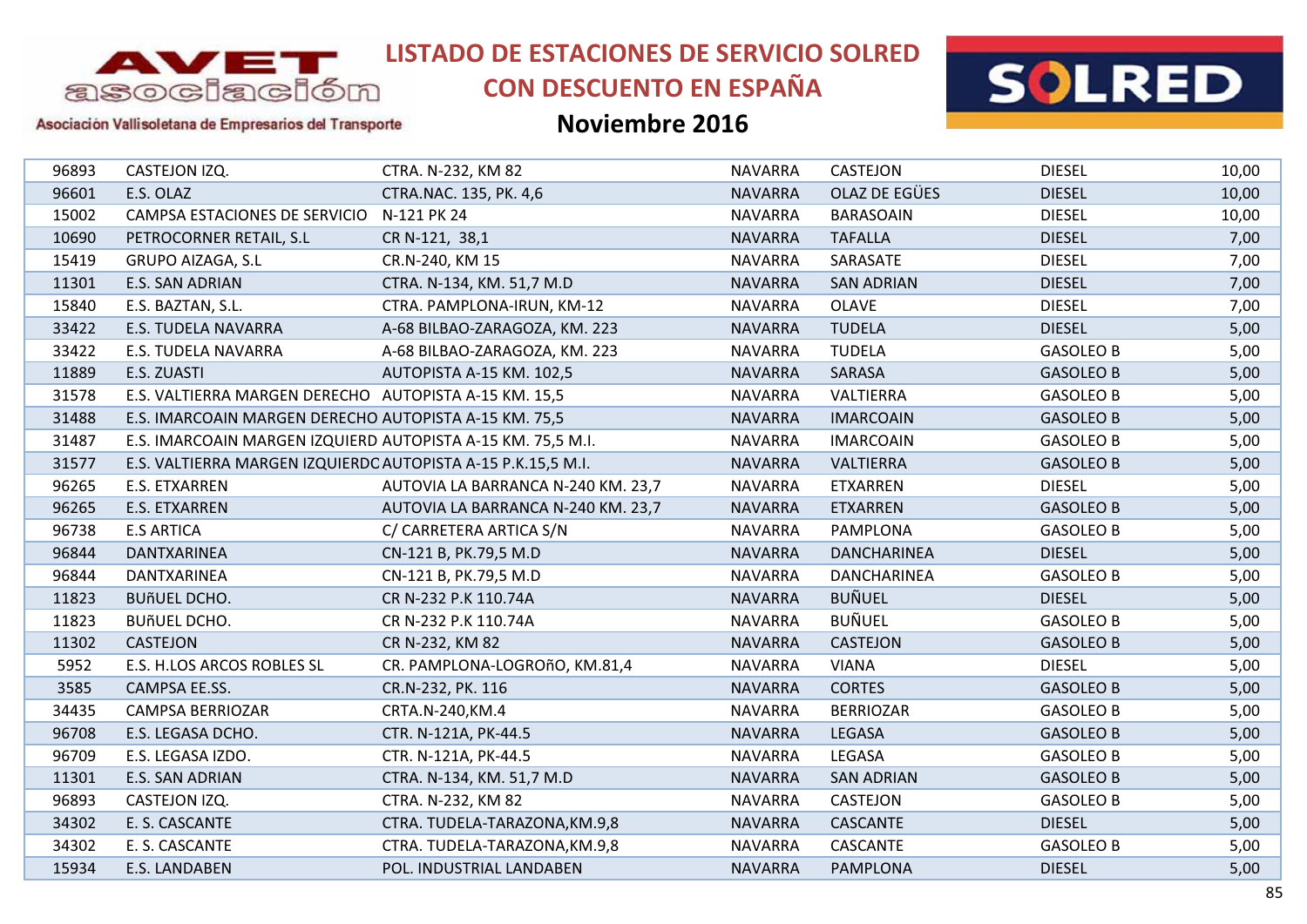# LISTADO DE ESTACIONES DE SERVICIO SOLRED CON DESCUENTO EN ESPAÑA

## Noviembre 2016

AVET asociación — Asociación Vallisoletana de Empresarios del Transporte

SOLRED

| | | | | | | |
|---|---|---|---|---|---|---|
| 96893 | CASTEJON IZQ. | CTRA. N-232, KM 82 | NAVARRA | CASTEJON | DIESEL | 10,00 |
| 96601 | E.S. OLAZ | CTRA.NAC. 135, PK. 4,6 | NAVARRA | OLAZ DE EGÜES | DIESEL | 10,00 |
| 15002 | CAMPSA ESTACIONES DE SERVICIO | N-121 PK 24 | NAVARRA | BARASOAIN | DIESEL | 10,00 |
| 10690 | PETROCORNER RETAIL, S.L | CR N-121, 38,1 | NAVARRA | TAFALLA | DIESEL | 7,00 |
| 15419 | GRUPO AIZAGA, S.L | CR.N-240, KM 15 | NAVARRA | SARASATE | DIESEL | 7,00 |
| 11301 | E.S. SAN ADRIAN | CTRA. N-134, KM. 51,7 M.D | NAVARRA | SAN ADRIAN | DIESEL | 7,00 |
| 15840 | E.S. BAZTAN, S.L. | CTRA. PAMPLONA-IRUN, KM-12 | NAVARRA | OLAVE | DIESEL | 7,00 |
| 33422 | E.S. TUDELA NAVARRA | A-68 BILBAO-ZARAGOZA, KM. 223 | NAVARRA | TUDELA | DIESEL | 5,00 |
| 33422 | E.S. TUDELA NAVARRA | A-68 BILBAO-ZARAGOZA, KM. 223 | NAVARRA | TUDELA | GASOLEO B | 5,00 |
| 11889 | E.S. ZUASTI | AUTOPISTA A-15 KM. 102,5 | NAVARRA | SARASA | GASOLEO B | 5,00 |
| 31578 | E.S. VALTIERRA MARGEN DERECHO | AUTOPISTA A-15 KM. 15,5 | NAVARRA | VALTIERRA | GASOLEO B | 5,00 |
| 31488 | E.S. IMARCOAIN MARGEN DERECHO | AUTOPISTA A-15 KM. 75,5 | NAVARRA | IMARCOAIN | GASOLEO B | 5,00 |
| 31487 | E.S. IMARCOAIN MARGEN IZQUIERD | AUTOPISTA A-15 KM. 75,5 M.I. | NAVARRA | IMARCOAIN | GASOLEO B | 5,00 |
| 31577 | E.S. VALTIERRA MARGEN IZQUIERDC | AUTOPISTA A-15 P.K.15,5 M.I. | NAVARRA | VALTIERRA | GASOLEO B | 5,00 |
| 96265 | E.S. ETXARREN | AUTOVIA LA BARRANCA N-240 KM. 23,7 | NAVARRA | ETXARREN | DIESEL | 5,00 |
| 96265 | E.S. ETXARREN | AUTOVIA LA BARRANCA N-240 KM. 23,7 | NAVARRA | ETXARREN | GASOLEO B | 5,00 |
| 96738 | E.S ARTICA | C/ CARRETERA ARTICA S/N | NAVARRA | PAMPLONA | GASOLEO B | 5,00 |
| 96844 | DANTXARINEA | CN-121 B, PK.79,5 M.D | NAVARRA | DANCHARINEA | DIESEL | 5,00 |
| 96844 | DANTXARINEA | CN-121 B, PK.79,5 M.D | NAVARRA | DANCHARINEA | GASOLEO B | 5,00 |
| 11823 | BUñUEL DCHO. | CR N-232 P.K 110.74A | NAVARRA | BUÑUEL | DIESEL | 5,00 |
| 11823 | BUñUEL DCHO. | CR N-232 P.K 110.74A | NAVARRA | BUÑUEL | GASOLEO B | 5,00 |
| 11302 | CASTEJON | CR N-232, KM 82 | NAVARRA | CASTEJON | GASOLEO B | 5,00 |
| 5952 | E.S. H.LOS ARCOS ROBLES SL | CR. PAMPLONA-LOGROñO, KM.81,4 | NAVARRA | VIANA | DIESEL | 5,00 |
| 3585 | CAMPSA EE.SS. | CR.N-232, PK. 116 | NAVARRA | CORTES | GASOLEO B | 5,00 |
| 34435 | CAMPSA BERRIOZAR | CRTA.N-240,KM.4 | NAVARRA | BERRIOZAR | GASOLEO B | 5,00 |
| 96708 | E.S. LEGASA DCHO. | CTR. N-121A, PK-44.5 | NAVARRA | LEGASA | GASOLEO B | 5,00 |
| 96709 | E.S. LEGASA IZDO. | CTR. N-121A, PK-44.5 | NAVARRA | LEGASA | GASOLEO B | 5,00 |
| 11301 | E.S. SAN ADRIAN | CTRA. N-134, KM. 51,7 M.D | NAVARRA | SAN ADRIAN | GASOLEO B | 5,00 |
| 96893 | CASTEJON IZQ. | CTRA. N-232, KM 82 | NAVARRA | CASTEJON | GASOLEO B | 5,00 |
| 34302 | E. S. CASCANTE | CTRA. TUDELA-TARAZONA,KM.9,8 | NAVARRA | CASCANTE | DIESEL | 5,00 |
| 34302 | E. S. CASCANTE | CTRA. TUDELA-TARAZONA,KM.9,8 | NAVARRA | CASCANTE | GASOLEO B | 5,00 |
| 15934 | E.S. LANDABEN | POL. INDUSTRIAL LANDABEN | NAVARRA | PAMPLONA | DIESEL | 5,00 |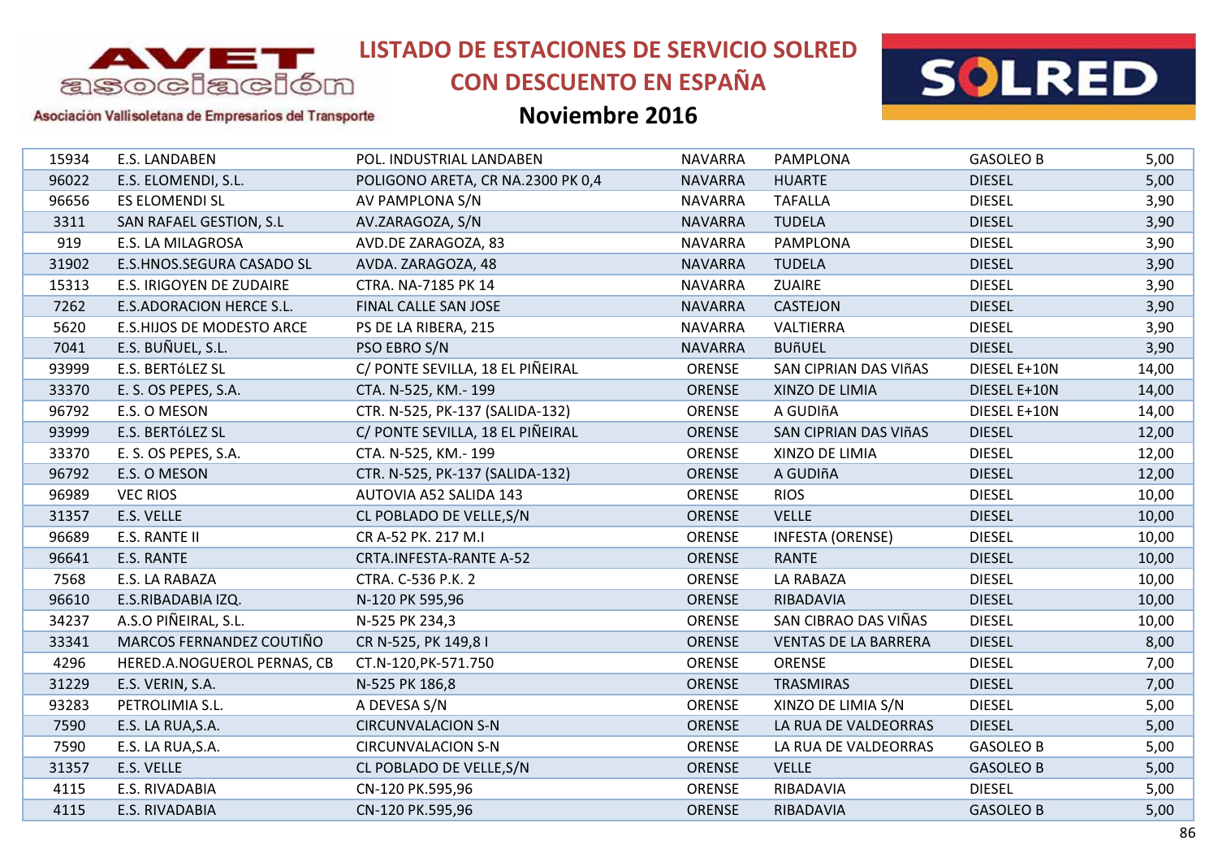# LISTADO DE ESTACIONES DE SERVICIO SOLRED CON DESCUENTO EN ESPAÑA

## Noviembre 2016

| | | | | | | |
|---|---|---|---|---|---|---|
| 15934 | E.S. LANDABEN | POL. INDUSTRIAL LANDABEN | NAVARRA | PAMPLONA | GASOLEO B | 5,00 |
| 96022 | E.S. ELOMENDI, S.L. | POLIGONO ARETA, CR NA.2300 PK 0,4 | NAVARRA | HUARTE | DIESEL | 5,00 |
| 96656 | ES ELOMENDI SL | AV PAMPLONA S/N | NAVARRA | TAFALLA | DIESEL | 3,90 |
| 3311 | SAN RAFAEL GESTION, S.L | AV.ZARAGOZA, S/N | NAVARRA | TUDELA | DIESEL | 3,90 |
| 919 | E.S. LA MILAGROSA | AVD.DE ZARAGOZA, 83 | NAVARRA | PAMPLONA | DIESEL | 3,90 |
| 31902 | E.S.HNOS.SEGURA CASADO SL | AVDA. ZARAGOZA, 48 | NAVARRA | TUDELA | DIESEL | 3,90 |
| 15313 | E.S. IRIGOYEN DE ZUDAIRE | CTRA. NA-7185 PK 14 | NAVARRA | ZUAIRE | DIESEL | 3,90 |
| 7262 | E.S.ADORACION HERCE S.L. | FINAL CALLE SAN JOSE | NAVARRA | CASTEJON | DIESEL | 3,90 |
| 5620 | E.S.HIJOS DE MODESTO ARCE | PS DE LA RIBERA, 215 | NAVARRA | VALTIERRA | DIESEL | 3,90 |
| 7041 | E.S. BUÑUEL, S.L. | PSO EBRO S/N | NAVARRA | BUñUEL | DIESEL | 3,90 |
| 93999 | E.S. BERTóLEZ SL | C/ PONTE SEVILLA, 18 EL PIÑEIRAL | ORENSE | SAN CIPRIAN DAS VIñAS | DIESEL E+10N | 14,00 |
| 33370 | E. S. OS PEPES, S.A. | CTA. N-525, KM.- 199 | ORENSE | XINZO DE LIMIA | DIESEL E+10N | 14,00 |
| 96792 | E.S. O MESON | CTR. N-525, PK-137 (SALIDA-132) | ORENSE | A GUDIñA | DIESEL E+10N | 14,00 |
| 93999 | E.S. BERTóLEZ SL | C/ PONTE SEVILLA, 18 EL PIÑEIRAL | ORENSE | SAN CIPRIAN DAS VIñAS | DIESEL | 12,00 |
| 33370 | E. S. OS PEPES, S.A. | CTA. N-525, KM.- 199 | ORENSE | XINZO DE LIMIA | DIESEL | 12,00 |
| 96792 | E.S. O MESON | CTR. N-525, PK-137 (SALIDA-132) | ORENSE | A GUDIñA | DIESEL | 12,00 |
| 96989 | VEC RIOS | AUTOVIA A52 SALIDA 143 | ORENSE | RIOS | DIESEL | 10,00 |
| 31357 | E.S. VELLE | CL POBLADO DE VELLE,S/N | ORENSE | VELLE | DIESEL | 10,00 |
| 96689 | E.S. RANTE II | CR A-52 PK. 217 M.I | ORENSE | INFESTA (ORENSE) | DIESEL | 10,00 |
| 96641 | E.S. RANTE | CRTA.INFESTA-RANTE A-52 | ORENSE | RANTE | DIESEL | 10,00 |
| 7568 | E.S. LA RABAZA | CTRA. C-536 P.K. 2 | ORENSE | LA RABAZA | DIESEL | 10,00 |
| 96610 | E.S.RIBADABIA IZQ. | N-120 PK 595,96 | ORENSE | RIBADAVIA | DIESEL | 10,00 |
| 34237 | A.S.O PIÑEIRAL, S.L. | N-525 PK 234,3 | ORENSE | SAN CIBRAO DAS VIÑAS | DIESEL | 10,00 |
| 33341 | MARCOS FERNANDEZ COUTIÑO | CR N-525, PK 149,8 I | ORENSE | VENTAS DE LA BARRERA | DIESEL | 8,00 |
| 4296 | HERED.A.NOGUEROL PERNAS, CB | CT.N-120,PK-571.750 | ORENSE | ORENSE | DIESEL | 7,00 |
| 31229 | E.S. VERIN, S.A. | N-525 PK 186,8 | ORENSE | TRASMIRAS | DIESEL | 7,00 |
| 93283 | PETROLIMIA S.L. | A DEVESA S/N | ORENSE | XINZO DE LIMIA S/N | DIESEL | 5,00 |
| 7590 | E.S. LA RUA,S.A. | CIRCUNVALACION S-N | ORENSE | LA RUA DE VALDEORRAS | DIESEL | 5,00 |
| 7590 | E.S. LA RUA,S.A. | CIRCUNVALACION S-N | ORENSE | LA RUA DE VALDEORRAS | GASOLEO B | 5,00 |
| 31357 | E.S. VELLE | CL POBLADO DE VELLE,S/N | ORENSE | VELLE | GASOLEO B | 5,00 |
| 4115 | E.S. RIVADABIA | CN-120 PK.595,96 | ORENSE | RIBADAVIA | DIESEL | 5,00 |
| 4115 | E.S. RIVADABIA | CN-120 PK.595,96 | ORENSE | RIBADAVIA | GASOLEO B | 5,00 |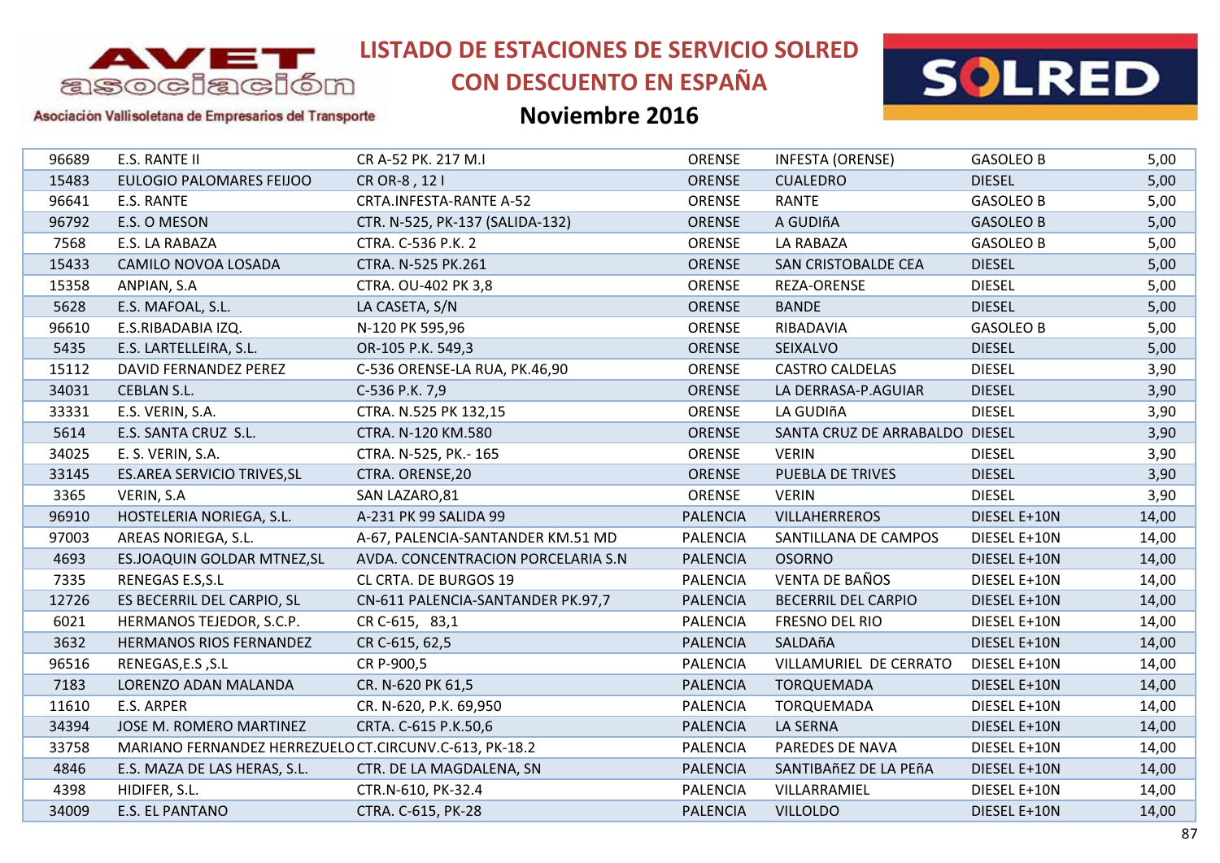# LISTADO DE ESTACIONES DE SERVICIO SOLRED CON DESCUENTO EN ESPAÑA

## Noviembre 2016

Asociación Vallisoletana de Empresarios del Transporte

| | | | | | | |
|---|---|---|---|---|---|---|
| 96689 | E.S. RANTE II | CR A-52 PK. 217 M.I | ORENSE | INFESTA (ORENSE) | GASOLEO B | 5,00 |
| 15483 | EULOGIO PALOMARES FEIJOO | CR OR-8 , 12 I | ORENSE | CUALEDRO | DIESEL | 5,00 |
| 96641 | E.S. RANTE | CRTA.INFESTA-RANTE A-52 | ORENSE | RANTE | GASOLEO B | 5,00 |
| 96792 | E.S. O MESON | CTR. N-525, PK-137 (SALIDA-132) | ORENSE | A GUDIñA | GASOLEO B | 5,00 |
| 7568 | E.S. LA RABAZA | CTRA. C-536 P.K. 2 | ORENSE | LA RABAZA | GASOLEO B | 5,00 |
| 15433 | CAMILO NOVOA LOSADA | CTRA. N-525 PK.261 | ORENSE | SAN CRISTOBALDE CEA | DIESEL | 5,00 |
| 15358 | ANPIAN, S.A | CTRA. OU-402 PK 3,8 | ORENSE | REZA-ORENSE | DIESEL | 5,00 |
| 5628 | E.S. MAFOAL, S.L. | LA CASETA, S/N | ORENSE | BANDE | DIESEL | 5,00 |
| 96610 | E.S.RIBADABIA IZQ. | N-120 PK 595,96 | ORENSE | RIBADAVIA | GASOLEO B | 5,00 |
| 5435 | E.S. LARTELLEIRA, S.L. | OR-105 P.K. 549,3 | ORENSE | SEIXALVO | DIESEL | 5,00 |
| 15112 | DAVID FERNANDEZ PEREZ | C-536 ORENSE-LA RUA, PK.46,90 | ORENSE | CASTRO CALDELAS | DIESEL | 3,90 |
| 34031 | CEBLAN S.L. | C-536 P.K. 7,9 | ORENSE | LA DERRASA-P.AGUIAR | DIESEL | 3,90 |
| 33331 | E.S. VERIN, S.A. | CTRA. N.525 PK 132,15 | ORENSE | LA GUDIñA | DIESEL | 3,90 |
| 5614 | E.S. SANTA CRUZ S.L. | CTRA. N-120 KM.580 | ORENSE | SANTA CRUZ DE ARRABALDO | DIESEL | 3,90 |
| 34025 | E. S. VERIN, S.A. | CTRA. N-525, PK.- 165 | ORENSE | VERIN | DIESEL | 3,90 |
| 33145 | ES.AREA SERVICIO TRIVES,SL | CTRA. ORENSE,20 | ORENSE | PUEBLA DE TRIVES | DIESEL | 3,90 |
| 3365 | VERIN, S.A | SAN LAZARO,81 | ORENSE | VERIN | DIESEL | 3,90 |
| 96910 | HOSTELERIA NORIEGA, S.L. | A-231 PK 99 SALIDA 99 | PALENCIA | VILLAHERREROS | DIESEL E+10N | 14,00 |
| 97003 | AREAS NORIEGA, S.L. | A-67, PALENCIA-SANTANDER KM.51 MD | PALENCIA | SANTILLANA DE CAMPOS | DIESEL E+10N | 14,00 |
| 4693 | ES.JOAQUIN GOLDAR MTNEZ,SL | AVDA. CONCENTRACION PORCELARIA S.N | PALENCIA | OSORNO | DIESEL E+10N | 14,00 |
| 7335 | RENEGAS E.S,S.L | CL CRTA. DE BURGOS 19 | PALENCIA | VENTA DE BAÑOS | DIESEL E+10N | 14,00 |
| 12726 | ES BECERRIL DEL CARPIO, SL | CN-611 PALENCIA-SANTANDER PK.97,7 | PALENCIA | BECERRIL DEL CARPIO | DIESEL E+10N | 14,00 |
| 6021 | HERMANOS TEJEDOR, S.C.P. | CR C-615, 83,1 | PALENCIA | FRESNO DEL RIO | DIESEL E+10N | 14,00 |
| 3632 | HERMANOS RIOS FERNANDEZ | CR C-615, 62,5 | PALENCIA | SALDAñA | DIESEL E+10N | 14,00 |
| 96516 | RENEGAS,E.S ,S.L | CR P-900,5 | PALENCIA | VILLAMURIEL DE CERRATO | DIESEL E+10N | 14,00 |
| 7183 | LORENZO ADAN MALANDA | CR. N-620 PK 61,5 | PALENCIA | TORQUEMADA | DIESEL E+10N | 14,00 |
| 11610 | E.S. ARPER | CR. N-620, P.K. 69,950 | PALENCIA | TORQUEMADA | DIESEL E+10N | 14,00 |
| 34394 | JOSE M. ROMERO MARTINEZ | CRTA. C-615 P.K.50,6 | PALENCIA | LA SERNA | DIESEL E+10N | 14,00 |
| 33758 | MARIANO FERNANDEZ HERREZUELO | CT.CIRCUNV.C-613, PK-18.2 | PALENCIA | PAREDES DE NAVA | DIESEL E+10N | 14,00 |
| 4846 | E.S. MAZA DE LAS HERAS, S.L. | CTR. DE LA MAGDALENA, SN | PALENCIA | SANTIBAñEZ DE LA PEñA | DIESEL E+10N | 14,00 |
| 4398 | HIDIFER, S.L. | CTR.N-610, PK-32.4 | PALENCIA | VILLARRAMIEL | DIESEL E+10N | 14,00 |
| 34009 | E.S. EL PANTANO | CTRA. C-615, PK-28 | PALENCIA | VILLOLDO | DIESEL E+10N | 14,00 |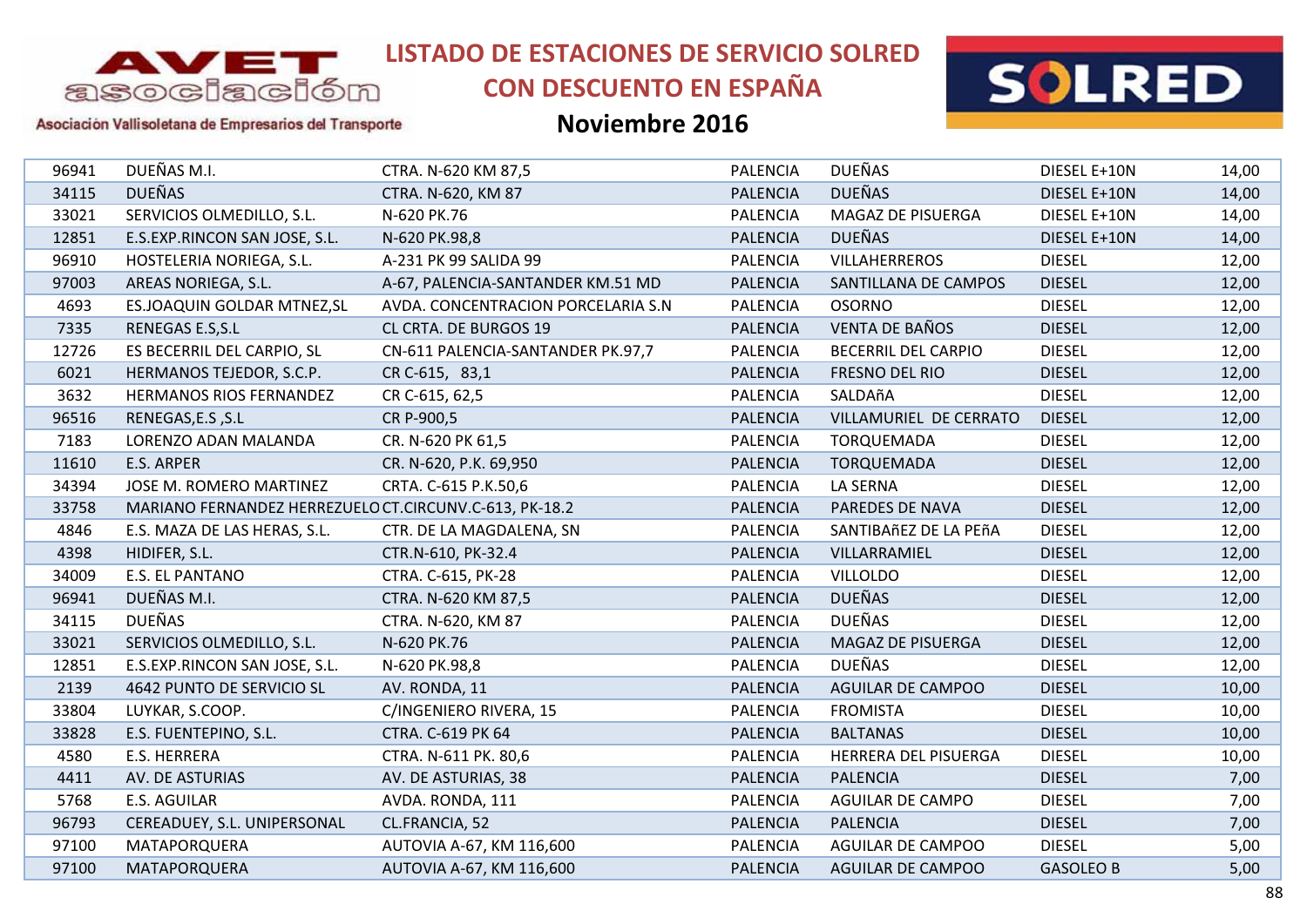# LISTADO DE ESTACIONES DE SERVICIO SOLRED CON DESCUENTO EN ESPAÑA

## Noviembre 2016

Asociación Vallisoletana de Empresarios del Transporte

| | | | | | | |
|---|---|---|---|---|---|---|
| 96941 | DUEÑAS M.I. | CTRA. N-620 KM 87,5 | PALENCIA | DUEÑAS | DIESEL E+10N | 14,00 |
| 34115 | DUEÑAS | CTRA. N-620, KM 87 | PALENCIA | DUEÑAS | DIESEL E+10N | 14,00 |
| 33021 | SERVICIOS OLMEDILLO, S.L. | N-620 PK.76 | PALENCIA | MAGAZ DE PISUERGA | DIESEL E+10N | 14,00 |
| 12851 | E.S.EXP.RINCON SAN JOSE, S.L. | N-620 PK.98,8 | PALENCIA | DUEÑAS | DIESEL E+10N | 14,00 |
| 96910 | HOSTELERIA NORIEGA, S.L. | A-231 PK 99 SALIDA 99 | PALENCIA | VILLAHERREROS | DIESEL | 12,00 |
| 97003 | AREAS NORIEGA, S.L. | A-67, PALENCIA-SANTANDER KM.51 MD | PALENCIA | SANTILLANA DE CAMPOS | DIESEL | 12,00 |
| 4693 | ES.JOAQUIN GOLDAR MTNEZ,SL | AVDA. CONCENTRACION PORCELARIA S.N | PALENCIA | OSORNO | DIESEL | 12,00 |
| 7335 | RENEGAS E.S,S.L | CL CRTA. DE BURGOS 19 | PALENCIA | VENTA DE BAÑOS | DIESEL | 12,00 |
| 12726 | ES BECERRIL DEL CARPIO, SL | CN-611 PALENCIA-SANTANDER PK.97,7 | PALENCIA | BECERRIL DEL CARPIO | DIESEL | 12,00 |
| 6021 | HERMANOS TEJEDOR, S.C.P. | CR C-615, 83,1 | PALENCIA | FRESNO DEL RIO | DIESEL | 12,00 |
| 3632 | HERMANOS RIOS FERNANDEZ | CR C-615, 62,5 | PALENCIA | SALDAñA | DIESEL | 12,00 |
| 96516 | RENEGAS,E.S ,S.L | CR P-900,5 | PALENCIA | VILLAMURIEL DE CERRATO | DIESEL | 12,00 |
| 7183 | LORENZO ADAN MALANDA | CR. N-620 PK 61,5 | PALENCIA | TORQUEMADA | DIESEL | 12,00 |
| 11610 | E.S. ARPER | CR. N-620, P.K. 69,950 | PALENCIA | TORQUEMADA | DIESEL | 12,00 |
| 34394 | JOSE M. ROMERO MARTINEZ | CRTA. C-615 P.K.50,6 | PALENCIA | LA SERNA | DIESEL | 12,00 |
| 33758 | MARIANO FERNANDEZ HERREZUELO | CT.CIRCUNV.C-613, PK-18.2 | PALENCIA | PAREDES DE NAVA | DIESEL | 12,00 |
| 4846 | E.S. MAZA DE LAS HERAS, S.L. | CTR. DE LA MAGDALENA, SN | PALENCIA | SANTIBAñEZ DE LA PEñA | DIESEL | 12,00 |
| 4398 | HIDIFER, S.L. | CTR.N-610, PK-32.4 | PALENCIA | VILLARRAMIEL | DIESEL | 12,00 |
| 34009 | E.S. EL PANTANO | CTRA. C-615, PK-28 | PALENCIA | VILLOLDO | DIESEL | 12,00 |
| 96941 | DUEÑAS M.I. | CTRA. N-620 KM 87,5 | PALENCIA | DUEÑAS | DIESEL | 12,00 |
| 34115 | DUEÑAS | CTRA. N-620, KM 87 | PALENCIA | DUEÑAS | DIESEL | 12,00 |
| 33021 | SERVICIOS OLMEDILLO, S.L. | N-620 PK.76 | PALENCIA | MAGAZ DE PISUERGA | DIESEL | 12,00 |
| 12851 | E.S.EXP.RINCON SAN JOSE, S.L. | N-620 PK.98,8 | PALENCIA | DUEÑAS | DIESEL | 12,00 |
| 2139 | 4642 PUNTO DE SERVICIO SL | AV. RONDA, 11 | PALENCIA | AGUILAR DE CAMPOO | DIESEL | 10,00 |
| 33804 | LUYKAR, S.COOP. | C/INGENIERO RIVERA, 15 | PALENCIA | FROMISTA | DIESEL | 10,00 |
| 33828 | E.S. FUENTEPINO, S.L. | CTRA. C-619 PK 64 | PALENCIA | BALTANAS | DIESEL | 10,00 |
| 4580 | E.S. HERRERA | CTRA. N-611 PK. 80,6 | PALENCIA | HERRERA DEL PISUERGA | DIESEL | 10,00 |
| 4411 | AV. DE ASTURIAS | AV. DE ASTURIAS, 38 | PALENCIA | PALENCIA | DIESEL | 7,00 |
| 5768 | E.S. AGUILAR | AVDA. RONDA, 111 | PALENCIA | AGUILAR DE CAMPO | DIESEL | 7,00 |
| 96793 | CEREADUEY, S.L. UNIPERSONAL | CL.FRANCIA, 52 | PALENCIA | PALENCIA | DIESEL | 7,00 |
| 97100 | MATAPORQUERA | AUTOVIA A-67, KM 116,600 | PALENCIA | AGUILAR DE CAMPOO | DIESEL | 5,00 |
| 97100 | MATAPORQUERA | AUTOVIA A-67, KM 116,600 | PALENCIA | AGUILAR DE CAMPOO | GASOLEO B | 5,00 |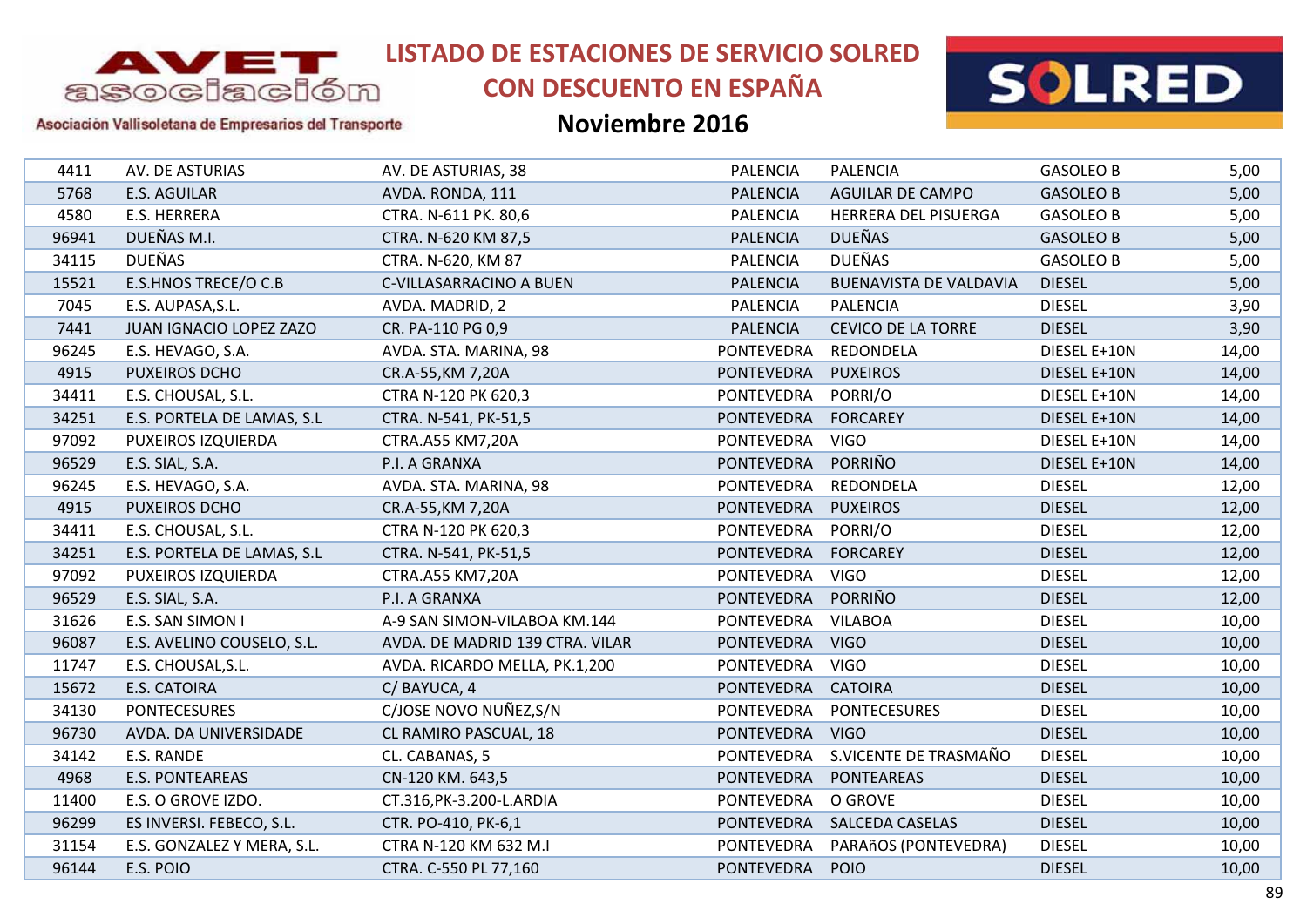# LISTADO DE ESTACIONES DE SERVICIO SOLRED CON DESCUENTO EN ESPAÑA

## Noviembre 2016

Asociación Vallisoletana de Empresarios del Transporte

| | | | | | | |
|---|---|---|---|---|---|---|
| 4411 | AV. DE ASTURIAS | AV. DE ASTURIAS, 38 | PALENCIA | PALENCIA | GASOLEO B | 5,00 |
| 5768 | E.S. AGUILAR | AVDA. RONDA, 111 | PALENCIA | AGUILAR DE CAMPO | GASOLEO B | 5,00 |
| 4580 | E.S. HERRERA | CTRA. N-611 PK. 80,6 | PALENCIA | HERRERA DEL PISUERGA | GASOLEO B | 5,00 |
| 96941 | DUEÑAS M.I. | CTRA. N-620 KM 87,5 | PALENCIA | DUEÑAS | GASOLEO B | 5,00 |
| 34115 | DUEÑAS | CTRA. N-620, KM 87 | PALENCIA | DUEÑAS | GASOLEO B | 5,00 |
| 15521 | E.S.HNOS TRECE/O C.B | C-VILLASARRACINO A BUEN | PALENCIA | BUENAVISTA DE VALDAVIA | DIESEL | 5,00 |
| 7045 | E.S. AUPASA,S.L. | AVDA. MADRID, 2 | PALENCIA | PALENCIA | DIESEL | 3,90 |
| 7441 | JUAN IGNACIO LOPEZ ZAZO | CR. PA-110 PG 0,9 | PALENCIA | CEVICO DE LA TORRE | DIESEL | 3,90 |
| 96245 | E.S. HEVAGO, S.A. | AVDA. STA. MARINA, 98 | PONTEVEDRA | REDONDELA | DIESEL E+10N | 14,00 |
| 4915 | PUXEIROS DCHO | CR.A-55,KM 7,20A | PONTEVEDRA | PUXEIROS | DIESEL E+10N | 14,00 |
| 34411 | E.S. CHOUSAL, S.L. | CTRA N-120 PK 620,3 | PONTEVEDRA | PORRI/O | DIESEL E+10N | 14,00 |
| 34251 | E.S. PORTELA DE LAMAS, S.L | CTRA. N-541, PK-51,5 | PONTEVEDRA | FORCAREY | DIESEL E+10N | 14,00 |
| 97092 | PUXEIROS IZQUIERDA | CTRA.A55 KM7,20A | PONTEVEDRA | VIGO | DIESEL E+10N | 14,00 |
| 96529 | E.S. SIAL, S.A. | P.I. A GRANXA | PONTEVEDRA | PORRIÑO | DIESEL E+10N | 14,00 |
| 96245 | E.S. HEVAGO, S.A. | AVDA. STA. MARINA, 98 | PONTEVEDRA | REDONDELA | DIESEL | 12,00 |
| 4915 | PUXEIROS DCHO | CR.A-55,KM 7,20A | PONTEVEDRA | PUXEIROS | DIESEL | 12,00 |
| 34411 | E.S. CHOUSAL, S.L. | CTRA N-120 PK 620,3 | PONTEVEDRA | PORRI/O | DIESEL | 12,00 |
| 34251 | E.S. PORTELA DE LAMAS, S.L | CTRA. N-541, PK-51,5 | PONTEVEDRA | FORCAREY | DIESEL | 12,00 |
| 97092 | PUXEIROS IZQUIERDA | CTRA.A55 KM7,20A | PONTEVEDRA | VIGO | DIESEL | 12,00 |
| 96529 | E.S. SIAL, S.A. | P.I. A GRANXA | PONTEVEDRA | PORRIÑO | DIESEL | 12,00 |
| 31626 | E.S. SAN SIMON I | A-9 SAN SIMON-VILABOA KM.144 | PONTEVEDRA | VILABOA | DIESEL | 10,00 |
| 96087 | E.S. AVELINO COUSELO, S.L. | AVDA. DE MADRID 139 CTRA. VILAR | PONTEVEDRA | VIGO | DIESEL | 10,00 |
| 11747 | E.S. CHOUSAL,S.L. | AVDA. RICARDO MELLA, PK.1,200 | PONTEVEDRA | VIGO | DIESEL | 10,00 |
| 15672 | E.S. CATOIRA | C/ BAYUCA, 4 | PONTEVEDRA | CATOIRA | DIESEL | 10,00 |
| 34130 | PONTECESURES | C/JOSE NOVO NUÑEZ,S/N | PONTEVEDRA | PONTECESURES | DIESEL | 10,00 |
| 96730 | AVDA. DA UNIVERSIDADE | CL RAMIRO PASCUAL, 18 | PONTEVEDRA | VIGO | DIESEL | 10,00 |
| 34142 | E.S. RANDE | CL. CABANAS, 5 | PONTEVEDRA | S.VICENTE DE TRASMAÑO | DIESEL | 10,00 |
| 4968 | E.S. PONTEAREAS | CN-120 KM. 643,5 | PONTEVEDRA | PONTEAREAS | DIESEL | 10,00 |
| 11400 | E.S. O GROVE IZDO. | CT.316,PK-3.200-L.ARDIA | PONTEVEDRA | O GROVE | DIESEL | 10,00 |
| 96299 | ES INVERSI. FEBECO, S.L. | CTR. PO-410, PK-6,1 | PONTEVEDRA | SALCEDA CASELAS | DIESEL | 10,00 |
| 31154 | E.S. GONZALEZ Y MERA, S.L. | CTRA N-120 KM 632 M.I | PONTEVEDRA | PARAñOS (PONTEVEDRA) | DIESEL | 10,00 |
| 96144 | E.S. POIO | CTRA. C-550 PL 77,160 | PONTEVEDRA | POIO | DIESEL | 10,00 |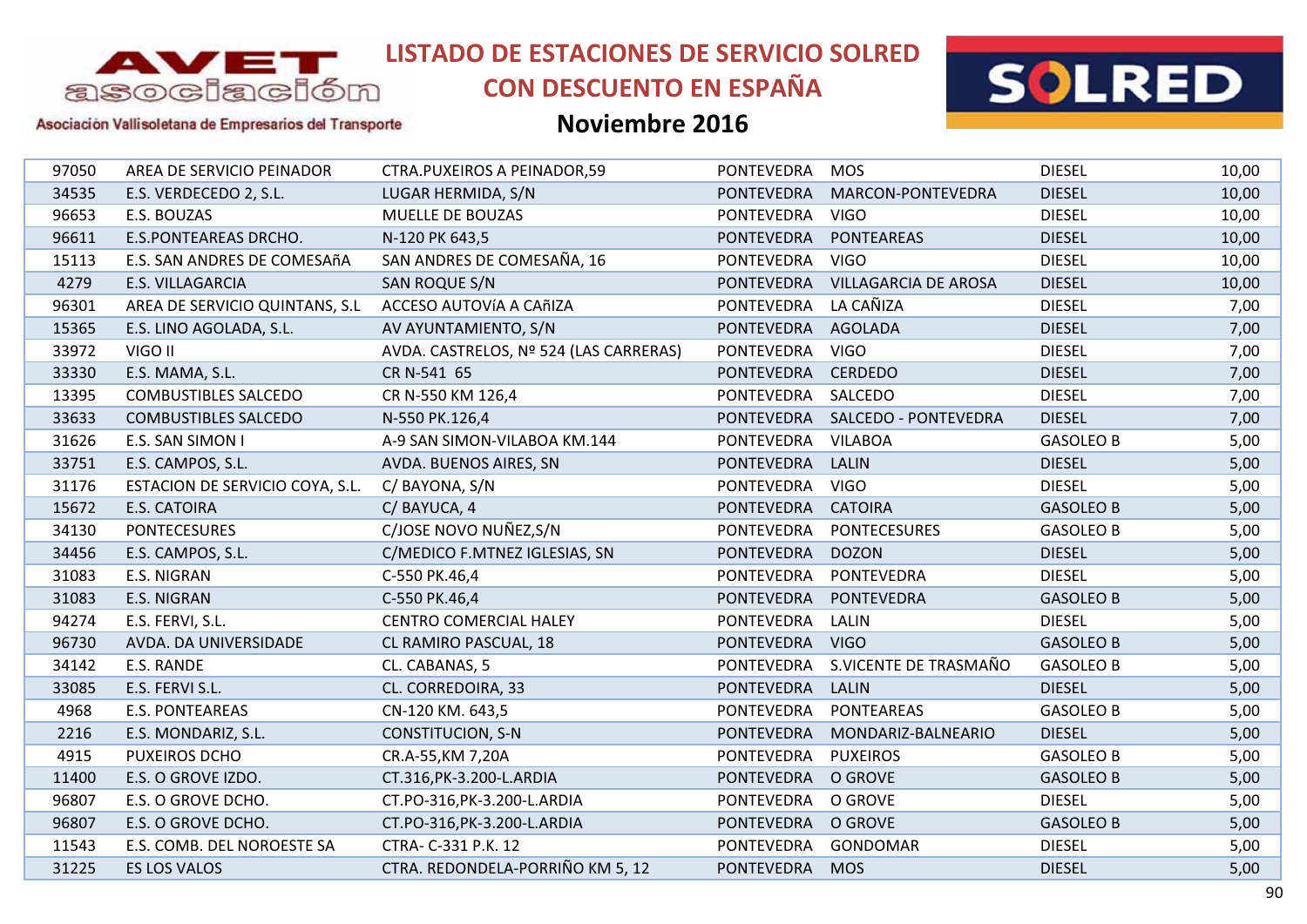# LISTADO DE ESTACIONES DE SERVICIO SOLRED CON DESCUENTO EN ESPAÑA

## Noviembre 2016

| | | | | | | |
|---|---|---|---|---|---|---|
| 97050 | AREA DE SERVICIO PEINADOR | CTRA.PUXEIROS A PEINADOR,59 | PONTEVEDRA | MOS | DIESEL | 10,00 |
| 34535 | E.S. VERDECEDO 2, S.L. | LUGAR HERMIDA, S/N | PONTEVEDRA | MARCON-PONTEVEDRA | DIESEL | 10,00 |
| 96653 | E.S. BOUZAS | MUELLE DE BOUZAS | PONTEVEDRA | VIGO | DIESEL | 10,00 |
| 96611 | E.S.PONTEAREAS DRCHO. | N-120 PK 643,5 | PONTEVEDRA | PONTEAREAS | DIESEL | 10,00 |
| 15113 | E.S. SAN ANDRES DE COMESAñA | SAN ANDRES DE COMESAÑA, 16 | PONTEVEDRA | VIGO | DIESEL | 10,00 |
| 4279 | E.S. VILLAGARCIA | SAN ROQUE S/N | PONTEVEDRA | VILLAGARCIA DE AROSA | DIESEL | 10,00 |
| 96301 | AREA DE SERVICIO QUINTANS, S.L | ACCESO AUTOVíA A CAñIZA | PONTEVEDRA | LA CAÑIZA | DIESEL | 7,00 |
| 15365 | E.S. LINO AGOLADA, S.L. | AV AYUNTAMIENTO, S/N | PONTEVEDRA | AGOLADA | DIESEL | 7,00 |
| 33972 | VIGO II | AVDA. CASTRELOS, Nº 524 (LAS CARRERAS) | PONTEVEDRA | VIGO | DIESEL | 7,00 |
| 33330 | E.S. MAMA, S.L. | CR N-541 65 | PONTEVEDRA | CERDEDO | DIESEL | 7,00 |
| 13395 | COMBUSTIBLES SALCEDO | CR N-550 KM 126,4 | PONTEVEDRA | SALCEDO | DIESEL | 7,00 |
| 33633 | COMBUSTIBLES SALCEDO | N-550 PK.126,4 | PONTEVEDRA | SALCEDO - PONTEVEDRA | DIESEL | 7,00 |
| 31626 | E.S. SAN SIMON I | A-9 SAN SIMON-VILABOA KM.144 | PONTEVEDRA | VILABOA | GASOLEO B | 5,00 |
| 33751 | E.S. CAMPOS, S.L. | AVDA. BUENOS AIRES, SN | PONTEVEDRA | LALIN | DIESEL | 5,00 |
| 31176 | ESTACION DE SERVICIO COYA, S.L. | C/ BAYONA, S/N | PONTEVEDRA | VIGO | DIESEL | 5,00 |
| 15672 | E.S. CATOIRA | C/ BAYUCA, 4 | PONTEVEDRA | CATOIRA | GASOLEO B | 5,00 |
| 34130 | PONTECESURES | C/JOSE NOVO NUÑEZ,S/N | PONTEVEDRA | PONTECESURES | GASOLEO B | 5,00 |
| 34456 | E.S. CAMPOS, S.L. | C/MEDICO F.MTNEZ IGLESIAS, SN | PONTEVEDRA | DOZON | DIESEL | 5,00 |
| 31083 | E.S. NIGRAN | C-550 PK.46,4 | PONTEVEDRA | PONTEVEDRA | DIESEL | 5,00 |
| 31083 | E.S. NIGRAN | C-550 PK.46,4 | PONTEVEDRA | PONTEVEDRA | GASOLEO B | 5,00 |
| 94274 | E.S. FERVI, S.L. | CENTRO COMERCIAL HALEY | PONTEVEDRA | LALIN | DIESEL | 5,00 |
| 96730 | AVDA. DA UNIVERSIDADE | CL RAMIRO PASCUAL, 18 | PONTEVEDRA | VIGO | GASOLEO B | 5,00 |
| 34142 | E.S. RANDE | CL. CABANAS, 5 | PONTEVEDRA | S.VICENTE DE TRASMAÑO | GASOLEO B | 5,00 |
| 33085 | E.S. FERVI S.L. | CL. CORREDOIRA, 33 | PONTEVEDRA | LALIN | DIESEL | 5,00 |
| 4968 | E.S. PONTEAREAS | CN-120 KM. 643,5 | PONTEVEDRA | PONTEAREAS | GASOLEO B | 5,00 |
| 2216 | E.S. MONDARIZ, S.L. | CONSTITUCION, S-N | PONTEVEDRA | MONDARIZ-BALNEARIO | DIESEL | 5,00 |
| 4915 | PUXEIROS DCHO | CR.A-55,KM 7,20A | PONTEVEDRA | PUXEIROS | GASOLEO B | 5,00 |
| 11400 | E.S. O GROVE IZDO. | CT.316,PK-3.200-L.ARDIA | PONTEVEDRA | O GROVE | GASOLEO B | 5,00 |
| 96807 | E.S. O GROVE DCHO. | CT.PO-316,PK-3.200-L.ARDIA | PONTEVEDRA | O GROVE | DIESEL | 5,00 |
| 96807 | E.S. O GROVE DCHO. | CT.PO-316,PK-3.200-L.ARDIA | PONTEVEDRA | O GROVE | GASOLEO B | 5,00 |
| 11543 | E.S. COMB. DEL NOROESTE SA | CTRA- C-331 P.K. 12 | PONTEVEDRA | GONDOMAR | DIESEL | 5,00 |
| 31225 | ES LOS VALOS | CTRA. REDONDELA-PORRIÑO KM 5, 12 | PONTEVEDRA | MOS | DIESEL | 5,00 |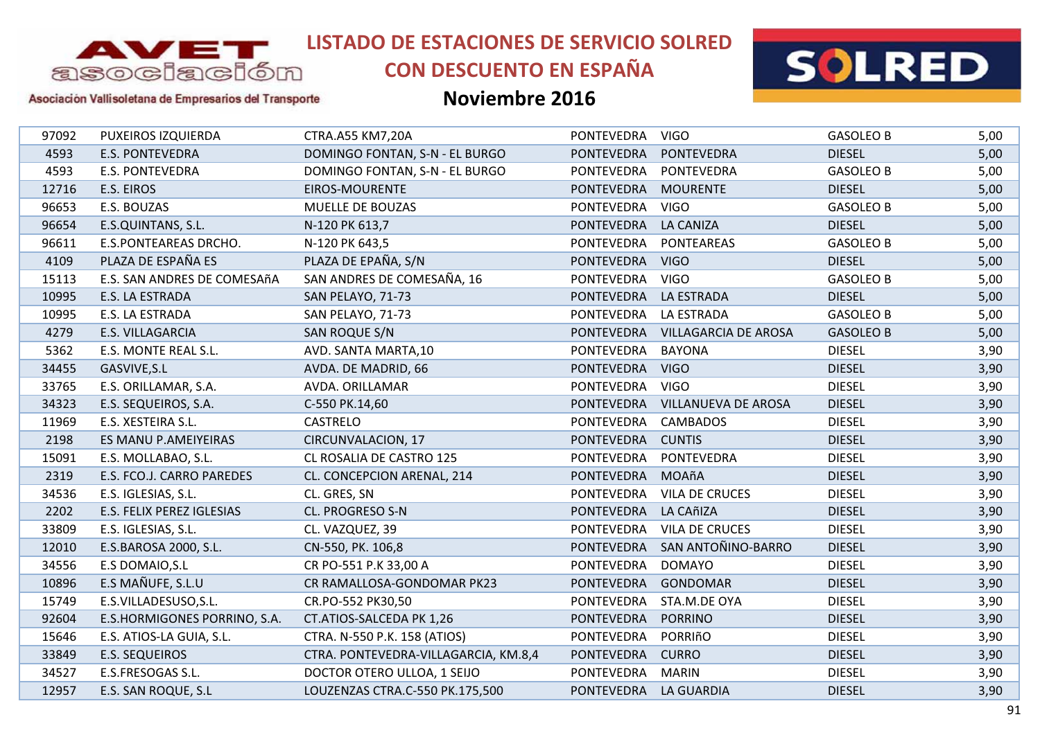# LISTADO DE ESTACIONES DE SERVICIO SOLRED CON DESCUENTO EN ESPAÑA

## Noviembre 2016

Asociación Vallisoletana de Empresarios del Transporte

| | | | | | | |
|---|---|---|---|---|---|---|
| 97092 | PUXEIROS IZQUIERDA | CTRA.A55 KM7,20A | PONTEVEDRA | VIGO | GASOLEO B | 5,00 |
| 4593 | E.S. PONTEVEDRA | DOMINGO FONTAN, S-N - EL BURGO | PONTEVEDRA | PONTEVEDRA | DIESEL | 5,00 |
| 4593 | E.S. PONTEVEDRA | DOMINGO FONTAN, S-N - EL BURGO | PONTEVEDRA | PONTEVEDRA | GASOLEO B | 5,00 |
| 12716 | E.S. EIROS | EIROS-MOURENTE | PONTEVEDRA | MOURENTE | DIESEL | 5,00 |
| 96653 | E.S. BOUZAS | MUELLE DE BOUZAS | PONTEVEDRA | VIGO | GASOLEO B | 5,00 |
| 96654 | E.S.QUINTANS, S.L. | N-120 PK 613,7 | PONTEVEDRA | LA CANIZA | DIESEL | 5,00 |
| 96611 | E.S.PONTEAREAS DRCHO. | N-120 PK 643,5 | PONTEVEDRA | PONTEAREAS | GASOLEO B | 5,00 |
| 4109 | PLAZA DE ESPAÑA ES | PLAZA DE EPAÑA, S/N | PONTEVEDRA | VIGO | DIESEL | 5,00 |
| 15113 | E.S. SAN ANDRES DE COMESAñA | SAN ANDRES DE COMESAÑA, 16 | PONTEVEDRA | VIGO | GASOLEO B | 5,00 |
| 10995 | E.S. LA ESTRADA | SAN PELAYO, 71-73 | PONTEVEDRA | LA ESTRADA | DIESEL | 5,00 |
| 10995 | E.S. LA ESTRADA | SAN PELAYO, 71-73 | PONTEVEDRA | LA ESTRADA | GASOLEO B | 5,00 |
| 4279 | E.S. VILLAGARCIA | SAN ROQUE S/N | PONTEVEDRA | VILLAGARCIA DE AROSA | GASOLEO B | 5,00 |
| 5362 | E.S. MONTE REAL S.L. | AVD. SANTA MARTA,10 | PONTEVEDRA | BAYONA | DIESEL | 3,90 |
| 34455 | GASVIVE,S.L | AVDA. DE MADRID, 66 | PONTEVEDRA | VIGO | DIESEL | 3,90 |
| 33765 | E.S. ORILLAMAR, S.A. | AVDA. ORILLAMAR | PONTEVEDRA | VIGO | DIESEL | 3,90 |
| 34323 | E.S. SEQUEIROS, S.A. | C-550 PK.14,60 | PONTEVEDRA | VILLANUEVA DE AROSA | DIESEL | 3,90 |
| 11969 | E.S. XESTEIRA S.L. | CASTRELO | PONTEVEDRA | CAMBADOS | DIESEL | 3,90 |
| 2198 | ES MANU P.AMEIYEIRAS | CIRCUNVALACION, 17 | PONTEVEDRA | CUNTIS | DIESEL | 3,90 |
| 15091 | E.S. MOLLABAO, S.L. | CL ROSALIA DE CASTRO 125 | PONTEVEDRA | PONTEVEDRA | DIESEL | 3,90 |
| 2319 | E.S. FCO.J. CARRO PAREDES | CL. CONCEPCION ARENAL, 214 | PONTEVEDRA | MOAñA | DIESEL | 3,90 |
| 34536 | E.S. IGLESIAS, S.L. | CL. GRES, SN | PONTEVEDRA | VILA DE CRUCES | DIESEL | 3,90 |
| 2202 | E.S. FELIX PEREZ IGLESIAS | CL. PROGRESO S-N | PONTEVEDRA | LA CAñIZA | DIESEL | 3,90 |
| 33809 | E.S. IGLESIAS, S.L. | CL. VAZQUEZ, 39 | PONTEVEDRA | VILA DE CRUCES | DIESEL | 3,90 |
| 12010 | E.S.BAROSA 2000, S.L. | CN-550, PK. 106,8 | PONTEVEDRA | SAN ANTOÑINO-BARRO | DIESEL | 3,90 |
| 34556 | E.S DOMAIO,S.L | CR PO-551 P.K 33,00 A | PONTEVEDRA | DOMAYO | DIESEL | 3,90 |
| 10896 | E.S MAÑUFE, S.L.U | CR RAMALLOSA-GONDOMAR PK23 | PONTEVEDRA | GONDOMAR | DIESEL | 3,90 |
| 15749 | E.S.VILLADESUSO,S.L. | CR.PO-552 PK30,50 | PONTEVEDRA | STA.M.DE OYA | DIESEL | 3,90 |
| 92604 | E.S.HORMIGONES PORRINO, S.A. | CT.ATIOS-SALCEDA PK 1,26 | PONTEVEDRA | PORRINO | DIESEL | 3,90 |
| 15646 | E.S. ATIOS-LA GUIA, S.L. | CTRA. N-550 P.K. 158 (ATIOS) | PONTEVEDRA | PORRIñO | DIESEL | 3,90 |
| 33849 | E.S. SEQUEIROS | CTRA. PONTEVEDRA-VILLAGARCIA, KM.8,4 | PONTEVEDRA | CURRO | DIESEL | 3,90 |
| 34527 | E.S.FRESOGAS S.L. | DOCTOR OTERO ULLOA, 1 SEIJO | PONTEVEDRA | MARIN | DIESEL | 3,90 |
| 12957 | E.S. SAN ROQUE, S.L | LOUZENZAS CTRA.C-550 PK.175,500 | PONTEVEDRA | LA GUARDIA | DIESEL | 3,90 |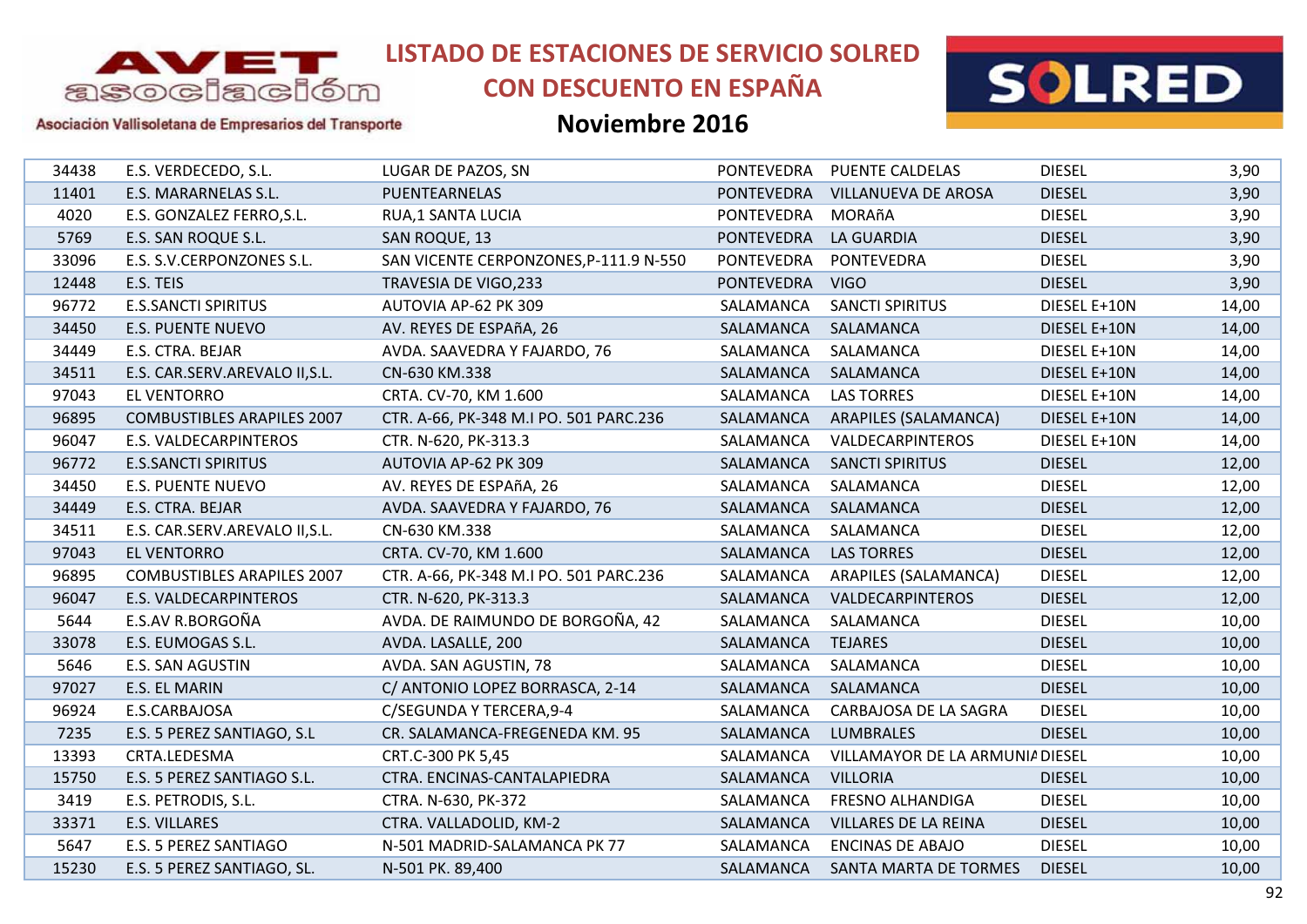# LISTADO DE ESTACIONES DE SERVICIO SOLRED CON DESCUENTO EN ESPAÑA

## Noviembre 2016

| | | | | | | |
|---|---|---|---|---|---|---|
| 34438 | E.S. VERDECEDO, S.L. | LUGAR DE PAZOS, SN | PONTEVEDRA | PUENTE CALDELAS | DIESEL | 3,90 |
| 11401 | E.S. MARARNELAS S.L. | PUENTEARNELAS | PONTEVEDRA | VILLANUEVA DE AROSA | DIESEL | 3,90 |
| 4020 | E.S. GONZALEZ FERRO,S.L. | RUA,1 SANTA LUCIA | PONTEVEDRA | MORAñA | DIESEL | 3,90 |
| 5769 | E.S. SAN ROQUE S.L. | SAN ROQUE, 13 | PONTEVEDRA | LA GUARDIA | DIESEL | 3,90 |
| 33096 | E.S. S.V.CERPONZONES S.L. | SAN VICENTE CERPONZONES,P-111.9 N-550 | PONTEVEDRA | PONTEVEDRA | DIESEL | 3,90 |
| 12448 | E.S. TEIS | TRAVESIA DE VIGO,233 | PONTEVEDRA | VIGO | DIESEL | 3,90 |
| 96772 | E.S.SANCTI SPIRITUS | AUTOVIA AP-62 PK 309 | SALAMANCA | SANCTI SPIRITUS | DIESEL E+10N | 14,00 |
| 34450 | E.S. PUENTE NUEVO | AV. REYES DE ESPAñA, 26 | SALAMANCA | SALAMANCA | DIESEL E+10N | 14,00 |
| 34449 | E.S. CTRA. BEJAR | AVDA. SAAVEDRA Y FAJARDO, 76 | SALAMANCA | SALAMANCA | DIESEL E+10N | 14,00 |
| 34511 | E.S. CAR.SERV.AREVALO II,S.L. | CN-630 KM.338 | SALAMANCA | SALAMANCA | DIESEL E+10N | 14,00 |
| 97043 | EL VENTORRO | CRTA. CV-70, KM 1.600 | SALAMANCA | LAS TORRES | DIESEL E+10N | 14,00 |
| 96895 | COMBUSTIBLES ARAPILES 2007 | CTR. A-66, PK-348 M.I PO. 501 PARC.236 | SALAMANCA | ARAPILES (SALAMANCA) | DIESEL E+10N | 14,00 |
| 96047 | E.S. VALDECARPINTEROS | CTR. N-620, PK-313.3 | SALAMANCA | VALDECARPINTEROS | DIESEL E+10N | 14,00 |
| 96772 | E.S.SANCTI SPIRITUS | AUTOVIA AP-62 PK 309 | SALAMANCA | SANCTI SPIRITUS | DIESEL | 12,00 |
| 34450 | E.S. PUENTE NUEVO | AV. REYES DE ESPAñA, 26 | SALAMANCA | SALAMANCA | DIESEL | 12,00 |
| 34449 | E.S. CTRA. BEJAR | AVDA. SAAVEDRA Y FAJARDO, 76 | SALAMANCA | SALAMANCA | DIESEL | 12,00 |
| 34511 | E.S. CAR.SERV.AREVALO II,S.L. | CN-630 KM.338 | SALAMANCA | SALAMANCA | DIESEL | 12,00 |
| 97043 | EL VENTORRO | CRTA. CV-70, KM 1.600 | SALAMANCA | LAS TORRES | DIESEL | 12,00 |
| 96895 | COMBUSTIBLES ARAPILES 2007 | CTR. A-66, PK-348 M.I PO. 501 PARC.236 | SALAMANCA | ARAPILES (SALAMANCA) | DIESEL | 12,00 |
| 96047 | E.S. VALDECARPINTEROS | CTR. N-620, PK-313.3 | SALAMANCA | VALDECARPINTEROS | DIESEL | 12,00 |
| 5644 | E.S.AV R.BORGOÑA | AVDA. DE RAIMUNDO DE BORGOÑA, 42 | SALAMANCA | SALAMANCA | DIESEL | 10,00 |
| 33078 | E.S. EUMOGAS S.L. | AVDA. LASALLE, 200 | SALAMANCA | TEJARES | DIESEL | 10,00 |
| 5646 | E.S. SAN AGUSTIN | AVDA. SAN AGUSTIN, 78 | SALAMANCA | SALAMANCA | DIESEL | 10,00 |
| 97027 | E.S. EL MARIN | C/ ANTONIO LOPEZ BORRASCA, 2-14 | SALAMANCA | SALAMANCA | DIESEL | 10,00 |
| 96924 | E.S.CARBAJOSA | C/SEGUNDA Y TERCERA,9-4 | SALAMANCA | CARBAJOSA DE LA SAGRA | DIESEL | 10,00 |
| 7235 | E.S. 5 PEREZ SANTIAGO, S.L | CR. SALAMANCA-FREGENEDA KM. 95 | SALAMANCA | LUMBRALES | DIESEL | 10,00 |
| 13393 | CRTA.LEDESMA | CRT.C-300 PK 5,45 | SALAMANCA | VILLAMAYOR DE LA ARMUNIA | DIESEL | 10,00 |
| 15750 | E.S. 5 PEREZ SANTIAGO S.L. | CTRA. ENCINAS-CANTALAPIEDRA | SALAMANCA | VILLORIA | DIESEL | 10,00 |
| 3419 | E.S. PETRODIS, S.L. | CTRA. N-630, PK-372 | SALAMANCA | FRESNO ALHANDIGA | DIESEL | 10,00 |
| 33371 | E.S. VILLARES | CTRA. VALLADOLID, KM-2 | SALAMANCA | VILLARES DE LA REINA | DIESEL | 10,00 |
| 5647 | E.S. 5 PEREZ SANTIAGO | N-501 MADRID-SALAMANCA PK 77 | SALAMANCA | ENCINAS DE ABAJO | DIESEL | 10,00 |
| 15230 | E.S. 5 PEREZ SANTIAGO, SL. | N-501 PK. 89,400 | SALAMANCA | SANTA MARTA DE TORMES | DIESEL | 10,00 |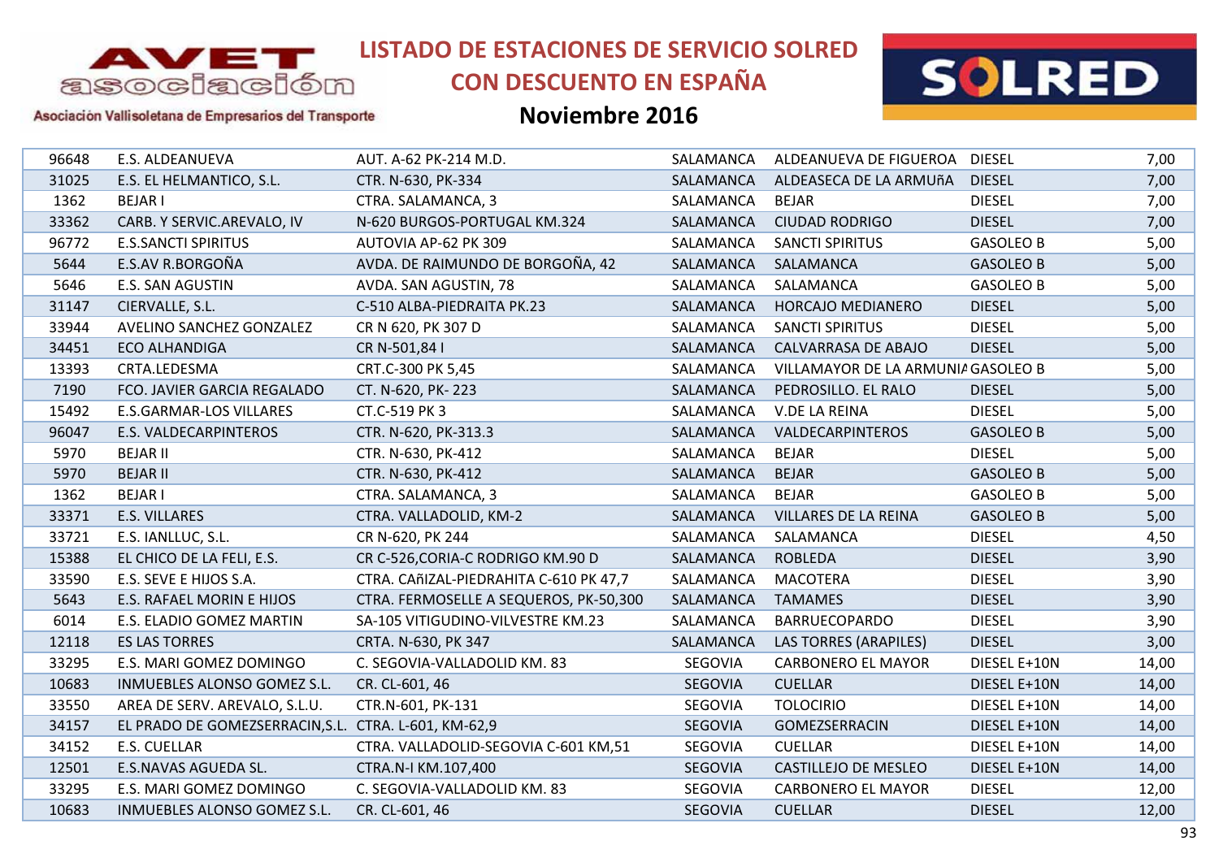# LISTADO DE ESTACIONES DE SERVICIO SOLRED CON DESCUENTO EN ESPAÑA

## Noviembre 2016

AVET asociación — Asociación Vallisoletana de Empresarios del Transporte

SOLRED

| | | | | | | |
|---|---|---|---|---|---|---|
| 96648 | E.S. ALDEANUEVA | AUT. A-62 PK-214 M.D. | SALAMANCA | ALDEANUEVA DE FIGUEROA | DIESEL | 7,00 |
| 31025 | E.S. EL HELMANTICO, S.L. | CTR. N-630, PK-334 | SALAMANCA | ALDEASECA DE LA ARMUñA | DIESEL | 7,00 |
| 1362 | BEJAR I | CTRA. SALAMANCA, 3 | SALAMANCA | BEJAR | DIESEL | 7,00 |
| 33362 | CARB. Y SERVIC.AREVALO, IV | N-620 BURGOS-PORTUGAL KM.324 | SALAMANCA | CIUDAD RODRIGO | DIESEL | 7,00 |
| 96772 | E.S.SANCTI SPIRITUS | AUTOVIA AP-62 PK 309 | SALAMANCA | SANCTI SPIRITUS | GASOLEO B | 5,00 |
| 5644 | E.S.AV R.BORGOÑA | AVDA. DE RAIMUNDO DE BORGOÑA, 42 | SALAMANCA | SALAMANCA | GASOLEO B | 5,00 |
| 5646 | E.S. SAN AGUSTIN | AVDA. SAN AGUSTIN, 78 | SALAMANCA | SALAMANCA | GASOLEO B | 5,00 |
| 31147 | CIERVALLE, S.L. | C-510 ALBA-PIEDRAITA PK.23 | SALAMANCA | HORCAJO MEDIANERO | DIESEL | 5,00 |
| 33944 | AVELINO SANCHEZ GONZALEZ | CR N 620, PK 307 D | SALAMANCA | SANCTI SPIRITUS | DIESEL | 5,00 |
| 34451 | ECO ALHANDIGA | CR N-501,84 I | SALAMANCA | CALVARRASA DE ABAJO | DIESEL | 5,00 |
| 13393 | CRTA.LEDESMA | CRT.C-300 PK 5,45 | SALAMANCA | VILLAMAYOR DE LA ARMUNIA | GASOLEO B | 5,00 |
| 7190 | FCO. JAVIER GARCIA REGALADO | CT. N-620, PK- 223 | SALAMANCA | PEDROSILLO. EL RALO | DIESEL | 5,00 |
| 15492 | E.S.GARMAR-LOS VILLARES | CT.C-519 PK 3 | SALAMANCA | V.DE LA REINA | DIESEL | 5,00 |
| 96047 | E.S. VALDECARPINTEROS | CTR. N-620, PK-313.3 | SALAMANCA | VALDECARPINTEROS | GASOLEO B | 5,00 |
| 5970 | BEJAR II | CTR. N-630, PK-412 | SALAMANCA | BEJAR | DIESEL | 5,00 |
| 5970 | BEJAR II | CTR. N-630, PK-412 | SALAMANCA | BEJAR | GASOLEO B | 5,00 |
| 1362 | BEJAR I | CTRA. SALAMANCA, 3 | SALAMANCA | BEJAR | GASOLEO B | 5,00 |
| 33371 | E.S. VILLARES | CTRA. VALLADOLID, KM-2 | SALAMANCA | VILLARES DE LA REINA | GASOLEO B | 5,00 |
| 33721 | E.S. IANLLUC, S.L. | CR N-620, PK 244 | SALAMANCA | SALAMANCA | DIESEL | 4,50 |
| 15388 | EL CHICO DE LA FELI, E.S. | CR C-526,CORIA-C RODRIGO KM.90 D | SALAMANCA | ROBLEDA | DIESEL | 3,90 |
| 33590 | E.S. SEVE E HIJOS S.A. | CTRA. CAñIZAL-PIEDRAHITA C-610 PK 47,7 | SALAMANCA | MACOTERA | DIESEL | 3,90 |
| 5643 | E.S. RAFAEL MORIN E HIJOS | CTRA. FERMOSELLE A SEQUEROS, PK-50,300 | SALAMANCA | TAMAMES | DIESEL | 3,90 |
| 6014 | E.S. ELADIO GOMEZ MARTIN | SA-105 VITIGUDINO-VILVESTRE KM.23 | SALAMANCA | BARRUECOPARDO | DIESEL | 3,90 |
| 12118 | ES LAS TORRES | CRTA. N-630, PK 347 | SALAMANCA | LAS TORRES (ARAPILES) | DIESEL | 3,00 |
| 33295 | E.S. MARI GOMEZ DOMINGO | C. SEGOVIA-VALLADOLID KM. 83 | SEGOVIA | CARBONERO EL MAYOR | DIESEL E+10N | 14,00 |
| 10683 | INMUEBLES ALONSO GOMEZ S.L. | CR. CL-601, 46 | SEGOVIA | CUELLAR | DIESEL E+10N | 14,00 |
| 33550 | AREA DE SERV. AREVALO, S.L.U. | CTR.N-601, PK-131 | SEGOVIA | TOLOCIRIO | DIESEL E+10N | 14,00 |
| 34157 | EL PRADO DE GOMEZSERRACIN,S.L. | CTRA. L-601, KM-62,9 | SEGOVIA | GOMEZSERRACIN | DIESEL E+10N | 14,00 |
| 34152 | E.S. CUELLAR | CTRA. VALLADOLID-SEGOVIA C-601 KM,51 | SEGOVIA | CUELLAR | DIESEL E+10N | 14,00 |
| 12501 | E.S.NAVAS AGUEDA SL. | CTRA.N-I KM.107,400 | SEGOVIA | CASTILLEJO DE MESLEO | DIESEL E+10N | 14,00 |
| 33295 | E.S. MARI GOMEZ DOMINGO | C. SEGOVIA-VALLADOLID KM. 83 | SEGOVIA | CARBONERO EL MAYOR | DIESEL | 12,00 |
| 10683 | INMUEBLES ALONSO GOMEZ S.L. | CR. CL-601, 46 | SEGOVIA | CUELLAR | DIESEL | 12,00 |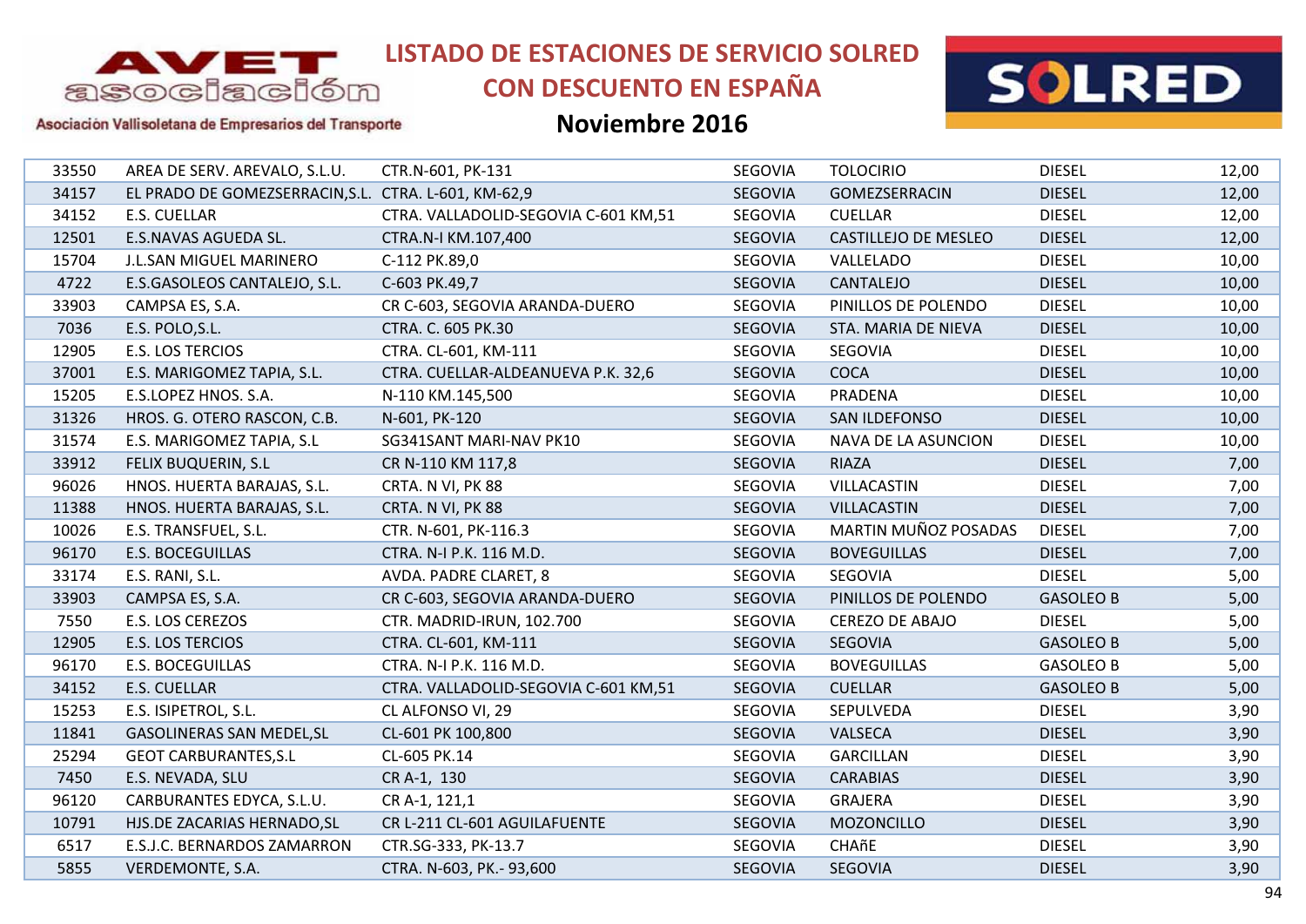# LISTADO DE ESTACIONES DE SERVICIO SOLRED CON DESCUENTO EN ESPAÑA

## Noviembre 2016

| | | | | | | |
|---|---|---|---|---|---|---|
| 33550 | AREA DE SERV. AREVALO, S.L.U. | CTR.N-601, PK-131 | SEGOVIA | TOLOCIRIO | DIESEL | 12,00 |
| 34157 | EL PRADO DE GOMEZSERRACIN,S.L. | CTRA. L-601, KM-62,9 | SEGOVIA | GOMEZSERRACIN | DIESEL | 12,00 |
| 34152 | E.S. CUELLAR | CTRA. VALLADOLID-SEGOVIA C-601 KM,51 | SEGOVIA | CUELLAR | DIESEL | 12,00 |
| 12501 | E.S.NAVAS AGUEDA SL. | CTRA.N-I KM.107,400 | SEGOVIA | CASTILLEJO DE MESLEO | DIESEL | 12,00 |
| 15704 | J.L.SAN MIGUEL MARINERO | C-112 PK.89,0 | SEGOVIA | VALLELADO | DIESEL | 10,00 |
| 4722 | E.S.GASOLEOS CANTALEJO, S.L. | C-603 PK.49,7 | SEGOVIA | CANTALEJO | DIESEL | 10,00 |
| 33903 | CAMPSA ES, S.A. | CR C-603, SEGOVIA ARANDA-DUERO | SEGOVIA | PINILLOS DE POLENDO | DIESEL | 10,00 |
| 7036 | E.S. POLO,S.L. | CTRA. C. 605 PK.30 | SEGOVIA | STA. MARIA DE NIEVA | DIESEL | 10,00 |
| 12905 | E.S. LOS TERCIOS | CTRA. CL-601, KM-111 | SEGOVIA | SEGOVIA | DIESEL | 10,00 |
| 37001 | E.S. MARIGOMEZ TAPIA, S.L. | CTRA. CUELLAR-ALDEANUEVA P.K. 32,6 | SEGOVIA | COCA | DIESEL | 10,00 |
| 15205 | E.S.LOPEZ HNOS. S.A. | N-110 KM.145,500 | SEGOVIA | PRADENA | DIESEL | 10,00 |
| 31326 | HROS. G. OTERO RASCON, C.B. | N-601, PK-120 | SEGOVIA | SAN ILDEFONSO | DIESEL | 10,00 |
| 31574 | E.S. MARIGOMEZ TAPIA, S.L | SG341SANT MARI-NAV PK10 | SEGOVIA | NAVA DE LA ASUNCION | DIESEL | 10,00 |
| 33912 | FELIX BUQUERIN, S.L | CR N-110 KM 117,8 | SEGOVIA | RIAZA | DIESEL | 7,00 |
| 96026 | HNOS. HUERTA BARAJAS, S.L. | CRTA. N VI, PK 88 | SEGOVIA | VILLACASTIN | DIESEL | 7,00 |
| 11388 | HNOS. HUERTA BARAJAS, S.L. | CRTA. N VI, PK 88 | SEGOVIA | VILLACASTIN | DIESEL | 7,00 |
| 10026 | E.S. TRANSFUEL, S.L. | CTR. N-601, PK-116.3 | SEGOVIA | MARTIN MUÑOZ POSADAS | DIESEL | 7,00 |
| 96170 | E.S. BOCEGUILLAS | CTRA. N-I P.K. 116 M.D. | SEGOVIA | BOVEGUILLAS | DIESEL | 7,00 |
| 33174 | E.S. RANI, S.L. | AVDA. PADRE CLARET, 8 | SEGOVIA | SEGOVIA | DIESEL | 5,00 |
| 33903 | CAMPSA ES, S.A. | CR C-603, SEGOVIA ARANDA-DUERO | SEGOVIA | PINILLOS DE POLENDO | GASOLEO B | 5,00 |
| 7550 | E.S. LOS CEREZOS | CTR. MADRID-IRUN, 102.700 | SEGOVIA | CEREZO DE ABAJO | DIESEL | 5,00 |
| 12905 | E.S. LOS TERCIOS | CTRA. CL-601, KM-111 | SEGOVIA | SEGOVIA | GASOLEO B | 5,00 |
| 96170 | E.S. BOCEGUILLAS | CTRA. N-I P.K. 116 M.D. | SEGOVIA | BOVEGUILLAS | GASOLEO B | 5,00 |
| 34152 | E.S. CUELLAR | CTRA. VALLADOLID-SEGOVIA C-601 KM,51 | SEGOVIA | CUELLAR | GASOLEO B | 5,00 |
| 15253 | E.S. ISIPETROL, S.L. | CL ALFONSO VI, 29 | SEGOVIA | SEPULVEDA | DIESEL | 3,90 |
| 11841 | GASOLINERAS SAN MEDEL,SL | CL-601 PK 100,800 | SEGOVIA | VALSECA | DIESEL | 3,90 |
| 25294 | GEOT CARBURANTES,S.L | CL-605 PK.14 | SEGOVIA | GARCILLAN | DIESEL | 3,90 |
| 7450 | E.S. NEVADA, SLU | CR A-1, 130 | SEGOVIA | CARABIAS | DIESEL | 3,90 |
| 96120 | CARBURANTES EDYCA, S.L.U. | CR A-1, 121,1 | SEGOVIA | GRAJERA | DIESEL | 3,90 |
| 10791 | HJS.DE ZACARIAS HERNADO,SL | CR L-211 CL-601 AGUILAFUENTE | SEGOVIA | MOZONCILLO | DIESEL | 3,90 |
| 6517 | E.S.J.C. BERNARDOS ZAMARRON | CTR.SG-333, PK-13.7 | SEGOVIA | CHAñE | DIESEL | 3,90 |
| 5855 | VERDEMONTE, S.A. | CTRA. N-603, PK.- 93,600 | SEGOVIA | SEGOVIA | DIESEL | 3,90 |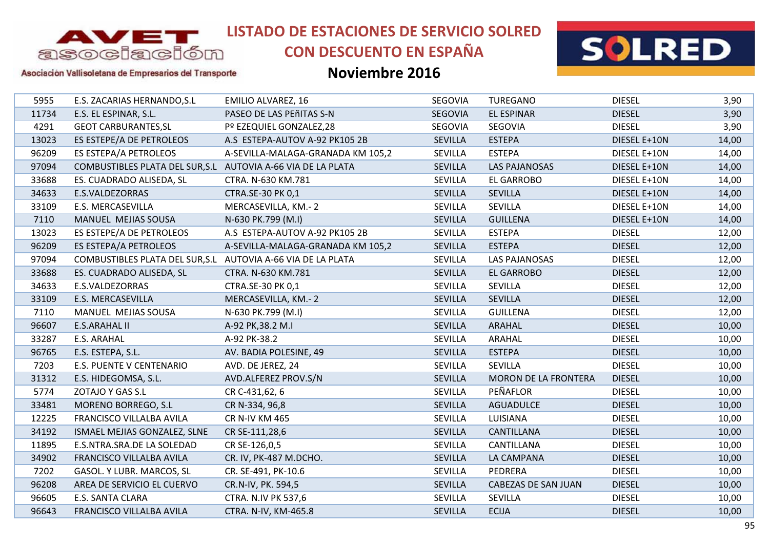# LISTADO DE ESTACIONES DE SERVICIO SOLRED CON DESCUENTO EN ESPAÑA

## Noviembre 2016

| | | | | | | |
|---|---|---|---|---|---|---|
| 5955 | E.S. ZACARIAS HERNANDO,S.L | EMILIO ALVAREZ, 16 | SEGOVIA | TUREGANO | DIESEL | 3,90 |
| 11734 | E.S. EL ESPINAR, S.L. | PASEO DE LAS PEñITAS S-N | SEGOVIA | EL ESPINAR | DIESEL | 3,90 |
| 4291 | GEOT CARBURANTES,SL | Pº EZEQUIEL GONZALEZ,28 | SEGOVIA | SEGOVIA | DIESEL | 3,90 |
| 13023 | ES ESTEPE/A DE PETROLEOS | A.S ESTEPA-AUTOV A-92 PK105 2B | SEVILLA | ESTEPA | DIESEL E+10N | 14,00 |
| 96209 | ES ESTEPA/A PETROLEOS | A-SEVILLA-MALAGA-GRANADA KM 105,2 | SEVILLA | ESTEPA | DIESEL E+10N | 14,00 |
| 97094 | COMBUSTIBLES PLATA DEL SUR,S.L | AUTOVIA A-66 VIA DE LA PLATA | SEVILLA | LAS PAJANOSAS | DIESEL E+10N | 14,00 |
| 33688 | ES. CUADRADO ALISEDA, SL | CTRA. N-630 KM.781 | SEVILLA | EL GARROBO | DIESEL E+10N | 14,00 |
| 34633 | E.S.VALDEZORRAS | CTRA.SE-30 PK 0,1 | SEVILLA | SEVILLA | DIESEL E+10N | 14,00 |
| 33109 | E.S. MERCASEVILLA | MERCASEVILLA, KM.- 2 | SEVILLA | SEVILLA | DIESEL E+10N | 14,00 |
| 7110 | MANUEL MEJIAS SOUSA | N-630 PK.799 (M.I) | SEVILLA | GUILLENA | DIESEL E+10N | 14,00 |
| 13023 | ES ESTEPE/A DE PETROLEOS | A.S ESTEPA-AUTOV A-92 PK105 2B | SEVILLA | ESTEPA | DIESEL | 12,00 |
| 96209 | ES ESTEPA/A PETROLEOS | A-SEVILLA-MALAGA-GRANADA KM 105,2 | SEVILLA | ESTEPA | DIESEL | 12,00 |
| 97094 | COMBUSTIBLES PLATA DEL SUR,S.L | AUTOVIA A-66 VIA DE LA PLATA | SEVILLA | LAS PAJANOSAS | DIESEL | 12,00 |
| 33688 | ES. CUADRADO ALISEDA, SL | CTRA. N-630 KM.781 | SEVILLA | EL GARROBO | DIESEL | 12,00 |
| 34633 | E.S.VALDEZORRAS | CTRA.SE-30 PK 0,1 | SEVILLA | SEVILLA | DIESEL | 12,00 |
| 33109 | E.S. MERCASEVILLA | MERCASEVILLA, KM.- 2 | SEVILLA | SEVILLA | DIESEL | 12,00 |
| 7110 | MANUEL MEJIAS SOUSA | N-630 PK.799 (M.I) | SEVILLA | GUILLENA | DIESEL | 12,00 |
| 96607 | E.S.ARAHAL II | A-92 PK,38.2 M.I | SEVILLA | ARAHAL | DIESEL | 10,00 |
| 33287 | E.S. ARAHAL | A-92 PK-38.2 | SEVILLA | ARAHAL | DIESEL | 10,00 |
| 96765 | E.S. ESTEPA, S.L. | AV. BADIA POLESINE, 49 | SEVILLA | ESTEPA | DIESEL | 10,00 |
| 7203 | E.S. PUENTE V CENTENARIO | AVD. DE JEREZ, 24 | SEVILLA | SEVILLA | DIESEL | 10,00 |
| 31312 | E.S. HIDEGOMSA, S.L. | AVD.ALFEREZ PROV.S/N | SEVILLA | MORON DE LA FRONTERA | DIESEL | 10,00 |
| 5774 | ZOTAJO Y GAS S.L | CR C-431,62, 6 | SEVILLA | PEÑAFLOR | DIESEL | 10,00 |
| 33481 | MORENO BORREGO, S.L | CR N-334, 96,8 | SEVILLA | AGUADULCE | DIESEL | 10,00 |
| 12225 | FRANCISCO VILLALBA AVILA | CR N-IV KM 465 | SEVILLA | LUISIANA | DIESEL | 10,00 |
| 34192 | ISMAEL MEJIAS GONZALEZ, SLNE | CR SE-111,28,6 | SEVILLA | CANTILLANA | DIESEL | 10,00 |
| 11895 | E.S.NTRA.SRA.DE LA SOLEDAD | CR SE-126,0,5 | SEVILLA | CANTILLANA | DIESEL | 10,00 |
| 34902 | FRANCISCO VILLALBA AVILA | CR. IV, PK-487 M.DCHO. | SEVILLA | LA CAMPANA | DIESEL | 10,00 |
| 7202 | GASOL. Y LUBR. MARCOS, SL | CR. SE-491, PK-10.6 | SEVILLA | PEDRERA | DIESEL | 10,00 |
| 96208 | AREA DE SERVICIO EL CUERVO | CR.N-IV, PK. 594,5 | SEVILLA | CABEZAS DE SAN JUAN | DIESEL | 10,00 |
| 96605 | E.S. SANTA CLARA | CTRA. N.IV PK 537,6 | SEVILLA | SEVILLA | DIESEL | 10,00 |
| 96643 | FRANCISCO VILLALBA AVILA | CTRA. N-IV, KM-465.8 | SEVILLA | ECIJA | DIESEL | 10,00 |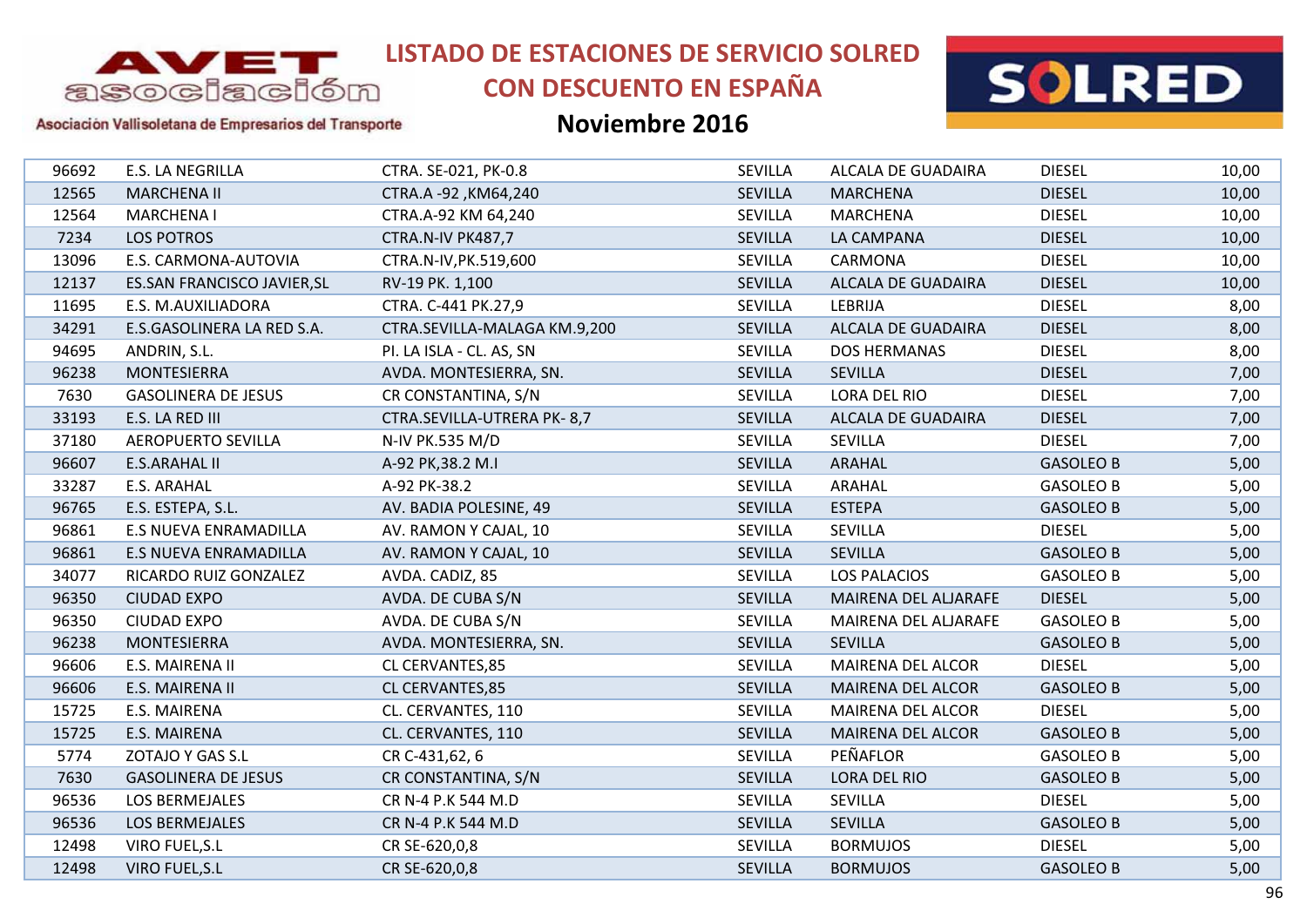# LISTADO DE ESTACIONES DE SERVICIO SOLRED CON DESCUENTO EN ESPAÑA

## Noviembre 2016

AVET asociación – Asociación Vallisoletana de Empresarios del Transporte

| | | | | | | |
|---|---|---|---|---|---|---|
| 96692 | E.S. LA NEGRILLA | CTRA. SE-021, PK-0.8 | SEVILLA | ALCALA DE GUADAIRA | DIESEL | 10,00 |
| 12565 | MARCHENA II | CTRA.A -92 ,KM64,240 | SEVILLA | MARCHENA | DIESEL | 10,00 |
| 12564 | MARCHENA I | CTRA.A-92 KM 64,240 | SEVILLA | MARCHENA | DIESEL | 10,00 |
| 7234 | LOS POTROS | CTRA.N-IV PK487,7 | SEVILLA | LA CAMPANA | DIESEL | 10,00 |
| 13096 | E.S. CARMONA-AUTOVIA | CTRA.N-IV,PK.519,600 | SEVILLA | CARMONA | DIESEL | 10,00 |
| 12137 | ES.SAN FRANCISCO JAVIER,SL | RV-19 PK. 1,100 | SEVILLA | ALCALA DE GUADAIRA | DIESEL | 10,00 |
| 11695 | E.S. M.AUXILIADORA | CTRA. C-441 PK.27,9 | SEVILLA | LEBRIJA | DIESEL | 8,00 |
| 34291 | E.S.GASOLINERA LA RED S.A. | CTRA.SEVILLA-MALAGA KM.9,200 | SEVILLA | ALCALA DE GUADAIRA | DIESEL | 8,00 |
| 94695 | ANDRIN, S.L. | PI. LA ISLA - CL. AS, SN | SEVILLA | DOS HERMANAS | DIESEL | 8,00 |
| 96238 | MONTESIERRA | AVDA. MONTESIERRA, SN. | SEVILLA | SEVILLA | DIESEL | 7,00 |
| 7630 | GASOLINERA DE JESUS | CR CONSTANTINA, S/N | SEVILLA | LORA DEL RIO | DIESEL | 7,00 |
| 33193 | E.S. LA RED III | CTRA.SEVILLA-UTRERA PK- 8,7 | SEVILLA | ALCALA DE GUADAIRA | DIESEL | 7,00 |
| 37180 | AEROPUERTO SEVILLA | N-IV PK.535 M/D | SEVILLA | SEVILLA | DIESEL | 7,00 |
| 96607 | E.S.ARAHAL II | A-92 PK,38.2 M.I | SEVILLA | ARAHAL | GASOLEO B | 5,00 |
| 33287 | E.S. ARAHAL | A-92 PK-38.2 | SEVILLA | ARAHAL | GASOLEO B | 5,00 |
| 96765 | E.S. ESTEPA, S.L. | AV. BADIA POLESINE, 49 | SEVILLA | ESTEPA | GASOLEO B | 5,00 |
| 96861 | E.S NUEVA ENRAMADILLA | AV. RAMON Y CAJAL, 10 | SEVILLA | SEVILLA | DIESEL | 5,00 |
| 96861 | E.S NUEVA ENRAMADILLA | AV. RAMON Y CAJAL, 10 | SEVILLA | SEVILLA | GASOLEO B | 5,00 |
| 34077 | RICARDO RUIZ GONZALEZ | AVDA. CADIZ, 85 | SEVILLA | LOS PALACIOS | GASOLEO B | 5,00 |
| 96350 | CIUDAD EXPO | AVDA. DE CUBA S/N | SEVILLA | MAIRENA DEL ALJARAFE | DIESEL | 5,00 |
| 96350 | CIUDAD EXPO | AVDA. DE CUBA S/N | SEVILLA | MAIRENA DEL ALJARAFE | GASOLEO B | 5,00 |
| 96238 | MONTESIERRA | AVDA. MONTESIERRA, SN. | SEVILLA | SEVILLA | GASOLEO B | 5,00 |
| 96606 | E.S. MAIRENA II | CL CERVANTES,85 | SEVILLA | MAIRENA DEL ALCOR | DIESEL | 5,00 |
| 96606 | E.S. MAIRENA II | CL CERVANTES,85 | SEVILLA | MAIRENA DEL ALCOR | GASOLEO B | 5,00 |
| 15725 | E.S. MAIRENA | CL. CERVANTES, 110 | SEVILLA | MAIRENA DEL ALCOR | DIESEL | 5,00 |
| 15725 | E.S. MAIRENA | CL. CERVANTES, 110 | SEVILLA | MAIRENA DEL ALCOR | GASOLEO B | 5,00 |
| 5774 | ZOTAJO Y GAS S.L | CR C-431,62, 6 | SEVILLA | PEÑAFLOR | GASOLEO B | 5,00 |
| 7630 | GASOLINERA DE JESUS | CR CONSTANTINA, S/N | SEVILLA | LORA DEL RIO | GASOLEO B | 5,00 |
| 96536 | LOS BERMEJALES | CR N-4 P.K 544 M.D | SEVILLA | SEVILLA | DIESEL | 5,00 |
| 96536 | LOS BERMEJALES | CR N-4 P.K 544 M.D | SEVILLA | SEVILLA | GASOLEO B | 5,00 |
| 12498 | VIRO FUEL,S.L | CR SE-620,0,8 | SEVILLA | BORMUJOS | DIESEL | 5,00 |
| 12498 | VIRO FUEL,S.L | CR SE-620,0,8 | SEVILLA | BORMUJOS | GASOLEO B | 5,00 |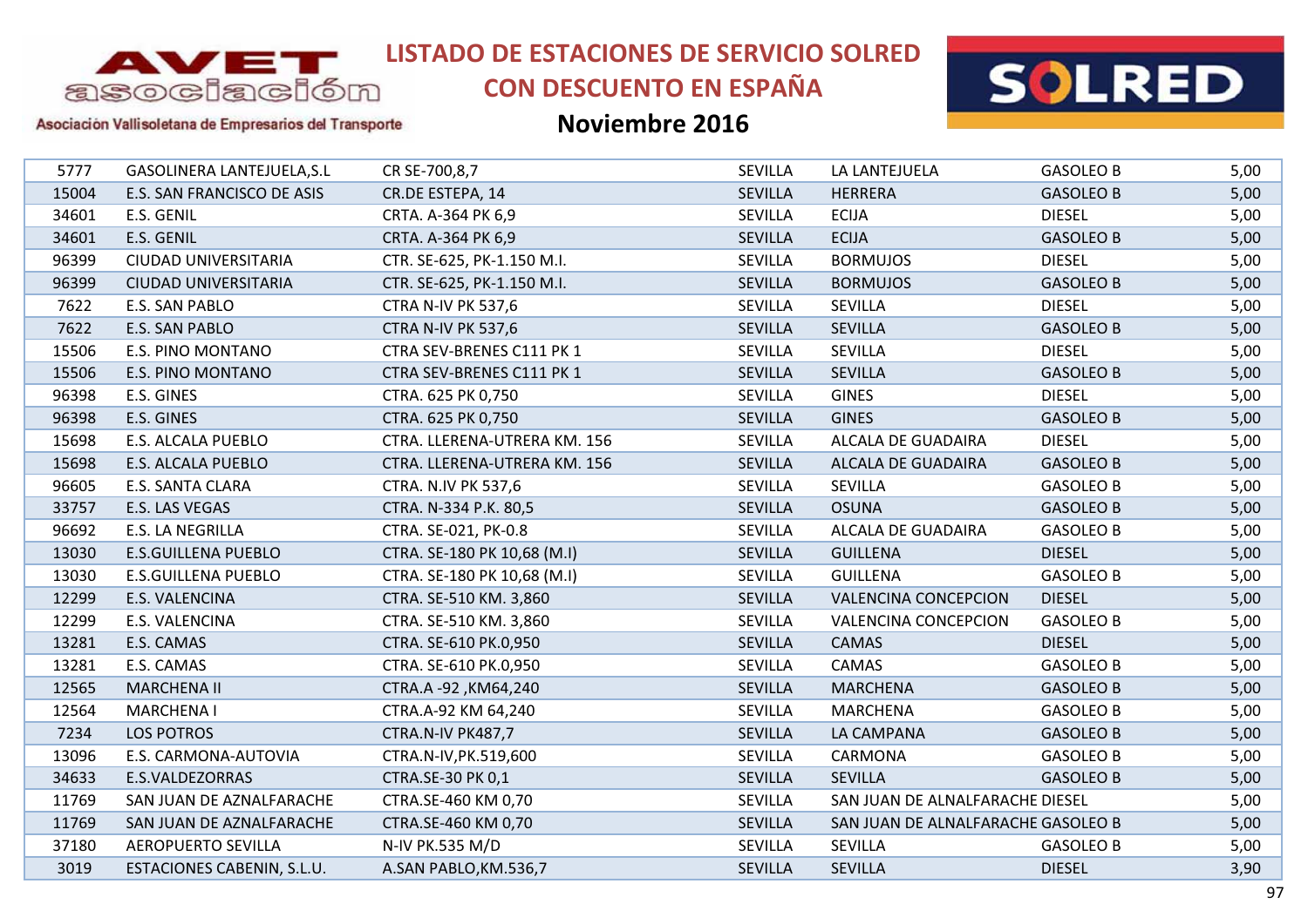# LISTADO DE ESTACIONES DE SERVICIO SOLRED CON DESCUENTO EN ESPAÑA

## Noviembre 2016

| | | | | | | |
|---|---|---|---|---|---|---|
| 5777 | GASOLINERA LANTEJUELA,S.L | CR SE-700,8,7 | SEVILLA | LA LANTEJUELA | GASOLEO B | 5,00 |
| 15004 | E.S. SAN FRANCISCO DE ASIS | CR.DE ESTEPA, 14 | SEVILLA | HERRERA | GASOLEO B | 5,00 |
| 34601 | E.S. GENIL | CRTA. A-364 PK 6,9 | SEVILLA | ECIJA | DIESEL | 5,00 |
| 34601 | E.S. GENIL | CRTA. A-364 PK 6,9 | SEVILLA | ECIJA | GASOLEO B | 5,00 |
| 96399 | CIUDAD UNIVERSITARIA | CTR. SE-625, PK-1.150 M.I. | SEVILLA | BORMUJOS | DIESEL | 5,00 |
| 96399 | CIUDAD UNIVERSITARIA | CTR. SE-625, PK-1.150 M.I. | SEVILLA | BORMUJOS | GASOLEO B | 5,00 |
| 7622 | E.S. SAN PABLO | CTRA N-IV PK 537,6 | SEVILLA | SEVILLA | DIESEL | 5,00 |
| 7622 | E.S. SAN PABLO | CTRA N-IV PK 537,6 | SEVILLA | SEVILLA | GASOLEO B | 5,00 |
| 15506 | E.S. PINO MONTANO | CTRA SEV-BRENES C111 PK 1 | SEVILLA | SEVILLA | DIESEL | 5,00 |
| 15506 | E.S. PINO MONTANO | CTRA SEV-BRENES C111 PK 1 | SEVILLA | SEVILLA | GASOLEO B | 5,00 |
| 96398 | E.S. GINES | CTRA. 625 PK 0,750 | SEVILLA | GINES | DIESEL | 5,00 |
| 96398 | E.S. GINES | CTRA. 625 PK 0,750 | SEVILLA | GINES | GASOLEO B | 5,00 |
| 15698 | E.S. ALCALA PUEBLO | CTRA. LLERENA-UTRERA KM. 156 | SEVILLA | ALCALA DE GUADAIRA | DIESEL | 5,00 |
| 15698 | E.S. ALCALA PUEBLO | CTRA. LLERENA-UTRERA KM. 156 | SEVILLA | ALCALA DE GUADAIRA | GASOLEO B | 5,00 |
| 96605 | E.S. SANTA CLARA | CTRA. N.IV PK 537,6 | SEVILLA | SEVILLA | GASOLEO B | 5,00 |
| 33757 | E.S. LAS VEGAS | CTRA. N-334 P.K. 80,5 | SEVILLA | OSUNA | GASOLEO B | 5,00 |
| 96692 | E.S. LA NEGRILLA | CTRA. SE-021, PK-0.8 | SEVILLA | ALCALA DE GUADAIRA | GASOLEO B | 5,00 |
| 13030 | E.S.GUILLENA PUEBLO | CTRA. SE-180 PK 10,68 (M.I) | SEVILLA | GUILLENA | DIESEL | 5,00 |
| 13030 | E.S.GUILLENA PUEBLO | CTRA. SE-180 PK 10,68 (M.I) | SEVILLA | GUILLENA | GASOLEO B | 5,00 |
| 12299 | E.S. VALENCINA | CTRA. SE-510 KM. 3,860 | SEVILLA | VALENCINA CONCEPCION | DIESEL | 5,00 |
| 12299 | E.S. VALENCINA | CTRA. SE-510 KM. 3,860 | SEVILLA | VALENCINA CONCEPCION | GASOLEO B | 5,00 |
| 13281 | E.S. CAMAS | CTRA. SE-610 PK.0,950 | SEVILLA | CAMAS | DIESEL | 5,00 |
| 13281 | E.S. CAMAS | CTRA. SE-610 PK.0,950 | SEVILLA | CAMAS | GASOLEO B | 5,00 |
| 12565 | MARCHENA II | CTRA.A -92 ,KM64,240 | SEVILLA | MARCHENA | GASOLEO B | 5,00 |
| 12564 | MARCHENA I | CTRA.A-92 KM 64,240 | SEVILLA | MARCHENA | GASOLEO B | 5,00 |
| 7234 | LOS POTROS | CTRA.N-IV PK487,7 | SEVILLA | LA CAMPANA | GASOLEO B | 5,00 |
| 13096 | E.S. CARMONA-AUTOVIA | CTRA.N-IV,PK.519,600 | SEVILLA | CARMONA | GASOLEO B | 5,00 |
| 34633 | E.S.VALDEZORRAS | CTRA.SE-30 PK 0,1 | SEVILLA | SEVILLA | GASOLEO B | 5,00 |
| 11769 | SAN JUAN DE AZNALFARACHE | CTRA.SE-460 KM 0,70 | SEVILLA | SAN JUAN DE ALNALFARACHE | DIESEL | 5,00 |
| 11769 | SAN JUAN DE AZNALFARACHE | CTRA.SE-460 KM 0,70 | SEVILLA | SAN JUAN DE ALNALFARACHE | GASOLEO B | 5,00 |
| 37180 | AEROPUERTO SEVILLA | N-IV PK.535 M/D | SEVILLA | SEVILLA | GASOLEO B | 5,00 |
| 3019 | ESTACIONES CABENIN, S.L.U. | A.SAN PABLO,KM.536,7 | SEVILLA | SEVILLA | DIESEL | 3,90 |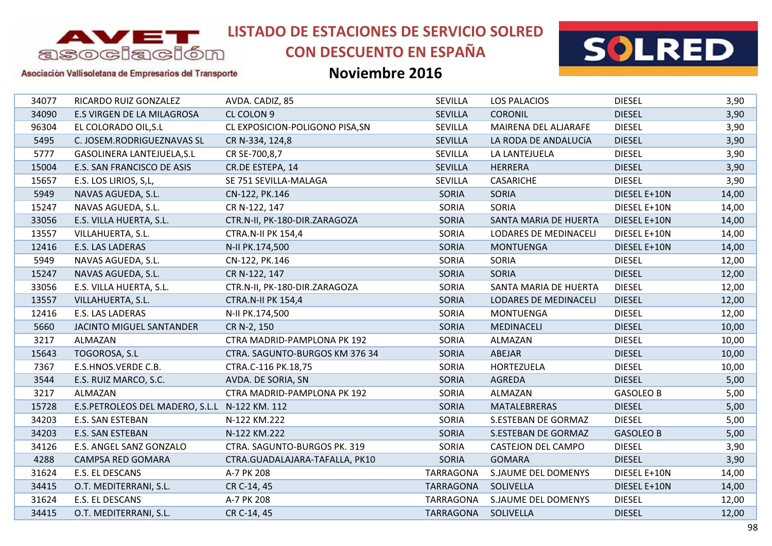# LISTADO DE ESTACIONES DE SERVICIO SOLRED CON DESCUENTO EN ESPAÑA

## Noviembre 2016

Asociación Vallisoletana de Empresarios del Transporte

| | | | | | | |
|---|---|---|---|---|---|---|
| 34077 | RICARDO RUIZ GONZALEZ | AVDA. CADIZ, 85 | SEVILLA | LOS PALACIOS | DIESEL | 3,90 |
| 34090 | E.S VIRGEN DE LA MILAGROSA | CL COLON 9 | SEVILLA | CORONIL | DIESEL | 3,90 |
| 96304 | EL COLORADO OIL,S.L | CL EXPOSICION-POLIGONO PISA,SN | SEVILLA | MAIRENA DEL ALJARAFE | DIESEL | 3,90 |
| 5495 | C. JOSEM.RODRIGUEZNAVAS SL | CR N-334, 124,8 | SEVILLA | LA RODA DE ANDALUCíA | DIESEL | 3,90 |
| 5777 | GASOLINERA LANTEJUELA,S.L | CR SE-700,8,7 | SEVILLA | LA LANTEJUELA | DIESEL | 3,90 |
| 15004 | E.S. SAN FRANCISCO DE ASIS | CR.DE ESTEPA, 14 | SEVILLA | HERRERA | DIESEL | 3,90 |
| 15657 | E.S. LOS LIRIOS, S,L, | SE 751 SEVILLA-MALAGA | SEVILLA | CASARICHE | DIESEL | 3,90 |
| 5949 | NAVAS AGUEDA, S.L. | CN-122, PK.146 | SORIA | SORIA | DIESEL E+10N | 14,00 |
| 15247 | NAVAS AGUEDA, S.L. | CR N-122, 147 | SORIA | SORIA | DIESEL E+10N | 14,00 |
| 33056 | E.S. VILLA HUERTA, S.L. | CTR.N-II, PK-180-DIR.ZARAGOZA | SORIA | SANTA MARIA DE HUERTA | DIESEL E+10N | 14,00 |
| 13557 | VILLAHUERTA, S.L. | CTRA.N-II PK 154,4 | SORIA | LODARES DE MEDINACELI | DIESEL E+10N | 14,00 |
| 12416 | E.S. LAS LADERAS | N-II PK.174,500 | SORIA | MONTUENGA | DIESEL E+10N | 14,00 |
| 5949 | NAVAS AGUEDA, S.L. | CN-122, PK.146 | SORIA | SORIA | DIESEL | 12,00 |
| 15247 | NAVAS AGUEDA, S.L. | CR N-122, 147 | SORIA | SORIA | DIESEL | 12,00 |
| 33056 | E.S. VILLA HUERTA, S.L. | CTR.N-II, PK-180-DIR.ZARAGOZA | SORIA | SANTA MARIA DE HUERTA | DIESEL | 12,00 |
| 13557 | VILLAHUERTA, S.L. | CTRA.N-II PK 154,4 | SORIA | LODARES DE MEDINACELI | DIESEL | 12,00 |
| 12416 | E.S. LAS LADERAS | N-II PK.174,500 | SORIA | MONTUENGA | DIESEL | 12,00 |
| 5660 | JACINTO MIGUEL SANTANDER | CR N-2, 150 | SORIA | MEDINACELI | DIESEL | 10,00 |
| 3217 | ALMAZAN | CTRA MADRID-PAMPLONA PK 192 | SORIA | ALMAZAN | DIESEL | 10,00 |
| 15643 | TOGOROSA, S.L | CTRA. SAGUNTO-BURGOS KM 376 34 | SORIA | ABEJAR | DIESEL | 10,00 |
| 7367 | E.S.HNOS.VERDE C.B. | CTRA.C-116 PK.18,75 | SORIA | HORTEZUELA | DIESEL | 10,00 |
| 3544 | E.S. RUIZ MARCO, S.C. | AVDA. DE SORIA, SN | SORIA | AGREDA | DIESEL | 5,00 |
| 3217 | ALMAZAN | CTRA MADRID-PAMPLONA PK 192 | SORIA | ALMAZAN | GASOLEO B | 5,00 |
| 15728 | E.S.PETROLEOS DEL MADERO, S.L.L | N-122 KM. 112 | SORIA | MATALEBRERAS | DIESEL | 5,00 |
| 34203 | E.S. SAN ESTEBAN | N-122 KM.222 | SORIA | S.ESTEBAN DE GORMAZ | DIESEL | 5,00 |
| 34203 | E.S. SAN ESTEBAN | N-122 KM.222 | SORIA | S.ESTEBAN DE GORMAZ | GASOLEO B | 5,00 |
| 34126 | E.S. ANGEL SANZ GONZALO | CTRA. SAGUNTO-BURGOS PK. 319 | SORIA | CASTEJON DEL CAMPO | DIESEL | 3,90 |
| 4288 | CAMPSA RED GOMARA | CTRA.GUADALAJARA-TAFALLA, PK10 | SORIA | GOMARA | DIESEL | 3,90 |
| 31624 | E.S. EL DESCANS | A-7 PK 208 | TARRAGONA | S.JAUME DEL DOMENYS | DIESEL E+10N | 14,00 |
| 34415 | O.T. MEDITERRANI, S.L. | CR C-14, 45 | TARRAGONA | SOLIVELLA | DIESEL E+10N | 14,00 |
| 31624 | E.S. EL DESCANS | A-7 PK 208 | TARRAGONA | S.JAUME DEL DOMENYS | DIESEL | 12,00 |
| 34415 | O.T. MEDITERRANI, S.L. | CR C-14, 45 | TARRAGONA | SOLIVELLA | DIESEL | 12,00 |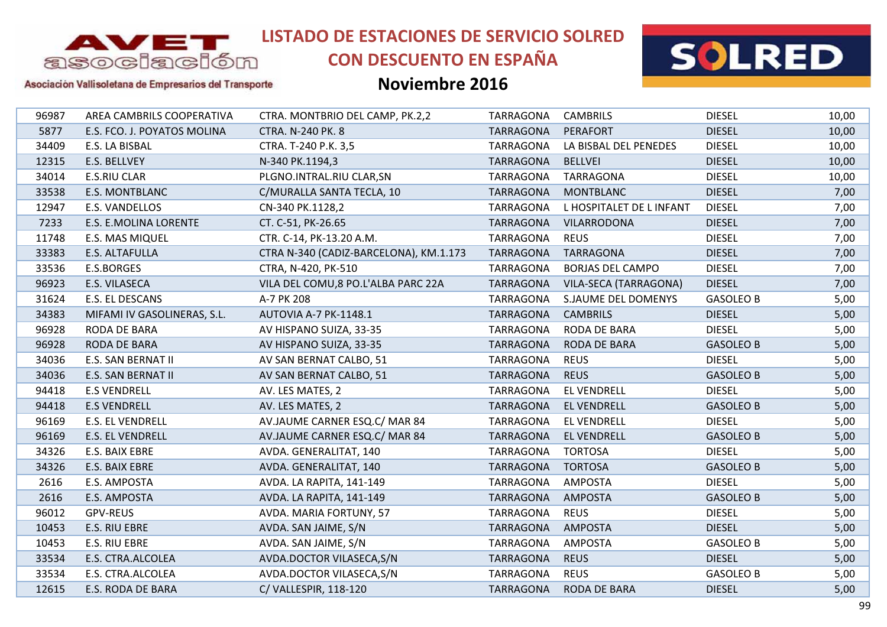# LISTADO DE ESTACIONES DE SERVICIO SOLRED CON DESCUENTO EN ESPAÑA

## Noviembre 2016

AVET asociación — Asociación Vallisoletana de Empresarios del Transporte

SOLRED

| | | | | | | |
|---|---|---|---|---|---|---|
| 96987 | AREA CAMBRILS COOPERATIVA | CTRA. MONTBRIO DEL CAMP, PK.2,2 | TARRAGONA | CAMBRILS | DIESEL | 10,00 |
| 5877 | E.S. FCO. J. POYATOS MOLINA | CTRA. N-240 PK. 8 | TARRAGONA | PERAFORT | DIESEL | 10,00 |
| 34409 | E.S. LA BISBAL | CTRA. T-240 P.K. 3,5 | TARRAGONA | LA BISBAL DEL PENEDES | DIESEL | 10,00 |
| 12315 | E.S. BELLVEY | N-340 PK.1194,3 | TARRAGONA | BELLVEI | DIESEL | 10,00 |
| 34014 | E.S.RIU CLAR | PLGNO.INTRAL.RIU CLAR,SN | TARRAGONA | TARRAGONA | DIESEL | 10,00 |
| 33538 | E.S. MONTBLANC | C/MURALLA SANTA TECLA, 10 | TARRAGONA | MONTBLANC | DIESEL | 7,00 |
| 12947 | E.S. VANDELLOS | CN-340 PK.1128,2 | TARRAGONA | L HOSPITALET DE L INFANT | DIESEL | 7,00 |
| 7233 | E.S. E.MOLINA LORENTE | CT. C-51, PK-26.65 | TARRAGONA | VILARRODONA | DIESEL | 7,00 |
| 11748 | E.S. MAS MIQUEL | CTR. C-14, PK-13.20 A.M. | TARRAGONA | REUS | DIESEL | 7,00 |
| 33383 | E.S. ALTAFULLA | CTRA N-340 (CADIZ-BARCELONA), KM.1.173 | TARRAGONA | TARRAGONA | DIESEL | 7,00 |
| 33536 | E.S.BORGES | CTRA, N-420, PK-510 | TARRAGONA | BORJAS DEL CAMPO | DIESEL | 7,00 |
| 96923 | E.S. VILASECA | VILA DEL COMU,8 PO.L'ALBA PARC 22A | TARRAGONA | VILA-SECA (TARRAGONA) | DIESEL | 7,00 |
| 31624 | E.S. EL DESCANS | A-7 PK 208 | TARRAGONA | S.JAUME DEL DOMENYS | GASOLEO B | 5,00 |
| 34383 | MIFAMI IV GASOLINERAS, S.L. | AUTOVIA A-7 PK-1148.1 | TARRAGONA | CAMBRILS | DIESEL | 5,00 |
| 96928 | RODA DE BARA | AV HISPANO SUIZA, 33-35 | TARRAGONA | RODA DE BARA | DIESEL | 5,00 |
| 96928 | RODA DE BARA | AV HISPANO SUIZA, 33-35 | TARRAGONA | RODA DE BARA | GASOLEO B | 5,00 |
| 34036 | E.S. SAN BERNAT II | AV SAN BERNAT CALBO, 51 | TARRAGONA | REUS | DIESEL | 5,00 |
| 34036 | E.S. SAN BERNAT II | AV SAN BERNAT CALBO, 51 | TARRAGONA | REUS | GASOLEO B | 5,00 |
| 94418 | E.S VENDRELL | AV. LES MATES, 2 | TARRAGONA | EL VENDRELL | DIESEL | 5,00 |
| 94418 | E.S VENDRELL | AV. LES MATES, 2 | TARRAGONA | EL VENDRELL | GASOLEO B | 5,00 |
| 96169 | E.S. EL VENDRELL | AV.JAUME CARNER ESQ.C/ MAR 84 | TARRAGONA | EL VENDRELL | DIESEL | 5,00 |
| 96169 | E.S. EL VENDRELL | AV.JAUME CARNER ESQ.C/ MAR 84 | TARRAGONA | EL VENDRELL | GASOLEO B | 5,00 |
| 34326 | E.S. BAIX EBRE | AVDA. GENERALITAT, 140 | TARRAGONA | TORTOSA | DIESEL | 5,00 |
| 34326 | E.S. BAIX EBRE | AVDA. GENERALITAT, 140 | TARRAGONA | TORTOSA | GASOLEO B | 5,00 |
| 2616 | E.S. AMPOSTA | AVDA. LA RAPITA, 141-149 | TARRAGONA | AMPOSTA | DIESEL | 5,00 |
| 2616 | E.S. AMPOSTA | AVDA. LA RAPITA, 141-149 | TARRAGONA | AMPOSTA | GASOLEO B | 5,00 |
| 96012 | GPV-REUS | AVDA. MARIA FORTUNY, 57 | TARRAGONA | REUS | DIESEL | 5,00 |
| 10453 | E.S. RIU EBRE | AVDA. SAN JAIME, S/N | TARRAGONA | AMPOSTA | DIESEL | 5,00 |
| 10453 | E.S. RIU EBRE | AVDA. SAN JAIME, S/N | TARRAGONA | AMPOSTA | GASOLEO B | 5,00 |
| 33534 | E.S. CTRA.ALCOLEA | AVDA.DOCTOR VILASECA,S/N | TARRAGONA | REUS | DIESEL | 5,00 |
| 33534 | E.S. CTRA.ALCOLEA | AVDA.DOCTOR VILASECA,S/N | TARRAGONA | REUS | GASOLEO B | 5,00 |
| 12615 | E.S. RODA DE BARA | C/ VALLESPIR, 118-120 | TARRAGONA | RODA DE BARA | DIESEL | 5,00 |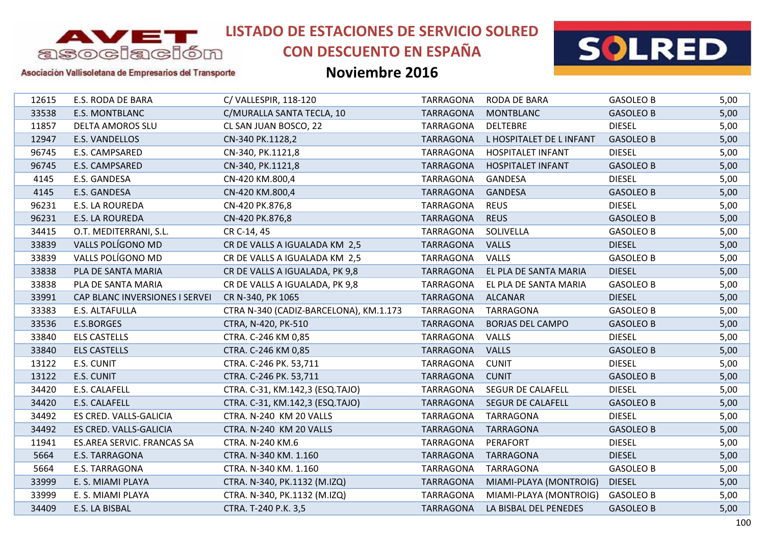# LISTADO DE ESTACIONES DE SERVICIO SOLRED CON DESCUENTO EN ESPAÑA

## Noviembre 2016

Asociación Vallisoletana de Empresarios del Transporte

| | | | | | | |
|---|---|---|---|---|---|---|
| 12615 | E.S. RODA DE BARA | C/ VALLESPIR, 118-120 | TARRAGONA | RODA DE BARA | GASOLEO B | 5,00 |
| 33538 | E.S. MONTBLANC | C/MURALLA SANTA TECLA, 10 | TARRAGONA | MONTBLANC | GASOLEO B | 5,00 |
| 11857 | DELTA AMOROS SLU | CL SAN JUAN BOSCO, 22 | TARRAGONA | DELTEBRE | DIESEL | 5,00 |
| 12947 | E.S. VANDELLOS | CN-340 PK.1128,2 | TARRAGONA | L HOSPITALET DE L INFANT | GASOLEO B | 5,00 |
| 96745 | E.S. CAMPSARED | CN-340, PK.1121,8 | TARRAGONA | HOSPITALET INFANT | DIESEL | 5,00 |
| 96745 | E.S. CAMPSARED | CN-340, PK.1121,8 | TARRAGONA | HOSPITALET INFANT | GASOLEO B | 5,00 |
| 4145 | E.S. GANDESA | CN-420 KM.800,4 | TARRAGONA | GANDESA | DIESEL | 5,00 |
| 4145 | E.S. GANDESA | CN-420 KM.800,4 | TARRAGONA | GANDESA | GASOLEO B | 5,00 |
| 96231 | E.S. LA ROUREDA | CN-420 PK.876,8 | TARRAGONA | REUS | DIESEL | 5,00 |
| 96231 | E.S. LA ROUREDA | CN-420 PK.876,8 | TARRAGONA | REUS | GASOLEO B | 5,00 |
| 34415 | O.T. MEDITERRANI, S.L. | CR C-14, 45 | TARRAGONA | SOLIVELLA | GASOLEO B | 5,00 |
| 33839 | VALLS POLÍGONO MD | CR DE VALLS A IGUALADA KM 2,5 | TARRAGONA | VALLS | DIESEL | 5,00 |
| 33839 | VALLS POLÍGONO MD | CR DE VALLS A IGUALADA KM 2,5 | TARRAGONA | VALLS | GASOLEO B | 5,00 |
| 33838 | PLA DE SANTA MARIA | CR DE VALLS A IGUALADA, PK 9,8 | TARRAGONA | EL PLA DE SANTA MARIA | DIESEL | 5,00 |
| 33838 | PLA DE SANTA MARIA | CR DE VALLS A IGUALADA, PK 9,8 | TARRAGONA | EL PLA DE SANTA MARIA | GASOLEO B | 5,00 |
| 33991 | CAP BLANC INVERSIONES I SERVEI | CR N-340, PK 1065 | TARRAGONA | ALCANAR | DIESEL | 5,00 |
| 33383 | E.S. ALTAFULLA | CTRA N-340 (CADIZ-BARCELONA), KM.1.173 | TARRAGONA | TARRAGONA | GASOLEO B | 5,00 |
| 33536 | E.S.BORGES | CTRA, N-420, PK-510 | TARRAGONA | BORJAS DEL CAMPO | GASOLEO B | 5,00 |
| 33840 | ELS CASTELLS | CTRA. C-246 KM 0,85 | TARRAGONA | VALLS | DIESEL | 5,00 |
| 33840 | ELS CASTELLS | CTRA. C-246 KM 0,85 | TARRAGONA | VALLS | GASOLEO B | 5,00 |
| 13122 | E.S. CUNIT | CTRA. C-246 PK. 53,711 | TARRAGONA | CUNIT | DIESEL | 5,00 |
| 13122 | E.S. CUNIT | CTRA. C-246 PK. 53,711 | TARRAGONA | CUNIT | GASOLEO B | 5,00 |
| 34420 | E.S. CALAFELL | CTRA. C-31, KM.142,3 (ESQ.TAJO) | TARRAGONA | SEGUR DE CALAFELL | DIESEL | 5,00 |
| 34420 | E.S. CALAFELL | CTRA. C-31, KM.142,3 (ESQ.TAJO) | TARRAGONA | SEGUR DE CALAFELL | GASOLEO B | 5,00 |
| 34492 | ES CRED. VALLS-GALICIA | CTRA. N-240 KM 20 VALLS | TARRAGONA | TARRAGONA | DIESEL | 5,00 |
| 34492 | ES CRED. VALLS-GALICIA | CTRA. N-240 KM 20 VALLS | TARRAGONA | TARRAGONA | GASOLEO B | 5,00 |
| 11941 | ES.AREA SERVIC. FRANCAS SA | CTRA. N-240 KM.6 | TARRAGONA | PERAFORT | DIESEL | 5,00 |
| 5664 | E.S. TARRAGONA | CTRA. N-340 KM. 1.160 | TARRAGONA | TARRAGONA | DIESEL | 5,00 |
| 5664 | E.S. TARRAGONA | CTRA. N-340 KM. 1.160 | TARRAGONA | TARRAGONA | GASOLEO B | 5,00 |
| 33999 | E. S. MIAMI PLAYA | CTRA. N-340, PK.1132 (M.IZQ) | TARRAGONA | MIAMI-PLAYA (MONTROIG) | DIESEL | 5,00 |
| 33999 | E. S. MIAMI PLAYA | CTRA. N-340, PK.1132 (M.IZQ) | TARRAGONA | MIAMI-PLAYA (MONTROIG) | GASOLEO B | 5,00 |
| 34409 | E.S. LA BISBAL | CTRA. T-240 P.K. 3,5 | TARRAGONA | LA BISBAL DEL PENEDES | GASOLEO B | 5,00 |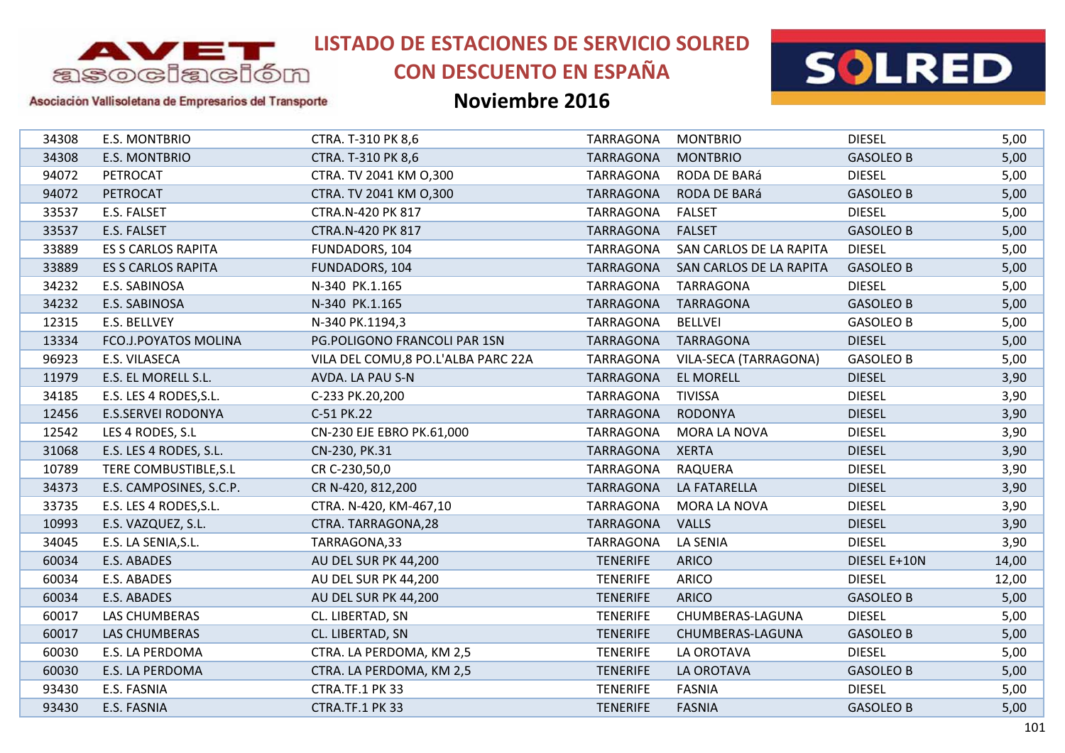# LISTADO DE ESTACIONES DE SERVICIO SOLRED CON DESCUENTO EN ESPAÑA

## Noviembre 2016

| | | | | | | |
|---|---|---|---|---|---|---|
| 34308 | E.S. MONTBRIO | CTRA. T-310 PK 8,6 | TARRAGONA | MONTBRIO | DIESEL | 5,00 |
| 34308 | E.S. MONTBRIO | CTRA. T-310 PK 8,6 | TARRAGONA | MONTBRIO | GASOLEO B | 5,00 |
| 94072 | PETROCAT | CTRA. TV 2041 KM O,300 | TARRAGONA | RODA DE BARá | DIESEL | 5,00 |
| 94072 | PETROCAT | CTRA. TV 2041 KM O,300 | TARRAGONA | RODA DE BARá | GASOLEO B | 5,00 |
| 33537 | E.S. FALSET | CTRA.N-420 PK 817 | TARRAGONA | FALSET | DIESEL | 5,00 |
| 33537 | E.S. FALSET | CTRA.N-420 PK 817 | TARRAGONA | FALSET | GASOLEO B | 5,00 |
| 33889 | ES S CARLOS RAPITA | FUNDADORS, 104 | TARRAGONA | SAN CARLOS DE LA RAPITA | DIESEL | 5,00 |
| 33889 | ES S CARLOS RAPITA | FUNDADORS, 104 | TARRAGONA | SAN CARLOS DE LA RAPITA | GASOLEO B | 5,00 |
| 34232 | E.S. SABINOSA | N-340 PK.1.165 | TARRAGONA | TARRAGONA | DIESEL | 5,00 |
| 34232 | E.S. SABINOSA | N-340 PK.1.165 | TARRAGONA | TARRAGONA | GASOLEO B | 5,00 |
| 12315 | E.S. BELLVEY | N-340 PK.1194,3 | TARRAGONA | BELLVEI | GASOLEO B | 5,00 |
| 13334 | FCO.J.POYATOS MOLINA | PG.POLIGONO FRANCOLI PAR 1SN | TARRAGONA | TARRAGONA | DIESEL | 5,00 |
| 96923 | E.S. VILASECA | VILA DEL COMU,8 PO.L'ALBA PARC 22A | TARRAGONA | VILA-SECA (TARRAGONA) | GASOLEO B | 5,00 |
| 11979 | E.S. EL MORELL S.L. | AVDA. LA PAU S-N | TARRAGONA | EL MORELL | DIESEL | 3,90 |
| 34185 | E.S. LES 4 RODES,S.L. | C-233 PK.20,200 | TARRAGONA | TIVISSA | DIESEL | 3,90 |
| 12456 | E.S.SERVEI RODONYA | C-51 PK.22 | TARRAGONA | RODONYA | DIESEL | 3,90 |
| 12542 | LES 4 RODES, S.L | CN-230 EJE EBRO PK.61,000 | TARRAGONA | MORA LA NOVA | DIESEL | 3,90 |
| 31068 | E.S. LES 4 RODES, S.L. | CN-230, PK.31 | TARRAGONA | XERTA | DIESEL | 3,90 |
| 10789 | TERE COMBUSTIBLE,S.L | CR C-230,50,0 | TARRAGONA | RAQUERA | DIESEL | 3,90 |
| 34373 | E.S. CAMPOSINES, S.C.P. | CR N-420, 812,200 | TARRAGONA | LA FATARELLA | DIESEL | 3,90 |
| 33735 | E.S. LES 4 RODES,S.L. | CTRA. N-420, KM-467,10 | TARRAGONA | MORA LA NOVA | DIESEL | 3,90 |
| 10993 | E.S. VAZQUEZ, S.L. | CTRA. TARRAGONA,28 | TARRAGONA | VALLS | DIESEL | 3,90 |
| 34045 | E.S. LA SENIA,S.L. | TARRAGONA,33 | TARRAGONA | LA SENIA | DIESEL | 3,90 |
| 60034 | E.S. ABADES | AU DEL SUR PK 44,200 | TENERIFE | ARICO | DIESEL E+10N | 14,00 |
| 60034 | E.S. ABADES | AU DEL SUR PK 44,200 | TENERIFE | ARICO | DIESEL | 12,00 |
| 60034 | E.S. ABADES | AU DEL SUR PK 44,200 | TENERIFE | ARICO | GASOLEO B | 5,00 |
| 60017 | LAS CHUMBERAS | CL. LIBERTAD, SN | TENERIFE | CHUMBERAS-LAGUNA | DIESEL | 5,00 |
| 60017 | LAS CHUMBERAS | CL. LIBERTAD, SN | TENERIFE | CHUMBERAS-LAGUNA | GASOLEO B | 5,00 |
| 60030 | E.S. LA PERDOMA | CTRA. LA PERDOMA, KM 2,5 | TENERIFE | LA OROTAVA | DIESEL | 5,00 |
| 60030 | E.S. LA PERDOMA | CTRA. LA PERDOMA, KM 2,5 | TENERIFE | LA OROTAVA | GASOLEO B | 5,00 |
| 93430 | E.S. FASNIA | CTRA.TF.1 PK 33 | TENERIFE | FASNIA | DIESEL | 5,00 |
| 93430 | E.S. FASNIA | CTRA.TF.1 PK 33 | TENERIFE | FASNIA | GASOLEO B | 5,00 |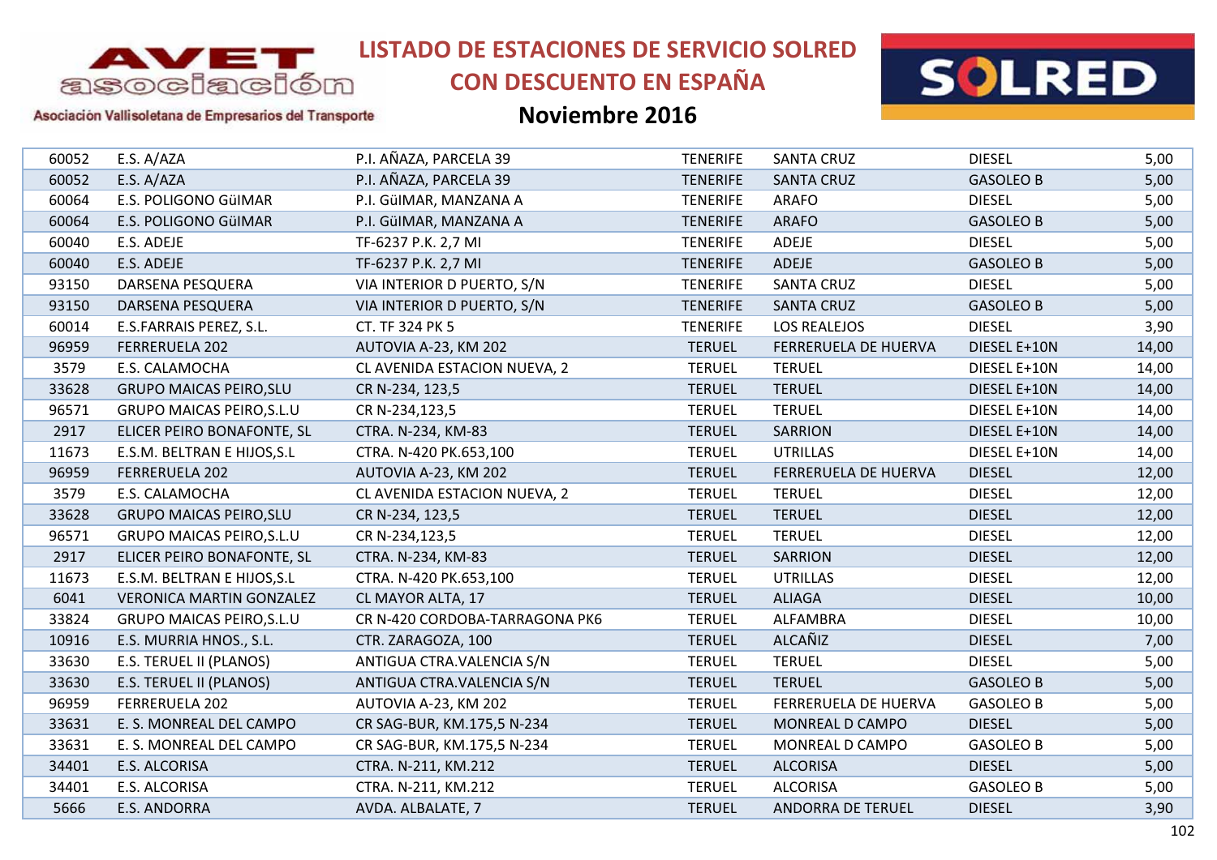# LISTADO DE ESTACIONES DE SERVICIO SOLRED CON DESCUENTO EN ESPAÑA

## Noviembre 2016

Asociación Vallisoletana de Empresarios del Transporte

| | | | | | | |
|---|---|---|---|---|---|---|
| 60052 | E.S. A/AZA | P.I. AÑAZA, PARCELA 39 | TENERIFE | SANTA CRUZ | DIESEL | 5,00 |
| 60052 | E.S. A/AZA | P.I. AÑAZA, PARCELA 39 | TENERIFE | SANTA CRUZ | GASOLEO B | 5,00 |
| 60064 | E.S. POLIGONO GüIMAR | P.I. GüIMAR, MANZANA A | TENERIFE | ARAFO | DIESEL | 5,00 |
| 60064 | E.S. POLIGONO GüIMAR | P.I. GüIMAR, MANZANA A | TENERIFE | ARAFO | GASOLEO B | 5,00 |
| 60040 | E.S. ADEJE | TF-6237 P.K. 2,7 MI | TENERIFE | ADEJE | DIESEL | 5,00 |
| 60040 | E.S. ADEJE | TF-6237 P.K. 2,7 MI | TENERIFE | ADEJE | GASOLEO B | 5,00 |
| 93150 | DARSENA PESQUERA | VIA INTERIOR D PUERTO, S/N | TENERIFE | SANTA CRUZ | DIESEL | 5,00 |
| 93150 | DARSENA PESQUERA | VIA INTERIOR D PUERTO, S/N | TENERIFE | SANTA CRUZ | GASOLEO B | 5,00 |
| 60014 | E.S.FARRAIS PEREZ, S.L. | CT. TF 324 PK 5 | TENERIFE | LOS REALEJOS | DIESEL | 3,90 |
| 96959 | FERRERUELA 202 | AUTOVIA A-23, KM 202 | TERUEL | FERRERUELA DE HUERVA | DIESEL E+10N | 14,00 |
| 3579 | E.S. CALAMOCHA | CL AVENIDA ESTACION NUEVA, 2 | TERUEL | TERUEL | DIESEL E+10N | 14,00 |
| 33628 | GRUPO MAICAS PEIRO,SLU | CR N-234, 123,5 | TERUEL | TERUEL | DIESEL E+10N | 14,00 |
| 96571 | GRUPO MAICAS PEIRO,S.L.U | CR N-234,123,5 | TERUEL | TERUEL | DIESEL E+10N | 14,00 |
| 2917 | ELICER PEIRO BONAFONTE, SL | CTRA. N-234, KM-83 | TERUEL | SARRION | DIESEL E+10N | 14,00 |
| 11673 | E.S.M. BELTRAN E HIJOS,S.L | CTRA. N-420 PK.653,100 | TERUEL | UTRILLAS | DIESEL E+10N | 14,00 |
| 96959 | FERRERUELA 202 | AUTOVIA A-23, KM 202 | TERUEL | FERRERUELA DE HUERVA | DIESEL | 12,00 |
| 3579 | E.S. CALAMOCHA | CL AVENIDA ESTACION NUEVA, 2 | TERUEL | TERUEL | DIESEL | 12,00 |
| 33628 | GRUPO MAICAS PEIRO,SLU | CR N-234, 123,5 | TERUEL | TERUEL | DIESEL | 12,00 |
| 96571 | GRUPO MAICAS PEIRO,S.L.U | CR N-234,123,5 | TERUEL | TERUEL | DIESEL | 12,00 |
| 2917 | ELICER PEIRO BONAFONTE, SL | CTRA. N-234, KM-83 | TERUEL | SARRION | DIESEL | 12,00 |
| 11673 | E.S.M. BELTRAN E HIJOS,S.L | CTRA. N-420 PK.653,100 | TERUEL | UTRILLAS | DIESEL | 12,00 |
| 6041 | VERONICA MARTIN GONZALEZ | CL MAYOR ALTA, 17 | TERUEL | ALIAGA | DIESEL | 10,00 |
| 33824 | GRUPO MAICAS PEIRO,S.L.U | CR N-420 CORDOBA-TARRAGONA PK6 | TERUEL | ALFAMBRA | DIESEL | 10,00 |
| 10916 | E.S. MURRIA HNOS., S.L. | CTR. ZARAGOZA, 100 | TERUEL | ALCAÑIZ | DIESEL | 7,00 |
| 33630 | E.S. TERUEL II (PLANOS) | ANTIGUA CTRA.VALENCIA S/N | TERUEL | TERUEL | DIESEL | 5,00 |
| 33630 | E.S. TERUEL II (PLANOS) | ANTIGUA CTRA.VALENCIA S/N | TERUEL | TERUEL | GASOLEO B | 5,00 |
| 96959 | FERRERUELA 202 | AUTOVIA A-23, KM 202 | TERUEL | FERRERUELA DE HUERVA | GASOLEO B | 5,00 |
| 33631 | E. S. MONREAL DEL CAMPO | CR SAG-BUR, KM.175,5 N-234 | TERUEL | MONREAL D CAMPO | DIESEL | 5,00 |
| 33631 | E. S. MONREAL DEL CAMPO | CR SAG-BUR, KM.175,5 N-234 | TERUEL | MONREAL D CAMPO | GASOLEO B | 5,00 |
| 34401 | E.S. ALCORISA | CTRA. N-211, KM.212 | TERUEL | ALCORISA | DIESEL | 5,00 |
| 34401 | E.S. ALCORISA | CTRA. N-211, KM.212 | TERUEL | ALCORISA | GASOLEO B | 5,00 |
| 5666 | E.S. ANDORRA | AVDA. ALBALATE, 7 | TERUEL | ANDORRA DE TERUEL | DIESEL | 3,90 |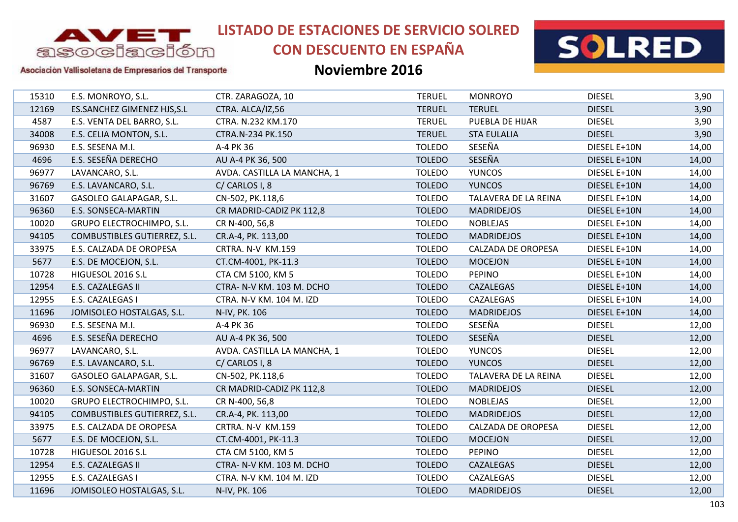# LISTADO DE ESTACIONES DE SERVICIO SOLRED CON DESCUENTO EN ESPAÑA

## Noviembre 2016

| | | | | | | |
|---|---|---|---|---|---|---|
| 15310 | E.S. MONROYO, S.L. | CTR. ZARAGOZA, 10 | TERUEL | MONROYO | DIESEL | 3,90 |
| 12169 | ES.SANCHEZ GIMENEZ HJS,S.L | CTRA. ALCA/IZ,56 | TERUEL | TERUEL | DIESEL | 3,90 |
| 4587 | E.S. VENTA DEL BARRO, S.L. | CTRA. N.232 KM.170 | TERUEL | PUEBLA DE HIJAR | DIESEL | 3,90 |
| 34008 | E.S. CELIA MONTON, S.L. | CTRA.N-234 PK.150 | TERUEL | STA EULALIA | DIESEL | 3,90 |
| 96930 | E.S. SESENA M.I. | A-4 PK 36 | TOLEDO | SESEÑA | DIESEL E+10N | 14,00 |
| 4696 | E.S. SESEÑA DERECHO | AU A-4 PK 36, 500 | TOLEDO | SESEÑA | DIESEL E+10N | 14,00 |
| 96977 | LAVANCARO, S.L. | AVDA. CASTILLA LA MANCHA, 1 | TOLEDO | YUNCOS | DIESEL E+10N | 14,00 |
| 96769 | E.S. LAVANCARO, S.L. | C/ CARLOS I, 8 | TOLEDO | YUNCOS | DIESEL E+10N | 14,00 |
| 31607 | GASOLEO GALAPAGAR, S.L. | CN-502, PK.118,6 | TOLEDO | TALAVERA DE LA REINA | DIESEL E+10N | 14,00 |
| 96360 | E.S. SONSECA-MARTIN | CR MADRID-CADIZ PK 112,8 | TOLEDO | MADRIDEJOS | DIESEL E+10N | 14,00 |
| 10020 | GRUPO ELECTROCHIMPO, S.L. | CR N-400, 56,8 | TOLEDO | NOBLEJAS | DIESEL E+10N | 14,00 |
| 94105 | COMBUSTIBLES GUTIERREZ, S.L. | CR.A-4, PK. 113,00 | TOLEDO | MADRIDEJOS | DIESEL E+10N | 14,00 |
| 33975 | E.S. CALZADA DE OROPESA | CRTRA. N-V KM.159 | TOLEDO | CALZADA DE OROPESA | DIESEL E+10N | 14,00 |
| 5677 | E.S. DE MOCEJON, S.L. | CT.CM-4001, PK-11.3 | TOLEDO | MOCEJON | DIESEL E+10N | 14,00 |
| 10728 | HIGUESOL 2016 S.L | CTA CM 5100, KM 5 | TOLEDO | PEPINO | DIESEL E+10N | 14,00 |
| 12954 | E.S. CAZALEGAS II | CTRA- N-V KM. 103 M. DCHO | TOLEDO | CAZALEGAS | DIESEL E+10N | 14,00 |
| 12955 | E.S. CAZALEGAS I | CTRA. N-V KM. 104 M. IZD | TOLEDO | CAZALEGAS | DIESEL E+10N | 14,00 |
| 11696 | JOMISOLEO HOSTALGAS, S.L. | N-IV, PK. 106 | TOLEDO | MADRIDEJOS | DIESEL E+10N | 14,00 |
| 96930 | E.S. SESENA M.I. | A-4 PK 36 | TOLEDO | SESEÑA | DIESEL | 12,00 |
| 4696 | E.S. SESEÑA DERECHO | AU A-4 PK 36, 500 | TOLEDO | SESEÑA | DIESEL | 12,00 |
| 96977 | LAVANCARO, S.L. | AVDA. CASTILLA LA MANCHA, 1 | TOLEDO | YUNCOS | DIESEL | 12,00 |
| 96769 | E.S. LAVANCARO, S.L. | C/ CARLOS I, 8 | TOLEDO | YUNCOS | DIESEL | 12,00 |
| 31607 | GASOLEO GALAPAGAR, S.L. | CN-502, PK.118,6 | TOLEDO | TALAVERA DE LA REINA | DIESEL | 12,00 |
| 96360 | E.S. SONSECA-MARTIN | CR MADRID-CADIZ PK 112,8 | TOLEDO | MADRIDEJOS | DIESEL | 12,00 |
| 10020 | GRUPO ELECTROCHIMPO, S.L. | CR N-400, 56,8 | TOLEDO | NOBLEJAS | DIESEL | 12,00 |
| 94105 | COMBUSTIBLES GUTIERREZ, S.L. | CR.A-4, PK. 113,00 | TOLEDO | MADRIDEJOS | DIESEL | 12,00 |
| 33975 | E.S. CALZADA DE OROPESA | CRTRA. N-V KM.159 | TOLEDO | CALZADA DE OROPESA | DIESEL | 12,00 |
| 5677 | E.S. DE MOCEJON, S.L. | CT.CM-4001, PK-11.3 | TOLEDO | MOCEJON | DIESEL | 12,00 |
| 10728 | HIGUESOL 2016 S.L | CTA CM 5100, KM 5 | TOLEDO | PEPINO | DIESEL | 12,00 |
| 12954 | E.S. CAZALEGAS II | CTRA- N-V KM. 103 M. DCHO | TOLEDO | CAZALEGAS | DIESEL | 12,00 |
| 12955 | E.S. CAZALEGAS I | CTRA. N-V KM. 104 M. IZD | TOLEDO | CAZALEGAS | DIESEL | 12,00 |
| 11696 | JOMISOLEO HOSTALGAS, S.L. | N-IV, PK. 106 | TOLEDO | MADRIDEJOS | DIESEL | 12,00 |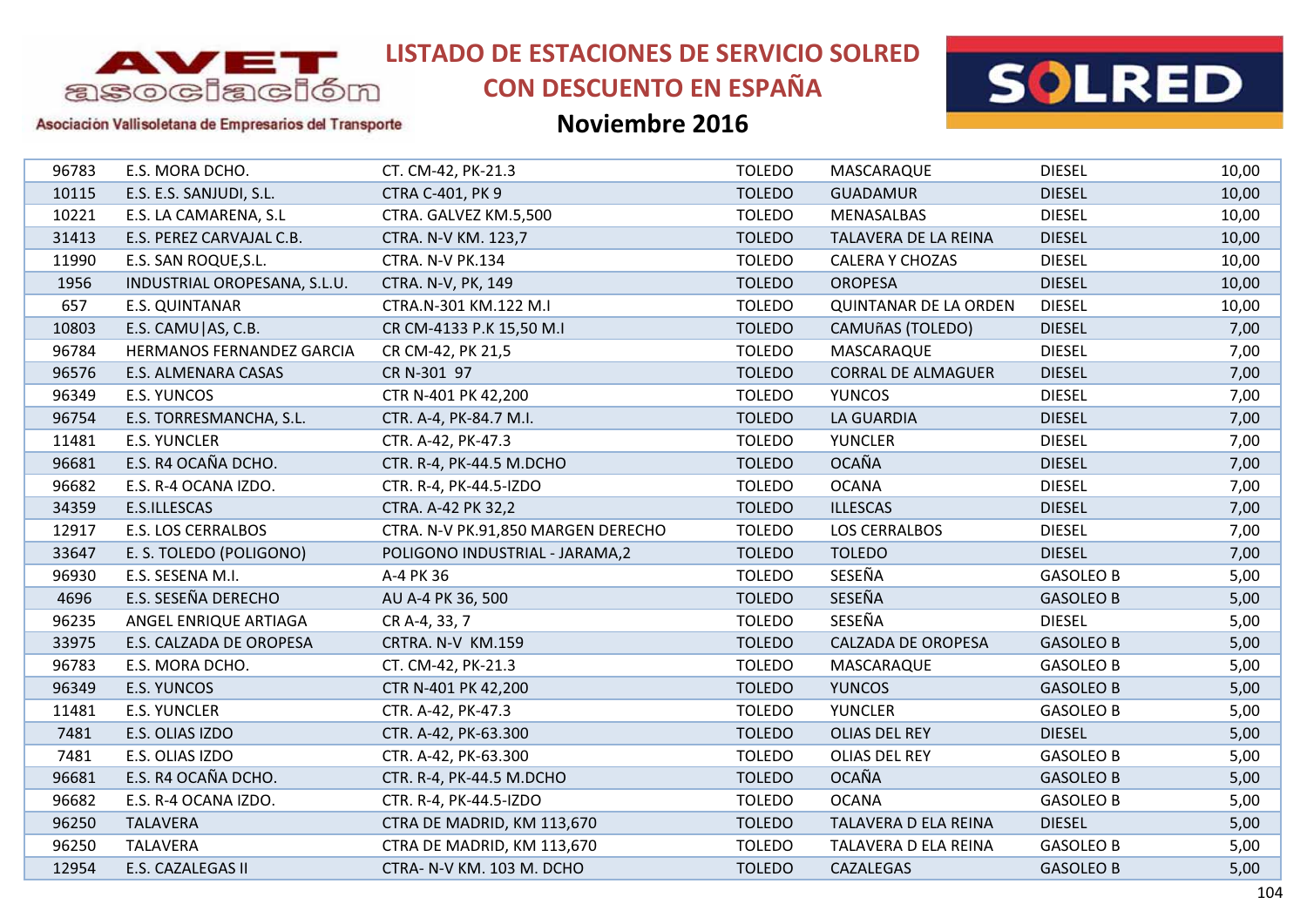# LISTADO DE ESTACIONES DE SERVICIO SOLRED CON DESCUENTO EN ESPAÑA

## Noviembre 2016

AVET asociación

Asociación Vallisoletana de Empresarios del Transporte

SOLRED

| | | | | | | |
|---|---|---|---|---|---|---|
| 96783 | E.S. MORA DCHO. | CT. CM-42, PK-21.3 | TOLEDO | MASCARAQUE | DIESEL | 10,00 |
| 10115 | E.S. E.S. SANJUDI, S.L. | CTRA C-401, PK 9 | TOLEDO | GUADAMUR | DIESEL | 10,00 |
| 10221 | E.S. LA CAMARENA, S.L | CTRA. GALVEZ KM.5,500 | TOLEDO | MENASALBAS | DIESEL | 10,00 |
| 31413 | E.S. PEREZ CARVAJAL C.B. | CTRA. N-V KM. 123,7 | TOLEDO | TALAVERA DE LA REINA | DIESEL | 10,00 |
| 11990 | E.S. SAN ROQUE,S.L. | CTRA. N-V PK.134 | TOLEDO | CALERA Y CHOZAS | DIESEL | 10,00 |
| 1956 | INDUSTRIAL OROPESANA, S.L.U. | CTRA. N-V, PK, 149 | TOLEDO | OROPESA | DIESEL | 10,00 |
| 657 | E.S. QUINTANAR | CTRA.N-301 KM.122 M.I | TOLEDO | QUINTANAR DE LA ORDEN | DIESEL | 10,00 |
| 10803 | E.S. CAMU\|AS, C.B. | CR CM-4133 P.K 15,50 M.I | TOLEDO | CAMUñAS (TOLEDO) | DIESEL | 7,00 |
| 96784 | HERMANOS FERNANDEZ GARCIA | CR CM-42, PK 21,5 | TOLEDO | MASCARAQUE | DIESEL | 7,00 |
| 96576 | E.S. ALMENARA CASAS | CR N-301 97 | TOLEDO | CORRAL DE ALMAGUER | DIESEL | 7,00 |
| 96349 | E.S. YUNCOS | CTR N-401 PK 42,200 | TOLEDO | YUNCOS | DIESEL | 7,00 |
| 96754 | E.S. TORRESMANCHA, S.L. | CTR. A-4, PK-84.7 M.I. | TOLEDO | LA GUARDIA | DIESEL | 7,00 |
| 11481 | E.S. YUNCLER | CTR. A-42, PK-47.3 | TOLEDO | YUNCLER | DIESEL | 7,00 |
| 96681 | E.S. R4 OCAÑA DCHO. | CTR. R-4, PK-44.5 M.DCHO | TOLEDO | OCAÑA | DIESEL | 7,00 |
| 96682 | E.S. R-4 OCANA IZDO. | CTR. R-4, PK-44.5-IZDO | TOLEDO | OCANA | DIESEL | 7,00 |
| 34359 | E.S.ILLESCAS | CTRA. A-42 PK 32,2 | TOLEDO | ILLESCAS | DIESEL | 7,00 |
| 12917 | E.S. LOS CERRALBOS | CTRA. N-V PK.91,850 MARGEN DERECHO | TOLEDO | LOS CERRALBOS | DIESEL | 7,00 |
| 33647 | E. S. TOLEDO (POLIGONO) | POLIGONO INDUSTRIAL - JARAMA,2 | TOLEDO | TOLEDO | DIESEL | 7,00 |
| 96930 | E.S. SESENA M.I. | A-4 PK 36 | TOLEDO | SESEÑA | GASOLEO B | 5,00 |
| 4696 | E.S. SESEÑA DERECHO | AU A-4 PK 36, 500 | TOLEDO | SESEÑA | GASOLEO B | 5,00 |
| 96235 | ANGEL ENRIQUE ARTIAGA | CR A-4, 33, 7 | TOLEDO | SESEÑA | DIESEL | 5,00 |
| 33975 | E.S. CALZADA DE OROPESA | CRTRA. N-V KM.159 | TOLEDO | CALZADA DE OROPESA | GASOLEO B | 5,00 |
| 96783 | E.S. MORA DCHO. | CT. CM-42, PK-21.3 | TOLEDO | MASCARAQUE | GASOLEO B | 5,00 |
| 96349 | E.S. YUNCOS | CTR N-401 PK 42,200 | TOLEDO | YUNCOS | GASOLEO B | 5,00 |
| 11481 | E.S. YUNCLER | CTR. A-42, PK-47.3 | TOLEDO | YUNCLER | GASOLEO B | 5,00 |
| 7481 | E.S. OLIAS IZDO | CTR. A-42, PK-63.300 | TOLEDO | OLIAS DEL REY | DIESEL | 5,00 |
| 7481 | E.S. OLIAS IZDO | CTR. A-42, PK-63.300 | TOLEDO | OLIAS DEL REY | GASOLEO B | 5,00 |
| 96681 | E.S. R4 OCAÑA DCHO. | CTR. R-4, PK-44.5 M.DCHO | TOLEDO | OCAÑA | GASOLEO B | 5,00 |
| 96682 | E.S. R-4 OCANA IZDO. | CTR. R-4, PK-44.5-IZDO | TOLEDO | OCANA | GASOLEO B | 5,00 |
| 96250 | TALAVERA | CTRA DE MADRID, KM 113,670 | TOLEDO | TALAVERA D ELA REINA | DIESEL | 5,00 |
| 96250 | TALAVERA | CTRA DE MADRID, KM 113,670 | TOLEDO | TALAVERA D ELA REINA | GASOLEO B | 5,00 |
| 12954 | E.S. CAZALEGAS II | CTRA- N-V KM. 103 M. DCHO | TOLEDO | CAZALEGAS | GASOLEO B | 5,00 |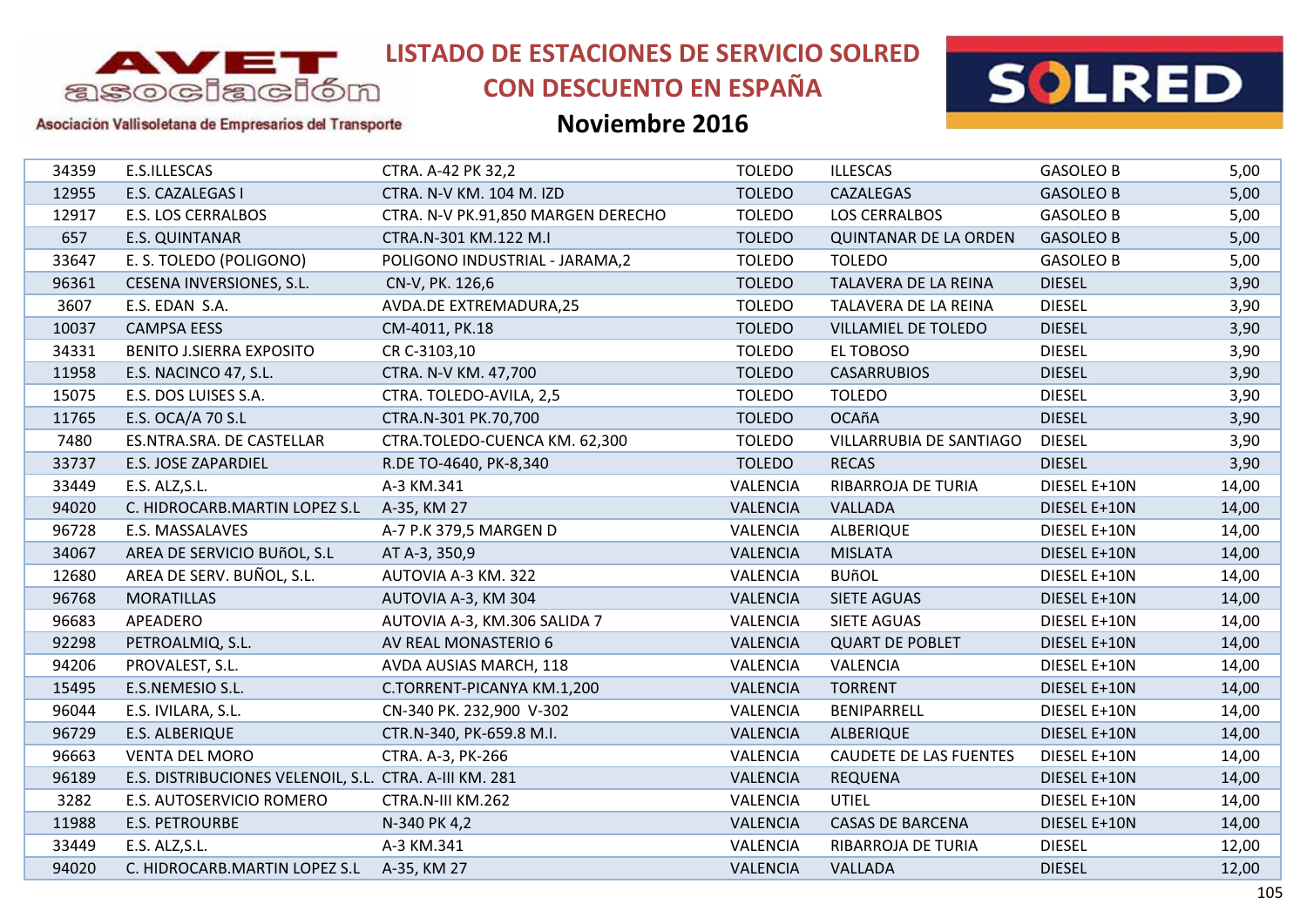# LISTADO DE ESTACIONES DE SERVICIO SOLRED CON DESCUENTO EN ESPAÑA

## Noviembre 2016

Asociación Vallisoletana de Empresarios del Transporte

| | | | | | | |
|---|---|---|---|---|---|---|
| 34359 | E.S.ILLESCAS | CTRA. A-42 PK 32,2 | TOLEDO | ILLESCAS | GASOLEO B | 5,00 |
| 12955 | E.S. CAZALEGAS I | CTRA. N-V KM. 104 M. IZD | TOLEDO | CAZALEGAS | GASOLEO B | 5,00 |
| 12917 | E.S. LOS CERRALBOS | CTRA. N-V PK.91,850 MARGEN DERECHO | TOLEDO | LOS CERRALBOS | GASOLEO B | 5,00 |
| 657 | E.S. QUINTANAR | CTRA.N-301 KM.122 M.I | TOLEDO | QUINTANAR DE LA ORDEN | GASOLEO B | 5,00 |
| 33647 | E. S. TOLEDO (POLIGONO) | POLIGONO INDUSTRIAL - JARAMA,2 | TOLEDO | TOLEDO | GASOLEO B | 5,00 |
| 96361 | CESENA INVERSIONES, S.L. | CN-V, PK. 126,6 | TOLEDO | TALAVERA DE LA REINA | DIESEL | 3,90 |
| 3607 | E.S. EDAN S.A. | AVDA.DE EXTREMADURA,25 | TOLEDO | TALAVERA DE LA REINA | DIESEL | 3,90 |
| 10037 | CAMPSA EESS | CM-4011, PK.18 | TOLEDO | VILLAMIEL DE TOLEDO | DIESEL | 3,90 |
| 34331 | BENITO J.SIERRA EXPOSITO | CR C-3103,10 | TOLEDO | EL TOBOSO | DIESEL | 3,90 |
| 11958 | E.S. NACINCO 47, S.L. | CTRA. N-V KM. 47,700 | TOLEDO | CASARRUBIOS | DIESEL | 3,90 |
| 15075 | E.S. DOS LUISES S.A. | CTRA. TOLEDO-AVILA, 2,5 | TOLEDO | TOLEDO | DIESEL | 3,90 |
| 11765 | E.S. OCA/A 70 S.L | CTRA.N-301 PK.70,700 | TOLEDO | OCAñA | DIESEL | 3,90 |
| 7480 | ES.NTRA.SRA. DE CASTELLAR | CTRA.TOLEDO-CUENCA KM. 62,300 | TOLEDO | VILLARRUBIA DE SANTIAGO | DIESEL | 3,90 |
| 33737 | E.S. JOSE ZAPARDIEL | R.DE TO-4640, PK-8,340 | TOLEDO | RECAS | DIESEL | 3,90 |
| 33449 | E.S. ALZ,S.L. | A-3 KM.341 | VALENCIA | RIBARROJA DE TURIA | DIESEL E+10N | 14,00 |
| 94020 | C. HIDROCARB.MARTIN LOPEZ S.L | A-35, KM 27 | VALENCIA | VALLADA | DIESEL E+10N | 14,00 |
| 96728 | E.S. MASSALAVES | A-7 P.K 379,5 MARGEN D | VALENCIA | ALBERIQUE | DIESEL E+10N | 14,00 |
| 34067 | AREA DE SERVICIO BUñOL, S.L | AT A-3, 350,9 | VALENCIA | MISLATA | DIESEL E+10N | 14,00 |
| 12680 | AREA DE SERV. BUÑOL, S.L. | AUTOVIA A-3 KM. 322 | VALENCIA | BUñOL | DIESEL E+10N | 14,00 |
| 96768 | MORATILLAS | AUTOVIA A-3, KM 304 | VALENCIA | SIETE AGUAS | DIESEL E+10N | 14,00 |
| 96683 | APEADERO | AUTOVIA A-3, KM.306 SALIDA 7 | VALENCIA | SIETE AGUAS | DIESEL E+10N | 14,00 |
| 92298 | PETROALMIQ, S.L. | AV REAL MONASTERIO 6 | VALENCIA | QUART DE POBLET | DIESEL E+10N | 14,00 |
| 94206 | PROVALEST, S.L. | AVDA AUSIAS MARCH, 118 | VALENCIA | VALENCIA | DIESEL E+10N | 14,00 |
| 15495 | E.S.NEMESIO S.L. | C.TORRENT-PICANYA KM.1,200 | VALENCIA | TORRENT | DIESEL E+10N | 14,00 |
| 96044 | E.S. IVILARA, S.L. | CN-340 PK. 232,900 V-302 | VALENCIA | BENIPARRELL | DIESEL E+10N | 14,00 |
| 96729 | E.S. ALBERIQUE | CTR.N-340, PK-659.8 M.I. | VALENCIA | ALBERIQUE | DIESEL E+10N | 14,00 |
| 96663 | VENTA DEL MORO | CTRA. A-3, PK-266 | VALENCIA | CAUDETE DE LAS FUENTES | DIESEL E+10N | 14,00 |
| 96189 | E.S. DISTRIBUCIONES VELENOIL, S.L. | CTRA. A-III KM. 281 | VALENCIA | REQUENA | DIESEL E+10N | 14,00 |
| 3282 | E.S. AUTOSERVICIO ROMERO | CTRA.N-III KM.262 | VALENCIA | UTIEL | DIESEL E+10N | 14,00 |
| 11988 | E.S. PETROURBE | N-340 PK 4,2 | VALENCIA | CASAS DE BARCENA | DIESEL E+10N | 14,00 |
| 33449 | E.S. ALZ,S.L. | A-3 KM.341 | VALENCIA | RIBARROJA DE TURIA | DIESEL | 12,00 |
| 94020 | C. HIDROCARB.MARTIN LOPEZ S.L | A-35, KM 27 | VALENCIA | VALLADA | DIESEL | 12,00 |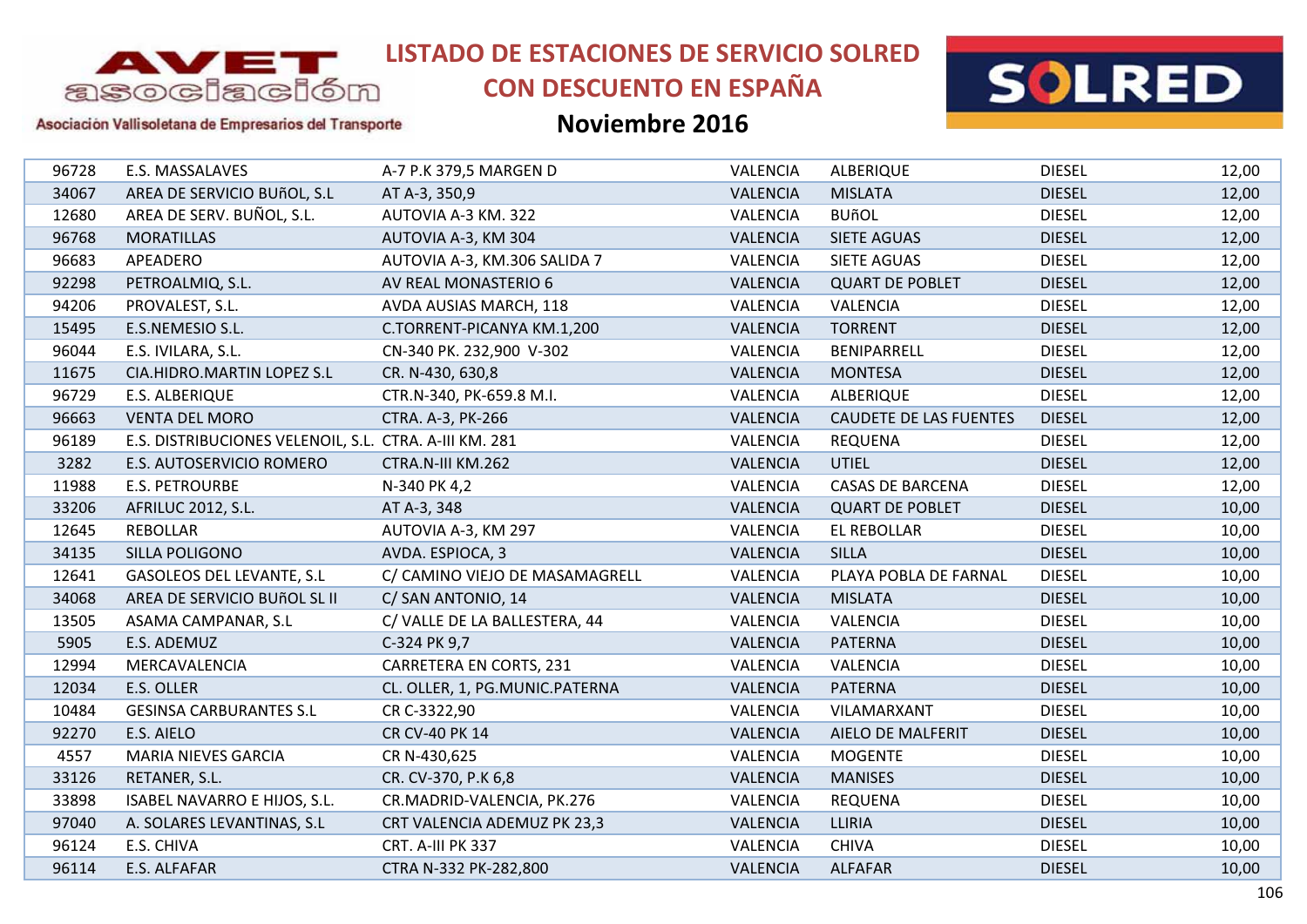# LISTADO DE ESTACIONES DE SERVICIO SOLRED CON DESCUENTO EN ESPAÑA

## Noviembre 2016

| | | | | | | |
|---|---|---|---|---|---|---|
| 96728 | E.S. MASSALAVES | A-7 P.K 379,5 MARGEN D | VALENCIA | ALBERIQUE | DIESEL | 12,00 |
| 34067 | AREA DE SERVICIO BUñOL, S.L | AT A-3, 350,9 | VALENCIA | MISLATA | DIESEL | 12,00 |
| 12680 | AREA DE SERV. BUÑOL, S.L. | AUTOVIA A-3 KM. 322 | VALENCIA | BUñOL | DIESEL | 12,00 |
| 96768 | MORATILLAS | AUTOVIA A-3, KM 304 | VALENCIA | SIETE AGUAS | DIESEL | 12,00 |
| 96683 | APEADERO | AUTOVIA A-3, KM.306 SALIDA 7 | VALENCIA | SIETE AGUAS | DIESEL | 12,00 |
| 92298 | PETROALMIQ, S.L. | AV REAL MONASTERIO 6 | VALENCIA | QUART DE POBLET | DIESEL | 12,00 |
| 94206 | PROVALEST, S.L. | AVDA AUSIAS MARCH, 118 | VALENCIA | VALENCIA | DIESEL | 12,00 |
| 15495 | E.S.NEMESIO S.L. | C.TORRENT-PICANYA KM.1,200 | VALENCIA | TORRENT | DIESEL | 12,00 |
| 96044 | E.S. IVILARA, S.L. | CN-340 PK. 232,900 V-302 | VALENCIA | BENIPARRELL | DIESEL | 12,00 |
| 11675 | CIA.HIDRO.MARTIN LOPEZ S.L | CR. N-430, 630,8 | VALENCIA | MONTESA | DIESEL | 12,00 |
| 96729 | E.S. ALBERIQUE | CTR.N-340, PK-659.8 M.I. | VALENCIA | ALBERIQUE | DIESEL | 12,00 |
| 96663 | VENTA DEL MORO | CTRA. A-3, PK-266 | VALENCIA | CAUDETE DE LAS FUENTES | DIESEL | 12,00 |
| 96189 | E.S. DISTRIBUCIONES VELENOIL, S.L. | CTRA. A-III KM. 281 | VALENCIA | REQUENA | DIESEL | 12,00 |
| 3282 | E.S. AUTOSERVICIO ROMERO | CTRA.N-III KM.262 | VALENCIA | UTIEL | DIESEL | 12,00 |
| 11988 | E.S. PETROURBE | N-340 PK 4,2 | VALENCIA | CASAS DE BARCENA | DIESEL | 12,00 |
| 33206 | AFRILUC 2012, S.L. | AT A-3, 348 | VALENCIA | QUART DE POBLET | DIESEL | 10,00 |
| 12645 | REBOLLAR | AUTOVIA A-3, KM 297 | VALENCIA | EL REBOLLAR | DIESEL | 10,00 |
| 34135 | SILLA POLIGONO | AVDA. ESPIOCA, 3 | VALENCIA | SILLA | DIESEL | 10,00 |
| 12641 | GASOLEOS DEL LEVANTE, S.L | C/ CAMINO VIEJO DE MASAMAGRELL | VALENCIA | PLAYA POBLA DE FARNAL | DIESEL | 10,00 |
| 34068 | AREA DE SERVICIO BUñOL SL II | C/ SAN ANTONIO, 14 | VALENCIA | MISLATA | DIESEL | 10,00 |
| 13505 | ASAMA CAMPANAR, S.L | C/ VALLE DE LA BALLESTERA, 44 | VALENCIA | VALENCIA | DIESEL | 10,00 |
| 5905 | E.S. ADEMUZ | C-324 PK 9,7 | VALENCIA | PATERNA | DIESEL | 10,00 |
| 12994 | MERCAVALENCIA | CARRETERA EN CORTS, 231 | VALENCIA | VALENCIA | DIESEL | 10,00 |
| 12034 | E.S. OLLER | CL. OLLER, 1, PG.MUNIC.PATERNA | VALENCIA | PATERNA | DIESEL | 10,00 |
| 10484 | GESINSA CARBURANTES S.L | CR C-3322,90 | VALENCIA | VILAMARXANT | DIESEL | 10,00 |
| 92270 | E.S. AIELO | CR CV-40 PK 14 | VALENCIA | AIELO DE MALFERIT | DIESEL | 10,00 |
| 4557 | MARIA NIEVES GARCIA | CR N-430,625 | VALENCIA | MOGENTE | DIESEL | 10,00 |
| 33126 | RETANER, S.L. | CR. CV-370, P.K 6,8 | VALENCIA | MANISES | DIESEL | 10,00 |
| 33898 | ISABEL NAVARRO E HIJOS, S.L. | CR.MADRID-VALENCIA, PK.276 | VALENCIA | REQUENA | DIESEL | 10,00 |
| 97040 | A. SOLARES LEVANTINAS, S.L | CRT VALENCIA ADEMUZ PK 23,3 | VALENCIA | LLIRIA | DIESEL | 10,00 |
| 96124 | E.S. CHIVA | CRT. A-III PK 337 | VALENCIA | CHIVA | DIESEL | 10,00 |
| 96114 | E.S. ALFAFAR | CTRA N-332 PK-282,800 | VALENCIA | ALFAFAR | DIESEL | 10,00 |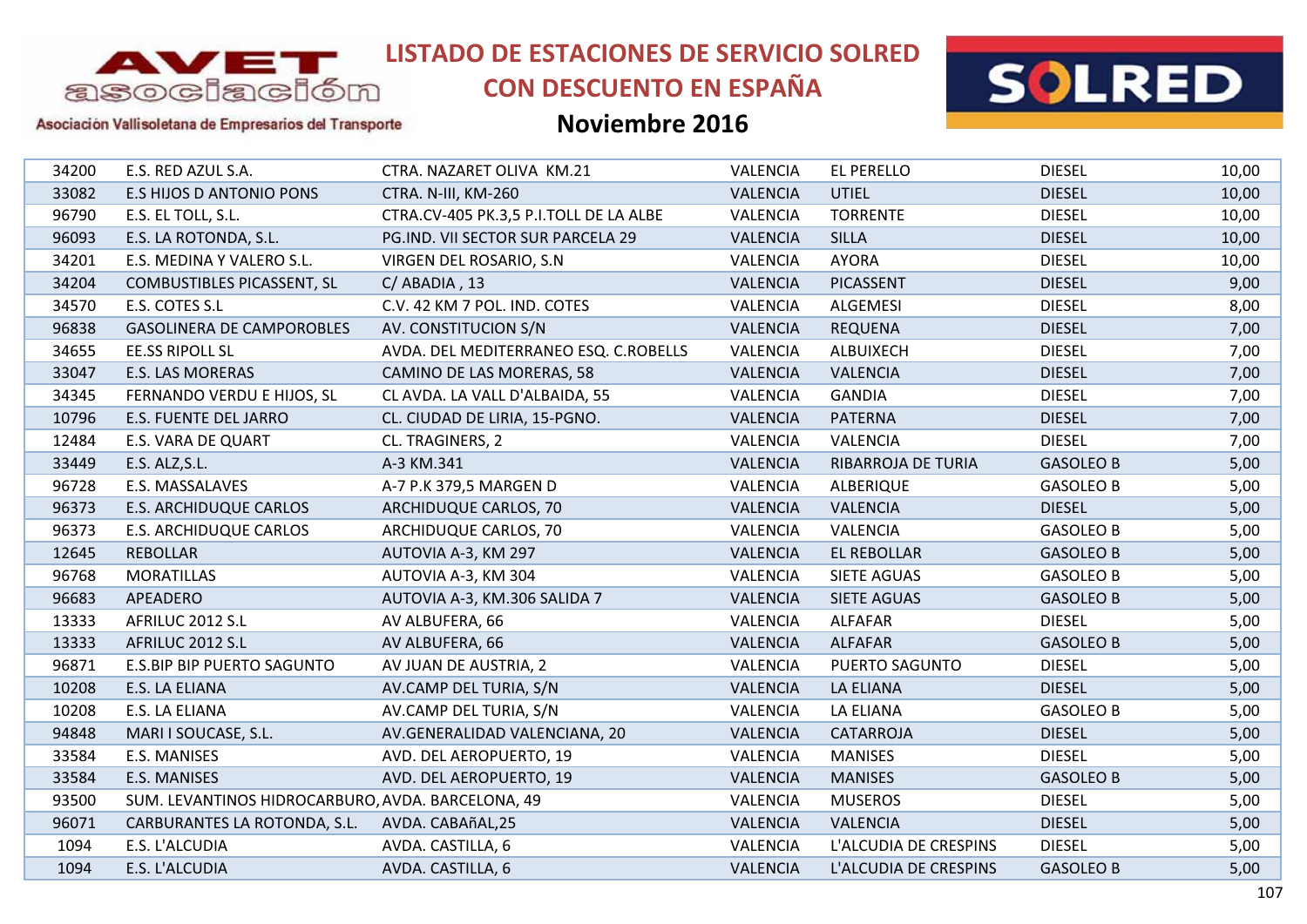# LISTADO DE ESTACIONES DE SERVICIO SOLRED CON DESCUENTO EN ESPAÑA

## Noviembre 2016

Asociación Vallisoletana de Empresarios del Transporte

| | | | | | | |
|---|---|---|---|---|---|---|
| 34200 | E.S. RED AZUL S.A. | CTRA. NAZARET OLIVA KM.21 | VALENCIA | EL PERELLO | DIESEL | 10,00 |
| 33082 | E.S HIJOS D ANTONIO PONS | CTRA. N-III, KM-260 | VALENCIA | UTIEL | DIESEL | 10,00 |
| 96790 | E.S. EL TOLL, S.L. | CTRA.CV-405 PK.3,5 P.I.TOLL DE LA ALBE | VALENCIA | TORRENTE | DIESEL | 10,00 |
| 96093 | E.S. LA ROTONDA, S.L. | PG.IND. VII SECTOR SUR PARCELA 29 | VALENCIA | SILLA | DIESEL | 10,00 |
| 34201 | E.S. MEDINA Y VALERO S.L. | VIRGEN DEL ROSARIO, S.N | VALENCIA | AYORA | DIESEL | 10,00 |
| 34204 | COMBUSTIBLES PICASSENT, SL | C/ ABADIA , 13 | VALENCIA | PICASSENT | DIESEL | 9,00 |
| 34570 | E.S. COTES S.L | C.V. 42 KM 7 POL. IND. COTES | VALENCIA | ALGEMESI | DIESEL | 8,00 |
| 96838 | GASOLINERA DE CAMPOROBLES | AV. CONSTITUCION S/N | VALENCIA | REQUENA | DIESEL | 7,00 |
| 34655 | EE.SS RIPOLL SL | AVDA. DEL MEDITERRANEO ESQ. C.ROBELLS | VALENCIA | ALBUIXECH | DIESEL | 7,00 |
| 33047 | E.S. LAS MORERAS | CAMINO DE LAS MORERAS, 58 | VALENCIA | VALENCIA | DIESEL | 7,00 |
| 34345 | FERNANDO VERDU E HIJOS, SL | CL AVDA. LA VALL D'ALBAIDA, 55 | VALENCIA | GANDIA | DIESEL | 7,00 |
| 10796 | E.S. FUENTE DEL JARRO | CL. CIUDAD DE LIRIA, 15-PGNO. | VALENCIA | PATERNA | DIESEL | 7,00 |
| 12484 | E.S. VARA DE QUART | CL. TRAGINERS, 2 | VALENCIA | VALENCIA | DIESEL | 7,00 |
| 33449 | E.S. ALZ,S.L. | A-3 KM.341 | VALENCIA | RIBARROJA DE TURIA | GASOLEO B | 5,00 |
| 96728 | E.S. MASSALAVES | A-7 P.K 379,5 MARGEN D | VALENCIA | ALBERIQUE | GASOLEO B | 5,00 |
| 96373 | E.S. ARCHIDUQUE CARLOS | ARCHIDUQUE CARLOS, 70 | VALENCIA | VALENCIA | DIESEL | 5,00 |
| 96373 | E.S. ARCHIDUQUE CARLOS | ARCHIDUQUE CARLOS, 70 | VALENCIA | VALENCIA | GASOLEO B | 5,00 |
| 12645 | REBOLLAR | AUTOVIA A-3, KM 297 | VALENCIA | EL REBOLLAR | GASOLEO B | 5,00 |
| 96768 | MORATILLAS | AUTOVIA A-3, KM 304 | VALENCIA | SIETE AGUAS | GASOLEO B | 5,00 |
| 96683 | APEADERO | AUTOVIA A-3, KM.306 SALIDA 7 | VALENCIA | SIETE AGUAS | GASOLEO B | 5,00 |
| 13333 | AFRILUC 2012 S.L | AV ALBUFERA, 66 | VALENCIA | ALFAFAR | DIESEL | 5,00 |
| 13333 | AFRILUC 2012 S.L | AV ALBUFERA, 66 | VALENCIA | ALFAFAR | GASOLEO B | 5,00 |
| 96871 | E.S.BIP BIP PUERTO SAGUNTO | AV JUAN DE AUSTRIA, 2 | VALENCIA | PUERTO SAGUNTO | DIESEL | 5,00 |
| 10208 | E.S. LA ELIANA | AV.CAMP DEL TURIA, S/N | VALENCIA | LA ELIANA | DIESEL | 5,00 |
| 10208 | E.S. LA ELIANA | AV.CAMP DEL TURIA, S/N | VALENCIA | LA ELIANA | GASOLEO B | 5,00 |
| 94848 | MARI I SOUCASE, S.L. | AV.GENERALIDAD VALENCIANA, 20 | VALENCIA | CATARROJA | DIESEL | 5,00 |
| 33584 | E.S. MANISES | AVD. DEL AEROPUERTO, 19 | VALENCIA | MANISES | DIESEL | 5,00 |
| 33584 | E.S. MANISES | AVD. DEL AEROPUERTO, 19 | VALENCIA | MANISES | GASOLEO B | 5,00 |
| 93500 | SUM. LEVANTINOS HIDROCARBURO, | AVDA. BARCELONA, 49 | VALENCIA | MUSEROS | DIESEL | 5,00 |
| 96071 | CARBURANTES LA ROTONDA, S.L. | AVDA. CABAñAL,25 | VALENCIA | VALENCIA | DIESEL | 5,00 |
| 1094 | E.S. L'ALCUDIA | AVDA. CASTILLA, 6 | VALENCIA | L'ALCUDIA DE CRESPINS | DIESEL | 5,00 |
| 1094 | E.S. L'ALCUDIA | AVDA. CASTILLA, 6 | VALENCIA | L'ALCUDIA DE CRESPINS | GASOLEO B | 5,00 |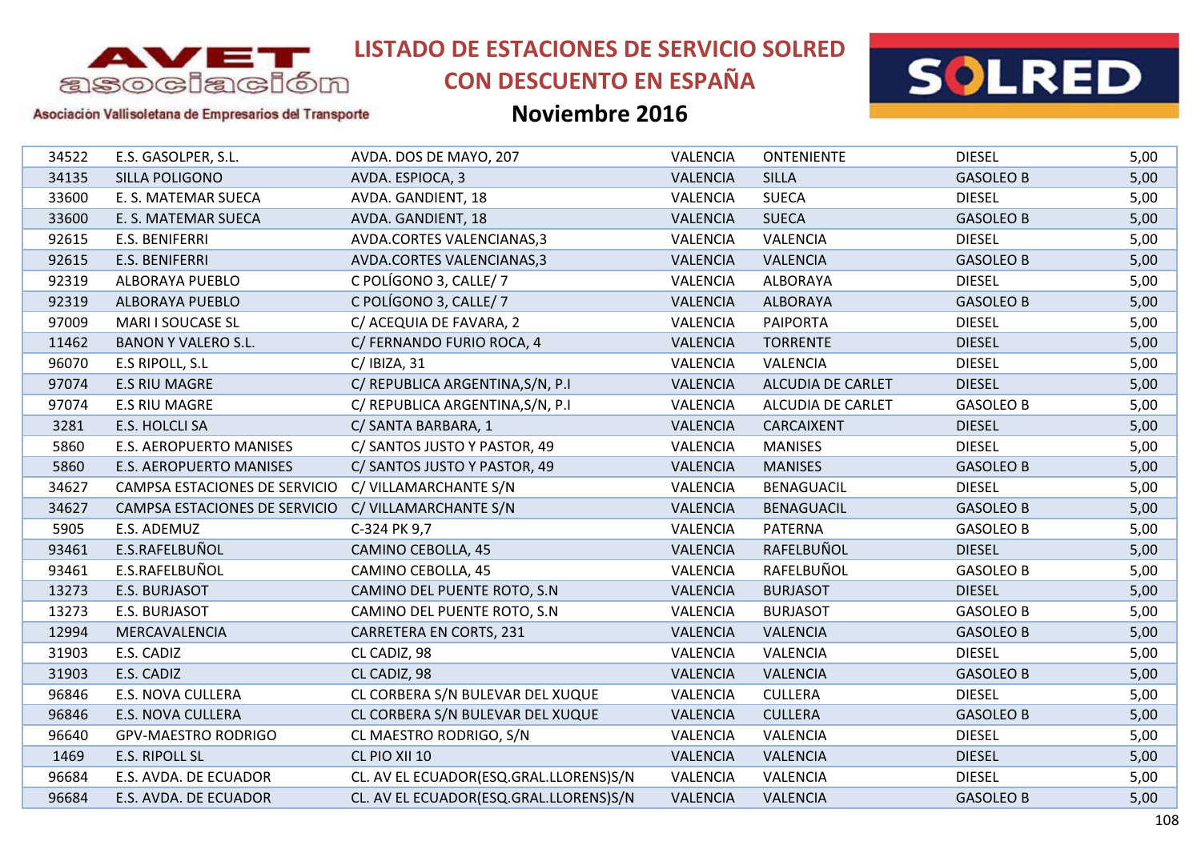# LISTADO DE ESTACIONES DE SERVICIO SOLRED CON DESCUENTO EN ESPAÑA

## Noviembre 2016

Asociación Vallisoletana de Empresarios del Transporte

| | | | | | | |
|---|---|---|---|---|---|---|
| 34522 | E.S. GASOLPER, S.L. | AVDA. DOS DE MAYO, 207 | VALENCIA | ONTENIENTE | DIESEL | 5,00 |
| 34135 | SILLA POLIGONO | AVDA. ESPIOCA, 3 | VALENCIA | SILLA | GASOLEO B | 5,00 |
| 33600 | E. S. MATEMAR SUECA | AVDA. GANDIENT, 18 | VALENCIA | SUECA | DIESEL | 5,00 |
| 33600 | E. S. MATEMAR SUECA | AVDA. GANDIENT, 18 | VALENCIA | SUECA | GASOLEO B | 5,00 |
| 92615 | E.S. BENIFERRI | AVDA.CORTES VALENCIANAS,3 | VALENCIA | VALENCIA | DIESEL | 5,00 |
| 92615 | E.S. BENIFERRI | AVDA.CORTES VALENCIANAS,3 | VALENCIA | VALENCIA | GASOLEO B | 5,00 |
| 92319 | ALBORAYA PUEBLO | C POLÍGONO 3, CALLE/ 7 | VALENCIA | ALBORAYA | DIESEL | 5,00 |
| 92319 | ALBORAYA PUEBLO | C POLÍGONO 3, CALLE/ 7 | VALENCIA | ALBORAYA | GASOLEO B | 5,00 |
| 97009 | MARI I SOUCASE SL | C/ ACEQUIA DE FAVARA, 2 | VALENCIA | PAIPORTA | DIESEL | 5,00 |
| 11462 | BANON Y VALERO S.L. | C/ FERNANDO FURIO ROCA, 4 | VALENCIA | TORRENTE | DIESEL | 5,00 |
| 96070 | E.S RIPOLL, S.L | C/ IBIZA, 31 | VALENCIA | VALENCIA | DIESEL | 5,00 |
| 97074 | E.S RIU MAGRE | C/ REPUBLICA ARGENTINA,S/N, P.I | VALENCIA | ALCUDIA DE CARLET | DIESEL | 5,00 |
| 97074 | E.S RIU MAGRE | C/ REPUBLICA ARGENTINA,S/N, P.I | VALENCIA | ALCUDIA DE CARLET | GASOLEO B | 5,00 |
| 3281 | E.S. HOLCLI SA | C/ SANTA BARBARA, 1 | VALENCIA | CARCAIXENT | DIESEL | 5,00 |
| 5860 | E.S. AEROPUERTO MANISES | C/ SANTOS JUSTO Y PASTOR, 49 | VALENCIA | MANISES | DIESEL | 5,00 |
| 5860 | E.S. AEROPUERTO MANISES | C/ SANTOS JUSTO Y PASTOR, 49 | VALENCIA | MANISES | GASOLEO B | 5,00 |
| 34627 | CAMPSA ESTACIONES DE SERVICIO | C/ VILLAMARCHANTE S/N | VALENCIA | BENAGUACIL | DIESEL | 5,00 |
| 34627 | CAMPSA ESTACIONES DE SERVICIO | C/ VILLAMARCHANTE S/N | VALENCIA | BENAGUACIL | GASOLEO B | 5,00 |
| 5905 | E.S. ADEMUZ | C-324 PK 9,7 | VALENCIA | PATERNA | GASOLEO B | 5,00 |
| 93461 | E.S.RAFELBUÑOL | CAMINO CEBOLLA, 45 | VALENCIA | RAFELBUÑOL | DIESEL | 5,00 |
| 93461 | E.S.RAFELBUÑOL | CAMINO CEBOLLA, 45 | VALENCIA | RAFELBUÑOL | GASOLEO B | 5,00 |
| 13273 | E.S. BURJASOT | CAMINO DEL PUENTE ROTO, S.N | VALENCIA | BURJASOT | DIESEL | 5,00 |
| 13273 | E.S. BURJASOT | CAMINO DEL PUENTE ROTO, S.N | VALENCIA | BURJASOT | GASOLEO B | 5,00 |
| 12994 | MERCAVALENCIA | CARRETERA EN CORTS, 231 | VALENCIA | VALENCIA | GASOLEO B | 5,00 |
| 31903 | E.S. CADIZ | CL CADIZ, 98 | VALENCIA | VALENCIA | DIESEL | 5,00 |
| 31903 | E.S. CADIZ | CL CADIZ, 98 | VALENCIA | VALENCIA | GASOLEO B | 5,00 |
| 96846 | E.S. NOVA CULLERA | CL CORBERA S/N BULEVAR DEL XUQUE | VALENCIA | CULLERA | DIESEL | 5,00 |
| 96846 | E.S. NOVA CULLERA | CL CORBERA S/N BULEVAR DEL XUQUE | VALENCIA | CULLERA | GASOLEO B | 5,00 |
| 96640 | GPV-MAESTRO RODRIGO | CL MAESTRO RODRIGO, S/N | VALENCIA | VALENCIA | DIESEL | 5,00 |
| 1469 | E.S. RIPOLL SL | CL PIO XII 10 | VALENCIA | VALENCIA | DIESEL | 5,00 |
| 96684 | E.S. AVDA. DE ECUADOR | CL. AV EL ECUADOR(ESQ.GRAL.LLORENS)S/N | VALENCIA | VALENCIA | DIESEL | 5,00 |
| 96684 | E.S. AVDA. DE ECUADOR | CL. AV EL ECUADOR(ESQ.GRAL.LLORENS)S/N | VALENCIA | VALENCIA | GASOLEO B | 5,00 |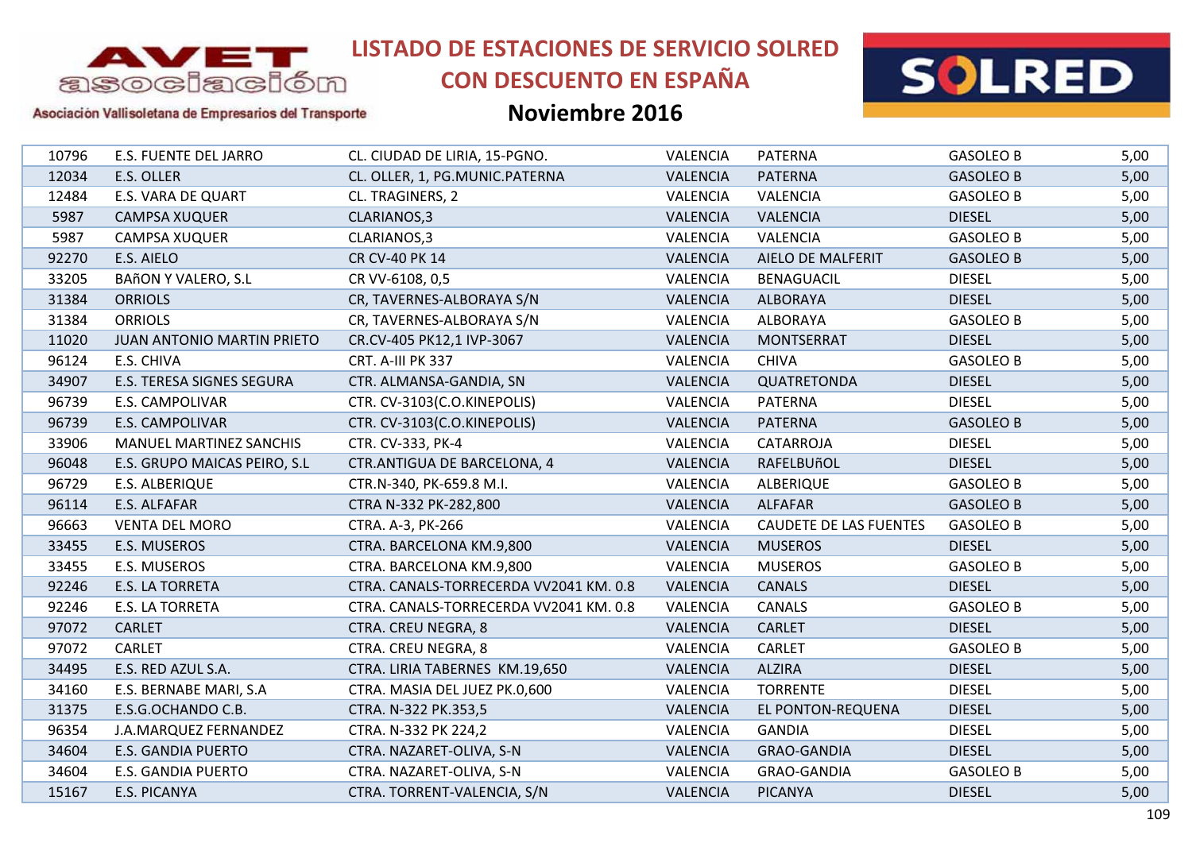# LISTADO DE ESTACIONES DE SERVICIO SOLRED CON DESCUENTO EN ESPAÑA

## Noviembre 2016

AVET asociación — Asociación Vallisoletana de Empresarios del Transporte

SOLRED

| | | | | | | |
|---|---|---|---|---|---|---|
| 10796 | E.S. FUENTE DEL JARRO | CL. CIUDAD DE LIRIA, 15-PGNO. | VALENCIA | PATERNA | GASOLEO B | 5,00 |
| 12034 | E.S. OLLER | CL. OLLER, 1, PG.MUNIC.PATERNA | VALENCIA | PATERNA | GASOLEO B | 5,00 |
| 12484 | E.S. VARA DE QUART | CL. TRAGINERS, 2 | VALENCIA | VALENCIA | GASOLEO B | 5,00 |
| 5987 | CAMPSA XUQUER | CLARIANOS,3 | VALENCIA | VALENCIA | DIESEL | 5,00 |
| 5987 | CAMPSA XUQUER | CLARIANOS,3 | VALENCIA | VALENCIA | GASOLEO B | 5,00 |
| 92270 | E.S. AIELO | CR CV-40 PK 14 | VALENCIA | AIELO DE MALFERIT | GASOLEO B | 5,00 |
| 33205 | BAñON Y VALERO, S.L | CR VV-6108, 0,5 | VALENCIA | BENAGUACIL | DIESEL | 5,00 |
| 31384 | ORRIOLS | CR, TAVERNES-ALBORAYA S/N | VALENCIA | ALBORAYA | DIESEL | 5,00 |
| 31384 | ORRIOLS | CR, TAVERNES-ALBORAYA S/N | VALENCIA | ALBORAYA | GASOLEO B | 5,00 |
| 11020 | JUAN ANTONIO MARTIN PRIETO | CR.CV-405 PK12,1 IVP-3067 | VALENCIA | MONTSERRAT | DIESEL | 5,00 |
| 96124 | E.S. CHIVA | CRT. A-III PK 337 | VALENCIA | CHIVA | GASOLEO B | 5,00 |
| 34907 | E.S. TERESA SIGNES SEGURA | CTR. ALMANSA-GANDIA, SN | VALENCIA | QUATRETONDA | DIESEL | 5,00 |
| 96739 | E.S. CAMPOLIVAR | CTR. CV-3103(C.O.KINEPOLIS) | VALENCIA | PATERNA | DIESEL | 5,00 |
| 96739 | E.S. CAMPOLIVAR | CTR. CV-3103(C.O.KINEPOLIS) | VALENCIA | PATERNA | GASOLEO B | 5,00 |
| 33906 | MANUEL MARTINEZ SANCHIS | CTR. CV-333, PK-4 | VALENCIA | CATARROJA | DIESEL | 5,00 |
| 96048 | E.S. GRUPO MAICAS PEIRO, S.L | CTR.ANTIGUA DE BARCELONA, 4 | VALENCIA | RAFELBUñOL | DIESEL | 5,00 |
| 96729 | E.S. ALBERIQUE | CTR.N-340, PK-659.8 M.I. | VALENCIA | ALBERIQUE | GASOLEO B | 5,00 |
| 96114 | E.S. ALFAFAR | CTRA N-332 PK-282,800 | VALENCIA | ALFAFAR | GASOLEO B | 5,00 |
| 96663 | VENTA DEL MORO | CTRA. A-3, PK-266 | VALENCIA | CAUDETE DE LAS FUENTES | GASOLEO B | 5,00 |
| 33455 | E.S. MUSEROS | CTRA. BARCELONA KM.9,800 | VALENCIA | MUSEROS | DIESEL | 5,00 |
| 33455 | E.S. MUSEROS | CTRA. BARCELONA KM.9,800 | VALENCIA | MUSEROS | GASOLEO B | 5,00 |
| 92246 | E.S. LA TORRETA | CTRA. CANALS-TORRECERDA VV2041 KM. 0.8 | VALENCIA | CANALS | DIESEL | 5,00 |
| 92246 | E.S. LA TORRETA | CTRA. CANALS-TORRECERDA VV2041 KM. 0.8 | VALENCIA | CANALS | GASOLEO B | 5,00 |
| 97072 | CARLET | CTRA. CREU NEGRA, 8 | VALENCIA | CARLET | DIESEL | 5,00 |
| 97072 | CARLET | CTRA. CREU NEGRA, 8 | VALENCIA | CARLET | GASOLEO B | 5,00 |
| 34495 | E.S. RED AZUL S.A. | CTRA. LIRIA TABERNES KM.19,650 | VALENCIA | ALZIRA | DIESEL | 5,00 |
| 34160 | E.S. BERNABE MARI, S.A | CTRA. MASIA DEL JUEZ PK.0,600 | VALENCIA | TORRENTE | DIESEL | 5,00 |
| 31375 | E.S.G.OCHANDO C.B. | CTRA. N-322 PK.353,5 | VALENCIA | EL PONTON-REQUENA | DIESEL | 5,00 |
| 96354 | J.A.MARQUEZ FERNANDEZ | CTRA. N-332 PK 224,2 | VALENCIA | GANDIA | DIESEL | 5,00 |
| 34604 | E.S. GANDIA PUERTO | CTRA. NAZARET-OLIVA, S-N | VALENCIA | GRAO-GANDIA | DIESEL | 5,00 |
| 34604 | E.S. GANDIA PUERTO | CTRA. NAZARET-OLIVA, S-N | VALENCIA | GRAO-GANDIA | GASOLEO B | 5,00 |
| 15167 | E.S. PICANYA | CTRA. TORRENT-VALENCIA, S/N | VALENCIA | PICANYA | DIESEL | 5,00 |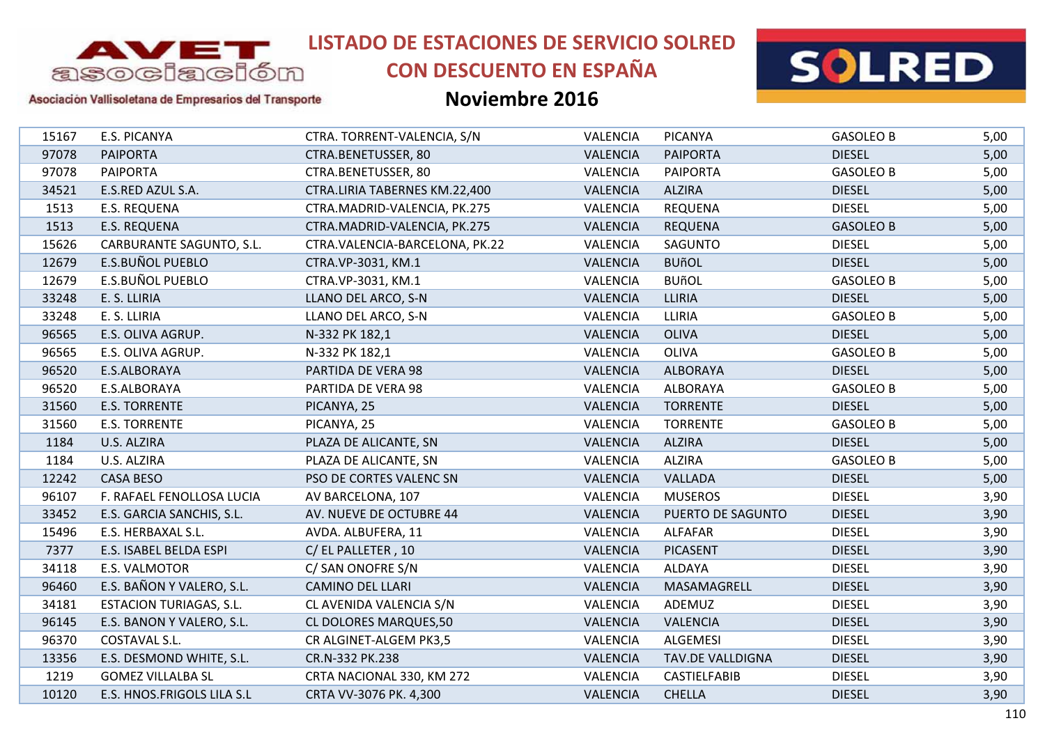# LISTADO DE ESTACIONES DE SERVICIO SOLRED CON DESCUENTO EN ESPAÑA

## Noviembre 2016

| | | | | | | |
|---|---|---|---|---|---|---|
| 15167 | E.S. PICANYA | CTRA. TORRENT-VALENCIA, S/N | VALENCIA | PICANYA | GASOLEO B | 5,00 |
| 97078 | PAIPORTA | CTRA.BENETUSSER, 80 | VALENCIA | PAIPORTA | DIESEL | 5,00 |
| 97078 | PAIPORTA | CTRA.BENETUSSER, 80 | VALENCIA | PAIPORTA | GASOLEO B | 5,00 |
| 34521 | E.S.RED AZUL S.A. | CTRA.LIRIA TABERNES KM.22,400 | VALENCIA | ALZIRA | DIESEL | 5,00 |
| 1513 | E.S. REQUENA | CTRA.MADRID-VALENCIA, PK.275 | VALENCIA | REQUENA | DIESEL | 5,00 |
| 1513 | E.S. REQUENA | CTRA.MADRID-VALENCIA, PK.275 | VALENCIA | REQUENA | GASOLEO B | 5,00 |
| 15626 | CARBURANTE SAGUNTO, S.L. | CTRA.VALENCIA-BARCELONA, PK.22 | VALENCIA | SAGUNTO | DIESEL | 5,00 |
| 12679 | E.S.BUÑOL PUEBLO | CTRA.VP-3031, KM.1 | VALENCIA | BUñOL | DIESEL | 5,00 |
| 12679 | E.S.BUÑOL PUEBLO | CTRA.VP-3031, KM.1 | VALENCIA | BUñOL | GASOLEO B | 5,00 |
| 33248 | E. S. LLIRIA | LLANO DEL ARCO, S-N | VALENCIA | LLIRIA | DIESEL | 5,00 |
| 33248 | E. S. LLIRIA | LLANO DEL ARCO, S-N | VALENCIA | LLIRIA | GASOLEO B | 5,00 |
| 96565 | E.S. OLIVA AGRUP. | N-332 PK 182,1 | VALENCIA | OLIVA | DIESEL | 5,00 |
| 96565 | E.S. OLIVA AGRUP. | N-332 PK 182,1 | VALENCIA | OLIVA | GASOLEO B | 5,00 |
| 96520 | E.S.ALBORAYA | PARTIDA DE VERA 98 | VALENCIA | ALBORAYA | DIESEL | 5,00 |
| 96520 | E.S.ALBORAYA | PARTIDA DE VERA 98 | VALENCIA | ALBORAYA | GASOLEO B | 5,00 |
| 31560 | E.S. TORRENTE | PICANYA, 25 | VALENCIA | TORRENTE | DIESEL | 5,00 |
| 31560 | E.S. TORRENTE | PICANYA, 25 | VALENCIA | TORRENTE | GASOLEO B | 5,00 |
| 1184 | U.S. ALZIRA | PLAZA DE ALICANTE, SN | VALENCIA | ALZIRA | DIESEL | 5,00 |
| 1184 | U.S. ALZIRA | PLAZA DE ALICANTE, SN | VALENCIA | ALZIRA | GASOLEO B | 5,00 |
| 12242 | CASA BESO | PSO DE CORTES VALENC SN | VALENCIA | VALLADA | DIESEL | 5,00 |
| 96107 | F. RAFAEL FENOLLOSA LUCIA | AV BARCELONA, 107 | VALENCIA | MUSEROS | DIESEL | 3,90 |
| 33452 | E.S. GARCIA SANCHIS, S.L. | AV. NUEVE DE OCTUBRE 44 | VALENCIA | PUERTO DE SAGUNTO | DIESEL | 3,90 |
| 15496 | E.S. HERBAXAL S.L. | AVDA. ALBUFERA, 11 | VALENCIA | ALFAFAR | DIESEL | 3,90 |
| 7377 | E.S. ISABEL BELDA ESPI | C/ EL PALLETER , 10 | VALENCIA | PICASENT | DIESEL | 3,90 |
| 34118 | E.S. VALMOTOR | C/ SAN ONOFRE S/N | VALENCIA | ALDAYA | DIESEL | 3,90 |
| 96460 | E.S. BAÑON Y VALERO, S.L. | CAMINO DEL LLARI | VALENCIA | MASAMAGRELL | DIESEL | 3,90 |
| 34181 | ESTACION TURIAGAS, S.L. | CL AVENIDA VALENCIA S/N | VALENCIA | ADEMUZ | DIESEL | 3,90 |
| 96145 | E.S. BANON Y VALERO, S.L. | CL DOLORES MARQUES,50 | VALENCIA | VALENCIA | DIESEL | 3,90 |
| 96370 | COSTAVAL S.L. | CR ALGINET-ALGEM PK3,5 | VALENCIA | ALGEMESI | DIESEL | 3,90 |
| 13356 | E.S. DESMOND WHITE, S.L. | CR.N-332 PK.238 | VALENCIA | TAV.DE VALLDIGNA | DIESEL | 3,90 |
| 1219 | GOMEZ VILLALBA SL | CRTA NACIONAL 330, KM 272 | VALENCIA | CASTIELFABIB | DIESEL | 3,90 |
| 10120 | E.S. HNOS.FRIGOLS LILA S.L | CRTA VV-3076 PK. 4,300 | VALENCIA | CHELLA | DIESEL | 3,90 |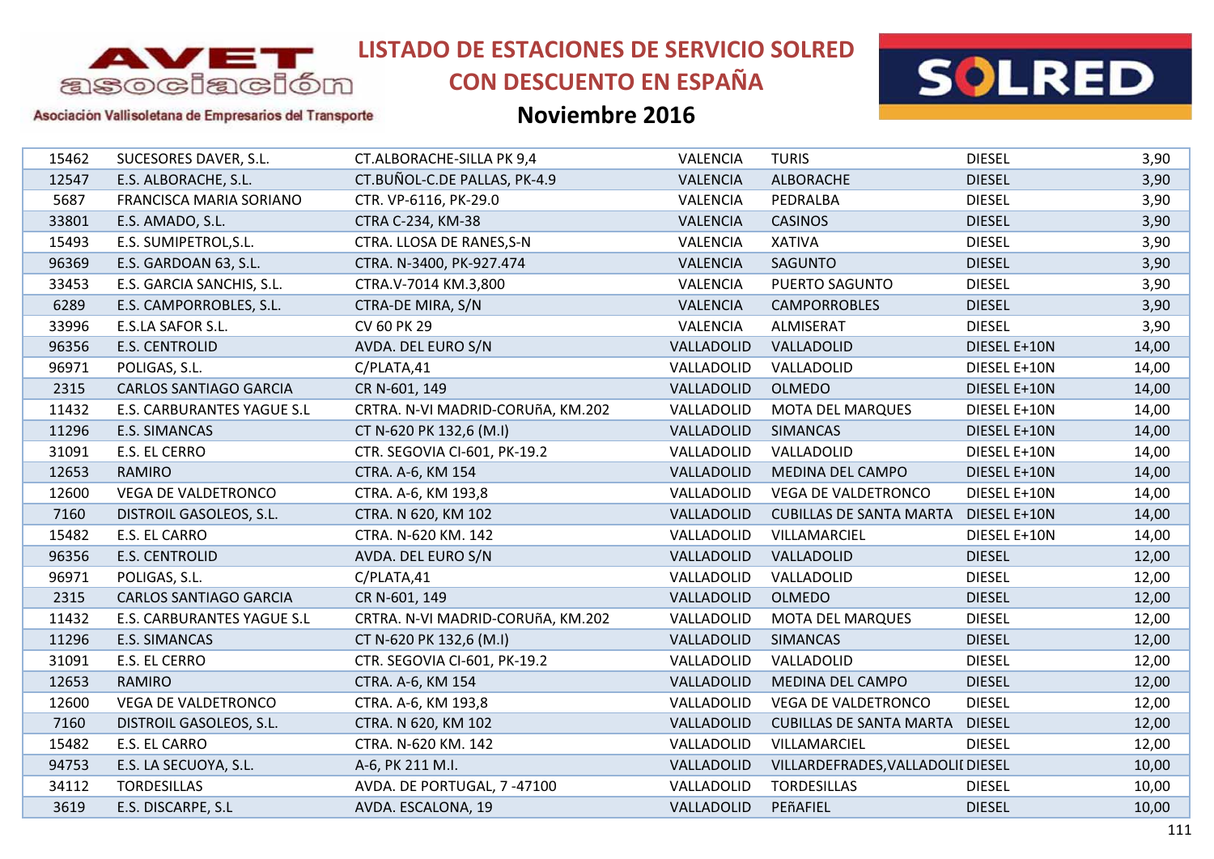# LISTADO DE ESTACIONES DE SERVICIO SOLRED CON DESCUENTO EN ESPAÑA

## Noviembre 2016

Asociación Vallisoletana de Empresarios del Transporte

| | | | | | | |
|---|---|---|---|---|---|---|
| 15462 | SUCESORES DAVER, S.L. | CT.ALBORACHE-SILLA PK 9,4 | VALENCIA | TURIS | DIESEL | 3,90 |
| 12547 | E.S. ALBORACHE, S.L. | CT.BUÑOL-C.DE PALLAS, PK-4.9 | VALENCIA | ALBORACHE | DIESEL | 3,90 |
| 5687 | FRANCISCA MARIA SORIANO | CTR. VP-6116, PK-29.0 | VALENCIA | PEDRALBA | DIESEL | 3,90 |
| 33801 | E.S. AMADO, S.L. | CTRA C-234, KM-38 | VALENCIA | CASINOS | DIESEL | 3,90 |
| 15493 | E.S. SUMIPETROL,S.L. | CTRA. LLOSA DE RANES,S-N | VALENCIA | XATIVA | DIESEL | 3,90 |
| 96369 | E.S. GARDOAN 63, S.L. | CTRA. N-3400, PK-927.474 | VALENCIA | SAGUNTO | DIESEL | 3,90 |
| 33453 | E.S. GARCIA SANCHIS, S.L. | CTRA.V-7014 KM.3,800 | VALENCIA | PUERTO SAGUNTO | DIESEL | 3,90 |
| 6289 | E.S. CAMPORROBLES, S.L. | CTRA-DE MIRA, S/N | VALENCIA | CAMPORROBLES | DIESEL | 3,90 |
| 33996 | E.S.LA SAFOR S.L. | CV 60 PK 29 | VALENCIA | ALMISERAT | DIESEL | 3,90 |
| 96356 | E.S. CENTROLID | AVDA. DEL EURO S/N | VALLADOLID | VALLADOLID | DIESEL E+10N | 14,00 |
| 96971 | POLIGAS, S.L. | C/PLATA,41 | VALLADOLID | VALLADOLID | DIESEL E+10N | 14,00 |
| 2315 | CARLOS SANTIAGO GARCIA | CR N-601, 149 | VALLADOLID | OLMEDO | DIESEL E+10N | 14,00 |
| 11432 | E.S. CARBURANTES YAGUE S.L | CRTRA. N-VI MADRID-CORUñA, KM.202 | VALLADOLID | MOTA DEL MARQUES | DIESEL E+10N | 14,00 |
| 11296 | E.S. SIMANCAS | CT N-620 PK 132,6 (M.I) | VALLADOLID | SIMANCAS | DIESEL E+10N | 14,00 |
| 31091 | E.S. EL CERRO | CTR. SEGOVIA CI-601, PK-19.2 | VALLADOLID | VALLADOLID | DIESEL E+10N | 14,00 |
| 12653 | RAMIRO | CTRA. A-6, KM 154 | VALLADOLID | MEDINA DEL CAMPO | DIESEL E+10N | 14,00 |
| 12600 | VEGA DE VALDETRONCO | CTRA. A-6, KM 193,8 | VALLADOLID | VEGA DE VALDETRONCO | DIESEL E+10N | 14,00 |
| 7160 | DISTROIL GASOLEOS, S.L. | CTRA. N 620, KM 102 | VALLADOLID | CUBILLAS DE SANTA MARTA | DIESEL E+10N | 14,00 |
| 15482 | E.S. EL CARRO | CTRA. N-620 KM. 142 | VALLADOLID | VILLAMARCIEL | DIESEL E+10N | 14,00 |
| 96356 | E.S. CENTROLID | AVDA. DEL EURO S/N | VALLADOLID | VALLADOLID | DIESEL | 12,00 |
| 96971 | POLIGAS, S.L. | C/PLATA,41 | VALLADOLID | VALLADOLID | DIESEL | 12,00 |
| 2315 | CARLOS SANTIAGO GARCIA | CR N-601, 149 | VALLADOLID | OLMEDO | DIESEL | 12,00 |
| 11432 | E.S. CARBURANTES YAGUE S.L | CRTRA. N-VI MADRID-CORUñA, KM.202 | VALLADOLID | MOTA DEL MARQUES | DIESEL | 12,00 |
| 11296 | E.S. SIMANCAS | CT N-620 PK 132,6 (M.I) | VALLADOLID | SIMANCAS | DIESEL | 12,00 |
| 31091 | E.S. EL CERRO | CTR. SEGOVIA CI-601, PK-19.2 | VALLADOLID | VALLADOLID | DIESEL | 12,00 |
| 12653 | RAMIRO | CTRA. A-6, KM 154 | VALLADOLID | MEDINA DEL CAMPO | DIESEL | 12,00 |
| 12600 | VEGA DE VALDETRONCO | CTRA. A-6, KM 193,8 | VALLADOLID | VEGA DE VALDETRONCO | DIESEL | 12,00 |
| 7160 | DISTROIL GASOLEOS, S.L. | CTRA. N 620, KM 102 | VALLADOLID | CUBILLAS DE SANTA MARTA | DIESEL | 12,00 |
| 15482 | E.S. EL CARRO | CTRA. N-620 KM. 142 | VALLADOLID | VILLAMARCIEL | DIESEL | 12,00 |
| 94753 | E.S. LA SECUOYA, S.L. | A-6, PK 211 M.I. | VALLADOLID | VILLARDEFRADES,VALLADOLII | DIESEL | 10,00 |
| 34112 | TORDESILLAS | AVDA. DE PORTUGAL, 7 -47100 | VALLADOLID | TORDESILLAS | DIESEL | 10,00 |
| 3619 | E.S. DISCARPE, S.L | AVDA. ESCALONA, 19 | VALLADOLID | PEñAFIEL | DIESEL | 10,00 |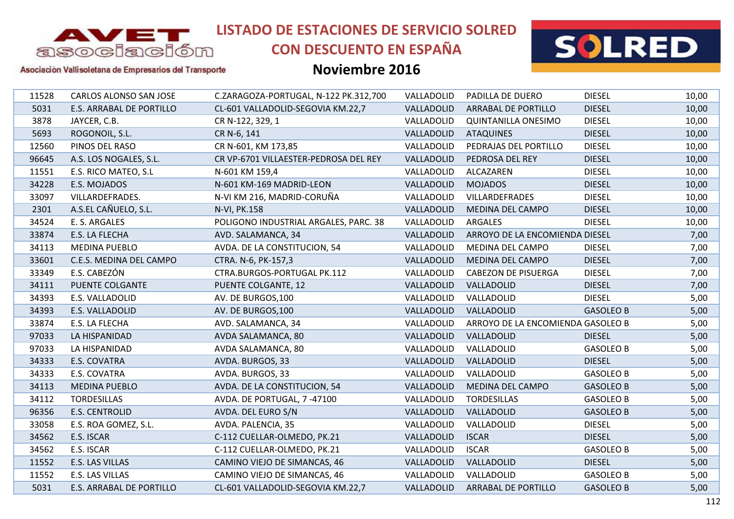# LISTADO DE ESTACIONES DE SERVICIO SOLRED CON DESCUENTO EN ESPAÑA

## Noviembre 2016

Asociación Vallisoletana de Empresarios del Transporte

| | | | | | | |
|---|---|---|---|---|---|---|
| 11528 | CARLOS ALONSO SAN JOSE | C.ZARAGOZA-PORTUGAL, N-122 PK.312,700 | VALLADOLID | PADILLA DE DUERO | DIESEL | 10,00 |
| 5031 | E.S. ARRABAL DE PORTILLO | CL-601 VALLADOLID-SEGOVIA KM.22,7 | VALLADOLID | ARRABAL DE PORTILLO | DIESEL | 10,00 |
| 3878 | JAYCER, C.B. | CR N-122, 329, 1 | VALLADOLID | QUINTANILLA ONESIMO | DIESEL | 10,00 |
| 5693 | ROGONOIL, S.L. | CR N-6, 141 | VALLADOLID | ATAQUINES | DIESEL | 10,00 |
| 12560 | PINOS DEL RASO | CR N-601, KM 173,85 | VALLADOLID | PEDRAJAS DEL PORTILLO | DIESEL | 10,00 |
| 96645 | A.S. LOS NOGALES, S.L. | CR VP-6701 VILLAESTER-PEDROSA DEL REY | VALLADOLID | PEDROSA DEL REY | DIESEL | 10,00 |
| 11551 | E.S. RICO MATEO, S.L | N-601 KM 159,4 | VALLADOLID | ALCAZAREN | DIESEL | 10,00 |
| 34228 | E.S. MOJADOS | N-601 KM-169 MADRID-LEON | VALLADOLID | MOJADOS | DIESEL | 10,00 |
| 33097 | VILLARDEFRADES. | N-VI KM 216, MADRID-CORUÑA | VALLADOLID | VILLARDEFRADES | DIESEL | 10,00 |
| 2301 | A.S.EL CAÑUELO, S.L. | N-VI, PK.158 | VALLADOLID | MEDINA DEL CAMPO | DIESEL | 10,00 |
| 34524 | E. S. ARGALES | POLIGONO INDUSTRIAL ARGALES, PARC. 38 | VALLADOLID | ARGALES | DIESEL | 10,00 |
| 33874 | E.S. LA FLECHA | AVD. SALAMANCA, 34 | VALLADOLID | ARROYO DE LA ENCOMIENDA | DIESEL | 7,00 |
| 34113 | MEDINA PUEBLO | AVDA. DE LA CONSTITUCION, 54 | VALLADOLID | MEDINA DEL CAMPO | DIESEL | 7,00 |
| 33601 | C.E.S. MEDINA DEL CAMPO | CTRA. N-6, PK-157,3 | VALLADOLID | MEDINA DEL CAMPO | DIESEL | 7,00 |
| 33349 | E.S. CABEZÓN | CTRA.BURGOS-PORTUGAL PK.112 | VALLADOLID | CABEZON DE PISUERGA | DIESEL | 7,00 |
| 34111 | PUENTE COLGANTE | PUENTE COLGANTE, 12 | VALLADOLID | VALLADOLID | DIESEL | 7,00 |
| 34393 | E.S. VALLADOLID | AV. DE BURGOS,100 | VALLADOLID | VALLADOLID | DIESEL | 5,00 |
| 34393 | E.S. VALLADOLID | AV. DE BURGOS,100 | VALLADOLID | VALLADOLID | GASOLEO B | 5,00 |
| 33874 | E.S. LA FLECHA | AVD. SALAMANCA, 34 | VALLADOLID | ARROYO DE LA ENCOMIENDA | GASOLEO B | 5,00 |
| 97033 | LA HISPANIDAD | AVDA SALAMANCA, 80 | VALLADOLID | VALLADOLID | DIESEL | 5,00 |
| 97033 | LA HISPANIDAD | AVDA SALAMANCA, 80 | VALLADOLID | VALLADOLID | GASOLEO B | 5,00 |
| 34333 | E.S. COVATRA | AVDA. BURGOS, 33 | VALLADOLID | VALLADOLID | DIESEL | 5,00 |
| 34333 | E.S. COVATRA | AVDA. BURGOS, 33 | VALLADOLID | VALLADOLID | GASOLEO B | 5,00 |
| 34113 | MEDINA PUEBLO | AVDA. DE LA CONSTITUCION, 54 | VALLADOLID | MEDINA DEL CAMPO | GASOLEO B | 5,00 |
| 34112 | TORDESILLAS | AVDA. DE PORTUGAL, 7 -47100 | VALLADOLID | TORDESILLAS | GASOLEO B | 5,00 |
| 96356 | E.S. CENTROLID | AVDA. DEL EURO S/N | VALLADOLID | VALLADOLID | GASOLEO B | 5,00 |
| 33058 | E.S. ROA GOMEZ, S.L. | AVDA. PALENCIA, 35 | VALLADOLID | VALLADOLID | DIESEL | 5,00 |
| 34562 | E.S. ISCAR | C-112 CUELLAR-OLMEDO, PK.21 | VALLADOLID | ISCAR | DIESEL | 5,00 |
| 34562 | E.S. ISCAR | C-112 CUELLAR-OLMEDO, PK.21 | VALLADOLID | ISCAR | GASOLEO B | 5,00 |
| 11552 | E.S. LAS VILLAS | CAMINO VIEJO DE SIMANCAS, 46 | VALLADOLID | VALLADOLID | DIESEL | 5,00 |
| 11552 | E.S. LAS VILLAS | CAMINO VIEJO DE SIMANCAS, 46 | VALLADOLID | VALLADOLID | GASOLEO B | 5,00 |
| 5031 | E.S. ARRABAL DE PORTILLO | CL-601 VALLADOLID-SEGOVIA KM.22,7 | VALLADOLID | ARRABAL DE PORTILLO | GASOLEO B | 5,00 |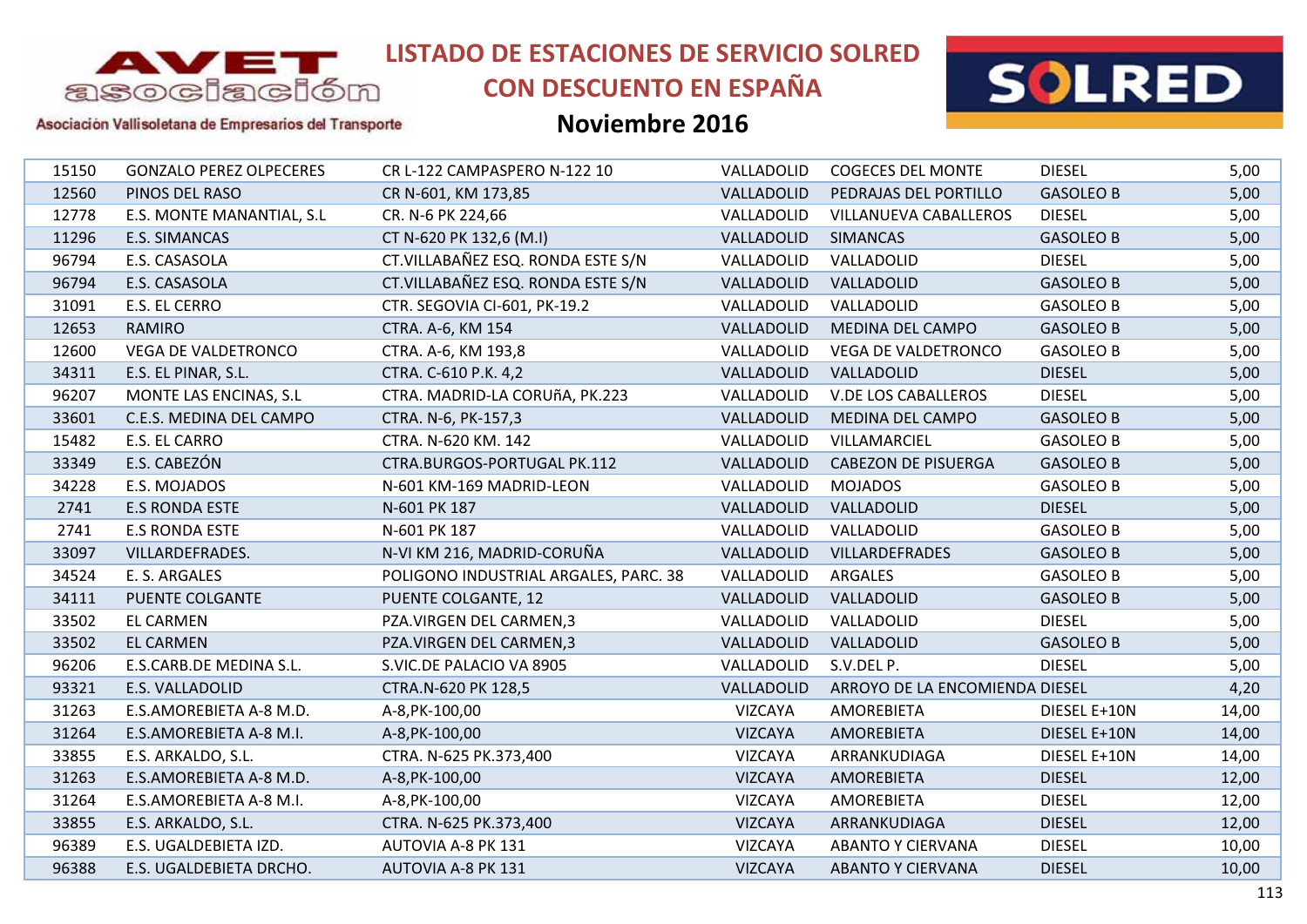# LISTADO DE ESTACIONES DE SERVICIO SOLRED CON DESCUENTO EN ESPAÑA

## Noviembre 2016

| | | | | | | |
|---|---|---|---|---|---|---|
| 15150 | GONZALO PEREZ OLPECERES | CR L-122 CAMPASPERO N-122 10 | VALLADOLID | COGECES DEL MONTE | DIESEL | 5,00 |
| 12560 | PINOS DEL RASO | CR N-601, KM 173,85 | VALLADOLID | PEDRAJAS DEL PORTILLO | GASOLEO B | 5,00 |
| 12778 | E.S. MONTE MANANTIAL, S.L | CR. N-6 PK 224,66 | VALLADOLID | VILLANUEVA CABALLEROS | DIESEL | 5,00 |
| 11296 | E.S. SIMANCAS | CT N-620 PK 132,6 (M.I) | VALLADOLID | SIMANCAS | GASOLEO B | 5,00 |
| 96794 | E.S. CASASOLA | CT.VILLABAÑEZ ESQ. RONDA ESTE S/N | VALLADOLID | VALLADOLID | DIESEL | 5,00 |
| 96794 | E.S. CASASOLA | CT.VILLABAÑEZ ESQ. RONDA ESTE S/N | VALLADOLID | VALLADOLID | GASOLEO B | 5,00 |
| 31091 | E.S. EL CERRO | CTR. SEGOVIA CI-601, PK-19.2 | VALLADOLID | VALLADOLID | GASOLEO B | 5,00 |
| 12653 | RAMIRO | CTRA. A-6, KM 154 | VALLADOLID | MEDINA DEL CAMPO | GASOLEO B | 5,00 |
| 12600 | VEGA DE VALDETRONCO | CTRA. A-6, KM 193,8 | VALLADOLID | VEGA DE VALDETRONCO | GASOLEO B | 5,00 |
| 34311 | E.S. EL PINAR, S.L. | CTRA. C-610 P.K. 4,2 | VALLADOLID | VALLADOLID | DIESEL | 5,00 |
| 96207 | MONTE LAS ENCINAS, S.L | CTRA. MADRID-LA CORUñA, PK.223 | VALLADOLID | V.DE LOS CABALLEROS | DIESEL | 5,00 |
| 33601 | C.E.S. MEDINA DEL CAMPO | CTRA. N-6, PK-157,3 | VALLADOLID | MEDINA DEL CAMPO | GASOLEO B | 5,00 |
| 15482 | E.S. EL CARRO | CTRA. N-620 KM. 142 | VALLADOLID | VILLAMARCIEL | GASOLEO B | 5,00 |
| 33349 | E.S. CABEZÓN | CTRA.BURGOS-PORTUGAL PK.112 | VALLADOLID | CABEZON DE PISUERGA | GASOLEO B | 5,00 |
| 34228 | E.S. MOJADOS | N-601 KM-169 MADRID-LEON | VALLADOLID | MOJADOS | GASOLEO B | 5,00 |
| 2741 | E.S RONDA ESTE | N-601 PK 187 | VALLADOLID | VALLADOLID | DIESEL | 5,00 |
| 2741 | E.S RONDA ESTE | N-601 PK 187 | VALLADOLID | VALLADOLID | GASOLEO B | 5,00 |
| 33097 | VILLARDEFRADES. | N-VI KM 216, MADRID-CORUÑA | VALLADOLID | VILLARDEFRADES | GASOLEO B | 5,00 |
| 34524 | E. S. ARGALES | POLIGONO INDUSTRIAL ARGALES, PARC. 38 | VALLADOLID | ARGALES | GASOLEO B | 5,00 |
| 34111 | PUENTE COLGANTE | PUENTE COLGANTE, 12 | VALLADOLID | VALLADOLID | GASOLEO B | 5,00 |
| 33502 | EL CARMEN | PZA.VIRGEN DEL CARMEN,3 | VALLADOLID | VALLADOLID | DIESEL | 5,00 |
| 33502 | EL CARMEN | PZA.VIRGEN DEL CARMEN,3 | VALLADOLID | VALLADOLID | GASOLEO B | 5,00 |
| 96206 | E.S.CARB.DE MEDINA S.L. | S.VIC.DE PALACIO VA 8905 | VALLADOLID | S.V.DEL P. | DIESEL | 5,00 |
| 93321 | E.S. VALLADOLID | CTRA.N-620 PK 128,5 | VALLADOLID | ARROYO DE LA ENCOMIENDA | DIESEL | 4,20 |
| 31263 | E.S.AMOREBIETA A-8 M.D. | A-8,PK-100,00 | VIZCAYA | AMOREBIETA | DIESEL E+10N | 14,00 |
| 31264 | E.S.AMOREBIETA A-8 M.I. | A-8,PK-100,00 | VIZCAYA | AMOREBIETA | DIESEL E+10N | 14,00 |
| 33855 | E.S. ARKALDO, S.L. | CTRA. N-625 PK.373,400 | VIZCAYA | ARRANKUDIAGA | DIESEL E+10N | 14,00 |
| 31263 | E.S.AMOREBIETA A-8 M.D. | A-8,PK-100,00 | VIZCAYA | AMOREBIETA | DIESEL | 12,00 |
| 31264 | E.S.AMOREBIETA A-8 M.I. | A-8,PK-100,00 | VIZCAYA | AMOREBIETA | DIESEL | 12,00 |
| 33855 | E.S. ARKALDO, S.L. | CTRA. N-625 PK.373,400 | VIZCAYA | ARRANKUDIAGA | DIESEL | 12,00 |
| 96389 | E.S. UGALDEBIETA IZD. | AUTOVIA A-8 PK 131 | VIZCAYA | ABANTO Y CIERVANA | DIESEL | 10,00 |
| 96388 | E.S. UGALDEBIETA DRCHO. | AUTOVIA A-8 PK 131 | VIZCAYA | ABANTO Y CIERVANA | DIESEL | 10,00 |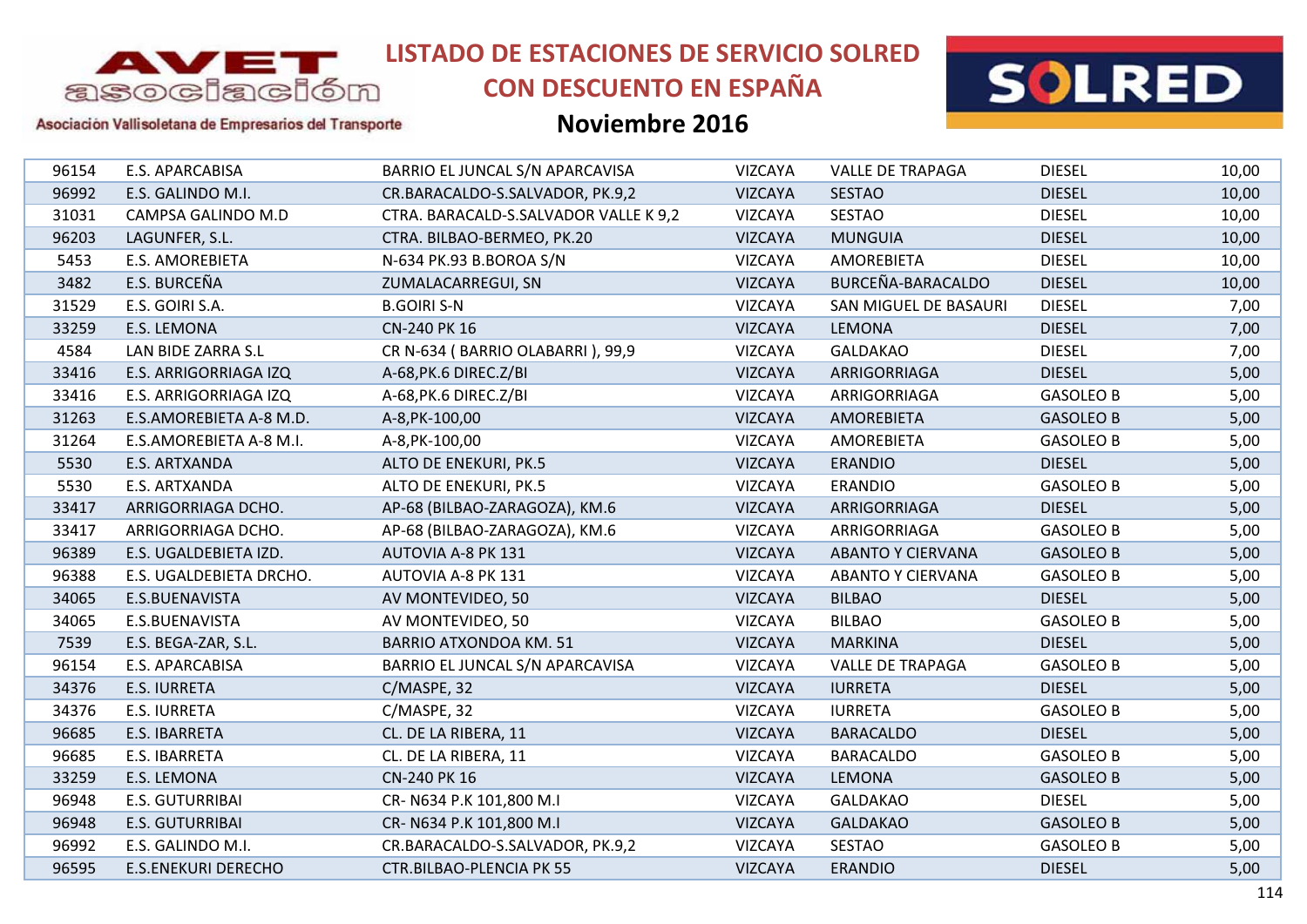# LISTADO DE ESTACIONES DE SERVICIO SOLRED CON DESCUENTO EN ESPAÑA

## Noviembre 2016

| | | | | | | |
|---|---|---|---|---|---|---|
| 96154 | E.S. APARCABISA | BARRIO EL JUNCAL S/N APARCAVISA | VIZCAYA | VALLE DE TRAPAGA | DIESEL | 10,00 |
| 96992 | E.S. GALINDO M.I. | CR.BARACALDO-S.SALVADOR, PK.9,2 | VIZCAYA | SESTAO | DIESEL | 10,00 |
| 31031 | CAMPSA GALINDO M.D | CTRA. BARACALD-S.SALVADOR VALLE K 9,2 | VIZCAYA | SESTAO | DIESEL | 10,00 |
| 96203 | LAGUNFER, S.L. | CTRA. BILBAO-BERMEO, PK.20 | VIZCAYA | MUNGUIA | DIESEL | 10,00 |
| 5453 | E.S. AMOREBIETA | N-634 PK.93 B.BOROA S/N | VIZCAYA | AMOREBIETA | DIESEL | 10,00 |
| 3482 | E.S. BURCEÑA | ZUMALACARREGUI, SN | VIZCAYA | BURCEÑA-BARACALDO | DIESEL | 10,00 |
| 31529 | E.S. GOIRI S.A. | B.GOIRI S-N | VIZCAYA | SAN MIGUEL DE BASAURI | DIESEL | 7,00 |
| 33259 | E.S. LEMONA | CN-240 PK 16 | VIZCAYA | LEMONA | DIESEL | 7,00 |
| 4584 | LAN BIDE ZARRA S.L | CR N-634 ( BARRIO OLABARRI ), 99,9 | VIZCAYA | GALDAKAO | DIESEL | 7,00 |
| 33416 | E.S. ARRIGORRIAGA IZQ | A-68,PK.6 DIREC.Z/BI | VIZCAYA | ARRIGORRIAGA | DIESEL | 5,00 |
| 33416 | E.S. ARRIGORRIAGA IZQ | A-68,PK.6 DIREC.Z/BI | VIZCAYA | ARRIGORRIAGA | GASOLEO B | 5,00 |
| 31263 | E.S.AMOREBIETA A-8 M.D. | A-8,PK-100,00 | VIZCAYA | AMOREBIETA | GASOLEO B | 5,00 |
| 31264 | E.S.AMOREBIETA A-8 M.I. | A-8,PK-100,00 | VIZCAYA | AMOREBIETA | GASOLEO B | 5,00 |
| 5530 | E.S. ARTXANDA | ALTO DE ENEKURI, PK.5 | VIZCAYA | ERANDIO | DIESEL | 5,00 |
| 5530 | E.S. ARTXANDA | ALTO DE ENEKURI, PK.5 | VIZCAYA | ERANDIO | GASOLEO B | 5,00 |
| 33417 | ARRIGORRIAGA DCHO. | AP-68 (BILBAO-ZARAGOZA), KM.6 | VIZCAYA | ARRIGORRIAGA | DIESEL | 5,00 |
| 33417 | ARRIGORRIAGA DCHO. | AP-68 (BILBAO-ZARAGOZA), KM.6 | VIZCAYA | ARRIGORRIAGA | GASOLEO B | 5,00 |
| 96389 | E.S. UGALDEBIETA IZD. | AUTOVIA A-8 PK 131 | VIZCAYA | ABANTO Y CIERVANA | GASOLEO B | 5,00 |
| 96388 | E.S. UGALDEBIETA DRCHO. | AUTOVIA A-8 PK 131 | VIZCAYA | ABANTO Y CIERVANA | GASOLEO B | 5,00 |
| 34065 | E.S.BUENAVISTA | AV MONTEVIDEO, 50 | VIZCAYA | BILBAO | DIESEL | 5,00 |
| 34065 | E.S.BUENAVISTA | AV MONTEVIDEO, 50 | VIZCAYA | BILBAO | GASOLEO B | 5,00 |
| 7539 | E.S. BEGA-ZAR, S.L. | BARRIO ATXONDOA KM. 51 | VIZCAYA | MARKINA | DIESEL | 5,00 |
| 96154 | E.S. APARCABISA | BARRIO EL JUNCAL S/N APARCAVISA | VIZCAYA | VALLE DE TRAPAGA | GASOLEO B | 5,00 |
| 34376 | E.S. IURRETA | C/MASPE, 32 | VIZCAYA | IURRETA | DIESEL | 5,00 |
| 34376 | E.S. IURRETA | C/MASPE, 32 | VIZCAYA | IURRETA | GASOLEO B | 5,00 |
| 96685 | E.S. IBARRETA | CL. DE LA RIBERA, 11 | VIZCAYA | BARACALDO | DIESEL | 5,00 |
| 96685 | E.S. IBARRETA | CL. DE LA RIBERA, 11 | VIZCAYA | BARACALDO | GASOLEO B | 5,00 |
| 33259 | E.S. LEMONA | CN-240 PK 16 | VIZCAYA | LEMONA | GASOLEO B | 5,00 |
| 96948 | E.S. GUTURRIBAI | CR- N634 P.K 101,800 M.I | VIZCAYA | GALDAKAO | DIESEL | 5,00 |
| 96948 | E.S. GUTURRIBAI | CR- N634 P.K 101,800 M.I | VIZCAYA | GALDAKAO | GASOLEO B | 5,00 |
| 96992 | E.S. GALINDO M.I. | CR.BARACALDO-S.SALVADOR, PK.9,2 | VIZCAYA | SESTAO | GASOLEO B | 5,00 |
| 96595 | E.S.ENEKURI DERECHO | CTR.BILBAO-PLENCIA PK 55 | VIZCAYA | ERANDIO | DIESEL | 5,00 |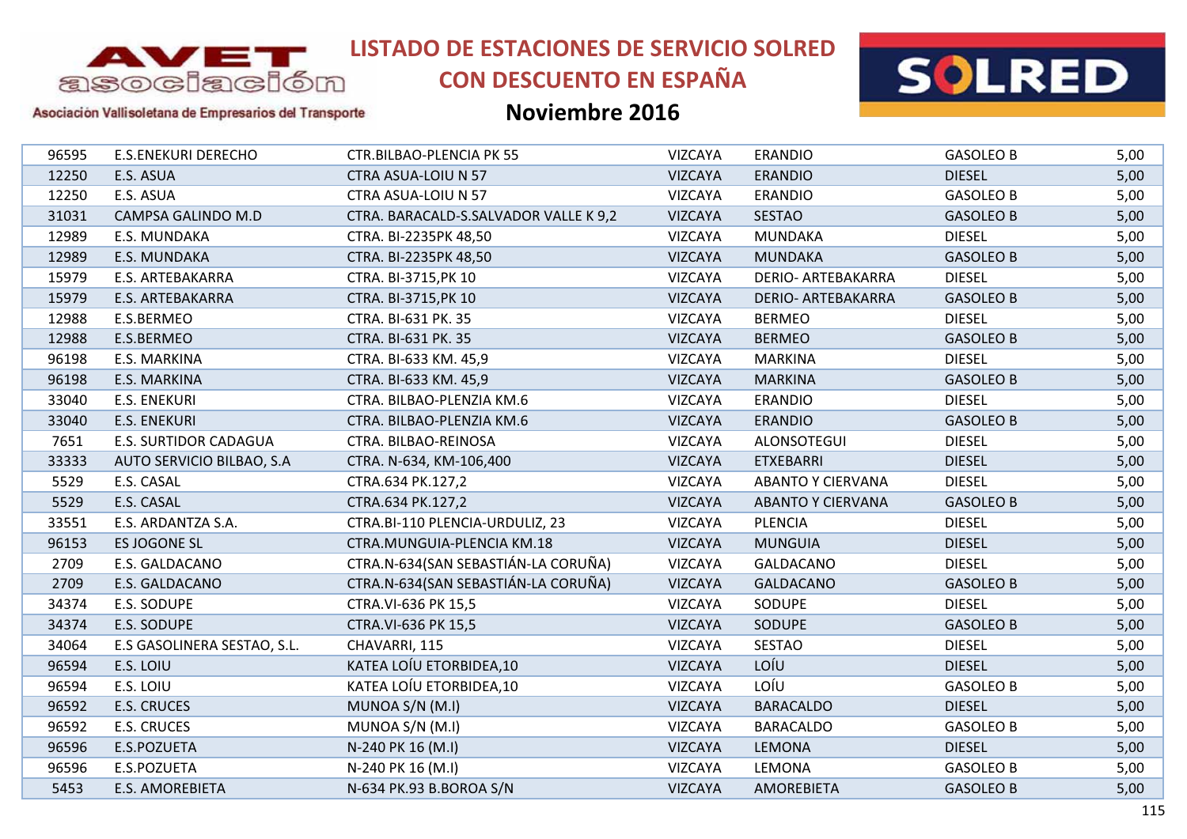# LISTADO DE ESTACIONES DE SERVICIO SOLRED CON DESCUENTO EN ESPAÑA

## Noviembre 2016

Asociación Vallisoletana de Empresarios del Transporte

| | | | | | | |
|---|---|---|---|---|---|---|
| 96595 | E.S.ENEKURI DERECHO | CTR.BILBAO-PLENCIA PK 55 | VIZCAYA | ERANDIO | GASOLEO B | 5,00 |
| 12250 | E.S. ASUA | CTRA ASUA-LOIU N 57 | VIZCAYA | ERANDIO | DIESEL | 5,00 |
| 12250 | E.S. ASUA | CTRA ASUA-LOIU N 57 | VIZCAYA | ERANDIO | GASOLEO B | 5,00 |
| 31031 | CAMPSA GALINDO M.D | CTRA. BARACALD-S.SALVADOR VALLE K 9,2 | VIZCAYA | SESTAO | GASOLEO B | 5,00 |
| 12989 | E.S. MUNDAKA | CTRA. BI-2235PK 48,50 | VIZCAYA | MUNDAKA | DIESEL | 5,00 |
| 12989 | E.S. MUNDAKA | CTRA. BI-2235PK 48,50 | VIZCAYA | MUNDAKA | GASOLEO B | 5,00 |
| 15979 | E.S. ARTEBAKARRA | CTRA. BI-3715,PK 10 | VIZCAYA | DERIO- ARTEBAKARRA | DIESEL | 5,00 |
| 15979 | E.S. ARTEBAKARRA | CTRA. BI-3715,PK 10 | VIZCAYA | DERIO- ARTEBAKARRA | GASOLEO B | 5,00 |
| 12988 | E.S.BERMEO | CTRA. BI-631 PK. 35 | VIZCAYA | BERMEO | DIESEL | 5,00 |
| 12988 | E.S.BERMEO | CTRA. BI-631 PK. 35 | VIZCAYA | BERMEO | GASOLEO B | 5,00 |
| 96198 | E.S. MARKINA | CTRA. BI-633 KM. 45,9 | VIZCAYA | MARKINA | DIESEL | 5,00 |
| 96198 | E.S. MARKINA | CTRA. BI-633 KM. 45,9 | VIZCAYA | MARKINA | GASOLEO B | 5,00 |
| 33040 | E.S. ENEKURI | CTRA. BILBAO-PLENZIA KM.6 | VIZCAYA | ERANDIO | DIESEL | 5,00 |
| 33040 | E.S. ENEKURI | CTRA. BILBAO-PLENZIA KM.6 | VIZCAYA | ERANDIO | GASOLEO B | 5,00 |
| 7651 | E.S. SURTIDOR CADAGUA | CTRA. BILBAO-REINOSA | VIZCAYA | ALONSOTEGUI | DIESEL | 5,00 |
| 33333 | AUTO SERVICIO BILBAO, S.A | CTRA. N-634, KM-106,400 | VIZCAYA | ETXEBARRI | DIESEL | 5,00 |
| 5529 | E.S. CASAL | CTRA.634 PK.127,2 | VIZCAYA | ABANTO Y CIERVANA | DIESEL | 5,00 |
| 5529 | E.S. CASAL | CTRA.634 PK.127,2 | VIZCAYA | ABANTO Y CIERVANA | GASOLEO B | 5,00 |
| 33551 | E.S. ARDANTZA S.A. | CTRA.BI-110 PLENCIA-URDULIZ, 23 | VIZCAYA | PLENCIA | DIESEL | 5,00 |
| 96153 | ES JOGONE SL | CTRA.MUNGUIA-PLENCIA KM.18 | VIZCAYA | MUNGUIA | DIESEL | 5,00 |
| 2709 | E.S. GALDACANO | CTRA.N-634(SAN SEBASTIÁN-LA CORUÑA) | VIZCAYA | GALDACANO | DIESEL | 5,00 |
| 2709 | E.S. GALDACANO | CTRA.N-634(SAN SEBASTIÁN-LA CORUÑA) | VIZCAYA | GALDACANO | GASOLEO B | 5,00 |
| 34374 | E.S. SODUPE | CTRA.VI-636 PK 15,5 | VIZCAYA | SODUPE | DIESEL | 5,00 |
| 34374 | E.S. SODUPE | CTRA.VI-636 PK 15,5 | VIZCAYA | SODUPE | GASOLEO B | 5,00 |
| 34064 | E.S GASOLINERA SESTAO, S.L. | CHAVARRI, 115 | VIZCAYA | SESTAO | DIESEL | 5,00 |
| 96594 | E.S. LOIU | KATEA LOÍU ETORBIDEA,10 | VIZCAYA | LOÍU | DIESEL | 5,00 |
| 96594 | E.S. LOIU | KATEA LOÍU ETORBIDEA,10 | VIZCAYA | LOÍU | GASOLEO B | 5,00 |
| 96592 | E.S. CRUCES | MUNOA S/N (M.I) | VIZCAYA | BARACALDO | DIESEL | 5,00 |
| 96592 | E.S. CRUCES | MUNOA S/N (M.I) | VIZCAYA | BARACALDO | GASOLEO B | 5,00 |
| 96596 | E.S.POZUETA | N-240 PK 16 (M.I) | VIZCAYA | LEMONA | DIESEL | 5,00 |
| 96596 | E.S.POZUETA | N-240 PK 16 (M.I) | VIZCAYA | LEMONA | GASOLEO B | 5,00 |
| 5453 | E.S. AMOREBIETA | N-634 PK.93 B.BOROA S/N | VIZCAYA | AMOREBIETA | GASOLEO B | 5,00 |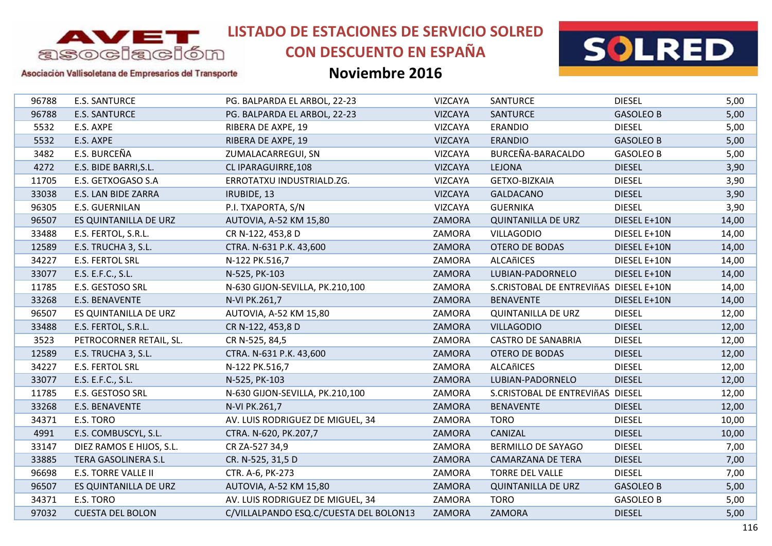# LISTADO DE ESTACIONES DE SERVICIO SOLRED CON DESCUENTO EN ESPAÑA

## Noviembre 2016

| | | | | | | |
|---|---|---|---|---|---|---|
| 96788 | E.S. SANTURCE | PG. BALPARDA EL ARBOL, 22-23 | VIZCAYA | SANTURCE | DIESEL | 5,00 |
| 96788 | E.S. SANTURCE | PG. BALPARDA EL ARBOL, 22-23 | VIZCAYA | SANTURCE | GASOLEO B | 5,00 |
| 5532 | E.S. AXPE | RIBERA DE AXPE, 19 | VIZCAYA | ERANDIO | DIESEL | 5,00 |
| 5532 | E.S. AXPE | RIBERA DE AXPE, 19 | VIZCAYA | ERANDIO | GASOLEO B | 5,00 |
| 3482 | E.S. BURCEÑA | ZUMALACARREGUI, SN | VIZCAYA | BURCEÑA-BARACALDO | GASOLEO B | 5,00 |
| 4272 | E.S. BIDE BARRI,S.L. | CL IPARAGUIRRE,108 | VIZCAYA | LEJONA | DIESEL | 3,90 |
| 11705 | E.S. GETXOGASO S.A | ERROTATXU INDUSTRIALD.ZG. | VIZCAYA | GETXO-BIZKAIA | DIESEL | 3,90 |
| 33038 | E.S. LAN BIDE ZARRA | IRUBIDE, 13 | VIZCAYA | GALDACANO | DIESEL | 3,90 |
| 96305 | E.S. GUERNILAN | P.I. TXAPORTA, S/N | VIZCAYA | GUERNIKA | DIESEL | 3,90 |
| 96507 | ES QUINTANILLA DE URZ | AUTOVIA, A-52 KM 15,80 | ZAMORA | QUINTANILLA DE URZ | DIESEL E+10N | 14,00 |
| 33488 | E.S. FERTOL, S.R.L. | CR N-122, 453,8 D | ZAMORA | VILLAGODIO | DIESEL E+10N | 14,00 |
| 12589 | E.S. TRUCHA 3, S.L. | CTRA. N-631 P.K. 43,600 | ZAMORA | OTERO DE BODAS | DIESEL E+10N | 14,00 |
| 34227 | E.S. FERTOL SRL | N-122 PK.516,7 | ZAMORA | ALCAñICES | DIESEL E+10N | 14,00 |
| 33077 | E.S. E.F.C., S.L. | N-525, PK-103 | ZAMORA | LUBIAN-PADORNELO | DIESEL E+10N | 14,00 |
| 11785 | E.S. GESTOSO SRL | N-630 GIJON-SEVILLA, PK.210,100 | ZAMORA | S.CRISTOBAL DE ENTREVIñAS | DIESEL E+10N | 14,00 |
| 33268 | E.S. BENAVENTE | N-VI PK.261,7 | ZAMORA | BENAVENTE | DIESEL E+10N | 14,00 |
| 96507 | ES QUINTANILLA DE URZ | AUTOVIA, A-52 KM 15,80 | ZAMORA | QUINTANILLA DE URZ | DIESEL | 12,00 |
| 33488 | E.S. FERTOL, S.R.L. | CR N-122, 453,8 D | ZAMORA | VILLAGODIO | DIESEL | 12,00 |
| 3523 | PETROCORNER RETAIL, SL. | CR N-525, 84,5 | ZAMORA | CASTRO DE SANABRIA | DIESEL | 12,00 |
| 12589 | E.S. TRUCHA 3, S.L. | CTRA. N-631 P.K. 43,600 | ZAMORA | OTERO DE BODAS | DIESEL | 12,00 |
| 34227 | E.S. FERTOL SRL | N-122 PK.516,7 | ZAMORA | ALCAñICES | DIESEL | 12,00 |
| 33077 | E.S. E.F.C., S.L. | N-525, PK-103 | ZAMORA | LUBIAN-PADORNELO | DIESEL | 12,00 |
| 11785 | E.S. GESTOSO SRL | N-630 GIJON-SEVILLA, PK.210,100 | ZAMORA | S.CRISTOBAL DE ENTREVIñAS | DIESEL | 12,00 |
| 33268 | E.S. BENAVENTE | N-VI PK.261,7 | ZAMORA | BENAVENTE | DIESEL | 12,00 |
| 34371 | E.S. TORO | AV. LUIS RODRIGUEZ DE MIGUEL, 34 | ZAMORA | TORO | DIESEL | 10,00 |
| 4991 | E.S. COMBUSCYL, S.L. | CTRA. N-620, PK.207,7 | ZAMORA | CANIZAL | DIESEL | 10,00 |
| 33147 | DIEZ RAMOS E HIJOS, S.L. | CR ZA-527 34,9 | ZAMORA | BERMILLO DE SAYAGO | DIESEL | 7,00 |
| 33885 | TERA GASOLINERA S.L | CR. N-525, 31,5 D | ZAMORA | CAMARZANA DE TERA | DIESEL | 7,00 |
| 96698 | E.S. TORRE VALLE II | CTR. A-6, PK-273 | ZAMORA | TORRE DEL VALLE | DIESEL | 7,00 |
| 96507 | ES QUINTANILLA DE URZ | AUTOVIA, A-52 KM 15,80 | ZAMORA | QUINTANILLA DE URZ | GASOLEO B | 5,00 |
| 34371 | E.S. TORO | AV. LUIS RODRIGUEZ DE MIGUEL, 34 | ZAMORA | TORO | GASOLEO B | 5,00 |
| 97032 | CUESTA DEL BOLON | C/VILLALPANDO ESQ.C/CUESTA DEL BOLON13 | ZAMORA | ZAMORA | DIESEL | 5,00 |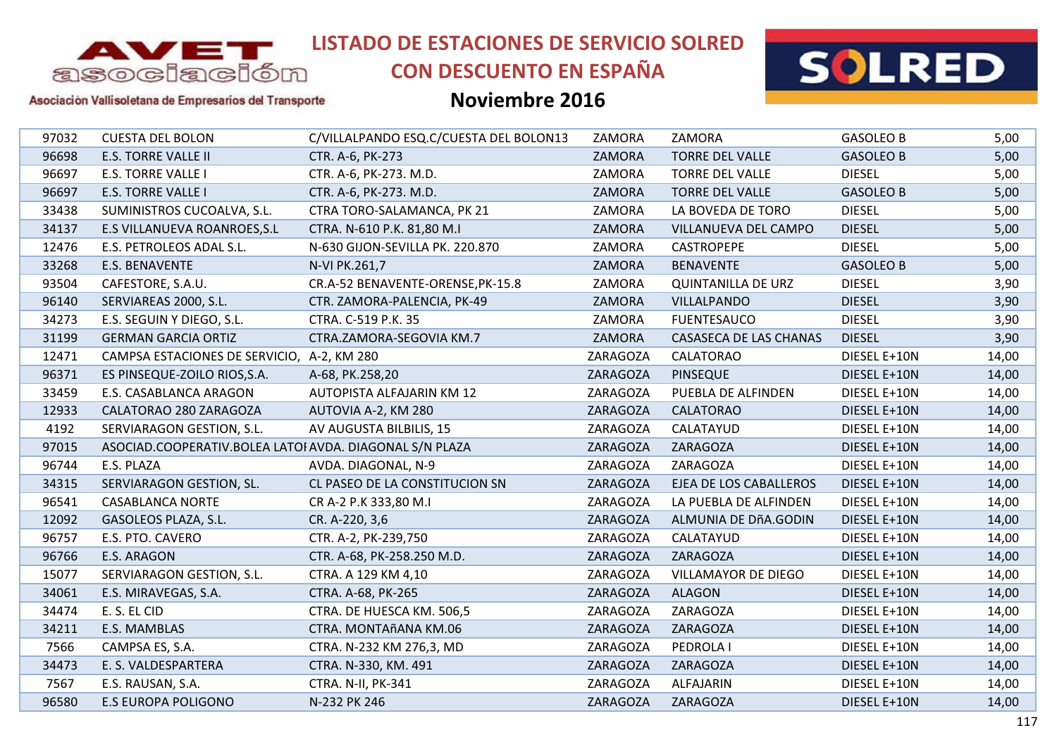# LISTADO DE ESTACIONES DE SERVICIO SOLRED CON DESCUENTO EN ESPAÑA

## Noviembre 2016

| | | | | | | |
|---|---|---|---|---|---|---|
| 97032 | CUESTA DEL BOLON | C/VILLALPANDO ESQ.C/CUESTA DEL BOLON13 | ZAMORA | ZAMORA | GASOLEO B | 5,00 |
| 96698 | E.S. TORRE VALLE II | CTR. A-6, PK-273 | ZAMORA | TORRE DEL VALLE | GASOLEO B | 5,00 |
| 96697 | E.S. TORRE VALLE I | CTR. A-6, PK-273. M.D. | ZAMORA | TORRE DEL VALLE | DIESEL | 5,00 |
| 96697 | E.S. TORRE VALLE I | CTR. A-6, PK-273. M.D. | ZAMORA | TORRE DEL VALLE | GASOLEO B | 5,00 |
| 33438 | SUMINISTROS CUCOALVA, S.L. | CTRA TORO-SALAMANCA, PK 21 | ZAMORA | LA BOVEDA DE TORO | DIESEL | 5,00 |
| 34137 | E.S VILLANUEVA ROANROES,S.L | CTRA. N-610 P.K. 81,80 M.I | ZAMORA | VILLANUEVA DEL CAMPO | DIESEL | 5,00 |
| 12476 | E.S. PETROLEOS ADAL S.L. | N-630 GIJON-SEVILLA PK. 220.870 | ZAMORA | CASTROPEPE | DIESEL | 5,00 |
| 33268 | E.S. BENAVENTE | N-VI PK.261,7 | ZAMORA | BENAVENTE | GASOLEO B | 5,00 |
| 93504 | CAFESTORE, S.A.U. | CR.A-52 BENAVENTE-ORENSE,PK-15.8 | ZAMORA | QUINTANILLA DE URZ | DIESEL | 3,90 |
| 96140 | SERVIAREAS 2000, S.L. | CTR. ZAMORA-PALENCIA, PK-49 | ZAMORA | VILLALPANDO | DIESEL | 3,90 |
| 34273 | E.S. SEGUIN Y DIEGO, S.L. | CTRA. C-519 P.K. 35 | ZAMORA | FUENTESAUCO | DIESEL | 3,90 |
| 31199 | GERMAN GARCIA ORTIZ | CTRA.ZAMORA-SEGOVIA KM.7 | ZAMORA | CASASECA DE LAS CHANAS | DIESEL | 3,90 |
| 12471 | CAMPSA ESTACIONES DE SERVICIO, | A-2, KM 280 | ZARAGOZA | CALATORAO | DIESEL E+10N | 14,00 |
| 96371 | ES PINSEQUE-ZOILO RIOS,S.A. | A-68, PK.258,20 | ZARAGOZA | PINSEQUE | DIESEL E+10N | 14,00 |
| 33459 | E.S. CASABLANCA ARAGON | AUTOPISTA ALFAJARIN KM 12 | ZARAGOZA | PUEBLA DE ALFINDEN | DIESEL E+10N | 14,00 |
| 12933 | CALATORAO 280 ZARAGOZA | AUTOVIA A-2, KM 280 | ZARAGOZA | CALATORAO | DIESEL E+10N | 14,00 |
| 4192 | SERVIARAGON GESTION, S.L. | AV AUGUSTA BILBILIS, 15 | ZARAGOZA | CALATAYUD | DIESEL E+10N | 14,00 |
| 97015 | ASOCIAD.COOPERATIV.BOLEA LATOI | AVDA. DIAGONAL S/N PLAZA | ZARAGOZA | ZARAGOZA | DIESEL E+10N | 14,00 |
| 96744 | E.S. PLAZA | AVDA. DIAGONAL, N-9 | ZARAGOZA | ZARAGOZA | DIESEL E+10N | 14,00 |
| 34315 | SERVIARAGON GESTION, SL. | CL PASEO DE LA CONSTITUCION SN | ZARAGOZA | EJEA DE LOS CABALLEROS | DIESEL E+10N | 14,00 |
| 96541 | CASABLANCA NORTE | CR A-2 P.K 333,80 M.I | ZARAGOZA | LA PUEBLA DE ALFINDEN | DIESEL E+10N | 14,00 |
| 12092 | GASOLEOS PLAZA, S.L. | CR. A-220, 3,6 | ZARAGOZA | ALMUNIA DE DñA.GODIN | DIESEL E+10N | 14,00 |
| 96757 | E.S. PTO. CAVERO | CTR. A-2, PK-239,750 | ZARAGOZA | CALATAYUD | DIESEL E+10N | 14,00 |
| 96766 | E.S. ARAGON | CTR. A-68, PK-258.250 M.D. | ZARAGOZA | ZARAGOZA | DIESEL E+10N | 14,00 |
| 15077 | SERVIARAGON GESTION, S.L. | CTRA. A 129 KM 4,10 | ZARAGOZA | VILLAMAYOR DE DIEGO | DIESEL E+10N | 14,00 |
| 34061 | E.S. MIRAVEGAS, S.A. | CTRA. A-68, PK-265 | ZARAGOZA | ALAGON | DIESEL E+10N | 14,00 |
| 34474 | E. S. EL CID | CTRA. DE HUESCA KM. 506,5 | ZARAGOZA | ZARAGOZA | DIESEL E+10N | 14,00 |
| 34211 | E.S. MAMBLAS | CTRA. MONTAñANA KM.06 | ZARAGOZA | ZARAGOZA | DIESEL E+10N | 14,00 |
| 7566 | CAMPSA ES, S.A. | CTRA. N-232 KM 276,3, MD | ZARAGOZA | PEDROLA I | DIESEL E+10N | 14,00 |
| 34473 | E. S. VALDESPARTERA | CTRA. N-330, KM. 491 | ZARAGOZA | ZARAGOZA | DIESEL E+10N | 14,00 |
| 7567 | E.S. RAUSAN, S.A. | CTRA. N-II, PK-341 | ZARAGOZA | ALFAJARIN | DIESEL E+10N | 14,00 |
| 96580 | E.S EUROPA POLIGONO | N-232 PK 246 | ZARAGOZA | ZARAGOZA | DIESEL E+10N | 14,00 |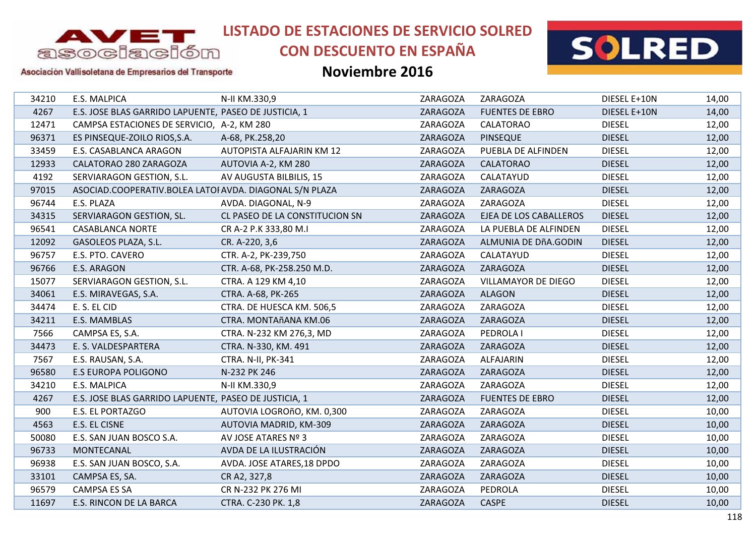# LISTADO DE ESTACIONES DE SERVICIO SOLRED CON DESCUENTO EN ESPAÑA

## Noviembre 2016

AVET asociación — Asociación Vallisoletana de Empresarios del Transporte

SOLRED

| | | | | | | |
|---|---|---|---|---|---|---|
| 34210 | E.S. MALPICA | N-II KM.330,9 | ZARAGOZA | ZARAGOZA | DIESEL E+10N | 14,00 |
| 4267 | E.S. JOSE BLAS GARRIDO LAPUENTE, | PASEO DE JUSTICIA, 1 | ZARAGOZA | FUENTES DE EBRO | DIESEL E+10N | 14,00 |
| 12471 | CAMPSA ESTACIONES DE SERVICIO, | A-2, KM 280 | ZARAGOZA | CALATORAO | DIESEL | 12,00 |
| 96371 | ES PINSEQUE-ZOILO RIOS,S.A. | A-68, PK.258,20 | ZARAGOZA | PINSEQUE | DIESEL | 12,00 |
| 33459 | E.S. CASABLANCA ARAGON | AUTOPISTA ALFAJARIN KM 12 | ZARAGOZA | PUEBLA DE ALFINDEN | DIESEL | 12,00 |
| 12933 | CALATORAO 280 ZARAGOZA | AUTOVIA A-2, KM 280 | ZARAGOZA | CALATORAO | DIESEL | 12,00 |
| 4192 | SERVIARAGON GESTION, S.L. | AV AUGUSTA BILBILIS, 15 | ZARAGOZA | CALATAYUD | DIESEL | 12,00 |
| 97015 | ASOCIAD.COOPERATIV.BOLEA LATOI | AVDA. DIAGONAL S/N PLAZA | ZARAGOZA | ZARAGOZA | DIESEL | 12,00 |
| 96744 | E.S. PLAZA | AVDA. DIAGONAL, N-9 | ZARAGOZA | ZARAGOZA | DIESEL | 12,00 |
| 34315 | SERVIARAGON GESTION, SL. | CL PASEO DE LA CONSTITUCION SN | ZARAGOZA | EJEA DE LOS CABALLEROS | DIESEL | 12,00 |
| 96541 | CASABLANCA NORTE | CR A-2 P.K 333,80 M.I | ZARAGOZA | LA PUEBLA DE ALFINDEN | DIESEL | 12,00 |
| 12092 | GASOLEOS PLAZA, S.L. | CR. A-220, 3,6 | ZARAGOZA | ALMUNIA DE DñA.GODIN | DIESEL | 12,00 |
| 96757 | E.S. PTO. CAVERO | CTR. A-2, PK-239,750 | ZARAGOZA | CALATAYUD | DIESEL | 12,00 |
| 96766 | E.S. ARAGON | CTR. A-68, PK-258.250 M.D. | ZARAGOZA | ZARAGOZA | DIESEL | 12,00 |
| 15077 | SERVIARAGON GESTION, S.L. | CTRA. A 129 KM 4,10 | ZARAGOZA | VILLAMAYOR DE DIEGO | DIESEL | 12,00 |
| 34061 | E.S. MIRAVEGAS, S.A. | CTRA. A-68, PK-265 | ZARAGOZA | ALAGON | DIESEL | 12,00 |
| 34474 | E. S. EL CID | CTRA. DE HUESCA KM. 506,5 | ZARAGOZA | ZARAGOZA | DIESEL | 12,00 |
| 34211 | E.S. MAMBLAS | CTRA. MONTAñANA KM.06 | ZARAGOZA | ZARAGOZA | DIESEL | 12,00 |
| 7566 | CAMPSA ES, S.A. | CTRA. N-232 KM 276,3, MD | ZARAGOZA | PEDROLA I | DIESEL | 12,00 |
| 34473 | E. S. VALDESPARTERA | CTRA. N-330, KM. 491 | ZARAGOZA | ZARAGOZA | DIESEL | 12,00 |
| 7567 | E.S. RAUSAN, S.A. | CTRA. N-II, PK-341 | ZARAGOZA | ALFAJARIN | DIESEL | 12,00 |
| 96580 | E.S EUROPA POLIGONO | N-232 PK 246 | ZARAGOZA | ZARAGOZA | DIESEL | 12,00 |
| 34210 | E.S. MALPICA | N-II KM.330,9 | ZARAGOZA | ZARAGOZA | DIESEL | 12,00 |
| 4267 | E.S. JOSE BLAS GARRIDO LAPUENTE, | PASEO DE JUSTICIA, 1 | ZARAGOZA | FUENTES DE EBRO | DIESEL | 12,00 |
| 900 | E.S. EL PORTAZGO | AUTOVIA LOGROñO, KM. 0,300 | ZARAGOZA | ZARAGOZA | DIESEL | 10,00 |
| 4563 | E.S. EL CISNE | AUTOVIA MADRID, KM-309 | ZARAGOZA | ZARAGOZA | DIESEL | 10,00 |
| 50080 | E.S. SAN JUAN BOSCO S.A. | AV JOSE ATARES Nº 3 | ZARAGOZA | ZARAGOZA | DIESEL | 10,00 |
| 96733 | MONTECANAL | AVDA DE LA ILUSTRACIÓN | ZARAGOZA | ZARAGOZA | DIESEL | 10,00 |
| 96938 | E.S. SAN JUAN BOSCO, S.A. | AVDA. JOSE ATARES,18 DPDO | ZARAGOZA | ZARAGOZA | DIESEL | 10,00 |
| 33101 | CAMPSA ES, SA. | CR A2, 327,8 | ZARAGOZA | ZARAGOZA | DIESEL | 10,00 |
| 96579 | CAMPSA ES SA | CR N-232 PK 276 MI | ZARAGOZA | PEDROLA | DIESEL | 10,00 |
| 11697 | E.S. RINCON DE LA BARCA | CTRA. C-230 PK. 1,8 | ZARAGOZA | CASPE | DIESEL | 10,00 |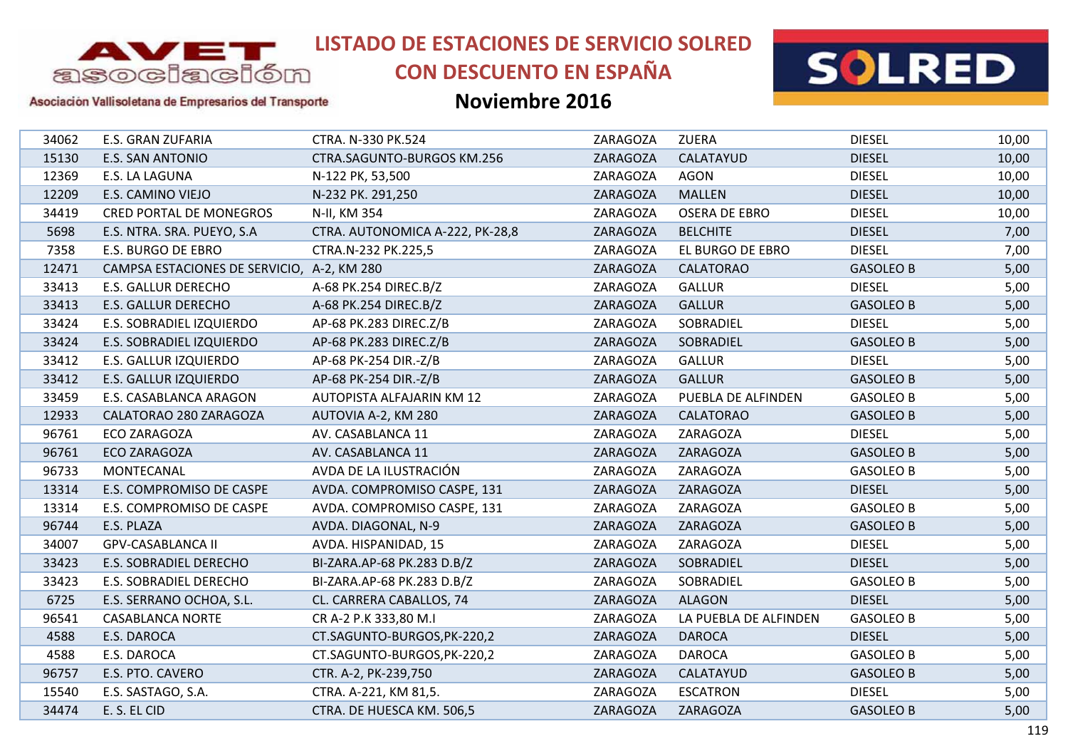# LISTADO DE ESTACIONES DE SERVICIO SOLRED CON DESCUENTO EN ESPAÑA

## Noviembre 2016

| | | | | | | |
|---|---|---|---|---|---|---|
| 34062 | E.S. GRAN ZUFARIA | CTRA. N-330 PK.524 | ZARAGOZA | ZUERA | DIESEL | 10,00 |
| 15130 | E.S. SAN ANTONIO | CTRA.SAGUNTO-BURGOS KM.256 | ZARAGOZA | CALATAYUD | DIESEL | 10,00 |
| 12369 | E.S. LA LAGUNA | N-122 PK, 53,500 | ZARAGOZA | AGON | DIESEL | 10,00 |
| 12209 | E.S. CAMINO VIEJO | N-232 PK. 291,250 | ZARAGOZA | MALLEN | DIESEL | 10,00 |
| 34419 | CRED PORTAL DE MONEGROS | N-II, KM 354 | ZARAGOZA | OSERA DE EBRO | DIESEL | 10,00 |
| 5698 | E.S. NTRA. SRA. PUEYO, S.A | CTRA. AUTONOMICA A-222, PK-28,8 | ZARAGOZA | BELCHITE | DIESEL | 7,00 |
| 7358 | E.S. BURGO DE EBRO | CTRA.N-232 PK.225,5 | ZARAGOZA | EL BURGO DE EBRO | DIESEL | 7,00 |
| 12471 | CAMPSA ESTACIONES DE SERVICIO, | A-2, KM 280 | ZARAGOZA | CALATORAO | GASOLEO B | 5,00 |
| 33413 | E.S. GALLUR DERECHO | A-68 PK.254 DIREC.B/Z | ZARAGOZA | GALLUR | DIESEL | 5,00 |
| 33413 | E.S. GALLUR DERECHO | A-68 PK.254 DIREC.B/Z | ZARAGOZA | GALLUR | GASOLEO B | 5,00 |
| 33424 | E.S. SOBRADIEL IZQUIERDO | AP-68 PK.283 DIREC.Z/B | ZARAGOZA | SOBRADIEL | DIESEL | 5,00 |
| 33424 | E.S. SOBRADIEL IZQUIERDO | AP-68 PK.283 DIREC.Z/B | ZARAGOZA | SOBRADIEL | GASOLEO B | 5,00 |
| 33412 | E.S. GALLUR IZQUIERDO | AP-68 PK-254 DIR.-Z/B | ZARAGOZA | GALLUR | DIESEL | 5,00 |
| 33412 | E.S. GALLUR IZQUIERDO | AP-68 PK-254 DIR.-Z/B | ZARAGOZA | GALLUR | GASOLEO B | 5,00 |
| 33459 | E.S. CASABLANCA ARAGON | AUTOPISTA ALFAJARIN KM 12 | ZARAGOZA | PUEBLA DE ALFINDEN | GASOLEO B | 5,00 |
| 12933 | CALATORAO 280 ZARAGOZA | AUTOVIA A-2, KM 280 | ZARAGOZA | CALATORAO | GASOLEO B | 5,00 |
| 96761 | ECO ZARAGOZA | AV. CASABLANCA 11 | ZARAGOZA | ZARAGOZA | DIESEL | 5,00 |
| 96761 | ECO ZARAGOZA | AV. CASABLANCA 11 | ZARAGOZA | ZARAGOZA | GASOLEO B | 5,00 |
| 96733 | MONTECANAL | AVDA DE LA ILUSTRACIÓN | ZARAGOZA | ZARAGOZA | GASOLEO B | 5,00 |
| 13314 | E.S. COMPROMISO DE CASPE | AVDA. COMPROMISO CASPE, 131 | ZARAGOZA | ZARAGOZA | DIESEL | 5,00 |
| 13314 | E.S. COMPROMISO DE CASPE | AVDA. COMPROMISO CASPE, 131 | ZARAGOZA | ZARAGOZA | GASOLEO B | 5,00 |
| 96744 | E.S. PLAZA | AVDA. DIAGONAL, N-9 | ZARAGOZA | ZARAGOZA | GASOLEO B | 5,00 |
| 34007 | GPV-CASABLANCA II | AVDA. HISPANIDAD, 15 | ZARAGOZA | ZARAGOZA | DIESEL | 5,00 |
| 33423 | E.S. SOBRADIEL DERECHO | BI-ZARA.AP-68 PK.283 D.B/Z | ZARAGOZA | SOBRADIEL | DIESEL | 5,00 |
| 33423 | E.S. SOBRADIEL DERECHO | BI-ZARA.AP-68 PK.283 D.B/Z | ZARAGOZA | SOBRADIEL | GASOLEO B | 5,00 |
| 6725 | E.S. SERRANO OCHOA, S.L. | CL. CARRERA CABALLOS, 74 | ZARAGOZA | ALAGON | DIESEL | 5,00 |
| 96541 | CASABLANCA NORTE | CR A-2 P.K 333,80 M.I | ZARAGOZA | LA PUEBLA DE ALFINDEN | GASOLEO B | 5,00 |
| 4588 | E.S. DAROCA | CT.SAGUNTO-BURGOS,PK-220,2 | ZARAGOZA | DAROCA | DIESEL | 5,00 |
| 4588 | E.S. DAROCA | CT.SAGUNTO-BURGOS,PK-220,2 | ZARAGOZA | DAROCA | GASOLEO B | 5,00 |
| 96757 | E.S. PTO. CAVERO | CTR. A-2, PK-239,750 | ZARAGOZA | CALATAYUD | GASOLEO B | 5,00 |
| 15540 | E.S. SASTAGO, S.A. | CTRA. A-221, KM 81,5. | ZARAGOZA | ESCATRON | DIESEL | 5,00 |
| 34474 | E. S. EL CID | CTRA. DE HUESCA KM. 506,5 | ZARAGOZA | ZARAGOZA | GASOLEO B | 5,00 |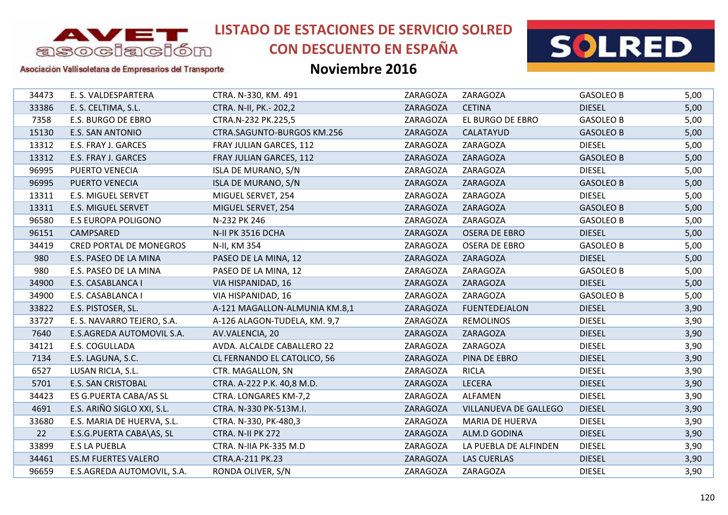# LISTADO DE ESTACIONES DE SERVICIO SOLRED CON DESCUENTO EN ESPAÑA

## Noviembre 2016

| | | | | | | |
|---|---|---|---|---|---|---|
| 34473 | E. S. VALDESPARTERA | CTRA. N-330, KM. 491 | ZARAGOZA | ZARAGOZA | GASOLEO B | 5,00 |
| 33386 | E. S. CELTIMA, S.L. | CTRA. N-II, PK.- 202,2 | ZARAGOZA | CETINA | DIESEL | 5,00 |
| 7358 | E.S. BURGO DE EBRO | CTRA.N-232 PK.225,5 | ZARAGOZA | EL BURGO DE EBRO | GASOLEO B | 5,00 |
| 15130 | E.S. SAN ANTONIO | CTRA.SAGUNTO-BURGOS KM.256 | ZARAGOZA | CALATAYUD | GASOLEO B | 5,00 |
| 13312 | E.S. FRAY J. GARCES | FRAY JULIAN GARCES, 112 | ZARAGOZA | ZARAGOZA | DIESEL | 5,00 |
| 13312 | E.S. FRAY J. GARCES | FRAY JULIAN GARCES, 112 | ZARAGOZA | ZARAGOZA | GASOLEO B | 5,00 |
| 96995 | PUERTO VENECIA | ISLA DE MURANO, S/N | ZARAGOZA | ZARAGOZA | DIESEL | 5,00 |
| 96995 | PUERTO VENECIA | ISLA DE MURANO, S/N | ZARAGOZA | ZARAGOZA | GASOLEO B | 5,00 |
| 13311 | E.S. MIGUEL SERVET | MIGUEL SERVET, 254 | ZARAGOZA | ZARAGOZA | DIESEL | 5,00 |
| 13311 | E.S. MIGUEL SERVET | MIGUEL SERVET, 254 | ZARAGOZA | ZARAGOZA | GASOLEO B | 5,00 |
| 96580 | E.S EUROPA POLIGONO | N-232 PK 246 | ZARAGOZA | ZARAGOZA | GASOLEO B | 5,00 |
| 96151 | CAMPSARED | N-II PK 3516 DCHA | ZARAGOZA | OSERA DE EBRO | DIESEL | 5,00 |
| 34419 | CRED PORTAL DE MONEGROS | N-II, KM 354 | ZARAGOZA | OSERA DE EBRO | GASOLEO B | 5,00 |
| 980 | E.S. PASEO DE LA MINA | PASEO DE LA MINA, 12 | ZARAGOZA | ZARAGOZA | DIESEL | 5,00 |
| 980 | E.S. PASEO DE LA MINA | PASEO DE LA MINA, 12 | ZARAGOZA | ZARAGOZA | GASOLEO B | 5,00 |
| 34900 | E.S. CASABLANCA I | VIA HISPANIDAD, 16 | ZARAGOZA | ZARAGOZA | DIESEL | 5,00 |
| 34900 | E.S. CASABLANCA I | VIA HISPANIDAD, 16 | ZARAGOZA | ZARAGOZA | GASOLEO B | 5,00 |
| 33822 | E.S. PISTOSER, SL. | A-121 MAGALLON-ALMUNIA KM.8,1 | ZARAGOZA | FUENTEDEJALON | DIESEL | 3,90 |
| 33727 | E. S. NAVARRO TEJERO, S.A. | A-126 ALAGON-TUDELA, KM. 9,7 | ZARAGOZA | REMOLINOS | DIESEL | 3,90 |
| 7640 | E.S.AGREDA AUTOMOVIL S.A. | AV.VALENCIA, 20 | ZARAGOZA | ZARAGOZA | DIESEL | 3,90 |
| 34121 | E.S. COGULLADA | AVDA. ALCALDE CABALLERO 22 | ZARAGOZA | ZARAGOZA | DIESEL | 3,90 |
| 7134 | E.S. LAGUNA, S.C. | CL FERNANDO EL CATOLICO, 56 | ZARAGOZA | PINA DE EBRO | DIESEL | 3,90 |
| 6527 | LUSAN RICLA, S.L. | CTR. MAGALLON, SN | ZARAGOZA | RICLA | DIESEL | 3,90 |
| 5701 | E.S. SAN CRISTOBAL | CTRA. A-222 P.K. 40,8 M.D. | ZARAGOZA | LECERA | DIESEL | 3,90 |
| 34423 | ES G.PUERTA CABA/AS SL | CTRA. LONGARES KM-7,2 | ZARAGOZA | ALFAMEN | DIESEL | 3,90 |
| 4691 | E.S. ARIÑO SIGLO XXI, S.L. | CTRA. N-330 PK-513M.I. | ZARAGOZA | VILLANUEVA DE GALLEGO | DIESEL | 3,90 |
| 33680 | E.S. MARIA DE HUERVA, S.L. | CTRA. N-330, PK-480,3 | ZARAGOZA | MARIA DE HUERVA | DIESEL | 3,90 |
| 22 | E.S.G.PUERTA CABA\AS, SL | CTRA. N-II PK 272 | ZARAGOZA | ALM.D GODINA | DIESEL | 3,90 |
| 33899 | E.S LA PUEBLA | CTRA. N-IIA PK-335 M.D | ZARAGOZA | LA PUEBLA DE ALFINDEN | DIESEL | 3,90 |
| 34461 | ES.M FUERTES VALERO | CTRA.A-211 PK.23 | ZARAGOZA | LAS CUERLAS | DIESEL | 3,90 |
| 96659 | E.S.AGREDA AUTOMOVIL, S.A. | RONDA OLIVER, S/N | ZARAGOZA | ZARAGOZA | DIESEL | 3,90 |